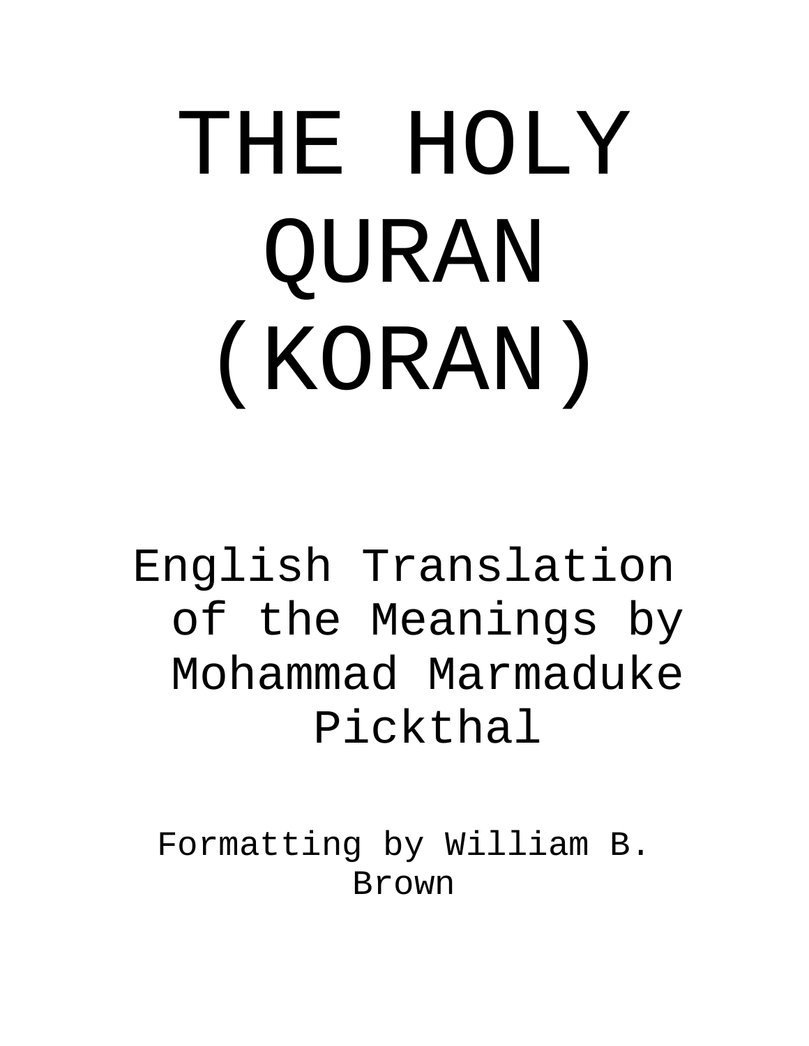# THE HOLY QURAN (KORAN)

English Translation of the Meanings by Mohammad Marmaduke Pickthal

Formatting by William B. Brown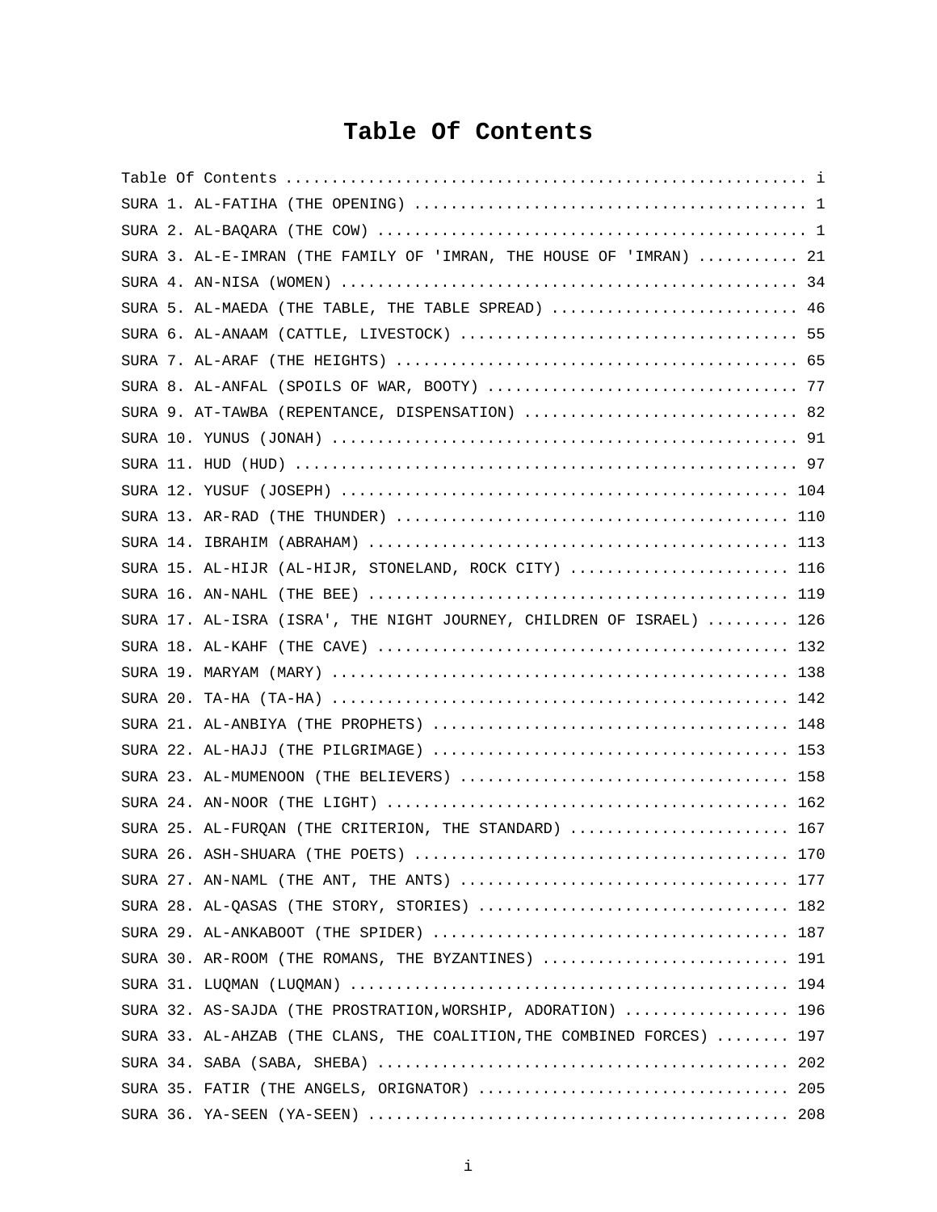# Table Of Contents

Table Of Contents ........................................................ i
SURA 1. AL-FATIHA (THE OPENING) .......................................... 1
SURA 2. AL-BAQARA (THE COW) .............................................. 1
SURA 3. AL-E-IMRAN (THE FAMILY OF 'IMRAN, THE HOUSE OF 'IMRAN) ........... 21
SURA 4. AN-NISA (WOMEN) ................................................. 34
SURA 5. AL-MAEDA (THE TABLE, THE TABLE SPREAD) ........................... 46
SURA 6. AL-ANAAM (CATTLE, LIVESTOCK) .................................... 55
SURA 7. AL-ARAF (THE HEIGHTS) ........................................... 65
SURA 8. AL-ANFAL (SPOILS OF WAR, BOOTY) ................................. 77
SURA 9. AT-TAWBA (REPENTANCE, DISPENSATION) .............................. 82
SURA 10. YUNUS (JONAH) .................................................. 91
SURA 11. HUD (HUD) ...................................................... 97
SURA 12. YUSUF (JOSEPH) ................................................ 104
SURA 13. AR-RAD (THE THUNDER) .......................................... 110
SURA 14. IBRAHIM (ABRAHAM) ............................................. 113
SURA 15. AL-HIJR (AL-HIJR, STONELAND, ROCK CITY) ........................ 116
SURA 16. AN-NAHL (THE BEE) ............................................. 119
SURA 17. AL-ISRA (ISRA', THE NIGHT JOURNEY, CHILDREN OF ISRAEL) ......... 126
SURA 18. AL-KAHF (THE CAVE) ............................................ 132
SURA 19. MARYAM (MARY) ................................................. 138
SURA 20. TA-HA (TA-HA) ................................................. 142
SURA 21. AL-ANBIYA (THE PROPHETS) ...................................... 148
SURA 22. AL-HAJJ (THE PILGRIMAGE) ...................................... 153
SURA 23. AL-MUMENOON (THE BELIEVERS) ................................... 158
SURA 24. AN-NOOR (THE LIGHT) ........................................... 162
SURA 25. AL-FURQAN (THE CRITERION, THE STANDARD) ........................ 167
SURA 26. ASH-SHUARA (THE POETS) ........................................ 170
SURA 27. AN-NAML (THE ANT, THE ANTS) ................................... 177
SURA 28. AL-QASAS (THE STORY, STORIES) ................................. 182
SURA 29. AL-ANKABOOT (THE SPIDER) ...................................... 187
SURA 30. AR-ROOM (THE ROMANS, THE BYZANTINES) ........................... 191
SURA 31. LUQMAN (LUQMAN) ............................................... 194
SURA 32. AS-SAJDA (THE PROSTRATION,WORSHIP, ADORATION) ................. 196
SURA 33. AL-AHZAB (THE CLANS, THE COALITION,THE COMBINED FORCES) ........ 197
SURA 34. SABA (SABA, SHEBA) ............................................ 202
SURA 35. FATIR (THE ANGELS, ORIGNATOR) ................................. 205
SURA 36. YA-SEEN (YA-SEEN) ............................................. 208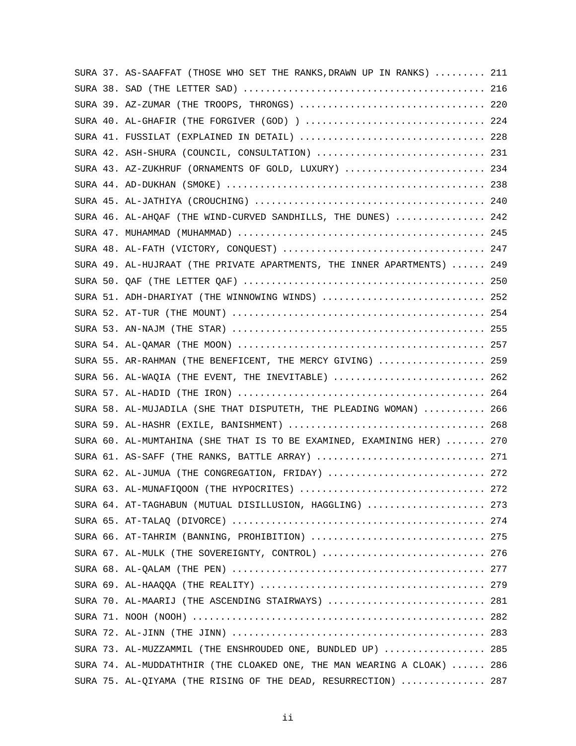SURA 37. AS-SAAFFAT (THOSE WHO SET THE RANKS,DRAWN UP IN RANKS) ......... 211
SURA 38. SAD (THE LETTER SAD) .......................................... 216
SURA 39. AZ-ZUMAR (THE TROOPS, THRONGS) ................................ 220
SURA 40. AL-GHAFIR (THE FORGIVER (GOD) ) ............................... 224
SURA 41. FUSSILAT (EXPLAINED IN DETAIL) ................................ 228
SURA 42. ASH-SHURA (COUNCIL, CONSULTATION) ............................. 231
SURA 43. AZ-ZUKHRUF (ORNAMENTS OF GOLD, LUXURY) ........................ 234
SURA 44. AD-DUKHAN (SMOKE) ............................................. 238
SURA 45. AL-JATHIYA (CROUCHING) ........................................ 240
SURA 46. AL-AHQAF (THE WIND-CURVED SANDHILLS, THE DUNES) ............... 242
SURA 47. MUHAMMAD (MUHAMMAD) ........................................... 245
SURA 48. AL-FATH (VICTORY, CONQUEST) ................................... 247
SURA 49. AL-HUJRAAT (THE PRIVATE APARTMENTS, THE INNER APARTMENTS) ...... 249
SURA 50. QAF (THE LETTER QAF) .......................................... 250
SURA 51. ADH-DHARIYAT (THE WINNOWING WINDS) ............................ 252
SURA 52. AT-TUR (THE MOUNT) ............................................ 254
SURA 53. AN-NAJM (THE STAR) ............................................ 255
SURA 54. AL-QAMAR (THE MOON) ........................................... 257
SURA 55. AR-RAHMAN (THE BENEFICENT, THE MERCY GIVING) .................. 259
SURA 56. AL-WAQIA (THE EVENT, THE INEVITABLE) .......................... 262
SURA 57. AL-HADID (THE IRON) ........................................... 264
SURA 58. AL-MUJADILA (SHE THAT DISPUTETH, THE PLEADING WOMAN) .......... 266
SURA 59. AL-HASHR (EXILE, BANISHMENT) .................................. 268
SURA 60. AL-MUMTAHINA (SHE THAT IS TO BE EXAMINED, EXAMINING HER) ....... 270
SURA 61. AS-SAFF (THE RANKS, BATTLE ARRAY) ............................. 271
SURA 62. AL-JUMUA (THE CONGREGATION, FRIDAY) ............................ 272
SURA 63. AL-MUNAFIQOON (THE HYPOCRITES) ................................ 272
SURA 64. AT-TAGHABUN (MUTUAL DISILLUSION, HAGGLING) ..................... 273
SURA 65. AT-TALAQ (DIVORCE) ............................................ 274
SURA 66. AT-TAHRIM (BANNING, PROHIBITION) .............................. 275
SURA 67. AL-MULK (THE SOVEREIGNTY, CONTROL) ............................ 276
SURA 68. AL-QALAM (THE PEN) ............................................ 277
SURA 69. AL-HAAQQA (THE REALITY) ....................................... 279
SURA 70. AL-MAARIJ (THE ASCENDING STAIRWAYS) ........................... 281
SURA 71. NOOH (NOOH) ................................................... 282
SURA 72. AL-JINN (THE JINN) ............................................ 283
SURA 73. AL-MUZZAMMIL (THE ENSHROUDED ONE, BUNDLED UP) ................. 285
SURA 74. AL-MUDDATHTHIR (THE CLOAKED ONE, THE MAN WEARING A CLOAK) ...... 286
SURA 75. AL-QIYAMA (THE RISING OF THE DEAD, RESURRECTION) .............. 287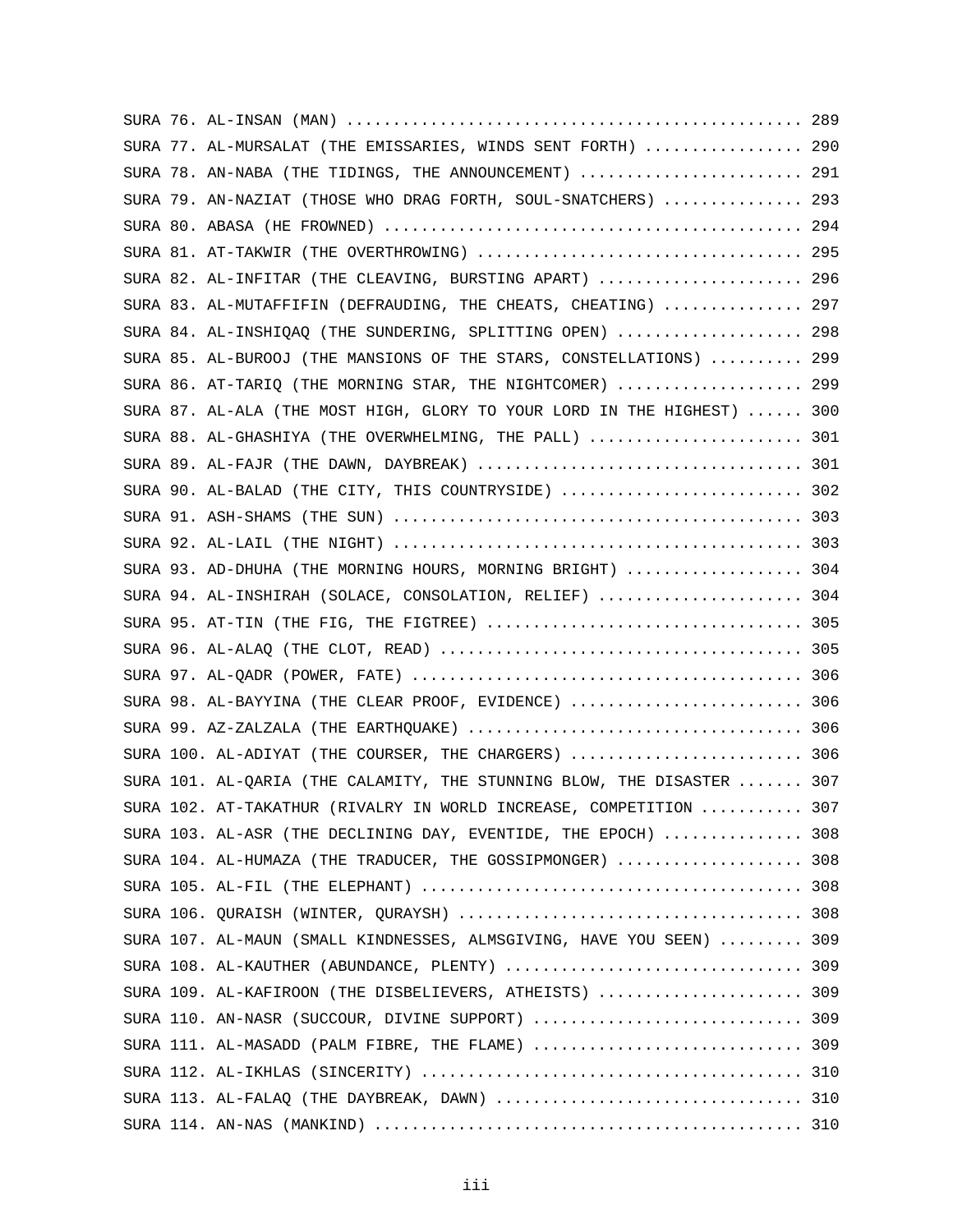SURA 76. AL-INSAN (MAN) .................................................. 289
SURA 77. AL-MURSALAT (THE EMISSARIES, WINDS SENT FORTH) ................. 290
SURA 78. AN-NABA (THE TIDINGS, THE ANNOUNCEMENT) ......................... 291
SURA 79. AN-NAZIAT (THOSE WHO DRAG FORTH, SOUL-SNATCHERS) ............... 293
SURA 80. ABASA (HE FROWNED) .............................................. 294
SURA 81. AT-TAKWIR (THE OVERTHROWING) .................................... 295
SURA 82. AL-INFITAR (THE CLEAVING, BURSTING APART) ....................... 296
SURA 83. AL-MUTAFFIFIN (DEFRAUDING, THE CHEATS, CHEATING) ............... 297
SURA 84. AL-INSHIQAQ (THE SUNDERING, SPLITTING OPEN) ..................... 298
SURA 85. AL-BUROOJ (THE MANSIONS OF THE STARS, CONSTELLATIONS) .......... 299
SURA 86. AT-TARIQ (THE MORNING STAR, THE NIGHTCOMER) ..................... 299
SURA 87. AL-ALA (THE MOST HIGH, GLORY TO YOUR LORD IN THE HIGHEST) ...... 300
SURA 88. AL-GHASHIYA (THE OVERWHELMING, THE PALL) ........................ 301
SURA 89. AL-FAJR (THE DAWN, DAYBREAK) .................................... 301
SURA 90. AL-BALAD (THE CITY, THIS COUNTRYSIDE) ........................... 302
SURA 91. ASH-SHAMS (THE SUN) ............................................. 303
SURA 92. AL-LAIL (THE NIGHT) ............................................. 303
SURA 93. AD-DHUHA (THE MORNING HOURS, MORNING BRIGHT) ................... 304
SURA 94. AL-INSHIRAH (SOLACE, CONSOLATION, RELIEF) ....................... 304
SURA 95. AT-TIN (THE FIG, THE FIGTREE) ................................... 305
SURA 96. AL-ALAQ (THE CLOT, READ) ........................................ 305
SURA 97. AL-QADR (POWER, FATE) ........................................... 306
SURA 98. AL-BAYYINA (THE CLEAR PROOF, EVIDENCE) .......................... 306
SURA 99. AZ-ZALZALA (THE EARTHQUAKE) ..................................... 306
SURA 100. AL-ADIYAT (THE COURSER, THE CHARGERS) .......................... 306
SURA 101. AL-QARIA (THE CALAMITY, THE STUNNING BLOW, THE DISASTER ....... 307
SURA 102. AT-TAKATHUR (RIVALRY IN WORLD INCREASE, COMPETITION ........... 307
SURA 103. AL-ASR (THE DECLINING DAY, EVENTIDE, THE EPOCH) ............... 308
SURA 104. AL-HUMAZA (THE TRADUCER, THE GOSSIPMONGER) ..................... 308
SURA 105. AL-FIL (THE ELEPHANT) .......................................... 308
SURA 106. QURAISH (WINTER, QURAYSH) ...................................... 308
SURA 107. AL-MAUN (SMALL KINDNESSES, ALMSGIVING, HAVE YOU SEEN) ......... 309
SURA 108. AL-KAUTHER (ABUNDANCE, PLENTY) ................................. 309
SURA 109. AL-KAFIROON (THE DISBELIEVERS, ATHEISTS) ....................... 309
SURA 110. AN-NASR (SUCCOUR, DIVINE SUPPORT) .............................. 309
SURA 111. AL-MASADD (PALM FIBRE, THE FLAME) .............................. 309
SURA 112. AL-IKHLAS (SINCERITY) .......................................... 310
SURA 113. AL-FALAQ (THE DAYBREAK, DAWN) .................................. 310
SURA 114. AN-NAS (MANKIND) ............................................... 310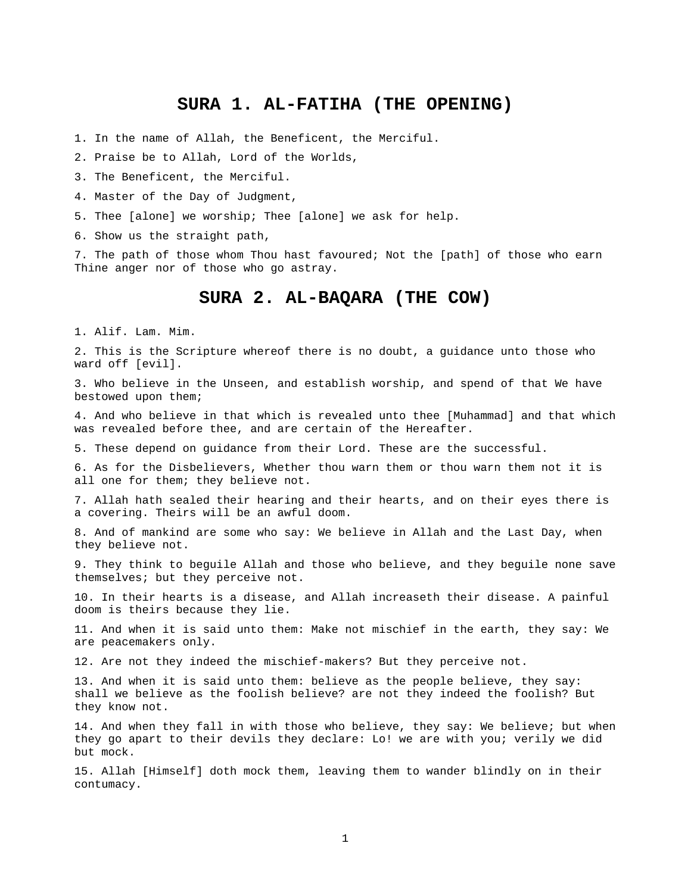## SURA 1. AL-FATIHA (THE OPENING)

1. In the name of Allah, the Beneficent, the Merciful.

2. Praise be to Allah, Lord of the Worlds,

3. The Beneficent, the Merciful.

4. Master of the Day of Judgment,

5. Thee [alone] we worship; Thee [alone] we ask for help.

6. Show us the straight path,

7. The path of those whom Thou hast favoured; Not the [path] of those who earn Thine anger nor of those who go astray.

## SURA 2. AL-BAQARA (THE COW)

1. Alif. Lam. Mim.

2. This is the Scripture whereof there is no doubt, a guidance unto those who ward off [evil].

3. Who believe in the Unseen, and establish worship, and spend of that We have bestowed upon them;

4. And who believe in that which is revealed unto thee [Muhammad] and that which was revealed before thee, and are certain of the Hereafter.

5. These depend on guidance from their Lord. These are the successful.

6. As for the Disbelievers, Whether thou warn them or thou warn them not it is all one for them; they believe not.

7. Allah hath sealed their hearing and their hearts, and on their eyes there is a covering. Theirs will be an awful doom.

8. And of mankind are some who say: We believe in Allah and the Last Day, when they believe not.

9. They think to beguile Allah and those who believe, and they beguile none save themselves; but they perceive not.

10. In their hearts is a disease, and Allah increaseth their disease. A painful doom is theirs because they lie.

11. And when it is said unto them: Make not mischief in the earth, they say: We are peacemakers only.

12. Are not they indeed the mischief-makers? But they perceive not.

13. And when it is said unto them: believe as the people believe, they say: shall we believe as the foolish believe? are not they indeed the foolish? But they know not.

14. And when they fall in with those who believe, they say: We believe; but when they go apart to their devils they declare: Lo! we are with you; verily we did but mock.

15. Allah [Himself] doth mock them, leaving them to wander blindly on in their contumacy.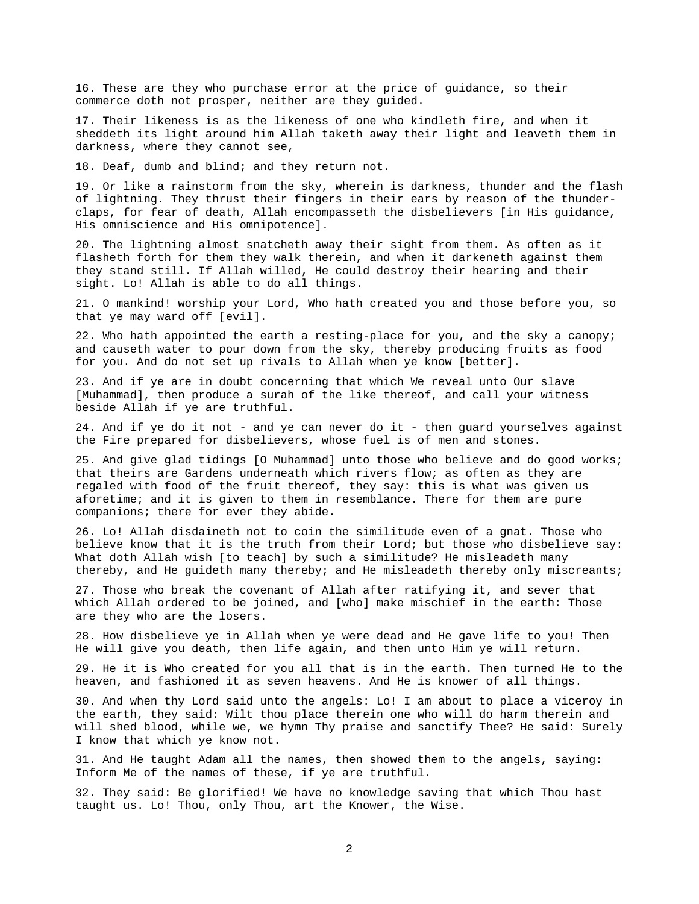16. These are they who purchase error at the price of guidance, so their commerce doth not prosper, neither are they guided.

17. Their likeness is as the likeness of one who kindleth fire, and when it sheddeth its light around him Allah taketh away their light and leaveth them in darkness, where they cannot see,

18. Deaf, dumb and blind; and they return not.

19. Or like a rainstorm from the sky, wherein is darkness, thunder and the flash of lightning. They thrust their fingers in their ears by reason of the thunder-claps, for fear of death, Allah encompasseth the disbelievers [in His guidance, His omniscience and His omnipotence].

20. The lightning almost snatcheth away their sight from them. As often as it flasheth forth for them they walk therein, and when it darkeneth against them they stand still. If Allah willed, He could destroy their hearing and their sight. Lo! Allah is able to do all things.

21. O mankind! worship your Lord, Who hath created you and those before you, so that ye may ward off [evil].

22. Who hath appointed the earth a resting-place for you, and the sky a canopy; and causeth water to pour down from the sky, thereby producing fruits as food for you. And do not set up rivals to Allah when ye know [better].

23. And if ye are in doubt concerning that which We reveal unto Our slave [Muhammad], then produce a surah of the like thereof, and call your witness beside Allah if ye are truthful.

24. And if ye do it not - and ye can never do it - then guard yourselves against the Fire prepared for disbelievers, whose fuel is of men and stones.

25. And give glad tidings [O Muhammad] unto those who believe and do good works; that theirs are Gardens underneath which rivers flow; as often as they are regaled with food of the fruit thereof, they say: this is what was given us aforetime; and it is given to them in resemblance. There for them are pure companions; there for ever they abide.

26. Lo! Allah disdaineth not to coin the similitude even of a gnat. Those who believe know that it is the truth from their Lord; but those who disbelieve say: What doth Allah wish [to teach] by such a similitude? He misleadeth many thereby, and He guideth many thereby; and He misleadeth thereby only miscreants;

27. Those who break the covenant of Allah after ratifying it, and sever that which Allah ordered to be joined, and [who] make mischief in the earth: Those are they who are the losers.

28. How disbelieve ye in Allah when ye were dead and He gave life to you! Then He will give you death, then life again, and then unto Him ye will return.

29. He it is Who created for you all that is in the earth. Then turned He to the heaven, and fashioned it as seven heavens. And He is knower of all things.

30. And when thy Lord said unto the angels: Lo! I am about to place a viceroy in the earth, they said: Wilt thou place therein one who will do harm therein and will shed blood, while we, we hymn Thy praise and sanctify Thee? He said: Surely I know that which ye know not.

31. And He taught Adam all the names, then showed them to the angels, saying: Inform Me of the names of these, if ye are truthful.

32. They said: Be glorified! We have no knowledge saving that which Thou hast taught us. Lo! Thou, only Thou, art the Knower, the Wise.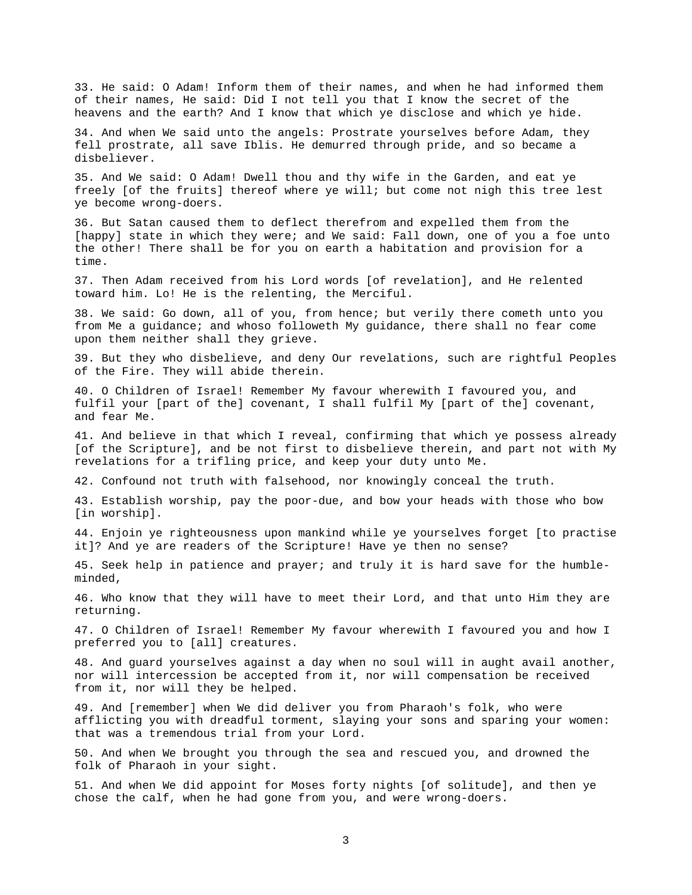33. He said: O Adam! Inform them of their names, and when he had informed them of their names, He said: Did I not tell you that I know the secret of the heavens and the earth? And I know that which ye disclose and which ye hide.

34. And when We said unto the angels: Prostrate yourselves before Adam, they fell prostrate, all save Iblis. He demurred through pride, and so became a disbeliever.

35. And We said: O Adam! Dwell thou and thy wife in the Garden, and eat ye freely [of the fruits] thereof where ye will; but come not nigh this tree lest ye become wrong-doers.

36. But Satan caused them to deflect therefrom and expelled them from the [happy] state in which they were; and We said: Fall down, one of you a foe unto the other! There shall be for you on earth a habitation and provision for a time.

37. Then Adam received from his Lord words [of revelation], and He relented toward him. Lo! He is the relenting, the Merciful.

38. We said: Go down, all of you, from hence; but verily there cometh unto you from Me a guidance; and whoso followeth My guidance, there shall no fear come upon them neither shall they grieve.

39. But they who disbelieve, and deny Our revelations, such are rightful Peoples of the Fire. They will abide therein.

40. O Children of Israel! Remember My favour wherewith I favoured you, and fulfil your [part of the] covenant, I shall fulfil My [part of the] covenant, and fear Me.

41. And believe in that which I reveal, confirming that which ye possess already [of the Scripture], and be not first to disbelieve therein, and part not with My revelations for a trifling price, and keep your duty unto Me.

42. Confound not truth with falsehood, nor knowingly conceal the truth.

43. Establish worship, pay the poor-due, and bow your heads with those who bow [in worship].

44. Enjoin ye righteousness upon mankind while ye yourselves forget [to practise it]? And ye are readers of the Scripture! Have ye then no sense?

45. Seek help in patience and prayer; and truly it is hard save for the humble-minded,

46. Who know that they will have to meet their Lord, and that unto Him they are returning.

47. O Children of Israel! Remember My favour wherewith I favoured you and how I preferred you to [all] creatures.

48. And guard yourselves against a day when no soul will in aught avail another, nor will intercession be accepted from it, nor will compensation be received from it, nor will they be helped.

49. And [remember] when We did deliver you from Pharaoh's folk, who were afflicting you with dreadful torment, slaying your sons and sparing your women: that was a tremendous trial from your Lord.

50. And when We brought you through the sea and rescued you, and drowned the folk of Pharaoh in your sight.

51. And when We did appoint for Moses forty nights [of solitude], and then ye chose the calf, when he had gone from you, and were wrong-doers.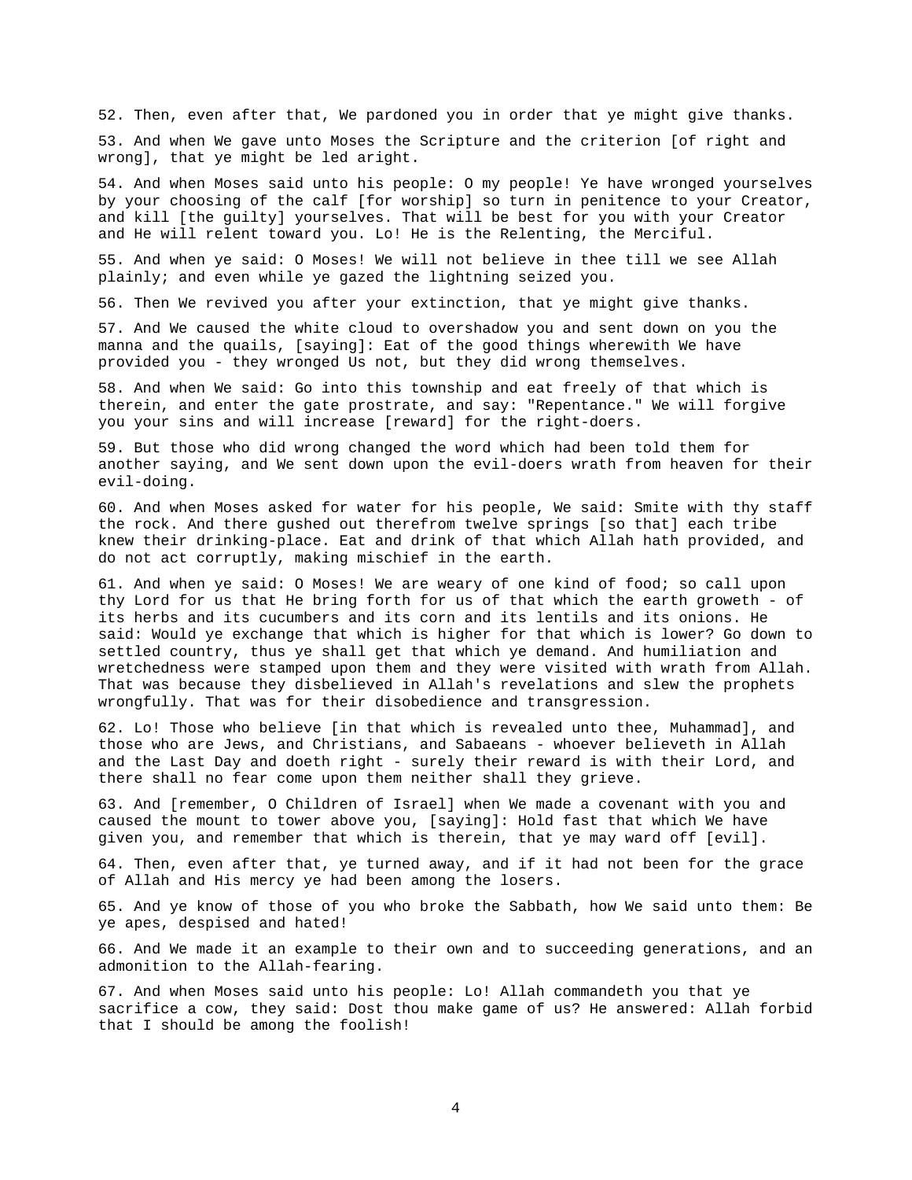52. Then, even after that, We pardoned you in order that ye might give thanks.

53. And when We gave unto Moses the Scripture and the criterion [of right and wrong], that ye might be led aright.

54. And when Moses said unto his people: O my people! Ye have wronged yourselves by your choosing of the calf [for worship] so turn in penitence to your Creator, and kill [the guilty] yourselves. That will be best for you with your Creator and He will relent toward you. Lo! He is the Relenting, the Merciful.

55. And when ye said: O Moses! We will not believe in thee till we see Allah plainly; and even while ye gazed the lightning seized you.

56. Then We revived you after your extinction, that ye might give thanks.

57. And We caused the white cloud to overshadow you and sent down on you the manna and the quails, [saying]: Eat of the good things wherewith We have provided you - they wronged Us not, but they did wrong themselves.

58. And when We said: Go into this township and eat freely of that which is therein, and enter the gate prostrate, and say: "Repentance." We will forgive you your sins and will increase [reward] for the right-doers.

59. But those who did wrong changed the word which had been told them for another saying, and We sent down upon the evil-doers wrath from heaven for their evil-doing.

60. And when Moses asked for water for his people, We said: Smite with thy staff the rock. And there gushed out therefrom twelve springs [so that] each tribe knew their drinking-place. Eat and drink of that which Allah hath provided, and do not act corruptly, making mischief in the earth.

61. And when ye said: O Moses! We are weary of one kind of food; so call upon thy Lord for us that He bring forth for us of that which the earth groweth - of its herbs and its cucumbers and its corn and its lentils and its onions. He said: Would ye exchange that which is higher for that which is lower? Go down to settled country, thus ye shall get that which ye demand. And humiliation and wretchedness were stamped upon them and they were visited with wrath from Allah. That was because they disbelieved in Allah's revelations and slew the prophets wrongfully. That was for their disobedience and transgression.

62. Lo! Those who believe [in that which is revealed unto thee, Muhammad], and those who are Jews, and Christians, and Sabaeans - whoever believeth in Allah and the Last Day and doeth right - surely their reward is with their Lord, and there shall no fear come upon them neither shall they grieve.

63. And [remember, O Children of Israel] when We made a covenant with you and caused the mount to tower above you, [saying]: Hold fast that which We have given you, and remember that which is therein, that ye may ward off [evil].

64. Then, even after that, ye turned away, and if it had not been for the grace of Allah and His mercy ye had been among the losers.

65. And ye know of those of you who broke the Sabbath, how We said unto them: Be ye apes, despised and hated!

66. And We made it an example to their own and to succeeding generations, and an admonition to the Allah-fearing.

67. And when Moses said unto his people: Lo! Allah commandeth you that ye sacrifice a cow, they said: Dost thou make game of us? He answered: Allah forbid that I should be among the foolish!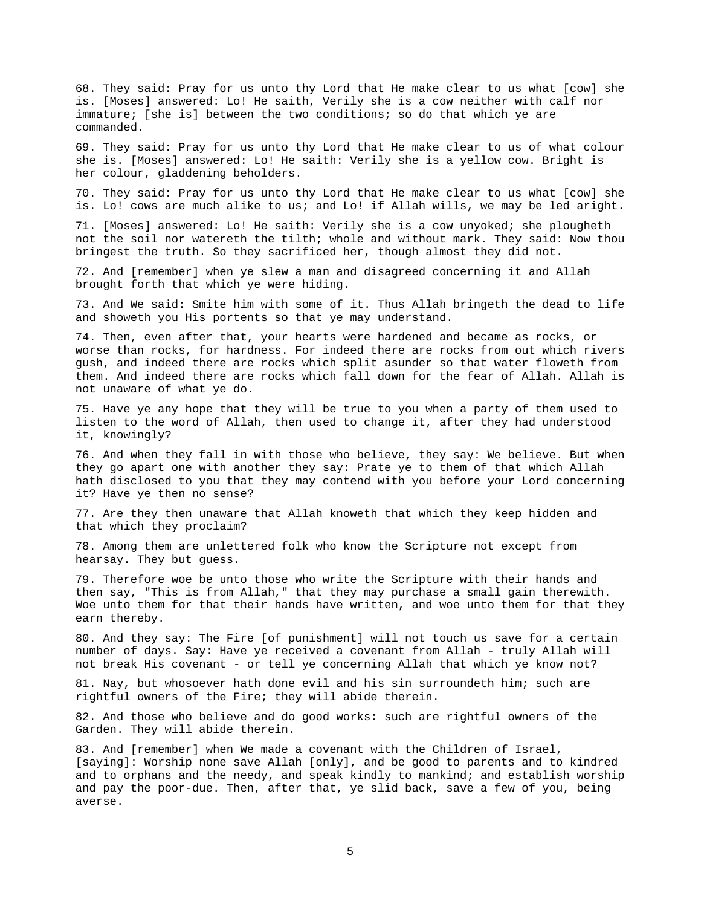68. They said: Pray for us unto thy Lord that He make clear to us what [cow] she is. [Moses] answered: Lo! He saith, Verily she is a cow neither with calf nor immature; [she is] between the two conditions; so do that which ye are commanded.

69. They said: Pray for us unto thy Lord that He make clear to us of what colour she is. [Moses] answered: Lo! He saith: Verily she is a yellow cow. Bright is her colour, gladdening beholders.

70. They said: Pray for us unto thy Lord that He make clear to us what [cow] she is. Lo! cows are much alike to us; and Lo! if Allah wills, we may be led aright.

71. [Moses] answered: Lo! He saith: Verily she is a cow unyoked; she plougheth not the soil nor watereth the tilth; whole and without mark. They said: Now thou bringest the truth. So they sacrificed her, though almost they did not.

72. And [remember] when ye slew a man and disagreed concerning it and Allah brought forth that which ye were hiding.

73. And We said: Smite him with some of it. Thus Allah bringeth the dead to life and showeth you His portents so that ye may understand.

74. Then, even after that, your hearts were hardened and became as rocks, or worse than rocks, for hardness. For indeed there are rocks from out which rivers gush, and indeed there are rocks which split asunder so that water floweth from them. And indeed there are rocks which fall down for the fear of Allah. Allah is not unaware of what ye do.

75. Have ye any hope that they will be true to you when a party of them used to listen to the word of Allah, then used to change it, after they had understood it, knowingly?

76. And when they fall in with those who believe, they say: We believe. But when they go apart one with another they say: Prate ye to them of that which Allah hath disclosed to you that they may contend with you before your Lord concerning it? Have ye then no sense?

77. Are they then unaware that Allah knoweth that which they keep hidden and that which they proclaim?

78. Among them are unlettered folk who know the Scripture not except from hearsay. They but guess.

79. Therefore woe be unto those who write the Scripture with their hands and then say, "This is from Allah," that they may purchase a small gain therewith. Woe unto them for that their hands have written, and woe unto them for that they earn thereby.

80. And they say: The Fire [of punishment] will not touch us save for a certain number of days. Say: Have ye received a covenant from Allah - truly Allah will not break His covenant - or tell ye concerning Allah that which ye know not?

81. Nay, but whosoever hath done evil and his sin surroundeth him; such are rightful owners of the Fire; they will abide therein.

82. And those who believe and do good works: such are rightful owners of the Garden. They will abide therein.

83. And [remember] when We made a covenant with the Children of Israel, [saying]: Worship none save Allah [only], and be good to parents and to kindred and to orphans and the needy, and speak kindly to mankind; and establish worship and pay the poor-due. Then, after that, ye slid back, save a few of you, being averse.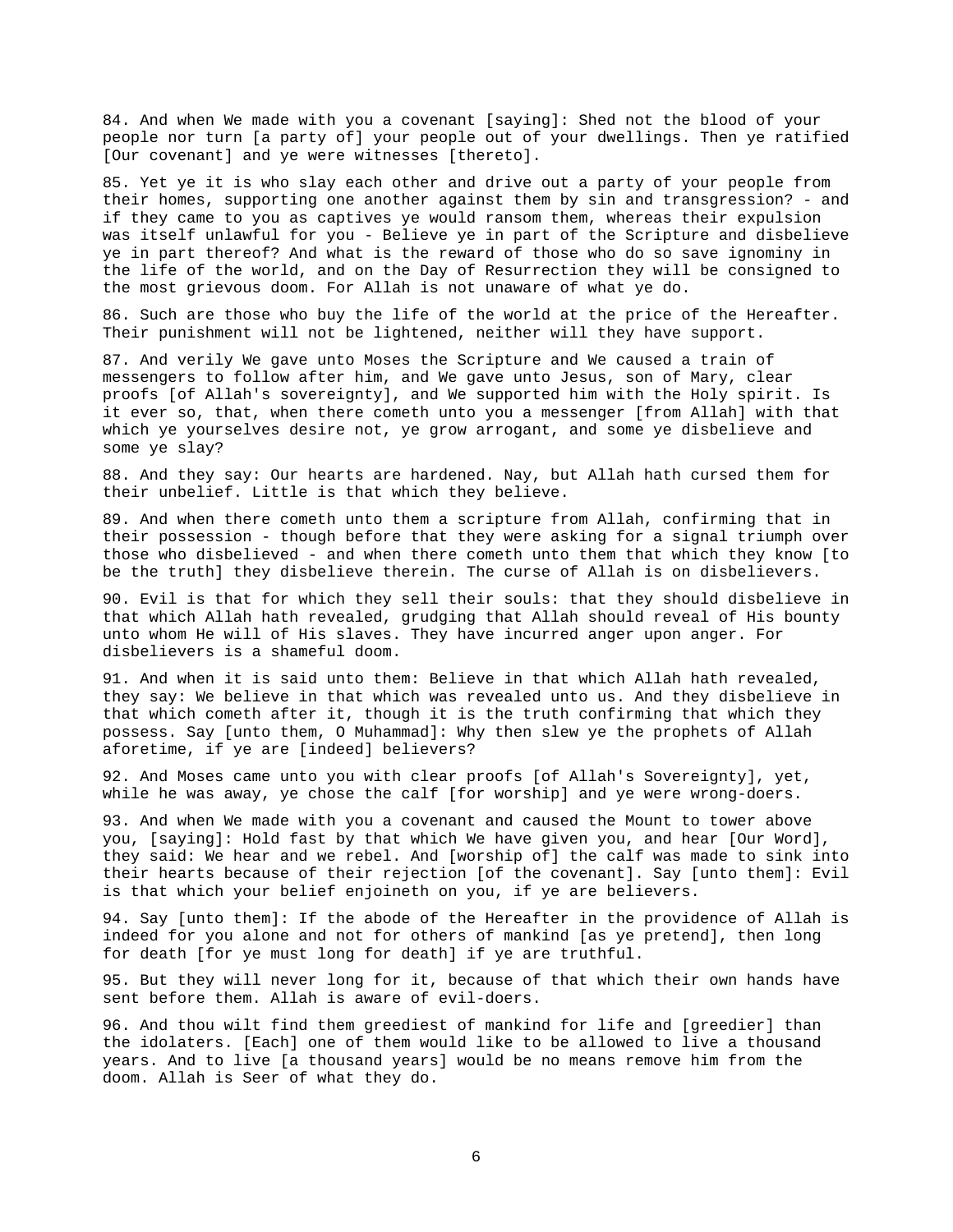84. And when We made with you a covenant [saying]: Shed not the blood of your people nor turn [a party of] your people out of your dwellings. Then ye ratified [Our covenant] and ye were witnesses [thereto].

85. Yet ye it is who slay each other and drive out a party of your people from their homes, supporting one another against them by sin and transgression? - and if they came to you as captives ye would ransom them, whereas their expulsion was itself unlawful for you - Believe ye in part of the Scripture and disbelieve ye in part thereof? And what is the reward of those who do so save ignominy in the life of the world, and on the Day of Resurrection they will be consigned to the most grievous doom. For Allah is not unaware of what ye do.

86. Such are those who buy the life of the world at the price of the Hereafter. Their punishment will not be lightened, neither will they have support.

87. And verily We gave unto Moses the Scripture and We caused a train of messengers to follow after him, and We gave unto Jesus, son of Mary, clear proofs [of Allah's sovereignty], and We supported him with the Holy spirit. Is it ever so, that, when there cometh unto you a messenger [from Allah] with that which ye yourselves desire not, ye grow arrogant, and some ye disbelieve and some ye slay?

88. And they say: Our hearts are hardened. Nay, but Allah hath cursed them for their unbelief. Little is that which they believe.

89. And when there cometh unto them a scripture from Allah, confirming that in their possession - though before that they were asking for a signal triumph over those who disbelieved - and when there cometh unto them that which they know [to be the truth] they disbelieve therein. The curse of Allah is on disbelievers.

90. Evil is that for which they sell their souls: that they should disbelieve in that which Allah hath revealed, grudging that Allah should reveal of His bounty unto whom He will of His slaves. They have incurred anger upon anger. For disbelievers is a shameful doom.

91. And when it is said unto them: Believe in that which Allah hath revealed, they say: We believe in that which was revealed unto us. And they disbelieve in that which cometh after it, though it is the truth confirming that which they possess. Say [unto them, O Muhammad]: Why then slew ye the prophets of Allah aforetime, if ye are [indeed] believers?

92. And Moses came unto you with clear proofs [of Allah's Sovereignty], yet, while he was away, ye chose the calf [for worship] and ye were wrong-doers.

93. And when We made with you a covenant and caused the Mount to tower above you, [saying]: Hold fast by that which We have given you, and hear [Our Word], they said: We hear and we rebel. And [worship of] the calf was made to sink into their hearts because of their rejection [of the covenant]. Say [unto them]: Evil is that which your belief enjoineth on you, if ye are believers.

94. Say [unto them]: If the abode of the Hereafter in the providence of Allah is indeed for you alone and not for others of mankind [as ye pretend], then long for death [for ye must long for death] if ye are truthful.

95. But they will never long for it, because of that which their own hands have sent before them. Allah is aware of evil-doers.

96. And thou wilt find them greediest of mankind for life and [greedier] than the idolaters. [Each] one of them would like to be allowed to live a thousand years. And to live [a thousand years] would be no means remove him from the doom. Allah is Seer of what they do.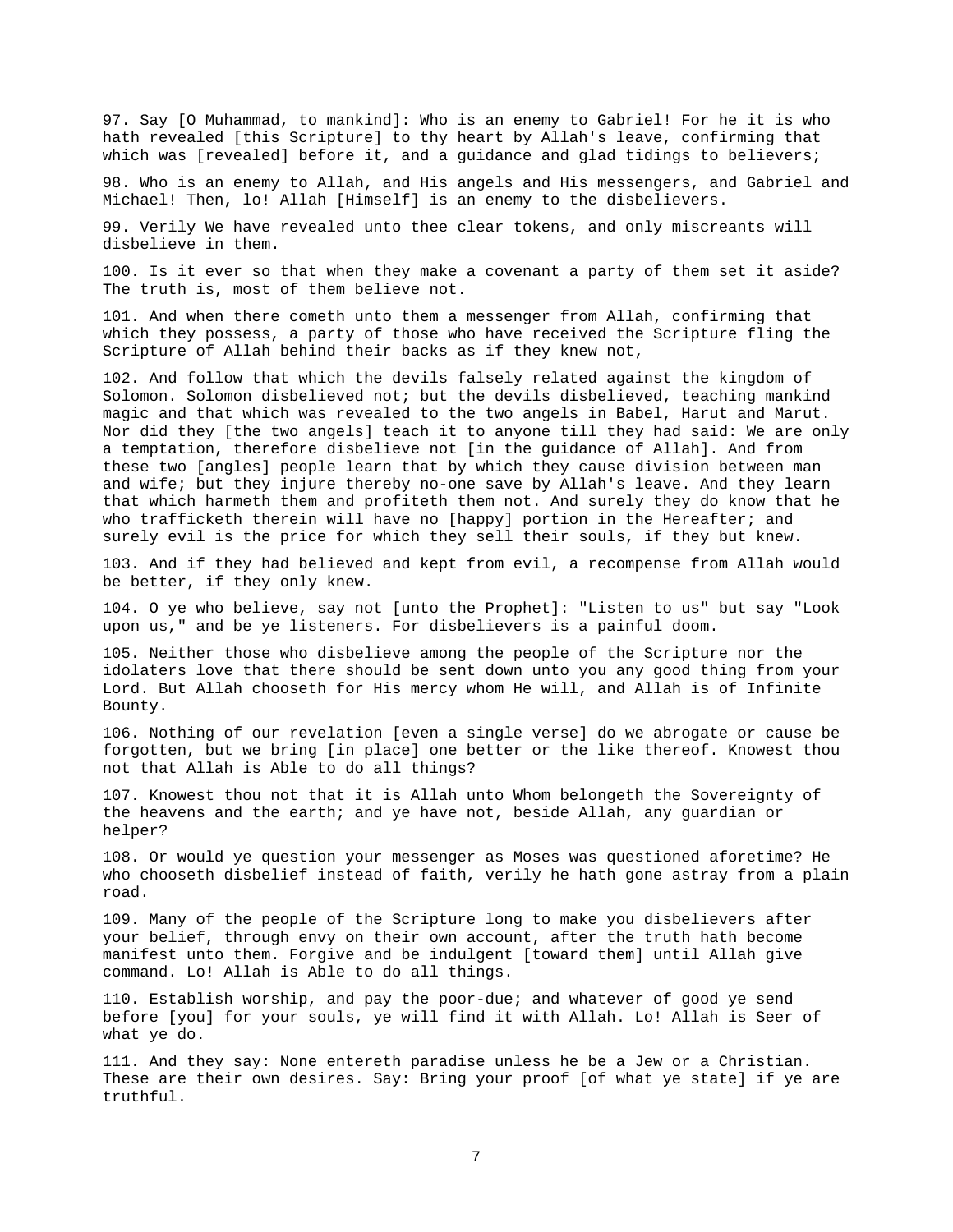97. Say [O Muhammad, to mankind]: Who is an enemy to Gabriel! For he it is who hath revealed [this Scripture] to thy heart by Allah's leave, confirming that which was [revealed] before it, and a guidance and glad tidings to believers;

98. Who is an enemy to Allah, and His angels and His messengers, and Gabriel and Michael! Then, lo! Allah [Himself] is an enemy to the disbelievers.

99. Verily We have revealed unto thee clear tokens, and only miscreants will disbelieve in them.

100. Is it ever so that when they make a covenant a party of them set it aside? The truth is, most of them believe not.

101. And when there cometh unto them a messenger from Allah, confirming that which they possess, a party of those who have received the Scripture fling the Scripture of Allah behind their backs as if they knew not,

102. And follow that which the devils falsely related against the kingdom of Solomon. Solomon disbelieved not; but the devils disbelieved, teaching mankind magic and that which was revealed to the two angels in Babel, Harut and Marut. Nor did they [the two angels] teach it to anyone till they had said: We are only a temptation, therefore disbelieve not [in the guidance of Allah]. And from these two [angles] people learn that by which they cause division between man and wife; but they injure thereby no-one save by Allah's leave. And they learn that which harmeth them and profiteth them not. And surely they do know that he who trafficketh therein will have no [happy] portion in the Hereafter; and surely evil is the price for which they sell their souls, if they but knew.

103. And if they had believed and kept from evil, a recompense from Allah would be better, if they only knew.

104. O ye who believe, say not [unto the Prophet]: "Listen to us" but say "Look upon us," and be ye listeners. For disbelievers is a painful doom.

105. Neither those who disbelieve among the people of the Scripture nor the idolaters love that there should be sent down unto you any good thing from your Lord. But Allah chooseth for His mercy whom He will, and Allah is of Infinite Bounty.

106. Nothing of our revelation [even a single verse] do we abrogate or cause be forgotten, but we bring [in place] one better or the like thereof. Knowest thou not that Allah is Able to do all things?

107. Knowest thou not that it is Allah unto Whom belongeth the Sovereignty of the heavens and the earth; and ye have not, beside Allah, any guardian or helper?

108. Or would ye question your messenger as Moses was questioned aforetime? He who chooseth disbelief instead of faith, verily he hath gone astray from a plain road.

109. Many of the people of the Scripture long to make you disbelievers after your belief, through envy on their own account, after the truth hath become manifest unto them. Forgive and be indulgent [toward them] until Allah give command. Lo! Allah is Able to do all things.

110. Establish worship, and pay the poor-due; and whatever of good ye send before [you] for your souls, ye will find it with Allah. Lo! Allah is Seer of what ye do.

111. And they say: None entereth paradise unless he be a Jew or a Christian. These are their own desires. Say: Bring your proof [of what ye state] if ye are truthful.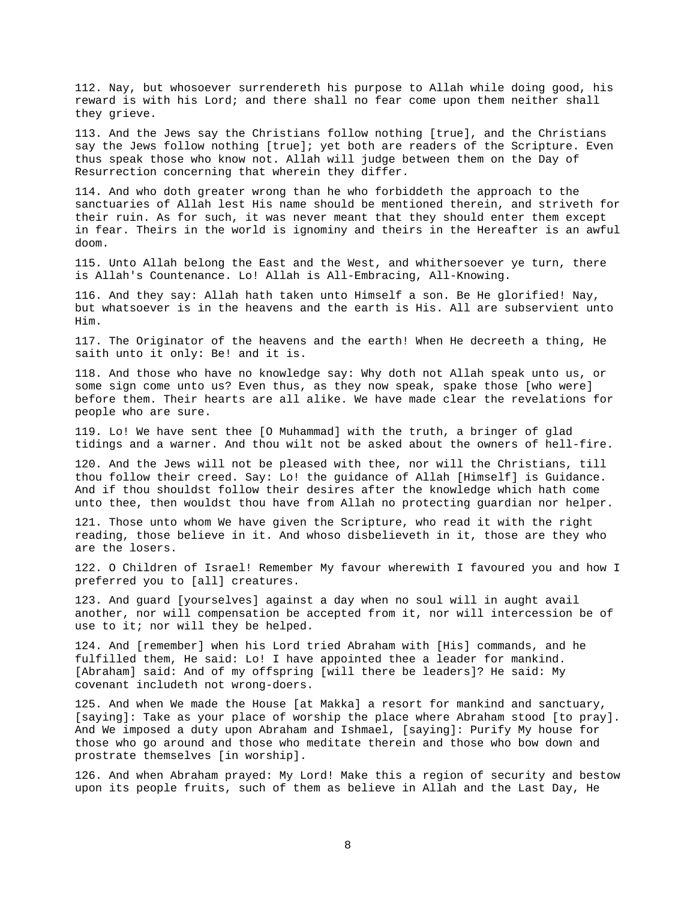112. Nay, but whosoever surrendereth his purpose to Allah while doing good, his reward is with his Lord; and there shall no fear come upon them neither shall they grieve.

113. And the Jews say the Christians follow nothing [true], and the Christians say the Jews follow nothing [true]; yet both are readers of the Scripture. Even thus speak those who know not. Allah will judge between them on the Day of Resurrection concerning that wherein they differ.

114. And who doth greater wrong than he who forbiddeth the approach to the sanctuaries of Allah lest His name should be mentioned therein, and striveth for their ruin. As for such, it was never meant that they should enter them except in fear. Theirs in the world is ignominy and theirs in the Hereafter is an awful doom.

115. Unto Allah belong the East and the West, and whithersoever ye turn, there is Allah's Countenance. Lo! Allah is All-Embracing, All-Knowing.

116. And they say: Allah hath taken unto Himself a son. Be He glorified! Nay, but whatsoever is in the heavens and the earth is His. All are subservient unto Him.

117. The Originator of the heavens and the earth! When He decreeth a thing, He saith unto it only: Be! and it is.

118. And those who have no knowledge say: Why doth not Allah speak unto us, or some sign come unto us? Even thus, as they now speak, spake those [who were] before them. Their hearts are all alike. We have made clear the revelations for people who are sure.

119. Lo! We have sent thee [O Muhammad] with the truth, a bringer of glad tidings and a warner. And thou wilt not be asked about the owners of hell-fire.

120. And the Jews will not be pleased with thee, nor will the Christians, till thou follow their creed. Say: Lo! the guidance of Allah [Himself] is Guidance. And if thou shouldst follow their desires after the knowledge which hath come unto thee, then wouldst thou have from Allah no protecting guardian nor helper.

121. Those unto whom We have given the Scripture, who read it with the right reading, those believe in it. And whoso disbelieveth in it, those are they who are the losers.

122. O Children of Israel! Remember My favour wherewith I favoured you and how I preferred you to [all] creatures.

123. And guard [yourselves] against a day when no soul will in aught avail another, nor will compensation be accepted from it, nor will intercession be of use to it; nor will they be helped.

124. And [remember] when his Lord tried Abraham with [His] commands, and he fulfilled them, He said: Lo! I have appointed thee a leader for mankind. [Abraham] said: And of my offspring [will there be leaders]? He said: My covenant includeth not wrong-doers.

125. And when We made the House [at Makka] a resort for mankind and sanctuary, [saying]: Take as your place of worship the place where Abraham stood [to pray]. And We imposed a duty upon Abraham and Ishmael, [saying]: Purify My house for those who go around and those who meditate therein and those who bow down and prostrate themselves [in worship].

126. And when Abraham prayed: My Lord! Make this a region of security and bestow upon its people fruits, such of them as believe in Allah and the Last Day, He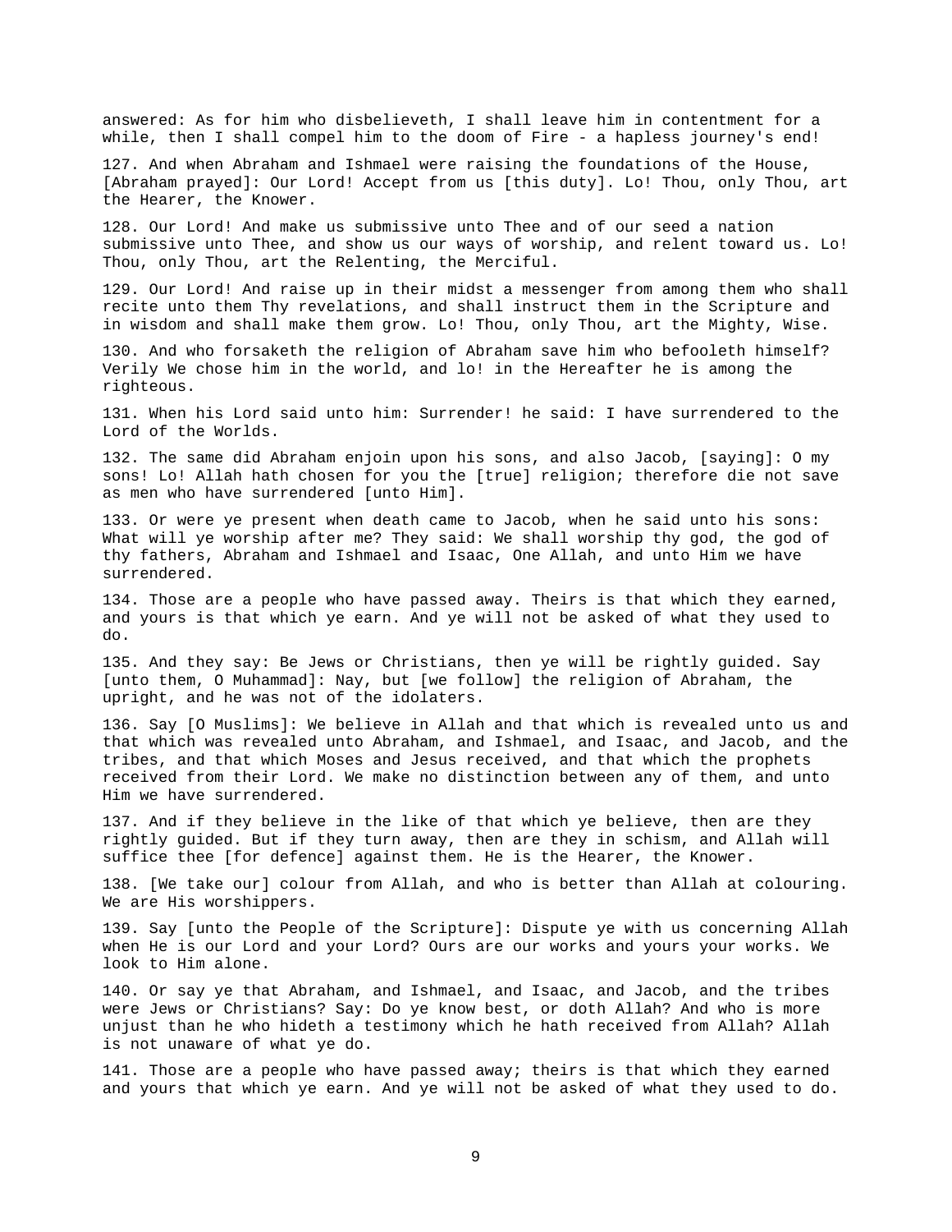answered: As for him who disbelieveth, I shall leave him in contentment for a while, then I shall compel him to the doom of Fire - a hapless journey's end!

127. And when Abraham and Ishmael were raising the foundations of the House, [Abraham prayed]: Our Lord! Accept from us [this duty]. Lo! Thou, only Thou, art the Hearer, the Knower.

128. Our Lord! And make us submissive unto Thee and of our seed a nation submissive unto Thee, and show us our ways of worship, and relent toward us. Lo! Thou, only Thou, art the Relenting, the Merciful.

129. Our Lord! And raise up in their midst a messenger from among them who shall recite unto them Thy revelations, and shall instruct them in the Scripture and in wisdom and shall make them grow. Lo! Thou, only Thou, art the Mighty, Wise.

130. And who forsaketh the religion of Abraham save him who befooleth himself? Verily We chose him in the world, and lo! in the Hereafter he is among the righteous.

131. When his Lord said unto him: Surrender! he said: I have surrendered to the Lord of the Worlds.

132. The same did Abraham enjoin upon his sons, and also Jacob, [saying]: O my sons! Lo! Allah hath chosen for you the [true] religion; therefore die not save as men who have surrendered [unto Him].

133. Or were ye present when death came to Jacob, when he said unto his sons: What will ye worship after me? They said: We shall worship thy god, the god of thy fathers, Abraham and Ishmael and Isaac, One Allah, and unto Him we have surrendered.

134. Those are a people who have passed away. Theirs is that which they earned, and yours is that which ye earn. And ye will not be asked of what they used to do.

135. And they say: Be Jews or Christians, then ye will be rightly guided. Say [unto them, O Muhammad]: Nay, but [we follow] the religion of Abraham, the upright, and he was not of the idolaters.

136. Say [O Muslims]: We believe in Allah and that which is revealed unto us and that which was revealed unto Abraham, and Ishmael, and Isaac, and Jacob, and the tribes, and that which Moses and Jesus received, and that which the prophets received from their Lord. We make no distinction between any of them, and unto Him we have surrendered.

137. And if they believe in the like of that which ye believe, then are they rightly guided. But if they turn away, then are they in schism, and Allah will suffice thee [for defence] against them. He is the Hearer, the Knower.

138. [We take our] colour from Allah, and who is better than Allah at colouring. We are His worshippers.

139. Say [unto the People of the Scripture]: Dispute ye with us concerning Allah when He is our Lord and your Lord? Ours are our works and yours your works. We look to Him alone.

140. Or say ye that Abraham, and Ishmael, and Isaac, and Jacob, and the tribes were Jews or Christians? Say: Do ye know best, or doth Allah? And who is more unjust than he who hideth a testimony which he hath received from Allah? Allah is not unaware of what ye do.

141. Those are a people who have passed away; theirs is that which they earned and yours that which ye earn. And ye will not be asked of what they used to do.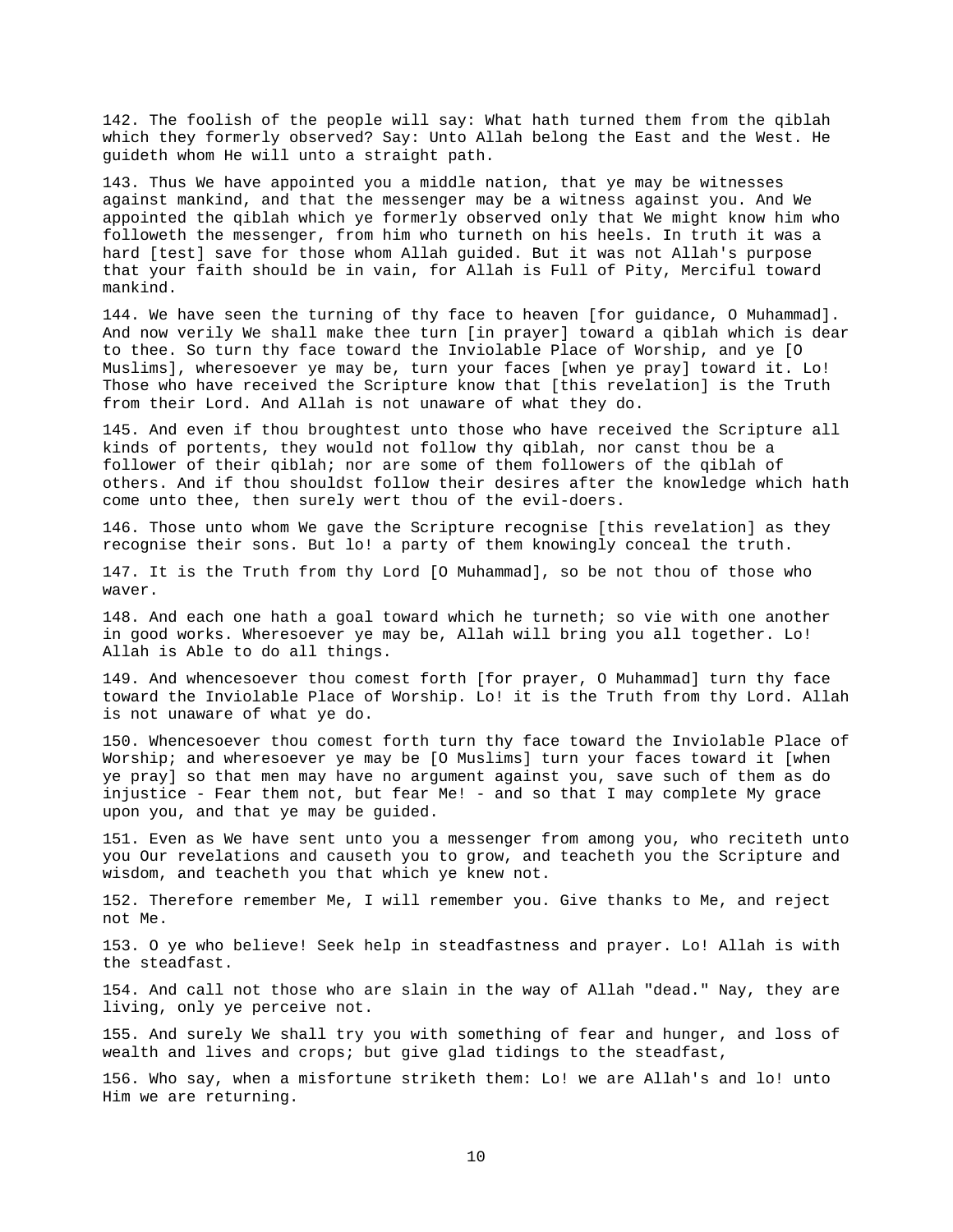142. The foolish of the people will say: What hath turned them from the qiblah which they formerly observed? Say: Unto Allah belong the East and the West. He guideth whom He will unto a straight path.

143. Thus We have appointed you a middle nation, that ye may be witnesses against mankind, and that the messenger may be a witness against you. And We appointed the qiblah which ye formerly observed only that We might know him who followeth the messenger, from him who turneth on his heels. In truth it was a hard [test] save for those whom Allah guided. But it was not Allah's purpose that your faith should be in vain, for Allah is Full of Pity, Merciful toward mankind.

144. We have seen the turning of thy face to heaven [for guidance, O Muhammad]. And now verily We shall make thee turn [in prayer] toward a qiblah which is dear to thee. So turn thy face toward the Inviolable Place of Worship, and ye [O Muslims], wheresoever ye may be, turn your faces [when ye pray] toward it. Lo! Those who have received the Scripture know that [this revelation] is the Truth from their Lord. And Allah is not unaware of what they do.

145. And even if thou broughtest unto those who have received the Scripture all kinds of portents, they would not follow thy qiblah, nor canst thou be a follower of their qiblah; nor are some of them followers of the qiblah of others. And if thou shouldst follow their desires after the knowledge which hath come unto thee, then surely wert thou of the evil-doers.

146. Those unto whom We gave the Scripture recognise [this revelation] as they recognise their sons. But lo! a party of them knowingly conceal the truth.

147. It is the Truth from thy Lord [O Muhammad], so be not thou of those who waver.

148. And each one hath a goal toward which he turneth; so vie with one another in good works. Wheresoever ye may be, Allah will bring you all together. Lo! Allah is Able to do all things.

149. And whencesoever thou comest forth [for prayer, O Muhammad] turn thy face toward the Inviolable Place of Worship. Lo! it is the Truth from thy Lord. Allah is not unaware of what ye do.

150. Whencesoever thou comest forth turn thy face toward the Inviolable Place of Worship; and wheresoever ye may be [O Muslims] turn your faces toward it [when ye pray] so that men may have no argument against you, save such of them as do injustice - Fear them not, but fear Me! - and so that I may complete My grace upon you, and that ye may be guided.

151. Even as We have sent unto you a messenger from among you, who reciteth unto you Our revelations and causeth you to grow, and teacheth you the Scripture and wisdom, and teacheth you that which ye knew not.

152. Therefore remember Me, I will remember you. Give thanks to Me, and reject not Me.

153. O ye who believe! Seek help in steadfastness and prayer. Lo! Allah is with the steadfast.

154. And call not those who are slain in the way of Allah "dead." Nay, they are living, only ye perceive not.

155. And surely We shall try you with something of fear and hunger, and loss of wealth and lives and crops; but give glad tidings to the steadfast,

156. Who say, when a misfortune striketh them: Lo! we are Allah's and lo! unto Him we are returning.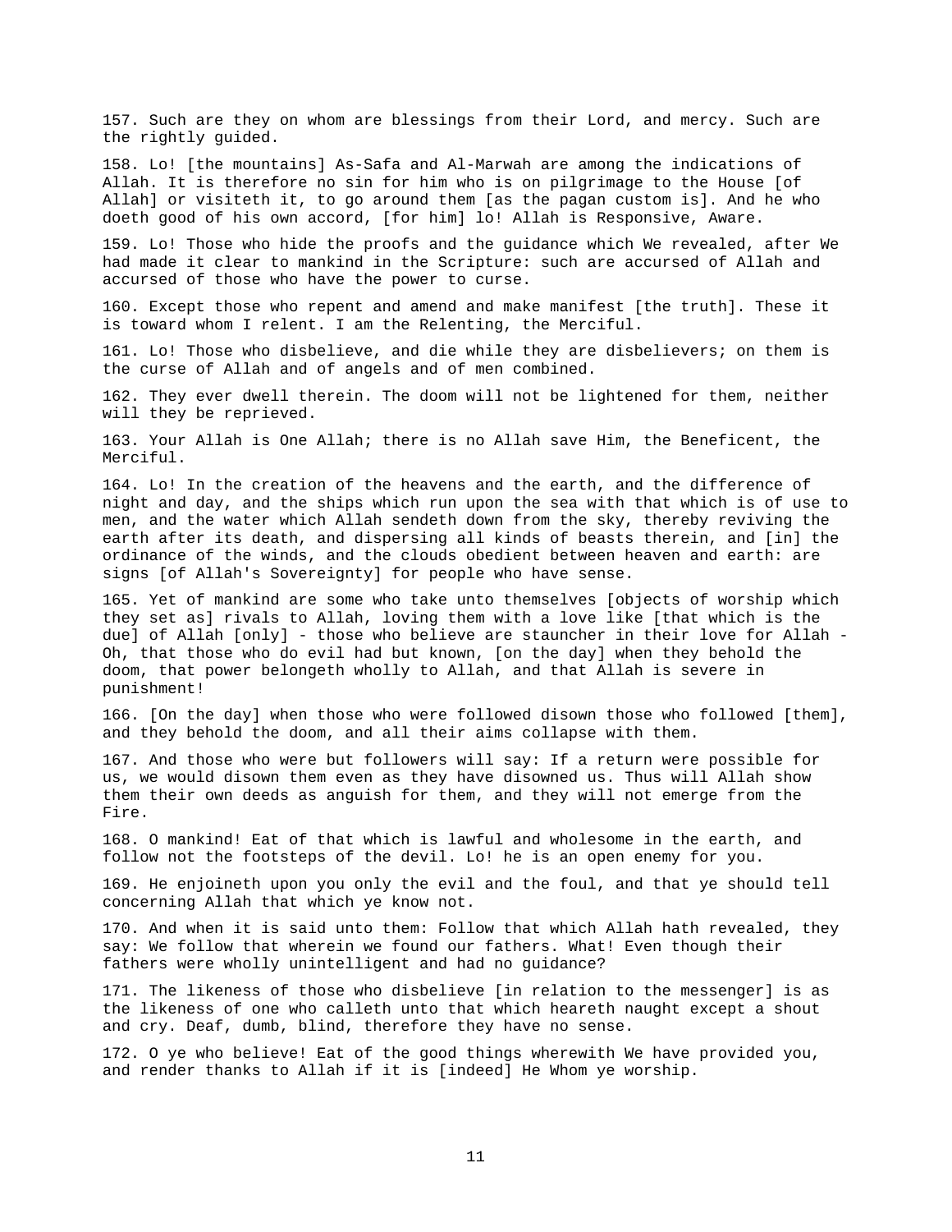157. Such are they on whom are blessings from their Lord, and mercy. Such are the rightly guided.

158. Lo! [the mountains] As-Safa and Al-Marwah are among the indications of Allah. It is therefore no sin for him who is on pilgrimage to the House [of Allah] or visiteth it, to go around them [as the pagan custom is]. And he who doeth good of his own accord, [for him] lo! Allah is Responsive, Aware.

159. Lo! Those who hide the proofs and the guidance which We revealed, after We had made it clear to mankind in the Scripture: such are accursed of Allah and accursed of those who have the power to curse.

160. Except those who repent and amend and make manifest [the truth]. These it is toward whom I relent. I am the Relenting, the Merciful.

161. Lo! Those who disbelieve, and die while they are disbelievers; on them is the curse of Allah and of angels and of men combined.

162. They ever dwell therein. The doom will not be lightened for them, neither will they be reprieved.

163. Your Allah is One Allah; there is no Allah save Him, the Beneficent, the Merciful.

164. Lo! In the creation of the heavens and the earth, and the difference of night and day, and the ships which run upon the sea with that which is of use to men, and the water which Allah sendeth down from the sky, thereby reviving the earth after its death, and dispersing all kinds of beasts therein, and [in] the ordinance of the winds, and the clouds obedient between heaven and earth: are signs [of Allah's Sovereignty] for people who have sense.

165. Yet of mankind are some who take unto themselves [objects of worship which they set as] rivals to Allah, loving them with a love like [that which is the due] of Allah [only] - those who believe are stauncher in their love for Allah - Oh, that those who do evil had but known, [on the day] when they behold the doom, that power belongeth wholly to Allah, and that Allah is severe in punishment!

166. [On the day] when those who were followed disown those who followed [them], and they behold the doom, and all their aims collapse with them.

167. And those who were but followers will say: If a return were possible for us, we would disown them even as they have disowned us. Thus will Allah show them their own deeds as anguish for them, and they will not emerge from the Fire.

168. O mankind! Eat of that which is lawful and wholesome in the earth, and follow not the footsteps of the devil. Lo! he is an open enemy for you.

169. He enjoineth upon you only the evil and the foul, and that ye should tell concerning Allah that which ye know not.

170. And when it is said unto them: Follow that which Allah hath revealed, they say: We follow that wherein we found our fathers. What! Even though their fathers were wholly unintelligent and had no guidance?

171. The likeness of those who disbelieve [in relation to the messenger] is as the likeness of one who calleth unto that which heareth naught except a shout and cry. Deaf, dumb, blind, therefore they have no sense.

172. O ye who believe! Eat of the good things wherewith We have provided you, and render thanks to Allah if it is [indeed] He Whom ye worship.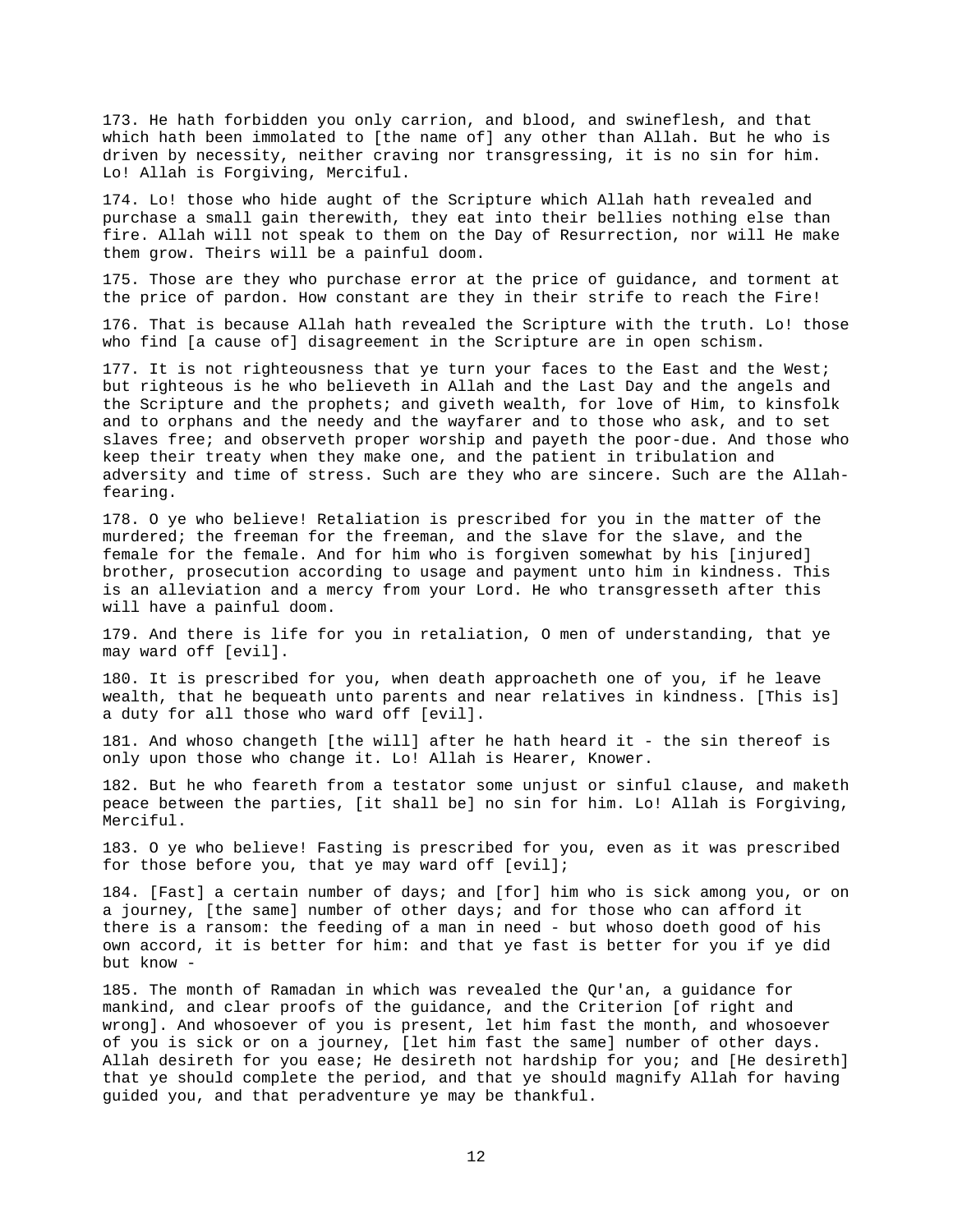173. He hath forbidden you only carrion, and blood, and swineflesh, and that which hath been immolated to [the name of] any other than Allah. But he who is driven by necessity, neither craving nor transgressing, it is no sin for him. Lo! Allah is Forgiving, Merciful.

174. Lo! those who hide aught of the Scripture which Allah hath revealed and purchase a small gain therewith, they eat into their bellies nothing else than fire. Allah will not speak to them on the Day of Resurrection, nor will He make them grow. Theirs will be a painful doom.

175. Those are they who purchase error at the price of guidance, and torment at the price of pardon. How constant are they in their strife to reach the Fire!

176. That is because Allah hath revealed the Scripture with the truth. Lo! those who find [a cause of] disagreement in the Scripture are in open schism.

177. It is not righteousness that ye turn your faces to the East and the West; but righteous is he who believeth in Allah and the Last Day and the angels and the Scripture and the prophets; and giveth wealth, for love of Him, to kinsfolk and to orphans and the needy and the wayfarer and to those who ask, and to set slaves free; and observeth proper worship and payeth the poor-due. And those who keep their treaty when they make one, and the patient in tribulation and adversity and time of stress. Such are they who are sincere. Such are the Allah-fearing.

178. O ye who believe! Retaliation is prescribed for you in the matter of the murdered; the freeman for the freeman, and the slave for the slave, and the female for the female. And for him who is forgiven somewhat by his [injured] brother, prosecution according to usage and payment unto him in kindness. This is an alleviation and a mercy from your Lord. He who transgresseth after this will have a painful doom.

179. And there is life for you in retaliation, O men of understanding, that ye may ward off [evil].

180. It is prescribed for you, when death approacheth one of you, if he leave wealth, that he bequeath unto parents and near relatives in kindness. [This is] a duty for all those who ward off [evil].

181. And whoso changeth [the will] after he hath heard it - the sin thereof is only upon those who change it. Lo! Allah is Hearer, Knower.

182. But he who feareth from a testator some unjust or sinful clause, and maketh peace between the parties, [it shall be] no sin for him. Lo! Allah is Forgiving, Merciful.

183. O ye who believe! Fasting is prescribed for you, even as it was prescribed for those before you, that ye may ward off [evil];

184. [Fast] a certain number of days; and [for] him who is sick among you, or on a journey, [the same] number of other days; and for those who can afford it there is a ransom: the feeding of a man in need - but whoso doeth good of his own accord, it is better for him: and that ye fast is better for you if ye did but know -

185. The month of Ramadan in which was revealed the Qur'an, a guidance for mankind, and clear proofs of the guidance, and the Criterion [of right and wrong]. And whosoever of you is present, let him fast the month, and whosoever of you is sick or on a journey, [let him fast the same] number of other days. Allah desireth for you ease; He desireth not hardship for you; and [He desireth] that ye should complete the period, and that ye should magnify Allah for having guided you, and that peradventure ye may be thankful.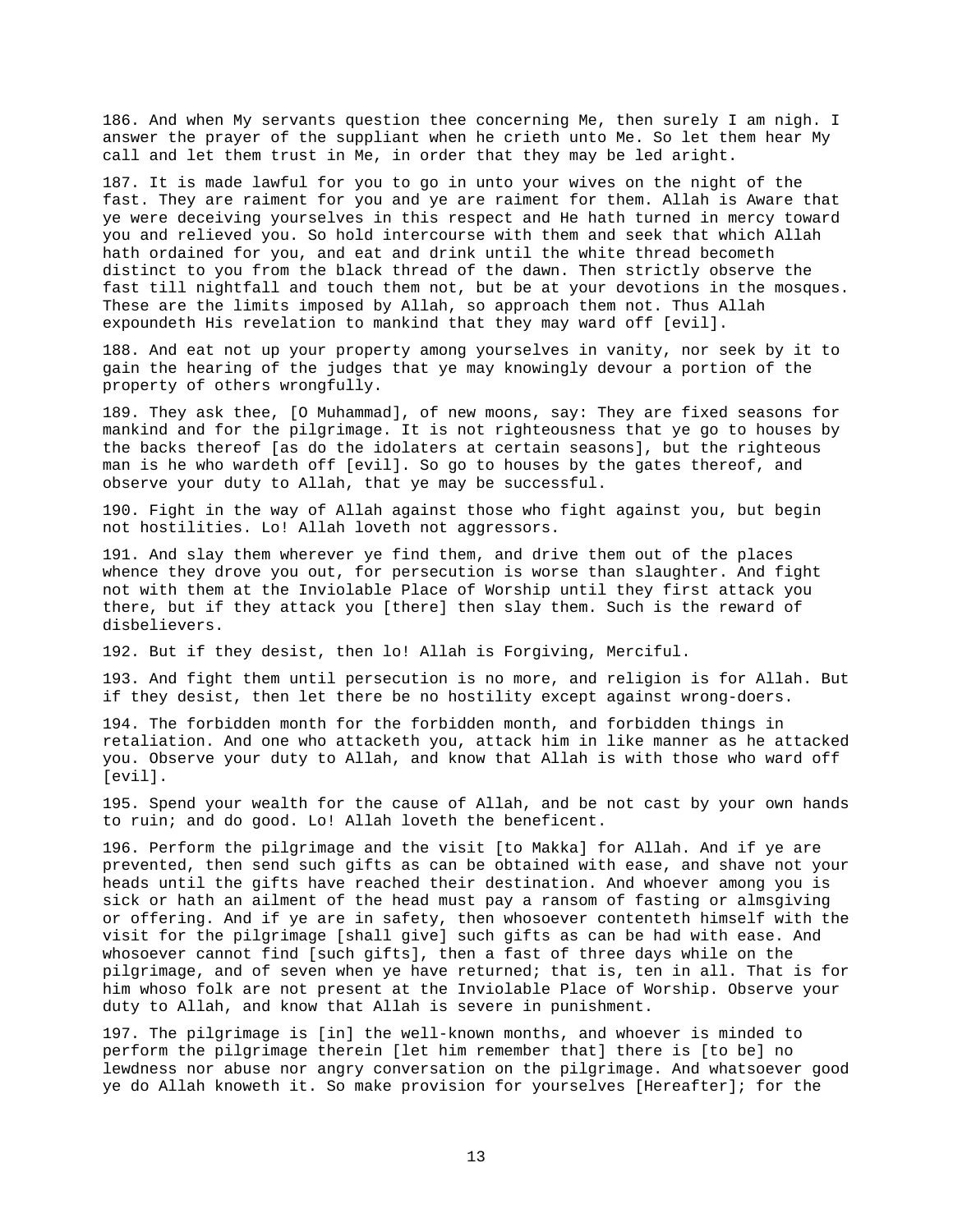186. And when My servants question thee concerning Me, then surely I am nigh. I answer the prayer of the suppliant when he crieth unto Me. So let them hear My call and let them trust in Me, in order that they may be led aright.

187. It is made lawful for you to go in unto your wives on the night of the fast. They are raiment for you and ye are raiment for them. Allah is Aware that ye were deceiving yourselves in this respect and He hath turned in mercy toward you and relieved you. So hold intercourse with them and seek that which Allah hath ordained for you, and eat and drink until the white thread becometh distinct to you from the black thread of the dawn. Then strictly observe the fast till nightfall and touch them not, but be at your devotions in the mosques. These are the limits imposed by Allah, so approach them not. Thus Allah expoundeth His revelation to mankind that they may ward off [evil].

188. And eat not up your property among yourselves in vanity, nor seek by it to gain the hearing of the judges that ye may knowingly devour a portion of the property of others wrongfully.

189. They ask thee, [O Muhammad], of new moons, say: They are fixed seasons for mankind and for the pilgrimage. It is not righteousness that ye go to houses by the backs thereof [as do the idolaters at certain seasons], but the righteous man is he who wardeth off [evil]. So go to houses by the gates thereof, and observe your duty to Allah, that ye may be successful.

190. Fight in the way of Allah against those who fight against you, but begin not hostilities. Lo! Allah loveth not aggressors.

191. And slay them wherever ye find them, and drive them out of the places whence they drove you out, for persecution is worse than slaughter. And fight not with them at the Inviolable Place of Worship until they first attack you there, but if they attack you [there] then slay them. Such is the reward of disbelievers.

192. But if they desist, then lo! Allah is Forgiving, Merciful.

193. And fight them until persecution is no more, and religion is for Allah. But if they desist, then let there be no hostility except against wrong-doers.

194. The forbidden month for the forbidden month, and forbidden things in retaliation. And one who attacketh you, attack him in like manner as he attacked you. Observe your duty to Allah, and know that Allah is with those who ward off [evil].

195. Spend your wealth for the cause of Allah, and be not cast by your own hands to ruin; and do good. Lo! Allah loveth the beneficent.

196. Perform the pilgrimage and the visit [to Makka] for Allah. And if ye are prevented, then send such gifts as can be obtained with ease, and shave not your heads until the gifts have reached their destination. And whoever among you is sick or hath an ailment of the head must pay a ransom of fasting or almsgiving or offering. And if ye are in safety, then whosoever contenteth himself with the visit for the pilgrimage [shall give] such gifts as can be had with ease. And whosoever cannot find [such gifts], then a fast of three days while on the pilgrimage, and of seven when ye have returned; that is, ten in all. That is for him whoso folk are not present at the Inviolable Place of Worship. Observe your duty to Allah, and know that Allah is severe in punishment.

197. The pilgrimage is [in] the well-known months, and whoever is minded to perform the pilgrimage therein [let him remember that] there is [to be] no lewdness nor abuse nor angry conversation on the pilgrimage. And whatsoever good ye do Allah knoweth it. So make provision for yourselves [Hereafter]; for the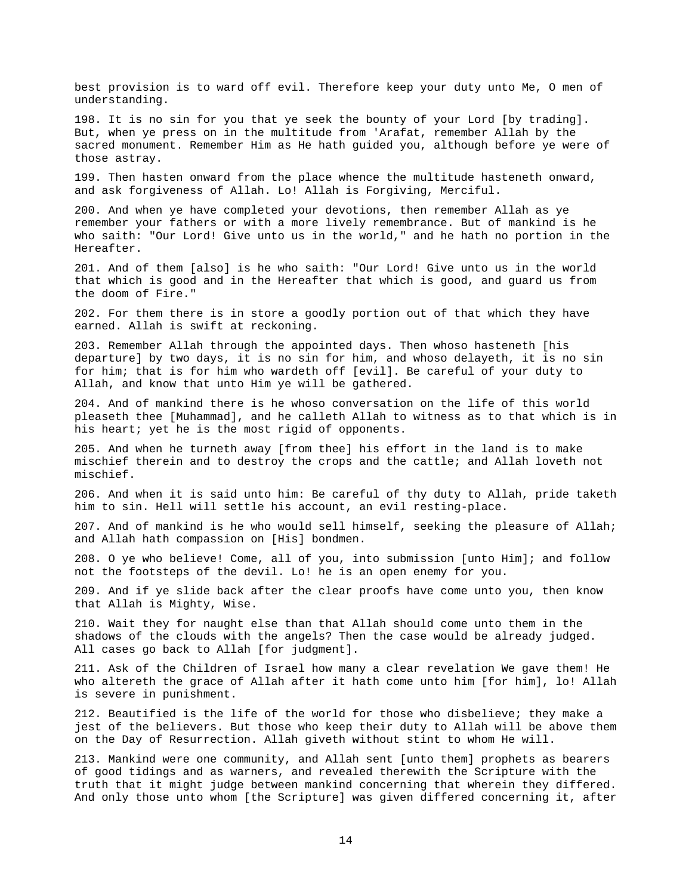best provision is to ward off evil. Therefore keep your duty unto Me, O men of understanding.

198. It is no sin for you that ye seek the bounty of your Lord [by trading]. But, when ye press on in the multitude from 'Arafat, remember Allah by the sacred monument. Remember Him as He hath guided you, although before ye were of those astray.

199. Then hasten onward from the place whence the multitude hasteneth onward, and ask forgiveness of Allah. Lo! Allah is Forgiving, Merciful.

200. And when ye have completed your devotions, then remember Allah as ye remember your fathers or with a more lively remembrance. But of mankind is he who saith: "Our Lord! Give unto us in the world," and he hath no portion in the Hereafter.

201. And of them [also] is he who saith: "Our Lord! Give unto us in the world that which is good and in the Hereafter that which is good, and guard us from the doom of Fire."

202. For them there is in store a goodly portion out of that which they have earned. Allah is swift at reckoning.

203. Remember Allah through the appointed days. Then whoso hasteneth [his departure] by two days, it is no sin for him, and whoso delayeth, it is no sin for him; that is for him who wardeth off [evil]. Be careful of your duty to Allah, and know that unto Him ye will be gathered.

204. And of mankind there is he whoso conversation on the life of this world pleaseth thee [Muhammad], and he calleth Allah to witness as to that which is in his heart; yet he is the most rigid of opponents.

205. And when he turneth away [from thee] his effort in the land is to make mischief therein and to destroy the crops and the cattle; and Allah loveth not mischief.

206. And when it is said unto him: Be careful of thy duty to Allah, pride taketh him to sin. Hell will settle his account, an evil resting-place.

207. And of mankind is he who would sell himself, seeking the pleasure of Allah; and Allah hath compassion on [His] bondmen.

208. O ye who believe! Come, all of you, into submission [unto Him]; and follow not the footsteps of the devil. Lo! he is an open enemy for you.

209. And if ye slide back after the clear proofs have come unto you, then know that Allah is Mighty, Wise.

210. Wait they for naught else than that Allah should come unto them in the shadows of the clouds with the angels? Then the case would be already judged. All cases go back to Allah [for judgment].

211. Ask of the Children of Israel how many a clear revelation We gave them! He who altereth the grace of Allah after it hath come unto him [for him], lo! Allah is severe in punishment.

212. Beautified is the life of the world for those who disbelieve; they make a jest of the believers. But those who keep their duty to Allah will be above them on the Day of Resurrection. Allah giveth without stint to whom He will.

213. Mankind were one community, and Allah sent [unto them] prophets as bearers of good tidings and as warners, and revealed therewith the Scripture with the truth that it might judge between mankind concerning that wherein they differed. And only those unto whom [the Scripture] was given differed concerning it, after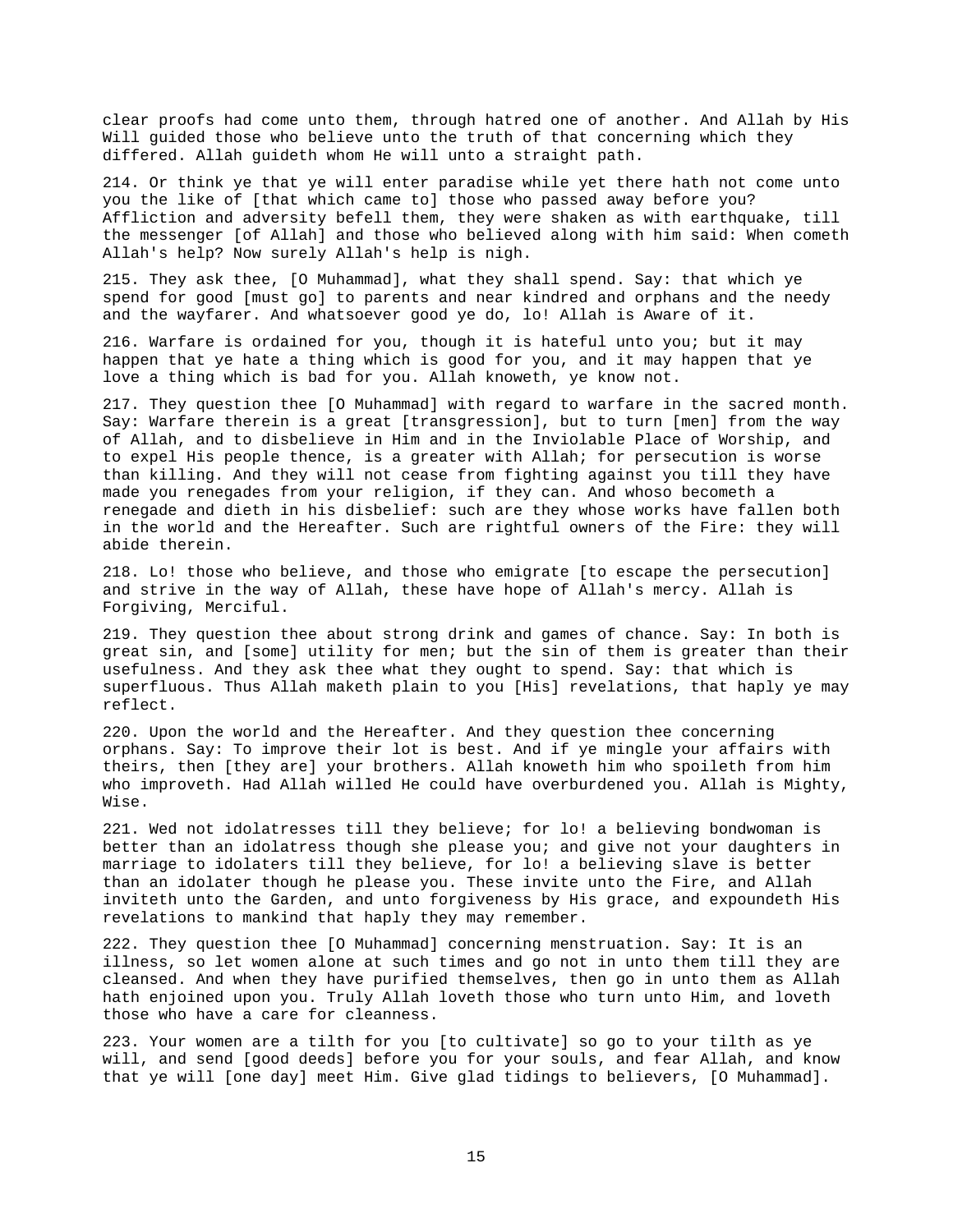clear proofs had come unto them, through hatred one of another. And Allah by His Will guided those who believe unto the truth of that concerning which they differed. Allah guideth whom He will unto a straight path.

214. Or think ye that ye will enter paradise while yet there hath not come unto you the like of [that which came to] those who passed away before you? Affliction and adversity befell them, they were shaken as with earthquake, till the messenger [of Allah] and those who believed along with him said: When cometh Allah's help? Now surely Allah's help is nigh.

215. They ask thee, [O Muhammad], what they shall spend. Say: that which ye spend for good [must go] to parents and near kindred and orphans and the needy and the wayfarer. And whatsoever good ye do, lo! Allah is Aware of it.

216. Warfare is ordained for you, though it is hateful unto you; but it may happen that ye hate a thing which is good for you, and it may happen that ye love a thing which is bad for you. Allah knoweth, ye know not.

217. They question thee [O Muhammad] with regard to warfare in the sacred month. Say: Warfare therein is a great [transgression], but to turn [men] from the way of Allah, and to disbelieve in Him and in the Inviolable Place of Worship, and to expel His people thence, is a greater with Allah; for persecution is worse than killing. And they will not cease from fighting against you till they have made you renegades from your religion, if they can. And whoso becometh a renegade and dieth in his disbelief: such are they whose works have fallen both in the world and the Hereafter. Such are rightful owners of the Fire: they will abide therein.

218. Lo! those who believe, and those who emigrate [to escape the persecution] and strive in the way of Allah, these have hope of Allah's mercy. Allah is Forgiving, Merciful.

219. They question thee about strong drink and games of chance. Say: In both is great sin, and [some] utility for men; but the sin of them is greater than their usefulness. And they ask thee what they ought to spend. Say: that which is superfluous. Thus Allah maketh plain to you [His] revelations, that haply ye may reflect.

220. Upon the world and the Hereafter. And they question thee concerning orphans. Say: To improve their lot is best. And if ye mingle your affairs with theirs, then [they are] your brothers. Allah knoweth him who spoileth from him who improveth. Had Allah willed He could have overburdened you. Allah is Mighty, Wise.

221. Wed not idolatresses till they believe; for lo! a believing bondwoman is better than an idolatress though she please you; and give not your daughters in marriage to idolaters till they believe, for lo! a believing slave is better than an idolater though he please you. These invite unto the Fire, and Allah inviteth unto the Garden, and unto forgiveness by His grace, and expoundeth His revelations to mankind that haply they may remember.

222. They question thee [O Muhammad] concerning menstruation. Say: It is an illness, so let women alone at such times and go not in unto them till they are cleansed. And when they have purified themselves, then go in unto them as Allah hath enjoined upon you. Truly Allah loveth those who turn unto Him, and loveth those who have a care for cleanness.

223. Your women are a tilth for you [to cultivate] so go to your tilth as ye will, and send [good deeds] before you for your souls, and fear Allah, and know that ye will [one day] meet Him. Give glad tidings to believers, [O Muhammad].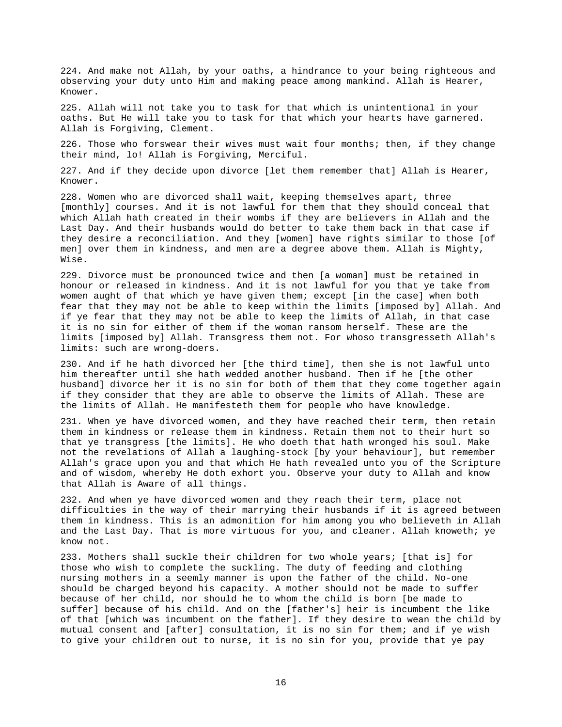224. And make not Allah, by your oaths, a hindrance to your being righteous and observing your duty unto Him and making peace among mankind. Allah is Hearer, Knower.

225. Allah will not take you to task for that which is unintentional in your oaths. But He will take you to task for that which your hearts have garnered. Allah is Forgiving, Clement.

226. Those who forswear their wives must wait four months; then, if they change their mind, lo! Allah is Forgiving, Merciful.

227. And if they decide upon divorce [let them remember that] Allah is Hearer, Knower.

228. Women who are divorced shall wait, keeping themselves apart, three [monthly] courses. And it is not lawful for them that they should conceal that which Allah hath created in their wombs if they are believers in Allah and the Last Day. And their husbands would do better to take them back in that case if they desire a reconciliation. And they [women] have rights similar to those [of men] over them in kindness, and men are a degree above them. Allah is Mighty, Wise.

229. Divorce must be pronounced twice and then [a woman] must be retained in honour or released in kindness. And it is not lawful for you that ye take from women aught of that which ye have given them; except [in the case] when both fear that they may not be able to keep within the limits [imposed by] Allah. And if ye fear that they may not be able to keep the limits of Allah, in that case it is no sin for either of them if the woman ransom herself. These are the limits [imposed by] Allah. Transgress them not. For whoso transgresseth Allah's limits: such are wrong-doers.

230. And if he hath divorced her [the third time], then she is not lawful unto him thereafter until she hath wedded another husband. Then if he [the other husband] divorce her it is no sin for both of them that they come together again if they consider that they are able to observe the limits of Allah. These are the limits of Allah. He manifesteth them for people who have knowledge.

231. When ye have divorced women, and they have reached their term, then retain them in kindness or release them in kindness. Retain them not to their hurt so that ye transgress [the limits]. He who doeth that hath wronged his soul. Make not the revelations of Allah a laughing-stock [by your behaviour], but remember Allah's grace upon you and that which He hath revealed unto you of the Scripture and of wisdom, whereby He doth exhort you. Observe your duty to Allah and know that Allah is Aware of all things.

232. And when ye have divorced women and they reach their term, place not difficulties in the way of their marrying their husbands if it is agreed between them in kindness. This is an admonition for him among you who believeth in Allah and the Last Day. That is more virtuous for you, and cleaner. Allah knoweth; ye know not.

233. Mothers shall suckle their children for two whole years; [that is] for those who wish to complete the suckling. The duty of feeding and clothing nursing mothers in a seemly manner is upon the father of the child. No-one should be charged beyond his capacity. A mother should not be made to suffer because of her child, nor should he to whom the child is born [be made to suffer] because of his child. And on the [father's] heir is incumbent the like of that [which was incumbent on the father]. If they desire to wean the child by mutual consent and [after] consultation, it is no sin for them; and if ye wish to give your children out to nurse, it is no sin for you, provide that ye pay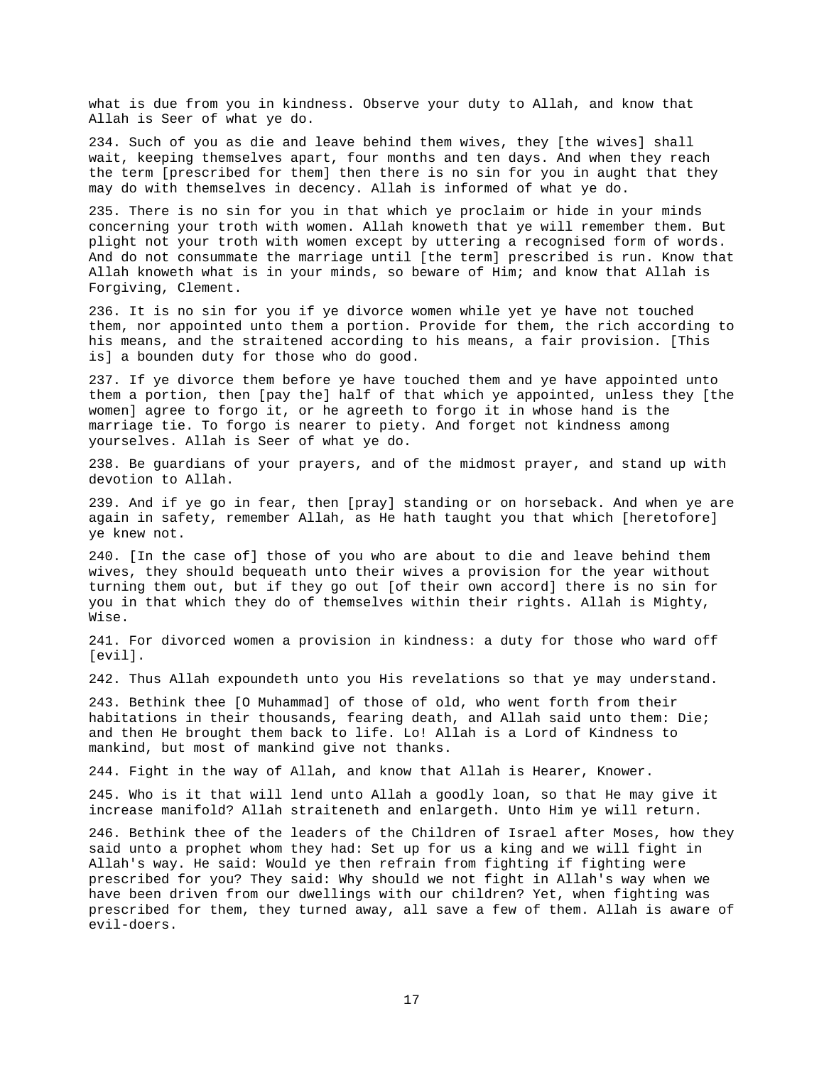what is due from you in kindness. Observe your duty to Allah, and know that Allah is Seer of what ye do.

234. Such of you as die and leave behind them wives, they [the wives] shall wait, keeping themselves apart, four months and ten days. And when they reach the term [prescribed for them] then there is no sin for you in aught that they may do with themselves in decency. Allah is informed of what ye do.

235. There is no sin for you in that which ye proclaim or hide in your minds concerning your troth with women. Allah knoweth that ye will remember them. But plight not your troth with women except by uttering a recognised form of words. And do not consummate the marriage until [the term] prescribed is run. Know that Allah knoweth what is in your minds, so beware of Him; and know that Allah is Forgiving, Clement.

236. It is no sin for you if ye divorce women while yet ye have not touched them, nor appointed unto them a portion. Provide for them, the rich according to his means, and the straitened according to his means, a fair provision. [This is] a bounden duty for those who do good.

237. If ye divorce them before ye have touched them and ye have appointed unto them a portion, then [pay the] half of that which ye appointed, unless they [the women] agree to forgo it, or he agreeth to forgo it in whose hand is the marriage tie. To forgo is nearer to piety. And forget not kindness among yourselves. Allah is Seer of what ye do.

238. Be guardians of your prayers, and of the midmost prayer, and stand up with devotion to Allah.

239. And if ye go in fear, then [pray] standing or on horseback. And when ye are again in safety, remember Allah, as He hath taught you that which [heretofore] ye knew not.

240. [In the case of] those of you who are about to die and leave behind them wives, they should bequeath unto their wives a provision for the year without turning them out, but if they go out [of their own accord] there is no sin for you in that which they do of themselves within their rights. Allah is Mighty, Wise.

241. For divorced women a provision in kindness: a duty for those who ward off [evil].

242. Thus Allah expoundeth unto you His revelations so that ye may understand.

243. Bethink thee [O Muhammad] of those of old, who went forth from their habitations in their thousands, fearing death, and Allah said unto them: Die; and then He brought them back to life. Lo! Allah is a Lord of Kindness to mankind, but most of mankind give not thanks.

244. Fight in the way of Allah, and know that Allah is Hearer, Knower.

245. Who is it that will lend unto Allah a goodly loan, so that He may give it increase manifold? Allah straiteneth and enlargeth. Unto Him ye will return.

246. Bethink thee of the leaders of the Children of Israel after Moses, how they said unto a prophet whom they had: Set up for us a king and we will fight in Allah's way. He said: Would ye then refrain from fighting if fighting were prescribed for you? They said: Why should we not fight in Allah's way when we have been driven from our dwellings with our children? Yet, when fighting was prescribed for them, they turned away, all save a few of them. Allah is aware of evil-doers.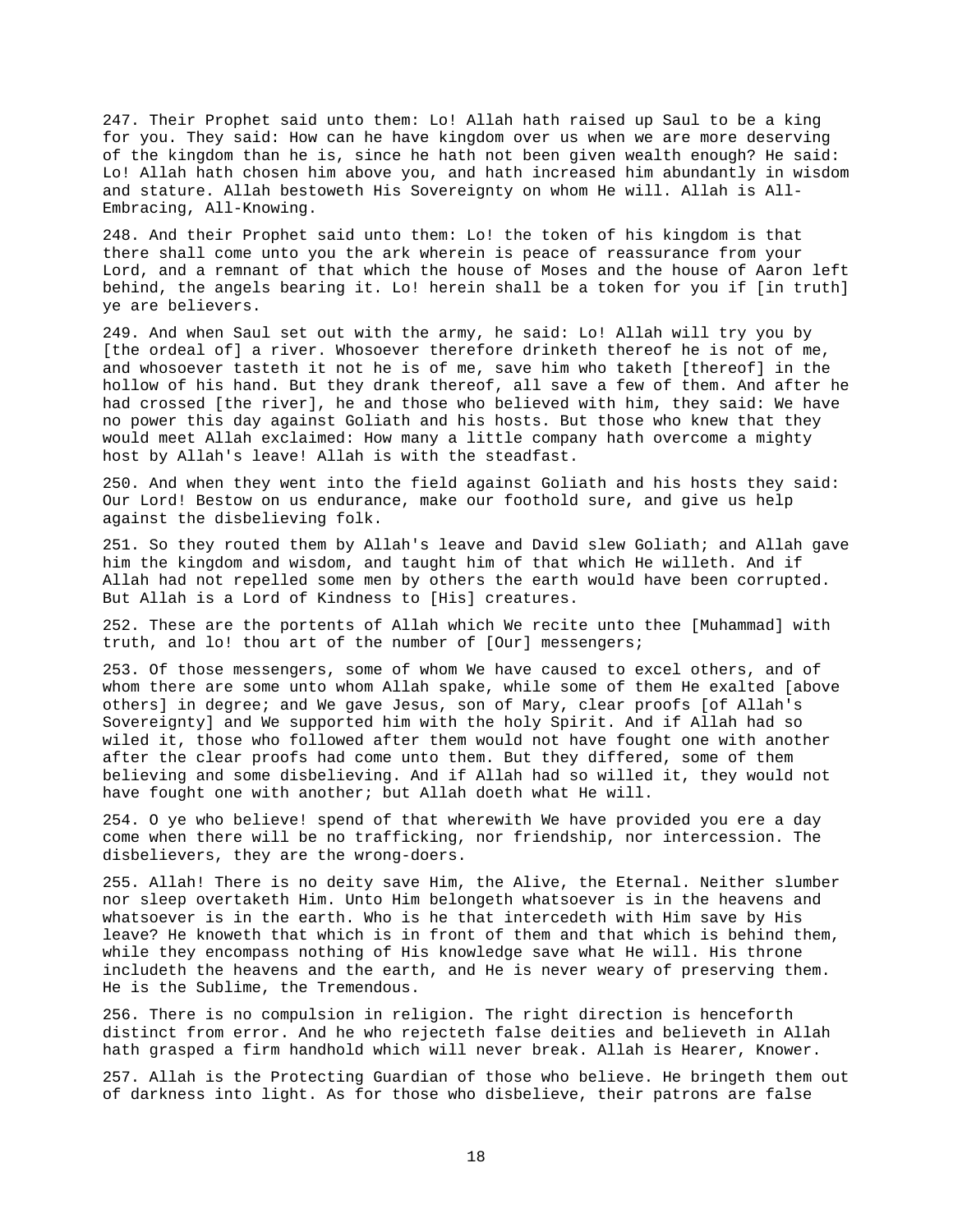247. Their Prophet said unto them: Lo! Allah hath raised up Saul to be a king for you. They said: How can he have kingdom over us when we are more deserving of the kingdom than he is, since he hath not been given wealth enough? He said: Lo! Allah hath chosen him above you, and hath increased him abundantly in wisdom and stature. Allah bestoweth His Sovereignty on whom He will. Allah is All-Embracing, All-Knowing.

248. And their Prophet said unto them: Lo! the token of his kingdom is that there shall come unto you the ark wherein is peace of reassurance from your Lord, and a remnant of that which the house of Moses and the house of Aaron left behind, the angels bearing it. Lo! herein shall be a token for you if [in truth] ye are believers.

249. And when Saul set out with the army, he said: Lo! Allah will try you by [the ordeal of] a river. Whosoever therefore drinketh thereof he is not of me, and whosoever tasteth it not he is of me, save him who taketh [thereof] in the hollow of his hand. But they drank thereof, all save a few of them. And after he had crossed [the river], he and those who believed with him, they said: We have no power this day against Goliath and his hosts. But those who knew that they would meet Allah exclaimed: How many a little company hath overcome a mighty host by Allah's leave! Allah is with the steadfast.

250. And when they went into the field against Goliath and his hosts they said: Our Lord! Bestow on us endurance, make our foothold sure, and give us help against the disbelieving folk.

251. So they routed them by Allah's leave and David slew Goliath; and Allah gave him the kingdom and wisdom, and taught him of that which He willeth. And if Allah had not repelled some men by others the earth would have been corrupted. But Allah is a Lord of Kindness to [His] creatures.

252. These are the portents of Allah which We recite unto thee [Muhammad] with truth, and lo! thou art of the number of [Our] messengers;

253. Of those messengers, some of whom We have caused to excel others, and of whom there are some unto whom Allah spake, while some of them He exalted [above others] in degree; and We gave Jesus, son of Mary, clear proofs [of Allah's Sovereignty] and We supported him with the holy Spirit. And if Allah had so wiled it, those who followed after them would not have fought one with another after the clear proofs had come unto them. But they differed, some of them believing and some disbelieving. And if Allah had so willed it, they would not have fought one with another; but Allah doeth what He will.

254. O ye who believe! spend of that wherewith We have provided you ere a day come when there will be no trafficking, nor friendship, nor intercession. The disbelievers, they are the wrong-doers.

255. Allah! There is no deity save Him, the Alive, the Eternal. Neither slumber nor sleep overtaketh Him. Unto Him belongeth whatsoever is in the heavens and whatsoever is in the earth. Who is he that intercedeth with Him save by His leave? He knoweth that which is in front of them and that which is behind them, while they encompass nothing of His knowledge save what He will. His throne includeth the heavens and the earth, and He is never weary of preserving them. He is the Sublime, the Tremendous.

256. There is no compulsion in religion. The right direction is henceforth distinct from error. And he who rejecteth false deities and believeth in Allah hath grasped a firm handhold which will never break. Allah is Hearer, Knower.

257. Allah is the Protecting Guardian of those who believe. He bringeth them out of darkness into light. As for those who disbelieve, their patrons are false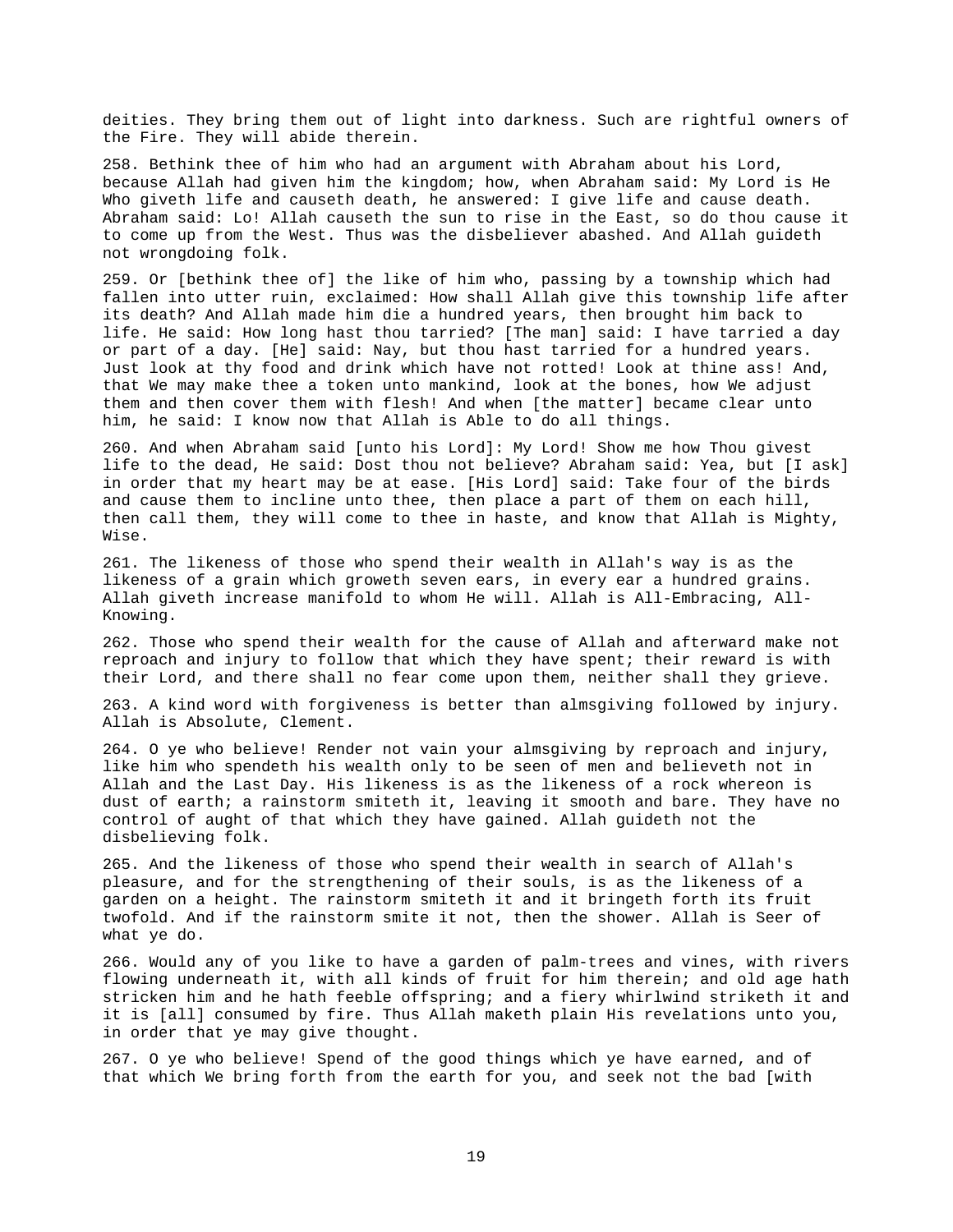deities. They bring them out of light into darkness. Such are rightful owners of the Fire. They will abide therein.

258. Bethink thee of him who had an argument with Abraham about his Lord, because Allah had given him the kingdom; how, when Abraham said: My Lord is He Who giveth life and causeth death, he answered: I give life and cause death. Abraham said: Lo! Allah causeth the sun to rise in the East, so do thou cause it to come up from the West. Thus was the disbeliever abashed. And Allah guideth not wrongdoing folk.

259. Or [bethink thee of] the like of him who, passing by a township which had fallen into utter ruin, exclaimed: How shall Allah give this township life after its death? And Allah made him die a hundred years, then brought him back to life. He said: How long hast thou tarried? [The man] said: I have tarried a day or part of a day. [He] said: Nay, but thou hast tarried for a hundred years. Just look at thy food and drink which have not rotted! Look at thine ass! And, that We may make thee a token unto mankind, look at the bones, how We adjust them and then cover them with flesh! And when [the matter] became clear unto him, he said: I know now that Allah is Able to do all things.

260. And when Abraham said [unto his Lord]: My Lord! Show me how Thou givest life to the dead, He said: Dost thou not believe? Abraham said: Yea, but [I ask] in order that my heart may be at ease. [His Lord] said: Take four of the birds and cause them to incline unto thee, then place a part of them on each hill, then call them, they will come to thee in haste, and know that Allah is Mighty, Wise.

261. The likeness of those who spend their wealth in Allah's way is as the likeness of a grain which groweth seven ears, in every ear a hundred grains. Allah giveth increase manifold to whom He will. Allah is All-Embracing, All-Knowing.

262. Those who spend their wealth for the cause of Allah and afterward make not reproach and injury to follow that which they have spent; their reward is with their Lord, and there shall no fear come upon them, neither shall they grieve.

263. A kind word with forgiveness is better than almsgiving followed by injury. Allah is Absolute, Clement.

264. O ye who believe! Render not vain your almsgiving by reproach and injury, like him who spendeth his wealth only to be seen of men and believeth not in Allah and the Last Day. His likeness is as the likeness of a rock whereon is dust of earth; a rainstorm smiteth it, leaving it smooth and bare. They have no control of aught of that which they have gained. Allah guideth not the disbelieving folk.

265. And the likeness of those who spend their wealth in search of Allah's pleasure, and for the strengthening of their souls, is as the likeness of a garden on a height. The rainstorm smiteth it and it bringeth forth its fruit twofold. And if the rainstorm smite it not, then the shower. Allah is Seer of what ye do.

266. Would any of you like to have a garden of palm-trees and vines, with rivers flowing underneath it, with all kinds of fruit for him therein; and old age hath stricken him and he hath feeble offspring; and a fiery whirlwind striketh it and it is [all] consumed by fire. Thus Allah maketh plain His revelations unto you, in order that ye may give thought.

267. O ye who believe! Spend of the good things which ye have earned, and of that which We bring forth from the earth for you, and seek not the bad [with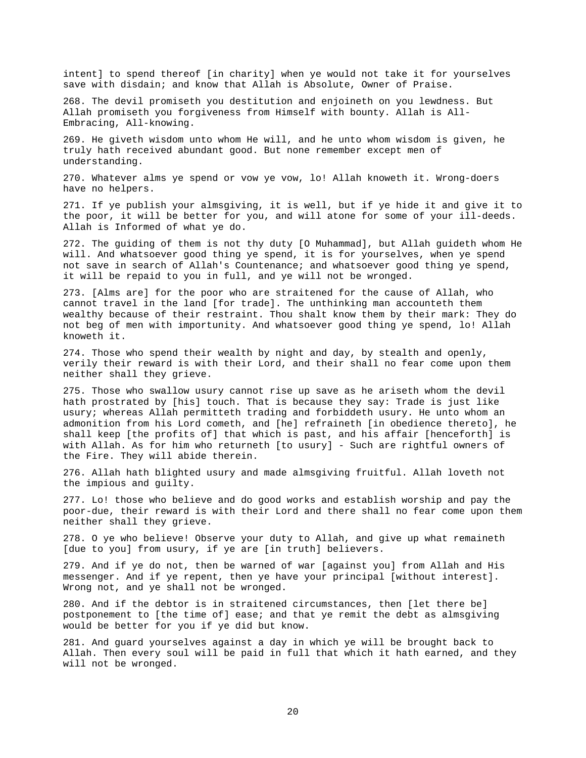intent] to spend thereof [in charity] when ye would not take it for yourselves save with disdain; and know that Allah is Absolute, Owner of Praise.

268. The devil promiseth you destitution and enjoineth on you lewdness. But Allah promiseth you forgiveness from Himself with bounty. Allah is All-Embracing, All-knowing.

269. He giveth wisdom unto whom He will, and he unto whom wisdom is given, he truly hath received abundant good. But none remember except men of understanding.

270. Whatever alms ye spend or vow ye vow, lo! Allah knoweth it. Wrong-doers have no helpers.

271. If ye publish your almsgiving, it is well, but if ye hide it and give it to the poor, it will be better for you, and will atone for some of your ill-deeds. Allah is Informed of what ye do.

272. The guiding of them is not thy duty [O Muhammad], but Allah guideth whom He will. And whatsoever good thing ye spend, it is for yourselves, when ye spend not save in search of Allah's Countenance; and whatsoever good thing ye spend, it will be repaid to you in full, and ye will not be wronged.

273. [Alms are] for the poor who are straitened for the cause of Allah, who cannot travel in the land [for trade]. The unthinking man accounteth them wealthy because of their restraint. Thou shalt know them by their mark: They do not beg of men with importunity. And whatsoever good thing ye spend, lo! Allah knoweth it.

274. Those who spend their wealth by night and day, by stealth and openly, verily their reward is with their Lord, and their shall no fear come upon them neither shall they grieve.

275. Those who swallow usury cannot rise up save as he ariseth whom the devil hath prostrated by [his] touch. That is because they say: Trade is just like usury; whereas Allah permitteth trading and forbiddeth usury. He unto whom an admonition from his Lord cometh, and [he] refraineth [in obedience thereto], he shall keep [the profits of] that which is past, and his affair [henceforth] is with Allah. As for him who returneth [to usury] - Such are rightful owners of the Fire. They will abide therein.

276. Allah hath blighted usury and made almsgiving fruitful. Allah loveth not the impious and guilty.

277. Lo! those who believe and do good works and establish worship and pay the poor-due, their reward is with their Lord and there shall no fear come upon them neither shall they grieve.

278. O ye who believe! Observe your duty to Allah, and give up what remaineth [due to you] from usury, if ye are [in truth] believers.

279. And if ye do not, then be warned of war [against you] from Allah and His messenger. And if ye repent, then ye have your principal [without interest]. Wrong not, and ye shall not be wronged.

280. And if the debtor is in straitened circumstances, then [let there be] postponement to [the time of] ease; and that ye remit the debt as almsgiving would be better for you if ye did but know.

281. And guard yourselves against a day in which ye will be brought back to Allah. Then every soul will be paid in full that which it hath earned, and they will not be wronged.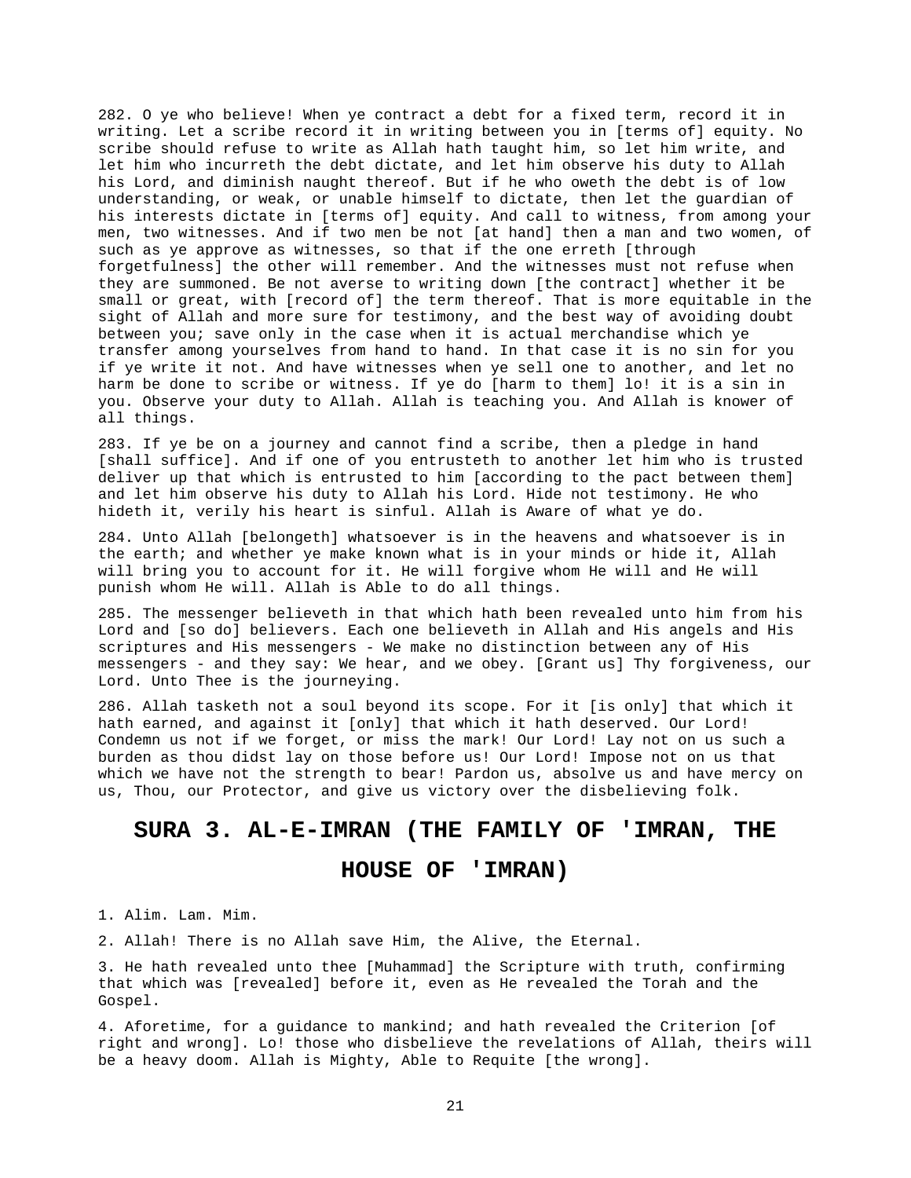282. O ye who believe! When ye contract a debt for a fixed term, record it in writing. Let a scribe record it in writing between you in [terms of] equity. No scribe should refuse to write as Allah hath taught him, so let him write, and let him who incurreth the debt dictate, and let him observe his duty to Allah his Lord, and diminish naught thereof. But if he who oweth the debt is of low understanding, or weak, or unable himself to dictate, then let the guardian of his interests dictate in [terms of] equity. And call to witness, from among your men, two witnesses. And if two men be not [at hand] then a man and two women, of such as ye approve as witnesses, so that if the one erreth [through forgetfulness] the other will remember. And the witnesses must not refuse when they are summoned. Be not averse to writing down [the contract] whether it be small or great, with [record of] the term thereof. That is more equitable in the sight of Allah and more sure for testimony, and the best way of avoiding doubt between you; save only in the case when it is actual merchandise which ye transfer among yourselves from hand to hand. In that case it is no sin for you if ye write it not. And have witnesses when ye sell one to another, and let no harm be done to scribe or witness. If ye do [harm to them] lo! it is a sin in you. Observe your duty to Allah. Allah is teaching you. And Allah is knower of all things.

283. If ye be on a journey and cannot find a scribe, then a pledge in hand [shall suffice]. And if one of you entrusteth to another let him who is trusted deliver up that which is entrusted to him [according to the pact between them] and let him observe his duty to Allah his Lord. Hide not testimony. He who hideth it, verily his heart is sinful. Allah is Aware of what ye do.

284. Unto Allah [belongeth] whatsoever is in the heavens and whatsoever is in the earth; and whether ye make known what is in your minds or hide it, Allah will bring you to account for it. He will forgive whom He will and He will punish whom He will. Allah is Able to do all things.

285. The messenger believeth in that which hath been revealed unto him from his Lord and [so do] believers. Each one believeth in Allah and His angels and His scriptures and His messengers - We make no distinction between any of His messengers - and they say: We hear, and we obey. [Grant us] Thy forgiveness, our Lord. Unto Thee is the journeying.

286. Allah tasketh not a soul beyond its scope. For it [is only] that which it hath earned, and against it [only] that which it hath deserved. Our Lord! Condemn us not if we forget, or miss the mark! Our Lord! Lay not on us such a burden as thou didst lay on those before us! Our Lord! Impose not on us that which we have not the strength to bear! Pardon us, absolve us and have mercy on us, Thou, our Protector, and give us victory over the disbelieving folk.

# SURA 3. AL-E-IMRAN (THE FAMILY OF 'IMRAN, THE HOUSE OF 'IMRAN)

1. Alim. Lam. Mim.

2. Allah! There is no Allah save Him, the Alive, the Eternal.

3. He hath revealed unto thee [Muhammad] the Scripture with truth, confirming that which was [revealed] before it, even as He revealed the Torah and the Gospel.

4. Aforetime, for a guidance to mankind; and hath revealed the Criterion [of right and wrong]. Lo! those who disbelieve the revelations of Allah, theirs will be a heavy doom. Allah is Mighty, Able to Requite [the wrong].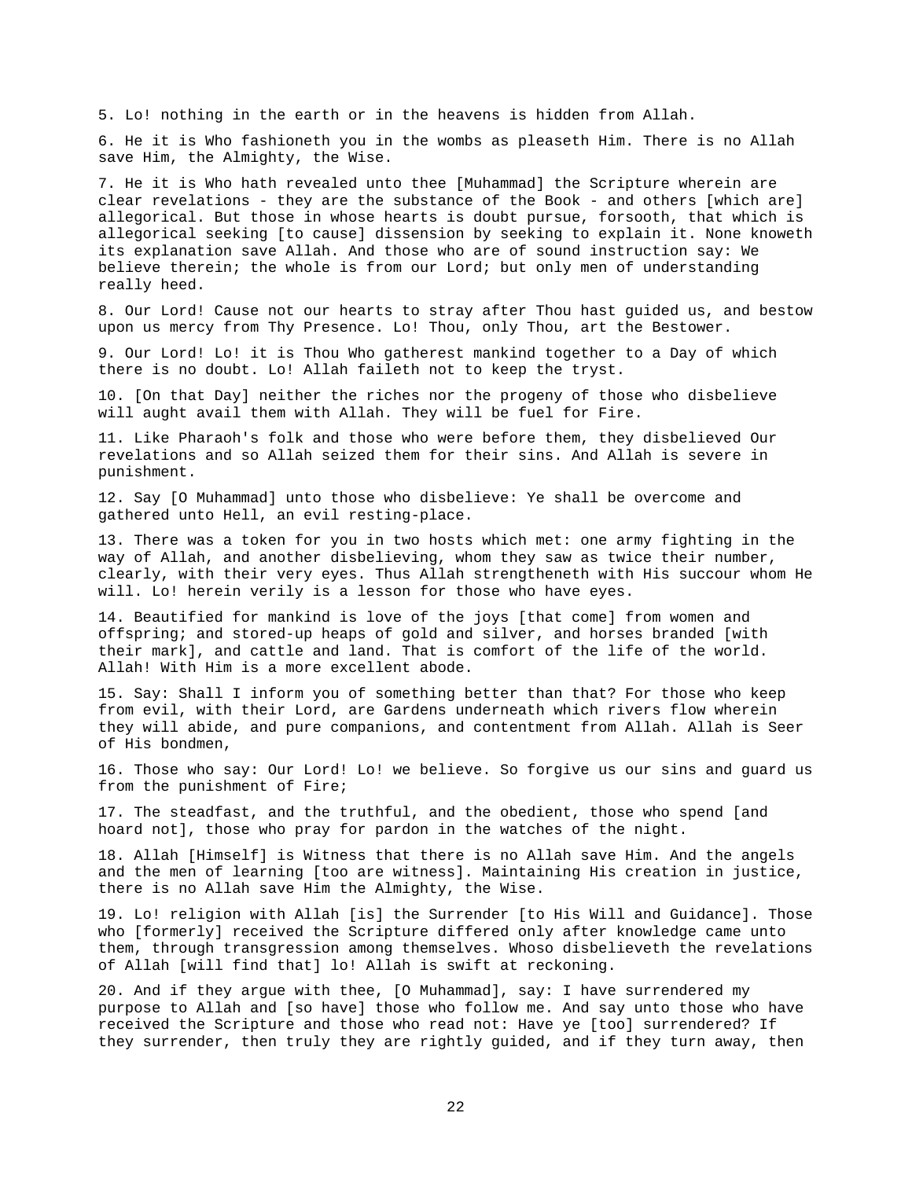5. Lo! nothing in the earth or in the heavens is hidden from Allah.

6. He it is Who fashioneth you in the wombs as pleaseth Him. There is no Allah save Him, the Almighty, the Wise.

7. He it is Who hath revealed unto thee [Muhammad] the Scripture wherein are clear revelations - they are the substance of the Book - and others [which are] allegorical. But those in whose hearts is doubt pursue, forsooth, that which is allegorical seeking [to cause] dissension by seeking to explain it. None knoweth its explanation save Allah. And those who are of sound instruction say: We believe therein; the whole is from our Lord; but only men of understanding really heed.

8. Our Lord! Cause not our hearts to stray after Thou hast guided us, and bestow upon us mercy from Thy Presence. Lo! Thou, only Thou, art the Bestower.

9. Our Lord! Lo! it is Thou Who gatherest mankind together to a Day of which there is no doubt. Lo! Allah faileth not to keep the tryst.

10. [On that Day] neither the riches nor the progeny of those who disbelieve will aught avail them with Allah. They will be fuel for Fire.

11. Like Pharaoh's folk and those who were before them, they disbelieved Our revelations and so Allah seized them for their sins. And Allah is severe in punishment.

12. Say [O Muhammad] unto those who disbelieve: Ye shall be overcome and gathered unto Hell, an evil resting-place.

13. There was a token for you in two hosts which met: one army fighting in the way of Allah, and another disbelieving, whom they saw as twice their number, clearly, with their very eyes. Thus Allah strengtheneth with His succour whom He will. Lo! herein verily is a lesson for those who have eyes.

14. Beautified for mankind is love of the joys [that come] from women and offspring; and stored-up heaps of gold and silver, and horses branded [with their mark], and cattle and land. That is comfort of the life of the world. Allah! With Him is a more excellent abode.

15. Say: Shall I inform you of something better than that? For those who keep from evil, with their Lord, are Gardens underneath which rivers flow wherein they will abide, and pure companions, and contentment from Allah. Allah is Seer of His bondmen,

16. Those who say: Our Lord! Lo! we believe. So forgive us our sins and guard us from the punishment of Fire;

17. The steadfast, and the truthful, and the obedient, those who spend [and hoard not], those who pray for pardon in the watches of the night.

18. Allah [Himself] is Witness that there is no Allah save Him. And the angels and the men of learning [too are witness]. Maintaining His creation in justice, there is no Allah save Him the Almighty, the Wise.

19. Lo! religion with Allah [is] the Surrender [to His Will and Guidance]. Those who [formerly] received the Scripture differed only after knowledge came unto them, through transgression among themselves. Whoso disbelieveth the revelations of Allah [will find that] lo! Allah is swift at reckoning.

20. And if they argue with thee, [O Muhammad], say: I have surrendered my purpose to Allah and [so have] those who follow me. And say unto those who have received the Scripture and those who read not: Have ye [too] surrendered? If they surrender, then truly they are rightly guided, and if they turn away, then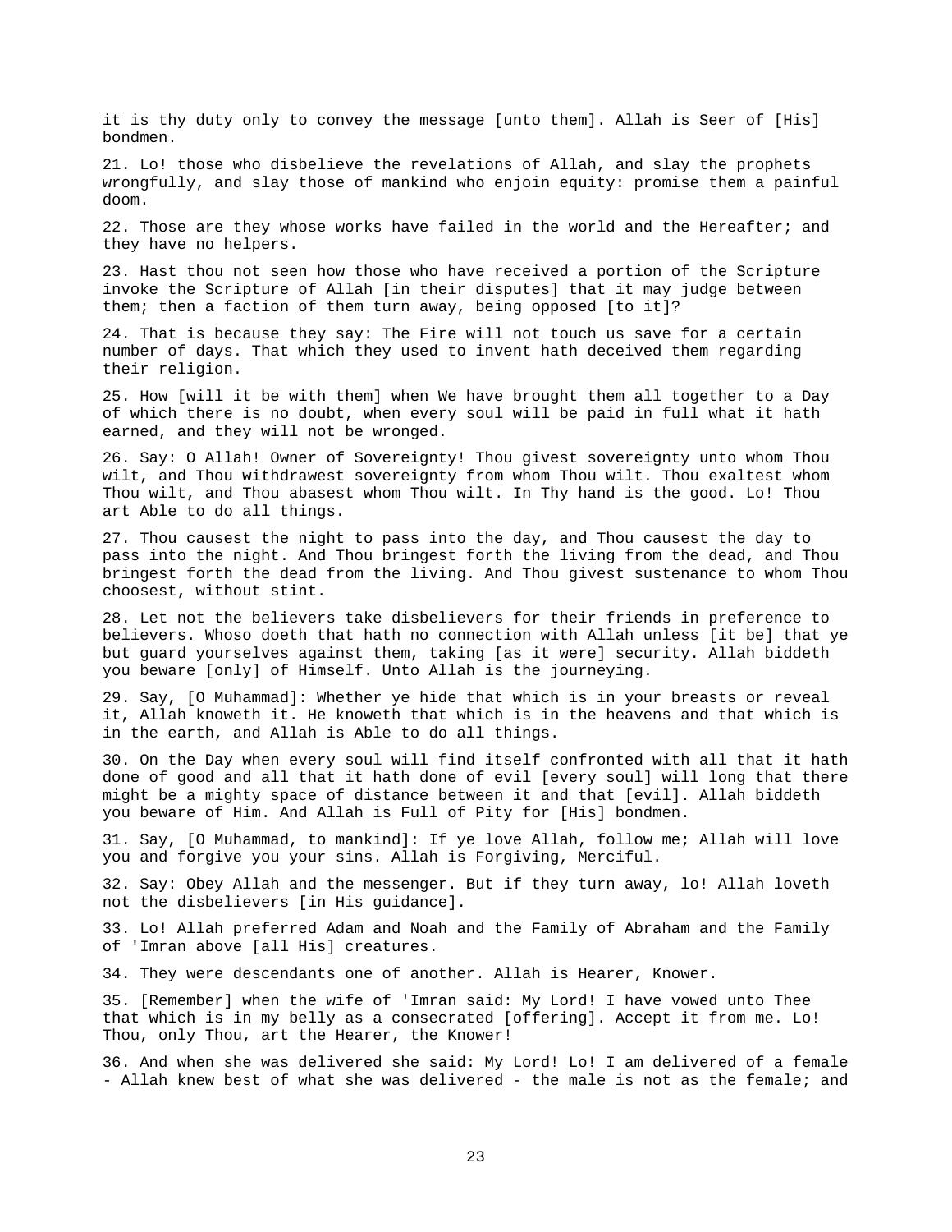it is thy duty only to convey the message [unto them]. Allah is Seer of [His] bondmen.

21. Lo! those who disbelieve the revelations of Allah, and slay the prophets wrongfully, and slay those of mankind who enjoin equity: promise them a painful doom.

22. Those are they whose works have failed in the world and the Hereafter; and they have no helpers.

23. Hast thou not seen how those who have received a portion of the Scripture invoke the Scripture of Allah [in their disputes] that it may judge between them; then a faction of them turn away, being opposed [to it]?

24. That is because they say: The Fire will not touch us save for a certain number of days. That which they used to invent hath deceived them regarding their religion.

25. How [will it be with them] when We have brought them all together to a Day of which there is no doubt, when every soul will be paid in full what it hath earned, and they will not be wronged.

26. Say: O Allah! Owner of Sovereignty! Thou givest sovereignty unto whom Thou wilt, and Thou withdrawest sovereignty from whom Thou wilt. Thou exaltest whom Thou wilt, and Thou abasest whom Thou wilt. In Thy hand is the good. Lo! Thou art Able to do all things.

27. Thou causest the night to pass into the day, and Thou causest the day to pass into the night. And Thou bringest forth the living from the dead, and Thou bringest forth the dead from the living. And Thou givest sustenance to whom Thou choosest, without stint.

28. Let not the believers take disbelievers for their friends in preference to believers. Whoso doeth that hath no connection with Allah unless [it be] that ye but guard yourselves against them, taking [as it were] security. Allah biddeth you beware [only] of Himself. Unto Allah is the journeying.

29. Say, [O Muhammad]: Whether ye hide that which is in your breasts or reveal it, Allah knoweth it. He knoweth that which is in the heavens and that which is in the earth, and Allah is Able to do all things.

30. On the Day when every soul will find itself confronted with all that it hath done of good and all that it hath done of evil [every soul] will long that there might be a mighty space of distance between it and that [evil]. Allah biddeth you beware of Him. And Allah is Full of Pity for [His] bondmen.

31. Say, [O Muhammad, to mankind]: If ye love Allah, follow me; Allah will love you and forgive you your sins. Allah is Forgiving, Merciful.

32. Say: Obey Allah and the messenger. But if they turn away, lo! Allah loveth not the disbelievers [in His guidance].

33. Lo! Allah preferred Adam and Noah and the Family of Abraham and the Family of 'Imran above [all His] creatures.

34. They were descendants one of another. Allah is Hearer, Knower.

35. [Remember] when the wife of 'Imran said: My Lord! I have vowed unto Thee that which is in my belly as a consecrated [offering]. Accept it from me. Lo! Thou, only Thou, art the Hearer, the Knower!

36. And when she was delivered she said: My Lord! Lo! I am delivered of a female - Allah knew best of what she was delivered - the male is not as the female; and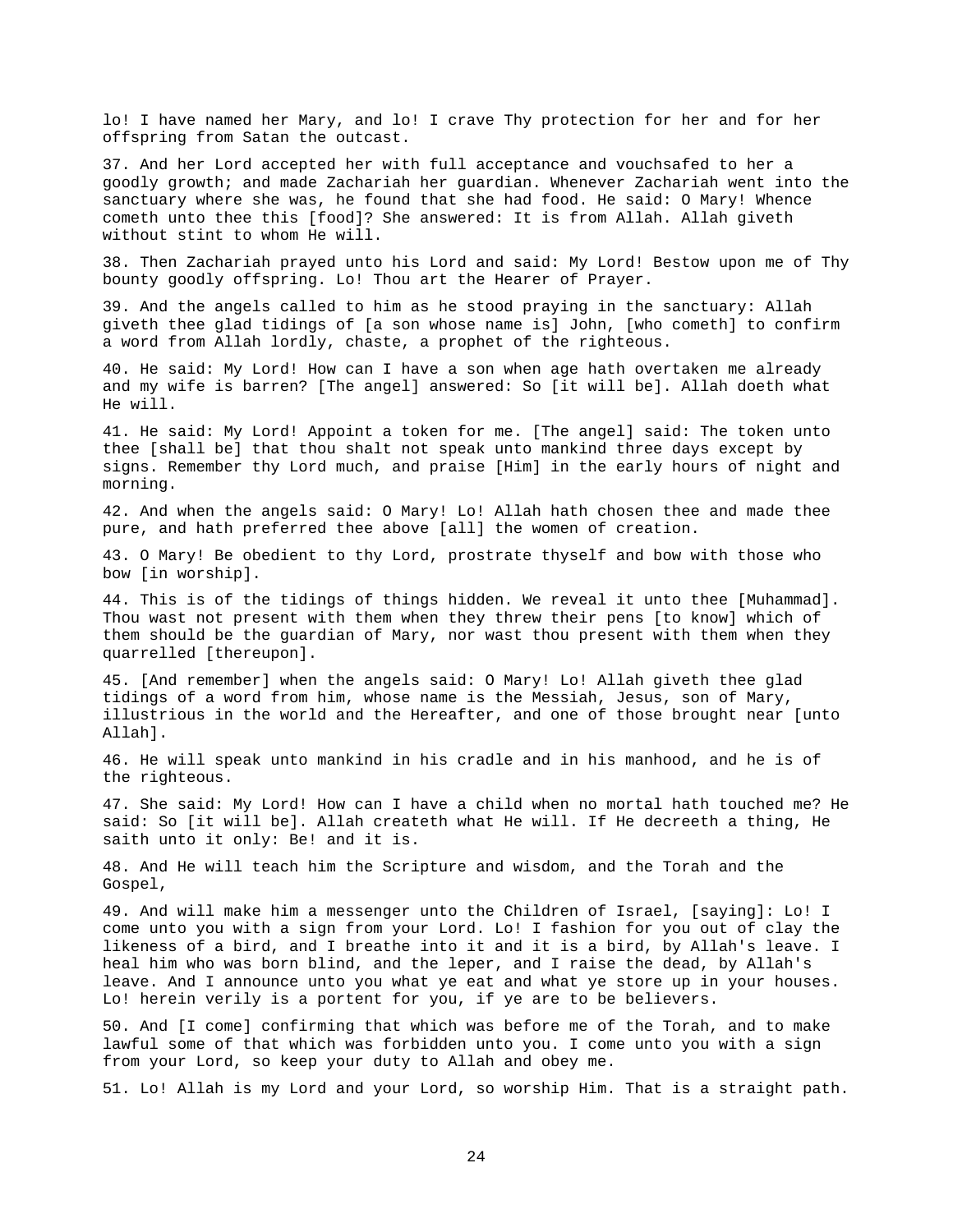lo! I have named her Mary, and lo! I crave Thy protection for her and for her offspring from Satan the outcast.

37. And her Lord accepted her with full acceptance and vouchsafed to her a goodly growth; and made Zachariah her guardian. Whenever Zachariah went into the sanctuary where she was, he found that she had food. He said: O Mary! Whence cometh unto thee this [food]? She answered: It is from Allah. Allah giveth without stint to whom He will.

38. Then Zachariah prayed unto his Lord and said: My Lord! Bestow upon me of Thy bounty goodly offspring. Lo! Thou art the Hearer of Prayer.

39. And the angels called to him as he stood praying in the sanctuary: Allah giveth thee glad tidings of [a son whose name is] John, [who cometh] to confirm a word from Allah lordly, chaste, a prophet of the righteous.

40. He said: My Lord! How can I have a son when age hath overtaken me already and my wife is barren? [The angel] answered: So [it will be]. Allah doeth what He will.

41. He said: My Lord! Appoint a token for me. [The angel] said: The token unto thee [shall be] that thou shalt not speak unto mankind three days except by signs. Remember thy Lord much, and praise [Him] in the early hours of night and morning.

42. And when the angels said: O Mary! Lo! Allah hath chosen thee and made thee pure, and hath preferred thee above [all] the women of creation.

43. O Mary! Be obedient to thy Lord, prostrate thyself and bow with those who bow [in worship].

44. This is of the tidings of things hidden. We reveal it unto thee [Muhammad]. Thou wast not present with them when they threw their pens [to know] which of them should be the guardian of Mary, nor wast thou present with them when they quarrelled [thereupon].

45. [And remember] when the angels said: O Mary! Lo! Allah giveth thee glad tidings of a word from him, whose name is the Messiah, Jesus, son of Mary, illustrious in the world and the Hereafter, and one of those brought near [unto Allah].

46. He will speak unto mankind in his cradle and in his manhood, and he is of the righteous.

47. She said: My Lord! How can I have a child when no mortal hath touched me? He said: So [it will be]. Allah createth what He will. If He decreeth a thing, He saith unto it only: Be! and it is.

48. And He will teach him the Scripture and wisdom, and the Torah and the Gospel,

49. And will make him a messenger unto the Children of Israel, [saying]: Lo! I come unto you with a sign from your Lord. Lo! I fashion for you out of clay the likeness of a bird, and I breathe into it and it is a bird, by Allah's leave. I heal him who was born blind, and the leper, and I raise the dead, by Allah's leave. And I announce unto you what ye eat and what ye store up in your houses. Lo! herein verily is a portent for you, if ye are to be believers.

50. And [I come] confirming that which was before me of the Torah, and to make lawful some of that which was forbidden unto you. I come unto you with a sign from your Lord, so keep your duty to Allah and obey me.

51. Lo! Allah is my Lord and your Lord, so worship Him. That is a straight path.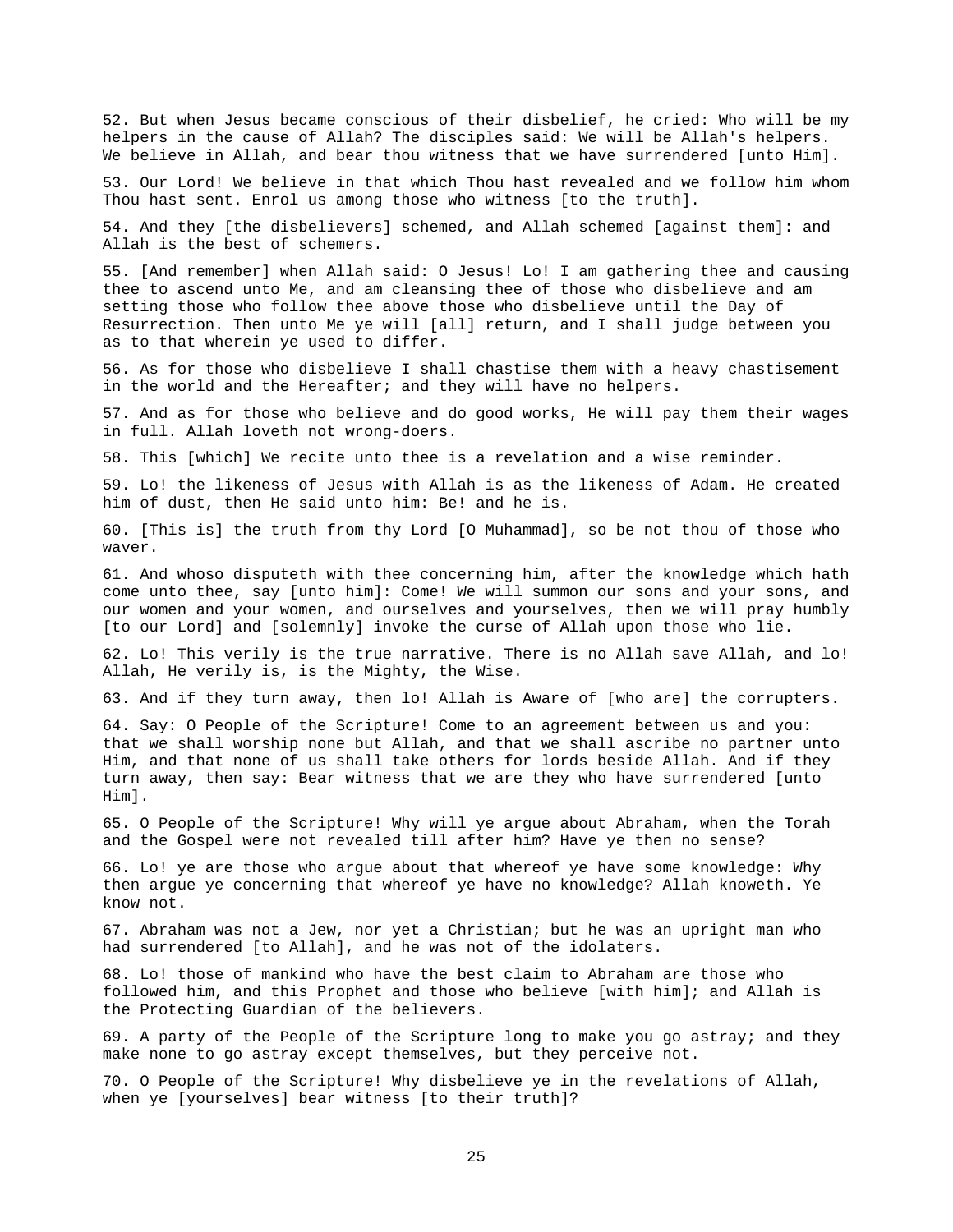52. But when Jesus became conscious of their disbelief, he cried: Who will be my helpers in the cause of Allah? The disciples said: We will be Allah's helpers. We believe in Allah, and bear thou witness that we have surrendered [unto Him].

53. Our Lord! We believe in that which Thou hast revealed and we follow him whom Thou hast sent. Enrol us among those who witness [to the truth].

54. And they [the disbelievers] schemed, and Allah schemed [against them]: and Allah is the best of schemers.

55. [And remember] when Allah said: O Jesus! Lo! I am gathering thee and causing thee to ascend unto Me, and am cleansing thee of those who disbelieve and am setting those who follow thee above those who disbelieve until the Day of Resurrection. Then unto Me ye will [all] return, and I shall judge between you as to that wherein ye used to differ.

56. As for those who disbelieve I shall chastise them with a heavy chastisement in the world and the Hereafter; and they will have no helpers.

57. And as for those who believe and do good works, He will pay them their wages in full. Allah loveth not wrong-doers.

58. This [which] We recite unto thee is a revelation and a wise reminder.

59. Lo! the likeness of Jesus with Allah is as the likeness of Adam. He created him of dust, then He said unto him: Be! and he is.

60. [This is] the truth from thy Lord [O Muhammad], so be not thou of those who waver.

61. And whoso disputeth with thee concerning him, after the knowledge which hath come unto thee, say [unto him]: Come! We will summon our sons and your sons, and our women and your women, and ourselves and yourselves, then we will pray humbly [to our Lord] and [solemnly] invoke the curse of Allah upon those who lie.

62. Lo! This verily is the true narrative. There is no Allah save Allah, and lo! Allah, He verily is, is the Mighty, the Wise.

63. And if they turn away, then lo! Allah is Aware of [who are] the corrupters.

64. Say: O People of the Scripture! Come to an agreement between us and you: that we shall worship none but Allah, and that we shall ascribe no partner unto Him, and that none of us shall take others for lords beside Allah. And if they turn away, then say: Bear witness that we are they who have surrendered [unto Him].

65. O People of the Scripture! Why will ye argue about Abraham, when the Torah and the Gospel were not revealed till after him? Have ye then no sense?

66. Lo! ye are those who argue about that whereof ye have some knowledge: Why then argue ye concerning that whereof ye have no knowledge? Allah knoweth. Ye know not.

67. Abraham was not a Jew, nor yet a Christian; but he was an upright man who had surrendered [to Allah], and he was not of the idolaters.

68. Lo! those of mankind who have the best claim to Abraham are those who followed him, and this Prophet and those who believe [with him]; and Allah is the Protecting Guardian of the believers.

69. A party of the People of the Scripture long to make you go astray; and they make none to go astray except themselves, but they perceive not.

70. O People of the Scripture! Why disbelieve ye in the revelations of Allah, when ye [yourselves] bear witness [to their truth]?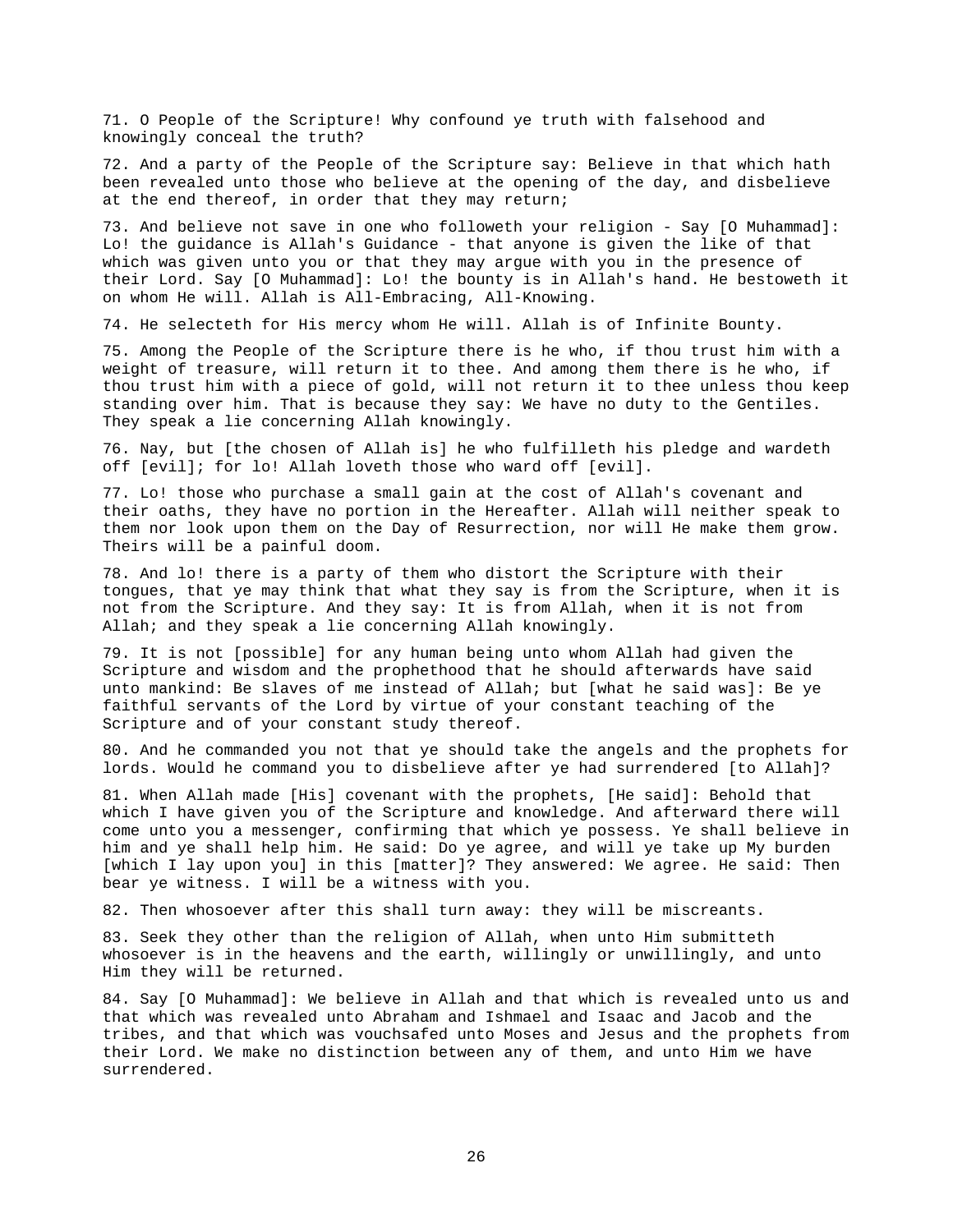71. O People of the Scripture! Why confound ye truth with falsehood and knowingly conceal the truth?

72. And a party of the People of the Scripture say: Believe in that which hath been revealed unto those who believe at the opening of the day, and disbelieve at the end thereof, in order that they may return;

73. And believe not save in one who followeth your religion - Say [O Muhammad]: Lo! the guidance is Allah's Guidance - that anyone is given the like of that which was given unto you or that they may argue with you in the presence of their Lord. Say [O Muhammad]: Lo! the bounty is in Allah's hand. He bestoweth it on whom He will. Allah is All-Embracing, All-Knowing.

74. He selecteth for His mercy whom He will. Allah is of Infinite Bounty.

75. Among the People of the Scripture there is he who, if thou trust him with a weight of treasure, will return it to thee. And among them there is he who, if thou trust him with a piece of gold, will not return it to thee unless thou keep standing over him. That is because they say: We have no duty to the Gentiles. They speak a lie concerning Allah knowingly.

76. Nay, but [the chosen of Allah is] he who fulfilleth his pledge and wardeth off [evil]; for lo! Allah loveth those who ward off [evil].

77. Lo! those who purchase a small gain at the cost of Allah's covenant and their oaths, they have no portion in the Hereafter. Allah will neither speak to them nor look upon them on the Day of Resurrection, nor will He make them grow. Theirs will be a painful doom.

78. And lo! there is a party of them who distort the Scripture with their tongues, that ye may think that what they say is from the Scripture, when it is not from the Scripture. And they say: It is from Allah, when it is not from Allah; and they speak a lie concerning Allah knowingly.

79. It is not [possible] for any human being unto whom Allah had given the Scripture and wisdom and the prophethood that he should afterwards have said unto mankind: Be slaves of me instead of Allah; but [what he said was]: Be ye faithful servants of the Lord by virtue of your constant teaching of the Scripture and of your constant study thereof.

80. And he commanded you not that ye should take the angels and the prophets for lords. Would he command you to disbelieve after ye had surrendered [to Allah]?

81. When Allah made [His] covenant with the prophets, [He said]: Behold that which I have given you of the Scripture and knowledge. And afterward there will come unto you a messenger, confirming that which ye possess. Ye shall believe in him and ye shall help him. He said: Do ye agree, and will ye take up My burden [which I lay upon you] in this [matter]? They answered: We agree. He said: Then bear ye witness. I will be a witness with you.

82. Then whosoever after this shall turn away: they will be miscreants.

83. Seek they other than the religion of Allah, when unto Him submitteth whosoever is in the heavens and the earth, willingly or unwillingly, and unto Him they will be returned.

84. Say [O Muhammad]: We believe in Allah and that which is revealed unto us and that which was revealed unto Abraham and Ishmael and Isaac and Jacob and the tribes, and that which was vouchsafed unto Moses and Jesus and the prophets from their Lord. We make no distinction between any of them, and unto Him we have surrendered.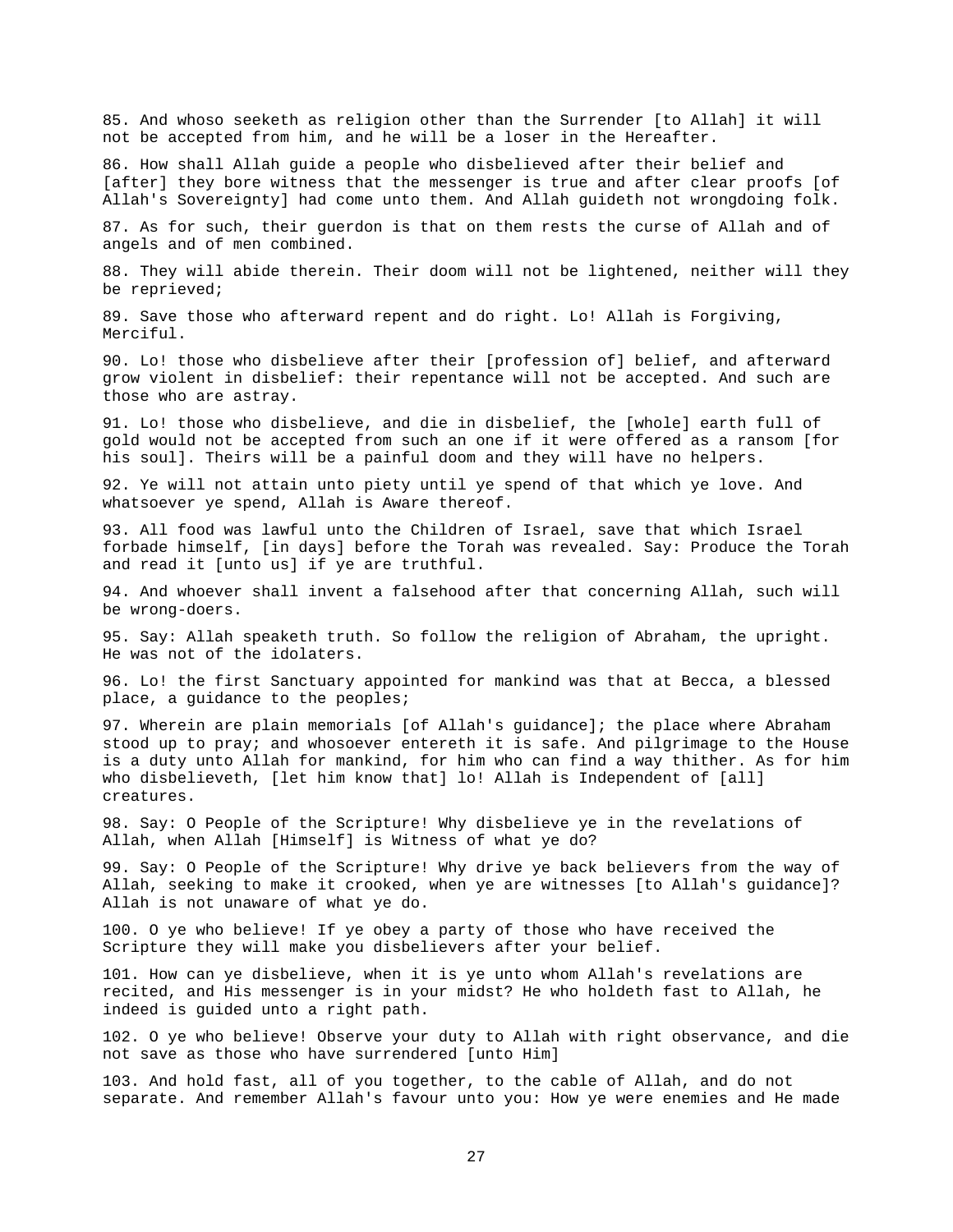85. And whoso seeketh as religion other than the Surrender [to Allah] it will not be accepted from him, and he will be a loser in the Hereafter.

86. How shall Allah guide a people who disbelieved after their belief and [after] they bore witness that the messenger is true and after clear proofs [of Allah's Sovereignty] had come unto them. And Allah guideth not wrongdoing folk.

87. As for such, their guerdon is that on them rests the curse of Allah and of angels and of men combined.

88. They will abide therein. Their doom will not be lightened, neither will they be reprieved;

89. Save those who afterward repent and do right. Lo! Allah is Forgiving, Merciful.

90. Lo! those who disbelieve after their [profession of] belief, and afterward grow violent in disbelief: their repentance will not be accepted. And such are those who are astray.

91. Lo! those who disbelieve, and die in disbelief, the [whole] earth full of gold would not be accepted from such an one if it were offered as a ransom [for his soul]. Theirs will be a painful doom and they will have no helpers.

92. Ye will not attain unto piety until ye spend of that which ye love. And whatsoever ye spend, Allah is Aware thereof.

93. All food was lawful unto the Children of Israel, save that which Israel forbade himself, [in days] before the Torah was revealed. Say: Produce the Torah and read it [unto us] if ye are truthful.

94. And whoever shall invent a falsehood after that concerning Allah, such will be wrong-doers.

95. Say: Allah speaketh truth. So follow the religion of Abraham, the upright. He was not of the idolaters.

96. Lo! the first Sanctuary appointed for mankind was that at Becca, a blessed place, a guidance to the peoples;

97. Wherein are plain memorials [of Allah's guidance]; the place where Abraham stood up to pray; and whosoever entereth it is safe. And pilgrimage to the House is a duty unto Allah for mankind, for him who can find a way thither. As for him who disbelieveth, [let him know that] lo! Allah is Independent of [all] creatures.

98. Say: O People of the Scripture! Why disbelieve ye in the revelations of Allah, when Allah [Himself] is Witness of what ye do?

99. Say: O People of the Scripture! Why drive ye back believers from the way of Allah, seeking to make it crooked, when ye are witnesses [to Allah's guidance]? Allah is not unaware of what ye do.

100. O ye who believe! If ye obey a party of those who have received the Scripture they will make you disbelievers after your belief.

101. How can ye disbelieve, when it is ye unto whom Allah's revelations are recited, and His messenger is in your midst? He who holdeth fast to Allah, he indeed is guided unto a right path.

102. O ye who believe! Observe your duty to Allah with right observance, and die not save as those who have surrendered [unto Him]

103. And hold fast, all of you together, to the cable of Allah, and do not separate. And remember Allah's favour unto you: How ye were enemies and He made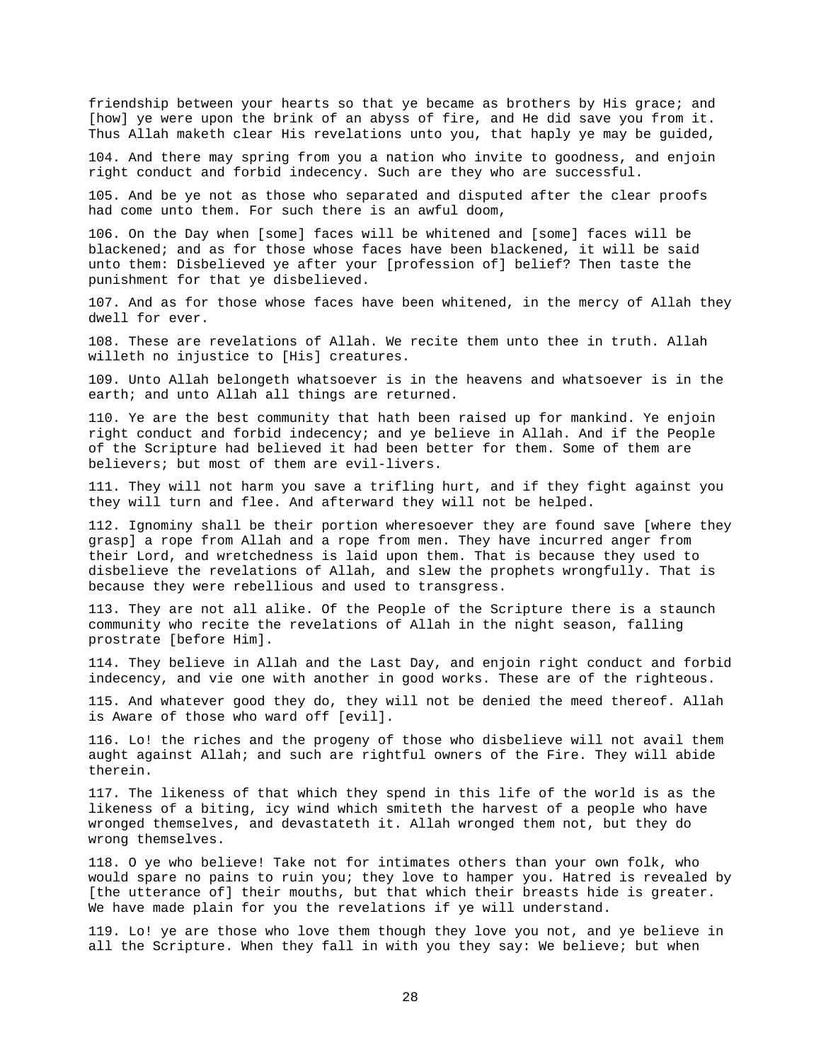friendship between your hearts so that ye became as brothers by His grace; and [how] ye were upon the brink of an abyss of fire, and He did save you from it. Thus Allah maketh clear His revelations unto you, that haply ye may be guided,

104. And there may spring from you a nation who invite to goodness, and enjoin right conduct and forbid indecency. Such are they who are successful.

105. And be ye not as those who separated and disputed after the clear proofs had come unto them. For such there is an awful doom,

106. On the Day when [some] faces will be whitened and [some] faces will be blackened; and as for those whose faces have been blackened, it will be said unto them: Disbelieved ye after your [profession of] belief? Then taste the punishment for that ye disbelieved.

107. And as for those whose faces have been whitened, in the mercy of Allah they dwell for ever.

108. These are revelations of Allah. We recite them unto thee in truth. Allah willeth no injustice to [His] creatures.

109. Unto Allah belongeth whatsoever is in the heavens and whatsoever is in the earth; and unto Allah all things are returned.

110. Ye are the best community that hath been raised up for mankind. Ye enjoin right conduct and forbid indecency; and ye believe in Allah. And if the People of the Scripture had believed it had been better for them. Some of them are believers; but most of them are evil-livers.

111. They will not harm you save a trifling hurt, and if they fight against you they will turn and flee. And afterward they will not be helped.

112. Ignominy shall be their portion wheresoever they are found save [where they grasp] a rope from Allah and a rope from men. They have incurred anger from their Lord, and wretchedness is laid upon them. That is because they used to disbelieve the revelations of Allah, and slew the prophets wrongfully. That is because they were rebellious and used to transgress.

113. They are not all alike. Of the People of the Scripture there is a staunch community who recite the revelations of Allah in the night season, falling prostrate [before Him].

114. They believe in Allah and the Last Day, and enjoin right conduct and forbid indecency, and vie one with another in good works. These are of the righteous.

115. And whatever good they do, they will not be denied the meed thereof. Allah is Aware of those who ward off [evil].

116. Lo! the riches and the progeny of those who disbelieve will not avail them aught against Allah; and such are rightful owners of the Fire. They will abide therein.

117. The likeness of that which they spend in this life of the world is as the likeness of a biting, icy wind which smiteth the harvest of a people who have wronged themselves, and devastateth it. Allah wronged them not, but they do wrong themselves.

118. O ye who believe! Take not for intimates others than your own folk, who would spare no pains to ruin you; they love to hamper you. Hatred is revealed by [the utterance of] their mouths, but that which their breasts hide is greater. We have made plain for you the revelations if ye will understand.

119. Lo! ye are those who love them though they love you not, and ye believe in all the Scripture. When they fall in with you they say: We believe; but when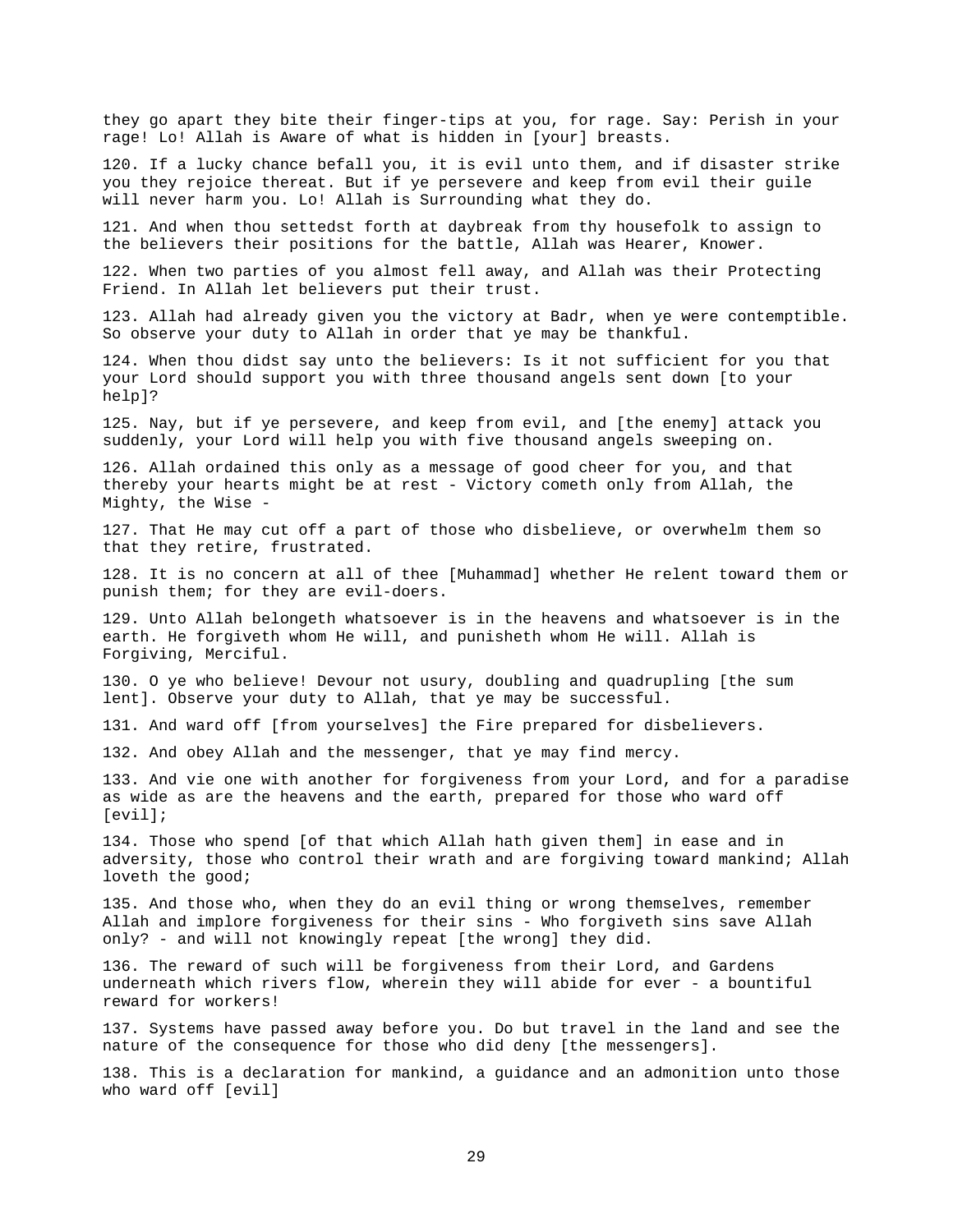they go apart they bite their finger-tips at you, for rage. Say: Perish in your rage! Lo! Allah is Aware of what is hidden in [your] breasts.

120. If a lucky chance befall you, it is evil unto them, and if disaster strike you they rejoice thereat. But if ye persevere and keep from evil their guile will never harm you. Lo! Allah is Surrounding what they do.

121. And when thou settedst forth at daybreak from thy housefolk to assign to the believers their positions for the battle, Allah was Hearer, Knower.

122. When two parties of you almost fell away, and Allah was their Protecting Friend. In Allah let believers put their trust.

123. Allah had already given you the victory at Badr, when ye were contemptible. So observe your duty to Allah in order that ye may be thankful.

124. When thou didst say unto the believers: Is it not sufficient for you that your Lord should support you with three thousand angels sent down [to your help]?

125. Nay, but if ye persevere, and keep from evil, and [the enemy] attack you suddenly, your Lord will help you with five thousand angels sweeping on.

126. Allah ordained this only as a message of good cheer for you, and that thereby your hearts might be at rest - Victory cometh only from Allah, the Mighty, the Wise -

127. That He may cut off a part of those who disbelieve, or overwhelm them so that they retire, frustrated.

128. It is no concern at all of thee [Muhammad] whether He relent toward them or punish them; for they are evil-doers.

129. Unto Allah belongeth whatsoever is in the heavens and whatsoever is in the earth. He forgiveth whom He will, and punisheth whom He will. Allah is Forgiving, Merciful.

130. O ye who believe! Devour not usury, doubling and quadrupling [the sum lent]. Observe your duty to Allah, that ye may be successful.

131. And ward off [from yourselves] the Fire prepared for disbelievers.

132. And obey Allah and the messenger, that ye may find mercy.

133. And vie one with another for forgiveness from your Lord, and for a paradise as wide as are the heavens and the earth, prepared for those who ward off [evil];

134. Those who spend [of that which Allah hath given them] in ease and in adversity, those who control their wrath and are forgiving toward mankind; Allah loveth the good;

135. And those who, when they do an evil thing or wrong themselves, remember Allah and implore forgiveness for their sins - Who forgiveth sins save Allah only? - and will not knowingly repeat [the wrong] they did.

136. The reward of such will be forgiveness from their Lord, and Gardens underneath which rivers flow, wherein they will abide for ever - a bountiful reward for workers!

137. Systems have passed away before you. Do but travel in the land and see the nature of the consequence for those who did deny [the messengers].

138. This is a declaration for mankind, a guidance and an admonition unto those who ward off [evil]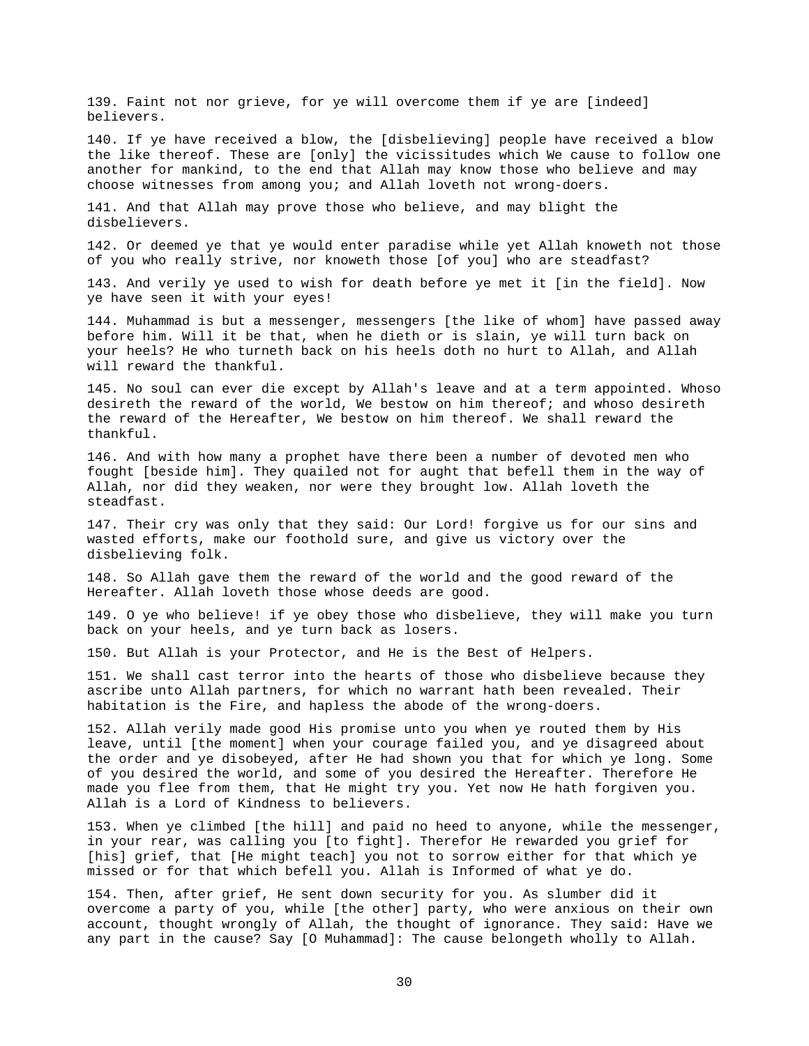139. Faint not nor grieve, for ye will overcome them if ye are [indeed] believers.

140. If ye have received a blow, the [disbelieving] people have received a blow the like thereof. These are [only] the vicissitudes which We cause to follow one another for mankind, to the end that Allah may know those who believe and may choose witnesses from among you; and Allah loveth not wrong-doers.

141. And that Allah may prove those who believe, and may blight the disbelievers.

142. Or deemed ye that ye would enter paradise while yet Allah knoweth not those of you who really strive, nor knoweth those [of you] who are steadfast?

143. And verily ye used to wish for death before ye met it [in the field]. Now ye have seen it with your eyes!

144. Muhammad is but a messenger, messengers [the like of whom] have passed away before him. Will it be that, when he dieth or is slain, ye will turn back on your heels? He who turneth back on his heels doth no hurt to Allah, and Allah will reward the thankful.

145. No soul can ever die except by Allah's leave and at a term appointed. Whoso desireth the reward of the world, We bestow on him thereof; and whoso desireth the reward of the Hereafter, We bestow on him thereof. We shall reward the thankful.

146. And with how many a prophet have there been a number of devoted men who fought [beside him]. They quailed not for aught that befell them in the way of Allah, nor did they weaken, nor were they brought low. Allah loveth the steadfast.

147. Their cry was only that they said: Our Lord! forgive us for our sins and wasted efforts, make our foothold sure, and give us victory over the disbelieving folk.

148. So Allah gave them the reward of the world and the good reward of the Hereafter. Allah loveth those whose deeds are good.

149. O ye who believe! if ye obey those who disbelieve, they will make you turn back on your heels, and ye turn back as losers.

150. But Allah is your Protector, and He is the Best of Helpers.

151. We shall cast terror into the hearts of those who disbelieve because they ascribe unto Allah partners, for which no warrant hath been revealed. Their habitation is the Fire, and hapless the abode of the wrong-doers.

152. Allah verily made good His promise unto you when ye routed them by His leave, until [the moment] when your courage failed you, and ye disagreed about the order and ye disobeyed, after He had shown you that for which ye long. Some of you desired the world, and some of you desired the Hereafter. Therefore He made you flee from them, that He might try you. Yet now He hath forgiven you. Allah is a Lord of Kindness to believers.

153. When ye climbed [the hill] and paid no heed to anyone, while the messenger, in your rear, was calling you [to fight]. Therefor He rewarded you grief for [his] grief, that [He might teach] you not to sorrow either for that which ye missed or for that which befell you. Allah is Informed of what ye do.

154. Then, after grief, He sent down security for you. As slumber did it overcome a party of you, while [the other] party, who were anxious on their own account, thought wrongly of Allah, the thought of ignorance. They said: Have we any part in the cause? Say [O Muhammad]: The cause belongeth wholly to Allah.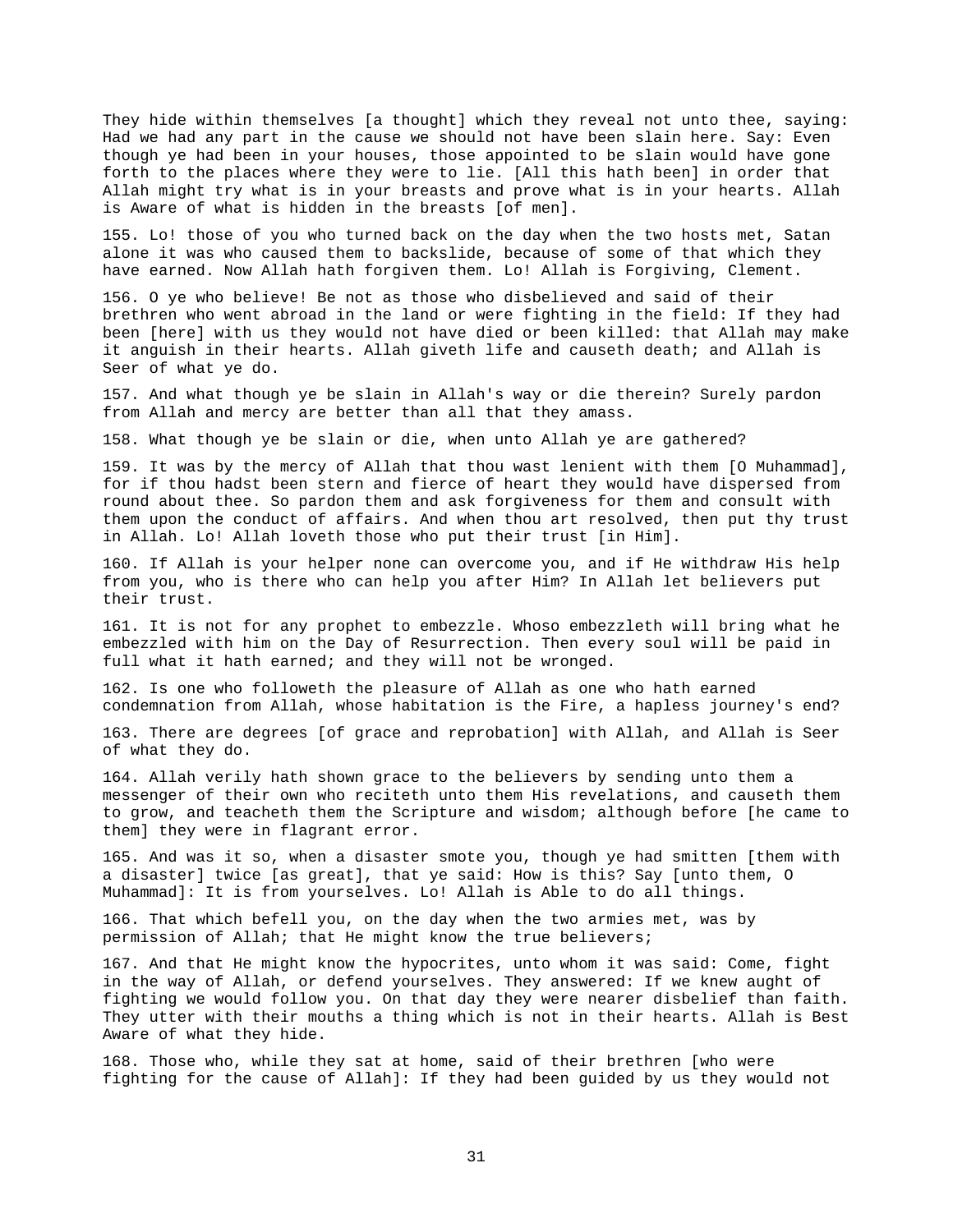They hide within themselves [a thought] which they reveal not unto thee, saying: Had we had any part in the cause we should not have been slain here. Say: Even though ye had been in your houses, those appointed to be slain would have gone forth to the places where they were to lie. [All this hath been] in order that Allah might try what is in your breasts and prove what is in your hearts. Allah is Aware of what is hidden in the breasts [of men].

155. Lo! those of you who turned back on the day when the two hosts met, Satan alone it was who caused them to backslide, because of some of that which they have earned. Now Allah hath forgiven them. Lo! Allah is Forgiving, Clement.

156. O ye who believe! Be not as those who disbelieved and said of their brethren who went abroad in the land or were fighting in the field: If they had been [here] with us they would not have died or been killed: that Allah may make it anguish in their hearts. Allah giveth life and causeth death; and Allah is Seer of what ye do.

157. And what though ye be slain in Allah's way or die therein? Surely pardon from Allah and mercy are better than all that they amass.

158. What though ye be slain or die, when unto Allah ye are gathered?

159. It was by the mercy of Allah that thou wast lenient with them [O Muhammad], for if thou hadst been stern and fierce of heart they would have dispersed from round about thee. So pardon them and ask forgiveness for them and consult with them upon the conduct of affairs. And when thou art resolved, then put thy trust in Allah. Lo! Allah loveth those who put their trust [in Him].

160. If Allah is your helper none can overcome you, and if He withdraw His help from you, who is there who can help you after Him? In Allah let believers put their trust.

161. It is not for any prophet to embezzle. Whoso embezzleth will bring what he embezzled with him on the Day of Resurrection. Then every soul will be paid in full what it hath earned; and they will not be wronged.

162. Is one who followeth the pleasure of Allah as one who hath earned condemnation from Allah, whose habitation is the Fire, a hapless journey's end?

163. There are degrees [of grace and reprobation] with Allah, and Allah is Seer of what they do.

164. Allah verily hath shown grace to the believers by sending unto them a messenger of their own who reciteth unto them His revelations, and causeth them to grow, and teacheth them the Scripture and wisdom; although before [he came to them] they were in flagrant error.

165. And was it so, when a disaster smote you, though ye had smitten [them with a disaster] twice [as great], that ye said: How is this? Say [unto them, O Muhammad]: It is from yourselves. Lo! Allah is Able to do all things.

166. That which befell you, on the day when the two armies met, was by permission of Allah; that He might know the true believers;

167. And that He might know the hypocrites, unto whom it was said: Come, fight in the way of Allah, or defend yourselves. They answered: If we knew aught of fighting we would follow you. On that day they were nearer disbelief than faith. They utter with their mouths a thing which is not in their hearts. Allah is Best Aware of what they hide.

168. Those who, while they sat at home, said of their brethren [who were fighting for the cause of Allah]: If they had been guided by us they would not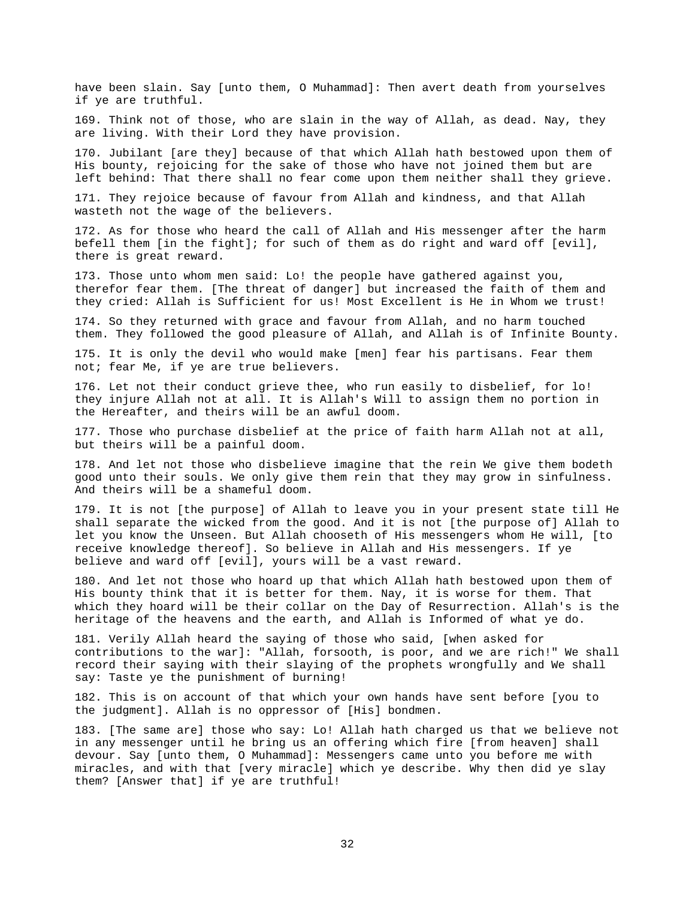have been slain. Say [unto them, O Muhammad]: Then avert death from yourselves if ye are truthful.

169. Think not of those, who are slain in the way of Allah, as dead. Nay, they are living. With their Lord they have provision.

170. Jubilant [are they] because of that which Allah hath bestowed upon them of His bounty, rejoicing for the sake of those who have not joined them but are left behind: That there shall no fear come upon them neither shall they grieve.

171. They rejoice because of favour from Allah and kindness, and that Allah wasteth not the wage of the believers.

172. As for those who heard the call of Allah and His messenger after the harm befell them [in the fight]; for such of them as do right and ward off [evil], there is great reward.

173. Those unto whom men said: Lo! the people have gathered against you, therefor fear them. [The threat of danger] but increased the faith of them and they cried: Allah is Sufficient for us! Most Excellent is He in Whom we trust!

174. So they returned with grace and favour from Allah, and no harm touched them. They followed the good pleasure of Allah, and Allah is of Infinite Bounty.

175. It is only the devil who would make [men] fear his partisans. Fear them not; fear Me, if ye are true believers.

176. Let not their conduct grieve thee, who run easily to disbelief, for lo! they injure Allah not at all. It is Allah's Will to assign them no portion in the Hereafter, and theirs will be an awful doom.

177. Those who purchase disbelief at the price of faith harm Allah not at all, but theirs will be a painful doom.

178. And let not those who disbelieve imagine that the rein We give them bodeth good unto their souls. We only give them rein that they may grow in sinfulness. And theirs will be a shameful doom.

179. It is not [the purpose] of Allah to leave you in your present state till He shall separate the wicked from the good. And it is not [the purpose of] Allah to let you know the Unseen. But Allah chooseth of His messengers whom He will, [to receive knowledge thereof]. So believe in Allah and His messengers. If ye believe and ward off [evil], yours will be a vast reward.

180. And let not those who hoard up that which Allah hath bestowed upon them of His bounty think that it is better for them. Nay, it is worse for them. That which they hoard will be their collar on the Day of Resurrection. Allah's is the heritage of the heavens and the earth, and Allah is Informed of what ye do.

181. Verily Allah heard the saying of those who said, [when asked for contributions to the war]: "Allah, forsooth, is poor, and we are rich!" We shall record their saying with their slaying of the prophets wrongfully and We shall say: Taste ye the punishment of burning!

182. This is on account of that which your own hands have sent before [you to the judgment]. Allah is no oppressor of [His] bondmen.

183. [The same are] those who say: Lo! Allah hath charged us that we believe not in any messenger until he bring us an offering which fire [from heaven] shall devour. Say [unto them, O Muhammad]: Messengers came unto you before me with miracles, and with that [very miracle] which ye describe. Why then did ye slay them? [Answer that] if ye are truthful!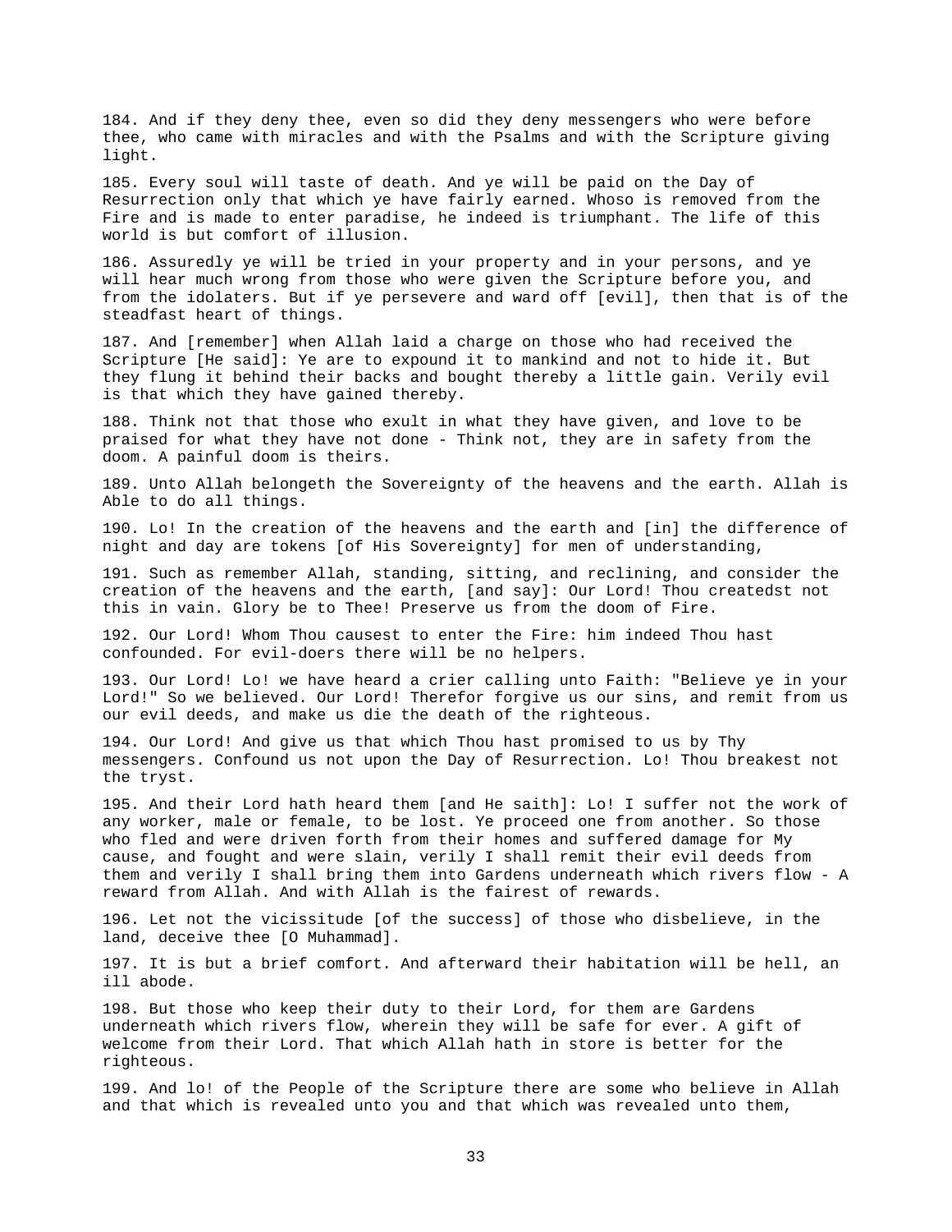184. And if they deny thee, even so did they deny messengers who were before thee, who came with miracles and with the Psalms and with the Scripture giving light.

185. Every soul will taste of death. And ye will be paid on the Day of Resurrection only that which ye have fairly earned. Whoso is removed from the Fire and is made to enter paradise, he indeed is triumphant. The life of this world is but comfort of illusion.

186. Assuredly ye will be tried in your property and in your persons, and ye will hear much wrong from those who were given the Scripture before you, and from the idolaters. But if ye persevere and ward off [evil], then that is of the steadfast heart of things.

187. And [remember] when Allah laid a charge on those who had received the Scripture [He said]: Ye are to expound it to mankind and not to hide it. But they flung it behind their backs and bought thereby a little gain. Verily evil is that which they have gained thereby.

188. Think not that those who exult in what they have given, and love to be praised for what they have not done - Think not, they are in safety from the doom. A painful doom is theirs.

189. Unto Allah belongeth the Sovereignty of the heavens and the earth. Allah is Able to do all things.

190. Lo! In the creation of the heavens and the earth and [in] the difference of night and day are tokens [of His Sovereignty] for men of understanding,

191. Such as remember Allah, standing, sitting, and reclining, and consider the creation of the heavens and the earth, [and say]: Our Lord! Thou createdst not this in vain. Glory be to Thee! Preserve us from the doom of Fire.

192. Our Lord! Whom Thou causest to enter the Fire: him indeed Thou hast confounded. For evil-doers there will be no helpers.

193. Our Lord! Lo! we have heard a crier calling unto Faith: "Believe ye in your Lord!" So we believed. Our Lord! Therefor forgive us our sins, and remit from us our evil deeds, and make us die the death of the righteous.

194. Our Lord! And give us that which Thou hast promised to us by Thy messengers. Confound us not upon the Day of Resurrection. Lo! Thou breakest not the tryst.

195. And their Lord hath heard them [and He saith]: Lo! I suffer not the work of any worker, male or female, to be lost. Ye proceed one from another. So those who fled and were driven forth from their homes and suffered damage for My cause, and fought and were slain, verily I shall remit their evil deeds from them and verily I shall bring them into Gardens underneath which rivers flow - A reward from Allah. And with Allah is the fairest of rewards.

196. Let not the vicissitude [of the success] of those who disbelieve, in the land, deceive thee [O Muhammad].

197. It is but a brief comfort. And afterward their habitation will be hell, an ill abode.

198. But those who keep their duty to their Lord, for them are Gardens underneath which rivers flow, wherein they will be safe for ever. A gift of welcome from their Lord. That which Allah hath in store is better for the righteous.

199. And lo! of the People of the Scripture there are some who believe in Allah and that which is revealed unto you and that which was revealed unto them,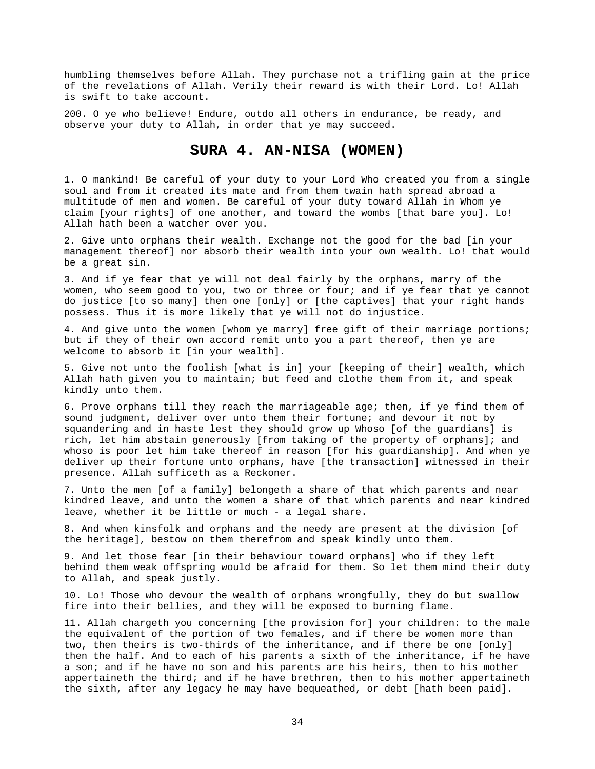humbling themselves before Allah. They purchase not a trifling gain at the price of the revelations of Allah. Verily their reward is with their Lord. Lo! Allah is swift to take account.

200. O ye who believe! Endure, outdo all others in endurance, be ready, and observe your duty to Allah, in order that ye may succeed.

## SURA 4. AN-NISA (WOMEN)

1. O mankind! Be careful of your duty to your Lord Who created you from a single soul and from it created its mate and from them twain hath spread abroad a multitude of men and women. Be careful of your duty toward Allah in Whom ye claim [your rights] of one another, and toward the wombs [that bare you]. Lo! Allah hath been a watcher over you.

2. Give unto orphans their wealth. Exchange not the good for the bad [in your management thereof] nor absorb their wealth into your own wealth. Lo! that would be a great sin.

3. And if ye fear that ye will not deal fairly by the orphans, marry of the women, who seem good to you, two or three or four; and if ye fear that ye cannot do justice [to so many] then one [only] or [the captives] that your right hands possess. Thus it is more likely that ye will not do injustice.

4. And give unto the women [whom ye marry] free gift of their marriage portions; but if they of their own accord remit unto you a part thereof, then ye are welcome to absorb it [in your wealth].

5. Give not unto the foolish [what is in] your [keeping of their] wealth, which Allah hath given you to maintain; but feed and clothe them from it, and speak kindly unto them.

6. Prove orphans till they reach the marriageable age; then, if ye find them of sound judgment, deliver over unto them their fortune; and devour it not by squandering and in haste lest they should grow up Whoso [of the guardians] is rich, let him abstain generously [from taking of the property of orphans]; and whoso is poor let him take thereof in reason [for his guardianship]. And when ye deliver up their fortune unto orphans, have [the transaction] witnessed in their presence. Allah sufficeth as a Reckoner.

7. Unto the men [of a family] belongeth a share of that which parents and near kindred leave, and unto the women a share of that which parents and near kindred leave, whether it be little or much - a legal share.

8. And when kinsfolk and orphans and the needy are present at the division [of the heritage], bestow on them therefrom and speak kindly unto them.

9. And let those fear [in their behaviour toward orphans] who if they left behind them weak offspring would be afraid for them. So let them mind their duty to Allah, and speak justly.

10. Lo! Those who devour the wealth of orphans wrongfully, they do but swallow fire into their bellies, and they will be exposed to burning flame.

11. Allah chargeth you concerning [the provision for] your children: to the male the equivalent of the portion of two females, and if there be women more than two, then theirs is two-thirds of the inheritance, and if there be one [only] then the half. And to each of his parents a sixth of the inheritance, if he have a son; and if he have no son and his parents are his heirs, then to his mother appertaineth the third; and if he have brethren, then to his mother appertaineth the sixth, after any legacy he may have bequeathed, or debt [hath been paid].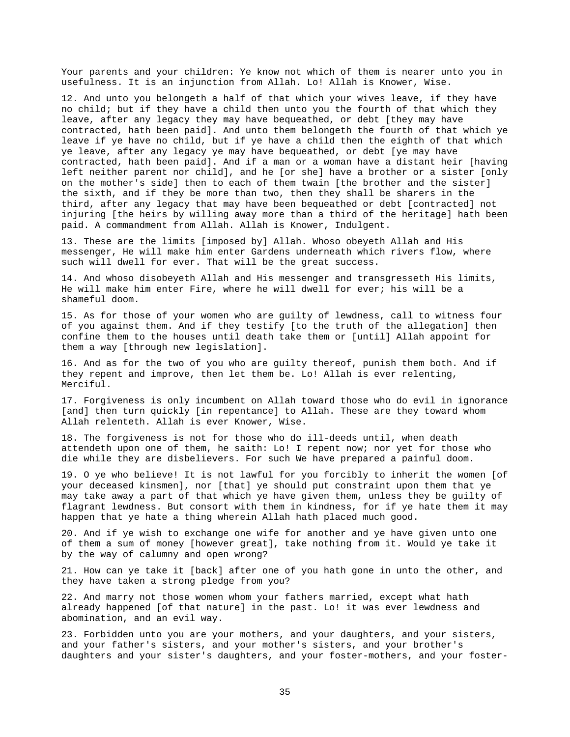Your parents and your children: Ye know not which of them is nearer unto you in usefulness. It is an injunction from Allah. Lo! Allah is Knower, Wise.

12. And unto you belongeth a half of that which your wives leave, if they have no child; but if they have a child then unto you the fourth of that which they leave, after any legacy they may have bequeathed, or debt [they may have contracted, hath been paid]. And unto them belongeth the fourth of that which ye leave if ye have no child, but if ye have a child then the eighth of that which ye leave, after any legacy ye may have bequeathed, or debt [ye may have contracted, hath been paid]. And if a man or a woman have a distant heir [having left neither parent nor child], and he [or she] have a brother or a sister [only on the mother's side] then to each of them twain [the brother and the sister] the sixth, and if they be more than two, then they shall be sharers in the third, after any legacy that may have been bequeathed or debt [contracted] not injuring [the heirs by willing away more than a third of the heritage] hath been paid. A commandment from Allah. Allah is Knower, Indulgent.

13. These are the limits [imposed by] Allah. Whoso obeyeth Allah and His messenger, He will make him enter Gardens underneath which rivers flow, where such will dwell for ever. That will be the great success.

14. And whoso disobeyeth Allah and His messenger and transgresseth His limits, He will make him enter Fire, where he will dwell for ever; his will be a shameful doom.

15. As for those of your women who are guilty of lewdness, call to witness four of you against them. And if they testify [to the truth of the allegation] then confine them to the houses until death take them or [until] Allah appoint for them a way [through new legislation].

16. And as for the two of you who are guilty thereof, punish them both. And if they repent and improve, then let them be. Lo! Allah is ever relenting, Merciful.

17. Forgiveness is only incumbent on Allah toward those who do evil in ignorance [and] then turn quickly [in repentance] to Allah. These are they toward whom Allah relenteth. Allah is ever Knower, Wise.

18. The forgiveness is not for those who do ill-deeds until, when death attendeth upon one of them, he saith: Lo! I repent now; nor yet for those who die while they are disbelievers. For such We have prepared a painful doom.

19. O ye who believe! It is not lawful for you forcibly to inherit the women [of your deceased kinsmen], nor [that] ye should put constraint upon them that ye may take away a part of that which ye have given them, unless they be guilty of flagrant lewdness. But consort with them in kindness, for if ye hate them it may happen that ye hate a thing wherein Allah hath placed much good.

20. And if ye wish to exchange one wife for another and ye have given unto one of them a sum of money [however great], take nothing from it. Would ye take it by the way of calumny and open wrong?

21. How can ye take it [back] after one of you hath gone in unto the other, and they have taken a strong pledge from you?

22. And marry not those women whom your fathers married, except what hath already happened [of that nature] in the past. Lo! it was ever lewdness and abomination, and an evil way.

23. Forbidden unto you are your mothers, and your daughters, and your sisters, and your father's sisters, and your mother's sisters, and your brother's daughters and your sister's daughters, and your foster-mothers, and your foster-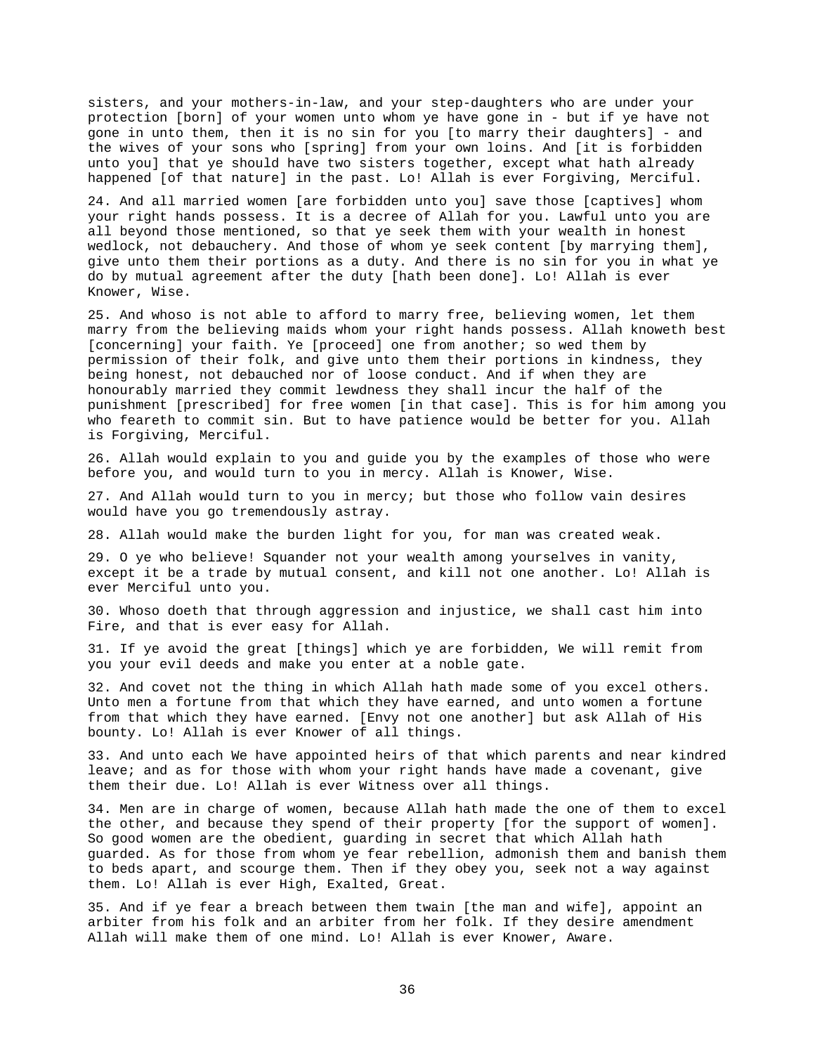sisters, and your mothers-in-law, and your step-daughters who are under your protection [born] of your women unto whom ye have gone in - but if ye have not gone in unto them, then it is no sin for you [to marry their daughters] - and the wives of your sons who [spring] from your own loins. And [it is forbidden unto you] that ye should have two sisters together, except what hath already happened [of that nature] in the past. Lo! Allah is ever Forgiving, Merciful.

24. And all married women [are forbidden unto you] save those [captives] whom your right hands possess. It is a decree of Allah for you. Lawful unto you are all beyond those mentioned, so that ye seek them with your wealth in honest wedlock, not debauchery. And those of whom ye seek content [by marrying them], give unto them their portions as a duty. And there is no sin for you in what ye do by mutual agreement after the duty [hath been done]. Lo! Allah is ever Knower, Wise.

25. And whoso is not able to afford to marry free, believing women, let them marry from the believing maids whom your right hands possess. Allah knoweth best [concerning] your faith. Ye [proceed] one from another; so wed them by permission of their folk, and give unto them their portions in kindness, they being honest, not debauched nor of loose conduct. And if when they are honourably married they commit lewdness they shall incur the half of the punishment [prescribed] for free women [in that case]. This is for him among you who feareth to commit sin. But to have patience would be better for you. Allah is Forgiving, Merciful.

26. Allah would explain to you and guide you by the examples of those who were before you, and would turn to you in mercy. Allah is Knower, Wise.

27. And Allah would turn to you in mercy; but those who follow vain desires would have you go tremendously astray.

28. Allah would make the burden light for you, for man was created weak.

29. O ye who believe! Squander not your wealth among yourselves in vanity, except it be a trade by mutual consent, and kill not one another. Lo! Allah is ever Merciful unto you.

30. Whoso doeth that through aggression and injustice, we shall cast him into Fire, and that is ever easy for Allah.

31. If ye avoid the great [things] which ye are forbidden, We will remit from you your evil deeds and make you enter at a noble gate.

32. And covet not the thing in which Allah hath made some of you excel others. Unto men a fortune from that which they have earned, and unto women a fortune from that which they have earned. [Envy not one another] but ask Allah of His bounty. Lo! Allah is ever Knower of all things.

33. And unto each We have appointed heirs of that which parents and near kindred leave; and as for those with whom your right hands have made a covenant, give them their due. Lo! Allah is ever Witness over all things.

34. Men are in charge of women, because Allah hath made the one of them to excel the other, and because they spend of their property [for the support of women]. So good women are the obedient, guarding in secret that which Allah hath guarded. As for those from whom ye fear rebellion, admonish them and banish them to beds apart, and scourge them. Then if they obey you, seek not a way against them. Lo! Allah is ever High, Exalted, Great.

35. And if ye fear a breach between them twain [the man and wife], appoint an arbiter from his folk and an arbiter from her folk. If they desire amendment Allah will make them of one mind. Lo! Allah is ever Knower, Aware.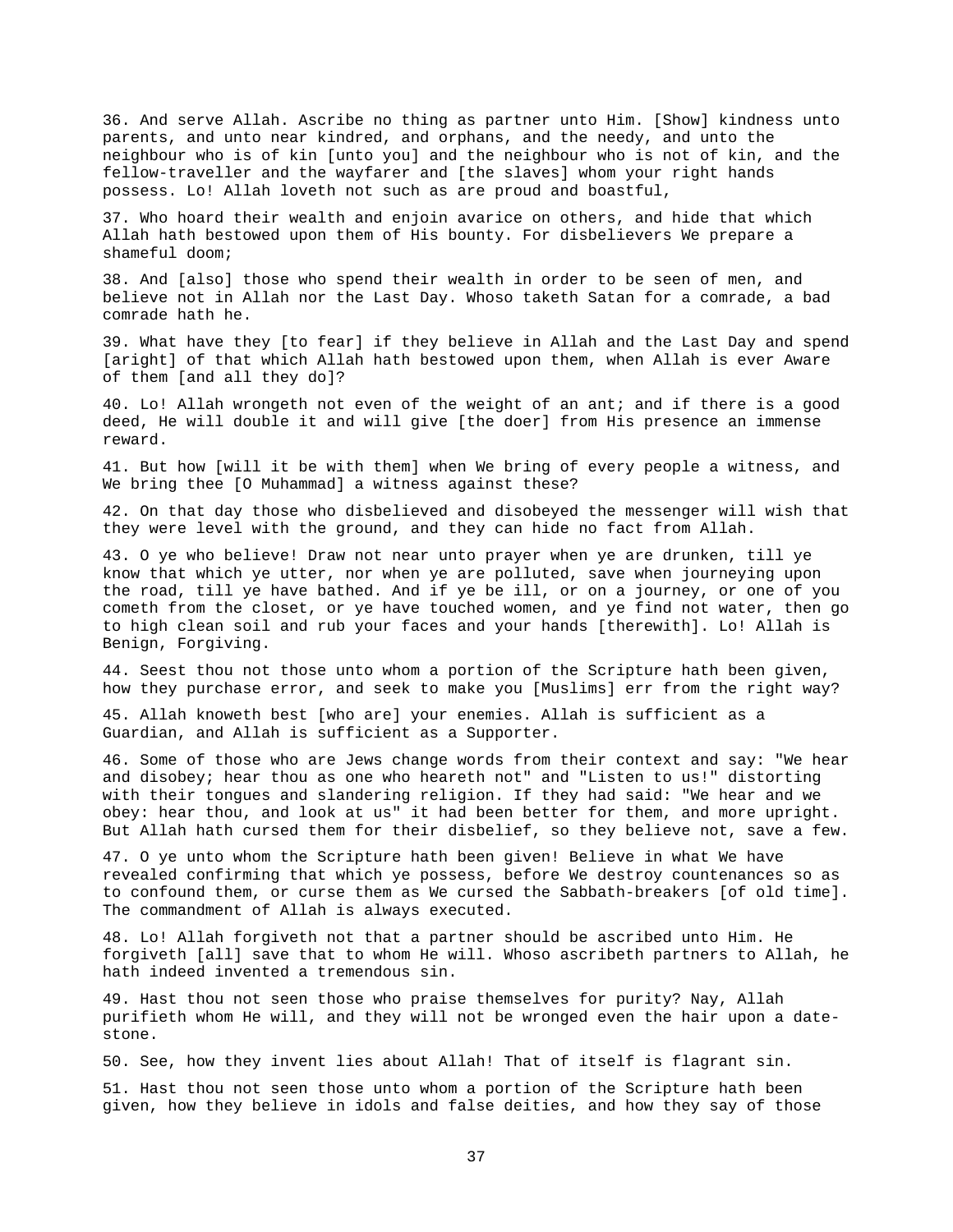36. And serve Allah. Ascribe no thing as partner unto Him. [Show] kindness unto parents, and unto near kindred, and orphans, and the needy, and unto the neighbour who is of kin [unto you] and the neighbour who is not of kin, and the fellow-traveller and the wayfarer and [the slaves] whom your right hands possess. Lo! Allah loveth not such as are proud and boastful,

37. Who hoard their wealth and enjoin avarice on others, and hide that which Allah hath bestowed upon them of His bounty. For disbelievers We prepare a shameful doom;

38. And [also] those who spend their wealth in order to be seen of men, and believe not in Allah nor the Last Day. Whoso taketh Satan for a comrade, a bad comrade hath he.

39. What have they [to fear] if they believe in Allah and the Last Day and spend [aright] of that which Allah hath bestowed upon them, when Allah is ever Aware of them [and all they do]?

40. Lo! Allah wrongeth not even of the weight of an ant; and if there is a good deed, He will double it and will give [the doer] from His presence an immense reward.

41. But how [will it be with them] when We bring of every people a witness, and We bring thee [O Muhammad] a witness against these?

42. On that day those who disbelieved and disobeyed the messenger will wish that they were level with the ground, and they can hide no fact from Allah.

43. O ye who believe! Draw not near unto prayer when ye are drunken, till ye know that which ye utter, nor when ye are polluted, save when journeying upon the road, till ye have bathed. And if ye be ill, or on a journey, or one of you cometh from the closet, or ye have touched women, and ye find not water, then go to high clean soil and rub your faces and your hands [therewith]. Lo! Allah is Benign, Forgiving.

44. Seest thou not those unto whom a portion of the Scripture hath been given, how they purchase error, and seek to make you [Muslims] err from the right way?

45. Allah knoweth best [who are] your enemies. Allah is sufficient as a Guardian, and Allah is sufficient as a Supporter.

46. Some of those who are Jews change words from their context and say: "We hear and disobey; hear thou as one who heareth not" and "Listen to us!" distorting with their tongues and slandering religion. If they had said: "We hear and we obey: hear thou, and look at us" it had been better for them, and more upright. But Allah hath cursed them for their disbelief, so they believe not, save a few.

47. O ye unto whom the Scripture hath been given! Believe in what We have revealed confirming that which ye possess, before We destroy countenances so as to confound them, or curse them as We cursed the Sabbath-breakers [of old time]. The commandment of Allah is always executed.

48. Lo! Allah forgiveth not that a partner should be ascribed unto Him. He forgiveth [all] save that to whom He will. Whoso ascribeth partners to Allah, he hath indeed invented a tremendous sin.

49. Hast thou not seen those who praise themselves for purity? Nay, Allah purifieth whom He will, and they will not be wronged even the hair upon a date-stone.

50. See, how they invent lies about Allah! That of itself is flagrant sin.

51. Hast thou not seen those unto whom a portion of the Scripture hath been given, how they believe in idols and false deities, and how they say of those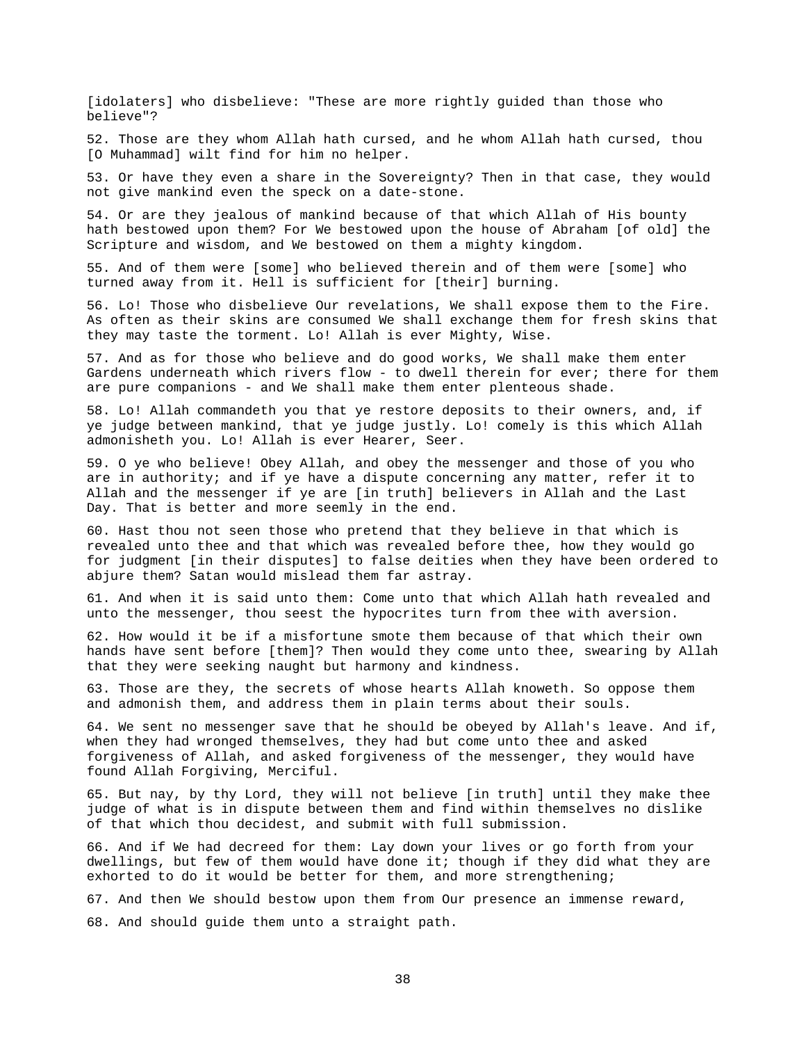[idolaters] who disbelieve: "These are more rightly guided than those who believe"?

52. Those are they whom Allah hath cursed, and he whom Allah hath cursed, thou [O Muhammad] wilt find for him no helper.

53. Or have they even a share in the Sovereignty? Then in that case, they would not give mankind even the speck on a date-stone.

54. Or are they jealous of mankind because of that which Allah of His bounty hath bestowed upon them? For We bestowed upon the house of Abraham [of old] the Scripture and wisdom, and We bestowed on them a mighty kingdom.

55. And of them were [some] who believed therein and of them were [some] who turned away from it. Hell is sufficient for [their] burning.

56. Lo! Those who disbelieve Our revelations, We shall expose them to the Fire. As often as their skins are consumed We shall exchange them for fresh skins that they may taste the torment. Lo! Allah is ever Mighty, Wise.

57. And as for those who believe and do good works, We shall make them enter Gardens underneath which rivers flow - to dwell therein for ever; there for them are pure companions - and We shall make them enter plenteous shade.

58. Lo! Allah commandeth you that ye restore deposits to their owners, and, if ye judge between mankind, that ye judge justly. Lo! comely is this which Allah admonisheth you. Lo! Allah is ever Hearer, Seer.

59. O ye who believe! Obey Allah, and obey the messenger and those of you who are in authority; and if ye have a dispute concerning any matter, refer it to Allah and the messenger if ye are [in truth] believers in Allah and the Last Day. That is better and more seemly in the end.

60. Hast thou not seen those who pretend that they believe in that which is revealed unto thee and that which was revealed before thee, how they would go for judgment [in their disputes] to false deities when they have been ordered to abjure them? Satan would mislead them far astray.

61. And when it is said unto them: Come unto that which Allah hath revealed and unto the messenger, thou seest the hypocrites turn from thee with aversion.

62. How would it be if a misfortune smote them because of that which their own hands have sent before [them]? Then would they come unto thee, swearing by Allah that they were seeking naught but harmony and kindness.

63. Those are they, the secrets of whose hearts Allah knoweth. So oppose them and admonish them, and address them in plain terms about their souls.

64. We sent no messenger save that he should be obeyed by Allah's leave. And if, when they had wronged themselves, they had but come unto thee and asked forgiveness of Allah, and asked forgiveness of the messenger, they would have found Allah Forgiving, Merciful.

65. But nay, by thy Lord, they will not believe [in truth] until they make thee judge of what is in dispute between them and find within themselves no dislike of that which thou decidest, and submit with full submission.

66. And if We had decreed for them: Lay down your lives or go forth from your dwellings, but few of them would have done it; though if they did what they are exhorted to do it would be better for them, and more strengthening;

67. And then We should bestow upon them from Our presence an immense reward,

68. And should guide them unto a straight path.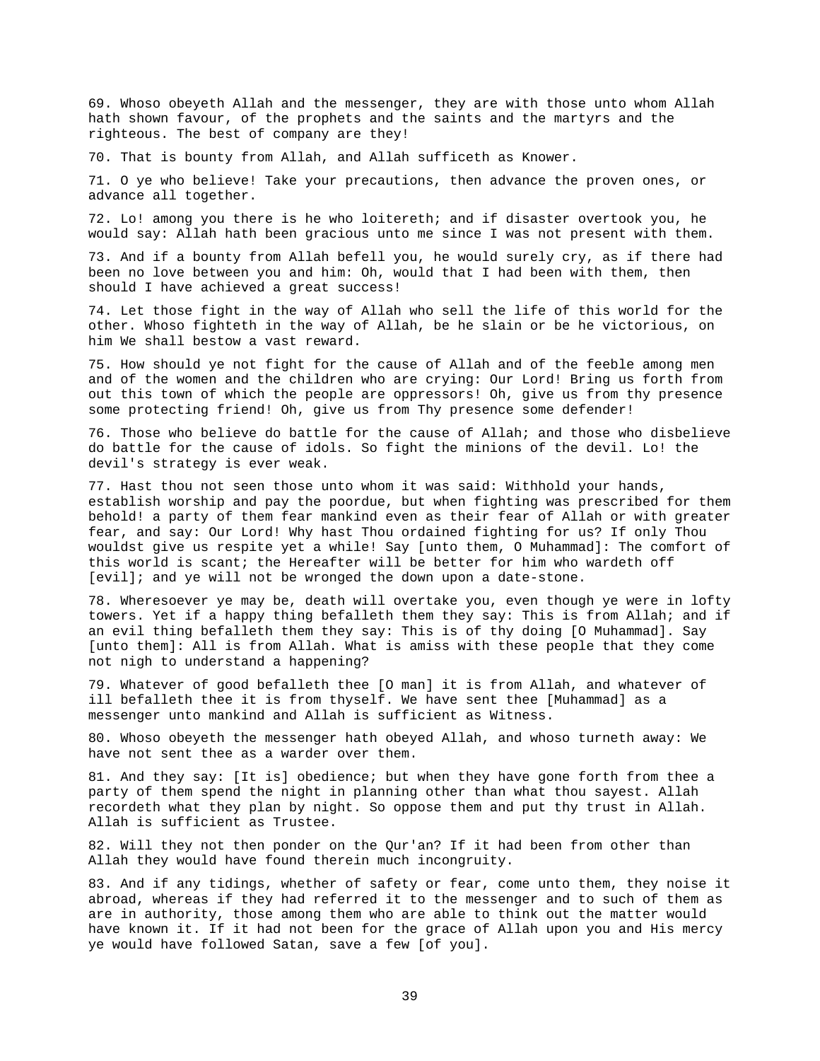69. Whoso obeyeth Allah and the messenger, they are with those unto whom Allah hath shown favour, of the prophets and the saints and the martyrs and the righteous. The best of company are they!

70. That is bounty from Allah, and Allah sufficeth as Knower.

71. O ye who believe! Take your precautions, then advance the proven ones, or advance all together.

72. Lo! among you there is he who loitereth; and if disaster overtook you, he would say: Allah hath been gracious unto me since I was not present with them.

73. And if a bounty from Allah befell you, he would surely cry, as if there had been no love between you and him: Oh, would that I had been with them, then should I have achieved a great success!

74. Let those fight in the way of Allah who sell the life of this world for the other. Whoso fighteth in the way of Allah, be he slain or be he victorious, on him We shall bestow a vast reward.

75. How should ye not fight for the cause of Allah and of the feeble among men and of the women and the children who are crying: Our Lord! Bring us forth from out this town of which the people are oppressors! Oh, give us from thy presence some protecting friend! Oh, give us from Thy presence some defender!

76. Those who believe do battle for the cause of Allah; and those who disbelieve do battle for the cause of idols. So fight the minions of the devil. Lo! the devil's strategy is ever weak.

77. Hast thou not seen those unto whom it was said: Withhold your hands, establish worship and pay the poordue, but when fighting was prescribed for them behold! a party of them fear mankind even as their fear of Allah or with greater fear, and say: Our Lord! Why hast Thou ordained fighting for us? If only Thou wouldst give us respite yet a while! Say [unto them, O Muhammad]: The comfort of this world is scant; the Hereafter will be better for him who wardeth off [evil]; and ye will not be wronged the down upon a date-stone.

78. Wheresoever ye may be, death will overtake you, even though ye were in lofty towers. Yet if a happy thing befalleth them they say: This is from Allah; and if an evil thing befalleth them they say: This is of thy doing [O Muhammad]. Say [unto them]: All is from Allah. What is amiss with these people that they come not nigh to understand a happening?

79. Whatever of good befalleth thee [O man] it is from Allah, and whatever of ill befalleth thee it is from thyself. We have sent thee [Muhammad] as a messenger unto mankind and Allah is sufficient as Witness.

80. Whoso obeyeth the messenger hath obeyed Allah, and whoso turneth away: We have not sent thee as a warder over them.

81. And they say: [It is] obedience; but when they have gone forth from thee a party of them spend the night in planning other than what thou sayest. Allah recordeth what they plan by night. So oppose them and put thy trust in Allah. Allah is sufficient as Trustee.

82. Will they not then ponder on the Qur'an? If it had been from other than Allah they would have found therein much incongruity.

83. And if any tidings, whether of safety or fear, come unto them, they noise it abroad, whereas if they had referred it to the messenger and to such of them as are in authority, those among them who are able to think out the matter would have known it. If it had not been for the grace of Allah upon you and His mercy ye would have followed Satan, save a few [of you].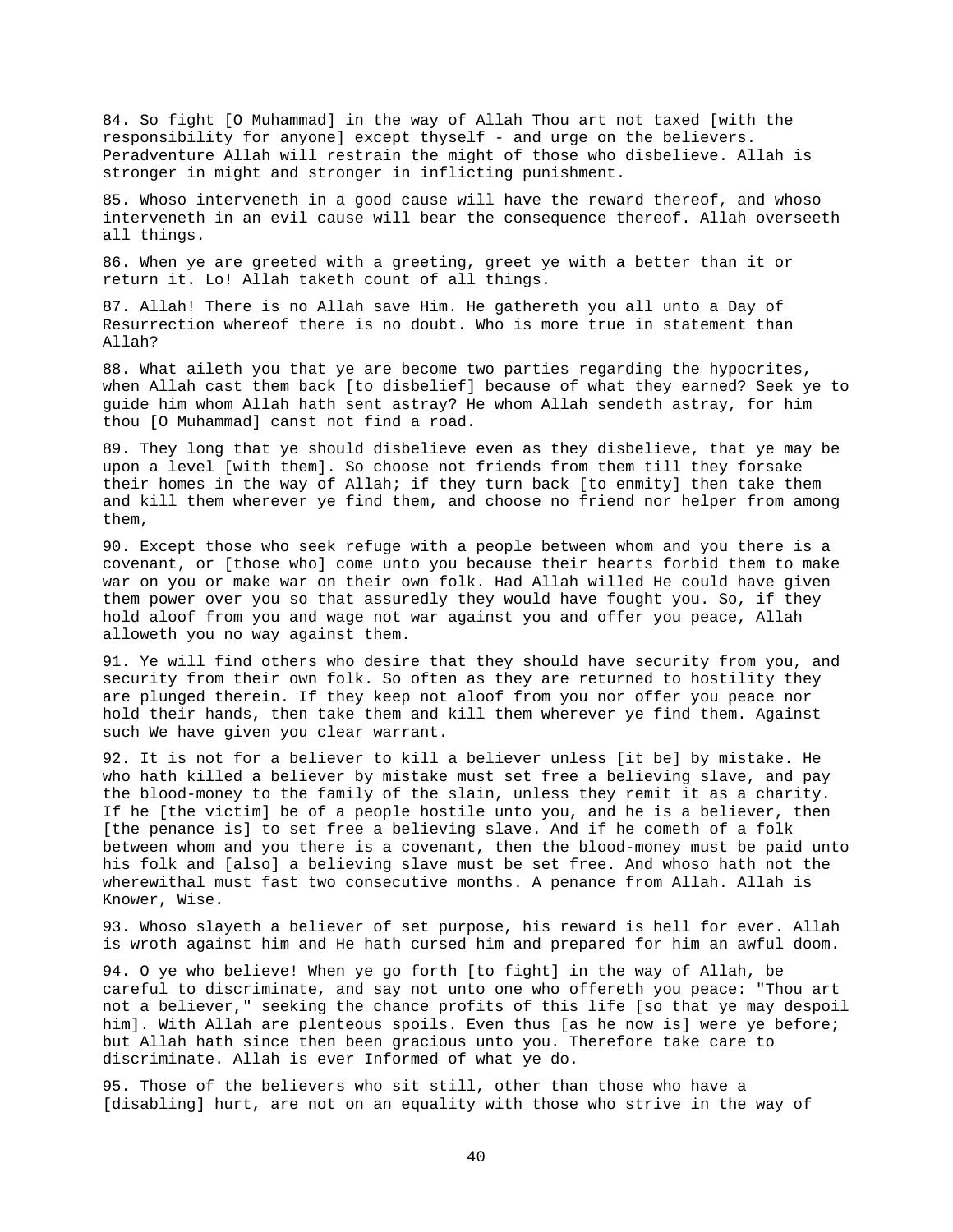84. So fight [O Muhammad] in the way of Allah Thou art not taxed [with the responsibility for anyone] except thyself - and urge on the believers. Peradventure Allah will restrain the might of those who disbelieve. Allah is stronger in might and stronger in inflicting punishment.

85. Whoso interveneth in a good cause will have the reward thereof, and whoso interveneth in an evil cause will bear the consequence thereof. Allah overseeth all things.

86. When ye are greeted with a greeting, greet ye with a better than it or return it. Lo! Allah taketh count of all things.

87. Allah! There is no Allah save Him. He gathereth you all unto a Day of Resurrection whereof there is no doubt. Who is more true in statement than Allah?

88. What aileth you that ye are become two parties regarding the hypocrites, when Allah cast them back [to disbelief] because of what they earned? Seek ye to guide him whom Allah hath sent astray? He whom Allah sendeth astray, for him thou [O Muhammad] canst not find a road.

89. They long that ye should disbelieve even as they disbelieve, that ye may be upon a level [with them]. So choose not friends from them till they forsake their homes in the way of Allah; if they turn back [to enmity] then take them and kill them wherever ye find them, and choose no friend nor helper from among them,

90. Except those who seek refuge with a people between whom and you there is a covenant, or [those who] come unto you because their hearts forbid them to make war on you or make war on their own folk. Had Allah willed He could have given them power over you so that assuredly they would have fought you. So, if they hold aloof from you and wage not war against you and offer you peace, Allah alloweth you no way against them.

91. Ye will find others who desire that they should have security from you, and security from their own folk. So often as they are returned to hostility they are plunged therein. If they keep not aloof from you nor offer you peace nor hold their hands, then take them and kill them wherever ye find them. Against such We have given you clear warrant.

92. It is not for a believer to kill a believer unless [it be] by mistake. He who hath killed a believer by mistake must set free a believing slave, and pay the blood-money to the family of the slain, unless they remit it as a charity. If he [the victim] be of a people hostile unto you, and he is a believer, then [the penance is] to set free a believing slave. And if he cometh of a folk between whom and you there is a covenant, then the blood-money must be paid unto his folk and [also] a believing slave must be set free. And whoso hath not the wherewithal must fast two consecutive months. A penance from Allah. Allah is Knower, Wise.

93. Whoso slayeth a believer of set purpose, his reward is hell for ever. Allah is wroth against him and He hath cursed him and prepared for him an awful doom.

94. O ye who believe! When ye go forth [to fight] in the way of Allah, be careful to discriminate, and say not unto one who offereth you peace: "Thou art not a believer," seeking the chance profits of this life [so that ye may despoil him]. With Allah are plenteous spoils. Even thus [as he now is] were ye before; but Allah hath since then been gracious unto you. Therefore take care to discriminate. Allah is ever Informed of what ye do.

95. Those of the believers who sit still, other than those who have a [disabling] hurt, are not on an equality with those who strive in the way of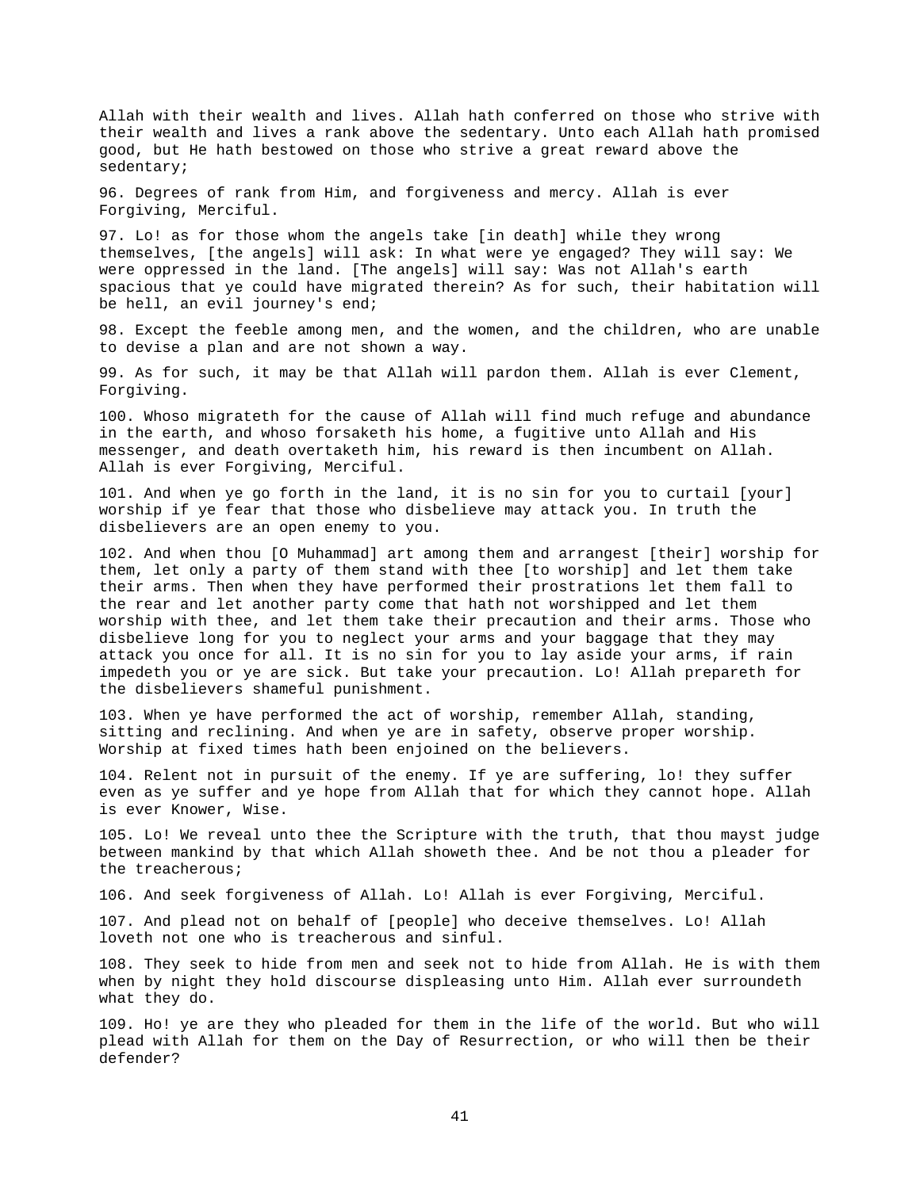Allah with their wealth and lives. Allah hath conferred on those who strive with their wealth and lives a rank above the sedentary. Unto each Allah hath promised good, but He hath bestowed on those who strive a great reward above the sedentary;

96. Degrees of rank from Him, and forgiveness and mercy. Allah is ever Forgiving, Merciful.

97. Lo! as for those whom the angels take [in death] while they wrong themselves, [the angels] will ask: In what were ye engaged? They will say: We were oppressed in the land. [The angels] will say: Was not Allah's earth spacious that ye could have migrated therein? As for such, their habitation will be hell, an evil journey's end;

98. Except the feeble among men, and the women, and the children, who are unable to devise a plan and are not shown a way.

99. As for such, it may be that Allah will pardon them. Allah is ever Clement, Forgiving.

100. Whoso migrateth for the cause of Allah will find much refuge and abundance in the earth, and whoso forsaketh his home, a fugitive unto Allah and His messenger, and death overtaketh him, his reward is then incumbent on Allah. Allah is ever Forgiving, Merciful.

101. And when ye go forth in the land, it is no sin for you to curtail [your] worship if ye fear that those who disbelieve may attack you. In truth the disbelievers are an open enemy to you.

102. And when thou [O Muhammad] art among them and arrangest [their] worship for them, let only a party of them stand with thee [to worship] and let them take their arms. Then when they have performed their prostrations let them fall to the rear and let another party come that hath not worshipped and let them worship with thee, and let them take their precaution and their arms. Those who disbelieve long for you to neglect your arms and your baggage that they may attack you once for all. It is no sin for you to lay aside your arms, if rain impedeth you or ye are sick. But take your precaution. Lo! Allah prepareth for the disbelievers shameful punishment.

103. When ye have performed the act of worship, remember Allah, standing, sitting and reclining. And when ye are in safety, observe proper worship. Worship at fixed times hath been enjoined on the believers.

104. Relent not in pursuit of the enemy. If ye are suffering, lo! they suffer even as ye suffer and ye hope from Allah that for which they cannot hope. Allah is ever Knower, Wise.

105. Lo! We reveal unto thee the Scripture with the truth, that thou mayst judge between mankind by that which Allah showeth thee. And be not thou a pleader for the treacherous;

106. And seek forgiveness of Allah. Lo! Allah is ever Forgiving, Merciful.

107. And plead not on behalf of [people] who deceive themselves. Lo! Allah loveth not one who is treacherous and sinful.

108. They seek to hide from men and seek not to hide from Allah. He is with them when by night they hold discourse displeasing unto Him. Allah ever surroundeth what they do.

109. Ho! ye are they who pleaded for them in the life of the world. But who will plead with Allah for them on the Day of Resurrection, or who will then be their defender?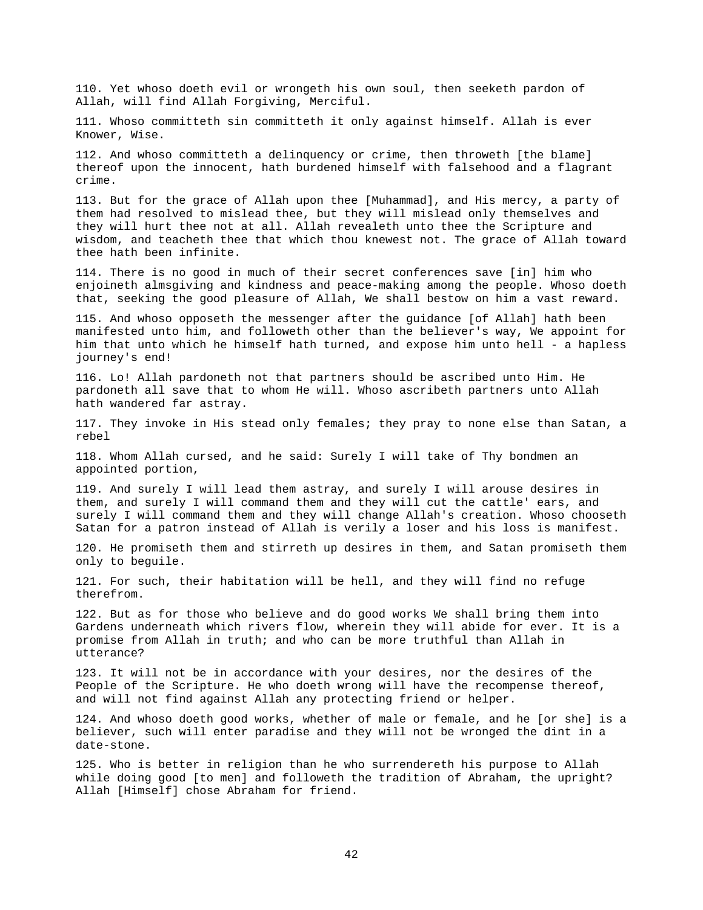110. Yet whoso doeth evil or wrongeth his own soul, then seeketh pardon of Allah, will find Allah Forgiving, Merciful.

111. Whoso committeth sin committeth it only against himself. Allah is ever Knower, Wise.

112. And whoso committeth a delinquency or crime, then throweth [the blame] thereof upon the innocent, hath burdened himself with falsehood and a flagrant crime.

113. But for the grace of Allah upon thee [Muhammad], and His mercy, a party of them had resolved to mislead thee, but they will mislead only themselves and they will hurt thee not at all. Allah revealeth unto thee the Scripture and wisdom, and teacheth thee that which thou knewest not. The grace of Allah toward thee hath been infinite.

114. There is no good in much of their secret conferences save [in] him who enjoineth almsgiving and kindness and peace-making among the people. Whoso doeth that, seeking the good pleasure of Allah, We shall bestow on him a vast reward.

115. And whoso opposeth the messenger after the guidance [of Allah] hath been manifested unto him, and followeth other than the believer's way, We appoint for him that unto which he himself hath turned, and expose him unto hell - a hapless journey's end!

116. Lo! Allah pardoneth not that partners should be ascribed unto Him. He pardoneth all save that to whom He will. Whoso ascribeth partners unto Allah hath wandered far astray.

117. They invoke in His stead only females; they pray to none else than Satan, a rebel

118. Whom Allah cursed, and he said: Surely I will take of Thy bondmen an appointed portion,

119. And surely I will lead them astray, and surely I will arouse desires in them, and surely I will command them and they will cut the cattle' ears, and surely I will command them and they will change Allah's creation. Whoso chooseth Satan for a patron instead of Allah is verily a loser and his loss is manifest.

120. He promiseth them and stirreth up desires in them, and Satan promiseth them only to beguile.

121. For such, their habitation will be hell, and they will find no refuge therefrom.

122. But as for those who believe and do good works We shall bring them into Gardens underneath which rivers flow, wherein they will abide for ever. It is a promise from Allah in truth; and who can be more truthful than Allah in utterance?

123. It will not be in accordance with your desires, nor the desires of the People of the Scripture. He who doeth wrong will have the recompense thereof, and will not find against Allah any protecting friend or helper.

124. And whoso doeth good works, whether of male or female, and he [or she] is a believer, such will enter paradise and they will not be wronged the dint in a date-stone.

125. Who is better in religion than he who surrendereth his purpose to Allah while doing good [to men] and followeth the tradition of Abraham, the upright? Allah [Himself] chose Abraham for friend.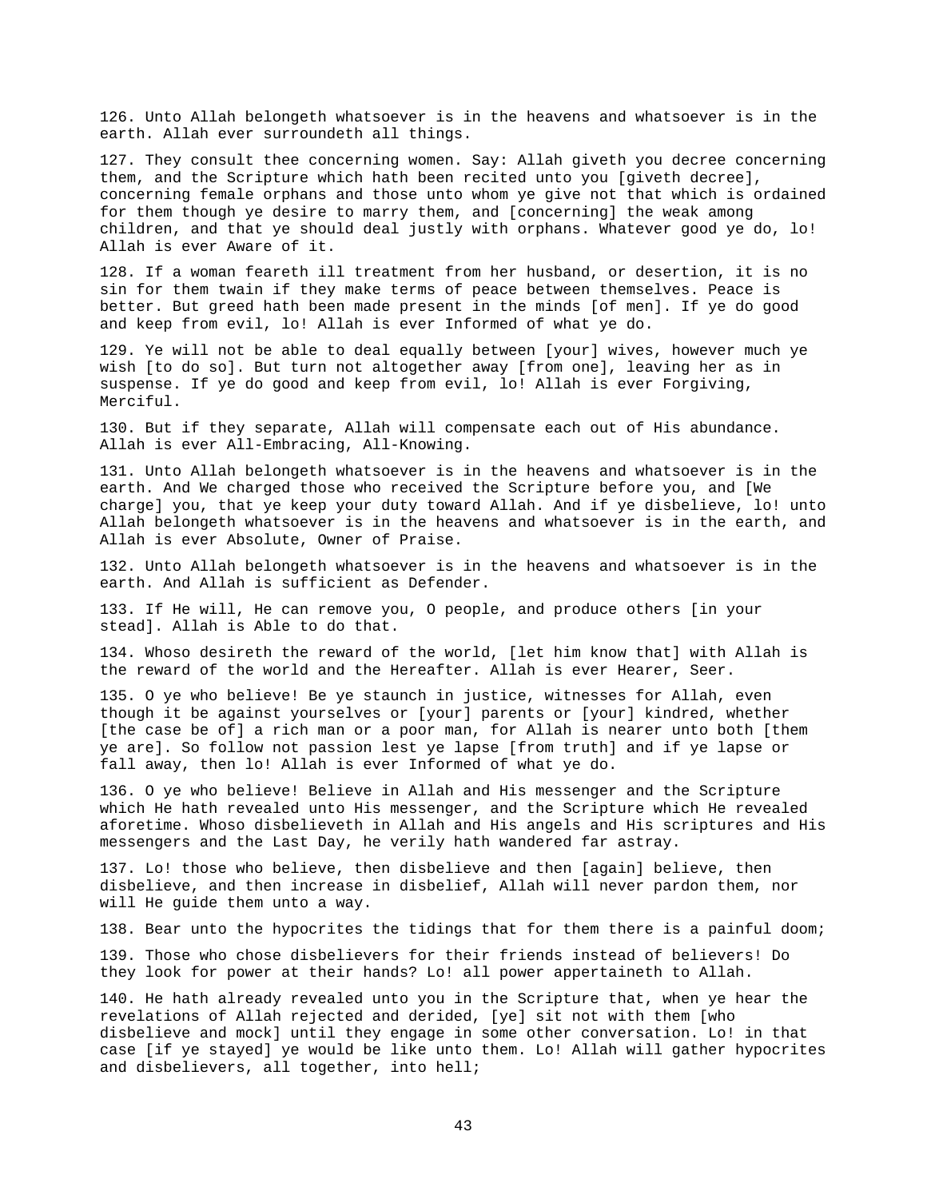126. Unto Allah belongeth whatsoever is in the heavens and whatsoever is in the earth. Allah ever surroundeth all things.

127. They consult thee concerning women. Say: Allah giveth you decree concerning them, and the Scripture which hath been recited unto you [giveth decree], concerning female orphans and those unto whom ye give not that which is ordained for them though ye desire to marry them, and [concerning] the weak among children, and that ye should deal justly with orphans. Whatever good ye do, lo! Allah is ever Aware of it.

128. If a woman feareth ill treatment from her husband, or desertion, it is no sin for them twain if they make terms of peace between themselves. Peace is better. But greed hath been made present in the minds [of men]. If ye do good and keep from evil, lo! Allah is ever Informed of what ye do.

129. Ye will not be able to deal equally between [your] wives, however much ye wish [to do so]. But turn not altogether away [from one], leaving her as in suspense. If ye do good and keep from evil, lo! Allah is ever Forgiving, Merciful.

130. But if they separate, Allah will compensate each out of His abundance. Allah is ever All-Embracing, All-Knowing.

131. Unto Allah belongeth whatsoever is in the heavens and whatsoever is in the earth. And We charged those who received the Scripture before you, and [We charge] you, that ye keep your duty toward Allah. And if ye disbelieve, lo! unto Allah belongeth whatsoever is in the heavens and whatsoever is in the earth, and Allah is ever Absolute, Owner of Praise.

132. Unto Allah belongeth whatsoever is in the heavens and whatsoever is in the earth. And Allah is sufficient as Defender.

133. If He will, He can remove you, O people, and produce others [in your stead]. Allah is Able to do that.

134. Whoso desireth the reward of the world, [let him know that] with Allah is the reward of the world and the Hereafter. Allah is ever Hearer, Seer.

135. O ye who believe! Be ye staunch in justice, witnesses for Allah, even though it be against yourselves or [your] parents or [your] kindred, whether [the case be of] a rich man or a poor man, for Allah is nearer unto both [them ye are]. So follow not passion lest ye lapse [from truth] and if ye lapse or fall away, then lo! Allah is ever Informed of what ye do.

136. O ye who believe! Believe in Allah and His messenger and the Scripture which He hath revealed unto His messenger, and the Scripture which He revealed aforetime. Whoso disbelieveth in Allah and His angels and His scriptures and His messengers and the Last Day, he verily hath wandered far astray.

137. Lo! those who believe, then disbelieve and then [again] believe, then disbelieve, and then increase in disbelief, Allah will never pardon them, nor will He guide them unto a way.

138. Bear unto the hypocrites the tidings that for them there is a painful doom;

139. Those who chose disbelievers for their friends instead of believers! Do they look for power at their hands? Lo! all power appertaineth to Allah.

140. He hath already revealed unto you in the Scripture that, when ye hear the revelations of Allah rejected and derided, [ye] sit not with them [who disbelieve and mock] until they engage in some other conversation. Lo! in that case [if ye stayed] ye would be like unto them. Lo! Allah will gather hypocrites and disbelievers, all together, into hell;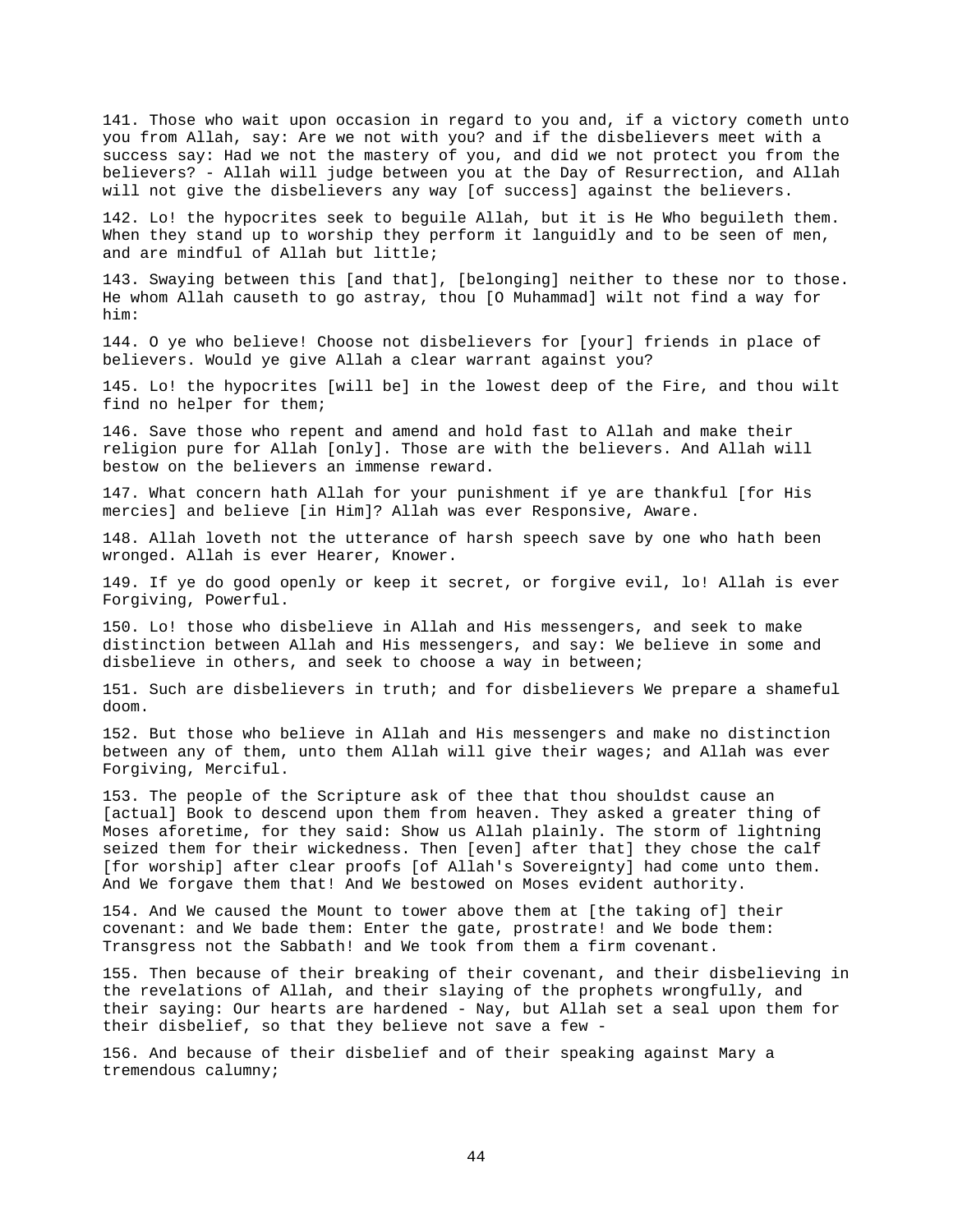141. Those who wait upon occasion in regard to you and, if a victory cometh unto you from Allah, say: Are we not with you? and if the disbelievers meet with a success say: Had we not the mastery of you, and did we not protect you from the believers? - Allah will judge between you at the Day of Resurrection, and Allah will not give the disbelievers any way [of success] against the believers.

142. Lo! the hypocrites seek to beguile Allah, but it is He Who beguileth them. When they stand up to worship they perform it languidly and to be seen of men, and are mindful of Allah but little;

143. Swaying between this [and that], [belonging] neither to these nor to those. He whom Allah causeth to go astray, thou [O Muhammad] wilt not find a way for him:

144. O ye who believe! Choose not disbelievers for [your] friends in place of believers. Would ye give Allah a clear warrant against you?

145. Lo! the hypocrites [will be] in the lowest deep of the Fire, and thou wilt find no helper for them;

146. Save those who repent and amend and hold fast to Allah and make their religion pure for Allah [only]. Those are with the believers. And Allah will bestow on the believers an immense reward.

147. What concern hath Allah for your punishment if ye are thankful [for His mercies] and believe [in Him]? Allah was ever Responsive, Aware.

148. Allah loveth not the utterance of harsh speech save by one who hath been wronged. Allah is ever Hearer, Knower.

149. If ye do good openly or keep it secret, or forgive evil, lo! Allah is ever Forgiving, Powerful.

150. Lo! those who disbelieve in Allah and His messengers, and seek to make distinction between Allah and His messengers, and say: We believe in some and disbelieve in others, and seek to choose a way in between;

151. Such are disbelievers in truth; and for disbelievers We prepare a shameful doom.

152. But those who believe in Allah and His messengers and make no distinction between any of them, unto them Allah will give their wages; and Allah was ever Forgiving, Merciful.

153. The people of the Scripture ask of thee that thou shouldst cause an [actual] Book to descend upon them from heaven. They asked a greater thing of Moses aforetime, for they said: Show us Allah plainly. The storm of lightning seized them for their wickedness. Then [even] after that] they chose the calf [for worship] after clear proofs [of Allah's Sovereignty] had come unto them. And We forgave them that! And We bestowed on Moses evident authority.

154. And We caused the Mount to tower above them at [the taking of] their covenant: and We bade them: Enter the gate, prostrate! and We bode them: Transgress not the Sabbath! and We took from them a firm covenant.

155. Then because of their breaking of their covenant, and their disbelieving in the revelations of Allah, and their slaying of the prophets wrongfully, and their saying: Our hearts are hardened - Nay, but Allah set a seal upon them for their disbelief, so that they believe not save a few -

156. And because of their disbelief and of their speaking against Mary a tremendous calumny;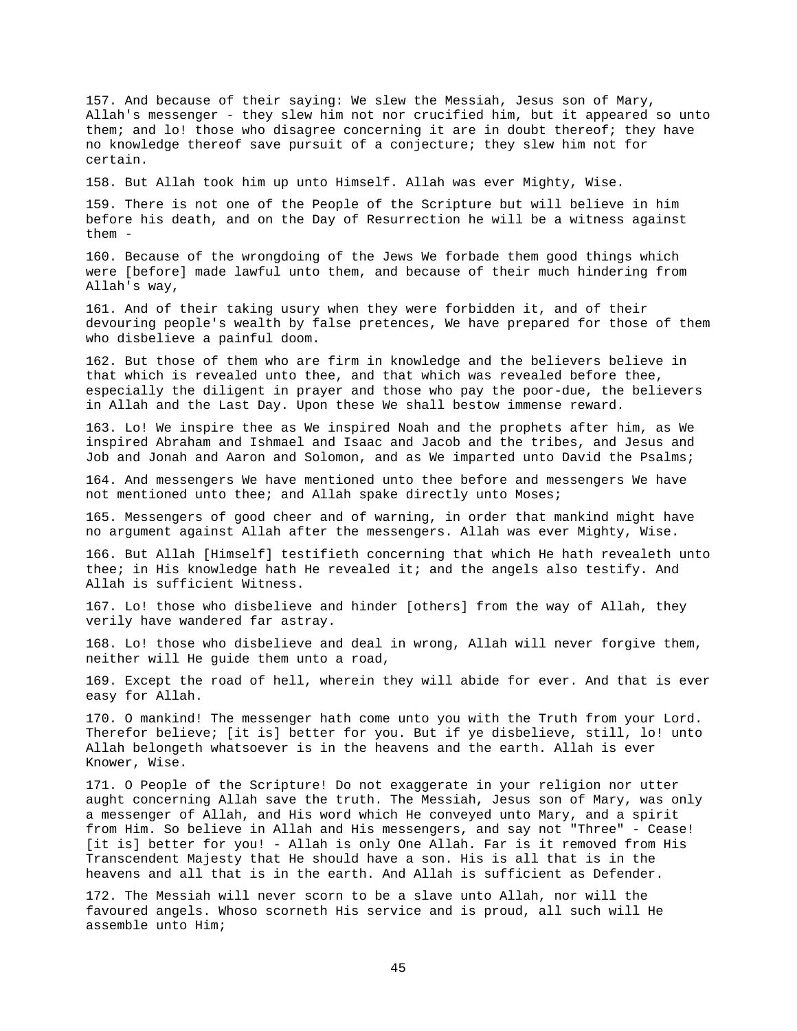157. And because of their saying: We slew the Messiah, Jesus son of Mary, Allah's messenger - they slew him not nor crucified him, but it appeared so unto them; and lo! those who disagree concerning it are in doubt thereof; they have no knowledge thereof save pursuit of a conjecture; they slew him not for certain.

158. But Allah took him up unto Himself. Allah was ever Mighty, Wise.

159. There is not one of the People of the Scripture but will believe in him before his death, and on the Day of Resurrection he will be a witness against them -

160. Because of the wrongdoing of the Jews We forbade them good things which were [before] made lawful unto them, and because of their much hindering from Allah's way,

161. And of their taking usury when they were forbidden it, and of their devouring people's wealth by false pretences, We have prepared for those of them who disbelieve a painful doom.

162. But those of them who are firm in knowledge and the believers believe in that which is revealed unto thee, and that which was revealed before thee, especially the diligent in prayer and those who pay the poor-due, the believers in Allah and the Last Day. Upon these We shall bestow immense reward.

163. Lo! We inspire thee as We inspired Noah and the prophets after him, as We inspired Abraham and Ishmael and Isaac and Jacob and the tribes, and Jesus and Job and Jonah and Aaron and Solomon, and as We imparted unto David the Psalms;

164. And messengers We have mentioned unto thee before and messengers We have not mentioned unto thee; and Allah spake directly unto Moses;

165. Messengers of good cheer and of warning, in order that mankind might have no argument against Allah after the messengers. Allah was ever Mighty, Wise.

166. But Allah [Himself] testifieth concerning that which He hath revealeth unto thee; in His knowledge hath He revealed it; and the angels also testify. And Allah is sufficient Witness.

167. Lo! those who disbelieve and hinder [others] from the way of Allah, they verily have wandered far astray.

168. Lo! those who disbelieve and deal in wrong, Allah will never forgive them, neither will He guide them unto a road,

169. Except the road of hell, wherein they will abide for ever. And that is ever easy for Allah.

170. O mankind! The messenger hath come unto you with the Truth from your Lord. Therefor believe; [it is] better for you. But if ye disbelieve, still, lo! unto Allah belongeth whatsoever is in the heavens and the earth. Allah is ever Knower, Wise.

171. O People of the Scripture! Do not exaggerate in your religion nor utter aught concerning Allah save the truth. The Messiah, Jesus son of Mary, was only a messenger of Allah, and His word which He conveyed unto Mary, and a spirit from Him. So believe in Allah and His messengers, and say not "Three" - Cease! [it is] better for you! - Allah is only One Allah. Far is it removed from His Transcendent Majesty that He should have a son. His is all that is in the heavens and all that is in the earth. And Allah is sufficient as Defender.

172. The Messiah will never scorn to be a slave unto Allah, nor will the favoured angels. Whoso scorneth His service and is proud, all such will He assemble unto Him;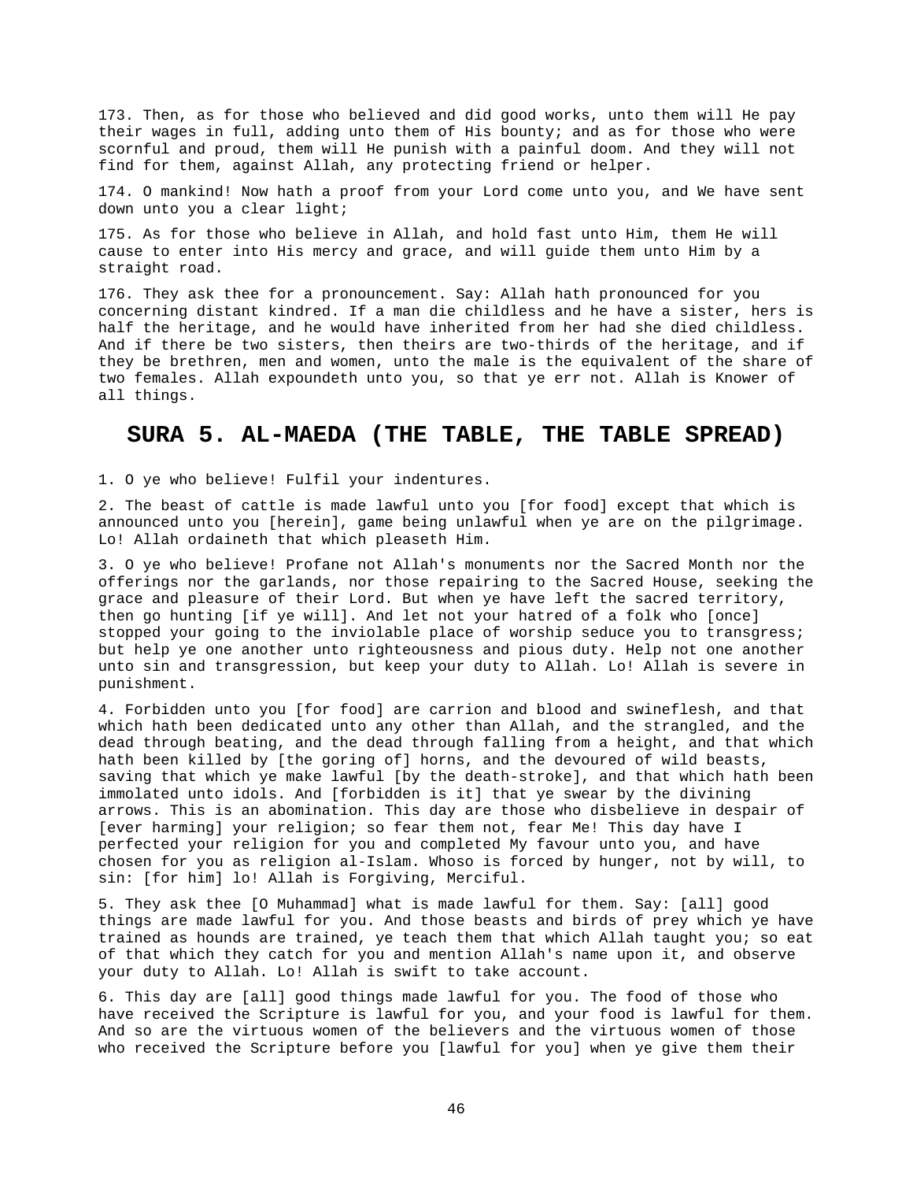173. Then, as for those who believed and did good works, unto them will He pay their wages in full, adding unto them of His bounty; and as for those who were scornful and proud, them will He punish with a painful doom. And they will not find for them, against Allah, any protecting friend or helper.

174. O mankind! Now hath a proof from your Lord come unto you, and We have sent down unto you a clear light;

175. As for those who believe in Allah, and hold fast unto Him, them He will cause to enter into His mercy and grace, and will guide them unto Him by a straight road.

176. They ask thee for a pronouncement. Say: Allah hath pronounced for you concerning distant kindred. If a man die childless and he have a sister, hers is half the heritage, and he would have inherited from her had she died childless. And if there be two sisters, then theirs are two-thirds of the heritage, and if they be brethren, men and women, unto the male is the equivalent of the share of two females. Allah expoundeth unto you, so that ye err not. Allah is Knower of all things.

## SURA 5. AL-MAEDA (THE TABLE, THE TABLE SPREAD)

1. O ye who believe! Fulfil your indentures.

2. The beast of cattle is made lawful unto you [for food] except that which is announced unto you [herein], game being unlawful when ye are on the pilgrimage. Lo! Allah ordaineth that which pleaseth Him.

3. O ye who believe! Profane not Allah's monuments nor the Sacred Month nor the offerings nor the garlands, nor those repairing to the Sacred House, seeking the grace and pleasure of their Lord. But when ye have left the sacred territory, then go hunting [if ye will]. And let not your hatred of a folk who [once] stopped your going to the inviolable place of worship seduce you to transgress; but help ye one another unto righteousness and pious duty. Help not one another unto sin and transgression, but keep your duty to Allah. Lo! Allah is severe in punishment.

4. Forbidden unto you [for food] are carrion and blood and swineflesh, and that which hath been dedicated unto any other than Allah, and the strangled, and the dead through beating, and the dead through falling from a height, and that which hath been killed by [the goring of] horns, and the devoured of wild beasts, saving that which ye make lawful [by the death-stroke], and that which hath been immolated unto idols. And [forbidden is it] that ye swear by the divining arrows. This is an abomination. This day are those who disbelieve in despair of [ever harming] your religion; so fear them not, fear Me! This day have I perfected your religion for you and completed My favour unto you, and have chosen for you as religion al-Islam. Whoso is forced by hunger, not by will, to sin: [for him] lo! Allah is Forgiving, Merciful.

5. They ask thee [O Muhammad] what is made lawful for them. Say: [all] good things are made lawful for you. And those beasts and birds of prey which ye have trained as hounds are trained, ye teach them that which Allah taught you; so eat of that which they catch for you and mention Allah's name upon it, and observe your duty to Allah. Lo! Allah is swift to take account.

6. This day are [all] good things made lawful for you. The food of those who have received the Scripture is lawful for you, and your food is lawful for them. And so are the virtuous women of the believers and the virtuous women of those who received the Scripture before you [lawful for you] when ye give them their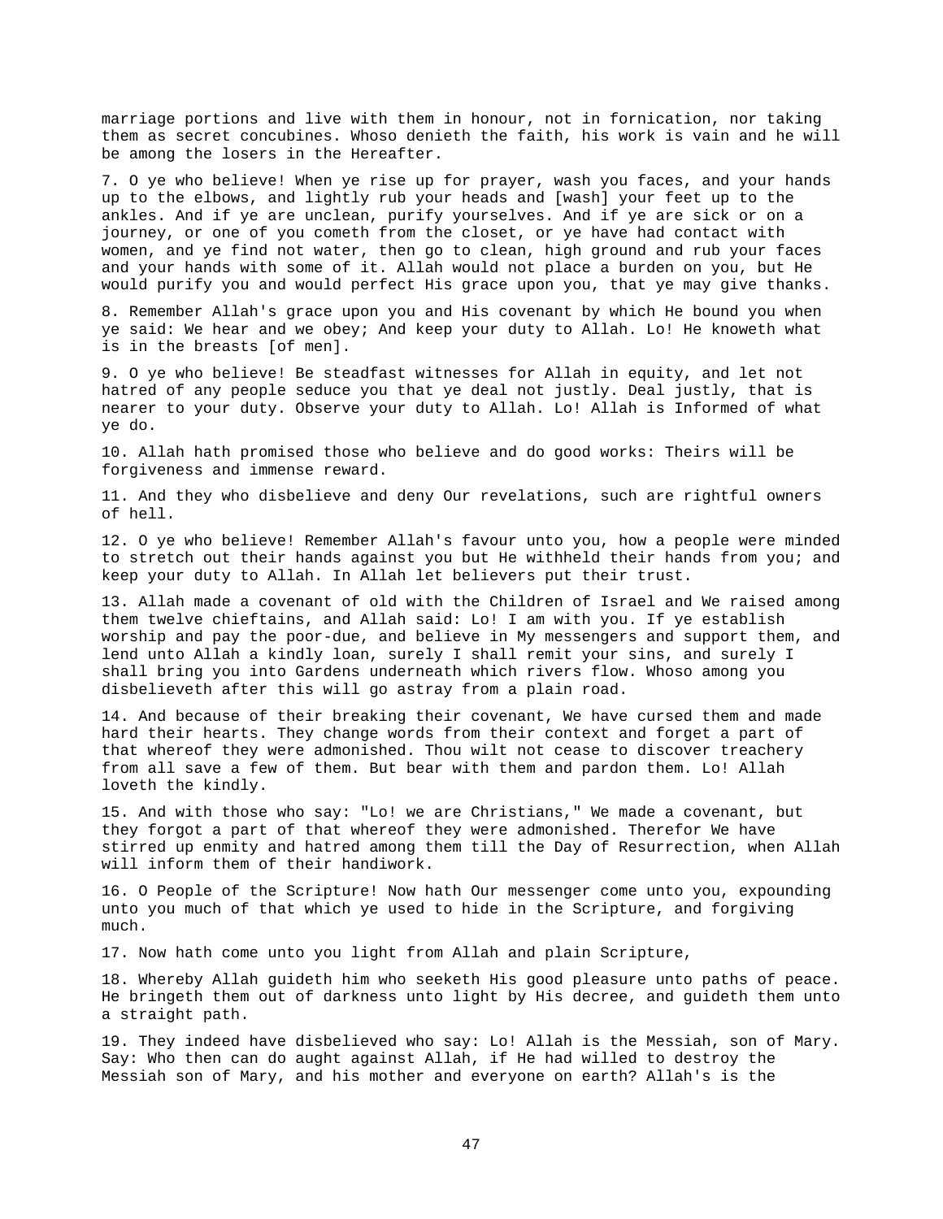marriage portions and live with them in honour, not in fornication, nor taking them as secret concubines. Whoso denieth the faith, his work is vain and he will be among the losers in the Hereafter.

7. O ye who believe! When ye rise up for prayer, wash you faces, and your hands up to the elbows, and lightly rub your heads and [wash] your feet up to the ankles. And if ye are unclean, purify yourselves. And if ye are sick or on a journey, or one of you cometh from the closet, or ye have had contact with women, and ye find not water, then go to clean, high ground and rub your faces and your hands with some of it. Allah would not place a burden on you, but He would purify you and would perfect His grace upon you, that ye may give thanks.

8. Remember Allah's grace upon you and His covenant by which He bound you when ye said: We hear and we obey; And keep your duty to Allah. Lo! He knoweth what is in the breasts [of men].

9. O ye who believe! Be steadfast witnesses for Allah in equity, and let not hatred of any people seduce you that ye deal not justly. Deal justly, that is nearer to your duty. Observe your duty to Allah. Lo! Allah is Informed of what ye do.

10. Allah hath promised those who believe and do good works: Theirs will be forgiveness and immense reward.

11. And they who disbelieve and deny Our revelations, such are rightful owners of hell.

12. O ye who believe! Remember Allah's favour unto you, how a people were minded to stretch out their hands against you but He withheld their hands from you; and keep your duty to Allah. In Allah let believers put their trust.

13. Allah made a covenant of old with the Children of Israel and We raised among them twelve chieftains, and Allah said: Lo! I am with you. If ye establish worship and pay the poor-due, and believe in My messengers and support them, and lend unto Allah a kindly loan, surely I shall remit your sins, and surely I shall bring you into Gardens underneath which rivers flow. Whoso among you disbelieveth after this will go astray from a plain road.

14. And because of their breaking their covenant, We have cursed them and made hard their hearts. They change words from their context and forget a part of that whereof they were admonished. Thou wilt not cease to discover treachery from all save a few of them. But bear with them and pardon them. Lo! Allah loveth the kindly.

15. And with those who say: "Lo! we are Christians," We made a covenant, but they forgot a part of that whereof they were admonished. Therefor We have stirred up enmity and hatred among them till the Day of Resurrection, when Allah will inform them of their handiwork.

16. O People of the Scripture! Now hath Our messenger come unto you, expounding unto you much of that which ye used to hide in the Scripture, and forgiving much.

17. Now hath come unto you light from Allah and plain Scripture,

18. Whereby Allah guideth him who seeketh His good pleasure unto paths of peace. He bringeth them out of darkness unto light by His decree, and guideth them unto a straight path.

19. They indeed have disbelieved who say: Lo! Allah is the Messiah, son of Mary. Say: Who then can do aught against Allah, if He had willed to destroy the Messiah son of Mary, and his mother and everyone on earth? Allah's is the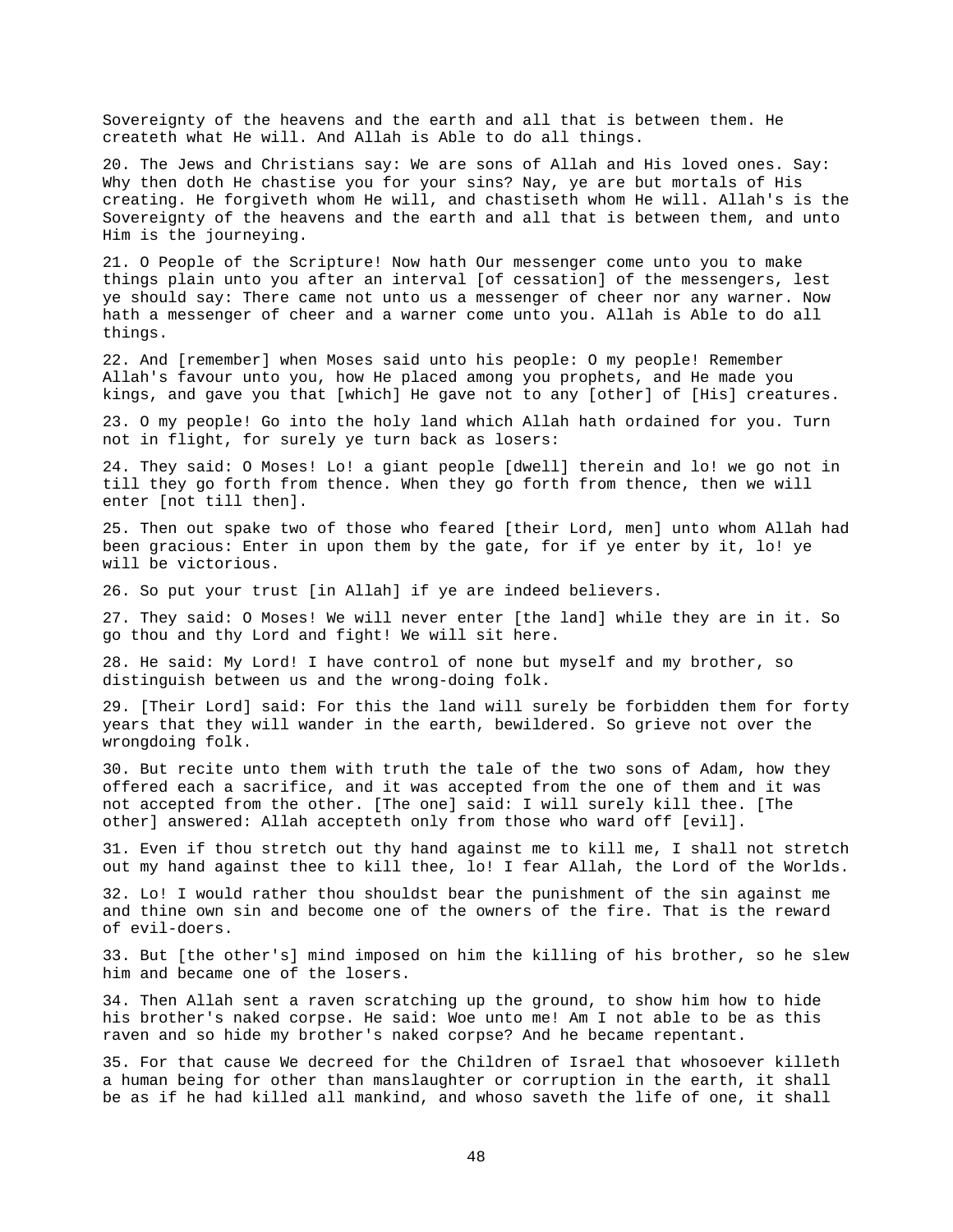Sovereignty of the heavens and the earth and all that is between them. He createth what He will. And Allah is Able to do all things.

20. The Jews and Christians say: We are sons of Allah and His loved ones. Say: Why then doth He chastise you for your sins? Nay, ye are but mortals of His creating. He forgiveth whom He will, and chastiseth whom He will. Allah's is the Sovereignty of the heavens and the earth and all that is between them, and unto Him is the journeying.

21. O People of the Scripture! Now hath Our messenger come unto you to make things plain unto you after an interval [of cessation] of the messengers, lest ye should say: There came not unto us a messenger of cheer nor any warner. Now hath a messenger of cheer and a warner come unto you. Allah is Able to do all things.

22. And [remember] when Moses said unto his people: O my people! Remember Allah's favour unto you, how He placed among you prophets, and He made you kings, and gave you that [which] He gave not to any [other] of [His] creatures.

23. O my people! Go into the holy land which Allah hath ordained for you. Turn not in flight, for surely ye turn back as losers:

24. They said: O Moses! Lo! a giant people [dwell] therein and lo! we go not in till they go forth from thence. When they go forth from thence, then we will enter [not till then].

25. Then out spake two of those who feared [their Lord, men] unto whom Allah had been gracious: Enter in upon them by the gate, for if ye enter by it, lo! ye will be victorious.

26. So put your trust [in Allah] if ye are indeed believers.

27. They said: O Moses! We will never enter [the land] while they are in it. So go thou and thy Lord and fight! We will sit here.

28. He said: My Lord! I have control of none but myself and my brother, so distinguish between us and the wrong-doing folk.

29. [Their Lord] said: For this the land will surely be forbidden them for forty years that they will wander in the earth, bewildered. So grieve not over the wrongdoing folk.

30. But recite unto them with truth the tale of the two sons of Adam, how they offered each a sacrifice, and it was accepted from the one of them and it was not accepted from the other. [The one] said: I will surely kill thee. [The other] answered: Allah accepteth only from those who ward off [evil].

31. Even if thou stretch out thy hand against me to kill me, I shall not stretch out my hand against thee to kill thee, lo! I fear Allah, the Lord of the Worlds.

32. Lo! I would rather thou shouldst bear the punishment of the sin against me and thine own sin and become one of the owners of the fire. That is the reward of evil-doers.

33. But [the other's] mind imposed on him the killing of his brother, so he slew him and became one of the losers.

34. Then Allah sent a raven scratching up the ground, to show him how to hide his brother's naked corpse. He said: Woe unto me! Am I not able to be as this raven and so hide my brother's naked corpse? And he became repentant.

35. For that cause We decreed for the Children of Israel that whosoever killeth a human being for other than manslaughter or corruption in the earth, it shall be as if he had killed all mankind, and whoso saveth the life of one, it shall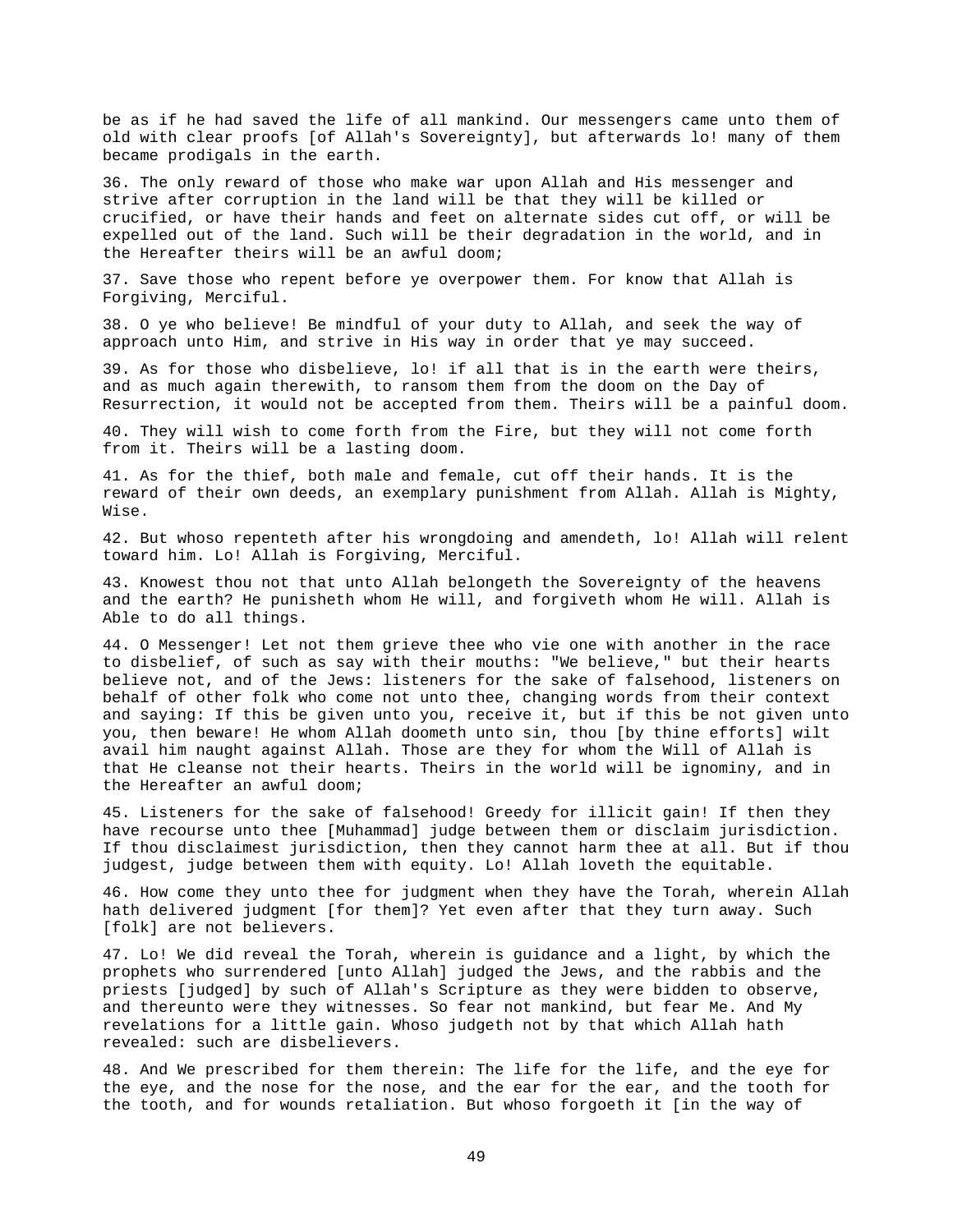be as if he had saved the life of all mankind. Our messengers came unto them of old with clear proofs [of Allah's Sovereignty], but afterwards lo! many of them became prodigals in the earth.

36. The only reward of those who make war upon Allah and His messenger and strive after corruption in the land will be that they will be killed or crucified, or have their hands and feet on alternate sides cut off, or will be expelled out of the land. Such will be their degradation in the world, and in the Hereafter theirs will be an awful doom;

37. Save those who repent before ye overpower them. For know that Allah is Forgiving, Merciful.

38. O ye who believe! Be mindful of your duty to Allah, and seek the way of approach unto Him, and strive in His way in order that ye may succeed.

39. As for those who disbelieve, lo! if all that is in the earth were theirs, and as much again therewith, to ransom them from the doom on the Day of Resurrection, it would not be accepted from them. Theirs will be a painful doom.

40. They will wish to come forth from the Fire, but they will not come forth from it. Theirs will be a lasting doom.

41. As for the thief, both male and female, cut off their hands. It is the reward of their own deeds, an exemplary punishment from Allah. Allah is Mighty, Wise.

42. But whoso repenteth after his wrongdoing and amendeth, lo! Allah will relent toward him. Lo! Allah is Forgiving, Merciful.

43. Knowest thou not that unto Allah belongeth the Sovereignty of the heavens and the earth? He punisheth whom He will, and forgiveth whom He will. Allah is Able to do all things.

44. O Messenger! Let not them grieve thee who vie one with another in the race to disbelief, of such as say with their mouths: "We believe," but their hearts believe not, and of the Jews: listeners for the sake of falsehood, listeners on behalf of other folk who come not unto thee, changing words from their context and saying: If this be given unto you, receive it, but if this be not given unto you, then beware! He whom Allah doometh unto sin, thou [by thine efforts] wilt avail him naught against Allah. Those are they for whom the Will of Allah is that He cleanse not their hearts. Theirs in the world will be ignominy, and in the Hereafter an awful doom;

45. Listeners for the sake of falsehood! Greedy for illicit gain! If then they have recourse unto thee [Muhammad] judge between them or disclaim jurisdiction. If thou disclaimest jurisdiction, then they cannot harm thee at all. But if thou judgest, judge between them with equity. Lo! Allah loveth the equitable.

46. How come they unto thee for judgment when they have the Torah, wherein Allah hath delivered judgment [for them]? Yet even after that they turn away. Such [folk] are not believers.

47. Lo! We did reveal the Torah, wherein is guidance and a light, by which the prophets who surrendered [unto Allah] judged the Jews, and the rabbis and the priests [judged] by such of Allah's Scripture as they were bidden to observe, and thereunto were they witnesses. So fear not mankind, but fear Me. And My revelations for a little gain. Whoso judgeth not by that which Allah hath revealed: such are disbelievers.

48. And We prescribed for them therein: The life for the life, and the eye for the eye, and the nose for the nose, and the ear for the ear, and the tooth for the tooth, and for wounds retaliation. But whoso forgoeth it [in the way of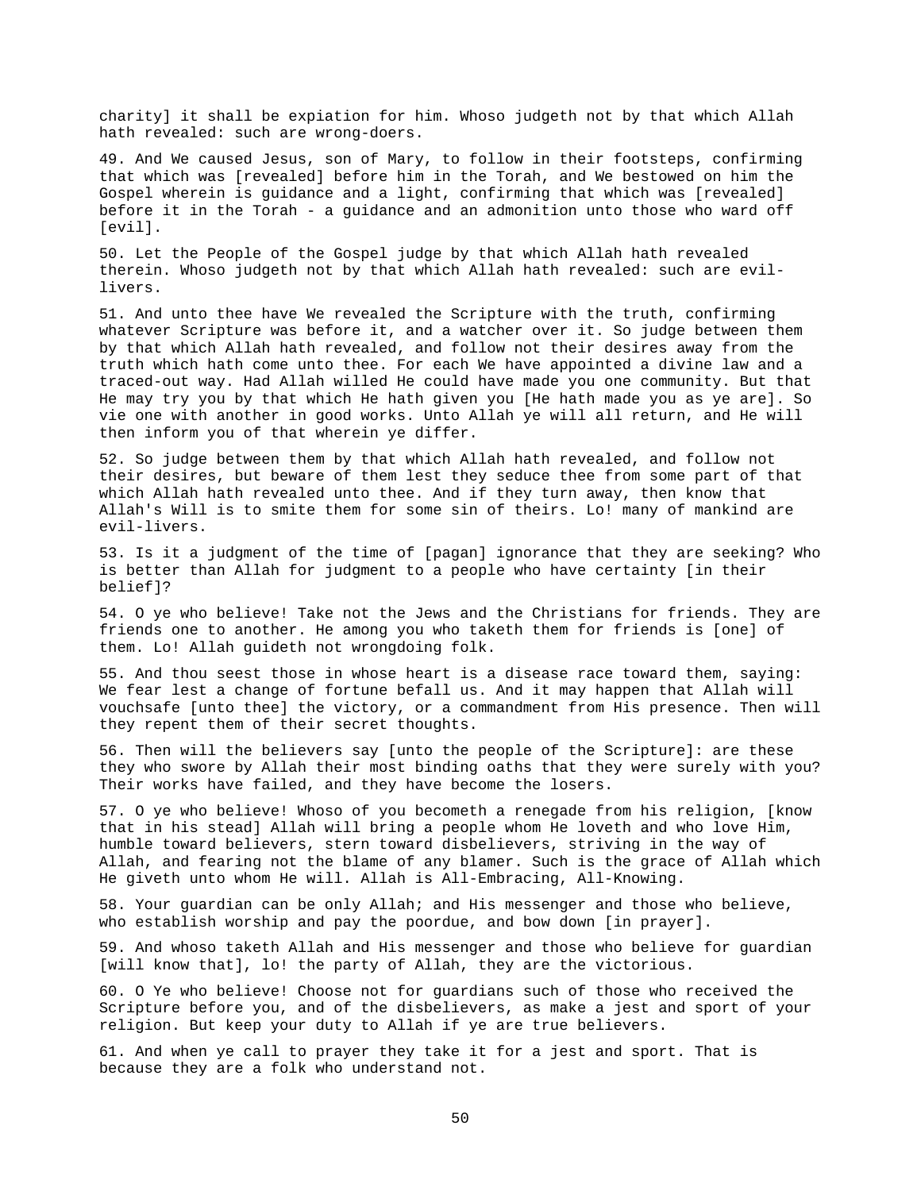charity] it shall be expiation for him. Whoso judgeth not by that which Allah hath revealed: such are wrong-doers.

49. And We caused Jesus, son of Mary, to follow in their footsteps, confirming that which was [revealed] before him in the Torah, and We bestowed on him the Gospel wherein is guidance and a light, confirming that which was [revealed] before it in the Torah - a guidance and an admonition unto those who ward off [evil].

50. Let the People of the Gospel judge by that which Allah hath revealed therein. Whoso judgeth not by that which Allah hath revealed: such are evil-livers.

51. And unto thee have We revealed the Scripture with the truth, confirming whatever Scripture was before it, and a watcher over it. So judge between them by that which Allah hath revealed, and follow not their desires away from the truth which hath come unto thee. For each We have appointed a divine law and a traced-out way. Had Allah willed He could have made you one community. But that He may try you by that which He hath given you [He hath made you as ye are]. So vie one with another in good works. Unto Allah ye will all return, and He will then inform you of that wherein ye differ.

52. So judge between them by that which Allah hath revealed, and follow not their desires, but beware of them lest they seduce thee from some part of that which Allah hath revealed unto thee. And if they turn away, then know that Allah's Will is to smite them for some sin of theirs. Lo! many of mankind are evil-livers.

53. Is it a judgment of the time of [pagan] ignorance that they are seeking? Who is better than Allah for judgment to a people who have certainty [in their belief]?

54. O ye who believe! Take not the Jews and the Christians for friends. They are friends one to another. He among you who taketh them for friends is [one] of them. Lo! Allah guideth not wrongdoing folk.

55. And thou seest those in whose heart is a disease race toward them, saying: We fear lest a change of fortune befall us. And it may happen that Allah will vouchsafe [unto thee] the victory, or a commandment from His presence. Then will they repent them of their secret thoughts.

56. Then will the believers say [unto the people of the Scripture]: are these they who swore by Allah their most binding oaths that they were surely with you? Their works have failed, and they have become the losers.

57. O ye who believe! Whoso of you becometh a renegade from his religion, [know that in his stead] Allah will bring a people whom He loveth and who love Him, humble toward believers, stern toward disbelievers, striving in the way of Allah, and fearing not the blame of any blamer. Such is the grace of Allah which He giveth unto whom He will. Allah is All-Embracing, All-Knowing.

58. Your guardian can be only Allah; and His messenger and those who believe, who establish worship and pay the poordue, and bow down [in prayer].

59. And whoso taketh Allah and His messenger and those who believe for guardian [will know that], lo! the party of Allah, they are the victorious.

60. O Ye who believe! Choose not for guardians such of those who received the Scripture before you, and of the disbelievers, as make a jest and sport of your religion. But keep your duty to Allah if ye are true believers.

61. And when ye call to prayer they take it for a jest and sport. That is because they are a folk who understand not.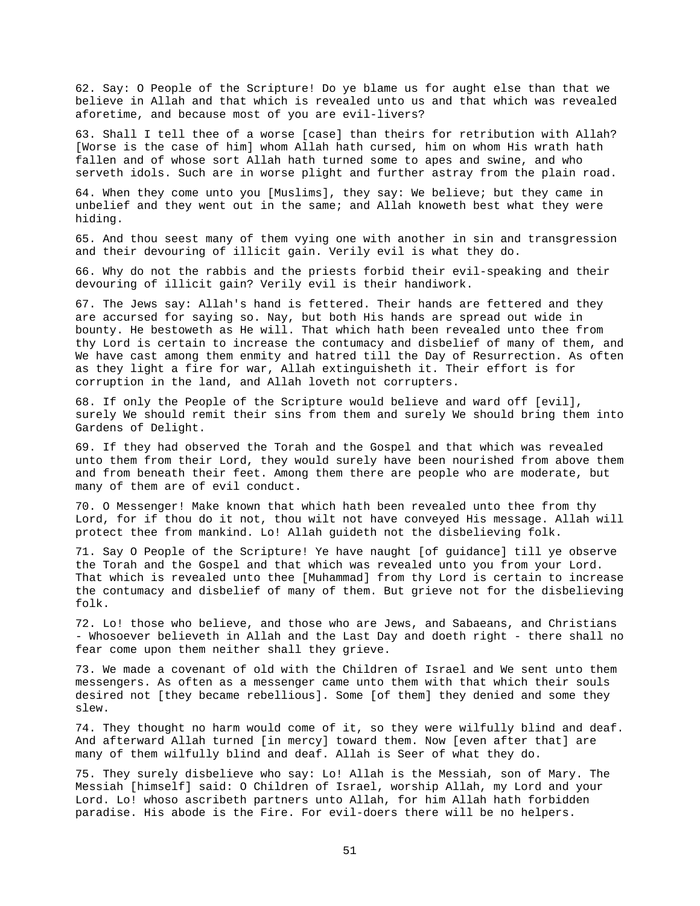62. Say: O People of the Scripture! Do ye blame us for aught else than that we believe in Allah and that which is revealed unto us and that which was revealed aforetime, and because most of you are evil-livers?

63. Shall I tell thee of a worse [case] than theirs for retribution with Allah? [Worse is the case of him] whom Allah hath cursed, him on whom His wrath hath fallen and of whose sort Allah hath turned some to apes and swine, and who serveth idols. Such are in worse plight and further astray from the plain road.

64. When they come unto you [Muslims], they say: We believe; but they came in unbelief and they went out in the same; and Allah knoweth best what they were hiding.

65. And thou seest many of them vying one with another in sin and transgression and their devouring of illicit gain. Verily evil is what they do.

66. Why do not the rabbis and the priests forbid their evil-speaking and their devouring of illicit gain? Verily evil is their handiwork.

67. The Jews say: Allah's hand is fettered. Their hands are fettered and they are accursed for saying so. Nay, but both His hands are spread out wide in bounty. He bestoweth as He will. That which hath been revealed unto thee from thy Lord is certain to increase the contumacy and disbelief of many of them, and We have cast among them enmity and hatred till the Day of Resurrection. As often as they light a fire for war, Allah extinguisheth it. Their effort is for corruption in the land, and Allah loveth not corrupters.

68. If only the People of the Scripture would believe and ward off [evil], surely We should remit their sins from them and surely We should bring them into Gardens of Delight.

69. If they had observed the Torah and the Gospel and that which was revealed unto them from their Lord, they would surely have been nourished from above them and from beneath their feet. Among them there are people who are moderate, but many of them are of evil conduct.

70. O Messenger! Make known that which hath been revealed unto thee from thy Lord, for if thou do it not, thou wilt not have conveyed His message. Allah will protect thee from mankind. Lo! Allah guideth not the disbelieving folk.

71. Say O People of the Scripture! Ye have naught [of guidance] till ye observe the Torah and the Gospel and that which was revealed unto you from your Lord. That which is revealed unto thee [Muhammad] from thy Lord is certain to increase the contumacy and disbelief of many of them. But grieve not for the disbelieving folk.

72. Lo! those who believe, and those who are Jews, and Sabaeans, and Christians - Whosoever believeth in Allah and the Last Day and doeth right - there shall no fear come upon them neither shall they grieve.

73. We made a covenant of old with the Children of Israel and We sent unto them messengers. As often as a messenger came unto them with that which their souls desired not [they became rebellious]. Some [of them] they denied and some they slew.

74. They thought no harm would come of it, so they were wilfully blind and deaf. And afterward Allah turned [in mercy] toward them. Now [even after that] are many of them wilfully blind and deaf. Allah is Seer of what they do.

75. They surely disbelieve who say: Lo! Allah is the Messiah, son of Mary. The Messiah [himself] said: O Children of Israel, worship Allah, my Lord and your Lord. Lo! whoso ascribeth partners unto Allah, for him Allah hath forbidden paradise. His abode is the Fire. For evil-doers there will be no helpers.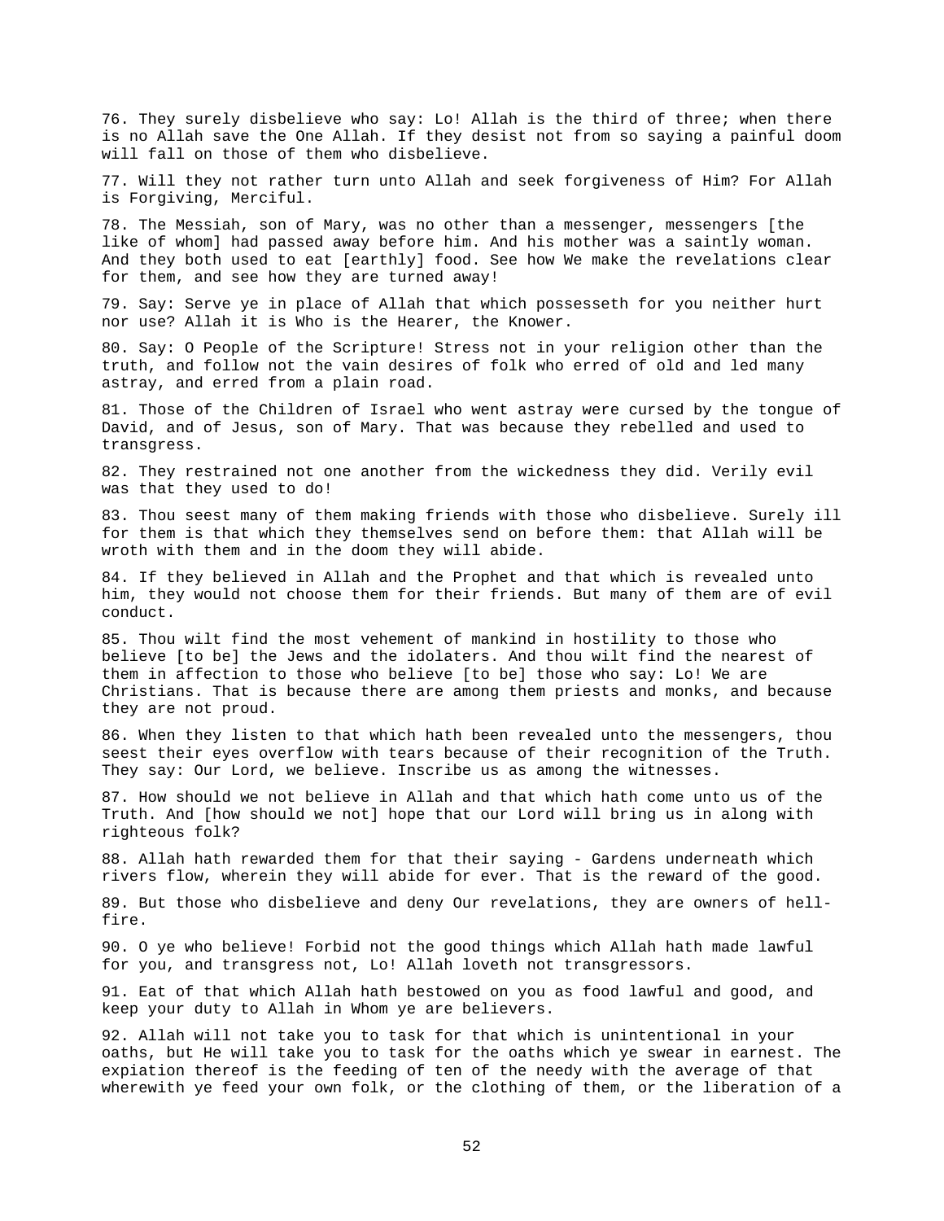76. They surely disbelieve who say: Lo! Allah is the third of three; when there is no Allah save the One Allah. If they desist not from so saying a painful doom will fall on those of them who disbelieve.

77. Will they not rather turn unto Allah and seek forgiveness of Him? For Allah is Forgiving, Merciful.

78. The Messiah, son of Mary, was no other than a messenger, messengers [the like of whom] had passed away before him. And his mother was a saintly woman. And they both used to eat [earthly] food. See how We make the revelations clear for them, and see how they are turned away!

79. Say: Serve ye in place of Allah that which possesseth for you neither hurt nor use? Allah it is Who is the Hearer, the Knower.

80. Say: O People of the Scripture! Stress not in your religion other than the truth, and follow not the vain desires of folk who erred of old and led many astray, and erred from a plain road.

81. Those of the Children of Israel who went astray were cursed by the tongue of David, and of Jesus, son of Mary. That was because they rebelled and used to transgress.

82. They restrained not one another from the wickedness they did. Verily evil was that they used to do!

83. Thou seest many of them making friends with those who disbelieve. Surely ill for them is that which they themselves send on before them: that Allah will be wroth with them and in the doom they will abide.

84. If they believed in Allah and the Prophet and that which is revealed unto him, they would not choose them for their friends. But many of them are of evil conduct.

85. Thou wilt find the most vehement of mankind in hostility to those who believe [to be] the Jews and the idolaters. And thou wilt find the nearest of them in affection to those who believe [to be] those who say: Lo! We are Christians. That is because there are among them priests and monks, and because they are not proud.

86. When they listen to that which hath been revealed unto the messengers, thou seest their eyes overflow with tears because of their recognition of the Truth. They say: Our Lord, we believe. Inscribe us as among the witnesses.

87. How should we not believe in Allah and that which hath come unto us of the Truth. And [how should we not] hope that our Lord will bring us in along with righteous folk?

88. Allah hath rewarded them for that their saying - Gardens underneath which rivers flow, wherein they will abide for ever. That is the reward of the good.

89. But those who disbelieve and deny Our revelations, they are owners of hell-fire.

90. O ye who believe! Forbid not the good things which Allah hath made lawful for you, and transgress not, Lo! Allah loveth not transgressors.

91. Eat of that which Allah hath bestowed on you as food lawful and good, and keep your duty to Allah in Whom ye are believers.

92. Allah will not take you to task for that which is unintentional in your oaths, but He will take you to task for the oaths which ye swear in earnest. The expiation thereof is the feeding of ten of the needy with the average of that wherewith ye feed your own folk, or the clothing of them, or the liberation of a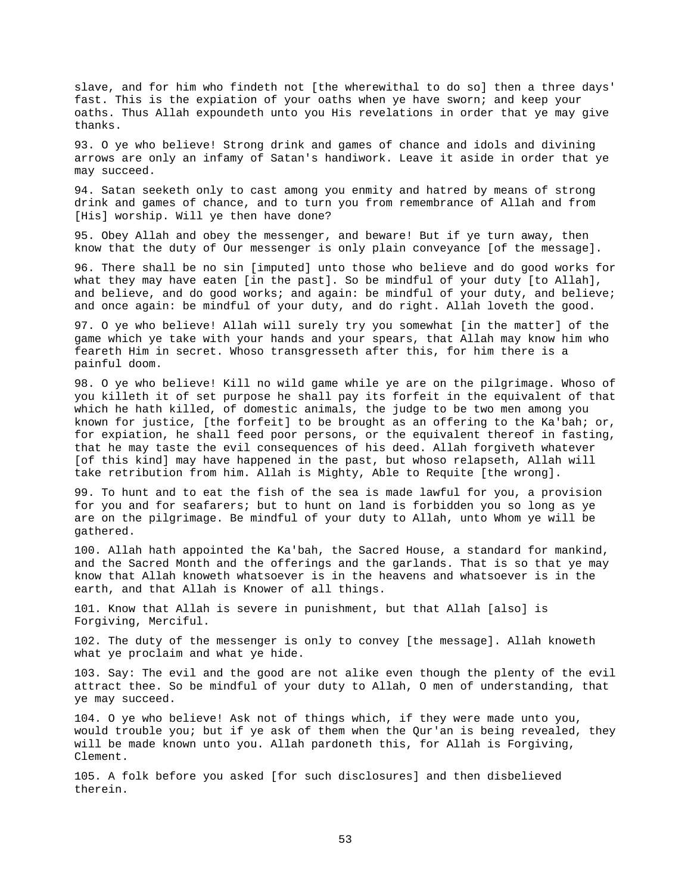slave, and for him who findeth not [the wherewithal to do so] then a three days' fast. This is the expiation of your oaths when ye have sworn; and keep your oaths. Thus Allah expoundeth unto you His revelations in order that ye may give thanks.

93. O ye who believe! Strong drink and games of chance and idols and divining arrows are only an infamy of Satan's handiwork. Leave it aside in order that ye may succeed.

94. Satan seeketh only to cast among you enmity and hatred by means of strong drink and games of chance, and to turn you from remembrance of Allah and from [His] worship. Will ye then have done?

95. Obey Allah and obey the messenger, and beware! But if ye turn away, then know that the duty of Our messenger is only plain conveyance [of the message].

96. There shall be no sin [imputed] unto those who believe and do good works for what they may have eaten [in the past]. So be mindful of your duty [to Allah], and believe, and do good works; and again: be mindful of your duty, and believe; and once again: be mindful of your duty, and do right. Allah loveth the good.

97. O ye who believe! Allah will surely try you somewhat [in the matter] of the game which ye take with your hands and your spears, that Allah may know him who feareth Him in secret. Whoso transgresseth after this, for him there is a painful doom.

98. O ye who believe! Kill no wild game while ye are on the pilgrimage. Whoso of you killeth it of set purpose he shall pay its forfeit in the equivalent of that which he hath killed, of domestic animals, the judge to be two men among you known for justice, [the forfeit] to be brought as an offering to the Ka'bah; or, for expiation, he shall feed poor persons, or the equivalent thereof in fasting, that he may taste the evil consequences of his deed. Allah forgiveth whatever [of this kind] may have happened in the past, but whoso relapseth, Allah will take retribution from him. Allah is Mighty, Able to Requite [the wrong].

99. To hunt and to eat the fish of the sea is made lawful for you, a provision for you and for seafarers; but to hunt on land is forbidden you so long as ye are on the pilgrimage. Be mindful of your duty to Allah, unto Whom ye will be gathered.

100. Allah hath appointed the Ka'bah, the Sacred House, a standard for mankind, and the Sacred Month and the offerings and the garlands. That is so that ye may know that Allah knoweth whatsoever is in the heavens and whatsoever is in the earth, and that Allah is Knower of all things.

101. Know that Allah is severe in punishment, but that Allah [also] is Forgiving, Merciful.

102. The duty of the messenger is only to convey [the message]. Allah knoweth what ye proclaim and what ye hide.

103. Say: The evil and the good are not alike even though the plenty of the evil attract thee. So be mindful of your duty to Allah, O men of understanding, that ye may succeed.

104. O ye who believe! Ask not of things which, if they were made unto you, would trouble you; but if ye ask of them when the Qur'an is being revealed, they will be made known unto you. Allah pardoneth this, for Allah is Forgiving, Clement.

105. A folk before you asked [for such disclosures] and then disbelieved therein.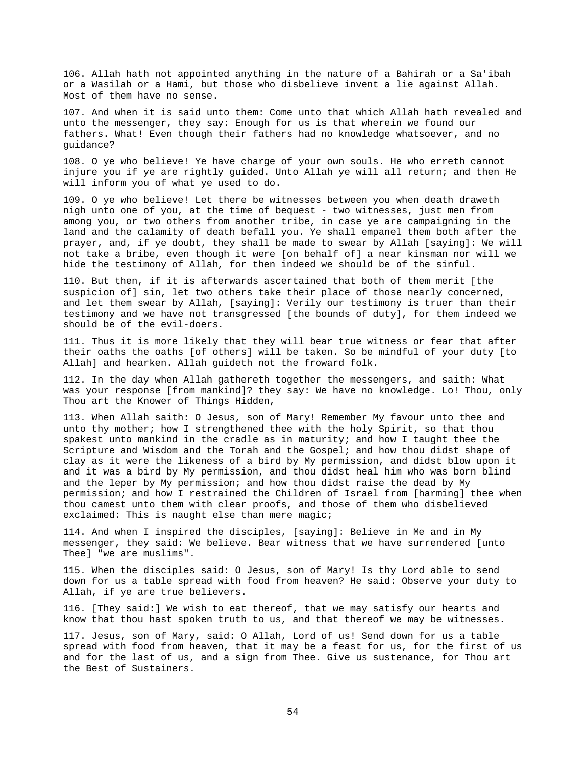106. Allah hath not appointed anything in the nature of a Bahirah or a Sa'ibah or a Wasilah or a Hami, but those who disbelieve invent a lie against Allah. Most of them have no sense.

107. And when it is said unto them: Come unto that which Allah hath revealed and unto the messenger, they say: Enough for us is that wherein we found our fathers. What! Even though their fathers had no knowledge whatsoever, and no guidance?

108. O ye who believe! Ye have charge of your own souls. He who erreth cannot injure you if ye are rightly guided. Unto Allah ye will all return; and then He will inform you of what ye used to do.

109. O ye who believe! Let there be witnesses between you when death draweth nigh unto one of you, at the time of bequest - two witnesses, just men from among you, or two others from another tribe, in case ye are campaigning in the land and the calamity of death befall you. Ye shall empanel them both after the prayer, and, if ye doubt, they shall be made to swear by Allah [saying]: We will not take a bribe, even though it were [on behalf of] a near kinsman nor will we hide the testimony of Allah, for then indeed we should be of the sinful.

110. But then, if it is afterwards ascertained that both of them merit [the suspicion of] sin, let two others take their place of those nearly concerned, and let them swear by Allah, [saying]: Verily our testimony is truer than their testimony and we have not transgressed [the bounds of duty], for them indeed we should be of the evil-doers.

111. Thus it is more likely that they will bear true witness or fear that after their oaths the oaths [of others] will be taken. So be mindful of your duty [to Allah] and hearken. Allah guideth not the froward folk.

112. In the day when Allah gathereth together the messengers, and saith: What was your response [from mankind]? they say: We have no knowledge. Lo! Thou, only Thou art the Knower of Things Hidden,

113. When Allah saith: O Jesus, son of Mary! Remember My favour unto thee and unto thy mother; how I strengthened thee with the holy Spirit, so that thou spakest unto mankind in the cradle as in maturity; and how I taught thee the Scripture and Wisdom and the Torah and the Gospel; and how thou didst shape of clay as it were the likeness of a bird by My permission, and didst blow upon it and it was a bird by My permission, and thou didst heal him who was born blind and the leper by My permission; and how thou didst raise the dead by My permission; and how I restrained the Children of Israel from [harming] thee when thou camest unto them with clear proofs, and those of them who disbelieved exclaimed: This is naught else than mere magic;

114. And when I inspired the disciples, [saying]: Believe in Me and in My messenger, they said: We believe. Bear witness that we have surrendered [unto Thee] "we are muslims".

115. When the disciples said: O Jesus, son of Mary! Is thy Lord able to send down for us a table spread with food from heaven? He said: Observe your duty to Allah, if ye are true believers.

116. [They said:] We wish to eat thereof, that we may satisfy our hearts and know that thou hast spoken truth to us, and that thereof we may be witnesses.

117. Jesus, son of Mary, said: O Allah, Lord of us! Send down for us a table spread with food from heaven, that it may be a feast for us, for the first of us and for the last of us, and a sign from Thee. Give us sustenance, for Thou art the Best of Sustainers.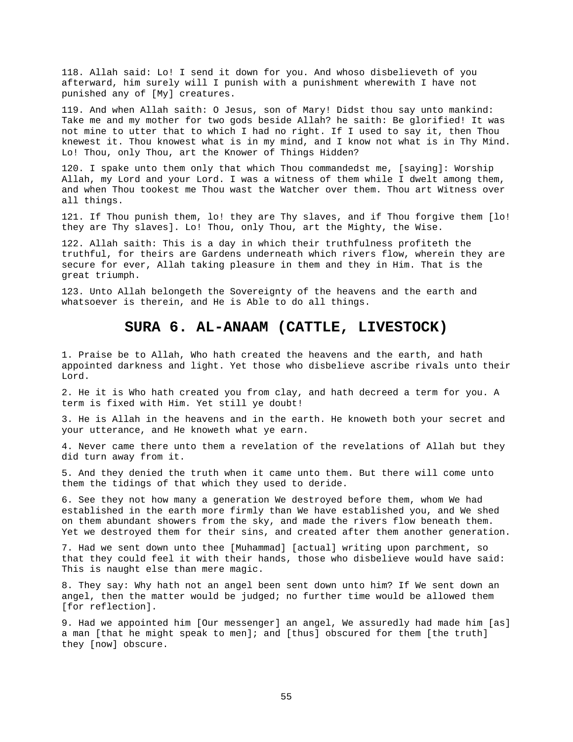118. Allah said: Lo! I send it down for you. And whoso disbelieveth of you afterward, him surely will I punish with a punishment wherewith I have not punished any of [My] creatures.

119. And when Allah saith: O Jesus, son of Mary! Didst thou say unto mankind: Take me and my mother for two gods beside Allah? he saith: Be glorified! It was not mine to utter that to which I had no right. If I used to say it, then Thou knewest it. Thou knowest what is in my mind, and I know not what is in Thy Mind. Lo! Thou, only Thou, art the Knower of Things Hidden?

120. I spake unto them only that which Thou commandedst me, [saying]: Worship Allah, my Lord and your Lord. I was a witness of them while I dwelt among them, and when Thou tookest me Thou wast the Watcher over them. Thou art Witness over all things.

121. If Thou punish them, lo! they are Thy slaves, and if Thou forgive them [lo! they are Thy slaves]. Lo! Thou, only Thou, art the Mighty, the Wise.

122. Allah saith: This is a day in which their truthfulness profiteth the truthful, for theirs are Gardens underneath which rivers flow, wherein they are secure for ever, Allah taking pleasure in them and they in Him. That is the great triumph.

123. Unto Allah belongeth the Sovereignty of the heavens and the earth and whatsoever is therein, and He is Able to do all things.

## SURA 6. AL-ANAAM (CATTLE, LIVESTOCK)

1. Praise be to Allah, Who hath created the heavens and the earth, and hath appointed darkness and light. Yet those who disbelieve ascribe rivals unto their Lord.

2. He it is Who hath created you from clay, and hath decreed a term for you. A term is fixed with Him. Yet still ye doubt!

3. He is Allah in the heavens and in the earth. He knoweth both your secret and your utterance, and He knoweth what ye earn.

4. Never came there unto them a revelation of the revelations of Allah but they did turn away from it.

5. And they denied the truth when it came unto them. But there will come unto them the tidings of that which they used to deride.

6. See they not how many a generation We destroyed before them, whom We had established in the earth more firmly than We have established you, and We shed on them abundant showers from the sky, and made the rivers flow beneath them. Yet we destroyed them for their sins, and created after them another generation.

7. Had we sent down unto thee [Muhammad] [actual] writing upon parchment, so that they could feel it with their hands, those who disbelieve would have said: This is naught else than mere magic.

8. They say: Why hath not an angel been sent down unto him? If We sent down an angel, then the matter would be judged; no further time would be allowed them [for reflection].

9. Had we appointed him [Our messenger] an angel, We assuredly had made him [as] a man [that he might speak to men]; and [thus] obscured for them [the truth] they [now] obscure.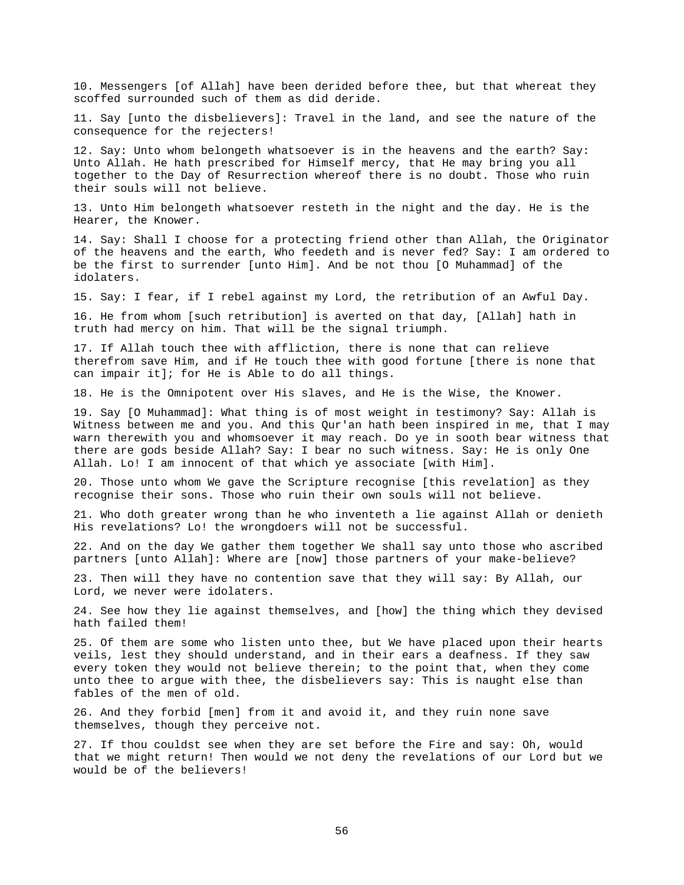10. Messengers [of Allah] have been derided before thee, but that whereat they scoffed surrounded such of them as did deride.

11. Say [unto the disbelievers]: Travel in the land, and see the nature of the consequence for the rejecters!

12. Say: Unto whom belongeth whatsoever is in the heavens and the earth? Say: Unto Allah. He hath prescribed for Himself mercy, that He may bring you all together to the Day of Resurrection whereof there is no doubt. Those who ruin their souls will not believe.

13. Unto Him belongeth whatsoever resteth in the night and the day. He is the Hearer, the Knower.

14. Say: Shall I choose for a protecting friend other than Allah, the Originator of the heavens and the earth, Who feedeth and is never fed? Say: I am ordered to be the first to surrender [unto Him]. And be not thou [O Muhammad] of the idolaters.

15. Say: I fear, if I rebel against my Lord, the retribution of an Awful Day.

16. He from whom [such retribution] is averted on that day, [Allah] hath in truth had mercy on him. That will be the signal triumph.

17. If Allah touch thee with affliction, there is none that can relieve therefrom save Him, and if He touch thee with good fortune [there is none that can impair it]; for He is Able to do all things.

18. He is the Omnipotent over His slaves, and He is the Wise, the Knower.

19. Say [O Muhammad]: What thing is of most weight in testimony? Say: Allah is Witness between me and you. And this Qur'an hath been inspired in me, that I may warn therewith you and whomsoever it may reach. Do ye in sooth bear witness that there are gods beside Allah? Say: I bear no such witness. Say: He is only One Allah. Lo! I am innocent of that which ye associate [with Him].

20. Those unto whom We gave the Scripture recognise [this revelation] as they recognise their sons. Those who ruin their own souls will not believe.

21. Who doth greater wrong than he who inventeth a lie against Allah or denieth His revelations? Lo! the wrongdoers will not be successful.

22. And on the day We gather them together We shall say unto those who ascribed partners [unto Allah]: Where are [now] those partners of your make-believe?

23. Then will they have no contention save that they will say: By Allah, our Lord, we never were idolaters.

24. See how they lie against themselves, and [how] the thing which they devised hath failed them!

25. Of them are some who listen unto thee, but We have placed upon their hearts veils, lest they should understand, and in their ears a deafness. If they saw every token they would not believe therein; to the point that, when they come unto thee to argue with thee, the disbelievers say: This is naught else than fables of the men of old.

26. And they forbid [men] from it and avoid it, and they ruin none save themselves, though they perceive not.

27. If thou couldst see when they are set before the Fire and say: Oh, would that we might return! Then would we not deny the revelations of our Lord but we would be of the believers!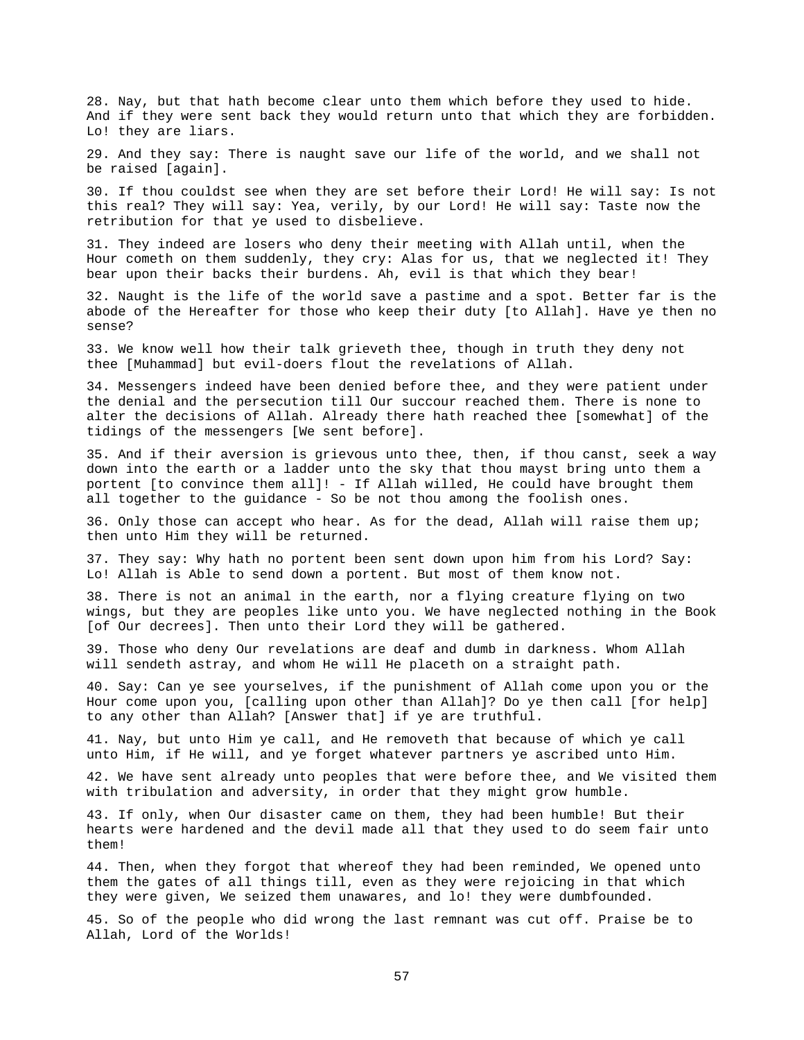28. Nay, but that hath become clear unto them which before they used to hide. And if they were sent back they would return unto that which they are forbidden. Lo! they are liars.

29. And they say: There is naught save our life of the world, and we shall not be raised [again].

30. If thou couldst see when they are set before their Lord! He will say: Is not this real? They will say: Yea, verily, by our Lord! He will say: Taste now the retribution for that ye used to disbelieve.

31. They indeed are losers who deny their meeting with Allah until, when the Hour cometh on them suddenly, they cry: Alas for us, that we neglected it! They bear upon their backs their burdens. Ah, evil is that which they bear!

32. Naught is the life of the world save a pastime and a spot. Better far is the abode of the Hereafter for those who keep their duty [to Allah]. Have ye then no sense?

33. We know well how their talk grieveth thee, though in truth they deny not thee [Muhammad] but evil-doers flout the revelations of Allah.

34. Messengers indeed have been denied before thee, and they were patient under the denial and the persecution till Our succour reached them. There is none to alter the decisions of Allah. Already there hath reached thee [somewhat] of the tidings of the messengers [We sent before].

35. And if their aversion is grievous unto thee, then, if thou canst, seek a way down into the earth or a ladder unto the sky that thou mayst bring unto them a portent [to convince them all]! - If Allah willed, He could have brought them all together to the guidance - So be not thou among the foolish ones.

36. Only those can accept who hear. As for the dead, Allah will raise them up; then unto Him they will be returned.

37. They say: Why hath no portent been sent down upon him from his Lord? Say: Lo! Allah is Able to send down a portent. But most of them know not.

38. There is not an animal in the earth, nor a flying creature flying on two wings, but they are peoples like unto you. We have neglected nothing in the Book [of Our decrees]. Then unto their Lord they will be gathered.

39. Those who deny Our revelations are deaf and dumb in darkness. Whom Allah will sendeth astray, and whom He will He placeth on a straight path.

40. Say: Can ye see yourselves, if the punishment of Allah come upon you or the Hour come upon you, [calling upon other than Allah]? Do ye then call [for help] to any other than Allah? [Answer that] if ye are truthful.

41. Nay, but unto Him ye call, and He removeth that because of which ye call unto Him, if He will, and ye forget whatever partners ye ascribed unto Him.

42. We have sent already unto peoples that were before thee, and We visited them with tribulation and adversity, in order that they might grow humble.

43. If only, when Our disaster came on them, they had been humble! But their hearts were hardened and the devil made all that they used to do seem fair unto them!

44. Then, when they forgot that whereof they had been reminded, We opened unto them the gates of all things till, even as they were rejoicing in that which they were given, We seized them unawares, and lo! they were dumbfounded.

45. So of the people who did wrong the last remnant was cut off. Praise be to Allah, Lord of the Worlds!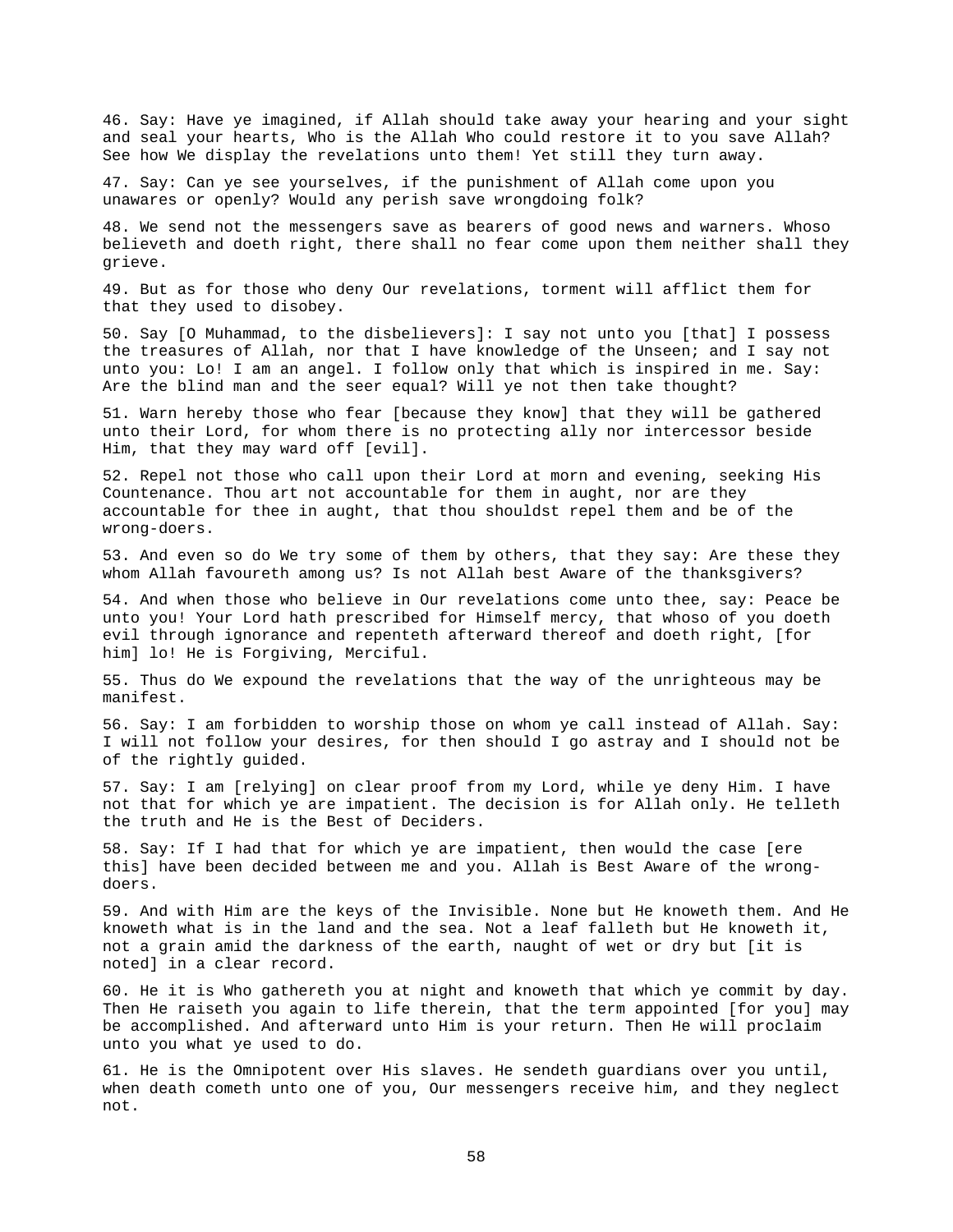46. Say: Have ye imagined, if Allah should take away your hearing and your sight and seal your hearts, Who is the Allah Who could restore it to you save Allah? See how We display the revelations unto them! Yet still they turn away.

47. Say: Can ye see yourselves, if the punishment of Allah come upon you unawares or openly? Would any perish save wrongdoing folk?

48. We send not the messengers save as bearers of good news and warners. Whoso believeth and doeth right, there shall no fear come upon them neither shall they grieve.

49. But as for those who deny Our revelations, torment will afflict them for that they used to disobey.

50. Say [O Muhammad, to the disbelievers]: I say not unto you [that] I possess the treasures of Allah, nor that I have knowledge of the Unseen; and I say not unto you: Lo! I am an angel. I follow only that which is inspired in me. Say: Are the blind man and the seer equal? Will ye not then take thought?

51. Warn hereby those who fear [because they know] that they will be gathered unto their Lord, for whom there is no protecting ally nor intercessor beside Him, that they may ward off [evil].

52. Repel not those who call upon their Lord at morn and evening, seeking His Countenance. Thou art not accountable for them in aught, nor are they accountable for thee in aught, that thou shouldst repel them and be of the wrong-doers.

53. And even so do We try some of them by others, that they say: Are these they whom Allah favoureth among us? Is not Allah best Aware of the thanksgivers?

54. And when those who believe in Our revelations come unto thee, say: Peace be unto you! Your Lord hath prescribed for Himself mercy, that whoso of you doeth evil through ignorance and repenteth afterward thereof and doeth right, [for him] lo! He is Forgiving, Merciful.

55. Thus do We expound the revelations that the way of the unrighteous may be manifest.

56. Say: I am forbidden to worship those on whom ye call instead of Allah. Say: I will not follow your desires, for then should I go astray and I should not be of the rightly guided.

57. Say: I am [relying] on clear proof from my Lord, while ye deny Him. I have not that for which ye are impatient. The decision is for Allah only. He telleth the truth and He is the Best of Deciders.

58. Say: If I had that for which ye are impatient, then would the case [ere this] have been decided between me and you. Allah is Best Aware of the wrong-doers.

59. And with Him are the keys of the Invisible. None but He knoweth them. And He knoweth what is in the land and the sea. Not a leaf falleth but He knoweth it, not a grain amid the darkness of the earth, naught of wet or dry but [it is noted] in a clear record.

60. He it is Who gathereth you at night and knoweth that which ye commit by day. Then He raiseth you again to life therein, that the term appointed [for you] may be accomplished. And afterward unto Him is your return. Then He will proclaim unto you what ye used to do.

61. He is the Omnipotent over His slaves. He sendeth guardians over you until, when death cometh unto one of you, Our messengers receive him, and they neglect not.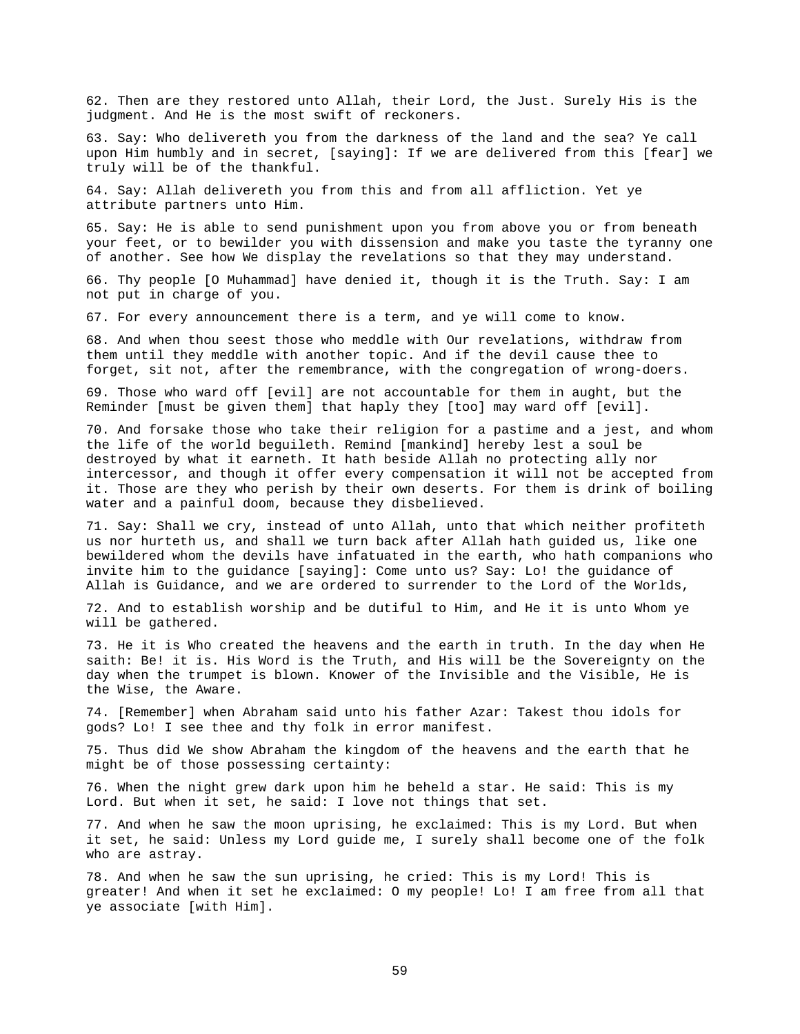62. Then are they restored unto Allah, their Lord, the Just. Surely His is the judgment. And He is the most swift of reckoners.

63. Say: Who delivereth you from the darkness of the land and the sea? Ye call upon Him humbly and in secret, [saying]: If we are delivered from this [fear] we truly will be of the thankful.

64. Say: Allah delivereth you from this and from all affliction. Yet ye attribute partners unto Him.

65. Say: He is able to send punishment upon you from above you or from beneath your feet, or to bewilder you with dissension and make you taste the tyranny one of another. See how We display the revelations so that they may understand.

66. Thy people [O Muhammad] have denied it, though it is the Truth. Say: I am not put in charge of you.

67. For every announcement there is a term, and ye will come to know.

68. And when thou seest those who meddle with Our revelations, withdraw from them until they meddle with another topic. And if the devil cause thee to forget, sit not, after the remembrance, with the congregation of wrong-doers.

69. Those who ward off [evil] are not accountable for them in aught, but the Reminder [must be given them] that haply they [too] may ward off [evil].

70. And forsake those who take their religion for a pastime and a jest, and whom the life of the world beguileth. Remind [mankind] hereby lest a soul be destroyed by what it earneth. It hath beside Allah no protecting ally nor intercessor, and though it offer every compensation it will not be accepted from it. Those are they who perish by their own deserts. For them is drink of boiling water and a painful doom, because they disbelieved.

71. Say: Shall we cry, instead of unto Allah, unto that which neither profiteth us nor hurteth us, and shall we turn back after Allah hath guided us, like one bewildered whom the devils have infatuated in the earth, who hath companions who invite him to the guidance [saying]: Come unto us? Say: Lo! the guidance of Allah is Guidance, and we are ordered to surrender to the Lord of the Worlds,

72. And to establish worship and be dutiful to Him, and He it is unto Whom ye will be gathered.

73. He it is Who created the heavens and the earth in truth. In the day when He saith: Be! it is. His Word is the Truth, and His will be the Sovereignty on the day when the trumpet is blown. Knower of the Invisible and the Visible, He is the Wise, the Aware.

74. [Remember] when Abraham said unto his father Azar: Takest thou idols for gods? Lo! I see thee and thy folk in error manifest.

75. Thus did We show Abraham the kingdom of the heavens and the earth that he might be of those possessing certainty:

76. When the night grew dark upon him he beheld a star. He said: This is my Lord. But when it set, he said: I love not things that set.

77. And when he saw the moon uprising, he exclaimed: This is my Lord. But when it set, he said: Unless my Lord guide me, I surely shall become one of the folk who are astray.

78. And when he saw the sun uprising, he cried: This is my Lord! This is greater! And when it set he exclaimed: O my people! Lo! I am free from all that ye associate [with Him].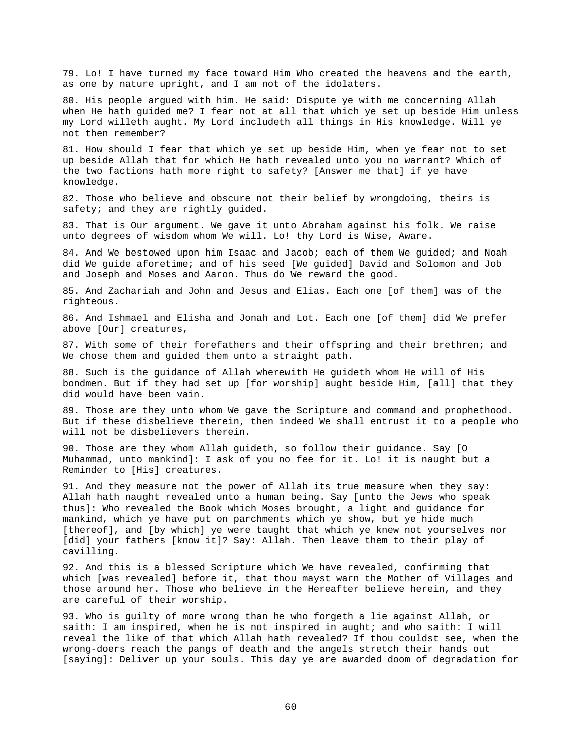79. Lo! I have turned my face toward Him Who created the heavens and the earth, as one by nature upright, and I am not of the idolaters.

80. His people argued with him. He said: Dispute ye with me concerning Allah when He hath guided me? I fear not at all that which ye set up beside Him unless my Lord willeth aught. My Lord includeth all things in His knowledge. Will ye not then remember?

81. How should I fear that which ye set up beside Him, when ye fear not to set up beside Allah that for which He hath revealed unto you no warrant? Which of the two factions hath more right to safety? [Answer me that] if ye have knowledge.

82. Those who believe and obscure not their belief by wrongdoing, theirs is safety; and they are rightly guided.

83. That is Our argument. We gave it unto Abraham against his folk. We raise unto degrees of wisdom whom We will. Lo! thy Lord is Wise, Aware.

84. And We bestowed upon him Isaac and Jacob; each of them We guided; and Noah did We guide aforetime; and of his seed [We guided] David and Solomon and Job and Joseph and Moses and Aaron. Thus do We reward the good.

85. And Zachariah and John and Jesus and Elias. Each one [of them] was of the righteous.

86. And Ishmael and Elisha and Jonah and Lot. Each one [of them] did We prefer above [Our] creatures,

87. With some of their forefathers and their offspring and their brethren; and We chose them and guided them unto a straight path.

88. Such is the guidance of Allah wherewith He guideth whom He will of His bondmen. But if they had set up [for worship] aught beside Him, [all] that they did would have been vain.

89. Those are they unto whom We gave the Scripture and command and prophethood. But if these disbelieve therein, then indeed We shall entrust it to a people who will not be disbelievers therein.

90. Those are they whom Allah guideth, so follow their guidance. Say [O Muhammad, unto mankind]: I ask of you no fee for it. Lo! it is naught but a Reminder to [His] creatures.

91. And they measure not the power of Allah its true measure when they say: Allah hath naught revealed unto a human being. Say [unto the Jews who speak thus]: Who revealed the Book which Moses brought, a light and guidance for mankind, which ye have put on parchments which ye show, but ye hide much [thereof], and [by which] ye were taught that which ye knew not yourselves nor [did] your fathers [know it]? Say: Allah. Then leave them to their play of cavilling.

92. And this is a blessed Scripture which We have revealed, confirming that which [was revealed] before it, that thou mayst warn the Mother of Villages and those around her. Those who believe in the Hereafter believe herein, and they are careful of their worship.

93. Who is guilty of more wrong than he who forgeth a lie against Allah, or saith: I am inspired, when he is not inspired in aught; and who saith: I will reveal the like of that which Allah hath revealed? If thou couldst see, when the wrong-doers reach the pangs of death and the angels stretch their hands out [saying]: Deliver up your souls. This day ye are awarded doom of degradation for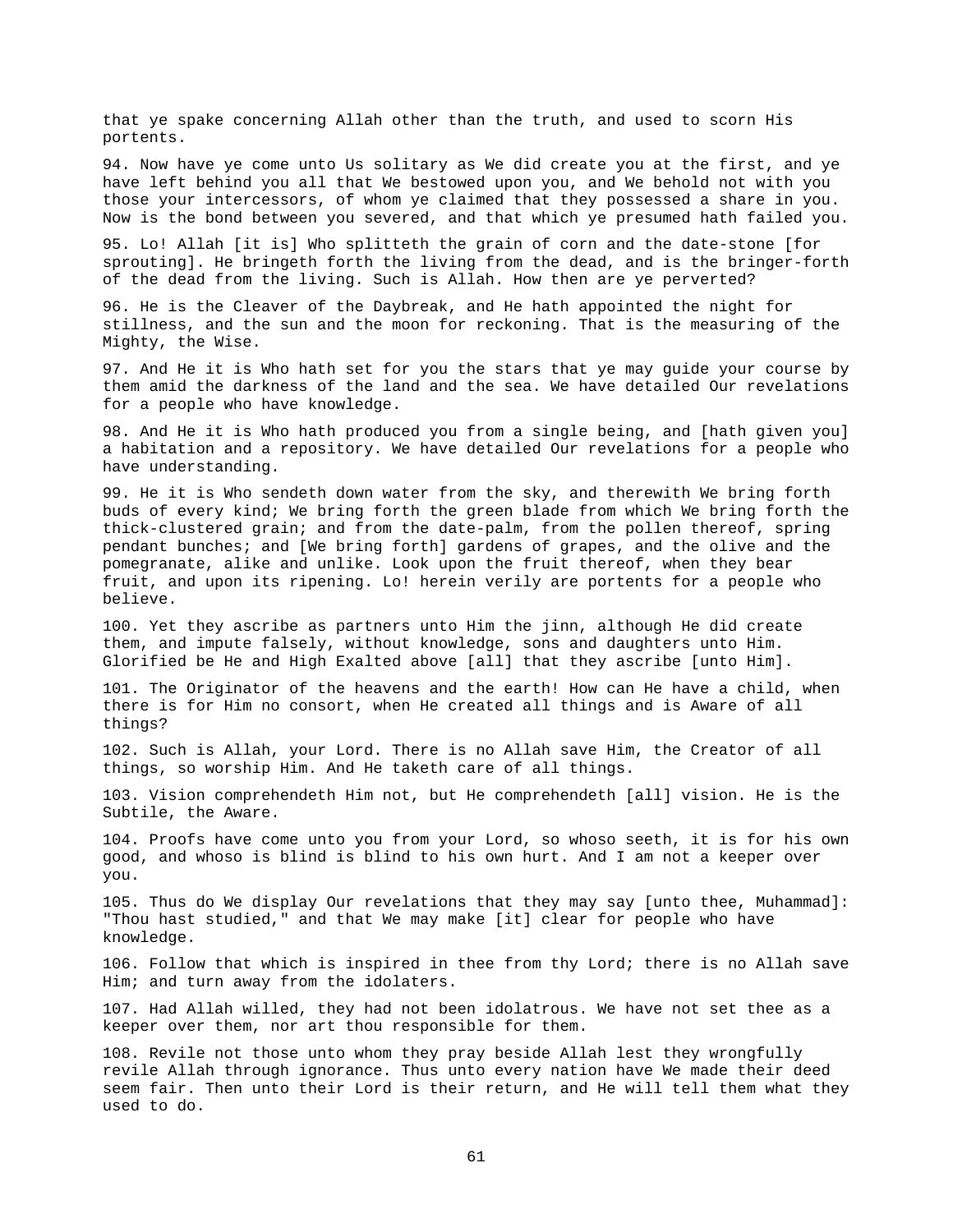that ye spake concerning Allah other than the truth, and used to scorn His portents.

94. Now have ye come unto Us solitary as We did create you at the first, and ye have left behind you all that We bestowed upon you, and We behold not with you those your intercessors, of whom ye claimed that they possessed a share in you. Now is the bond between you severed, and that which ye presumed hath failed you.

95. Lo! Allah [it is] Who splitteth the grain of corn and the date-stone [for sprouting]. He bringeth forth the living from the dead, and is the bringer-forth of the dead from the living. Such is Allah. How then are ye perverted?

96. He is the Cleaver of the Daybreak, and He hath appointed the night for stillness, and the sun and the moon for reckoning. That is the measuring of the Mighty, the Wise.

97. And He it is Who hath set for you the stars that ye may guide your course by them amid the darkness of the land and the sea. We have detailed Our revelations for a people who have knowledge.

98. And He it is Who hath produced you from a single being, and [hath given you] a habitation and a repository. We have detailed Our revelations for a people who have understanding.

99. He it is Who sendeth down water from the sky, and therewith We bring forth buds of every kind; We bring forth the green blade from which We bring forth the thick-clustered grain; and from the date-palm, from the pollen thereof, spring pendant bunches; and [We bring forth] gardens of grapes, and the olive and the pomegranate, alike and unlike. Look upon the fruit thereof, when they bear fruit, and upon its ripening. Lo! herein verily are portents for a people who believe.

100. Yet they ascribe as partners unto Him the jinn, although He did create them, and impute falsely, without knowledge, sons and daughters unto Him. Glorified be He and High Exalted above [all] that they ascribe [unto Him].

101. The Originator of the heavens and the earth! How can He have a child, when there is for Him no consort, when He created all things and is Aware of all things?

102. Such is Allah, your Lord. There is no Allah save Him, the Creator of all things, so worship Him. And He taketh care of all things.

103. Vision comprehendeth Him not, but He comprehendeth [all] vision. He is the Subtile, the Aware.

104. Proofs have come unto you from your Lord, so whoso seeth, it is for his own good, and whoso is blind is blind to his own hurt. And I am not a keeper over you.

105. Thus do We display Our revelations that they may say [unto thee, Muhammad]: "Thou hast studied," and that We may make [it] clear for people who have knowledge.

106. Follow that which is inspired in thee from thy Lord; there is no Allah save Him; and turn away from the idolaters.

107. Had Allah willed, they had not been idolatrous. We have not set thee as a keeper over them, nor art thou responsible for them.

108. Revile not those unto whom they pray beside Allah lest they wrongfully revile Allah through ignorance. Thus unto every nation have We made their deed seem fair. Then unto their Lord is their return, and He will tell them what they used to do.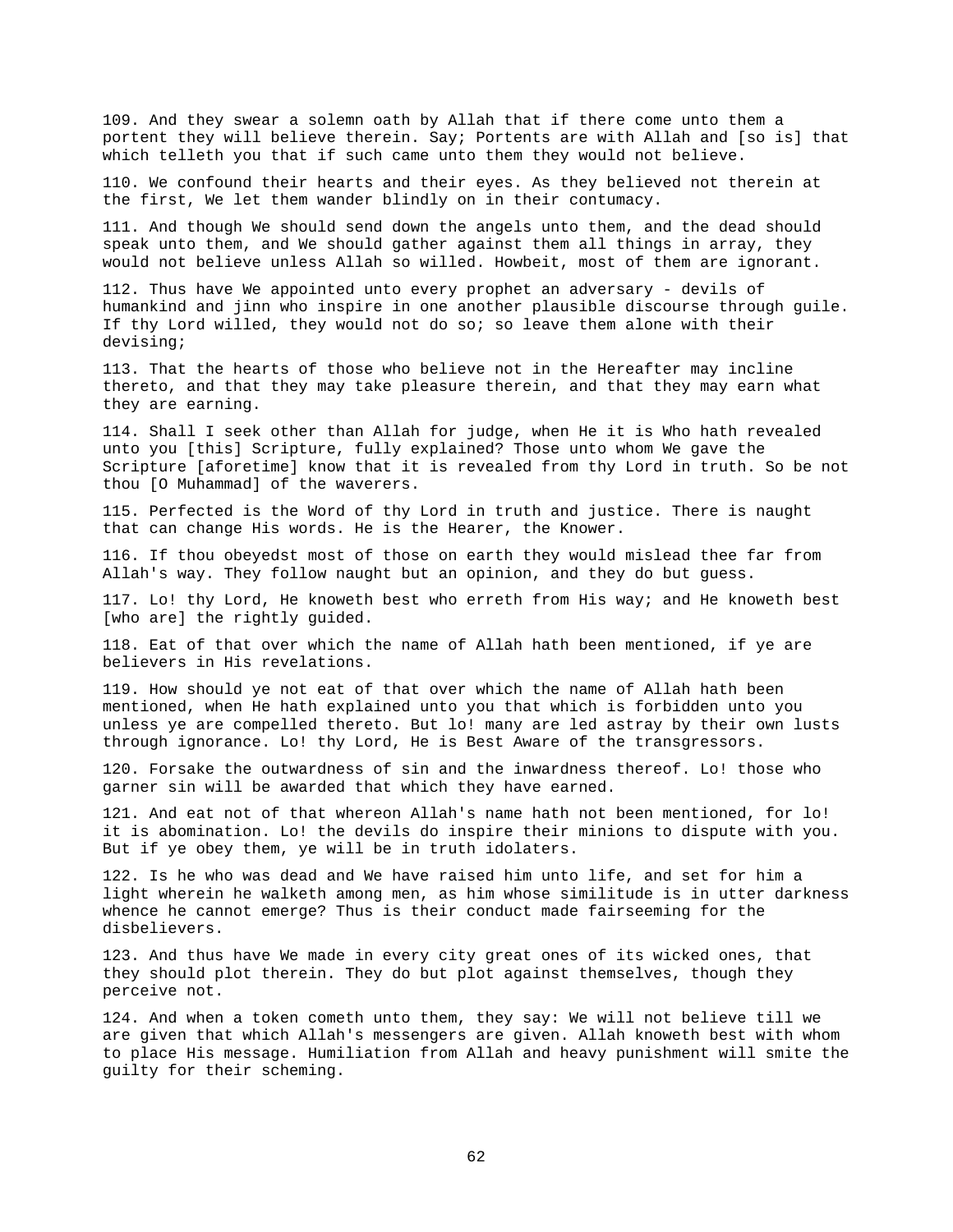109. And they swear a solemn oath by Allah that if there come unto them a portent they will believe therein. Say; Portents are with Allah and [so is] that which telleth you that if such came unto them they would not believe.

110. We confound their hearts and their eyes. As they believed not therein at the first, We let them wander blindly on in their contumacy.

111. And though We should send down the angels unto them, and the dead should speak unto them, and We should gather against them all things in array, they would not believe unless Allah so willed. Howbeit, most of them are ignorant.

112. Thus have We appointed unto every prophet an adversary - devils of humankind and jinn who inspire in one another plausible discourse through guile. If thy Lord willed, they would not do so; so leave them alone with their devising;

113. That the hearts of those who believe not in the Hereafter may incline thereto, and that they may take pleasure therein, and that they may earn what they are earning.

114. Shall I seek other than Allah for judge, when He it is Who hath revealed unto you [this] Scripture, fully explained? Those unto whom We gave the Scripture [aforetime] know that it is revealed from thy Lord in truth. So be not thou [O Muhammad] of the waverers.

115. Perfected is the Word of thy Lord in truth and justice. There is naught that can change His words. He is the Hearer, the Knower.

116. If thou obeyedst most of those on earth they would mislead thee far from Allah's way. They follow naught but an opinion, and they do but guess.

117. Lo! thy Lord, He knoweth best who erreth from His way; and He knoweth best [who are] the rightly guided.

118. Eat of that over which the name of Allah hath been mentioned, if ye are believers in His revelations.

119. How should ye not eat of that over which the name of Allah hath been mentioned, when He hath explained unto you that which is forbidden unto you unless ye are compelled thereto. But lo! many are led astray by their own lusts through ignorance. Lo! thy Lord, He is Best Aware of the transgressors.

120. Forsake the outwardness of sin and the inwardness thereof. Lo! those who garner sin will be awarded that which they have earned.

121. And eat not of that whereon Allah's name hath not been mentioned, for lo! it is abomination. Lo! the devils do inspire their minions to dispute with you. But if ye obey them, ye will be in truth idolaters.

122. Is he who was dead and We have raised him unto life, and set for him a light wherein he walketh among men, as him whose similitude is in utter darkness whence he cannot emerge? Thus is their conduct made fairseeming for the disbelievers.

123. And thus have We made in every city great ones of its wicked ones, that they should plot therein. They do but plot against themselves, though they perceive not.

124. And when a token cometh unto them, they say: We will not believe till we are given that which Allah's messengers are given. Allah knoweth best with whom to place His message. Humiliation from Allah and heavy punishment will smite the guilty for their scheming.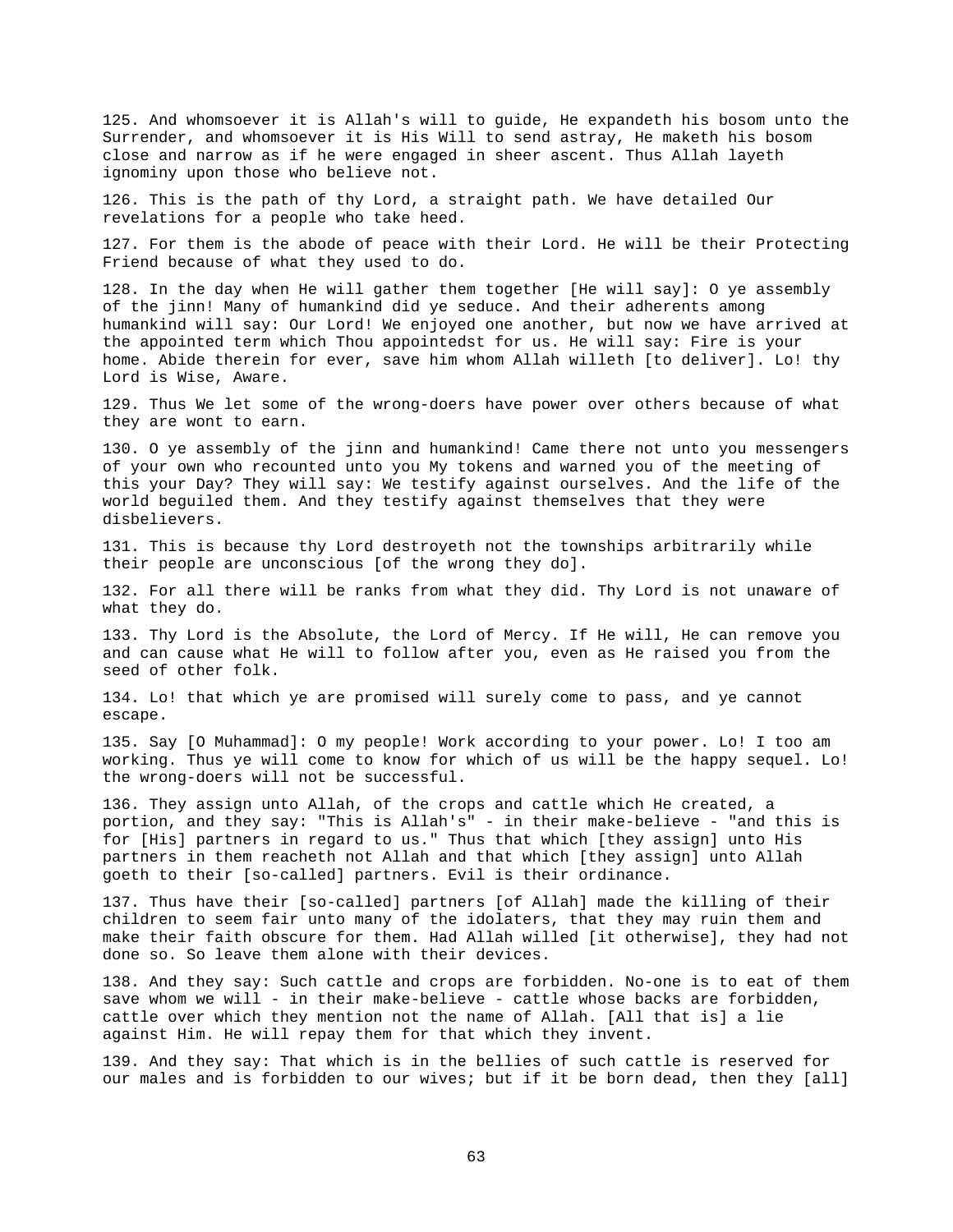125. And whomsoever it is Allah's will to guide, He expandeth his bosom unto the Surrender, and whomsoever it is His Will to send astray, He maketh his bosom close and narrow as if he were engaged in sheer ascent. Thus Allah layeth ignominy upon those who believe not.

126. This is the path of thy Lord, a straight path. We have detailed Our revelations for a people who take heed.

127. For them is the abode of peace with their Lord. He will be their Protecting Friend because of what they used to do.

128. In the day when He will gather them together [He will say]: O ye assembly of the jinn! Many of humankind did ye seduce. And their adherents among humankind will say: Our Lord! We enjoyed one another, but now we have arrived at the appointed term which Thou appointedst for us. He will say: Fire is your home. Abide therein for ever, save him whom Allah willeth [to deliver]. Lo! thy Lord is Wise, Aware.

129. Thus We let some of the wrong-doers have power over others because of what they are wont to earn.

130. O ye assembly of the jinn and humankind! Came there not unto you messengers of your own who recounted unto you My tokens and warned you of the meeting of this your Day? They will say: We testify against ourselves. And the life of the world beguiled them. And they testify against themselves that they were disbelievers.

131. This is because thy Lord destroyeth not the townships arbitrarily while their people are unconscious [of the wrong they do].

132. For all there will be ranks from what they did. Thy Lord is not unaware of what they do.

133. Thy Lord is the Absolute, the Lord of Mercy. If He will, He can remove you and can cause what He will to follow after you, even as He raised you from the seed of other folk.

134. Lo! that which ye are promised will surely come to pass, and ye cannot escape.

135. Say [O Muhammad]: O my people! Work according to your power. Lo! I too am working. Thus ye will come to know for which of us will be the happy sequel. Lo! the wrong-doers will not be successful.

136. They assign unto Allah, of the crops and cattle which He created, a portion, and they say: "This is Allah's" - in their make-believe - "and this is for [His] partners in regard to us." Thus that which [they assign] unto His partners in them reacheth not Allah and that which [they assign] unto Allah goeth to their [so-called] partners. Evil is their ordinance.

137. Thus have their [so-called] partners [of Allah] made the killing of their children to seem fair unto many of the idolaters, that they may ruin them and make their faith obscure for them. Had Allah willed [it otherwise], they had not done so. So leave them alone with their devices.

138. And they say: Such cattle and crops are forbidden. No-one is to eat of them save whom we will - in their make-believe - cattle whose backs are forbidden, cattle over which they mention not the name of Allah. [All that is] a lie against Him. He will repay them for that which they invent.

139. And they say: That which is in the bellies of such cattle is reserved for our males and is forbidden to our wives; but if it be born dead, then they [all]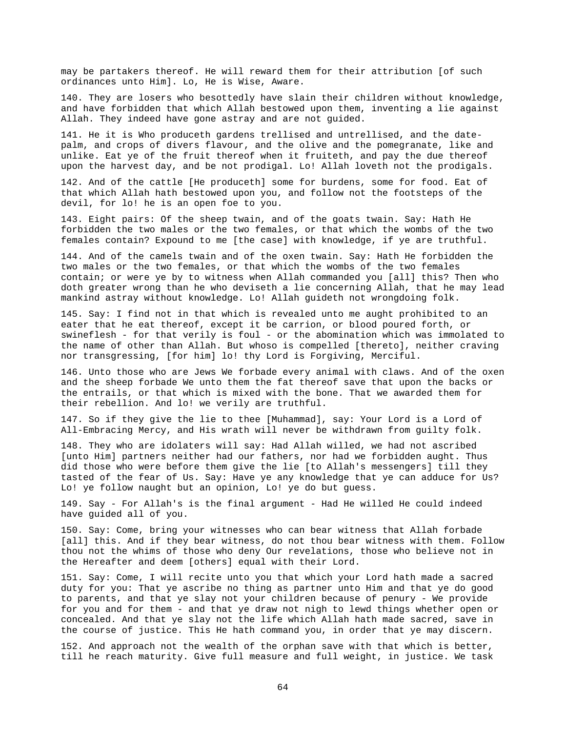may be partakers thereof. He will reward them for their attribution [of such ordinances unto Him]. Lo, He is Wise, Aware.

140. They are losers who besottedly have slain their children without knowledge, and have forbidden that which Allah bestowed upon them, inventing a lie against Allah. They indeed have gone astray and are not guided.

141. He it is Who produceth gardens trellised and untrellised, and the date-palm, and crops of divers flavour, and the olive and the pomegranate, like and unlike. Eat ye of the fruit thereof when it fruiteth, and pay the due thereof upon the harvest day, and be not prodigal. Lo! Allah loveth not the prodigals.

142. And of the cattle [He produceth] some for burdens, some for food. Eat of that which Allah hath bestowed upon you, and follow not the footsteps of the devil, for lo! he is an open foe to you.

143. Eight pairs: Of the sheep twain, and of the goats twain. Say: Hath He forbidden the two males or the two females, or that which the wombs of the two females contain? Expound to me [the case] with knowledge, if ye are truthful.

144. And of the camels twain and of the oxen twain. Say: Hath He forbidden the two males or the two females, or that which the wombs of the two females contain; or were ye by to witness when Allah commanded you [all] this? Then who doth greater wrong than he who deviseth a lie concerning Allah, that he may lead mankind astray without knowledge. Lo! Allah guideth not wrongdoing folk.

145. Say: I find not in that which is revealed unto me aught prohibited to an eater that he eat thereof, except it be carrion, or blood poured forth, or swineflesh - for that verily is foul - or the abomination which was immolated to the name of other than Allah. But whoso is compelled [thereto], neither craving nor transgressing, [for him] lo! thy Lord is Forgiving, Merciful.

146. Unto those who are Jews We forbade every animal with claws. And of the oxen and the sheep forbade We unto them the fat thereof save that upon the backs or the entrails, or that which is mixed with the bone. That we awarded them for their rebellion. And lo! we verily are truthful.

147. So if they give the lie to thee [Muhammad], say: Your Lord is a Lord of All-Embracing Mercy, and His wrath will never be withdrawn from guilty folk.

148. They who are idolaters will say: Had Allah willed, we had not ascribed [unto Him] partners neither had our fathers, nor had we forbidden aught. Thus did those who were before them give the lie [to Allah's messengers] till they tasted of the fear of Us. Say: Have ye any knowledge that ye can adduce for Us? Lo! ye follow naught but an opinion, Lo! ye do but guess.

149. Say - For Allah's is the final argument - Had He willed He could indeed have guided all of you.

150. Say: Come, bring your witnesses who can bear witness that Allah forbade [all] this. And if they bear witness, do not thou bear witness with them. Follow thou not the whims of those who deny Our revelations, those who believe not in the Hereafter and deem [others] equal with their Lord.

151. Say: Come, I will recite unto you that which your Lord hath made a sacred duty for you: That ye ascribe no thing as partner unto Him and that ye do good to parents, and that ye slay not your children because of penury - We provide for you and for them - and that ye draw not nigh to lewd things whether open or concealed. And that ye slay not the life which Allah hath made sacred, save in the course of justice. This He hath command you, in order that ye may discern.

152. And approach not the wealth of the orphan save with that which is better, till he reach maturity. Give full measure and full weight, in justice. We task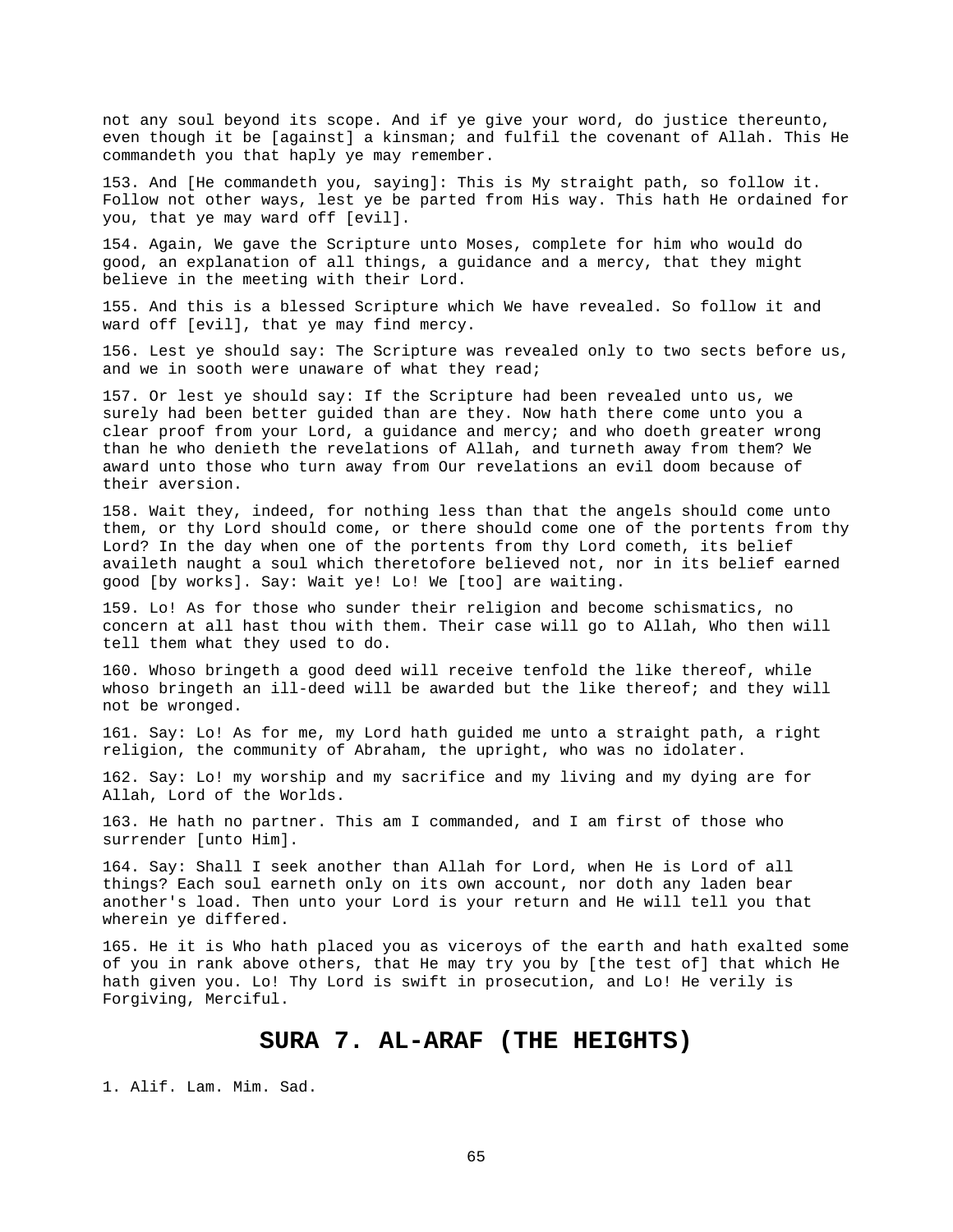not any soul beyond its scope. And if ye give your word, do justice thereunto, even though it be [against] a kinsman; and fulfil the covenant of Allah. This He commandeth you that haply ye may remember.

153. And [He commandeth you, saying]: This is My straight path, so follow it. Follow not other ways, lest ye be parted from His way. This hath He ordained for you, that ye may ward off [evil].

154. Again, We gave the Scripture unto Moses, complete for him who would do good, an explanation of all things, a guidance and a mercy, that they might believe in the meeting with their Lord.

155. And this is a blessed Scripture which We have revealed. So follow it and ward off [evil], that ye may find mercy.

156. Lest ye should say: The Scripture was revealed only to two sects before us, and we in sooth were unaware of what they read;

157. Or lest ye should say: If the Scripture had been revealed unto us, we surely had been better guided than are they. Now hath there come unto you a clear proof from your Lord, a guidance and mercy; and who doeth greater wrong than he who denieth the revelations of Allah, and turneth away from them? We award unto those who turn away from Our revelations an evil doom because of their aversion.

158. Wait they, indeed, for nothing less than that the angels should come unto them, or thy Lord should come, or there should come one of the portents from thy Lord? In the day when one of the portents from thy Lord cometh, its belief availeth naught a soul which theretofore believed not, nor in its belief earned good [by works]. Say: Wait ye! Lo! We [too] are waiting.

159. Lo! As for those who sunder their religion and become schismatics, no concern at all hast thou with them. Their case will go to Allah, Who then will tell them what they used to do.

160. Whoso bringeth a good deed will receive tenfold the like thereof, while whoso bringeth an ill-deed will be awarded but the like thereof; and they will not be wronged.

161. Say: Lo! As for me, my Lord hath guided me unto a straight path, a right religion, the community of Abraham, the upright, who was no idolater.

162. Say: Lo! my worship and my sacrifice and my living and my dying are for Allah, Lord of the Worlds.

163. He hath no partner. This am I commanded, and I am first of those who surrender [unto Him].

164. Say: Shall I seek another than Allah for Lord, when He is Lord of all things? Each soul earneth only on its own account, nor doth any laden bear another's load. Then unto your Lord is your return and He will tell you that wherein ye differed.

165. He it is Who hath placed you as viceroys of the earth and hath exalted some of you in rank above others, that He may try you by [the test of] that which He hath given you. Lo! Thy Lord is swift in prosecution, and Lo! He verily is Forgiving, Merciful.

## SURA 7. AL-ARAF (THE HEIGHTS)

1. Alif. Lam. Mim. Sad.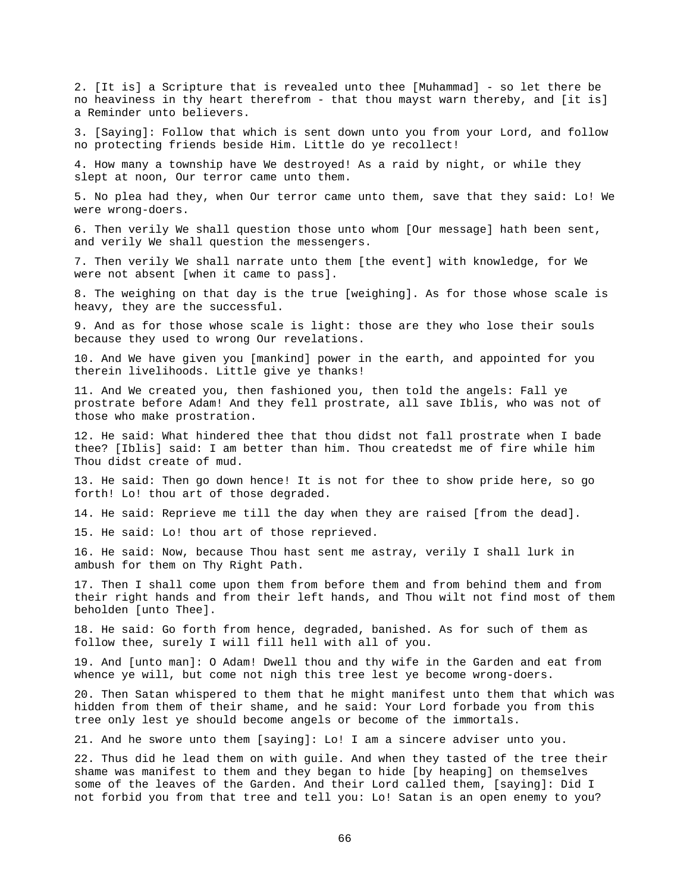2. [It is] a Scripture that is revealed unto thee [Muhammad] - so let there be no heaviness in thy heart therefrom - that thou mayst warn thereby, and [it is] a Reminder unto believers.

3. [Saying]: Follow that which is sent down unto you from your Lord, and follow no protecting friends beside Him. Little do ye recollect!

4. How many a township have We destroyed! As a raid by night, or while they slept at noon, Our terror came unto them.

5. No plea had they, when Our terror came unto them, save that they said: Lo! We were wrong-doers.

6. Then verily We shall question those unto whom [Our message] hath been sent, and verily We shall question the messengers.

7. Then verily We shall narrate unto them [the event] with knowledge, for We were not absent [when it came to pass].

8. The weighing on that day is the true [weighing]. As for those whose scale is heavy, they are the successful.

9. And as for those whose scale is light: those are they who lose their souls because they used to wrong Our revelations.

10. And We have given you [mankind] power in the earth, and appointed for you therein livelihoods. Little give ye thanks!

11. And We created you, then fashioned you, then told the angels: Fall ye prostrate before Adam! And they fell prostrate, all save Iblis, who was not of those who make prostration.

12. He said: What hindered thee that thou didst not fall prostrate when I bade thee? [Iblis] said: I am better than him. Thou createdst me of fire while him Thou didst create of mud.

13. He said: Then go down hence! It is not for thee to show pride here, so go forth! Lo! thou art of those degraded.

14. He said: Reprieve me till the day when they are raised [from the dead].

15. He said: Lo! thou art of those reprieved.

16. He said: Now, because Thou hast sent me astray, verily I shall lurk in ambush for them on Thy Right Path.

17. Then I shall come upon them from before them and from behind them and from their right hands and from their left hands, and Thou wilt not find most of them beholden [unto Thee].

18. He said: Go forth from hence, degraded, banished. As for such of them as follow thee, surely I will fill hell with all of you.

19. And [unto man]: O Adam! Dwell thou and thy wife in the Garden and eat from whence ye will, but come not nigh this tree lest ye become wrong-doers.

20. Then Satan whispered to them that he might manifest unto them that which was hidden from them of their shame, and he said: Your Lord forbade you from this tree only lest ye should become angels or become of the immortals.

21. And he swore unto them [saying]: Lo! I am a sincere adviser unto you.

22. Thus did he lead them on with guile. And when they tasted of the tree their shame was manifest to them and they began to hide [by heaping] on themselves some of the leaves of the Garden. And their Lord called them, [saying]: Did I not forbid you from that tree and tell you: Lo! Satan is an open enemy to you?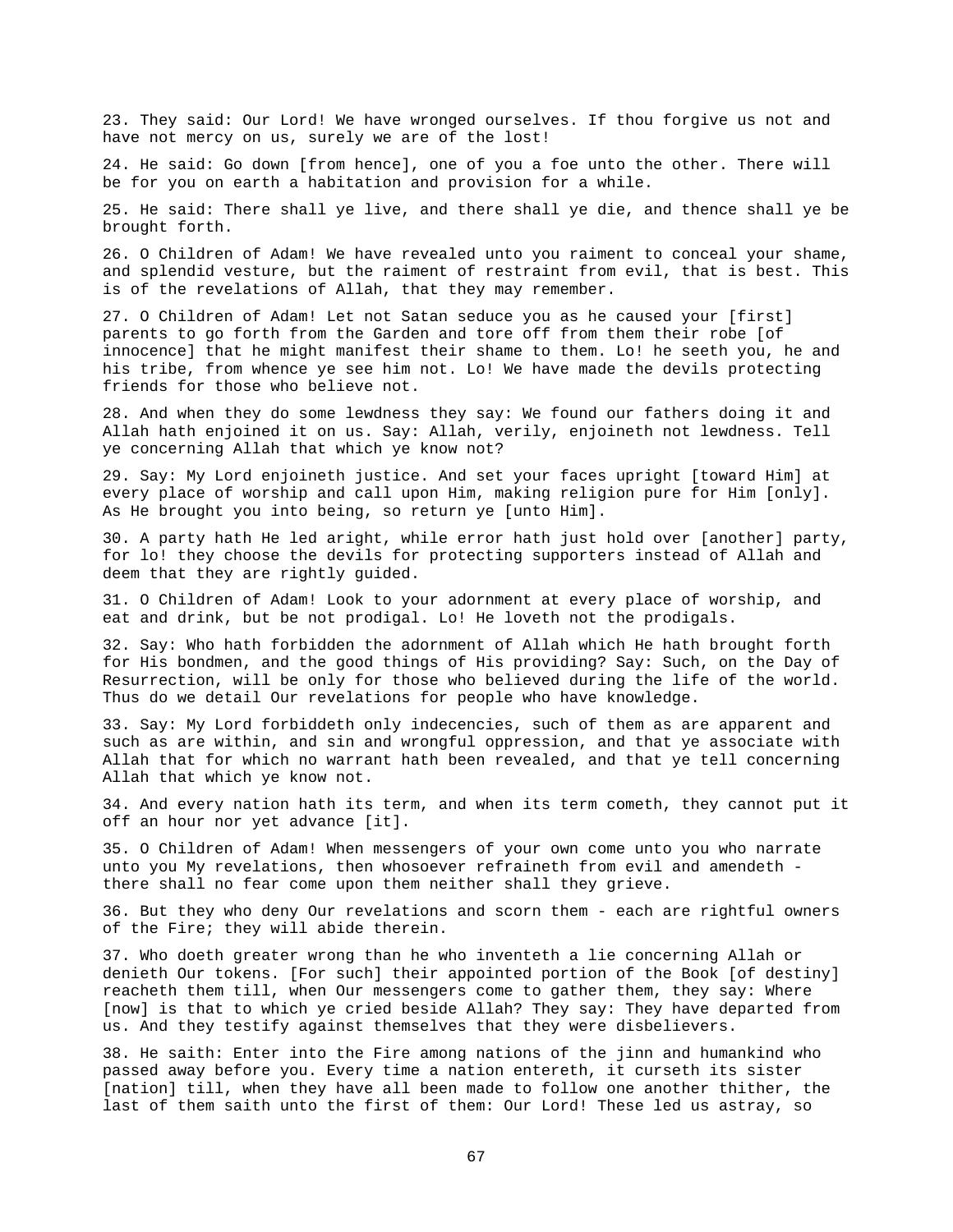23. They said: Our Lord! We have wronged ourselves. If thou forgive us not and have not mercy on us, surely we are of the lost!

24. He said: Go down [from hence], one of you a foe unto the other. There will be for you on earth a habitation and provision for a while.

25. He said: There shall ye live, and there shall ye die, and thence shall ye be brought forth.

26. O Children of Adam! We have revealed unto you raiment to conceal your shame, and splendid vesture, but the raiment of restraint from evil, that is best. This is of the revelations of Allah, that they may remember.

27. O Children of Adam! Let not Satan seduce you as he caused your [first] parents to go forth from the Garden and tore off from them their robe [of innocence] that he might manifest their shame to them. Lo! he seeth you, he and his tribe, from whence ye see him not. Lo! We have made the devils protecting friends for those who believe not.

28. And when they do some lewdness they say: We found our fathers doing it and Allah hath enjoined it on us. Say: Allah, verily, enjoineth not lewdness. Tell ye concerning Allah that which ye know not?

29. Say: My Lord enjoineth justice. And set your faces upright [toward Him] at every place of worship and call upon Him, making religion pure for Him [only]. As He brought you into being, so return ye [unto Him].

30. A party hath He led aright, while error hath just hold over [another] party, for lo! they choose the devils for protecting supporters instead of Allah and deem that they are rightly guided.

31. O Children of Adam! Look to your adornment at every place of worship, and eat and drink, but be not prodigal. Lo! He loveth not the prodigals.

32. Say: Who hath forbidden the adornment of Allah which He hath brought forth for His bondmen, and the good things of His providing? Say: Such, on the Day of Resurrection, will be only for those who believed during the life of the world. Thus do we detail Our revelations for people who have knowledge.

33. Say: My Lord forbiddeth only indecencies, such of them as are apparent and such as are within, and sin and wrongful oppression, and that ye associate with Allah that for which no warrant hath been revealed, and that ye tell concerning Allah that which ye know not.

34. And every nation hath its term, and when its term cometh, they cannot put it off an hour nor yet advance [it].

35. O Children of Adam! When messengers of your own come unto you who narrate unto you My revelations, then whosoever refraineth from evil and amendeth - there shall no fear come upon them neither shall they grieve.

36. But they who deny Our revelations and scorn them - each are rightful owners of the Fire; they will abide therein.

37. Who doeth greater wrong than he who inventeth a lie concerning Allah or denieth Our tokens. [For such] their appointed portion of the Book [of destiny] reacheth them till, when Our messengers come to gather them, they say: Where [now] is that to which ye cried beside Allah? They say: They have departed from us. And they testify against themselves that they were disbelievers.

38. He saith: Enter into the Fire among nations of the jinn and humankind who passed away before you. Every time a nation entereth, it curseth its sister [nation] till, when they have all been made to follow one another thither, the last of them saith unto the first of them: Our Lord! These led us astray, so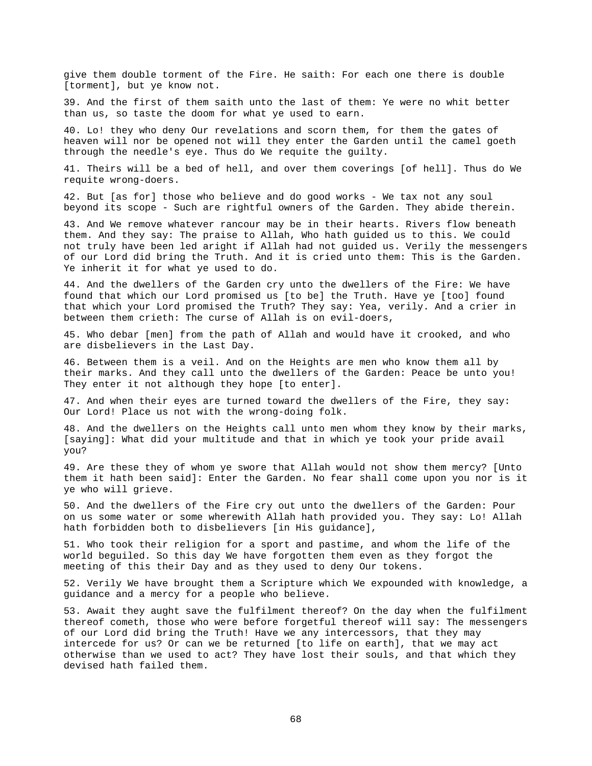give them double torment of the Fire. He saith: For each one there is double [torment], but ye know not.

39. And the first of them saith unto the last of them: Ye were no whit better than us, so taste the doom for what ye used to earn.

40. Lo! they who deny Our revelations and scorn them, for them the gates of heaven will nor be opened not will they enter the Garden until the camel goeth through the needle's eye. Thus do We requite the guilty.

41. Theirs will be a bed of hell, and over them coverings [of hell]. Thus do We requite wrong-doers.

42. But [as for] those who believe and do good works - We tax not any soul beyond its scope - Such are rightful owners of the Garden. They abide therein.

43. And We remove whatever rancour may be in their hearts. Rivers flow beneath them. And they say: The praise to Allah, Who hath guided us to this. We could not truly have been led aright if Allah had not guided us. Verily the messengers of our Lord did bring the Truth. And it is cried unto them: This is the Garden. Ye inherit it for what ye used to do.

44. And the dwellers of the Garden cry unto the dwellers of the Fire: We have found that which our Lord promised us [to be] the Truth. Have ye [too] found that which your Lord promised the Truth? They say: Yea, verily. And a crier in between them crieth: The curse of Allah is on evil-doers,

45. Who debar [men] from the path of Allah and would have it crooked, and who are disbelievers in the Last Day.

46. Between them is a veil. And on the Heights are men who know them all by their marks. And they call unto the dwellers of the Garden: Peace be unto you! They enter it not although they hope [to enter].

47. And when their eyes are turned toward the dwellers of the Fire, they say: Our Lord! Place us not with the wrong-doing folk.

48. And the dwellers on the Heights call unto men whom they know by their marks, [saying]: What did your multitude and that in which ye took your pride avail you?

49. Are these they of whom ye swore that Allah would not show them mercy? [Unto them it hath been said]: Enter the Garden. No fear shall come upon you nor is it ye who will grieve.

50. And the dwellers of the Fire cry out unto the dwellers of the Garden: Pour on us some water or some wherewith Allah hath provided you. They say: Lo! Allah hath forbidden both to disbelievers [in His guidance],

51. Who took their religion for a sport and pastime, and whom the life of the world beguiled. So this day We have forgotten them even as they forgot the meeting of this their Day and as they used to deny Our tokens.

52. Verily We have brought them a Scripture which We expounded with knowledge, a guidance and a mercy for a people who believe.

53. Await they aught save the fulfilment thereof? On the day when the fulfilment thereof cometh, those who were before forgetful thereof will say: The messengers of our Lord did bring the Truth! Have we any intercessors, that they may intercede for us? Or can we be returned [to life on earth], that we may act otherwise than we used to act? They have lost their souls, and that which they devised hath failed them.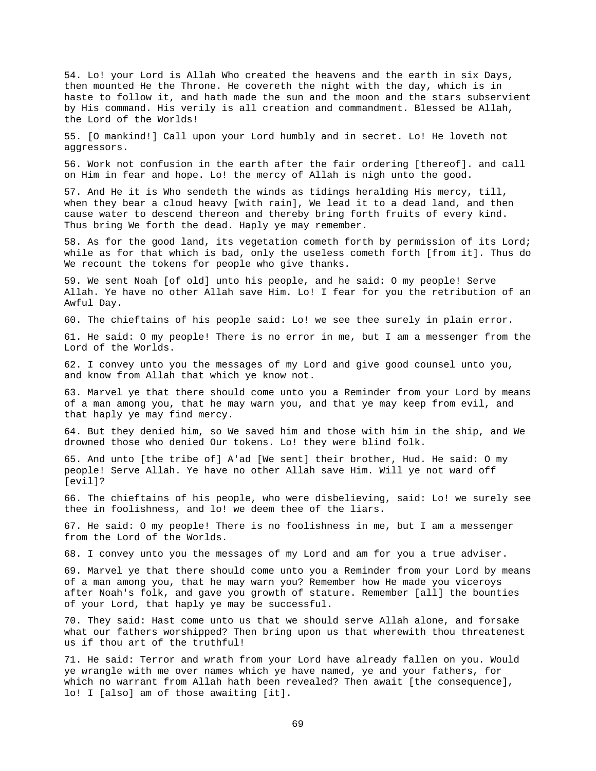54. Lo! your Lord is Allah Who created the heavens and the earth in six Days, then mounted He the Throne. He covereth the night with the day, which is in haste to follow it, and hath made the sun and the moon and the stars subservient by His command. His verily is all creation and commandment. Blessed be Allah, the Lord of the Worlds!

55. [O mankind!] Call upon your Lord humbly and in secret. Lo! He loveth not aggressors.

56. Work not confusion in the earth after the fair ordering [thereof]. and call on Him in fear and hope. Lo! the mercy of Allah is nigh unto the good.

57. And He it is Who sendeth the winds as tidings heralding His mercy, till, when they bear a cloud heavy [with rain], We lead it to a dead land, and then cause water to descend thereon and thereby bring forth fruits of every kind. Thus bring We forth the dead. Haply ye may remember.

58. As for the good land, its vegetation cometh forth by permission of its Lord; while as for that which is bad, only the useless cometh forth [from it]. Thus do We recount the tokens for people who give thanks.

59. We sent Noah [of old] unto his people, and he said: O my people! Serve Allah. Ye have no other Allah save Him. Lo! I fear for you the retribution of an Awful Day.

60. The chieftains of his people said: Lo! we see thee surely in plain error.

61. He said: O my people! There is no error in me, but I am a messenger from the Lord of the Worlds.

62. I convey unto you the messages of my Lord and give good counsel unto you, and know from Allah that which ye know not.

63. Marvel ye that there should come unto you a Reminder from your Lord by means of a man among you, that he may warn you, and that ye may keep from evil, and that haply ye may find mercy.

64. But they denied him, so We saved him and those with him in the ship, and We drowned those who denied Our tokens. Lo! they were blind folk.

65. And unto [the tribe of] A'ad [We sent] their brother, Hud. He said: O my people! Serve Allah. Ye have no other Allah save Him. Will ye not ward off [evil]?

66. The chieftains of his people, who were disbelieving, said: Lo! we surely see thee in foolishness, and lo! we deem thee of the liars.

67. He said: O my people! There is no foolishness in me, but I am a messenger from the Lord of the Worlds.

68. I convey unto you the messages of my Lord and am for you a true adviser.

69. Marvel ye that there should come unto you a Reminder from your Lord by means of a man among you, that he may warn you? Remember how He made you viceroys after Noah's folk, and gave you growth of stature. Remember [all] the bounties of your Lord, that haply ye may be successful.

70. They said: Hast come unto us that we should serve Allah alone, and forsake what our fathers worshipped? Then bring upon us that wherewith thou threatenest us if thou art of the truthful!

71. He said: Terror and wrath from your Lord have already fallen on you. Would ye wrangle with me over names which ye have named, ye and your fathers, for which no warrant from Allah hath been revealed? Then await [the consequence], lo! I [also] am of those awaiting [it].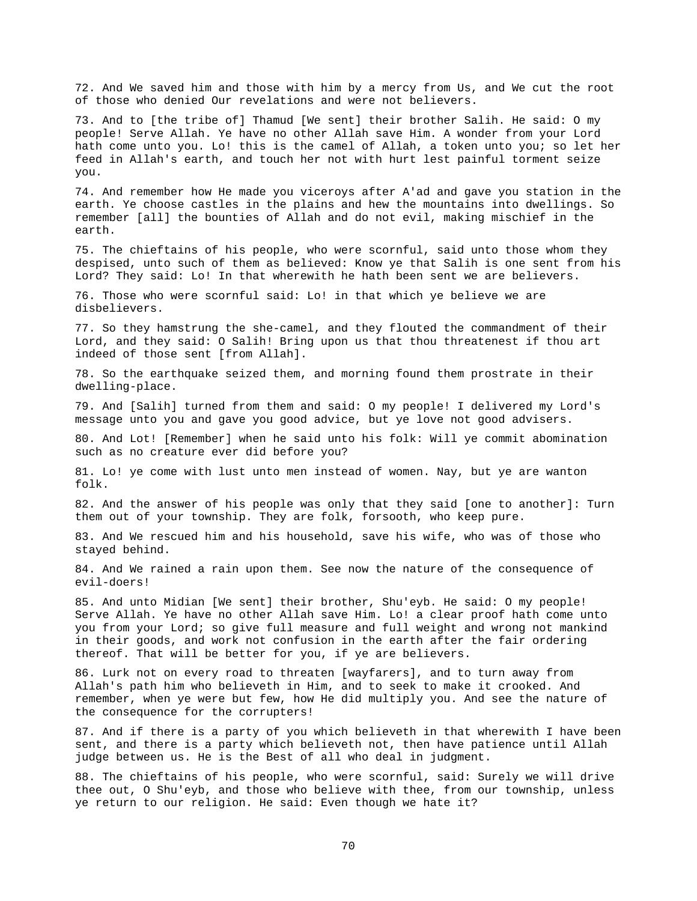72. And We saved him and those with him by a mercy from Us, and We cut the root of those who denied Our revelations and were not believers.

73. And to [the tribe of] Thamud [We sent] their brother Salih. He said: O my people! Serve Allah. Ye have no other Allah save Him. A wonder from your Lord hath come unto you. Lo! this is the camel of Allah, a token unto you; so let her feed in Allah's earth, and touch her not with hurt lest painful torment seize you.

74. And remember how He made you viceroys after A'ad and gave you station in the earth. Ye choose castles in the plains and hew the mountains into dwellings. So remember [all] the bounties of Allah and do not evil, making mischief in the earth.

75. The chieftains of his people, who were scornful, said unto those whom they despised, unto such of them as believed: Know ye that Salih is one sent from his Lord? They said: Lo! In that wherewith he hath been sent we are believers.

76. Those who were scornful said: Lo! in that which ye believe we are disbelievers.

77. So they hamstrung the she-camel, and they flouted the commandment of their Lord, and they said: O Salih! Bring upon us that thou threatenest if thou art indeed of those sent [from Allah].

78. So the earthquake seized them, and morning found them prostrate in their dwelling-place.

79. And [Salih] turned from them and said: O my people! I delivered my Lord's message unto you and gave you good advice, but ye love not good advisers.

80. And Lot! [Remember] when he said unto his folk: Will ye commit abomination such as no creature ever did before you?

81. Lo! ye come with lust unto men instead of women. Nay, but ye are wanton folk.

82. And the answer of his people was only that they said [one to another]: Turn them out of your township. They are folk, forsooth, who keep pure.

83. And We rescued him and his household, save his wife, who was of those who stayed behind.

84. And We rained a rain upon them. See now the nature of the consequence of evil-doers!

85. And unto Midian [We sent] their brother, Shu'eyb. He said: O my people! Serve Allah. Ye have no other Allah save Him. Lo! a clear proof hath come unto you from your Lord; so give full measure and full weight and wrong not mankind in their goods, and work not confusion in the earth after the fair ordering thereof. That will be better for you, if ye are believers.

86. Lurk not on every road to threaten [wayfarers], and to turn away from Allah's path him who believeth in Him, and to seek to make it crooked. And remember, when ye were but few, how He did multiply you. And see the nature of the consequence for the corrupters!

87. And if there is a party of you which believeth in that wherewith I have been sent, and there is a party which believeth not, then have patience until Allah judge between us. He is the Best of all who deal in judgment.

88. The chieftains of his people, who were scornful, said: Surely we will drive thee out, O Shu'eyb, and those who believe with thee, from our township, unless ye return to our religion. He said: Even though we hate it?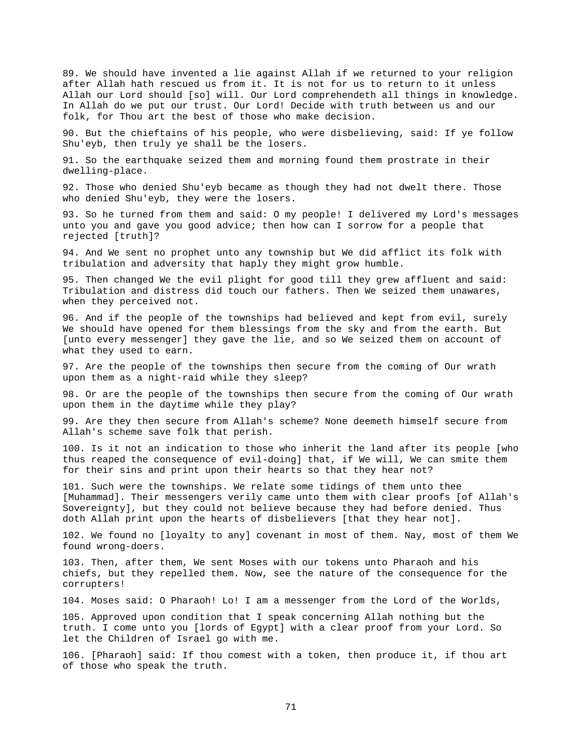89. We should have invented a lie against Allah if we returned to your religion after Allah hath rescued us from it. It is not for us to return to it unless Allah our Lord should [so] will. Our Lord comprehendeth all things in knowledge. In Allah do we put our trust. Our Lord! Decide with truth between us and our folk, for Thou art the best of those who make decision.

90. But the chieftains of his people, who were disbelieving, said: If ye follow Shu'eyb, then truly ye shall be the losers.

91. So the earthquake seized them and morning found them prostrate in their dwelling-place.

92. Those who denied Shu'eyb became as though they had not dwelt there. Those who denied Shu'eyb, they were the losers.

93. So he turned from them and said: O my people! I delivered my Lord's messages unto you and gave you good advice; then how can I sorrow for a people that rejected [truth]?

94. And We sent no prophet unto any township but We did afflict its folk with tribulation and adversity that haply they might grow humble.

95. Then changed We the evil plight for good till they grew affluent and said: Tribulation and distress did touch our fathers. Then We seized them unawares, when they perceived not.

96. And if the people of the townships had believed and kept from evil, surely We should have opened for them blessings from the sky and from the earth. But [unto every messenger] they gave the lie, and so We seized them on account of what they used to earn.

97. Are the people of the townships then secure from the coming of Our wrath upon them as a night-raid while they sleep?

98. Or are the people of the townships then secure from the coming of Our wrath upon them in the daytime while they play?

99. Are they then secure from Allah's scheme? None deemeth himself secure from Allah's scheme save folk that perish.

100. Is it not an indication to those who inherit the land after its people [who thus reaped the consequence of evil-doing] that, if We will, We can smite them for their sins and print upon their hearts so that they hear not?

101. Such were the townships. We relate some tidings of them unto thee [Muhammad]. Their messengers verily came unto them with clear proofs [of Allah's Sovereignty], but they could not believe because they had before denied. Thus doth Allah print upon the hearts of disbelievers [that they hear not].

102. We found no [loyalty to any] covenant in most of them. Nay, most of them We found wrong-doers.

103. Then, after them, We sent Moses with our tokens unto Pharaoh and his chiefs, but they repelled them. Now, see the nature of the consequence for the corrupters!

104. Moses said: O Pharaoh! Lo! I am a messenger from the Lord of the Worlds,

105. Approved upon condition that I speak concerning Allah nothing but the truth. I come unto you [lords of Egypt] with a clear proof from your Lord. So let the Children of Israel go with me.

106. [Pharaoh] said: If thou comest with a token, then produce it, if thou art of those who speak the truth.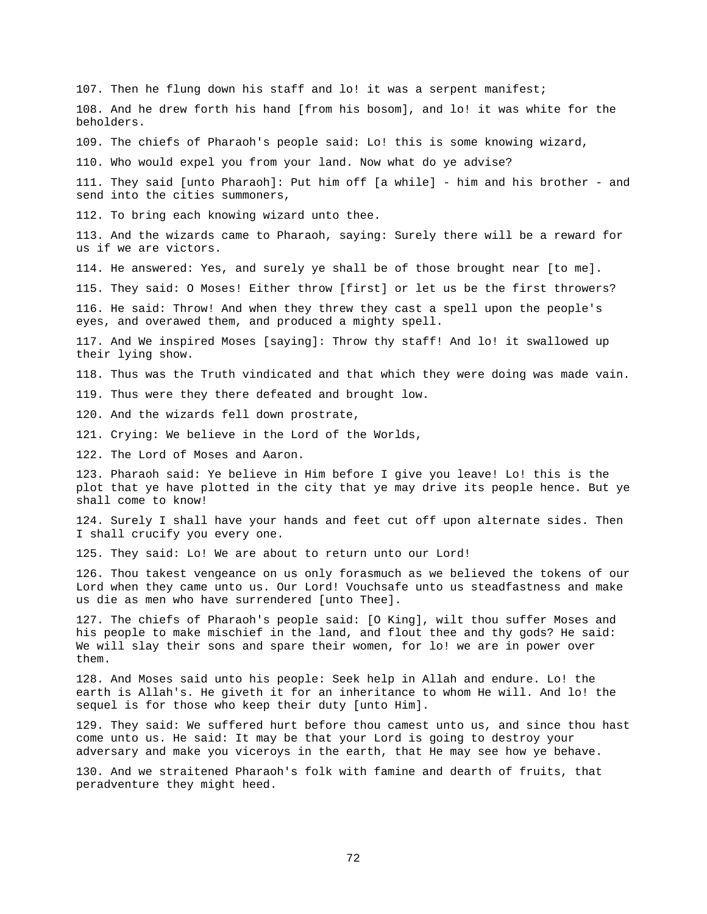107. Then he flung down his staff and lo! it was a serpent manifest;

108. And he drew forth his hand [from his bosom], and lo! it was white for the beholders.

109. The chiefs of Pharaoh's people said: Lo! this is some knowing wizard,

110. Who would expel you from your land. Now what do ye advise?

111. They said [unto Pharaoh]: Put him off [a while] - him and his brother - and send into the cities summoners,

112. To bring each knowing wizard unto thee.

113. And the wizards came to Pharaoh, saying: Surely there will be a reward for us if we are victors.

114. He answered: Yes, and surely ye shall be of those brought near [to me].

115. They said: O Moses! Either throw [first] or let us be the first throwers?

116. He said: Throw! And when they threw they cast a spell upon the people's eyes, and overawed them, and produced a mighty spell.

117. And We inspired Moses [saying]: Throw thy staff! And lo! it swallowed up their lying show.

118. Thus was the Truth vindicated and that which they were doing was made vain.

119. Thus were they there defeated and brought low.

120. And the wizards fell down prostrate,

121. Crying: We believe in the Lord of the Worlds,

122. The Lord of Moses and Aaron.

123. Pharaoh said: Ye believe in Him before I give you leave! Lo! this is the plot that ye have plotted in the city that ye may drive its people hence. But ye shall come to know!

124. Surely I shall have your hands and feet cut off upon alternate sides. Then I shall crucify you every one.

125. They said: Lo! We are about to return unto our Lord!

126. Thou takest vengeance on us only forasmuch as we believed the tokens of our Lord when they came unto us. Our Lord! Vouchsafe unto us steadfastness and make us die as men who have surrendered [unto Thee].

127. The chiefs of Pharaoh's people said: [O King], wilt thou suffer Moses and his people to make mischief in the land, and flout thee and thy gods? He said: We will slay their sons and spare their women, for lo! we are in power over them.

128. And Moses said unto his people: Seek help in Allah and endure. Lo! the earth is Allah's. He giveth it for an inheritance to whom He will. And lo! the sequel is for those who keep their duty [unto Him].

129. They said: We suffered hurt before thou camest unto us, and since thou hast come unto us. He said: It may be that your Lord is going to destroy your adversary and make you viceroys in the earth, that He may see how ye behave.

130. And we straitened Pharaoh's folk with famine and dearth of fruits, that peradventure they might heed.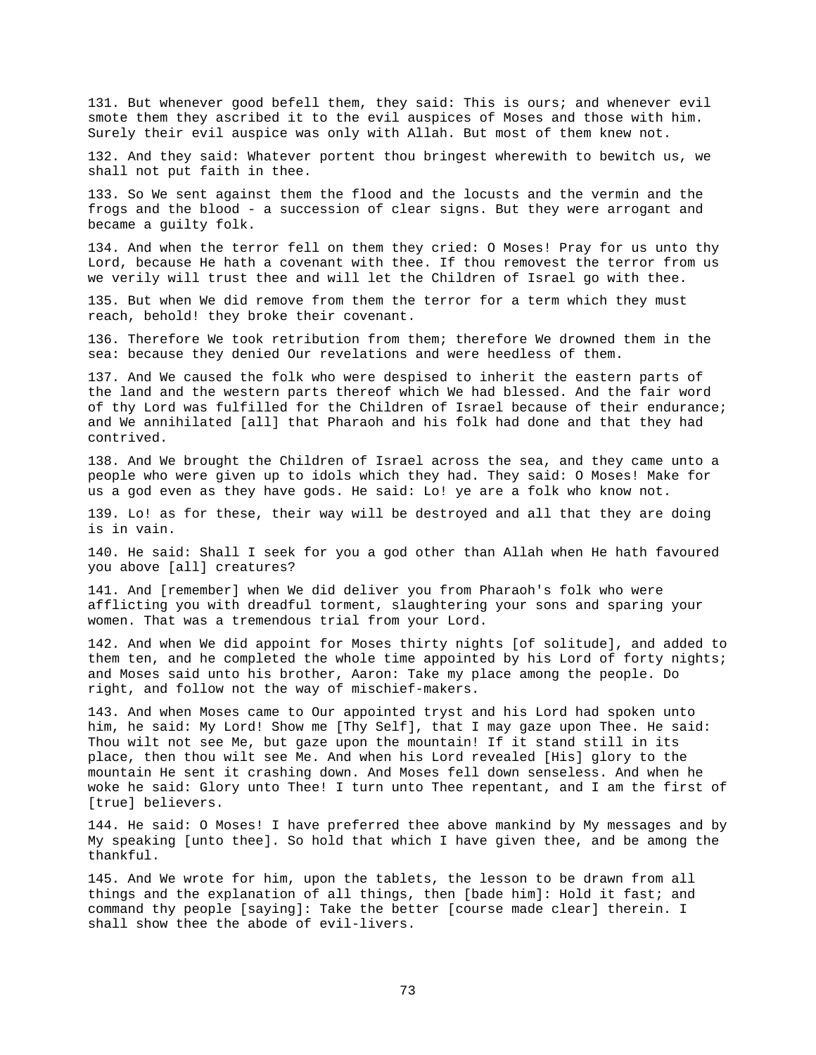131. But whenever good befell them, they said: This is ours; and whenever evil smote them they ascribed it to the evil auspices of Moses and those with him. Surely their evil auspice was only with Allah. But most of them knew not.

132. And they said: Whatever portent thou bringest wherewith to bewitch us, we shall not put faith in thee.

133. So We sent against them the flood and the locusts and the vermin and the frogs and the blood - a succession of clear signs. But they were arrogant and became a guilty folk.

134. And when the terror fell on them they cried: O Moses! Pray for us unto thy Lord, because He hath a covenant with thee. If thou removest the terror from us we verily will trust thee and will let the Children of Israel go with thee.

135. But when We did remove from them the terror for a term which they must reach, behold! they broke their covenant.

136. Therefore We took retribution from them; therefore We drowned them in the sea: because they denied Our revelations and were heedless of them.

137. And We caused the folk who were despised to inherit the eastern parts of the land and the western parts thereof which We had blessed. And the fair word of thy Lord was fulfilled for the Children of Israel because of their endurance; and We annihilated [all] that Pharaoh and his folk had done and that they had contrived.

138. And We brought the Children of Israel across the sea, and they came unto a people who were given up to idols which they had. They said: O Moses! Make for us a god even as they have gods. He said: Lo! ye are a folk who know not.

139. Lo! as for these, their way will be destroyed and all that they are doing is in vain.

140. He said: Shall I seek for you a god other than Allah when He hath favoured you above [all] creatures?

141. And [remember] when We did deliver you from Pharaoh's folk who were afflicting you with dreadful torment, slaughtering your sons and sparing your women. That was a tremendous trial from your Lord.

142. And when We did appoint for Moses thirty nights [of solitude], and added to them ten, and he completed the whole time appointed by his Lord of forty nights; and Moses said unto his brother, Aaron: Take my place among the people. Do right, and follow not the way of mischief-makers.

143. And when Moses came to Our appointed tryst and his Lord had spoken unto him, he said: My Lord! Show me [Thy Self], that I may gaze upon Thee. He said: Thou wilt not see Me, but gaze upon the mountain! If it stand still in its place, then thou wilt see Me. And when his Lord revealed [His] glory to the mountain He sent it crashing down. And Moses fell down senseless. And when he woke he said: Glory unto Thee! I turn unto Thee repentant, and I am the first of [true] believers.

144. He said: O Moses! I have preferred thee above mankind by My messages and by My speaking [unto thee]. So hold that which I have given thee, and be among the thankful.

145. And We wrote for him, upon the tablets, the lesson to be drawn from all things and the explanation of all things, then [bade him]: Hold it fast; and command thy people [saying]: Take the better [course made clear] therein. I shall show thee the abode of evil-livers.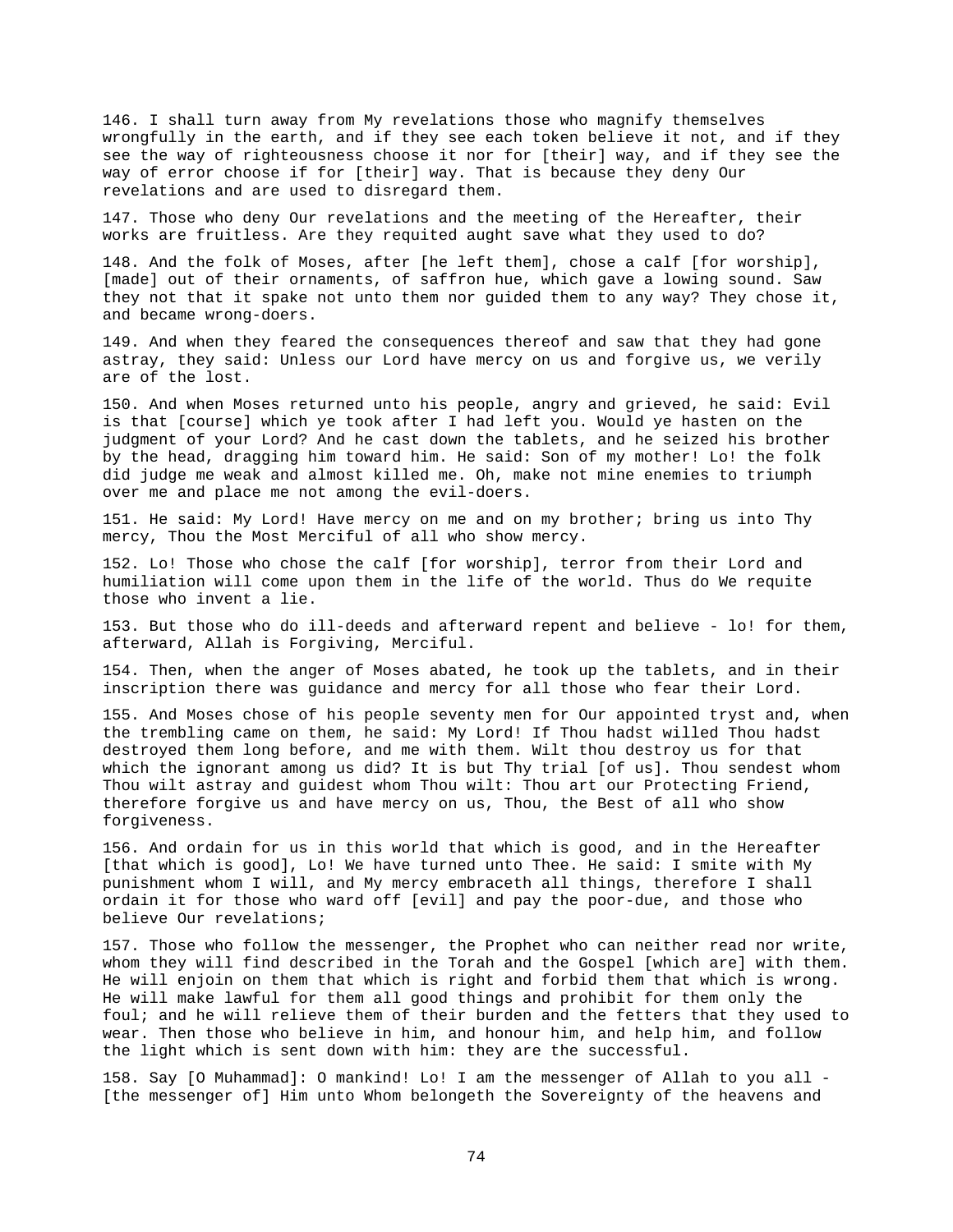146. I shall turn away from My revelations those who magnify themselves wrongfully in the earth, and if they see each token believe it not, and if they see the way of righteousness choose it nor for [their] way, and if they see the way of error choose if for [their] way. That is because they deny Our revelations and are used to disregard them.

147. Those who deny Our revelations and the meeting of the Hereafter, their works are fruitless. Are they requited aught save what they used to do?

148. And the folk of Moses, after [he left them], chose a calf [for worship], [made] out of their ornaments, of saffron hue, which gave a lowing sound. Saw they not that it spake not unto them nor guided them to any way? They chose it, and became wrong-doers.

149. And when they feared the consequences thereof and saw that they had gone astray, they said: Unless our Lord have mercy on us and forgive us, we verily are of the lost.

150. And when Moses returned unto his people, angry and grieved, he said: Evil is that [course] which ye took after I had left you. Would ye hasten on the judgment of your Lord? And he cast down the tablets, and he seized his brother by the head, dragging him toward him. He said: Son of my mother! Lo! the folk did judge me weak and almost killed me. Oh, make not mine enemies to triumph over me and place me not among the evil-doers.

151. He said: My Lord! Have mercy on me and on my brother; bring us into Thy mercy, Thou the Most Merciful of all who show mercy.

152. Lo! Those who chose the calf [for worship], terror from their Lord and humiliation will come upon them in the life of the world. Thus do We requite those who invent a lie.

153. But those who do ill-deeds and afterward repent and believe - lo! for them, afterward, Allah is Forgiving, Merciful.

154. Then, when the anger of Moses abated, he took up the tablets, and in their inscription there was guidance and mercy for all those who fear their Lord.

155. And Moses chose of his people seventy men for Our appointed tryst and, when the trembling came on them, he said: My Lord! If Thou hadst willed Thou hadst destroyed them long before, and me with them. Wilt thou destroy us for that which the ignorant among us did? It is but Thy trial [of us]. Thou sendest whom Thou wilt astray and guidest whom Thou wilt: Thou art our Protecting Friend, therefore forgive us and have mercy on us, Thou, the Best of all who show forgiveness.

156. And ordain for us in this world that which is good, and in the Hereafter [that which is good], Lo! We have turned unto Thee. He said: I smite with My punishment whom I will, and My mercy embraceth all things, therefore I shall ordain it for those who ward off [evil] and pay the poor-due, and those who believe Our revelations;

157. Those who follow the messenger, the Prophet who can neither read nor write, whom they will find described in the Torah and the Gospel [which are] with them. He will enjoin on them that which is right and forbid them that which is wrong. He will make lawful for them all good things and prohibit for them only the foul; and he will relieve them of their burden and the fetters that they used to wear. Then those who believe in him, and honour him, and help him, and follow the light which is sent down with him: they are the successful.

158. Say [O Muhammad]: O mankind! Lo! I am the messenger of Allah to you all - [the messenger of] Him unto Whom belongeth the Sovereignty of the heavens and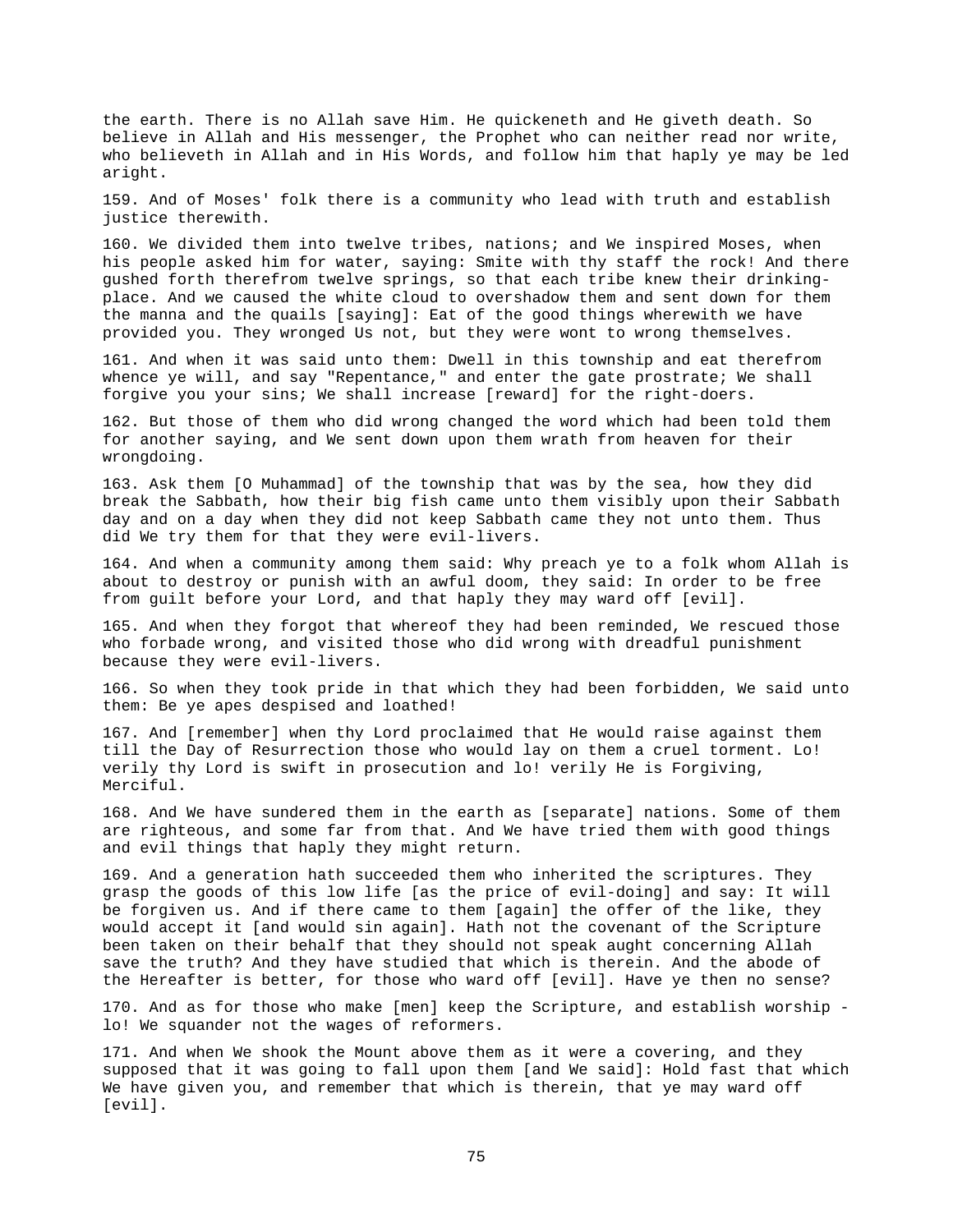the earth. There is no Allah save Him. He quickeneth and He giveth death. So believe in Allah and His messenger, the Prophet who can neither read nor write, who believeth in Allah and in His Words, and follow him that haply ye may be led aright.

159. And of Moses' folk there is a community who lead with truth and establish justice therewith.

160. We divided them into twelve tribes, nations; and We inspired Moses, when his people asked him for water, saying: Smite with thy staff the rock! And there gushed forth therefrom twelve springs, so that each tribe knew their drinking-place. And we caused the white cloud to overshadow them and sent down for them the manna and the quails [saying]: Eat of the good things wherewith we have provided you. They wronged Us not, but they were wont to wrong themselves.

161. And when it was said unto them: Dwell in this township and eat therefrom whence ye will, and say "Repentance," and enter the gate prostrate; We shall forgive you your sins; We shall increase [reward] for the right-doers.

162. But those of them who did wrong changed the word which had been told them for another saying, and We sent down upon them wrath from heaven for their wrongdoing.

163. Ask them [O Muhammad] of the township that was by the sea, how they did break the Sabbath, how their big fish came unto them visibly upon their Sabbath day and on a day when they did not keep Sabbath came they not unto them. Thus did We try them for that they were evil-livers.

164. And when a community among them said: Why preach ye to a folk whom Allah is about to destroy or punish with an awful doom, they said: In order to be free from guilt before your Lord, and that haply they may ward off [evil].

165. And when they forgot that whereof they had been reminded, We rescued those who forbade wrong, and visited those who did wrong with dreadful punishment because they were evil-livers.

166. So when they took pride in that which they had been forbidden, We said unto them: Be ye apes despised and loathed!

167. And [remember] when thy Lord proclaimed that He would raise against them till the Day of Resurrection those who would lay on them a cruel torment. Lo! verily thy Lord is swift in prosecution and lo! verily He is Forgiving, Merciful.

168. And We have sundered them in the earth as [separate] nations. Some of them are righteous, and some far from that. And We have tried them with good things and evil things that haply they might return.

169. And a generation hath succeeded them who inherited the scriptures. They grasp the goods of this low life [as the price of evil-doing] and say: It will be forgiven us. And if there came to them [again] the offer of the like, they would accept it [and would sin again]. Hath not the covenant of the Scripture been taken on their behalf that they should not speak aught concerning Allah save the truth? And they have studied that which is therein. And the abode of the Hereafter is better, for those who ward off [evil]. Have ye then no sense?

170. And as for those who make [men] keep the Scripture, and establish worship - lo! We squander not the wages of reformers.

171. And when We shook the Mount above them as it were a covering, and they supposed that it was going to fall upon them [and We said]: Hold fast that which We have given you, and remember that which is therein, that ye may ward off [evil].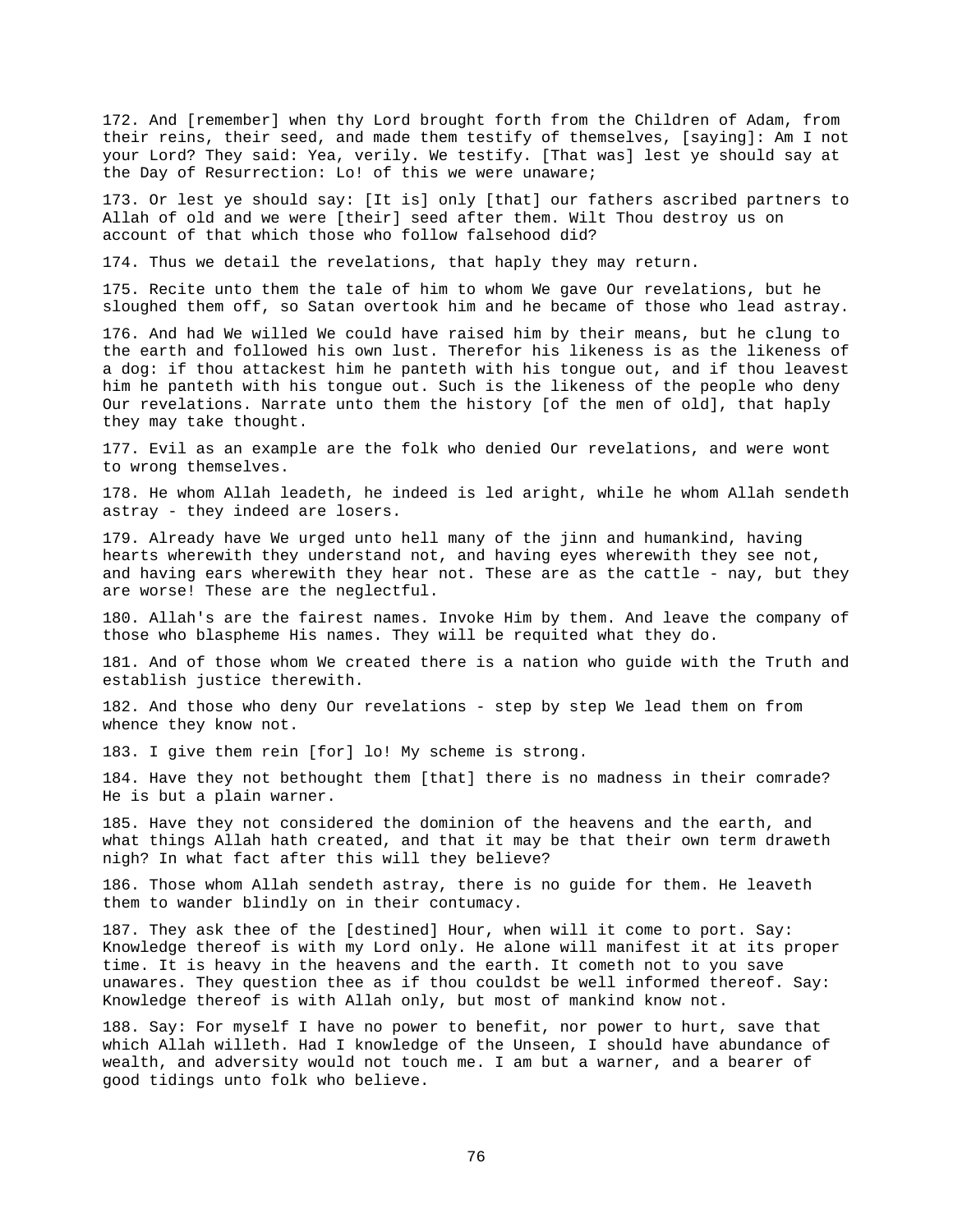172. And [remember] when thy Lord brought forth from the Children of Adam, from their reins, their seed, and made them testify of themselves, [saying]: Am I not your Lord? They said: Yea, verily. We testify. [That was] lest ye should say at the Day of Resurrection: Lo! of this we were unaware;

173. Or lest ye should say: [It is] only [that] our fathers ascribed partners to Allah of old and we were [their] seed after them. Wilt Thou destroy us on account of that which those who follow falsehood did?

174. Thus we detail the revelations, that haply they may return.

175. Recite unto them the tale of him to whom We gave Our revelations, but he sloughed them off, so Satan overtook him and he became of those who lead astray.

176. And had We willed We could have raised him by their means, but he clung to the earth and followed his own lust. Therefor his likeness is as the likeness of a dog: if thou attackest him he panteth with his tongue out, and if thou leavest him he panteth with his tongue out. Such is the likeness of the people who deny Our revelations. Narrate unto them the history [of the men of old], that haply they may take thought.

177. Evil as an example are the folk who denied Our revelations, and were wont to wrong themselves.

178. He whom Allah leadeth, he indeed is led aright, while he whom Allah sendeth astray - they indeed are losers.

179. Already have We urged unto hell many of the jinn and humankind, having hearts wherewith they understand not, and having eyes wherewith they see not, and having ears wherewith they hear not. These are as the cattle - nay, but they are worse! These are the neglectful.

180. Allah's are the fairest names. Invoke Him by them. And leave the company of those who blaspheme His names. They will be requited what they do.

181. And of those whom We created there is a nation who guide with the Truth and establish justice therewith.

182. And those who deny Our revelations - step by step We lead them on from whence they know not.

183. I give them rein [for] lo! My scheme is strong.

184. Have they not bethought them [that] there is no madness in their comrade? He is but a plain warner.

185. Have they not considered the dominion of the heavens and the earth, and what things Allah hath created, and that it may be that their own term draweth nigh? In what fact after this will they believe?

186. Those whom Allah sendeth astray, there is no guide for them. He leaveth them to wander blindly on in their contumacy.

187. They ask thee of the [destined] Hour, when will it come to port. Say: Knowledge thereof is with my Lord only. He alone will manifest it at its proper time. It is heavy in the heavens and the earth. It cometh not to you save unawares. They question thee as if thou couldst be well informed thereof. Say: Knowledge thereof is with Allah only, but most of mankind know not.

188. Say: For myself I have no power to benefit, nor power to hurt, save that which Allah willeth. Had I knowledge of the Unseen, I should have abundance of wealth, and adversity would not touch me. I am but a warner, and a bearer of good tidings unto folk who believe.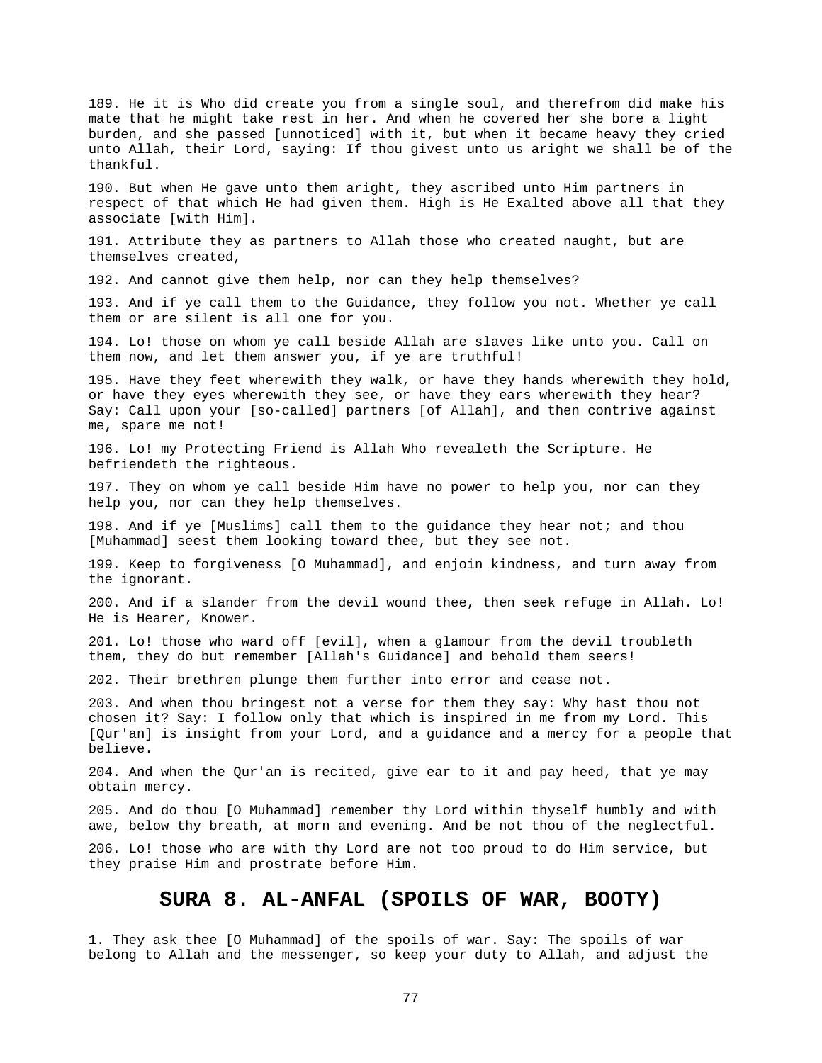189. He it is Who did create you from a single soul, and therefrom did make his mate that he might take rest in her. And when he covered her she bore a light burden, and she passed [unnoticed] with it, but when it became heavy they cried unto Allah, their Lord, saying: If thou givest unto us aright we shall be of the thankful.

190. But when He gave unto them aright, they ascribed unto Him partners in respect of that which He had given them. High is He Exalted above all that they associate [with Him].

191. Attribute they as partners to Allah those who created naught, but are themselves created,

192. And cannot give them help, nor can they help themselves?

193. And if ye call them to the Guidance, they follow you not. Whether ye call them or are silent is all one for you.

194. Lo! those on whom ye call beside Allah are slaves like unto you. Call on them now, and let them answer you, if ye are truthful!

195. Have they feet wherewith they walk, or have they hands wherewith they hold, or have they eyes wherewith they see, or have they ears wherewith they hear? Say: Call upon your [so-called] partners [of Allah], and then contrive against me, spare me not!

196. Lo! my Protecting Friend is Allah Who revealeth the Scripture. He befriendeth the righteous.

197. They on whom ye call beside Him have no power to help you, nor can they help you, nor can they help themselves.

198. And if ye [Muslims] call them to the guidance they hear not; and thou [Muhammad] seest them looking toward thee, but they see not.

199. Keep to forgiveness [O Muhammad], and enjoin kindness, and turn away from the ignorant.

200. And if a slander from the devil wound thee, then seek refuge in Allah. Lo! He is Hearer, Knower.

201. Lo! those who ward off [evil], when a glamour from the devil troubleth them, they do but remember [Allah's Guidance] and behold them seers!

202. Their brethren plunge them further into error and cease not.

203. And when thou bringest not a verse for them they say: Why hast thou not chosen it? Say: I follow only that which is inspired in me from my Lord. This [Qur'an] is insight from your Lord, and a guidance and a mercy for a people that believe.

204. And when the Qur'an is recited, give ear to it and pay heed, that ye may obtain mercy.

205. And do thou [O Muhammad] remember thy Lord within thyself humbly and with awe, below thy breath, at morn and evening. And be not thou of the neglectful.

206. Lo! those who are with thy Lord are not too proud to do Him service, but they praise Him and prostrate before Him.

## SURA 8. AL-ANFAL (SPOILS OF WAR, BOOTY)

1. They ask thee [O Muhammad] of the spoils of war. Say: The spoils of war belong to Allah and the messenger, so keep your duty to Allah, and adjust the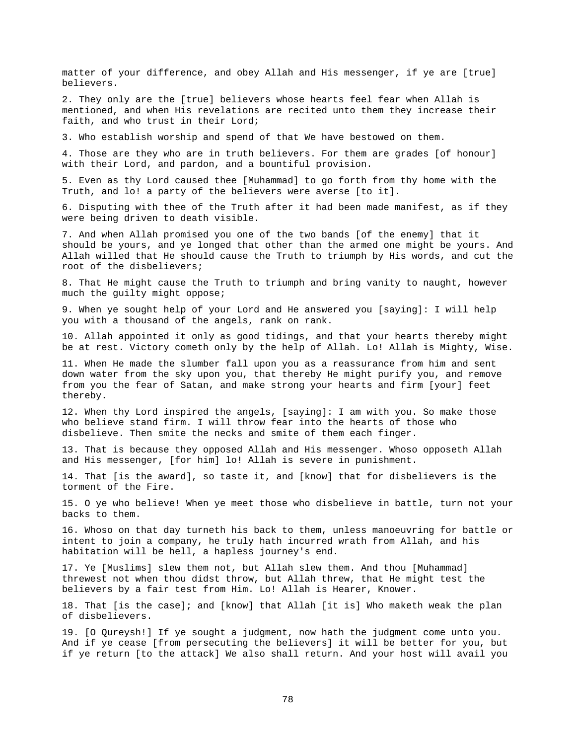matter of your difference, and obey Allah and His messenger, if ye are [true] believers.

2. They only are the [true] believers whose hearts feel fear when Allah is mentioned, and when His revelations are recited unto them they increase their faith, and who trust in their Lord;

3. Who establish worship and spend of that We have bestowed on them.

4. Those are they who are in truth believers. For them are grades [of honour] with their Lord, and pardon, and a bountiful provision.

5. Even as thy Lord caused thee [Muhammad] to go forth from thy home with the Truth, and lo! a party of the believers were averse [to it].

6. Disputing with thee of the Truth after it had been made manifest, as if they were being driven to death visible.

7. And when Allah promised you one of the two bands [of the enemy] that it should be yours, and ye longed that other than the armed one might be yours. And Allah willed that He should cause the Truth to triumph by His words, and cut the root of the disbelievers;

8. That He might cause the Truth to triumph and bring vanity to naught, however much the guilty might oppose;

9. When ye sought help of your Lord and He answered you [saying]: I will help you with a thousand of the angels, rank on rank.

10. Allah appointed it only as good tidings, and that your hearts thereby might be at rest. Victory cometh only by the help of Allah. Lo! Allah is Mighty, Wise.

11. When He made the slumber fall upon you as a reassurance from him and sent down water from the sky upon you, that thereby He might purify you, and remove from you the fear of Satan, and make strong your hearts and firm [your] feet thereby.

12. When thy Lord inspired the angels, [saying]: I am with you. So make those who believe stand firm. I will throw fear into the hearts of those who disbelieve. Then smite the necks and smite of them each finger.

13. That is because they opposed Allah and His messenger. Whoso opposeth Allah and His messenger, [for him] lo! Allah is severe in punishment.

14. That [is the award], so taste it, and [know] that for disbelievers is the torment of the Fire.

15. O ye who believe! When ye meet those who disbelieve in battle, turn not your backs to them.

16. Whoso on that day turneth his back to them, unless manoeuvring for battle or intent to join a company, he truly hath incurred wrath from Allah, and his habitation will be hell, a hapless journey's end.

17. Ye [Muslims] slew them not, but Allah slew them. And thou [Muhammad] threwest not when thou didst throw, but Allah threw, that He might test the believers by a fair test from Him. Lo! Allah is Hearer, Knower.

18. That [is the case]; and [know] that Allah [it is] Who maketh weak the plan of disbelievers.

19. [O Qureysh!] If ye sought a judgment, now hath the judgment come unto you. And if ye cease [from persecuting the believers] it will be better for you, but if ye return [to the attack] We also shall return. And your host will avail you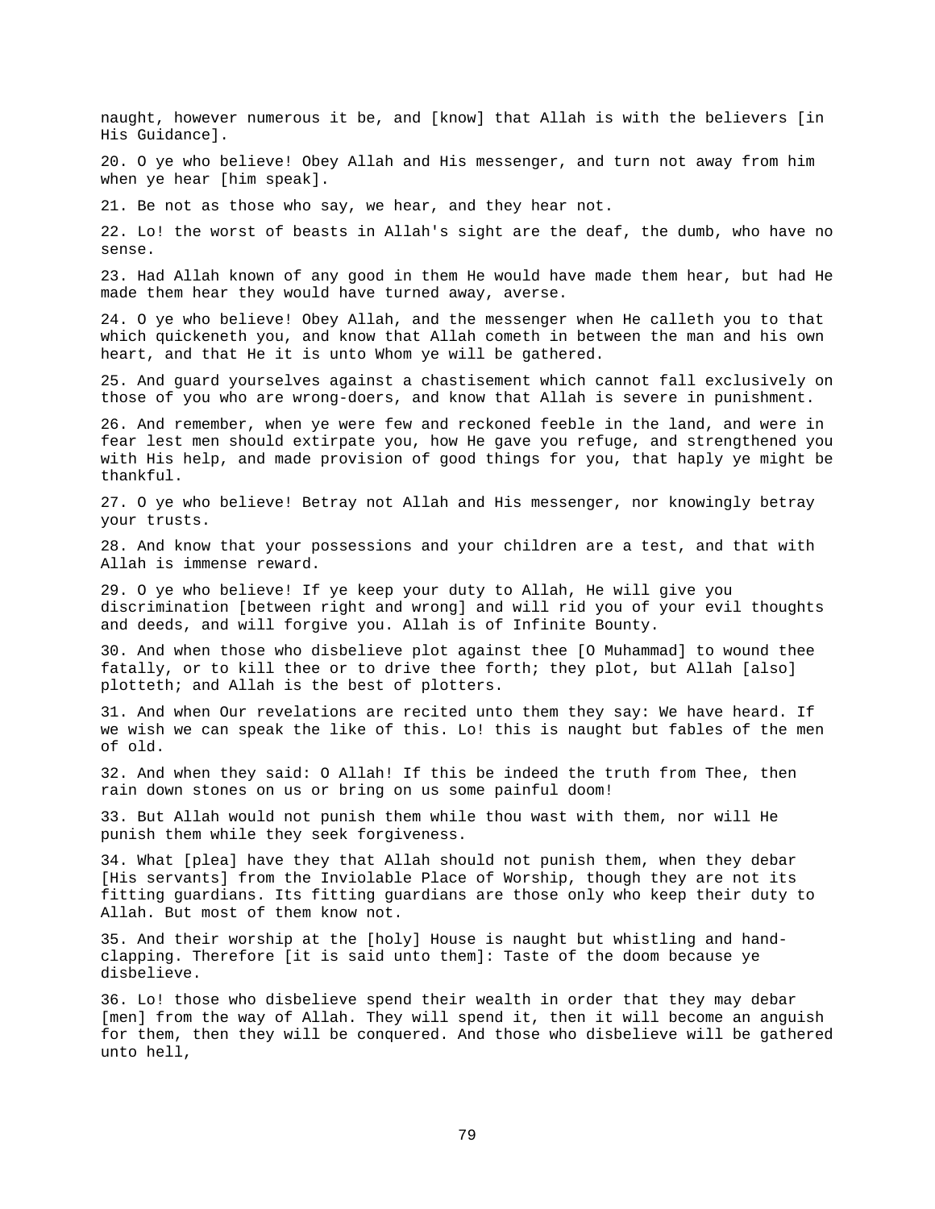naught, however numerous it be, and [know] that Allah is with the believers [in His Guidance].

20. O ye who believe! Obey Allah and His messenger, and turn not away from him when ye hear [him speak].

21. Be not as those who say, we hear, and they hear not.

22. Lo! the worst of beasts in Allah's sight are the deaf, the dumb, who have no sense.

23. Had Allah known of any good in them He would have made them hear, but had He made them hear they would have turned away, averse.

24. O ye who believe! Obey Allah, and the messenger when He calleth you to that which quickeneth you, and know that Allah cometh in between the man and his own heart, and that He it is unto Whom ye will be gathered.

25. And guard yourselves against a chastisement which cannot fall exclusively on those of you who are wrong-doers, and know that Allah is severe in punishment.

26. And remember, when ye were few and reckoned feeble in the land, and were in fear lest men should extirpate you, how He gave you refuge, and strengthened you with His help, and made provision of good things for you, that haply ye might be thankful.

27. O ye who believe! Betray not Allah and His messenger, nor knowingly betray your trusts.

28. And know that your possessions and your children are a test, and that with Allah is immense reward.

29. O ye who believe! If ye keep your duty to Allah, He will give you discrimination [between right and wrong] and will rid you of your evil thoughts and deeds, and will forgive you. Allah is of Infinite Bounty.

30. And when those who disbelieve plot against thee [O Muhammad] to wound thee fatally, or to kill thee or to drive thee forth; they plot, but Allah [also] plotteth; and Allah is the best of plotters.

31. And when Our revelations are recited unto them they say: We have heard. If we wish we can speak the like of this. Lo! this is naught but fables of the men of old.

32. And when they said: O Allah! If this be indeed the truth from Thee, then rain down stones on us or bring on us some painful doom!

33. But Allah would not punish them while thou wast with them, nor will He punish them while they seek forgiveness.

34. What [plea] have they that Allah should not punish them, when they debar [His servants] from the Inviolable Place of Worship, though they are not its fitting guardians. Its fitting guardians are those only who keep their duty to Allah. But most of them know not.

35. And their worship at the [holy] House is naught but whistling and hand-clapping. Therefore [it is said unto them]: Taste of the doom because ye disbelieve.

36. Lo! those who disbelieve spend their wealth in order that they may debar [men] from the way of Allah. They will spend it, then it will become an anguish for them, then they will be conquered. And those who disbelieve will be gathered unto hell,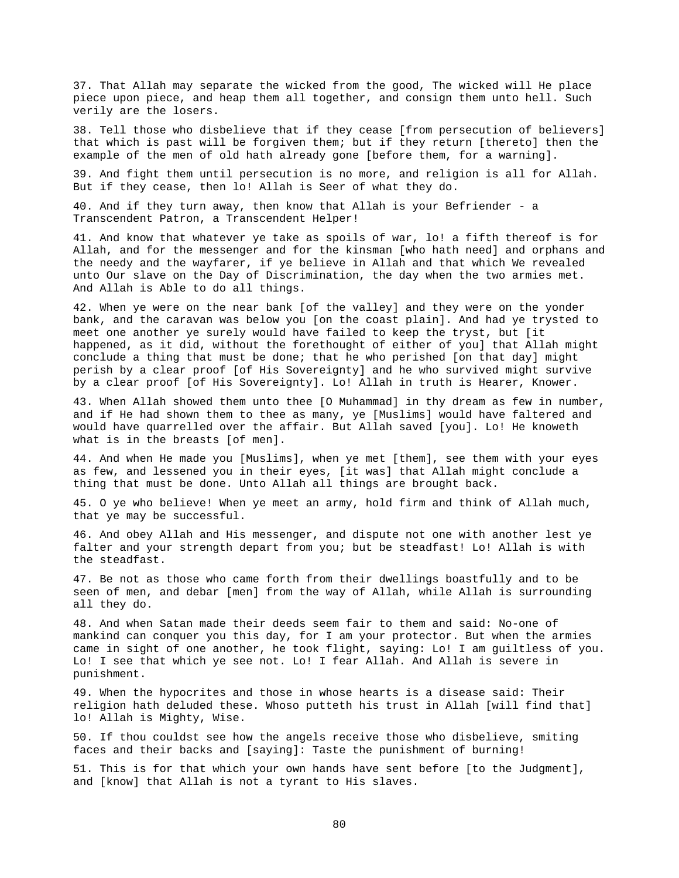37. That Allah may separate the wicked from the good, The wicked will He place piece upon piece, and heap them all together, and consign them unto hell. Such verily are the losers.

38. Tell those who disbelieve that if they cease [from persecution of believers] that which is past will be forgiven them; but if they return [thereto] then the example of the men of old hath already gone [before them, for a warning].

39. And fight them until persecution is no more, and religion is all for Allah. But if they cease, then lo! Allah is Seer of what they do.

40. And if they turn away, then know that Allah is your Befriender - a Transcendent Patron, a Transcendent Helper!

41. And know that whatever ye take as spoils of war, lo! a fifth thereof is for Allah, and for the messenger and for the kinsman [who hath need] and orphans and the needy and the wayfarer, if ye believe in Allah and that which We revealed unto Our slave on the Day of Discrimination, the day when the two armies met. And Allah is Able to do all things.

42. When ye were on the near bank [of the valley] and they were on the yonder bank, and the caravan was below you [on the coast plain]. And had ye trysted to meet one another ye surely would have failed to keep the tryst, but [it happened, as it did, without the forethought of either of you] that Allah might conclude a thing that must be done; that he who perished [on that day] might perish by a clear proof [of His Sovereignty] and he who survived might survive by a clear proof [of His Sovereignty]. Lo! Allah in truth is Hearer, Knower.

43. When Allah showed them unto thee [O Muhammad] in thy dream as few in number, and if He had shown them to thee as many, ye [Muslims] would have faltered and would have quarrelled over the affair. But Allah saved [you]. Lo! He knoweth what is in the breasts [of men].

44. And when He made you [Muslims], when ye met [them], see them with your eyes as few, and lessened you in their eyes, [it was] that Allah might conclude a thing that must be done. Unto Allah all things are brought back.

45. O ye who believe! When ye meet an army, hold firm and think of Allah much, that ye may be successful.

46. And obey Allah and His messenger, and dispute not one with another lest ye falter and your strength depart from you; but be steadfast! Lo! Allah is with the steadfast.

47. Be not as those who came forth from their dwellings boastfully and to be seen of men, and debar [men] from the way of Allah, while Allah is surrounding all they do.

48. And when Satan made their deeds seem fair to them and said: No-one of mankind can conquer you this day, for I am your protector. But when the armies came in sight of one another, he took flight, saying: Lo! I am guiltless of you. Lo! I see that which ye see not. Lo! I fear Allah. And Allah is severe in punishment.

49. When the hypocrites and those in whose hearts is a disease said: Their religion hath deluded these. Whoso putteth his trust in Allah [will find that] lo! Allah is Mighty, Wise.

50. If thou couldst see how the angels receive those who disbelieve, smiting faces and their backs and [saying]: Taste the punishment of burning!

51. This is for that which your own hands have sent before [to the Judgment], and [know] that Allah is not a tyrant to His slaves.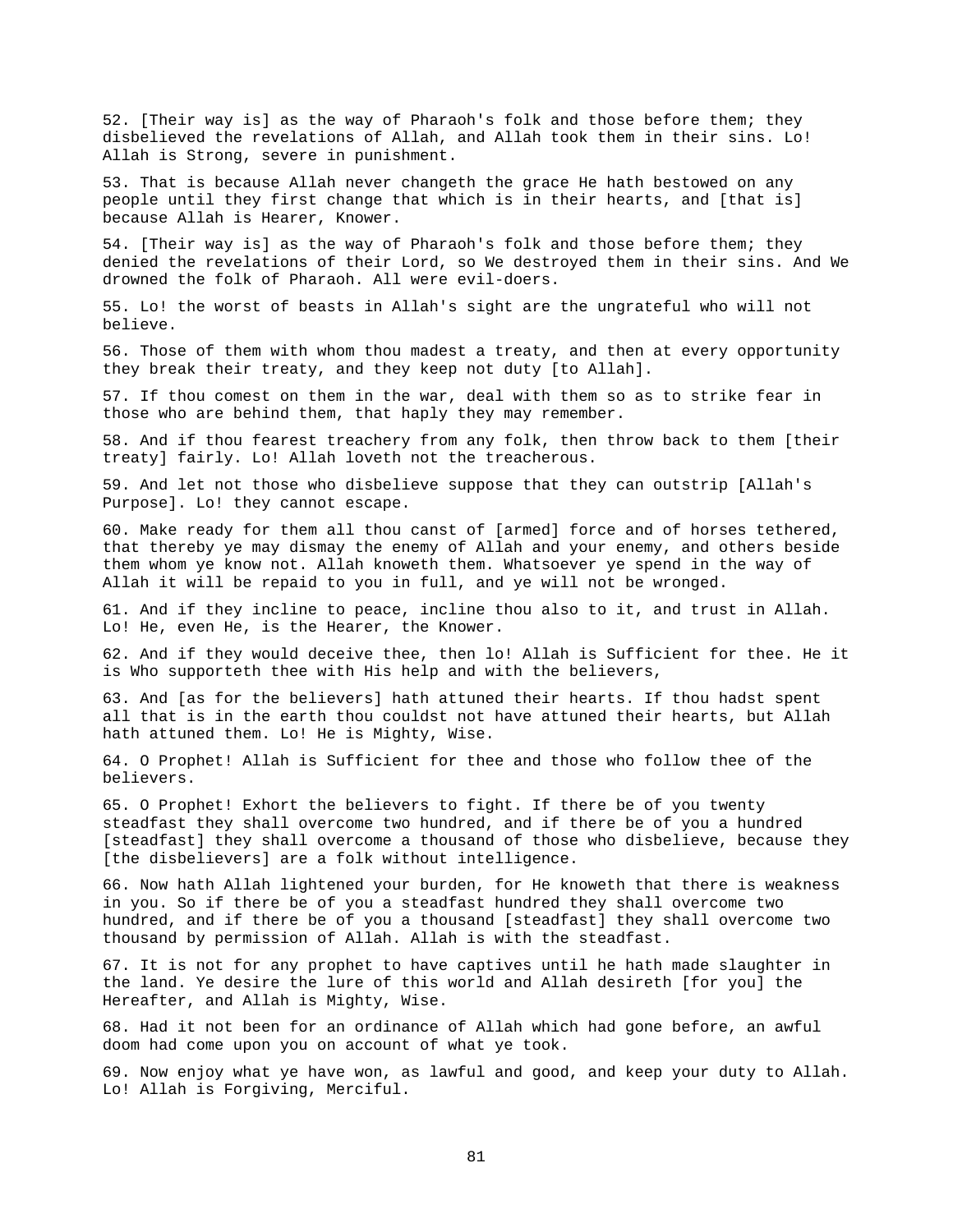52. [Their way is] as the way of Pharaoh's folk and those before them; they disbelieved the revelations of Allah, and Allah took them in their sins. Lo! Allah is Strong, severe in punishment.

53. That is because Allah never changeth the grace He hath bestowed on any people until they first change that which is in their hearts, and [that is] because Allah is Hearer, Knower.

54. [Their way is] as the way of Pharaoh's folk and those before them; they denied the revelations of their Lord, so We destroyed them in their sins. And We drowned the folk of Pharaoh. All were evil-doers.

55. Lo! the worst of beasts in Allah's sight are the ungrateful who will not believe.

56. Those of them with whom thou madest a treaty, and then at every opportunity they break their treaty, and they keep not duty [to Allah].

57. If thou comest on them in the war, deal with them so as to strike fear in those who are behind them, that haply they may remember.

58. And if thou fearest treachery from any folk, then throw back to them [their treaty] fairly. Lo! Allah loveth not the treacherous.

59. And let not those who disbelieve suppose that they can outstrip [Allah's Purpose]. Lo! they cannot escape.

60. Make ready for them all thou canst of [armed] force and of horses tethered, that thereby ye may dismay the enemy of Allah and your enemy, and others beside them whom ye know not. Allah knoweth them. Whatsoever ye spend in the way of Allah it will be repaid to you in full, and ye will not be wronged.

61. And if they incline to peace, incline thou also to it, and trust in Allah. Lo! He, even He, is the Hearer, the Knower.

62. And if they would deceive thee, then lo! Allah is Sufficient for thee. He it is Who supporteth thee with His help and with the believers,

63. And [as for the believers] hath attuned their hearts. If thou hadst spent all that is in the earth thou couldst not have attuned their hearts, but Allah hath attuned them. Lo! He is Mighty, Wise.

64. O Prophet! Allah is Sufficient for thee and those who follow thee of the believers.

65. O Prophet! Exhort the believers to fight. If there be of you twenty steadfast they shall overcome two hundred, and if there be of you a hundred [steadfast] they shall overcome a thousand of those who disbelieve, because they [the disbelievers] are a folk without intelligence.

66. Now hath Allah lightened your burden, for He knoweth that there is weakness in you. So if there be of you a steadfast hundred they shall overcome two hundred, and if there be of you a thousand [steadfast] they shall overcome two thousand by permission of Allah. Allah is with the steadfast.

67. It is not for any prophet to have captives until he hath made slaughter in the land. Ye desire the lure of this world and Allah desireth [for you] the Hereafter, and Allah is Mighty, Wise.

68. Had it not been for an ordinance of Allah which had gone before, an awful doom had come upon you on account of what ye took.

69. Now enjoy what ye have won, as lawful and good, and keep your duty to Allah. Lo! Allah is Forgiving, Merciful.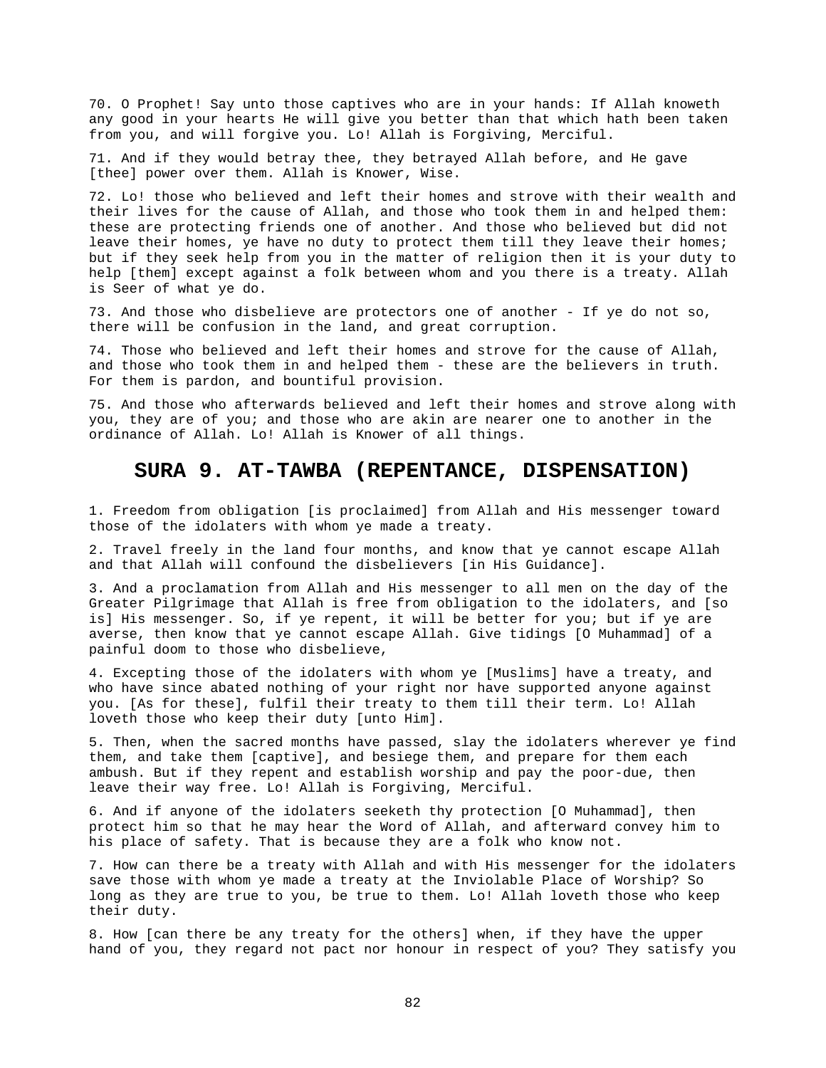70. O Prophet! Say unto those captives who are in your hands: If Allah knoweth any good in your hearts He will give you better than that which hath been taken from you, and will forgive you. Lo! Allah is Forgiving, Merciful.

71. And if they would betray thee, they betrayed Allah before, and He gave [thee] power over them. Allah is Knower, Wise.

72. Lo! those who believed and left their homes and strove with their wealth and their lives for the cause of Allah, and those who took them in and helped them: these are protecting friends one of another. And those who believed but did not leave their homes, ye have no duty to protect them till they leave their homes; but if they seek help from you in the matter of religion then it is your duty to help [them] except against a folk between whom and you there is a treaty. Allah is Seer of what ye do.

73. And those who disbelieve are protectors one of another - If ye do not so, there will be confusion in the land, and great corruption.

74. Those who believed and left their homes and strove for the cause of Allah, and those who took them in and helped them - these are the believers in truth. For them is pardon, and bountiful provision.

75. And those who afterwards believed and left their homes and strove along with you, they are of you; and those who are akin are nearer one to another in the ordinance of Allah. Lo! Allah is Knower of all things.

## SURA 9. AT-TAWBA (REPENTANCE, DISPENSATION)

1. Freedom from obligation [is proclaimed] from Allah and His messenger toward those of the idolaters with whom ye made a treaty.

2. Travel freely in the land four months, and know that ye cannot escape Allah and that Allah will confound the disbelievers [in His Guidance].

3. And a proclamation from Allah and His messenger to all men on the day of the Greater Pilgrimage that Allah is free from obligation to the idolaters, and [so is] His messenger. So, if ye repent, it will be better for you; but if ye are averse, then know that ye cannot escape Allah. Give tidings [O Muhammad] of a painful doom to those who disbelieve,

4. Excepting those of the idolaters with whom ye [Muslims] have a treaty, and who have since abated nothing of your right nor have supported anyone against you. [As for these], fulfil their treaty to them till their term. Lo! Allah loveth those who keep their duty [unto Him].

5. Then, when the sacred months have passed, slay the idolaters wherever ye find them, and take them [captive], and besiege them, and prepare for them each ambush. But if they repent and establish worship and pay the poor-due, then leave their way free. Lo! Allah is Forgiving, Merciful.

6. And if anyone of the idolaters seeketh thy protection [O Muhammad], then protect him so that he may hear the Word of Allah, and afterward convey him to his place of safety. That is because they are a folk who know not.

7. How can there be a treaty with Allah and with His messenger for the idolaters save those with whom ye made a treaty at the Inviolable Place of Worship? So long as they are true to you, be true to them. Lo! Allah loveth those who keep their duty.

8. How [can there be any treaty for the others] when, if they have the upper hand of you, they regard not pact nor honour in respect of you? They satisfy you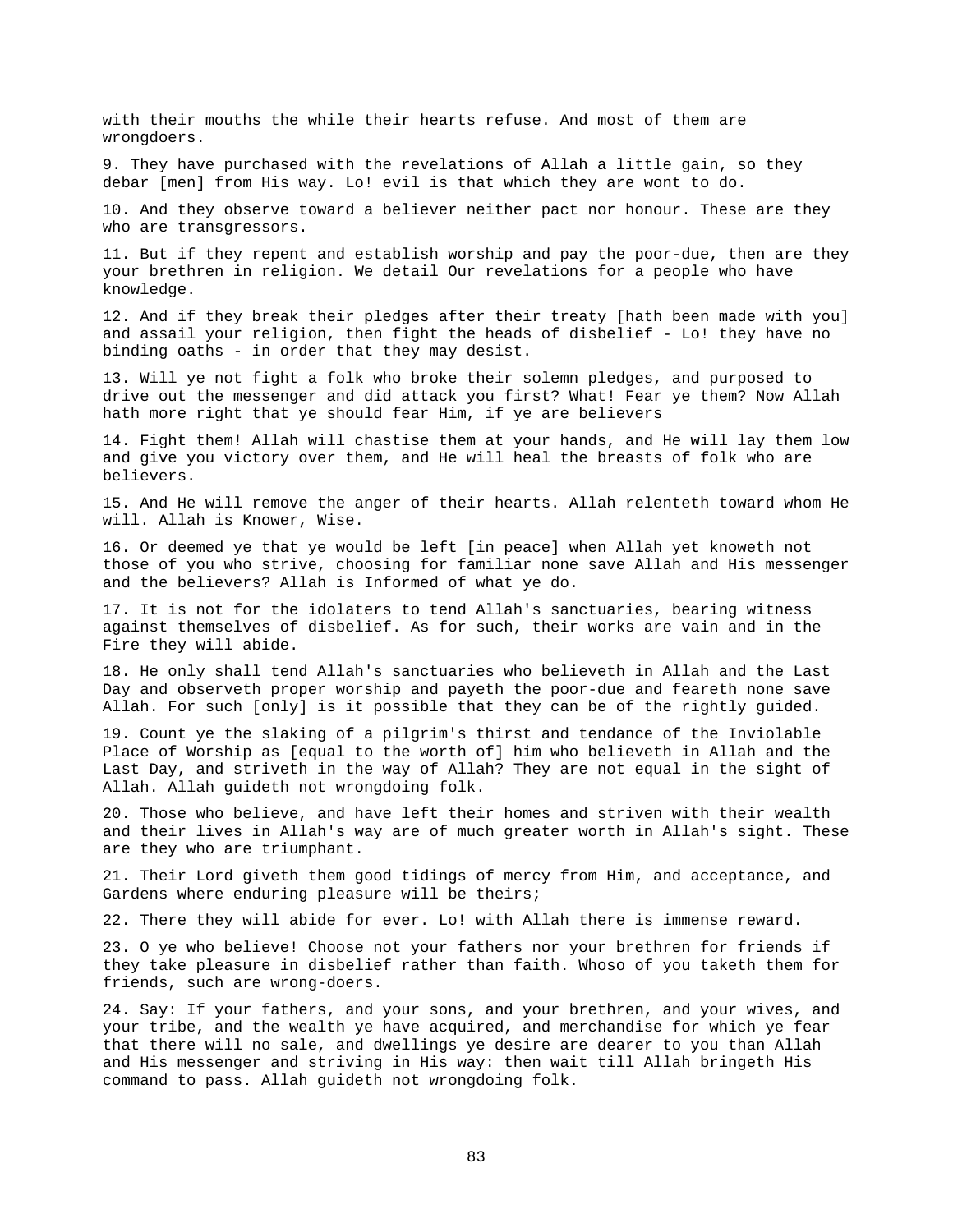with their mouths the while their hearts refuse. And most of them are wrongdoers.

9. They have purchased with the revelations of Allah a little gain, so they debar [men] from His way. Lo! evil is that which they are wont to do.

10. And they observe toward a believer neither pact nor honour. These are they who are transgressors.

11. But if they repent and establish worship and pay the poor-due, then are they your brethren in religion. We detail Our revelations for a people who have knowledge.

12. And if they break their pledges after their treaty [hath been made with you] and assail your religion, then fight the heads of disbelief - Lo! they have no binding oaths - in order that they may desist.

13. Will ye not fight a folk who broke their solemn pledges, and purposed to drive out the messenger and did attack you first? What! Fear ye them? Now Allah hath more right that ye should fear Him, if ye are believers

14. Fight them! Allah will chastise them at your hands, and He will lay them low and give you victory over them, and He will heal the breasts of folk who are believers.

15. And He will remove the anger of their hearts. Allah relenteth toward whom He will. Allah is Knower, Wise.

16. Or deemed ye that ye would be left [in peace] when Allah yet knoweth not those of you who strive, choosing for familiar none save Allah and His messenger and the believers? Allah is Informed of what ye do.

17. It is not for the idolaters to tend Allah's sanctuaries, bearing witness against themselves of disbelief. As for such, their works are vain and in the Fire they will abide.

18. He only shall tend Allah's sanctuaries who believeth in Allah and the Last Day and observeth proper worship and payeth the poor-due and feareth none save Allah. For such [only] is it possible that they can be of the rightly guided.

19. Count ye the slaking of a pilgrim's thirst and tendance of the Inviolable Place of Worship as [equal to the worth of] him who believeth in Allah and the Last Day, and striveth in the way of Allah? They are not equal in the sight of Allah. Allah guideth not wrongdoing folk.

20. Those who believe, and have left their homes and striven with their wealth and their lives in Allah's way are of much greater worth in Allah's sight. These are they who are triumphant.

21. Their Lord giveth them good tidings of mercy from Him, and acceptance, and Gardens where enduring pleasure will be theirs;

22. There they will abide for ever. Lo! with Allah there is immense reward.

23. O ye who believe! Choose not your fathers nor your brethren for friends if they take pleasure in disbelief rather than faith. Whoso of you taketh them for friends, such are wrong-doers.

24. Say: If your fathers, and your sons, and your brethren, and your wives, and your tribe, and the wealth ye have acquired, and merchandise for which ye fear that there will no sale, and dwellings ye desire are dearer to you than Allah and His messenger and striving in His way: then wait till Allah bringeth His command to pass. Allah guideth not wrongdoing folk.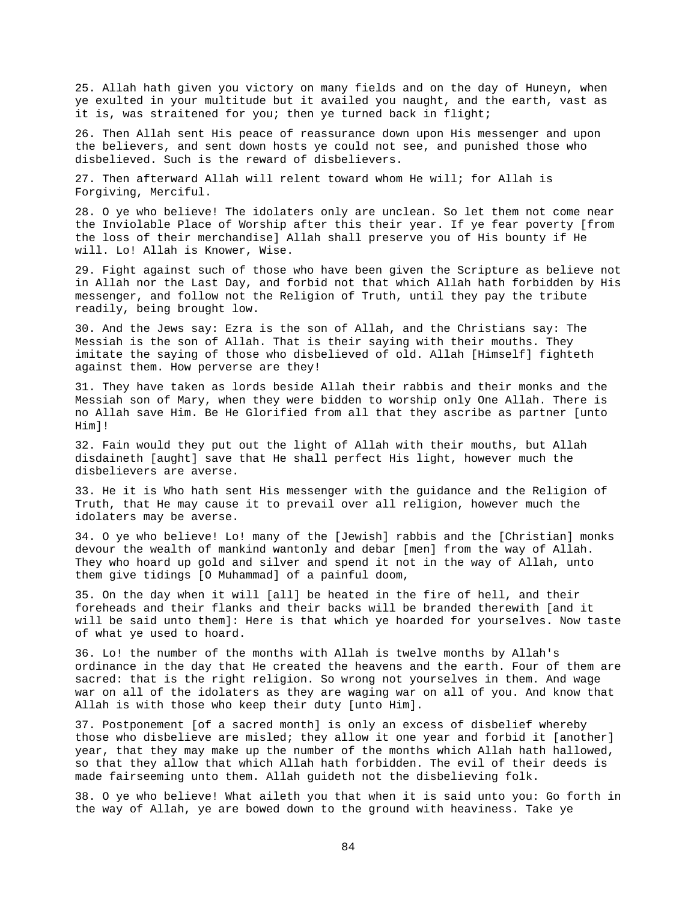25. Allah hath given you victory on many fields and on the day of Huneyn, when ye exulted in your multitude but it availed you naught, and the earth, vast as it is, was straitened for you; then ye turned back in flight;

26. Then Allah sent His peace of reassurance down upon His messenger and upon the believers, and sent down hosts ye could not see, and punished those who disbelieved. Such is the reward of disbelievers.

27. Then afterward Allah will relent toward whom He will; for Allah is Forgiving, Merciful.

28. O ye who believe! The idolaters only are unclean. So let them not come near the Inviolable Place of Worship after this their year. If ye fear poverty [from the loss of their merchandise] Allah shall preserve you of His bounty if He will. Lo! Allah is Knower, Wise.

29. Fight against such of those who have been given the Scripture as believe not in Allah nor the Last Day, and forbid not that which Allah hath forbidden by His messenger, and follow not the Religion of Truth, until they pay the tribute readily, being brought low.

30. And the Jews say: Ezra is the son of Allah, and the Christians say: The Messiah is the son of Allah. That is their saying with their mouths. They imitate the saying of those who disbelieved of old. Allah [Himself] fighteth against them. How perverse are they!

31. They have taken as lords beside Allah their rabbis and their monks and the Messiah son of Mary, when they were bidden to worship only One Allah. There is no Allah save Him. Be He Glorified from all that they ascribe as partner [unto Him]!

32. Fain would they put out the light of Allah with their mouths, but Allah disdaineth [aught] save that He shall perfect His light, however much the disbelievers are averse.

33. He it is Who hath sent His messenger with the guidance and the Religion of Truth, that He may cause it to prevail over all religion, however much the idolaters may be averse.

34. O ye who believe! Lo! many of the [Jewish] rabbis and the [Christian] monks devour the wealth of mankind wantonly and debar [men] from the way of Allah. They who hoard up gold and silver and spend it not in the way of Allah, unto them give tidings [O Muhammad] of a painful doom,

35. On the day when it will [all] be heated in the fire of hell, and their foreheads and their flanks and their backs will be branded therewith [and it will be said unto them]: Here is that which ye hoarded for yourselves. Now taste of what ye used to hoard.

36. Lo! the number of the months with Allah is twelve months by Allah's ordinance in the day that He created the heavens and the earth. Four of them are sacred: that is the right religion. So wrong not yourselves in them. And wage war on all of the idolaters as they are waging war on all of you. And know that Allah is with those who keep their duty [unto Him].

37. Postponement [of a sacred month] is only an excess of disbelief whereby those who disbelieve are misled; they allow it one year and forbid it [another] year, that they may make up the number of the months which Allah hath hallowed, so that they allow that which Allah hath forbidden. The evil of their deeds is made fairseeming unto them. Allah guideth not the disbelieving folk.

38. O ye who believe! What aileth you that when it is said unto you: Go forth in the way of Allah, ye are bowed down to the ground with heaviness. Take ye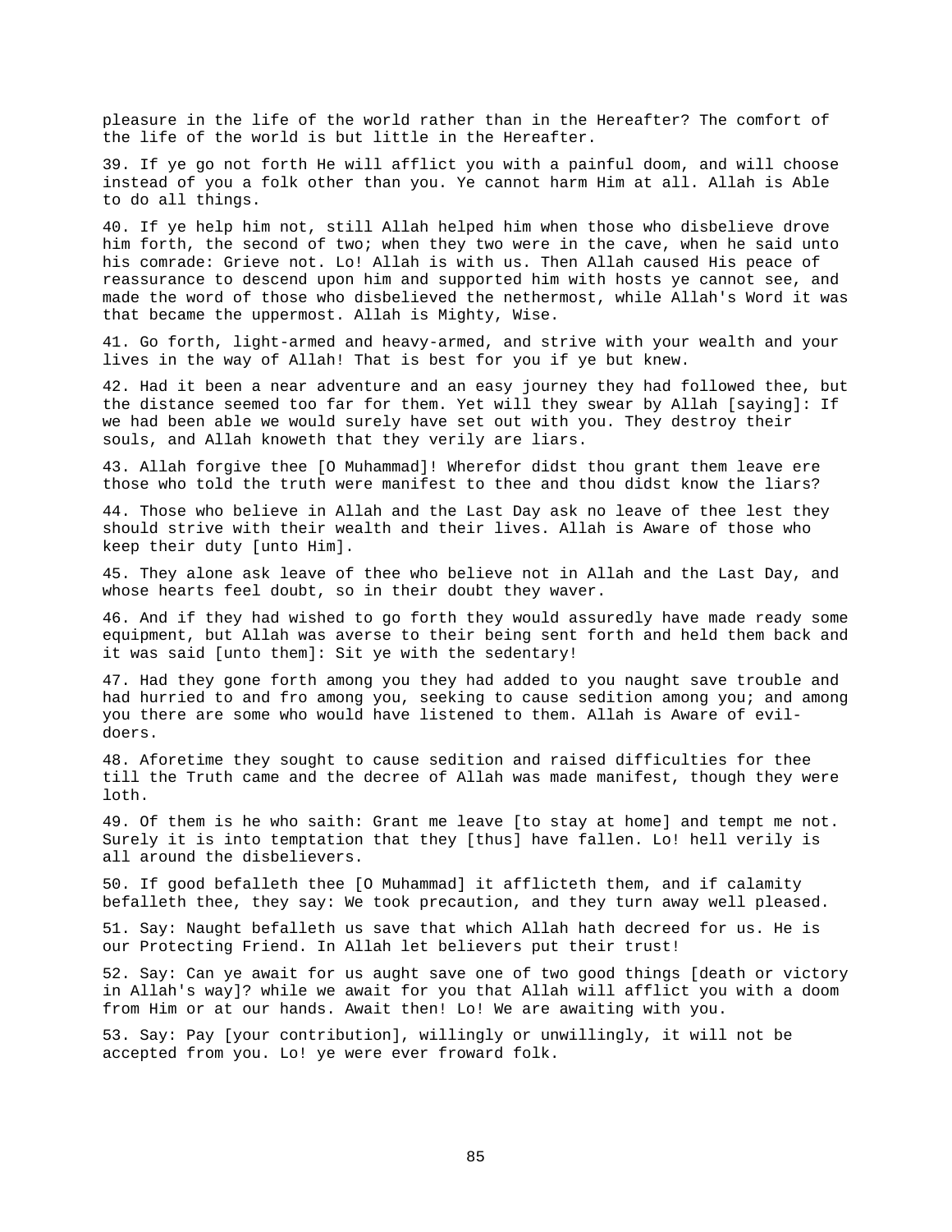pleasure in the life of the world rather than in the Hereafter? The comfort of the life of the world is but little in the Hereafter.

39. If ye go not forth He will afflict you with a painful doom, and will choose instead of you a folk other than you. Ye cannot harm Him at all. Allah is Able to do all things.

40. If ye help him not, still Allah helped him when those who disbelieve drove him forth, the second of two; when they two were in the cave, when he said unto his comrade: Grieve not. Lo! Allah is with us. Then Allah caused His peace of reassurance to descend upon him and supported him with hosts ye cannot see, and made the word of those who disbelieved the nethermost, while Allah's Word it was that became the uppermost. Allah is Mighty, Wise.

41. Go forth, light-armed and heavy-armed, and strive with your wealth and your lives in the way of Allah! That is best for you if ye but knew.

42. Had it been a near adventure and an easy journey they had followed thee, but the distance seemed too far for them. Yet will they swear by Allah [saying]: If we had been able we would surely have set out with you. They destroy their souls, and Allah knoweth that they verily are liars.

43. Allah forgive thee [O Muhammad]! Wherefor didst thou grant them leave ere those who told the truth were manifest to thee and thou didst know the liars?

44. Those who believe in Allah and the Last Day ask no leave of thee lest they should strive with their wealth and their lives. Allah is Aware of those who keep their duty [unto Him].

45. They alone ask leave of thee who believe not in Allah and the Last Day, and whose hearts feel doubt, so in their doubt they waver.

46. And if they had wished to go forth they would assuredly have made ready some equipment, but Allah was averse to their being sent forth and held them back and it was said [unto them]: Sit ye with the sedentary!

47. Had they gone forth among you they had added to you naught save trouble and had hurried to and fro among you, seeking to cause sedition among you; and among you there are some who would have listened to them. Allah is Aware of evil-doers.

48. Aforetime they sought to cause sedition and raised difficulties for thee till the Truth came and the decree of Allah was made manifest, though they were loth.

49. Of them is he who saith: Grant me leave [to stay at home] and tempt me not. Surely it is into temptation that they [thus] have fallen. Lo! hell verily is all around the disbelievers.

50. If good befalleth thee [O Muhammad] it afflicteth them, and if calamity befalleth thee, they say: We took precaution, and they turn away well pleased.

51. Say: Naught befalleth us save that which Allah hath decreed for us. He is our Protecting Friend. In Allah let believers put their trust!

52. Say: Can ye await for us aught save one of two good things [death or victory in Allah's way]? while we await for you that Allah will afflict you with a doom from Him or at our hands. Await then! Lo! We are awaiting with you.

53. Say: Pay [your contribution], willingly or unwillingly, it will not be accepted from you. Lo! ye were ever froward folk.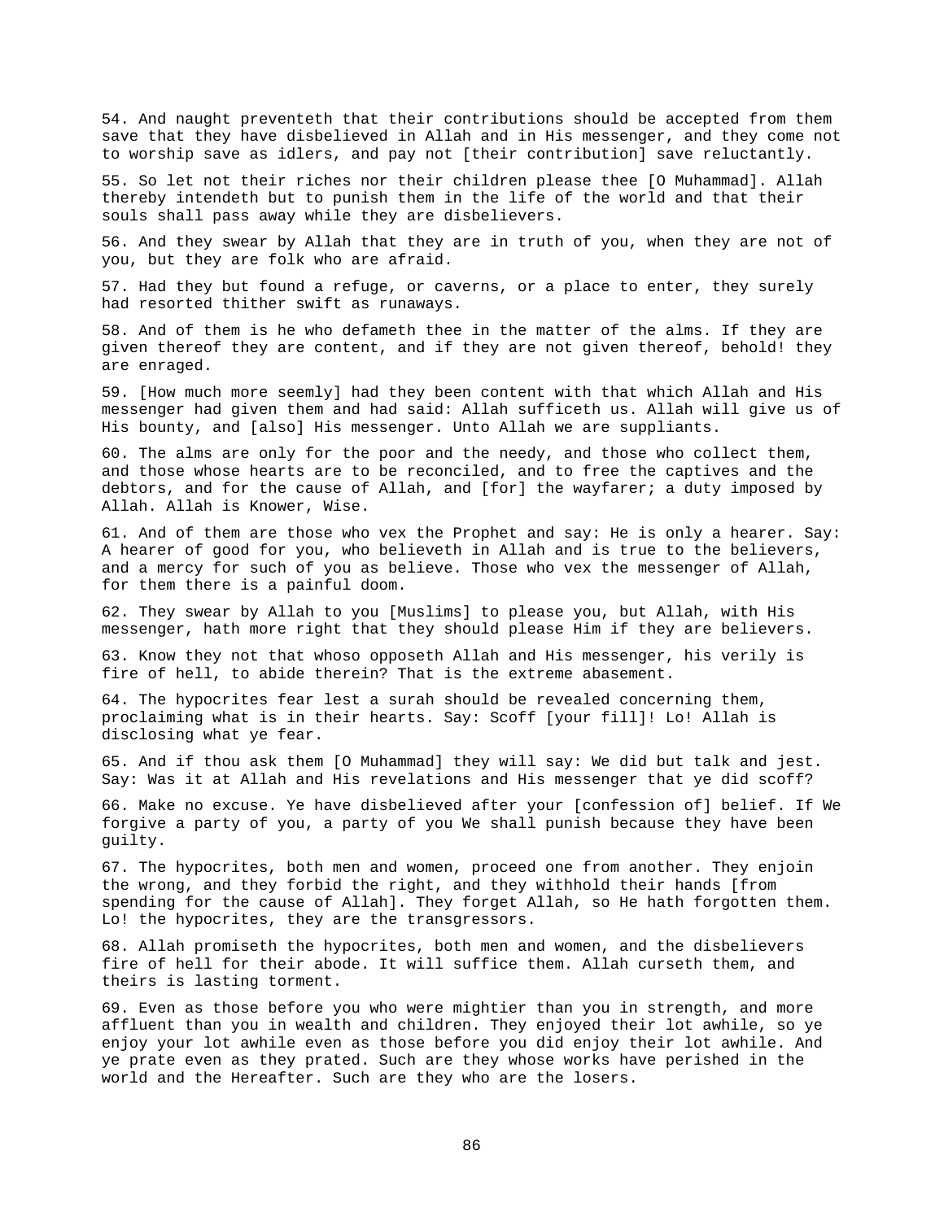54. And naught preventeth that their contributions should be accepted from them save that they have disbelieved in Allah and in His messenger, and they come not to worship save as idlers, and pay not [their contribution] save reluctantly.

55. So let not their riches nor their children please thee [O Muhammad]. Allah thereby intendeth but to punish them in the life of the world and that their souls shall pass away while they are disbelievers.

56. And they swear by Allah that they are in truth of you, when they are not of you, but they are folk who are afraid.

57. Had they but found a refuge, or caverns, or a place to enter, they surely had resorted thither swift as runaways.

58. And of them is he who defameth thee in the matter of the alms. If they are given thereof they are content, and if they are not given thereof, behold! they are enraged.

59. [How much more seemly] had they been content with that which Allah and His messenger had given them and had said: Allah sufficeth us. Allah will give us of His bounty, and [also] His messenger. Unto Allah we are suppliants.

60. The alms are only for the poor and the needy, and those who collect them, and those whose hearts are to be reconciled, and to free the captives and the debtors, and for the cause of Allah, and [for] the wayfarer; a duty imposed by Allah. Allah is Knower, Wise.

61. And of them are those who vex the Prophet and say: He is only a hearer. Say: A hearer of good for you, who believeth in Allah and is true to the believers, and a mercy for such of you as believe. Those who vex the messenger of Allah, for them there is a painful doom.

62. They swear by Allah to you [Muslims] to please you, but Allah, with His messenger, hath more right that they should please Him if they are believers.

63. Know they not that whoso opposeth Allah and His messenger, his verily is fire of hell, to abide therein? That is the extreme abasement.

64. The hypocrites fear lest a surah should be revealed concerning them, proclaiming what is in their hearts. Say: Scoff [your fill]! Lo! Allah is disclosing what ye fear.

65. And if thou ask them [O Muhammad] they will say: We did but talk and jest. Say: Was it at Allah and His revelations and His messenger that ye did scoff?

66. Make no excuse. Ye have disbelieved after your [confession of] belief. If We forgive a party of you, a party of you We shall punish because they have been guilty.

67. The hypocrites, both men and women, proceed one from another. They enjoin the wrong, and they forbid the right, and they withhold their hands [from spending for the cause of Allah]. They forget Allah, so He hath forgotten them. Lo! the hypocrites, they are the transgressors.

68. Allah promiseth the hypocrites, both men and women, and the disbelievers fire of hell for their abode. It will suffice them. Allah curseth them, and theirs is lasting torment.

69. Even as those before you who were mightier than you in strength, and more affluent than you in wealth and children. They enjoyed their lot awhile, so ye enjoy your lot awhile even as those before you did enjoy their lot awhile. And ye prate even as they prated. Such are they whose works have perished in the world and the Hereafter. Such are they who are the losers.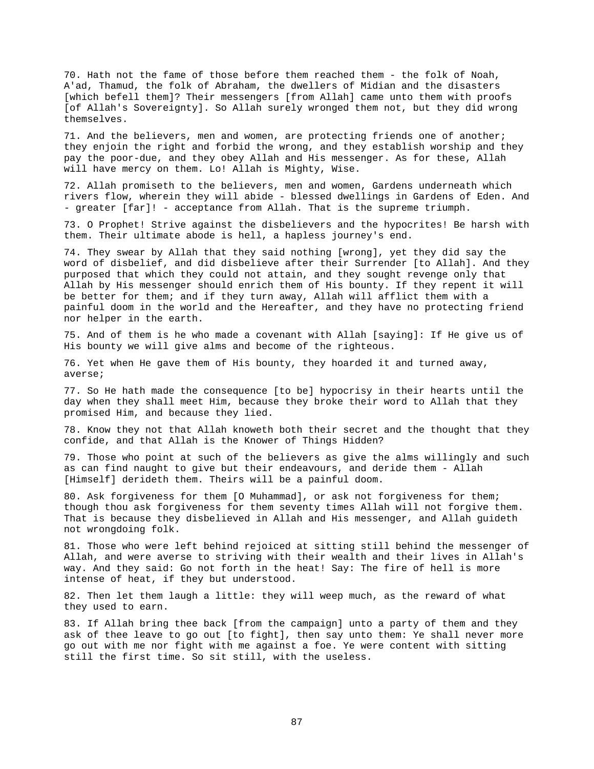70. Hath not the fame of those before them reached them - the folk of Noah, A'ad, Thamud, the folk of Abraham, the dwellers of Midian and the disasters [which befell them]? Their messengers [from Allah] came unto them with proofs [of Allah's Sovereignty]. So Allah surely wronged them not, but they did wrong themselves.

71. And the believers, men and women, are protecting friends one of another; they enjoin the right and forbid the wrong, and they establish worship and they pay the poor-due, and they obey Allah and His messenger. As for these, Allah will have mercy on them. Lo! Allah is Mighty, Wise.

72. Allah promiseth to the believers, men and women, Gardens underneath which rivers flow, wherein they will abide - blessed dwellings in Gardens of Eden. And - greater [far]! - acceptance from Allah. That is the supreme triumph.

73. O Prophet! Strive against the disbelievers and the hypocrites! Be harsh with them. Their ultimate abode is hell, a hapless journey's end.

74. They swear by Allah that they said nothing [wrong], yet they did say the word of disbelief, and did disbelieve after their Surrender [to Allah]. And they purposed that which they could not attain, and they sought revenge only that Allah by His messenger should enrich them of His bounty. If they repent it will be better for them; and if they turn away, Allah will afflict them with a painful doom in the world and the Hereafter, and they have no protecting friend nor helper in the earth.

75. And of them is he who made a covenant with Allah [saying]: If He give us of His bounty we will give alms and become of the righteous.

76. Yet when He gave them of His bounty, they hoarded it and turned away, averse;

77. So He hath made the consequence [to be] hypocrisy in their hearts until the day when they shall meet Him, because they broke their word to Allah that they promised Him, and because they lied.

78. Know they not that Allah knoweth both their secret and the thought that they confide, and that Allah is the Knower of Things Hidden?

79. Those who point at such of the believers as give the alms willingly and such as can find naught to give but their endeavours, and deride them - Allah [Himself] derideth them. Theirs will be a painful doom.

80. Ask forgiveness for them [O Muhammad], or ask not forgiveness for them; though thou ask forgiveness for them seventy times Allah will not forgive them. That is because they disbelieved in Allah and His messenger, and Allah guideth not wrongdoing folk.

81. Those who were left behind rejoiced at sitting still behind the messenger of Allah, and were averse to striving with their wealth and their lives in Allah's way. And they said: Go not forth in the heat! Say: The fire of hell is more intense of heat, if they but understood.

82. Then let them laugh a little: they will weep much, as the reward of what they used to earn.

83. If Allah bring thee back [from the campaign] unto a party of them and they ask of thee leave to go out [to fight], then say unto them: Ye shall never more go out with me nor fight with me against a foe. Ye were content with sitting still the first time. So sit still, with the useless.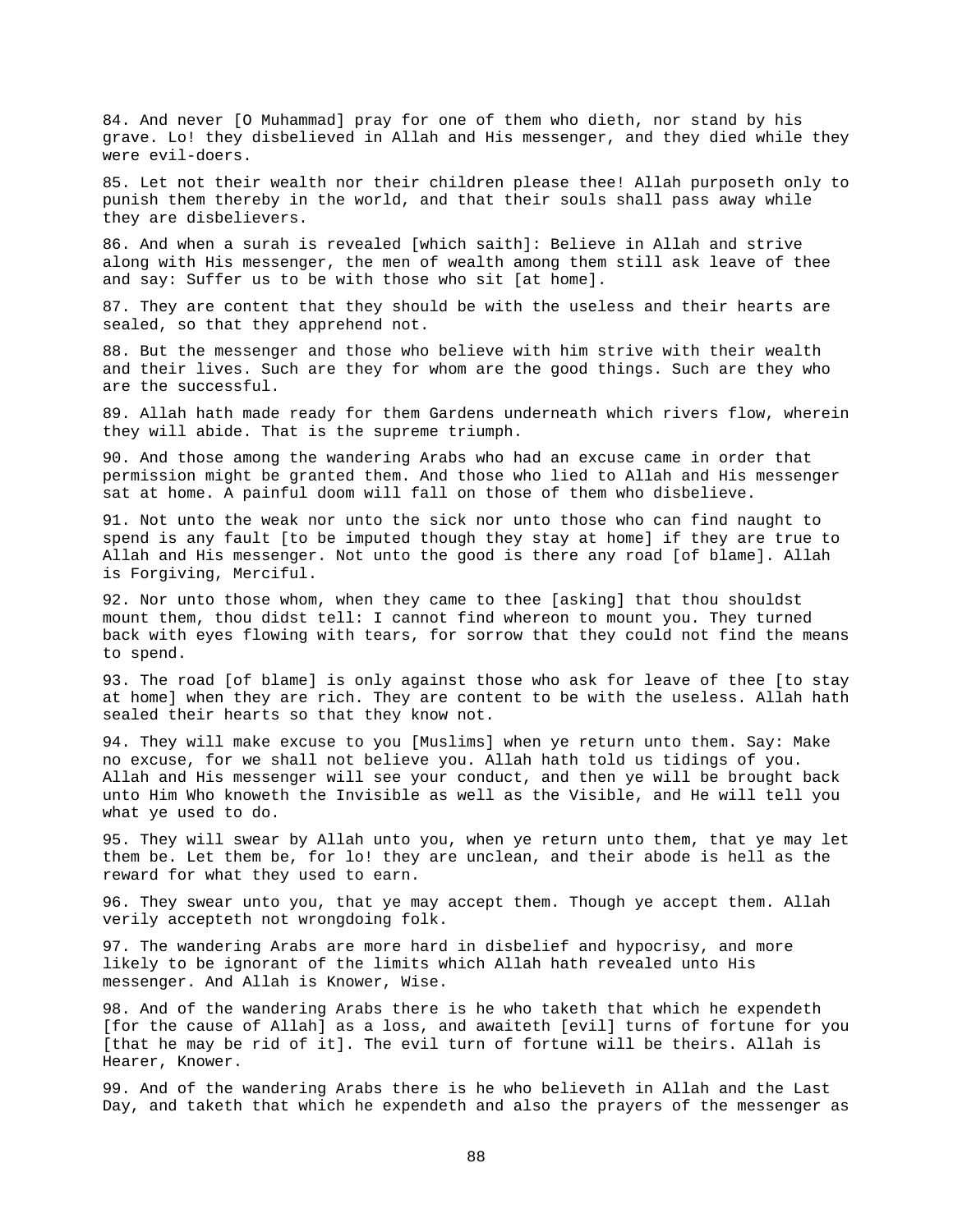84. And never [O Muhammad] pray for one of them who dieth, nor stand by his grave. Lo! they disbelieved in Allah and His messenger, and they died while they were evil-doers.

85. Let not their wealth nor their children please thee! Allah purposeth only to punish them thereby in the world, and that their souls shall pass away while they are disbelievers.

86. And when a surah is revealed [which saith]: Believe in Allah and strive along with His messenger, the men of wealth among them still ask leave of thee and say: Suffer us to be with those who sit [at home].

87. They are content that they should be with the useless and their hearts are sealed, so that they apprehend not.

88. But the messenger and those who believe with him strive with their wealth and their lives. Such are they for whom are the good things. Such are they who are the successful.

89. Allah hath made ready for them Gardens underneath which rivers flow, wherein they will abide. That is the supreme triumph.

90. And those among the wandering Arabs who had an excuse came in order that permission might be granted them. And those who lied to Allah and His messenger sat at home. A painful doom will fall on those of them who disbelieve.

91. Not unto the weak nor unto the sick nor unto those who can find naught to spend is any fault [to be imputed though they stay at home] if they are true to Allah and His messenger. Not unto the good is there any road [of blame]. Allah is Forgiving, Merciful.

92. Nor unto those whom, when they came to thee [asking] that thou shouldst mount them, thou didst tell: I cannot find whereon to mount you. They turned back with eyes flowing with tears, for sorrow that they could not find the means to spend.

93. The road [of blame] is only against those who ask for leave of thee [to stay at home] when they are rich. They are content to be with the useless. Allah hath sealed their hearts so that they know not.

94. They will make excuse to you [Muslims] when ye return unto them. Say: Make no excuse, for we shall not believe you. Allah hath told us tidings of you. Allah and His messenger will see your conduct, and then ye will be brought back unto Him Who knoweth the Invisible as well as the Visible, and He will tell you what ye used to do.

95. They will swear by Allah unto you, when ye return unto them, that ye may let them be. Let them be, for lo! they are unclean, and their abode is hell as the reward for what they used to earn.

96. They swear unto you, that ye may accept them. Though ye accept them. Allah verily accepteth not wrongdoing folk.

97. The wandering Arabs are more hard in disbelief and hypocrisy, and more likely to be ignorant of the limits which Allah hath revealed unto His messenger. And Allah is Knower, Wise.

98. And of the wandering Arabs there is he who taketh that which he expendeth [for the cause of Allah] as a loss, and awaiteth [evil] turns of fortune for you [that he may be rid of it]. The evil turn of fortune will be theirs. Allah is Hearer, Knower.

99. And of the wandering Arabs there is he who believeth in Allah and the Last Day, and taketh that which he expendeth and also the prayers of the messenger as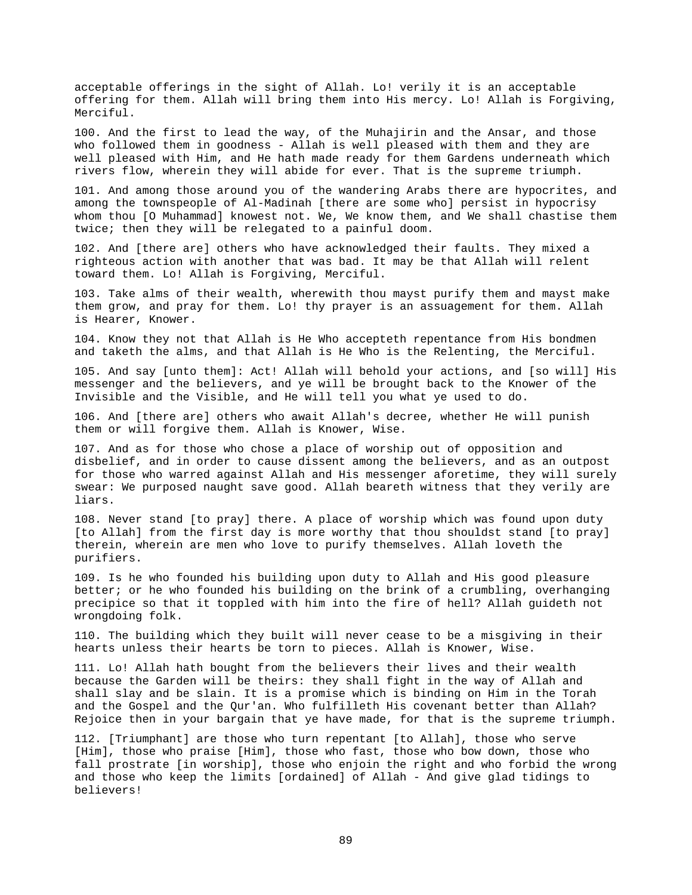acceptable offerings in the sight of Allah. Lo! verily it is an acceptable offering for them. Allah will bring them into His mercy. Lo! Allah is Forgiving, Merciful.

100. And the first to lead the way, of the Muhajirin and the Ansar, and those who followed them in goodness - Allah is well pleased with them and they are well pleased with Him, and He hath made ready for them Gardens underneath which rivers flow, wherein they will abide for ever. That is the supreme triumph.

101. And among those around you of the wandering Arabs there are hypocrites, and among the townspeople of Al-Madinah [there are some who] persist in hypocrisy whom thou [O Muhammad] knowest not. We, We know them, and We shall chastise them twice; then they will be relegated to a painful doom.

102. And [there are] others who have acknowledged their faults. They mixed a righteous action with another that was bad. It may be that Allah will relent toward them. Lo! Allah is Forgiving, Merciful.

103. Take alms of their wealth, wherewith thou mayst purify them and mayst make them grow, and pray for them. Lo! thy prayer is an assuagement for them. Allah is Hearer, Knower.

104. Know they not that Allah is He Who accepteth repentance from His bondmen and taketh the alms, and that Allah is He Who is the Relenting, the Merciful.

105. And say [unto them]: Act! Allah will behold your actions, and [so will] His messenger and the believers, and ye will be brought back to the Knower of the Invisible and the Visible, and He will tell you what ye used to do.

106. And [there are] others who await Allah's decree, whether He will punish them or will forgive them. Allah is Knower, Wise.

107. And as for those who chose a place of worship out of opposition and disbelief, and in order to cause dissent among the believers, and as an outpost for those who warred against Allah and His messenger aforetime, they will surely swear: We purposed naught save good. Allah beareth witness that they verily are liars.

108. Never stand [to pray] there. A place of worship which was found upon duty [to Allah] from the first day is more worthy that thou shouldst stand [to pray] therein, wherein are men who love to purify themselves. Allah loveth the purifiers.

109. Is he who founded his building upon duty to Allah and His good pleasure better; or he who founded his building on the brink of a crumbling, overhanging precipice so that it toppled with him into the fire of hell? Allah guideth not wrongdoing folk.

110. The building which they built will never cease to be a misgiving in their hearts unless their hearts be torn to pieces. Allah is Knower, Wise.

111. Lo! Allah hath bought from the believers their lives and their wealth because the Garden will be theirs: they shall fight in the way of Allah and shall slay and be slain. It is a promise which is binding on Him in the Torah and the Gospel and the Qur'an. Who fulfilleth His covenant better than Allah? Rejoice then in your bargain that ye have made, for that is the supreme triumph.

112. [Triumphant] are those who turn repentant [to Allah], those who serve [Him], those who praise [Him], those who fast, those who bow down, those who fall prostrate [in worship], those who enjoin the right and who forbid the wrong and those who keep the limits [ordained] of Allah - And give glad tidings to believers!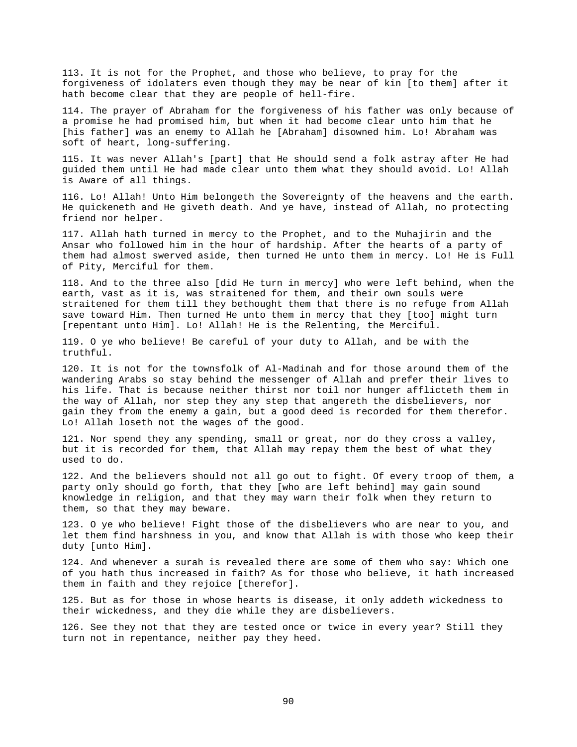113. It is not for the Prophet, and those who believe, to pray for the forgiveness of idolaters even though they may be near of kin [to them] after it hath become clear that they are people of hell-fire.

114. The prayer of Abraham for the forgiveness of his father was only because of a promise he had promised him, but when it had become clear unto him that he [his father] was an enemy to Allah he [Abraham] disowned him. Lo! Abraham was soft of heart, long-suffering.

115. It was never Allah's [part] that He should send a folk astray after He had guided them until He had made clear unto them what they should avoid. Lo! Allah is Aware of all things.

116. Lo! Allah! Unto Him belongeth the Sovereignty of the heavens and the earth. He quickeneth and He giveth death. And ye have, instead of Allah, no protecting friend nor helper.

117. Allah hath turned in mercy to the Prophet, and to the Muhajirin and the Ansar who followed him in the hour of hardship. After the hearts of a party of them had almost swerved aside, then turned He unto them in mercy. Lo! He is Full of Pity, Merciful for them.

118. And to the three also [did He turn in mercy] who were left behind, when the earth, vast as it is, was straitened for them, and their own souls were straitened for them till they bethought them that there is no refuge from Allah save toward Him. Then turned He unto them in mercy that they [too] might turn [repentant unto Him]. Lo! Allah! He is the Relenting, the Merciful.

119. O ye who believe! Be careful of your duty to Allah, and be with the truthful.

120. It is not for the townsfolk of Al-Madinah and for those around them of the wandering Arabs so stay behind the messenger of Allah and prefer their lives to his life. That is because neither thirst nor toil nor hunger afflicteth them in the way of Allah, nor step they any step that angereth the disbelievers, nor gain they from the enemy a gain, but a good deed is recorded for them therefor. Lo! Allah loseth not the wages of the good.

121. Nor spend they any spending, small or great, nor do they cross a valley, but it is recorded for them, that Allah may repay them the best of what they used to do.

122. And the believers should not all go out to fight. Of every troop of them, a party only should go forth, that they [who are left behind] may gain sound knowledge in religion, and that they may warn their folk when they return to them, so that they may beware.

123. O ye who believe! Fight those of the disbelievers who are near to you, and let them find harshness in you, and know that Allah is with those who keep their duty [unto Him].

124. And whenever a surah is revealed there are some of them who say: Which one of you hath thus increased in faith? As for those who believe, it hath increased them in faith and they rejoice [therefor].

125. But as for those in whose hearts is disease, it only addeth wickedness to their wickedness, and they die while they are disbelievers.

126. See they not that they are tested once or twice in every year? Still they turn not in repentance, neither pay they heed.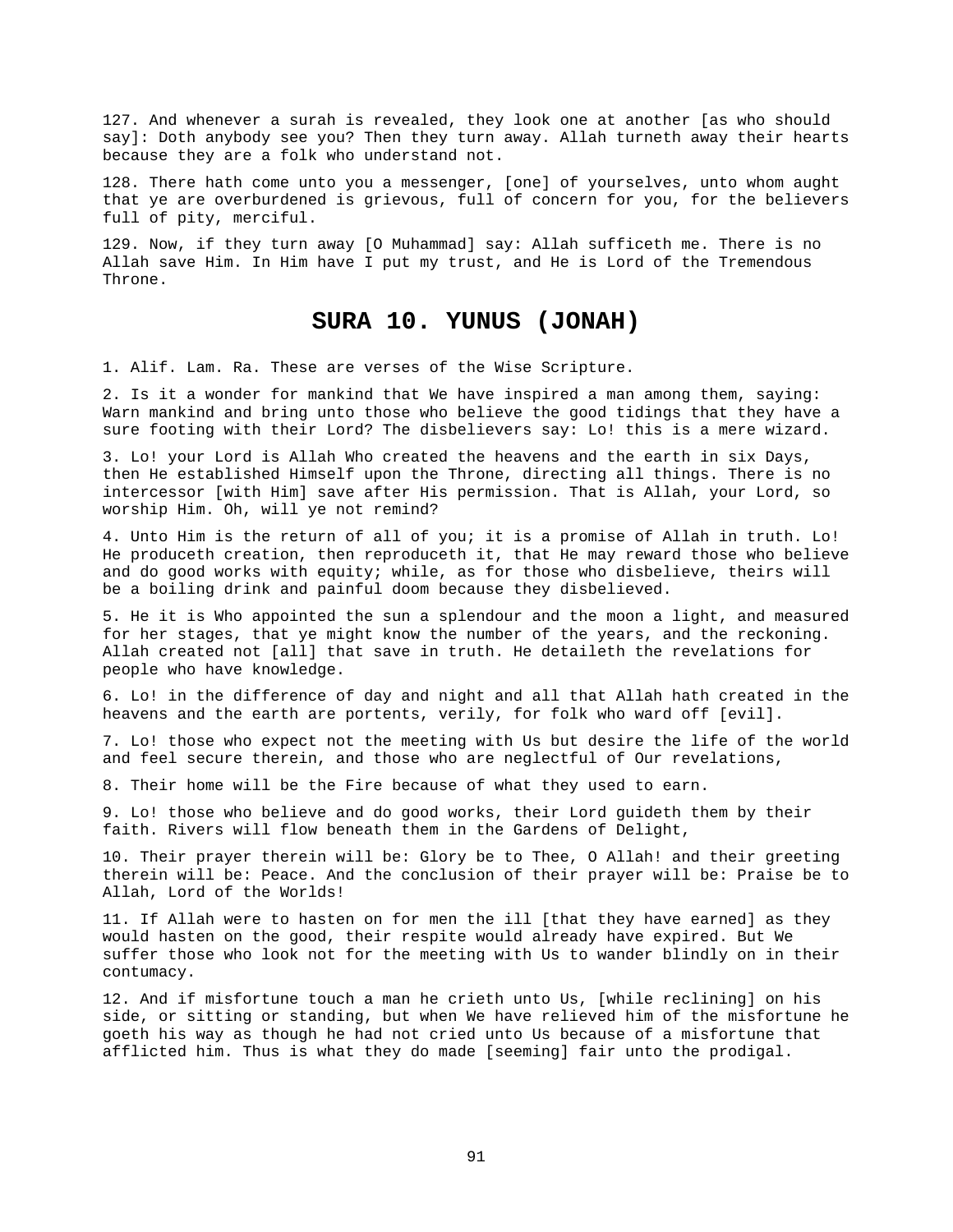127. And whenever a surah is revealed, they look one at another [as who should say]: Doth anybody see you? Then they turn away. Allah turneth away their hearts because they are a folk who understand not.

128. There hath come unto you a messenger, [one] of yourselves, unto whom aught that ye are overburdened is grievous, full of concern for you, for the believers full of pity, merciful.

129. Now, if they turn away [O Muhammad] say: Allah sufficeth me. There is no Allah save Him. In Him have I put my trust, and He is Lord of the Tremendous Throne.

## SURA 10. YUNUS (JONAH)

1. Alif. Lam. Ra. These are verses of the Wise Scripture.

2. Is it a wonder for mankind that We have inspired a man among them, saying: Warn mankind and bring unto those who believe the good tidings that they have a sure footing with their Lord? The disbelievers say: Lo! this is a mere wizard.

3. Lo! your Lord is Allah Who created the heavens and the earth in six Days, then He established Himself upon the Throne, directing all things. There is no intercessor [with Him] save after His permission. That is Allah, your Lord, so worship Him. Oh, will ye not remind?

4. Unto Him is the return of all of you; it is a promise of Allah in truth. Lo! He produceth creation, then reproduceth it, that He may reward those who believe and do good works with equity; while, as for those who disbelieve, theirs will be a boiling drink and painful doom because they disbelieved.

5. He it is Who appointed the sun a splendour and the moon a light, and measured for her stages, that ye might know the number of the years, and the reckoning. Allah created not [all] that save in truth. He detaileth the revelations for people who have knowledge.

6. Lo! in the difference of day and night and all that Allah hath created in the heavens and the earth are portents, verily, for folk who ward off [evil].

7. Lo! those who expect not the meeting with Us but desire the life of the world and feel secure therein, and those who are neglectful of Our revelations,

8. Their home will be the Fire because of what they used to earn.

9. Lo! those who believe and do good works, their Lord guideth them by their faith. Rivers will flow beneath them in the Gardens of Delight,

10. Their prayer therein will be: Glory be to Thee, O Allah! and their greeting therein will be: Peace. And the conclusion of their prayer will be: Praise be to Allah, Lord of the Worlds!

11. If Allah were to hasten on for men the ill [that they have earned] as they would hasten on the good, their respite would already have expired. But We suffer those who look not for the meeting with Us to wander blindly on in their contumacy.

12. And if misfortune touch a man he crieth unto Us, [while reclining] on his side, or sitting or standing, but when We have relieved him of the misfortune he goeth his way as though he had not cried unto Us because of a misfortune that afflicted him. Thus is what they do made [seeming] fair unto the prodigal.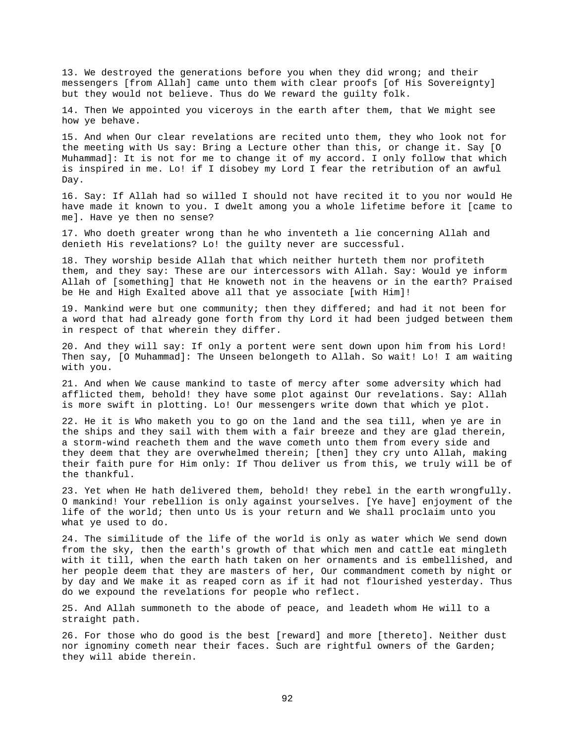13. We destroyed the generations before you when they did wrong; and their messengers [from Allah] came unto them with clear proofs [of His Sovereignty] but they would not believe. Thus do We reward the guilty folk.

14. Then We appointed you viceroys in the earth after them, that We might see how ye behave.

15. And when Our clear revelations are recited unto them, they who look not for the meeting with Us say: Bring a Lecture other than this, or change it. Say [O Muhammad]: It is not for me to change it of my accord. I only follow that which is inspired in me. Lo! if I disobey my Lord I fear the retribution of an awful Day.

16. Say: If Allah had so willed I should not have recited it to you nor would He have made it known to you. I dwelt among you a whole lifetime before it [came to me]. Have ye then no sense?

17. Who doeth greater wrong than he who inventeth a lie concerning Allah and denieth His revelations? Lo! the guilty never are successful.

18. They worship beside Allah that which neither hurteth them nor profiteth them, and they say: These are our intercessors with Allah. Say: Would ye inform Allah of [something] that He knoweth not in the heavens or in the earth? Praised be He and High Exalted above all that ye associate [with Him]!

19. Mankind were but one community; then they differed; and had it not been for a word that had already gone forth from thy Lord it had been judged between them in respect of that wherein they differ.

20. And they will say: If only a portent were sent down upon him from his Lord! Then say, [O Muhammad]: The Unseen belongeth to Allah. So wait! Lo! I am waiting with you.

21. And when We cause mankind to taste of mercy after some adversity which had afflicted them, behold! they have some plot against Our revelations. Say: Allah is more swift in plotting. Lo! Our messengers write down that which ye plot.

22. He it is Who maketh you to go on the land and the sea till, when ye are in the ships and they sail with them with a fair breeze and they are glad therein, a storm-wind reacheth them and the wave cometh unto them from every side and they deem that they are overwhelmed therein; [then] they cry unto Allah, making their faith pure for Him only: If Thou deliver us from this, we truly will be of the thankful.

23. Yet when He hath delivered them, behold! they rebel in the earth wrongfully. O mankind! Your rebellion is only against yourselves. [Ye have] enjoyment of the life of the world; then unto Us is your return and We shall proclaim unto you what ye used to do.

24. The similitude of the life of the world is only as water which We send down from the sky, then the earth's growth of that which men and cattle eat mingleth with it till, when the earth hath taken on her ornaments and is embellished, and her people deem that they are masters of her, Our commandment cometh by night or by day and We make it as reaped corn as if it had not flourished yesterday. Thus do we expound the revelations for people who reflect.

25. And Allah summoneth to the abode of peace, and leadeth whom He will to a straight path.

26. For those who do good is the best [reward] and more [thereto]. Neither dust nor ignominy cometh near their faces. Such are rightful owners of the Garden; they will abide therein.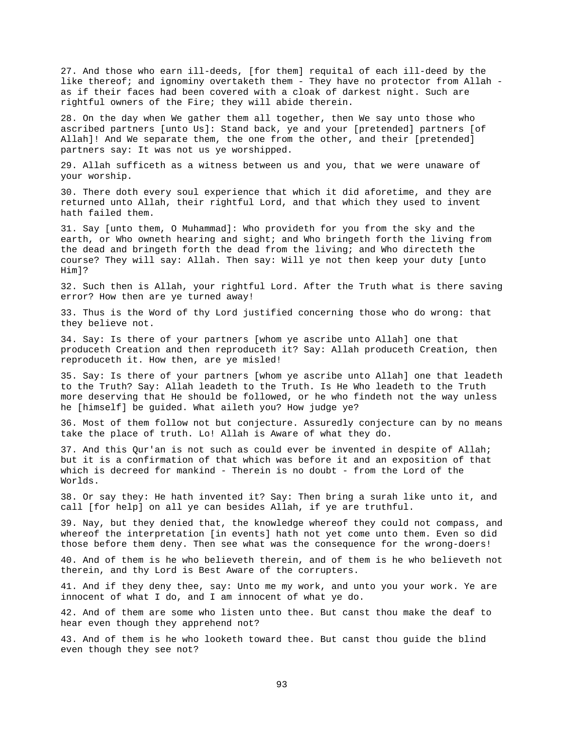27. And those who earn ill-deeds, [for them] requital of each ill-deed by the like thereof; and ignominy overtaketh them - They have no protector from Allah - as if their faces had been covered with a cloak of darkest night. Such are rightful owners of the Fire; they will abide therein.

28. On the day when We gather them all together, then We say unto those who ascribed partners [unto Us]: Stand back, ye and your [pretended] partners [of Allah]! And We separate them, the one from the other, and their [pretended] partners say: It was not us ye worshipped.

29. Allah sufficeth as a witness between us and you, that we were unaware of your worship.

30. There doth every soul experience that which it did aforetime, and they are returned unto Allah, their rightful Lord, and that which they used to invent hath failed them.

31. Say [unto them, O Muhammad]: Who provideth for you from the sky and the earth, or Who owneth hearing and sight; and Who bringeth forth the living from the dead and bringeth forth the dead from the living; and Who directeth the course? They will say: Allah. Then say: Will ye not then keep your duty [unto Him]?

32. Such then is Allah, your rightful Lord. After the Truth what is there saving error? How then are ye turned away!

33. Thus is the Word of thy Lord justified concerning those who do wrong: that they believe not.

34. Say: Is there of your partners [whom ye ascribe unto Allah] one that produceth Creation and then reproduceth it? Say: Allah produceth Creation, then reproduceth it. How then, are ye misled!

35. Say: Is there of your partners [whom ye ascribe unto Allah] one that leadeth to the Truth? Say: Allah leadeth to the Truth. Is He Who leadeth to the Truth more deserving that He should be followed, or he who findeth not the way unless he [himself] be guided. What aileth you? How judge ye?

36. Most of them follow not but conjecture. Assuredly conjecture can by no means take the place of truth. Lo! Allah is Aware of what they do.

37. And this Qur'an is not such as could ever be invented in despite of Allah; but it is a confirmation of that which was before it and an exposition of that which is decreed for mankind - Therein is no doubt - from the Lord of the Worlds.

38. Or say they: He hath invented it? Say: Then bring a surah like unto it, and call [for help] on all ye can besides Allah, if ye are truthful.

39. Nay, but they denied that, the knowledge whereof they could not compass, and whereof the interpretation [in events] hath not yet come unto them. Even so did those before them deny. Then see what was the consequence for the wrong-doers!

40. And of them is he who believeth therein, and of them is he who believeth not therein, and thy Lord is Best Aware of the corrupters.

41. And if they deny thee, say: Unto me my work, and unto you your work. Ye are innocent of what I do, and I am innocent of what ye do.

42. And of them are some who listen unto thee. But canst thou make the deaf to hear even though they apprehend not?

43. And of them is he who looketh toward thee. But canst thou guide the blind even though they see not?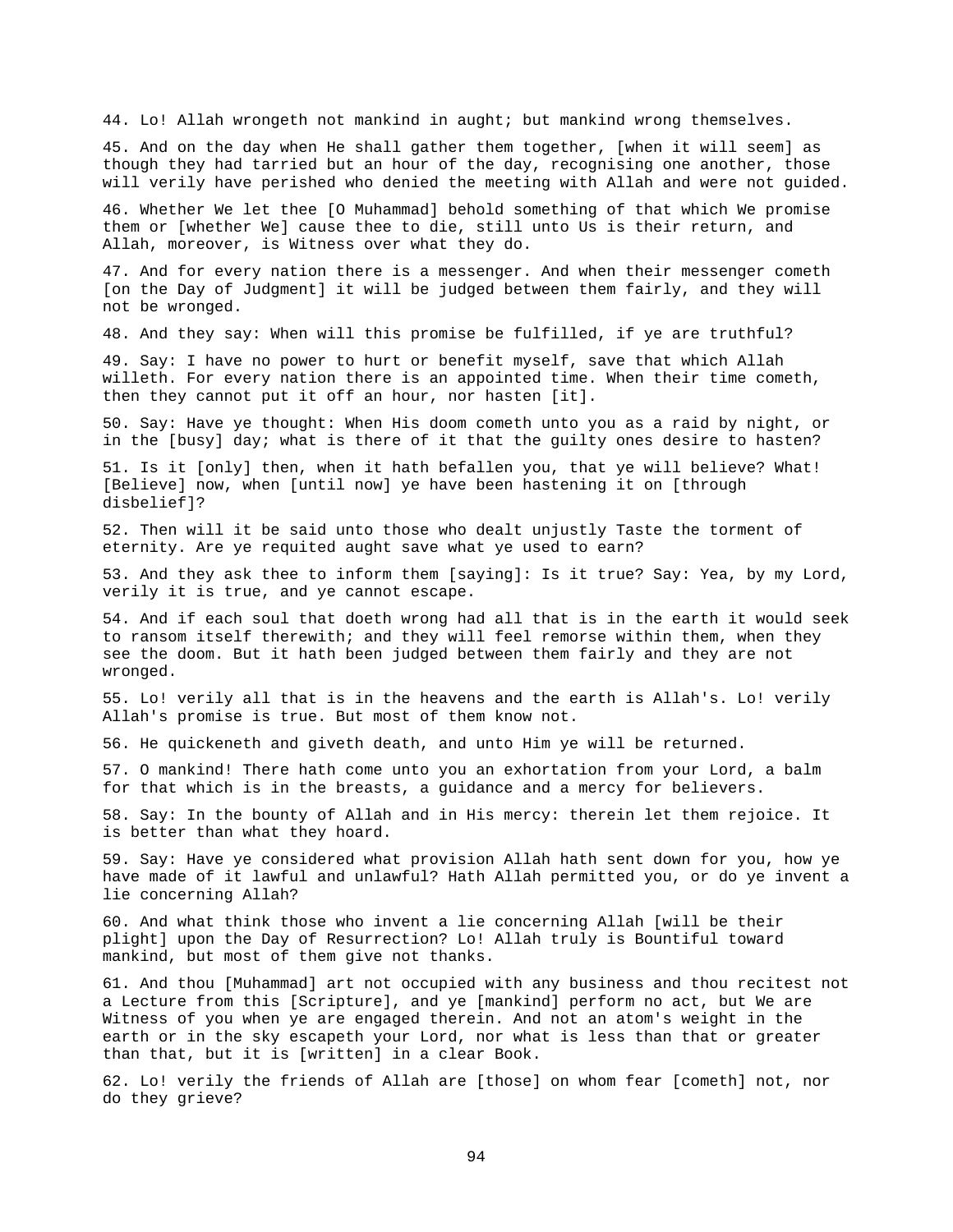44. Lo! Allah wrongeth not mankind in aught; but mankind wrong themselves.

45. And on the day when He shall gather them together, [when it will seem] as though they had tarried but an hour of the day, recognising one another, those will verily have perished who denied the meeting with Allah and were not guided.

46. Whether We let thee [O Muhammad] behold something of that which We promise them or [whether We] cause thee to die, still unto Us is their return, and Allah, moreover, is Witness over what they do.

47. And for every nation there is a messenger. And when their messenger cometh [on the Day of Judgment] it will be judged between them fairly, and they will not be wronged.

48. And they say: When will this promise be fulfilled, if ye are truthful?

49. Say: I have no power to hurt or benefit myself, save that which Allah willeth. For every nation there is an appointed time. When their time cometh, then they cannot put it off an hour, nor hasten [it].

50. Say: Have ye thought: When His doom cometh unto you as a raid by night, or in the [busy] day; what is there of it that the guilty ones desire to hasten?

51. Is it [only] then, when it hath befallen you, that ye will believe? What! [Believe] now, when [until now] ye have been hastening it on [through disbelief]?

52. Then will it be said unto those who dealt unjustly Taste the torment of eternity. Are ye requited aught save what ye used to earn?

53. And they ask thee to inform them [saying]: Is it true? Say: Yea, by my Lord, verily it is true, and ye cannot escape.

54. And if each soul that doeth wrong had all that is in the earth it would seek to ransom itself therewith; and they will feel remorse within them, when they see the doom. But it hath been judged between them fairly and they are not wronged.

55. Lo! verily all that is in the heavens and the earth is Allah's. Lo! verily Allah's promise is true. But most of them know not.

56. He quickeneth and giveth death, and unto Him ye will be returned.

57. O mankind! There hath come unto you an exhortation from your Lord, a balm for that which is in the breasts, a guidance and a mercy for believers.

58. Say: In the bounty of Allah and in His mercy: therein let them rejoice. It is better than what they hoard.

59. Say: Have ye considered what provision Allah hath sent down for you, how ye have made of it lawful and unlawful? Hath Allah permitted you, or do ye invent a lie concerning Allah?

60. And what think those who invent a lie concerning Allah [will be their plight] upon the Day of Resurrection? Lo! Allah truly is Bountiful toward mankind, but most of them give not thanks.

61. And thou [Muhammad] art not occupied with any business and thou recitest not a Lecture from this [Scripture], and ye [mankind] perform no act, but We are Witness of you when ye are engaged therein. And not an atom's weight in the earth or in the sky escapeth your Lord, nor what is less than that or greater than that, but it is [written] in a clear Book.

62. Lo! verily the friends of Allah are [those] on whom fear [cometh] not, nor do they grieve?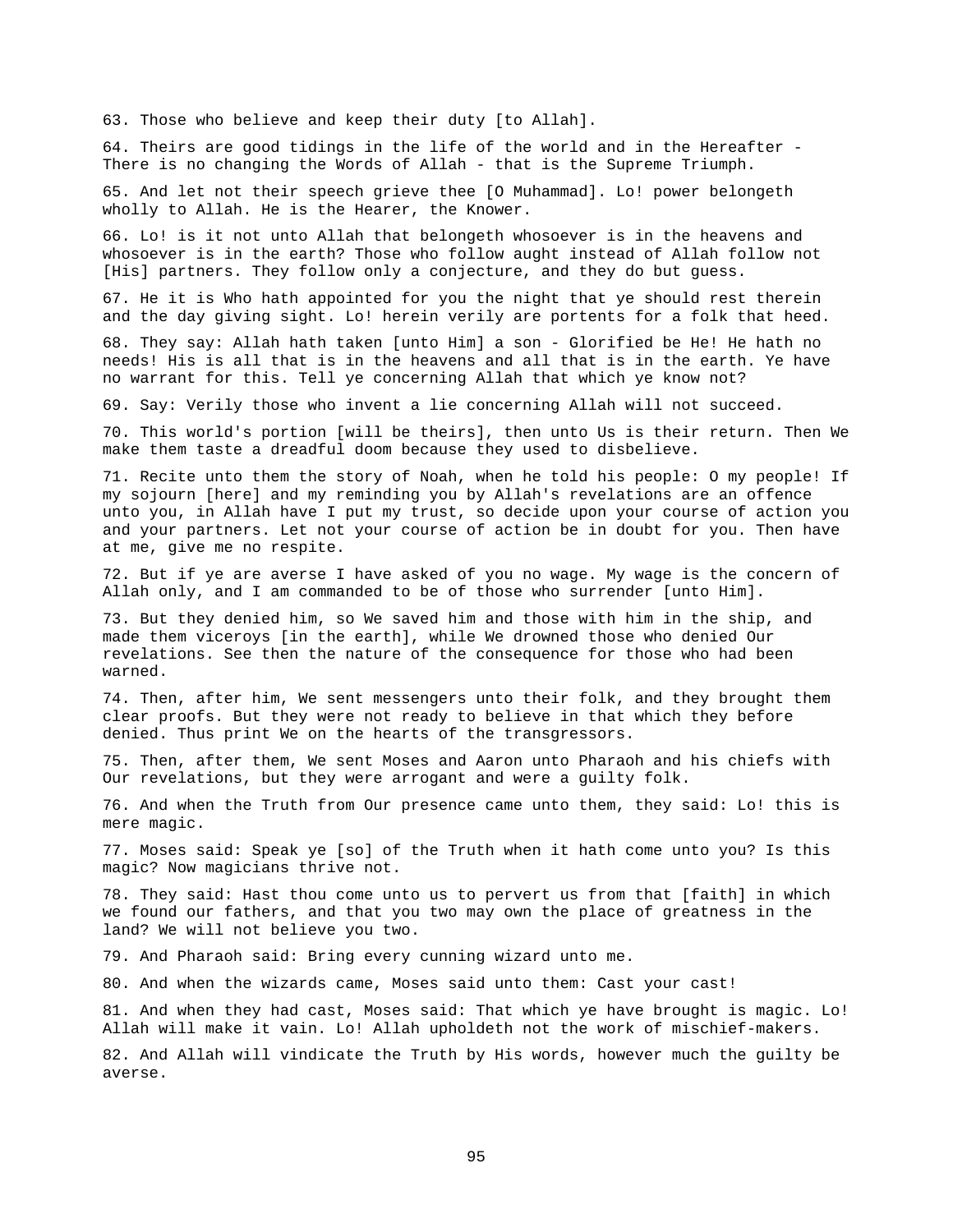63. Those who believe and keep their duty [to Allah].

64. Theirs are good tidings in the life of the world and in the Hereafter - There is no changing the Words of Allah - that is the Supreme Triumph.

65. And let not their speech grieve thee [O Muhammad]. Lo! power belongeth wholly to Allah. He is the Hearer, the Knower.

66. Lo! is it not unto Allah that belongeth whosoever is in the heavens and whosoever is in the earth? Those who follow aught instead of Allah follow not [His] partners. They follow only a conjecture, and they do but guess.

67. He it is Who hath appointed for you the night that ye should rest therein and the day giving sight. Lo! herein verily are portents for a folk that heed.

68. They say: Allah hath taken [unto Him] a son - Glorified be He! He hath no needs! His is all that is in the heavens and all that is in the earth. Ye have no warrant for this. Tell ye concerning Allah that which ye know not?

69. Say: Verily those who invent a lie concerning Allah will not succeed.

70. This world's portion [will be theirs], then unto Us is their return. Then We make them taste a dreadful doom because they used to disbelieve.

71. Recite unto them the story of Noah, when he told his people: O my people! If my sojourn [here] and my reminding you by Allah's revelations are an offence unto you, in Allah have I put my trust, so decide upon your course of action you and your partners. Let not your course of action be in doubt for you. Then have at me, give me no respite.

72. But if ye are averse I have asked of you no wage. My wage is the concern of Allah only, and I am commanded to be of those who surrender [unto Him].

73. But they denied him, so We saved him and those with him in the ship, and made them viceroys [in the earth], while We drowned those who denied Our revelations. See then the nature of the consequence for those who had been warned.

74. Then, after him, We sent messengers unto their folk, and they brought them clear proofs. But they were not ready to believe in that which they before denied. Thus print We on the hearts of the transgressors.

75. Then, after them, We sent Moses and Aaron unto Pharaoh and his chiefs with Our revelations, but they were arrogant and were a guilty folk.

76. And when the Truth from Our presence came unto them, they said: Lo! this is mere magic.

77. Moses said: Speak ye [so] of the Truth when it hath come unto you? Is this magic? Now magicians thrive not.

78. They said: Hast thou come unto us to pervert us from that [faith] in which we found our fathers, and that you two may own the place of greatness in the land? We will not believe you two.

79. And Pharaoh said: Bring every cunning wizard unto me.

80. And when the wizards came, Moses said unto them: Cast your cast!

81. And when they had cast, Moses said: That which ye have brought is magic. Lo! Allah will make it vain. Lo! Allah upholdeth not the work of mischief-makers.

82. And Allah will vindicate the Truth by His words, however much the guilty be averse.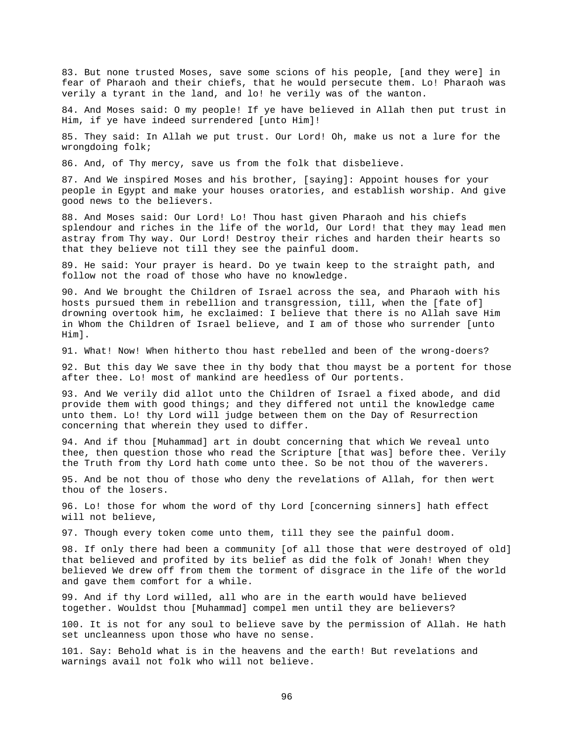83. But none trusted Moses, save some scions of his people, [and they were] in fear of Pharaoh and their chiefs, that he would persecute them. Lo! Pharaoh was verily a tyrant in the land, and lo! he verily was of the wanton.

84. And Moses said: O my people! If ye have believed in Allah then put trust in Him, if ye have indeed surrendered [unto Him]!

85. They said: In Allah we put trust. Our Lord! Oh, make us not a lure for the wrongdoing folk;

86. And, of Thy mercy, save us from the folk that disbelieve.

87. And We inspired Moses and his brother, [saying]: Appoint houses for your people in Egypt and make your houses oratories, and establish worship. And give good news to the believers.

88. And Moses said: Our Lord! Lo! Thou hast given Pharaoh and his chiefs splendour and riches in the life of the world, Our Lord! that they may lead men astray from Thy way. Our Lord! Destroy their riches and harden their hearts so that they believe not till they see the painful doom.

89. He said: Your prayer is heard. Do ye twain keep to the straight path, and follow not the road of those who have no knowledge.

90. And We brought the Children of Israel across the sea, and Pharaoh with his hosts pursued them in rebellion and transgression, till, when the [fate of] drowning overtook him, he exclaimed: I believe that there is no Allah save Him in Whom the Children of Israel believe, and I am of those who surrender [unto Him].

91. What! Now! When hitherto thou hast rebelled and been of the wrong-doers?

92. But this day We save thee in thy body that thou mayst be a portent for those after thee. Lo! most of mankind are heedless of Our portents.

93. And We verily did allot unto the Children of Israel a fixed abode, and did provide them with good things; and they differed not until the knowledge came unto them. Lo! thy Lord will judge between them on the Day of Resurrection concerning that wherein they used to differ.

94. And if thou [Muhammad] art in doubt concerning that which We reveal unto thee, then question those who read the Scripture [that was] before thee. Verily the Truth from thy Lord hath come unto thee. So be not thou of the waverers.

95. And be not thou of those who deny the revelations of Allah, for then wert thou of the losers.

96. Lo! those for whom the word of thy Lord [concerning sinners] hath effect will not believe,

97. Though every token come unto them, till they see the painful doom.

98. If only there had been a community [of all those that were destroyed of old] that believed and profited by its belief as did the folk of Jonah! When they believed We drew off from them the torment of disgrace in the life of the world and gave them comfort for a while.

99. And if thy Lord willed, all who are in the earth would have believed together. Wouldst thou [Muhammad] compel men until they are believers?

100. It is not for any soul to believe save by the permission of Allah. He hath set uncleanness upon those who have no sense.

101. Say: Behold what is in the heavens and the earth! But revelations and warnings avail not folk who will not believe.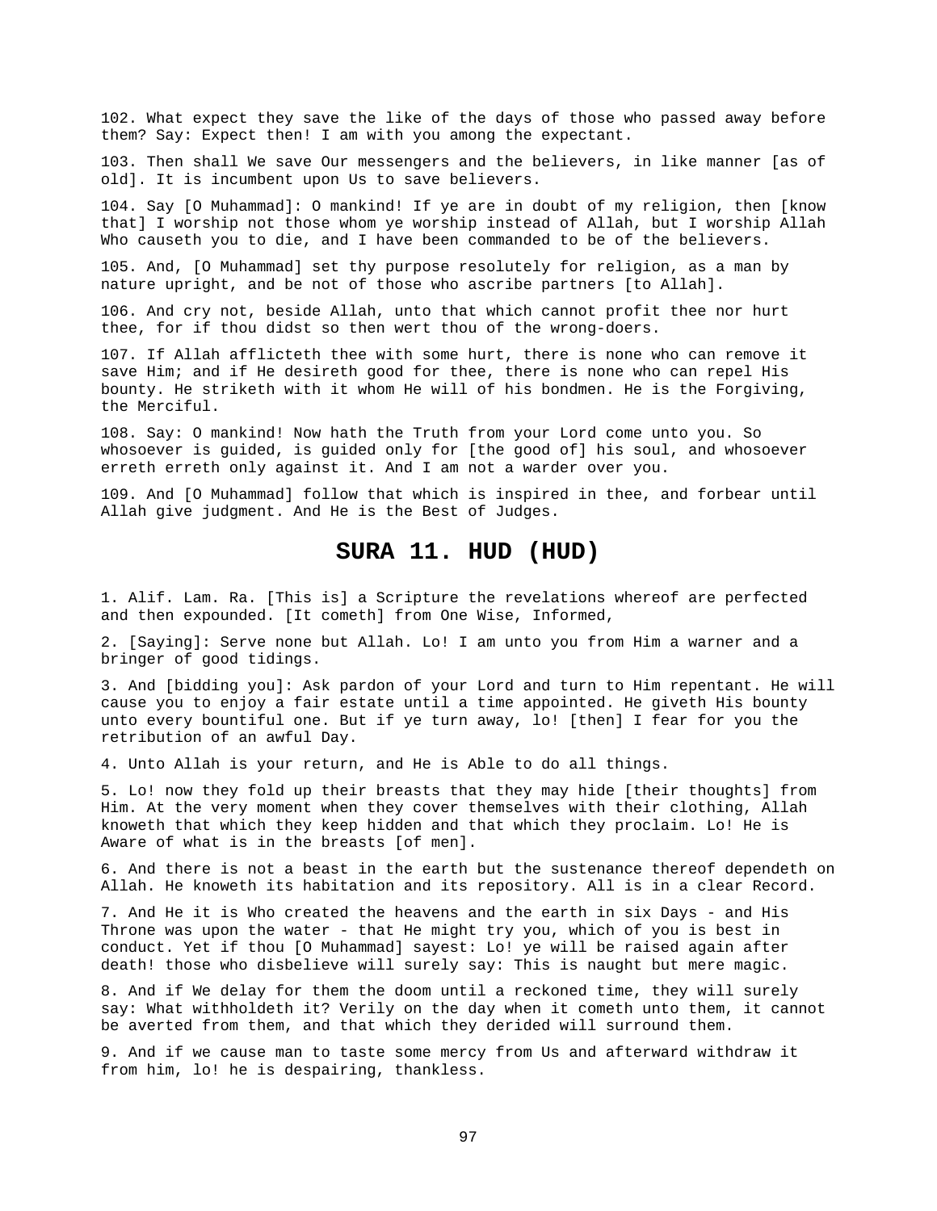102. What expect they save the like of the days of those who passed away before them? Say: Expect then! I am with you among the expectant.

103. Then shall We save Our messengers and the believers, in like manner [as of old]. It is incumbent upon Us to save believers.

104. Say [O Muhammad]: O mankind! If ye are in doubt of my religion, then [know that] I worship not those whom ye worship instead of Allah, but I worship Allah Who causeth you to die, and I have been commanded to be of the believers.

105. And, [O Muhammad] set thy purpose resolutely for religion, as a man by nature upright, and be not of those who ascribe partners [to Allah].

106. And cry not, beside Allah, unto that which cannot profit thee nor hurt thee, for if thou didst so then wert thou of the wrong-doers.

107. If Allah afflicteth thee with some hurt, there is none who can remove it save Him; and if He desireth good for thee, there is none who can repel His bounty. He striketh with it whom He will of his bondmen. He is the Forgiving, the Merciful.

108. Say: O mankind! Now hath the Truth from your Lord come unto you. So whosoever is guided, is guided only for [the good of] his soul, and whosoever erreth erreth only against it. And I am not a warder over you.

109. And [O Muhammad] follow that which is inspired in thee, and forbear until Allah give judgment. And He is the Best of Judges.

## SURA 11. HUD (HUD)

1. Alif. Lam. Ra. [This is] a Scripture the revelations whereof are perfected and then expounded. [It cometh] from One Wise, Informed,

2. [Saying]: Serve none but Allah. Lo! I am unto you from Him a warner and a bringer of good tidings.

3. And [bidding you]: Ask pardon of your Lord and turn to Him repentant. He will cause you to enjoy a fair estate until a time appointed. He giveth His bounty unto every bountiful one. But if ye turn away, lo! [then] I fear for you the retribution of an awful Day.

4. Unto Allah is your return, and He is Able to do all things.

5. Lo! now they fold up their breasts that they may hide [their thoughts] from Him. At the very moment when they cover themselves with their clothing, Allah knoweth that which they keep hidden and that which they proclaim. Lo! He is Aware of what is in the breasts [of men].

6. And there is not a beast in the earth but the sustenance thereof dependeth on Allah. He knoweth its habitation and its repository. All is in a clear Record.

7. And He it is Who created the heavens and the earth in six Days - and His Throne was upon the water - that He might try you, which of you is best in conduct. Yet if thou [O Muhammad] sayest: Lo! ye will be raised again after death! those who disbelieve will surely say: This is naught but mere magic.

8. And if We delay for them the doom until a reckoned time, they will surely say: What withholdeth it? Verily on the day when it cometh unto them, it cannot be averted from them, and that which they derided will surround them.

9. And if we cause man to taste some mercy from Us and afterward withdraw it from him, lo! he is despairing, thankless.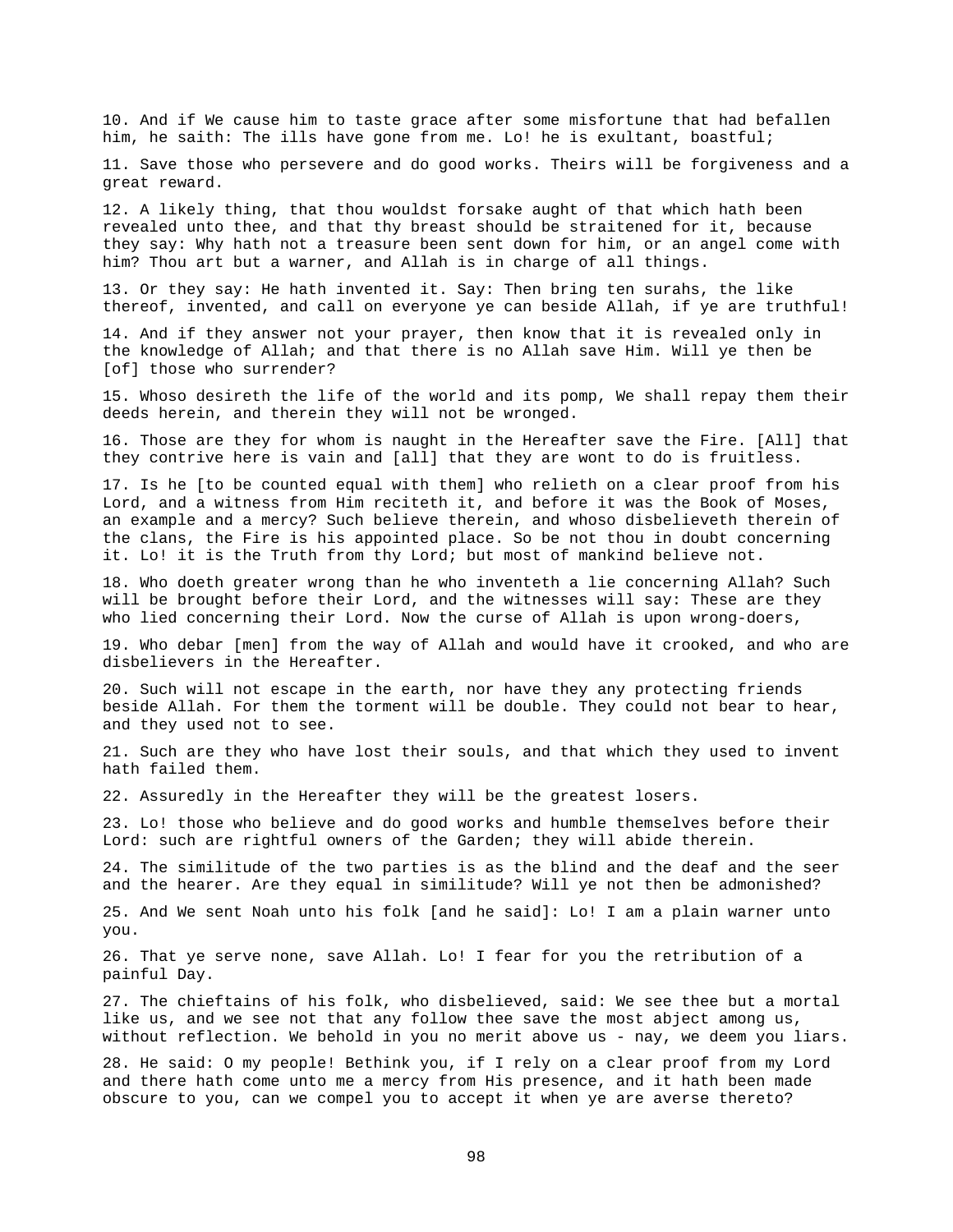10. And if We cause him to taste grace after some misfortune that had befallen him, he saith: The ills have gone from me. Lo! he is exultant, boastful;

11. Save those who persevere and do good works. Theirs will be forgiveness and a great reward.

12. A likely thing, that thou wouldst forsake aught of that which hath been revealed unto thee, and that thy breast should be straitened for it, because they say: Why hath not a treasure been sent down for him, or an angel come with him? Thou art but a warner, and Allah is in charge of all things.

13. Or they say: He hath invented it. Say: Then bring ten surahs, the like thereof, invented, and call on everyone ye can beside Allah, if ye are truthful!

14. And if they answer not your prayer, then know that it is revealed only in the knowledge of Allah; and that there is no Allah save Him. Will ye then be [of] those who surrender?

15. Whoso desireth the life of the world and its pomp, We shall repay them their deeds herein, and therein they will not be wronged.

16. Those are they for whom is naught in the Hereafter save the Fire. [All] that they contrive here is vain and [all] that they are wont to do is fruitless.

17. Is he [to be counted equal with them] who relieth on a clear proof from his Lord, and a witness from Him reciteth it, and before it was the Book of Moses, an example and a mercy? Such believe therein, and whoso disbelieveth therein of the clans, the Fire is his appointed place. So be not thou in doubt concerning it. Lo! it is the Truth from thy Lord; but most of mankind believe not.

18. Who doeth greater wrong than he who inventeth a lie concerning Allah? Such will be brought before their Lord, and the witnesses will say: These are they who lied concerning their Lord. Now the curse of Allah is upon wrong-doers,

19. Who debar [men] from the way of Allah and would have it crooked, and who are disbelievers in the Hereafter.

20. Such will not escape in the earth, nor have they any protecting friends beside Allah. For them the torment will be double. They could not bear to hear, and they used not to see.

21. Such are they who have lost their souls, and that which they used to invent hath failed them.

22. Assuredly in the Hereafter they will be the greatest losers.

23. Lo! those who believe and do good works and humble themselves before their Lord: such are rightful owners of the Garden; they will abide therein.

24. The similitude of the two parties is as the blind and the deaf and the seer and the hearer. Are they equal in similitude? Will ye not then be admonished?

25. And We sent Noah unto his folk [and he said]: Lo! I am a plain warner unto you.

26. That ye serve none, save Allah. Lo! I fear for you the retribution of a painful Day.

27. The chieftains of his folk, who disbelieved, said: We see thee but a mortal like us, and we see not that any follow thee save the most abject among us, without reflection. We behold in you no merit above us - nay, we deem you liars.

28. He said: O my people! Bethink you, if I rely on a clear proof from my Lord and there hath come unto me a mercy from His presence, and it hath been made obscure to you, can we compel you to accept it when ye are averse thereto?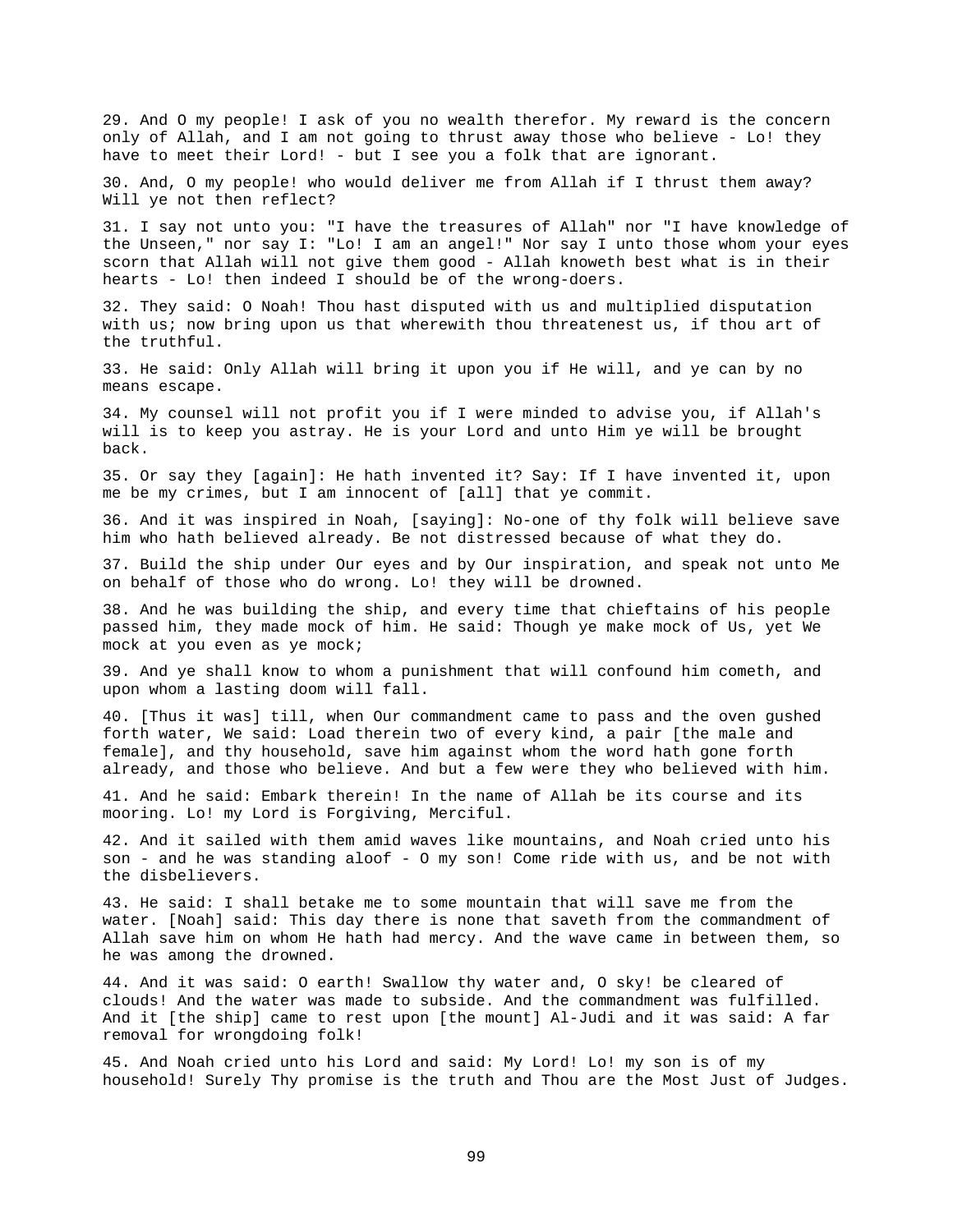29. And O my people! I ask of you no wealth therefor. My reward is the concern only of Allah, and I am not going to thrust away those who believe - Lo! they have to meet their Lord! - but I see you a folk that are ignorant.

30. And, O my people! who would deliver me from Allah if I thrust them away? Will ye not then reflect?

31. I say not unto you: "I have the treasures of Allah" nor "I have knowledge of the Unseen," nor say I: "Lo! I am an angel!" Nor say I unto those whom your eyes scorn that Allah will not give them good - Allah knoweth best what is in their hearts - Lo! then indeed I should be of the wrong-doers.

32. They said: O Noah! Thou hast disputed with us and multiplied disputation with us; now bring upon us that wherewith thou threatenest us, if thou art of the truthful.

33. He said: Only Allah will bring it upon you if He will, and ye can by no means escape.

34. My counsel will not profit you if I were minded to advise you, if Allah's will is to keep you astray. He is your Lord and unto Him ye will be brought back.

35. Or say they [again]: He hath invented it? Say: If I have invented it, upon me be my crimes, but I am innocent of [all] that ye commit.

36. And it was inspired in Noah, [saying]: No-one of thy folk will believe save him who hath believed already. Be not distressed because of what they do.

37. Build the ship under Our eyes and by Our inspiration, and speak not unto Me on behalf of those who do wrong. Lo! they will be drowned.

38. And he was building the ship, and every time that chieftains of his people passed him, they made mock of him. He said: Though ye make mock of Us, yet We mock at you even as ye mock;

39. And ye shall know to whom a punishment that will confound him cometh, and upon whom a lasting doom will fall.

40. [Thus it was] till, when Our commandment came to pass and the oven gushed forth water, We said: Load therein two of every kind, a pair [the male and female], and thy household, save him against whom the word hath gone forth already, and those who believe. And but a few were they who believed with him.

41. And he said: Embark therein! In the name of Allah be its course and its mooring. Lo! my Lord is Forgiving, Merciful.

42. And it sailed with them amid waves like mountains, and Noah cried unto his son - and he was standing aloof - O my son! Come ride with us, and be not with the disbelievers.

43. He said: I shall betake me to some mountain that will save me from the water. [Noah] said: This day there is none that saveth from the commandment of Allah save him on whom He hath had mercy. And the wave came in between them, so he was among the drowned.

44. And it was said: O earth! Swallow thy water and, O sky! be cleared of clouds! And the water was made to subside. And the commandment was fulfilled. And it [the ship] came to rest upon [the mount] Al-Judi and it was said: A far removal for wrongdoing folk!

45. And Noah cried unto his Lord and said: My Lord! Lo! my son is of my household! Surely Thy promise is the truth and Thou are the Most Just of Judges.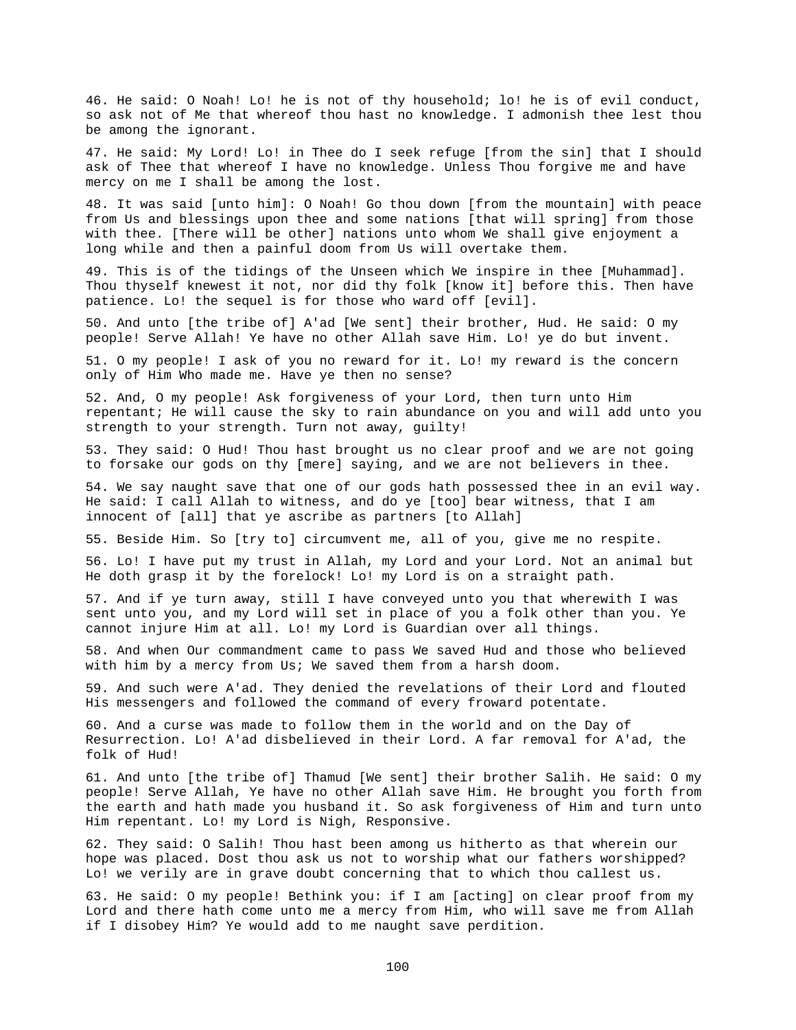46. He said: O Noah! Lo! he is not of thy household; lo! he is of evil conduct, so ask not of Me that whereof thou hast no knowledge. I admonish thee lest thou be among the ignorant.

47. He said: My Lord! Lo! in Thee do I seek refuge [from the sin] that I should ask of Thee that whereof I have no knowledge. Unless Thou forgive me and have mercy on me I shall be among the lost.

48. It was said [unto him]: O Noah! Go thou down [from the mountain] with peace from Us and blessings upon thee and some nations [that will spring] from those with thee. [There will be other] nations unto whom We shall give enjoyment a long while and then a painful doom from Us will overtake them.

49. This is of the tidings of the Unseen which We inspire in thee [Muhammad]. Thou thyself knewest it not, nor did thy folk [know it] before this. Then have patience. Lo! the sequel is for those who ward off [evil].

50. And unto [the tribe of] A'ad [We sent] their brother, Hud. He said: O my people! Serve Allah! Ye have no other Allah save Him. Lo! ye do but invent.

51. O my people! I ask of you no reward for it. Lo! my reward is the concern only of Him Who made me. Have ye then no sense?

52. And, O my people! Ask forgiveness of your Lord, then turn unto Him repentant; He will cause the sky to rain abundance on you and will add unto you strength to your strength. Turn not away, guilty!

53. They said: O Hud! Thou hast brought us no clear proof and we are not going to forsake our gods on thy [mere] saying, and we are not believers in thee.

54. We say naught save that one of our gods hath possessed thee in an evil way. He said: I call Allah to witness, and do ye [too] bear witness, that I am innocent of [all] that ye ascribe as partners [to Allah]

55. Beside Him. So [try to] circumvent me, all of you, give me no respite.

56. Lo! I have put my trust in Allah, my Lord and your Lord. Not an animal but He doth grasp it by the forelock! Lo! my Lord is on a straight path.

57. And if ye turn away, still I have conveyed unto you that wherewith I was sent unto you, and my Lord will set in place of you a folk other than you. Ye cannot injure Him at all. Lo! my Lord is Guardian over all things.

58. And when Our commandment came to pass We saved Hud and those who believed with him by a mercy from Us; We saved them from a harsh doom.

59. And such were A'ad. They denied the revelations of their Lord and flouted His messengers and followed the command of every froward potentate.

60. And a curse was made to follow them in the world and on the Day of Resurrection. Lo! A'ad disbelieved in their Lord. A far removal for A'ad, the folk of Hud!

61. And unto [the tribe of] Thamud [We sent] their brother Salih. He said: O my people! Serve Allah, Ye have no other Allah save Him. He brought you forth from the earth and hath made you husband it. So ask forgiveness of Him and turn unto Him repentant. Lo! my Lord is Nigh, Responsive.

62. They said: O Salih! Thou hast been among us hitherto as that wherein our hope was placed. Dost thou ask us not to worship what our fathers worshipped? Lo! we verily are in grave doubt concerning that to which thou callest us.

63. He said: O my people! Bethink you: if I am [acting] on clear proof from my Lord and there hath come unto me a mercy from Him, who will save me from Allah if I disobey Him? Ye would add to me naught save perdition.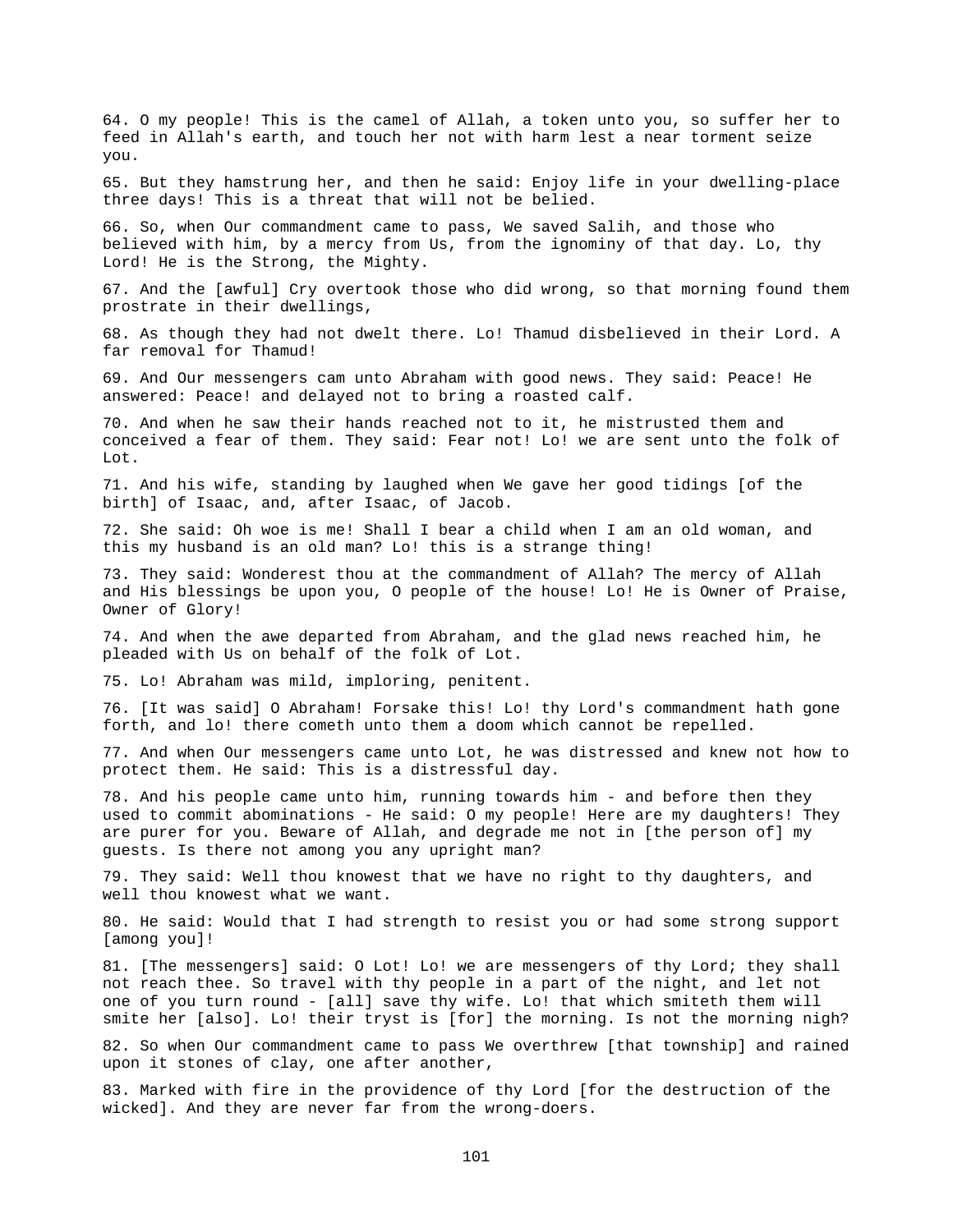64. O my people! This is the camel of Allah, a token unto you, so suffer her to feed in Allah's earth, and touch her not with harm lest a near torment seize you.

65. But they hamstrung her, and then he said: Enjoy life in your dwelling-place three days! This is a threat that will not be belied.

66. So, when Our commandment came to pass, We saved Salih, and those who believed with him, by a mercy from Us, from the ignominy of that day. Lo, thy Lord! He is the Strong, the Mighty.

67. And the [awful] Cry overtook those who did wrong, so that morning found them prostrate in their dwellings,

68. As though they had not dwelt there. Lo! Thamud disbelieved in their Lord. A far removal for Thamud!

69. And Our messengers cam unto Abraham with good news. They said: Peace! He answered: Peace! and delayed not to bring a roasted calf.

70. And when he saw their hands reached not to it, he mistrusted them and conceived a fear of them. They said: Fear not! Lo! we are sent unto the folk of Lot.

71. And his wife, standing by laughed when We gave her good tidings [of the birth] of Isaac, and, after Isaac, of Jacob.

72. She said: Oh woe is me! Shall I bear a child when I am an old woman, and this my husband is an old man? Lo! this is a strange thing!

73. They said: Wonderest thou at the commandment of Allah? The mercy of Allah and His blessings be upon you, O people of the house! Lo! He is Owner of Praise, Owner of Glory!

74. And when the awe departed from Abraham, and the glad news reached him, he pleaded with Us on behalf of the folk of Lot.

75. Lo! Abraham was mild, imploring, penitent.

76. [It was said] O Abraham! Forsake this! Lo! thy Lord's commandment hath gone forth, and lo! there cometh unto them a doom which cannot be repelled.

77. And when Our messengers came unto Lot, he was distressed and knew not how to protect them. He said: This is a distressful day.

78. And his people came unto him, running towards him - and before then they used to commit abominations - He said: O my people! Here are my daughters! They are purer for you. Beware of Allah, and degrade me not in [the person of] my guests. Is there not among you any upright man?

79. They said: Well thou knowest that we have no right to thy daughters, and well thou knowest what we want.

80. He said: Would that I had strength to resist you or had some strong support [among you]!

81. [The messengers] said: O Lot! Lo! we are messengers of thy Lord; they shall not reach thee. So travel with thy people in a part of the night, and let not one of you turn round - [all] save thy wife. Lo! that which smiteth them will smite her [also]. Lo! their tryst is [for] the morning. Is not the morning nigh?

82. So when Our commandment came to pass We overthrew [that township] and rained upon it stones of clay, one after another,

83. Marked with fire in the providence of thy Lord [for the destruction of the wicked]. And they are never far from the wrong-doers.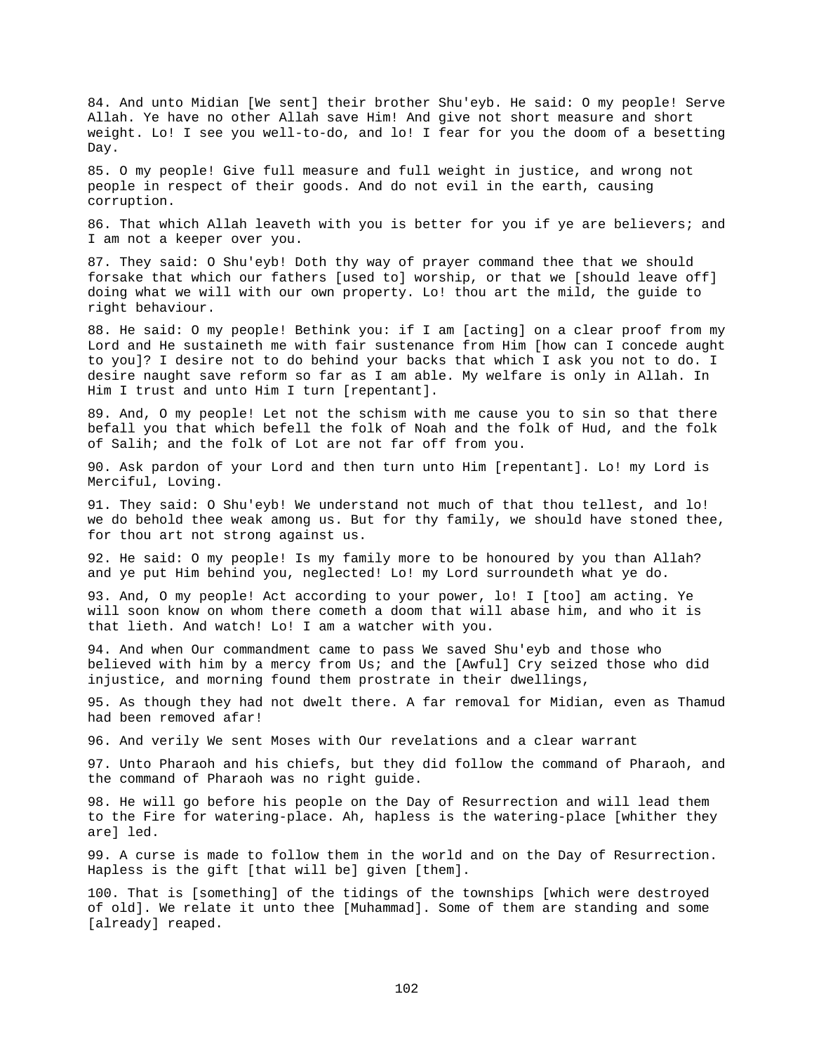84. And unto Midian [We sent] their brother Shu'eyb. He said: O my people! Serve Allah. Ye have no other Allah save Him! And give not short measure and short weight. Lo! I see you well-to-do, and lo! I fear for you the doom of a besetting Day.

85. O my people! Give full measure and full weight in justice, and wrong not people in respect of their goods. And do not evil in the earth, causing corruption.

86. That which Allah leaveth with you is better for you if ye are believers; and I am not a keeper over you.

87. They said: O Shu'eyb! Doth thy way of prayer command thee that we should forsake that which our fathers [used to] worship, or that we [should leave off] doing what we will with our own property. Lo! thou art the mild, the guide to right behaviour.

88. He said: O my people! Bethink you: if I am [acting] on a clear proof from my Lord and He sustaineth me with fair sustenance from Him [how can I concede aught to you]? I desire not to do behind your backs that which I ask you not to do. I desire naught save reform so far as I am able. My welfare is only in Allah. In Him I trust and unto Him I turn [repentant].

89. And, O my people! Let not the schism with me cause you to sin so that there befall you that which befell the folk of Noah and the folk of Hud, and the folk of Salih; and the folk of Lot are not far off from you.

90. Ask pardon of your Lord and then turn unto Him [repentant]. Lo! my Lord is Merciful, Loving.

91. They said: O Shu'eyb! We understand not much of that thou tellest, and lo! we do behold thee weak among us. But for thy family, we should have stoned thee, for thou art not strong against us.

92. He said: O my people! Is my family more to be honoured by you than Allah? and ye put Him behind you, neglected! Lo! my Lord surroundeth what ye do.

93. And, O my people! Act according to your power, lo! I [too] am acting. Ye will soon know on whom there cometh a doom that will abase him, and who it is that lieth. And watch! Lo! I am a watcher with you.

94. And when Our commandment came to pass We saved Shu'eyb and those who believed with him by a mercy from Us; and the [Awful] Cry seized those who did injustice, and morning found them prostrate in their dwellings,

95. As though they had not dwelt there. A far removal for Midian, even as Thamud had been removed afar!

96. And verily We sent Moses with Our revelations and a clear warrant

97. Unto Pharaoh and his chiefs, but they did follow the command of Pharaoh, and the command of Pharaoh was no right guide.

98. He will go before his people on the Day of Resurrection and will lead them to the Fire for watering-place. Ah, hapless is the watering-place [whither they are] led.

99. A curse is made to follow them in the world and on the Day of Resurrection. Hapless is the gift [that will be] given [them].

100. That is [something] of the tidings of the townships [which were destroyed of old]. We relate it unto thee [Muhammad]. Some of them are standing and some [already] reaped.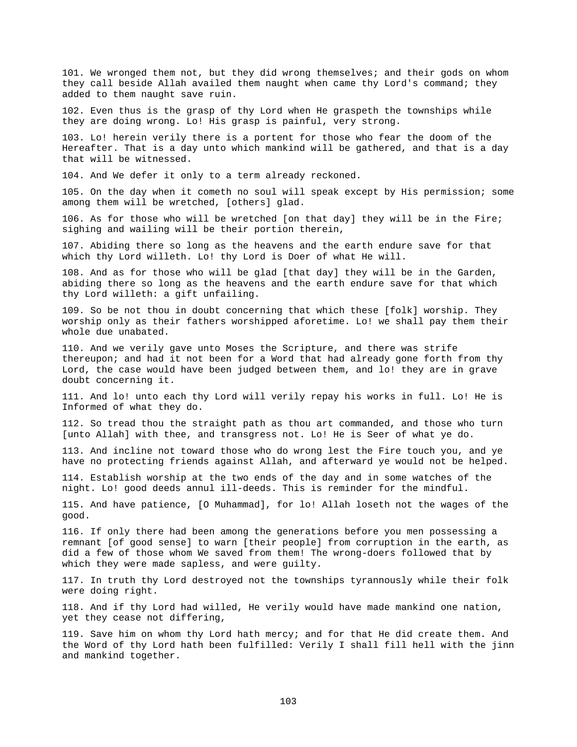101. We wronged them not, but they did wrong themselves; and their gods on whom they call beside Allah availed them naught when came thy Lord's command; they added to them naught save ruin.

102. Even thus is the grasp of thy Lord when He graspeth the townships while they are doing wrong. Lo! His grasp is painful, very strong.

103. Lo! herein verily there is a portent for those who fear the doom of the Hereafter. That is a day unto which mankind will be gathered, and that is a day that will be witnessed.

104. And We defer it only to a term already reckoned.

105. On the day when it cometh no soul will speak except by His permission; some among them will be wretched, [others] glad.

106. As for those who will be wretched [on that day] they will be in the Fire; sighing and wailing will be their portion therein,

107. Abiding there so long as the heavens and the earth endure save for that which thy Lord willeth. Lo! thy Lord is Doer of what He will.

108. And as for those who will be glad [that day] they will be in the Garden, abiding there so long as the heavens and the earth endure save for that which thy Lord willeth: a gift unfailing.

109. So be not thou in doubt concerning that which these [folk] worship. They worship only as their fathers worshipped aforetime. Lo! we shall pay them their whole due unabated.

110. And we verily gave unto Moses the Scripture, and there was strife thereupon; and had it not been for a Word that had already gone forth from thy Lord, the case would have been judged between them, and lo! they are in grave doubt concerning it.

111. And lo! unto each thy Lord will verily repay his works in full. Lo! He is Informed of what they do.

112. So tread thou the straight path as thou art commanded, and those who turn [unto Allah] with thee, and transgress not. Lo! He is Seer of what ye do.

113. And incline not toward those who do wrong lest the Fire touch you, and ye have no protecting friends against Allah, and afterward ye would not be helped.

114. Establish worship at the two ends of the day and in some watches of the night. Lo! good deeds annul ill-deeds. This is reminder for the mindful.

115. And have patience, [O Muhammad], for lo! Allah loseth not the wages of the good.

116. If only there had been among the generations before you men possessing a remnant [of good sense] to warn [their people] from corruption in the earth, as did a few of those whom We saved from them! The wrong-doers followed that by which they were made sapless, and were guilty.

117. In truth thy Lord destroyed not the townships tyrannously while their folk were doing right.

118. And if thy Lord had willed, He verily would have made mankind one nation, yet they cease not differing,

119. Save him on whom thy Lord hath mercy; and for that He did create them. And the Word of thy Lord hath been fulfilled: Verily I shall fill hell with the jinn and mankind together.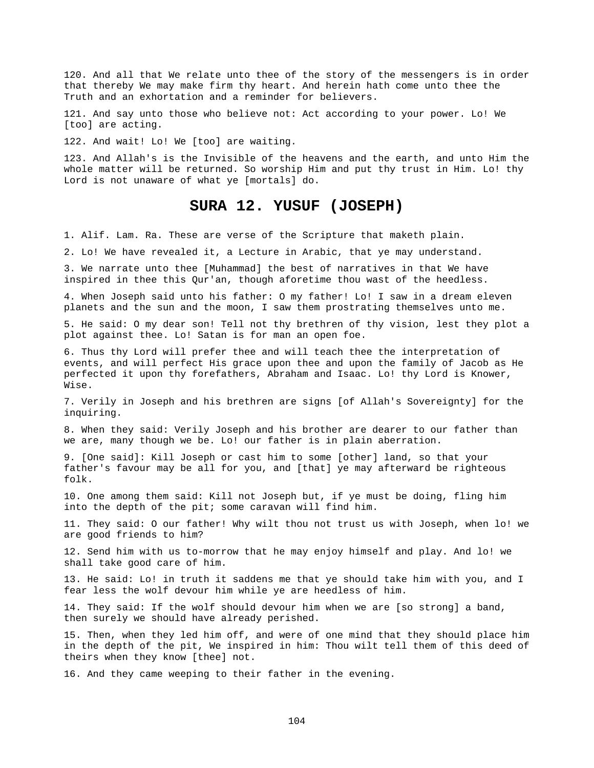120. And all that We relate unto thee of the story of the messengers is in order that thereby We may make firm thy heart. And herein hath come unto thee the Truth and an exhortation and a reminder for believers.

121. And say unto those who believe not: Act according to your power. Lo! We [too] are acting.

122. And wait! Lo! We [too] are waiting.

123. And Allah's is the Invisible of the heavens and the earth, and unto Him the whole matter will be returned. So worship Him and put thy trust in Him. Lo! thy Lord is not unaware of what ye [mortals] do.

## SURA 12. YUSUF (JOSEPH)

1. Alif. Lam. Ra. These are verse of the Scripture that maketh plain.

2. Lo! We have revealed it, a Lecture in Arabic, that ye may understand.

3. We narrate unto thee [Muhammad] the best of narratives in that We have inspired in thee this Qur'an, though aforetime thou wast of the heedless.

4. When Joseph said unto his father: O my father! Lo! I saw in a dream eleven planets and the sun and the moon, I saw them prostrating themselves unto me.

5. He said: O my dear son! Tell not thy brethren of thy vision, lest they plot a plot against thee. Lo! Satan is for man an open foe.

6. Thus thy Lord will prefer thee and will teach thee the interpretation of events, and will perfect His grace upon thee and upon the family of Jacob as He perfected it upon thy forefathers, Abraham and Isaac. Lo! thy Lord is Knower, Wise.

7. Verily in Joseph and his brethren are signs [of Allah's Sovereignty] for the inquiring.

8. When they said: Verily Joseph and his brother are dearer to our father than we are, many though we be. Lo! our father is in plain aberration.

9. [One said]: Kill Joseph or cast him to some [other] land, so that your father's favour may be all for you, and [that] ye may afterward be righteous folk.

10. One among them said: Kill not Joseph but, if ye must be doing, fling him into the depth of the pit; some caravan will find him.

11. They said: O our father! Why wilt thou not trust us with Joseph, when lo! we are good friends to him?

12. Send him with us to-morrow that he may enjoy himself and play. And lo! we shall take good care of him.

13. He said: Lo! in truth it saddens me that ye should take him with you, and I fear less the wolf devour him while ye are heedless of him.

14. They said: If the wolf should devour him when we are [so strong] a band, then surely we should have already perished.

15. Then, when they led him off, and were of one mind that they should place him in the depth of the pit, We inspired in him: Thou wilt tell them of this deed of theirs when they know [thee] not.

16. And they came weeping to their father in the evening.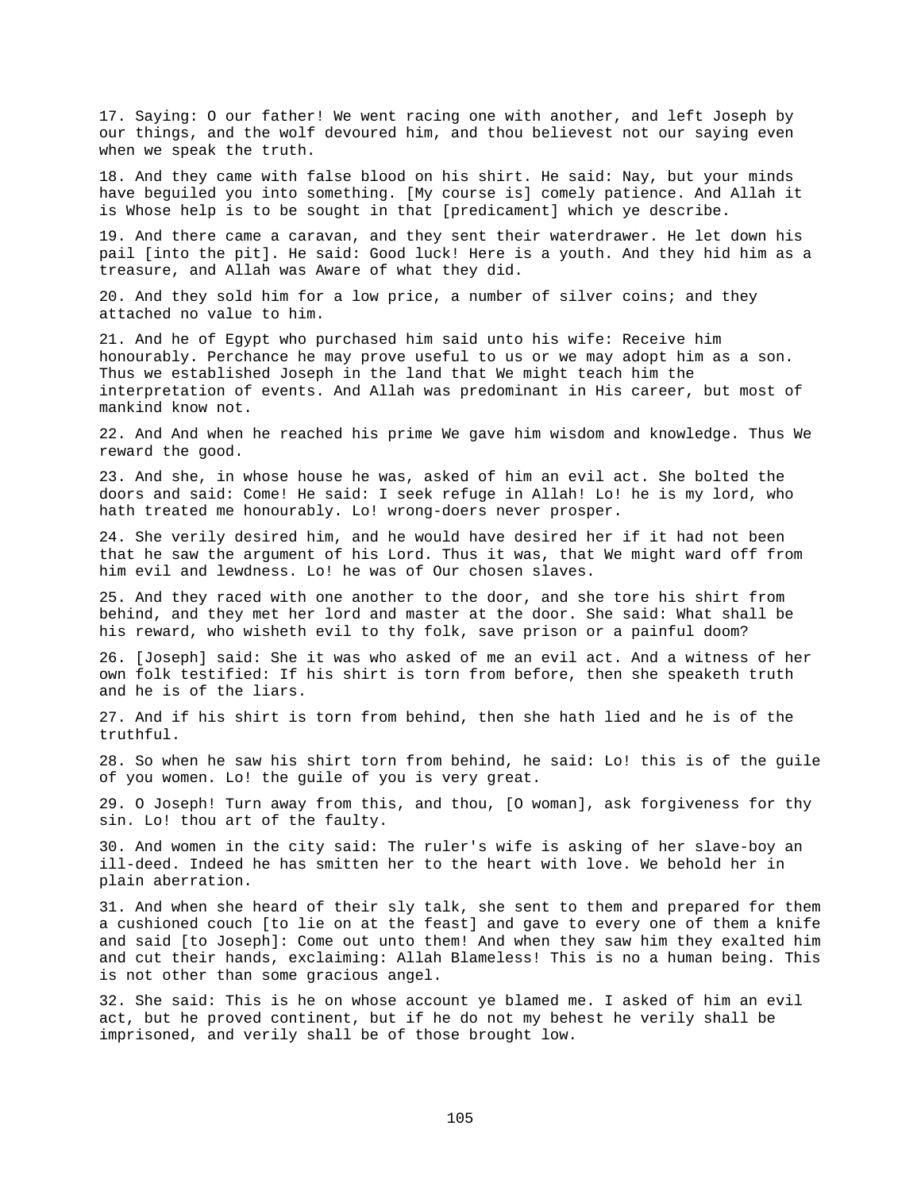17. Saying: O our father! We went racing one with another, and left Joseph by our things, and the wolf devoured him, and thou believest not our saying even when we speak the truth.

18. And they came with false blood on his shirt. He said: Nay, but your minds have beguiled you into something. [My course is] comely patience. And Allah it is Whose help is to be sought in that [predicament] which ye describe.

19. And there came a caravan, and they sent their waterdrawer. He let down his pail [into the pit]. He said: Good luck! Here is a youth. And they hid him as a treasure, and Allah was Aware of what they did.

20. And they sold him for a low price, a number of silver coins; and they attached no value to him.

21. And he of Egypt who purchased him said unto his wife: Receive him honourably. Perchance he may prove useful to us or we may adopt him as a son. Thus we established Joseph in the land that We might teach him the interpretation of events. And Allah was predominant in His career, but most of mankind know not.

22. And And when he reached his prime We gave him wisdom and knowledge. Thus We reward the good.

23. And she, in whose house he was, asked of him an evil act. She bolted the doors and said: Come! He said: I seek refuge in Allah! Lo! he is my lord, who hath treated me honourably. Lo! wrong-doers never prosper.

24. She verily desired him, and he would have desired her if it had not been that he saw the argument of his Lord. Thus it was, that We might ward off from him evil and lewdness. Lo! he was of Our chosen slaves.

25. And they raced with one another to the door, and she tore his shirt from behind, and they met her lord and master at the door. She said: What shall be his reward, who wisheth evil to thy folk, save prison or a painful doom?

26. [Joseph] said: She it was who asked of me an evil act. And a witness of her own folk testified: If his shirt is torn from before, then she speaketh truth and he is of the liars.

27. And if his shirt is torn from behind, then she hath lied and he is of the truthful.

28. So when he saw his shirt torn from behind, he said: Lo! this is of the guile of you women. Lo! the guile of you is very great.

29. O Joseph! Turn away from this, and thou, [O woman], ask forgiveness for thy sin. Lo! thou art of the faulty.

30. And women in the city said: The ruler's wife is asking of her slave-boy an ill-deed. Indeed he has smitten her to the heart with love. We behold her in plain aberration.

31. And when she heard of their sly talk, she sent to them and prepared for them a cushioned couch [to lie on at the feast] and gave to every one of them a knife and said [to Joseph]: Come out unto them! And when they saw him they exalted him and cut their hands, exclaiming: Allah Blameless! This is no a human being. This is not other than some gracious angel.

32. She said: This is he on whose account ye blamed me. I asked of him an evil act, but he proved continent, but if he do not my behest he verily shall be imprisoned, and verily shall be of those brought low.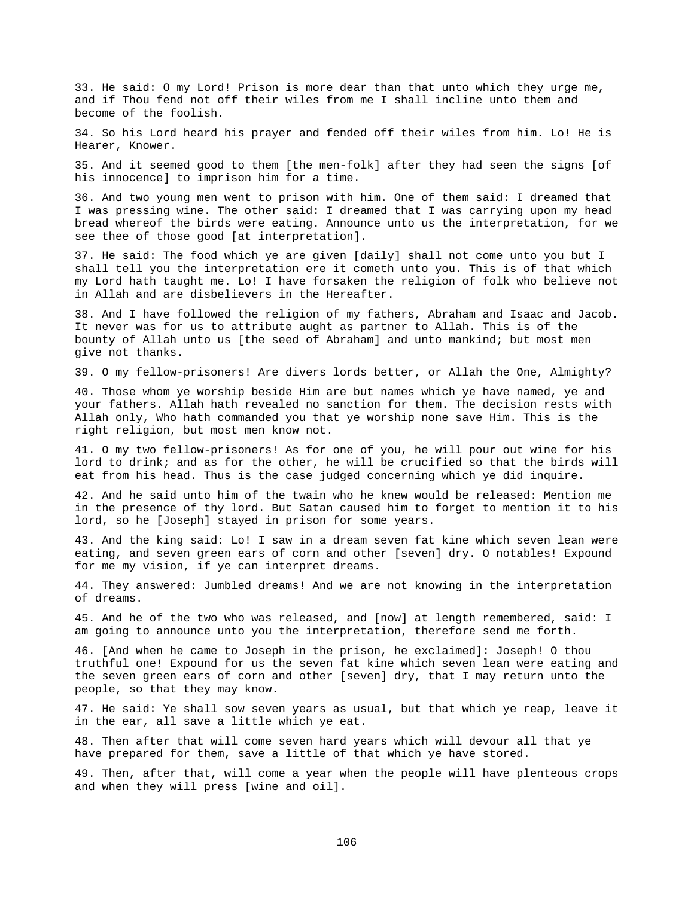33. He said: O my Lord! Prison is more dear than that unto which they urge me, and if Thou fend not off their wiles from me I shall incline unto them and become of the foolish.

34. So his Lord heard his prayer and fended off their wiles from him. Lo! He is Hearer, Knower.

35. And it seemed good to them [the men-folk] after they had seen the signs [of his innocence] to imprison him for a time.

36. And two young men went to prison with him. One of them said: I dreamed that I was pressing wine. The other said: I dreamed that I was carrying upon my head bread whereof the birds were eating. Announce unto us the interpretation, for we see thee of those good [at interpretation].

37. He said: The food which ye are given [daily] shall not come unto you but I shall tell you the interpretation ere it cometh unto you. This is of that which my Lord hath taught me. Lo! I have forsaken the religion of folk who believe not in Allah and are disbelievers in the Hereafter.

38. And I have followed the religion of my fathers, Abraham and Isaac and Jacob. It never was for us to attribute aught as partner to Allah. This is of the bounty of Allah unto us [the seed of Abraham] and unto mankind; but most men give not thanks.

39. O my fellow-prisoners! Are divers lords better, or Allah the One, Almighty?

40. Those whom ye worship beside Him are but names which ye have named, ye and your fathers. Allah hath revealed no sanction for them. The decision rests with Allah only, Who hath commanded you that ye worship none save Him. This is the right religion, but most men know not.

41. O my two fellow-prisoners! As for one of you, he will pour out wine for his lord to drink; and as for the other, he will be crucified so that the birds will eat from his head. Thus is the case judged concerning which ye did inquire.

42. And he said unto him of the twain who he knew would be released: Mention me in the presence of thy lord. But Satan caused him to forget to mention it to his lord, so he [Joseph] stayed in prison for some years.

43. And the king said: Lo! I saw in a dream seven fat kine which seven lean were eating, and seven green ears of corn and other [seven] dry. O notables! Expound for me my vision, if ye can interpret dreams.

44. They answered: Jumbled dreams! And we are not knowing in the interpretation of dreams.

45. And he of the two who was released, and [now] at length remembered, said: I am going to announce unto you the interpretation, therefore send me forth.

46. [And when he came to Joseph in the prison, he exclaimed]: Joseph! O thou truthful one! Expound for us the seven fat kine which seven lean were eating and the seven green ears of corn and other [seven] dry, that I may return unto the people, so that they may know.

47. He said: Ye shall sow seven years as usual, but that which ye reap, leave it in the ear, all save a little which ye eat.

48. Then after that will come seven hard years which will devour all that ye have prepared for them, save a little of that which ye have stored.

49. Then, after that, will come a year when the people will have plenteous crops and when they will press [wine and oil].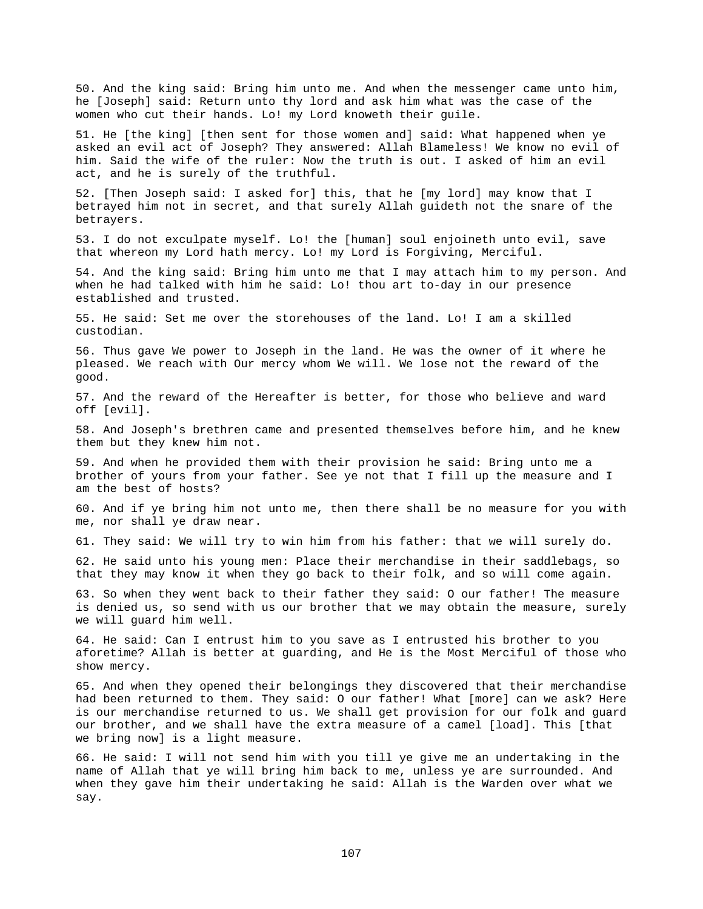50. And the king said: Bring him unto me. And when the messenger came unto him, he [Joseph] said: Return unto thy lord and ask him what was the case of the women who cut their hands. Lo! my Lord knoweth their guile.

51. He [the king] [then sent for those women and] said: What happened when ye asked an evil act of Joseph? They answered: Allah Blameless! We know no evil of him. Said the wife of the ruler: Now the truth is out. I asked of him an evil act, and he is surely of the truthful.

52. [Then Joseph said: I asked for] this, that he [my lord] may know that I betrayed him not in secret, and that surely Allah guideth not the snare of the betrayers.

53. I do not exculpate myself. Lo! the [human] soul enjoineth unto evil, save that whereon my Lord hath mercy. Lo! my Lord is Forgiving, Merciful.

54. And the king said: Bring him unto me that I may attach him to my person. And when he had talked with him he said: Lo! thou art to-day in our presence established and trusted.

55. He said: Set me over the storehouses of the land. Lo! I am a skilled custodian.

56. Thus gave We power to Joseph in the land. He was the owner of it where he pleased. We reach with Our mercy whom We will. We lose not the reward of the good.

57. And the reward of the Hereafter is better, for those who believe and ward off [evil].

58. And Joseph's brethren came and presented themselves before him, and he knew them but they knew him not.

59. And when he provided them with their provision he said: Bring unto me a brother of yours from your father. See ye not that I fill up the measure and I am the best of hosts?

60. And if ye bring him not unto me, then there shall be no measure for you with me, nor shall ye draw near.

61. They said: We will try to win him from his father: that we will surely do.

62. He said unto his young men: Place their merchandise in their saddlebags, so that they may know it when they go back to their folk, and so will come again.

63. So when they went back to their father they said: O our father! The measure is denied us, so send with us our brother that we may obtain the measure, surely we will guard him well.

64. He said: Can I entrust him to you save as I entrusted his brother to you aforetime? Allah is better at guarding, and He is the Most Merciful of those who show mercy.

65. And when they opened their belongings they discovered that their merchandise had been returned to them. They said: O our father! What [more] can we ask? Here is our merchandise returned to us. We shall get provision for our folk and guard our brother, and we shall have the extra measure of a camel [load]. This [that we bring now] is a light measure.

66. He said: I will not send him with you till ye give me an undertaking in the name of Allah that ye will bring him back to me, unless ye are surrounded. And when they gave him their undertaking he said: Allah is the Warden over what we say.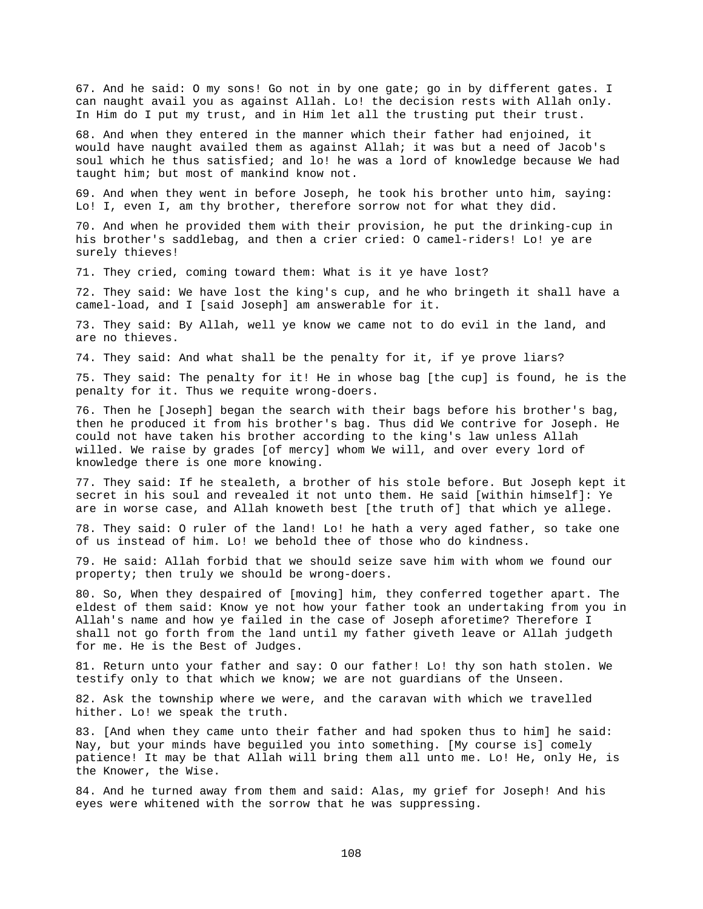67. And he said: O my sons! Go not in by one gate; go in by different gates. I can naught avail you as against Allah. Lo! the decision rests with Allah only. In Him do I put my trust, and in Him let all the trusting put their trust.

68. And when they entered in the manner which their father had enjoined, it would have naught availed them as against Allah; it was but a need of Jacob's soul which he thus satisfied; and lo! he was a lord of knowledge because We had taught him; but most of mankind know not.

69. And when they went in before Joseph, he took his brother unto him, saying: Lo! I, even I, am thy brother, therefore sorrow not for what they did.

70. And when he provided them with their provision, he put the drinking-cup in his brother's saddlebag, and then a crier cried: O camel-riders! Lo! ye are surely thieves!

71. They cried, coming toward them: What is it ye have lost?

72. They said: We have lost the king's cup, and he who bringeth it shall have a camel-load, and I [said Joseph] am answerable for it.

73. They said: By Allah, well ye know we came not to do evil in the land, and are no thieves.

74. They said: And what shall be the penalty for it, if ye prove liars?

75. They said: The penalty for it! He in whose bag [the cup] is found, he is the penalty for it. Thus we requite wrong-doers.

76. Then he [Joseph] began the search with their bags before his brother's bag, then he produced it from his brother's bag. Thus did We contrive for Joseph. He could not have taken his brother according to the king's law unless Allah willed. We raise by grades [of mercy] whom We will, and over every lord of knowledge there is one more knowing.

77. They said: If he stealeth, a brother of his stole before. But Joseph kept it secret in his soul and revealed it not unto them. He said [within himself]: Ye are in worse case, and Allah knoweth best [the truth of] that which ye allege.

78. They said: O ruler of the land! Lo! he hath a very aged father, so take one of us instead of him. Lo! we behold thee of those who do kindness.

79. He said: Allah forbid that we should seize save him with whom we found our property; then truly we should be wrong-doers.

80. So, When they despaired of [moving] him, they conferred together apart. The eldest of them said: Know ye not how your father took an undertaking from you in Allah's name and how ye failed in the case of Joseph aforetime? Therefore I shall not go forth from the land until my father giveth leave or Allah judgeth for me. He is the Best of Judges.

81. Return unto your father and say: O our father! Lo! thy son hath stolen. We testify only to that which we know; we are not guardians of the Unseen.

82. Ask the township where we were, and the caravan with which we travelled hither. Lo! we speak the truth.

83. [And when they came unto their father and had spoken thus to him] he said: Nay, but your minds have beguiled you into something. [My course is] comely patience! It may be that Allah will bring them all unto me. Lo! He, only He, is the Knower, the Wise.

84. And he turned away from them and said: Alas, my grief for Joseph! And his eyes were whitened with the sorrow that he was suppressing.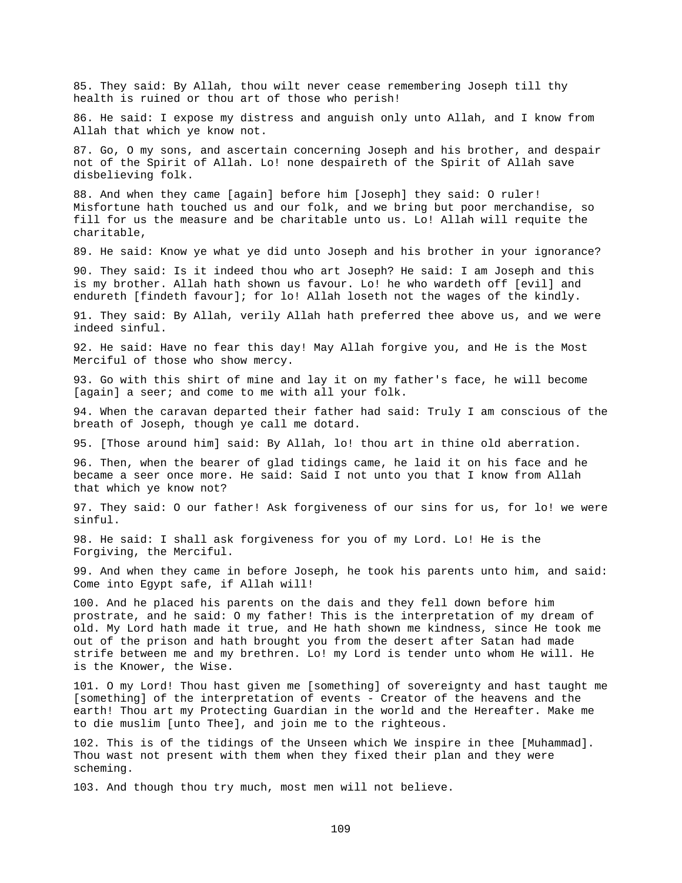85. They said: By Allah, thou wilt never cease remembering Joseph till thy health is ruined or thou art of those who perish!

86. He said: I expose my distress and anguish only unto Allah, and I know from Allah that which ye know not.

87. Go, O my sons, and ascertain concerning Joseph and his brother, and despair not of the Spirit of Allah. Lo! none despaireth of the Spirit of Allah save disbelieving folk.

88. And when they came [again] before him [Joseph] they said: O ruler! Misfortune hath touched us and our folk, and we bring but poor merchandise, so fill for us the measure and be charitable unto us. Lo! Allah will requite the charitable,

89. He said: Know ye what ye did unto Joseph and his brother in your ignorance?

90. They said: Is it indeed thou who art Joseph? He said: I am Joseph and this is my brother. Allah hath shown us favour. Lo! he who wardeth off [evil] and endureth [findeth favour]; for lo! Allah loseth not the wages of the kindly.

91. They said: By Allah, verily Allah hath preferred thee above us, and we were indeed sinful.

92. He said: Have no fear this day! May Allah forgive you, and He is the Most Merciful of those who show mercy.

93. Go with this shirt of mine and lay it on my father's face, he will become [again] a seer; and come to me with all your folk.

94. When the caravan departed their father had said: Truly I am conscious of the breath of Joseph, though ye call me dotard.

95. [Those around him] said: By Allah, lo! thou art in thine old aberration.

96. Then, when the bearer of glad tidings came, he laid it on his face and he became a seer once more. He said: Said I not unto you that I know from Allah that which ye know not?

97. They said: O our father! Ask forgiveness of our sins for us, for lo! we were sinful.

98. He said: I shall ask forgiveness for you of my Lord. Lo! He is the Forgiving, the Merciful.

99. And when they came in before Joseph, he took his parents unto him, and said: Come into Egypt safe, if Allah will!

100. And he placed his parents on the dais and they fell down before him prostrate, and he said: O my father! This is the interpretation of my dream of old. My Lord hath made it true, and He hath shown me kindness, since He took me out of the prison and hath brought you from the desert after Satan had made strife between me and my brethren. Lo! my Lord is tender unto whom He will. He is the Knower, the Wise.

101. O my Lord! Thou hast given me [something] of sovereignty and hast taught me [something] of the interpretation of events - Creator of the heavens and the earth! Thou art my Protecting Guardian in the world and the Hereafter. Make me to die muslim [unto Thee], and join me to the righteous.

102. This is of the tidings of the Unseen which We inspire in thee [Muhammad]. Thou wast not present with them when they fixed their plan and they were scheming.

103. And though thou try much, most men will not believe.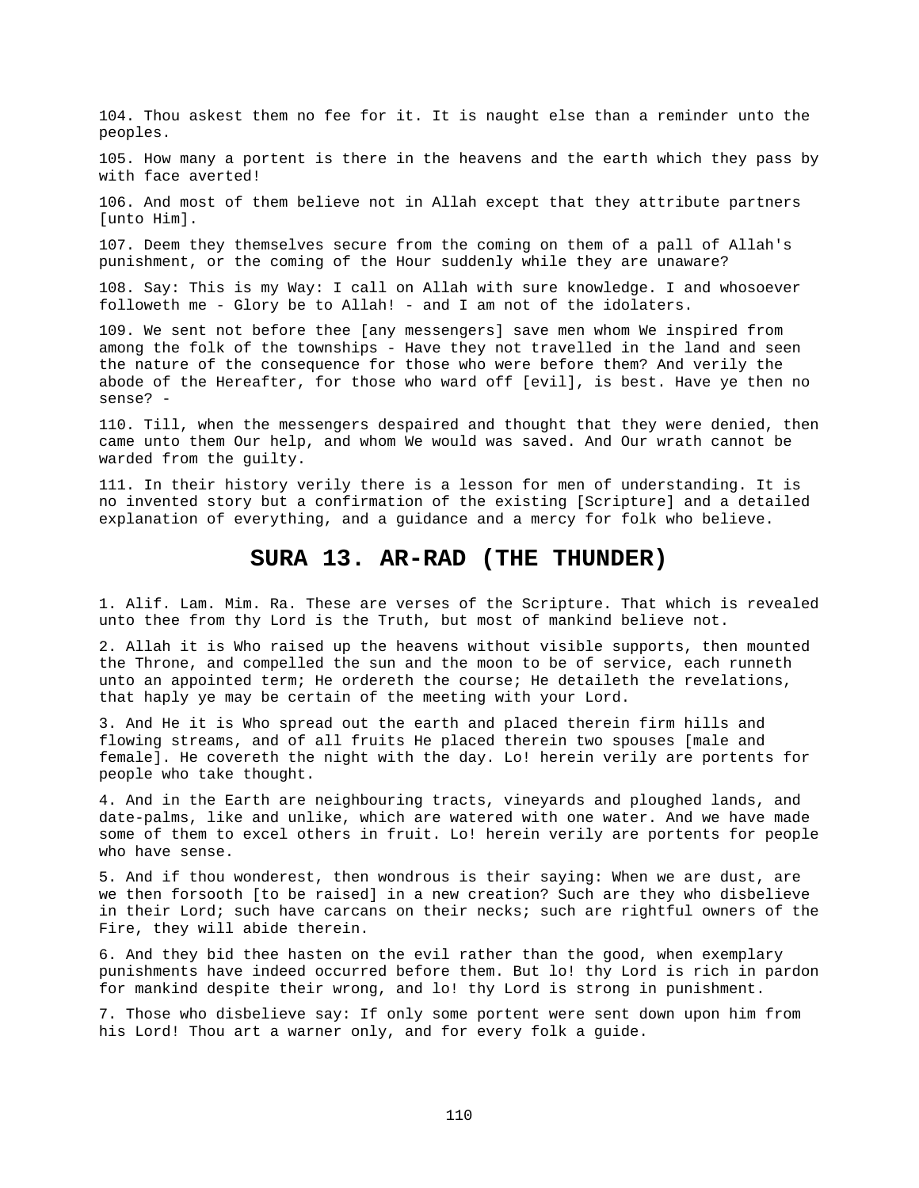104. Thou askest them no fee for it. It is naught else than a reminder unto the peoples.

105. How many a portent is there in the heavens and the earth which they pass by with face averted!

106. And most of them believe not in Allah except that they attribute partners [unto Him].

107. Deem they themselves secure from the coming on them of a pall of Allah's punishment, or the coming of the Hour suddenly while they are unaware?

108. Say: This is my Way: I call on Allah with sure knowledge. I and whosoever followeth me - Glory be to Allah! - and I am not of the idolaters.

109. We sent not before thee [any messengers] save men whom We inspired from among the folk of the townships - Have they not travelled in the land and seen the nature of the consequence for those who were before them? And verily the abode of the Hereafter, for those who ward off [evil], is best. Have ye then no sense? -

110. Till, when the messengers despaired and thought that they were denied, then came unto them Our help, and whom We would was saved. And Our wrath cannot be warded from the guilty.

111. In their history verily there is a lesson for men of understanding. It is no invented story but a confirmation of the existing [Scripture] and a detailed explanation of everything, and a guidance and a mercy for folk who believe.

## SURA 13. AR-RAD (THE THUNDER)

1. Alif. Lam. Mim. Ra. These are verses of the Scripture. That which is revealed unto thee from thy Lord is the Truth, but most of mankind believe not.

2. Allah it is Who raised up the heavens without visible supports, then mounted the Throne, and compelled the sun and the moon to be of service, each runneth unto an appointed term; He ordereth the course; He detaileth the revelations, that haply ye may be certain of the meeting with your Lord.

3. And He it is Who spread out the earth and placed therein firm hills and flowing streams, and of all fruits He placed therein two spouses [male and female]. He covereth the night with the day. Lo! herein verily are portents for people who take thought.

4. And in the Earth are neighbouring tracts, vineyards and ploughed lands, and date-palms, like and unlike, which are watered with one water. And we have made some of them to excel others in fruit. Lo! herein verily are portents for people who have sense.

5. And if thou wonderest, then wondrous is their saying: When we are dust, are we then forsooth [to be raised] in a new creation? Such are they who disbelieve in their Lord; such have carcans on their necks; such are rightful owners of the Fire, they will abide therein.

6. And they bid thee hasten on the evil rather than the good, when exemplary punishments have indeed occurred before them. But lo! thy Lord is rich in pardon for mankind despite their wrong, and lo! thy Lord is strong in punishment.

7. Those who disbelieve say: If only some portent were sent down upon him from his Lord! Thou art a warner only, and for every folk a guide.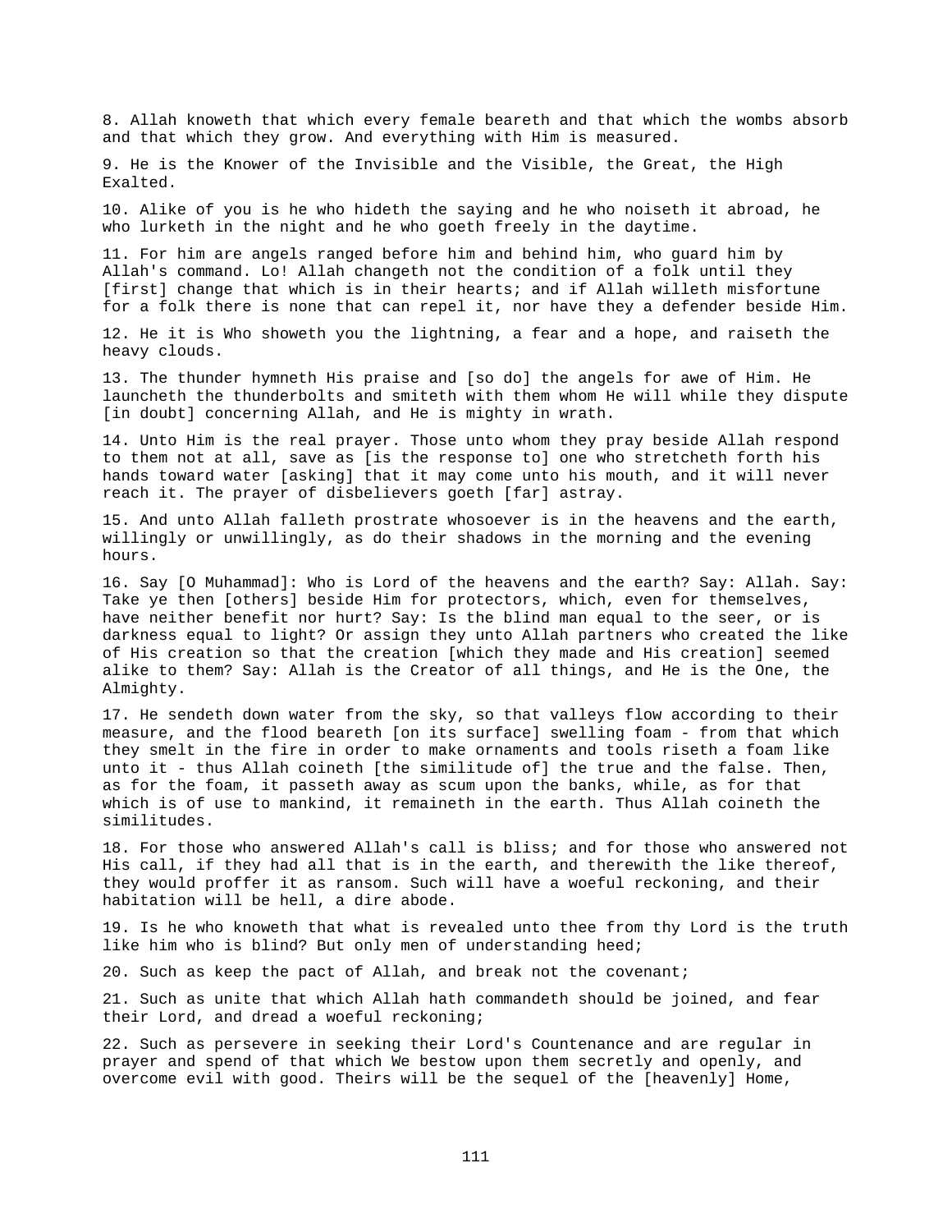8. Allah knoweth that which every female beareth and that which the wombs absorb and that which they grow. And everything with Him is measured.

9. He is the Knower of the Invisible and the Visible, the Great, the High Exalted.

10. Alike of you is he who hideth the saying and he who noiseth it abroad, he who lurketh in the night and he who goeth freely in the daytime.

11. For him are angels ranged before him and behind him, who guard him by Allah's command. Lo! Allah changeth not the condition of a folk until they [first] change that which is in their hearts; and if Allah willeth misfortune for a folk there is none that can repel it, nor have they a defender beside Him.

12. He it is Who showeth you the lightning, a fear and a hope, and raiseth the heavy clouds.

13. The thunder hymneth His praise and [so do] the angels for awe of Him. He launcheth the thunderbolts and smiteth with them whom He will while they dispute [in doubt] concerning Allah, and He is mighty in wrath.

14. Unto Him is the real prayer. Those unto whom they pray beside Allah respond to them not at all, save as [is the response to] one who stretcheth forth his hands toward water [asking] that it may come unto his mouth, and it will never reach it. The prayer of disbelievers goeth [far] astray.

15. And unto Allah falleth prostrate whosoever is in the heavens and the earth, willingly or unwillingly, as do their shadows in the morning and the evening hours.

16. Say [O Muhammad]: Who is Lord of the heavens and the earth? Say: Allah. Say: Take ye then [others] beside Him for protectors, which, even for themselves, have neither benefit nor hurt? Say: Is the blind man equal to the seer, or is darkness equal to light? Or assign they unto Allah partners who created the like of His creation so that the creation [which they made and His creation] seemed alike to them? Say: Allah is the Creator of all things, and He is the One, the Almighty.

17. He sendeth down water from the sky, so that valleys flow according to their measure, and the flood beareth [on its surface] swelling foam - from that which they smelt in the fire in order to make ornaments and tools riseth a foam like unto it - thus Allah coineth [the similitude of] the true and the false. Then, as for the foam, it passeth away as scum upon the banks, while, as for that which is of use to mankind, it remaineth in the earth. Thus Allah coineth the similitudes.

18. For those who answered Allah's call is bliss; and for those who answered not His call, if they had all that is in the earth, and therewith the like thereof, they would proffer it as ransom. Such will have a woeful reckoning, and their habitation will be hell, a dire abode.

19. Is he who knoweth that what is revealed unto thee from thy Lord is the truth like him who is blind? But only men of understanding heed;

20. Such as keep the pact of Allah, and break not the covenant;

21. Such as unite that which Allah hath commandeth should be joined, and fear their Lord, and dread a woeful reckoning;

22. Such as persevere in seeking their Lord's Countenance and are regular in prayer and spend of that which We bestow upon them secretly and openly, and overcome evil with good. Theirs will be the sequel of the [heavenly] Home,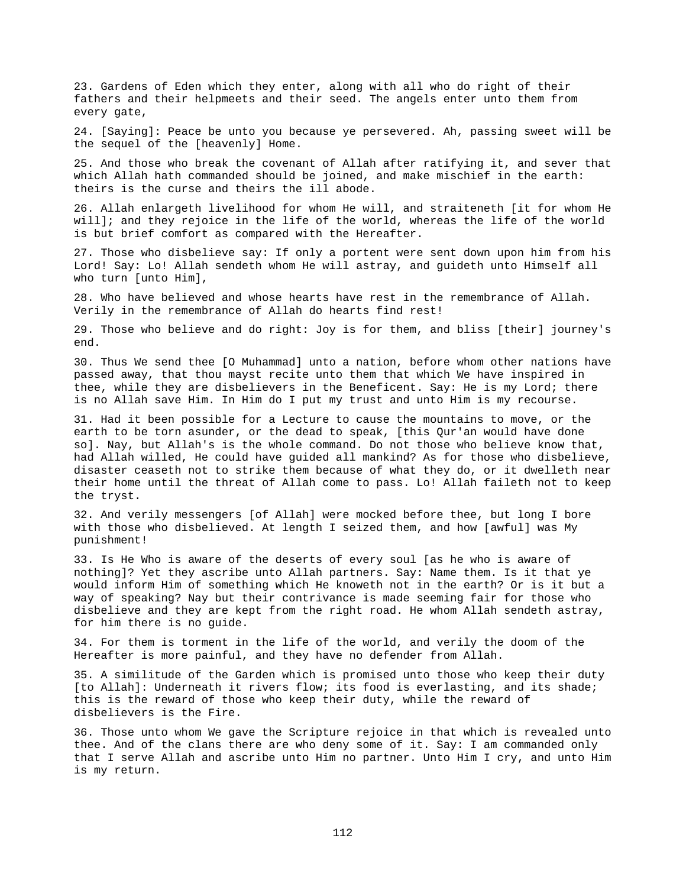23. Gardens of Eden which they enter, along with all who do right of their fathers and their helpmeets and their seed. The angels enter unto them from every gate,

24. [Saying]: Peace be unto you because ye persevered. Ah, passing sweet will be the sequel of the [heavenly] Home.

25. And those who break the covenant of Allah after ratifying it, and sever that which Allah hath commanded should be joined, and make mischief in the earth: theirs is the curse and theirs the ill abode.

26. Allah enlargeth livelihood for whom He will, and straiteneth [it for whom He will]; and they rejoice in the life of the world, whereas the life of the world is but brief comfort as compared with the Hereafter.

27. Those who disbelieve say: If only a portent were sent down upon him from his Lord! Say: Lo! Allah sendeth whom He will astray, and guideth unto Himself all who turn [unto Him],

28. Who have believed and whose hearts have rest in the remembrance of Allah. Verily in the remembrance of Allah do hearts find rest!

29. Those who believe and do right: Joy is for them, and bliss [their] journey's end.

30. Thus We send thee [O Muhammad] unto a nation, before whom other nations have passed away, that thou mayst recite unto them that which We have inspired in thee, while they are disbelievers in the Beneficent. Say: He is my Lord; there is no Allah save Him. In Him do I put my trust and unto Him is my recourse.

31. Had it been possible for a Lecture to cause the mountains to move, or the earth to be torn asunder, or the dead to speak, [this Qur'an would have done so]. Nay, but Allah's is the whole command. Do not those who believe know that, had Allah willed, He could have guided all mankind? As for those who disbelieve, disaster ceaseth not to strike them because of what they do, or it dwelleth near their home until the threat of Allah come to pass. Lo! Allah faileth not to keep the tryst.

32. And verily messengers [of Allah] were mocked before thee, but long I bore with those who disbelieved. At length I seized them, and how [awful] was My punishment!

33. Is He Who is aware of the deserts of every soul [as he who is aware of nothing]? Yet they ascribe unto Allah partners. Say: Name them. Is it that ye would inform Him of something which He knoweth not in the earth? Or is it but a way of speaking? Nay but their contrivance is made seeming fair for those who disbelieve and they are kept from the right road. He whom Allah sendeth astray, for him there is no guide.

34. For them is torment in the life of the world, and verily the doom of the Hereafter is more painful, and they have no defender from Allah.

35. A similitude of the Garden which is promised unto those who keep their duty [to Allah]: Underneath it rivers flow; its food is everlasting, and its shade; this is the reward of those who keep their duty, while the reward of disbelievers is the Fire.

36. Those unto whom We gave the Scripture rejoice in that which is revealed unto thee. And of the clans there are who deny some of it. Say: I am commanded only that I serve Allah and ascribe unto Him no partner. Unto Him I cry, and unto Him is my return.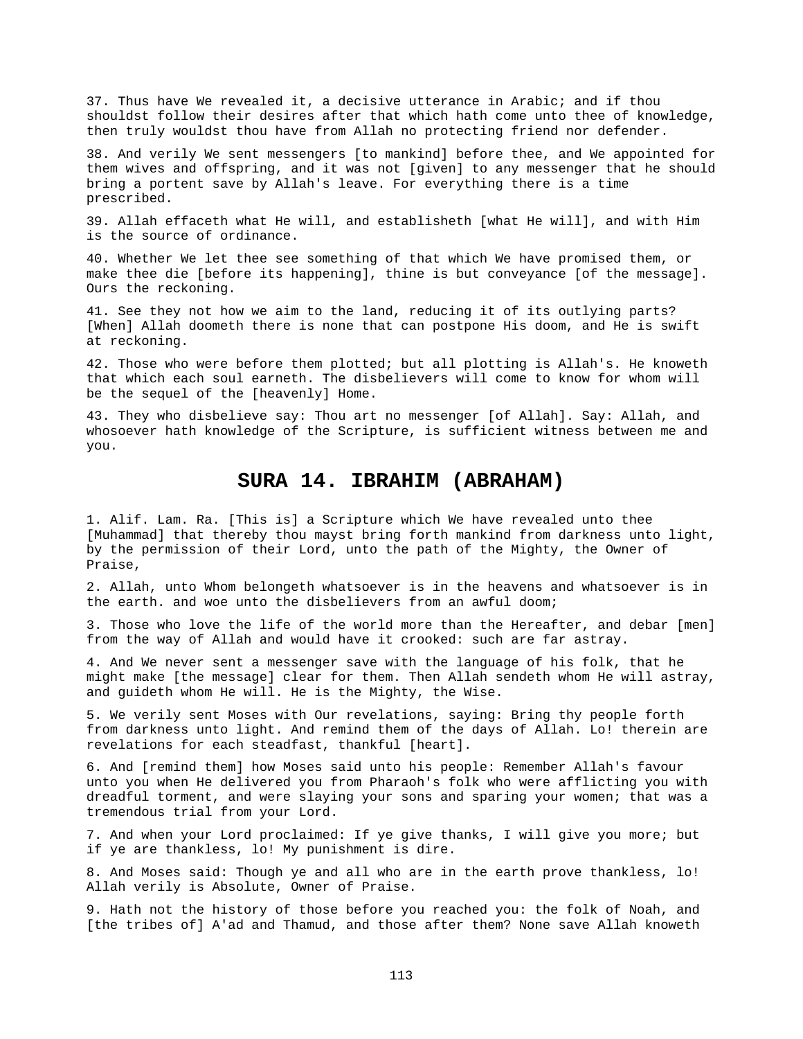37. Thus have We revealed it, a decisive utterance in Arabic; and if thou shouldst follow their desires after that which hath come unto thee of knowledge, then truly wouldst thou have from Allah no protecting friend nor defender.

38. And verily We sent messengers [to mankind] before thee, and We appointed for them wives and offspring, and it was not [given] to any messenger that he should bring a portent save by Allah's leave. For everything there is a time prescribed.

39. Allah effaceth what He will, and establisheth [what He will], and with Him is the source of ordinance.

40. Whether We let thee see something of that which We have promised them, or make thee die [before its happening], thine is but conveyance [of the message]. Ours the reckoning.

41. See they not how we aim to the land, reducing it of its outlying parts? [When] Allah doometh there is none that can postpone His doom, and He is swift at reckoning.

42. Those who were before them plotted; but all plotting is Allah's. He knoweth that which each soul earneth. The disbelievers will come to know for whom will be the sequel of the [heavenly] Home.

43. They who disbelieve say: Thou art no messenger [of Allah]. Say: Allah, and whosoever hath knowledge of the Scripture, is sufficient witness between me and you.

## SURA 14. IBRAHIM (ABRAHAM)

1. Alif. Lam. Ra. [This is] a Scripture which We have revealed unto thee [Muhammad] that thereby thou mayst bring forth mankind from darkness unto light, by the permission of their Lord, unto the path of the Mighty, the Owner of Praise,

2. Allah, unto Whom belongeth whatsoever is in the heavens and whatsoever is in the earth. and woe unto the disbelievers from an awful doom;

3. Those who love the life of the world more than the Hereafter, and debar [men] from the way of Allah and would have it crooked: such are far astray.

4. And We never sent a messenger save with the language of his folk, that he might make [the message] clear for them. Then Allah sendeth whom He will astray, and guideth whom He will. He is the Mighty, the Wise.

5. We verily sent Moses with Our revelations, saying: Bring thy people forth from darkness unto light. And remind them of the days of Allah. Lo! therein are revelations for each steadfast, thankful [heart].

6. And [remind them] how Moses said unto his people: Remember Allah's favour unto you when He delivered you from Pharaoh's folk who were afflicting you with dreadful torment, and were slaying your sons and sparing your women; that was a tremendous trial from your Lord.

7. And when your Lord proclaimed: If ye give thanks, I will give you more; but if ye are thankless, lo! My punishment is dire.

8. And Moses said: Though ye and all who are in the earth prove thankless, lo! Allah verily is Absolute, Owner of Praise.

9. Hath not the history of those before you reached you: the folk of Noah, and [the tribes of] A'ad and Thamud, and those after them? None save Allah knoweth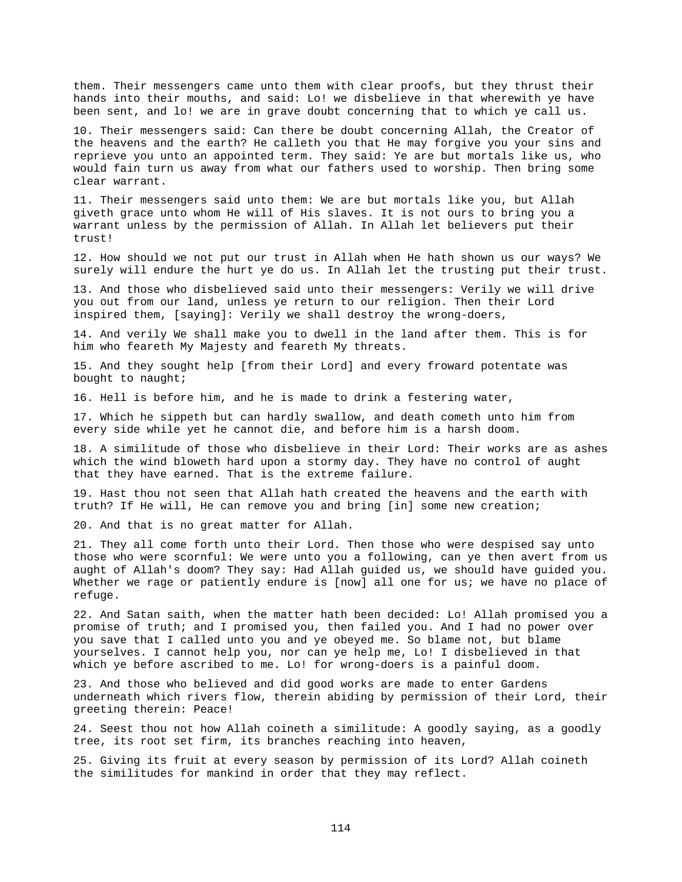them. Their messengers came unto them with clear proofs, but they thrust their hands into their mouths, and said: Lo! we disbelieve in that wherewith ye have been sent, and lo! we are in grave doubt concerning that to which ye call us.

10. Their messengers said: Can there be doubt concerning Allah, the Creator of the heavens and the earth? He calleth you that He may forgive you your sins and reprieve you unto an appointed term. They said: Ye are but mortals like us, who would fain turn us away from what our fathers used to worship. Then bring some clear warrant.

11. Their messengers said unto them: We are but mortals like you, but Allah giveth grace unto whom He will of His slaves. It is not ours to bring you a warrant unless by the permission of Allah. In Allah let believers put their trust!

12. How should we not put our trust in Allah when He hath shown us our ways? We surely will endure the hurt ye do us. In Allah let the trusting put their trust.

13. And those who disbelieved said unto their messengers: Verily we will drive you out from our land, unless ye return to our religion. Then their Lord inspired them, [saying]: Verily we shall destroy the wrong-doers,

14. And verily We shall make you to dwell in the land after them. This is for him who feareth My Majesty and feareth My threats.

15. And they sought help [from their Lord] and every froward potentate was bought to naught;

16. Hell is before him, and he is made to drink a festering water,

17. Which he sippeth but can hardly swallow, and death cometh unto him from every side while yet he cannot die, and before him is a harsh doom.

18. A similitude of those who disbelieve in their Lord: Their works are as ashes which the wind bloweth hard upon a stormy day. They have no control of aught that they have earned. That is the extreme failure.

19. Hast thou not seen that Allah hath created the heavens and the earth with truth? If He will, He can remove you and bring [in] some new creation;

20. And that is no great matter for Allah.

21. They all come forth unto their Lord. Then those who were despised say unto those who were scornful: We were unto you a following, can ye then avert from us aught of Allah's doom? They say: Had Allah guided us, we should have guided you. Whether we rage or patiently endure is [now] all one for us; we have no place of refuge.

22. And Satan saith, when the matter hath been decided: Lo! Allah promised you a promise of truth; and I promised you, then failed you. And I had no power over you save that I called unto you and ye obeyed me. So blame not, but blame yourselves. I cannot help you, nor can ye help me, Lo! I disbelieved in that which ye before ascribed to me. Lo! for wrong-doers is a painful doom.

23. And those who believed and did good works are made to enter Gardens underneath which rivers flow, therein abiding by permission of their Lord, their greeting therein: Peace!

24. Seest thou not how Allah coineth a similitude: A goodly saying, as a goodly tree, its root set firm, its branches reaching into heaven,

25. Giving its fruit at every season by permission of its Lord? Allah coineth the similitudes for mankind in order that they may reflect.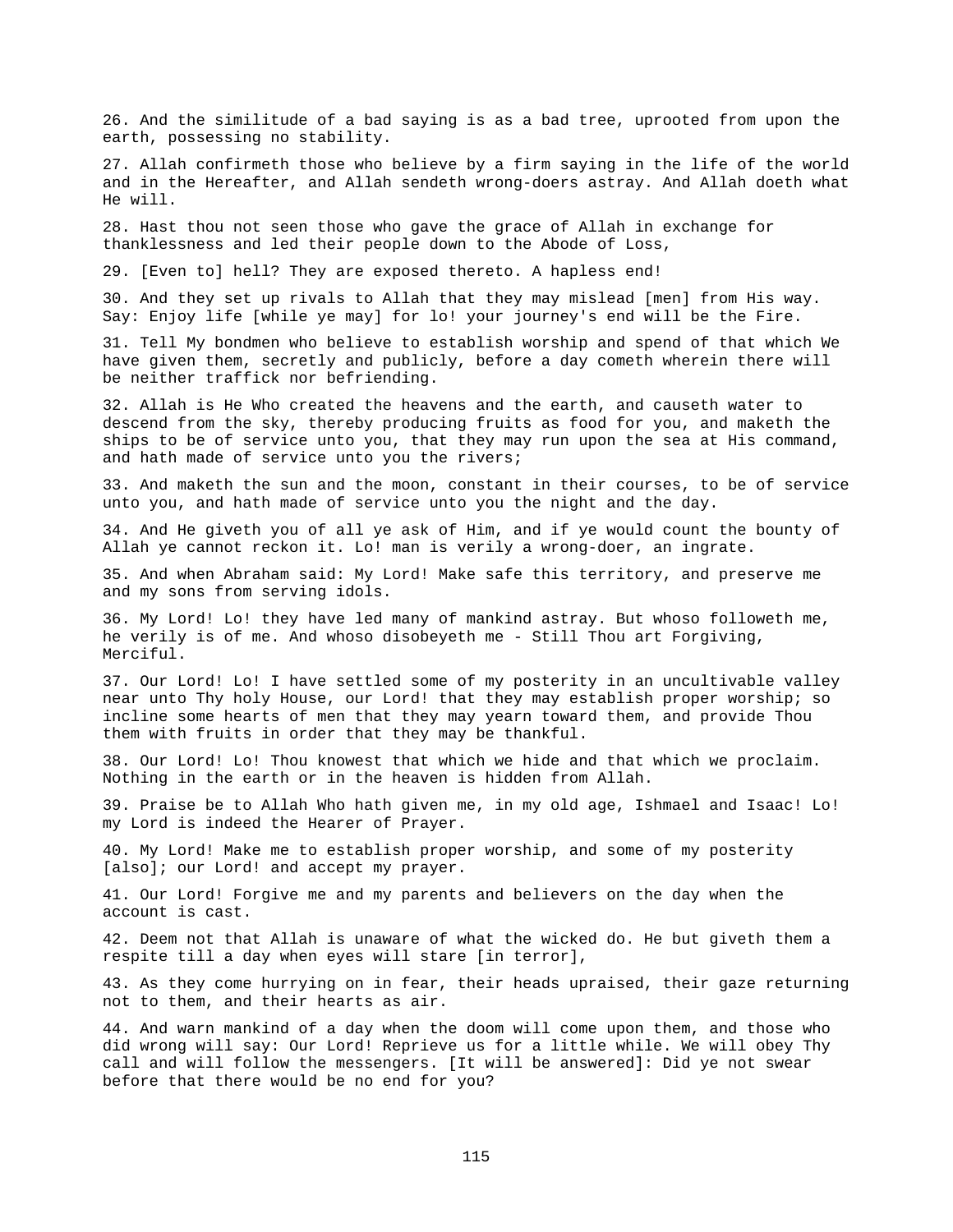26. And the similitude of a bad saying is as a bad tree, uprooted from upon the earth, possessing no stability.

27. Allah confirmeth those who believe by a firm saying in the life of the world and in the Hereafter, and Allah sendeth wrong-doers astray. And Allah doeth what He will.

28. Hast thou not seen those who gave the grace of Allah in exchange for thanklessness and led their people down to the Abode of Loss,

29. [Even to] hell? They are exposed thereto. A hapless end!

30. And they set up rivals to Allah that they may mislead [men] from His way. Say: Enjoy life [while ye may] for lo! your journey's end will be the Fire.

31. Tell My bondmen who believe to establish worship and spend of that which We have given them, secretly and publicly, before a day cometh wherein there will be neither traffick nor befriending.

32. Allah is He Who created the heavens and the earth, and causeth water to descend from the sky, thereby producing fruits as food for you, and maketh the ships to be of service unto you, that they may run upon the sea at His command, and hath made of service unto you the rivers;

33. And maketh the sun and the moon, constant in their courses, to be of service unto you, and hath made of service unto you the night and the day.

34. And He giveth you of all ye ask of Him, and if ye would count the bounty of Allah ye cannot reckon it. Lo! man is verily a wrong-doer, an ingrate.

35. And when Abraham said: My Lord! Make safe this territory, and preserve me and my sons from serving idols.

36. My Lord! Lo! they have led many of mankind astray. But whoso followeth me, he verily is of me. And whoso disobeyeth me - Still Thou art Forgiving, Merciful.

37. Our Lord! Lo! I have settled some of my posterity in an uncultivable valley near unto Thy holy House, our Lord! that they may establish proper worship; so incline some hearts of men that they may yearn toward them, and provide Thou them with fruits in order that they may be thankful.

38. Our Lord! Lo! Thou knowest that which we hide and that which we proclaim. Nothing in the earth or in the heaven is hidden from Allah.

39. Praise be to Allah Who hath given me, in my old age, Ishmael and Isaac! Lo! my Lord is indeed the Hearer of Prayer.

40. My Lord! Make me to establish proper worship, and some of my posterity [also]; our Lord! and accept my prayer.

41. Our Lord! Forgive me and my parents and believers on the day when the account is cast.

42. Deem not that Allah is unaware of what the wicked do. He but giveth them a respite till a day when eyes will stare [in terror],

43. As they come hurrying on in fear, their heads upraised, their gaze returning not to them, and their hearts as air.

44. And warn mankind of a day when the doom will come upon them, and those who did wrong will say: Our Lord! Reprieve us for a little while. We will obey Thy call and will follow the messengers. [It will be answered]: Did ye not swear before that there would be no end for you?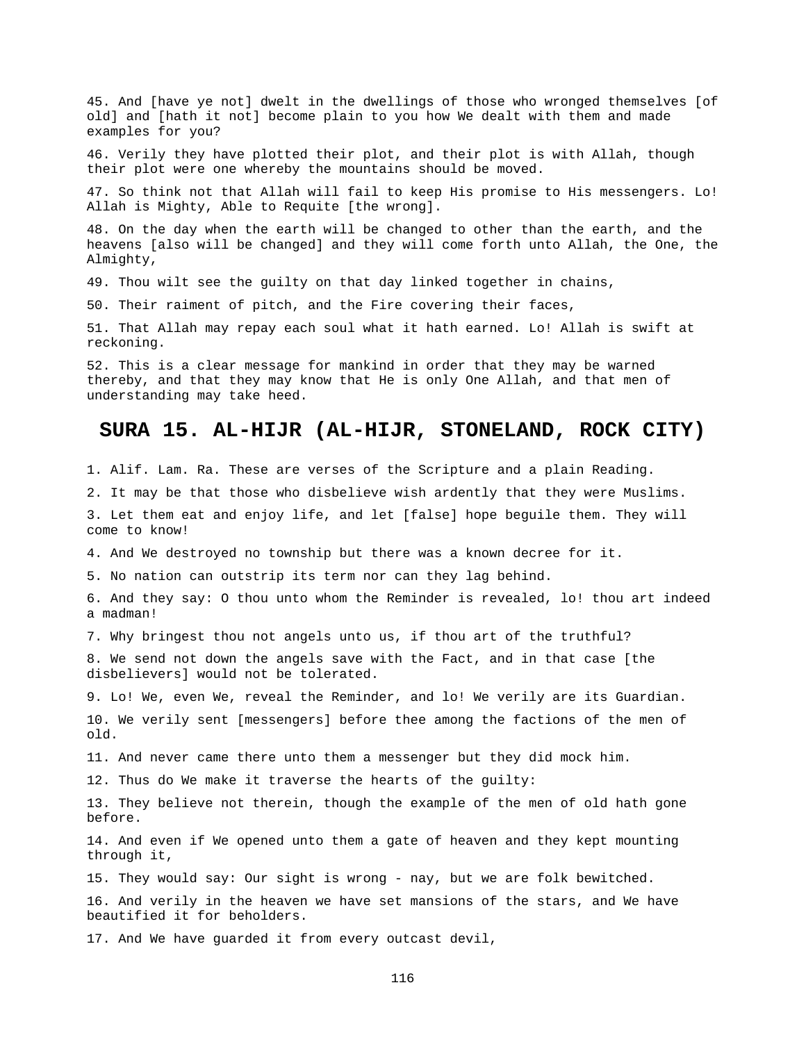45. And [have ye not] dwelt in the dwellings of those who wronged themselves [of old] and [hath it not] become plain to you how We dealt with them and made examples for you?

46. Verily they have plotted their plot, and their plot is with Allah, though their plot were one whereby the mountains should be moved.

47. So think not that Allah will fail to keep His promise to His messengers. Lo! Allah is Mighty, Able to Requite [the wrong].

48. On the day when the earth will be changed to other than the earth, and the heavens [also will be changed] and they will come forth unto Allah, the One, the Almighty,

49. Thou wilt see the guilty on that day linked together in chains,

50. Their raiment of pitch, and the Fire covering their faces,

51. That Allah may repay each soul what it hath earned. Lo! Allah is swift at reckoning.

52. This is a clear message for mankind in order that they may be warned thereby, and that they may know that He is only One Allah, and that men of understanding may take heed.

## SURA 15. AL-HIJR (AL-HIJR, STONELAND, ROCK CITY)

1. Alif. Lam. Ra. These are verses of the Scripture and a plain Reading.

2. It may be that those who disbelieve wish ardently that they were Muslims.

3. Let them eat and enjoy life, and let [false] hope beguile them. They will come to know!

4. And We destroyed no township but there was a known decree for it.

5. No nation can outstrip its term nor can they lag behind.

6. And they say: O thou unto whom the Reminder is revealed, lo! thou art indeed a madman!

7. Why bringest thou not angels unto us, if thou art of the truthful?

8. We send not down the angels save with the Fact, and in that case [the disbelievers] would not be tolerated.

9. Lo! We, even We, reveal the Reminder, and lo! We verily are its Guardian.

10. We verily sent [messengers] before thee among the factions of the men of old.

11. And never came there unto them a messenger but they did mock him.

12. Thus do We make it traverse the hearts of the guilty:

13. They believe not therein, though the example of the men of old hath gone before.

14. And even if We opened unto them a gate of heaven and they kept mounting through it,

15. They would say: Our sight is wrong - nay, but we are folk bewitched.

16. And verily in the heaven we have set mansions of the stars, and We have beautified it for beholders.

17. And We have guarded it from every outcast devil,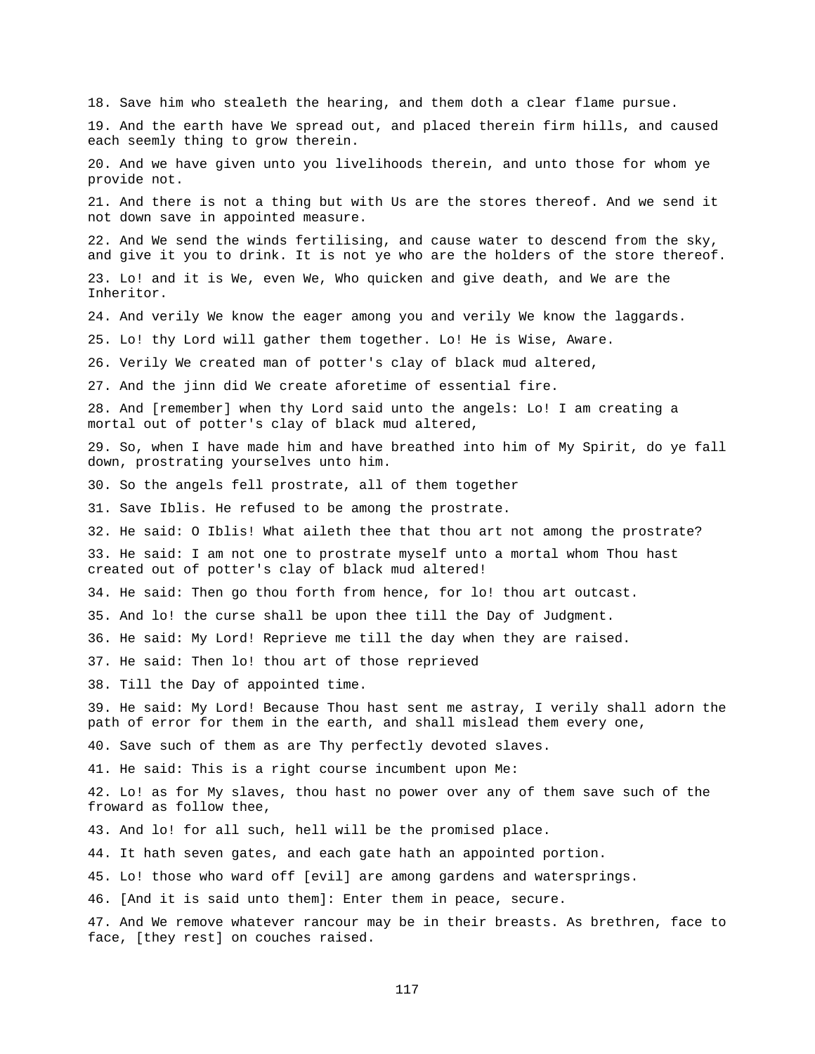18. Save him who stealeth the hearing, and them doth a clear flame pursue.

19. And the earth have We spread out, and placed therein firm hills, and caused each seemly thing to grow therein.

20. And we have given unto you livelihoods therein, and unto those for whom ye provide not.

21. And there is not a thing but with Us are the stores thereof. And we send it not down save in appointed measure.

22. And We send the winds fertilising, and cause water to descend from the sky, and give it you to drink. It is not ye who are the holders of the store thereof.

23. Lo! and it is We, even We, Who quicken and give death, and We are the Inheritor.

24. And verily We know the eager among you and verily We know the laggards.

25. Lo! thy Lord will gather them together. Lo! He is Wise, Aware.

26. Verily We created man of potter's clay of black mud altered,

27. And the jinn did We create aforetime of essential fire.

28. And [remember] when thy Lord said unto the angels: Lo! I am creating a mortal out of potter's clay of black mud altered,

29. So, when I have made him and have breathed into him of My Spirit, do ye fall down, prostrating yourselves unto him.

30. So the angels fell prostrate, all of them together

31. Save Iblis. He refused to be among the prostrate.

32. He said: O Iblis! What aileth thee that thou art not among the prostrate?

33. He said: I am not one to prostrate myself unto a mortal whom Thou hast created out of potter's clay of black mud altered!

34. He said: Then go thou forth from hence, for lo! thou art outcast.

35. And lo! the curse shall be upon thee till the Day of Judgment.

36. He said: My Lord! Reprieve me till the day when they are raised.

37. He said: Then lo! thou art of those reprieved

38. Till the Day of appointed time.

39. He said: My Lord! Because Thou hast sent me astray, I verily shall adorn the path of error for them in the earth, and shall mislead them every one,

40. Save such of them as are Thy perfectly devoted slaves.

41. He said: This is a right course incumbent upon Me:

42. Lo! as for My slaves, thou hast no power over any of them save such of the froward as follow thee,

43. And lo! for all such, hell will be the promised place.

44. It hath seven gates, and each gate hath an appointed portion.

45. Lo! those who ward off [evil] are among gardens and watersprings.

46. [And it is said unto them]: Enter them in peace, secure.

47. And We remove whatever rancour may be in their breasts. As brethren, face to face, [they rest] on couches raised.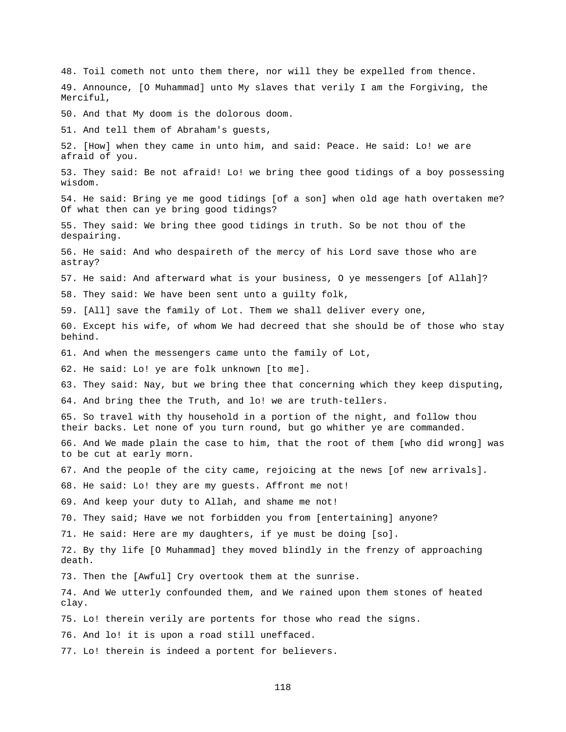48. Toil cometh not unto them there, nor will they be expelled from thence.

49. Announce, [O Muhammad] unto My slaves that verily I am the Forgiving, the Merciful,

50. And that My doom is the dolorous doom.

51. And tell them of Abraham's guests,

52. [How] when they came in unto him, and said: Peace. He said: Lo! we are afraid of you.

53. They said: Be not afraid! Lo! we bring thee good tidings of a boy possessing wisdom.

54. He said: Bring ye me good tidings [of a son] when old age hath overtaken me? Of what then can ye bring good tidings?

55. They said: We bring thee good tidings in truth. So be not thou of the despairing.

56. He said: And who despaireth of the mercy of his Lord save those who are astray?

57. He said: And afterward what is your business, O ye messengers [of Allah]?

58. They said: We have been sent unto a guilty folk,

59. [All] save the family of Lot. Them we shall deliver every one,

60. Except his wife, of whom We had decreed that she should be of those who stay behind.

61. And when the messengers came unto the family of Lot,

62. He said: Lo! ye are folk unknown [to me].

63. They said: Nay, but we bring thee that concerning which they keep disputing,

64. And bring thee the Truth, and lo! we are truth-tellers.

65. So travel with thy household in a portion of the night, and follow thou their backs. Let none of you turn round, but go whither ye are commanded.

66. And We made plain the case to him, that the root of them [who did wrong] was to be cut at early morn.

67. And the people of the city came, rejoicing at the news [of new arrivals].

68. He said: Lo! they are my guests. Affront me not!

69. And keep your duty to Allah, and shame me not!

70. They said; Have we not forbidden you from [entertaining] anyone?

71. He said: Here are my daughters, if ye must be doing [so].

72. By thy life [O Muhammad] they moved blindly in the frenzy of approaching death.

73. Then the [Awful] Cry overtook them at the sunrise.

74. And We utterly confounded them, and We rained upon them stones of heated clay.

75. Lo! therein verily are portents for those who read the signs.

76. And lo! it is upon a road still uneffaced.

77. Lo! therein is indeed a portent for believers.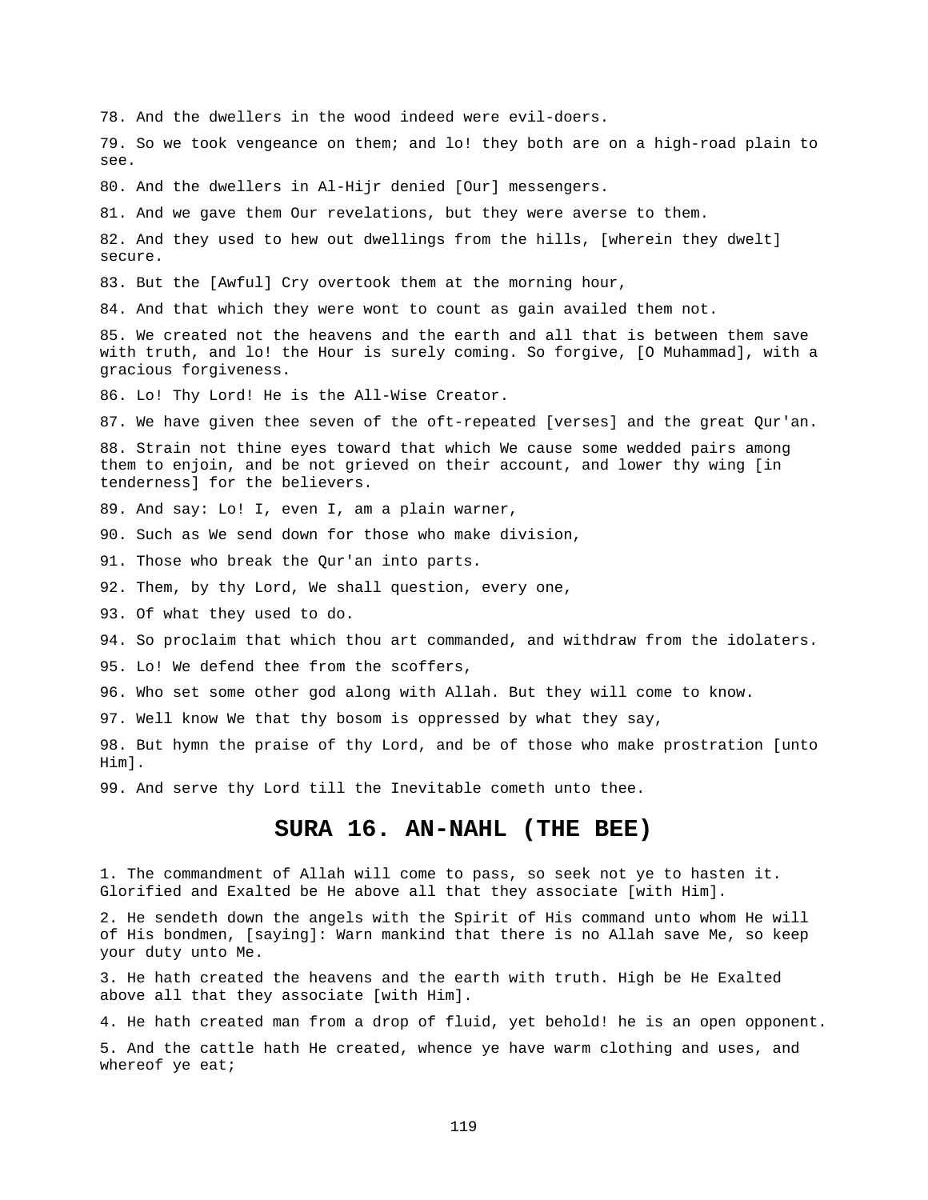78. And the dwellers in the wood indeed were evil-doers.

79. So we took vengeance on them; and lo! they both are on a high-road plain to see.

80. And the dwellers in Al-Hijr denied [Our] messengers.

81. And we gave them Our revelations, but they were averse to them.

82. And they used to hew out dwellings from the hills, [wherein they dwelt] secure.

83. But the [Awful] Cry overtook them at the morning hour,

84. And that which they were wont to count as gain availed them not.

85. We created not the heavens and the earth and all that is between them save with truth, and lo! the Hour is surely coming. So forgive, [O Muhammad], with a gracious forgiveness.

86. Lo! Thy Lord! He is the All-Wise Creator.

87. We have given thee seven of the oft-repeated [verses] and the great Qur'an.

88. Strain not thine eyes toward that which We cause some wedded pairs among them to enjoin, and be not grieved on their account, and lower thy wing [in tenderness] for the believers.

89. And say: Lo! I, even I, am a plain warner,

90. Such as We send down for those who make division,

91. Those who break the Qur'an into parts.

92. Them, by thy Lord, We shall question, every one,

93. Of what they used to do.

94. So proclaim that which thou art commanded, and withdraw from the idolaters.

95. Lo! We defend thee from the scoffers,

96. Who set some other god along with Allah. But they will come to know.

97. Well know We that thy bosom is oppressed by what they say,

98. But hymn the praise of thy Lord, and be of those who make prostration [unto Him].

99. And serve thy Lord till the Inevitable cometh unto thee.

## SURA 16. AN-NAHL (THE BEE)

1. The commandment of Allah will come to pass, so seek not ye to hasten it. Glorified and Exalted be He above all that they associate [with Him].

2. He sendeth down the angels with the Spirit of His command unto whom He will of His bondmen, [saying]: Warn mankind that there is no Allah save Me, so keep your duty unto Me.

3. He hath created the heavens and the earth with truth. High be He Exalted above all that they associate [with Him].

4. He hath created man from a drop of fluid, yet behold! he is an open opponent.

5. And the cattle hath He created, whence ye have warm clothing and uses, and whereof ye eat;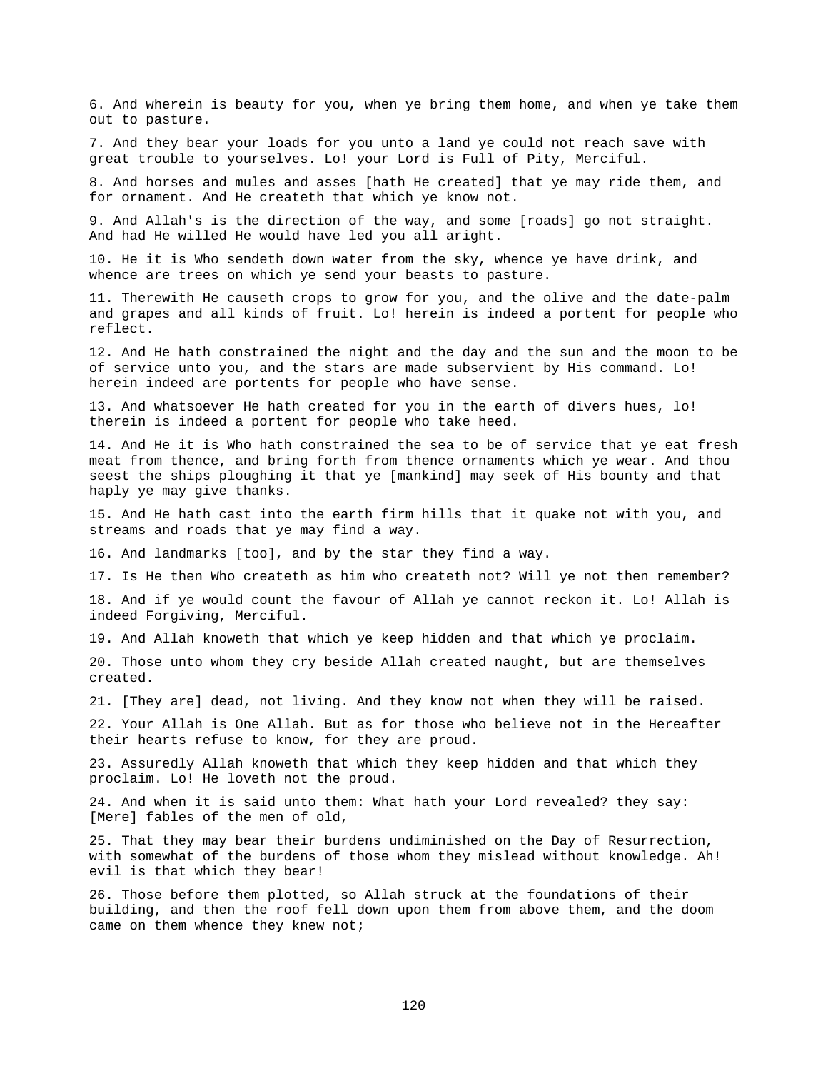6. And wherein is beauty for you, when ye bring them home, and when ye take them out to pasture.

7. And they bear your loads for you unto a land ye could not reach save with great trouble to yourselves. Lo! your Lord is Full of Pity, Merciful.

8. And horses and mules and asses [hath He created] that ye may ride them, and for ornament. And He createth that which ye know not.

9. And Allah's is the direction of the way, and some [roads] go not straight. And had He willed He would have led you all aright.

10. He it is Who sendeth down water from the sky, whence ye have drink, and whence are trees on which ye send your beasts to pasture.

11. Therewith He causeth crops to grow for you, and the olive and the date-palm and grapes and all kinds of fruit. Lo! herein is indeed a portent for people who reflect.

12. And He hath constrained the night and the day and the sun and the moon to be of service unto you, and the stars are made subservient by His command. Lo! herein indeed are portents for people who have sense.

13. And whatsoever He hath created for you in the earth of divers hues, lo! therein is indeed a portent for people who take heed.

14. And He it is Who hath constrained the sea to be of service that ye eat fresh meat from thence, and bring forth from thence ornaments which ye wear. And thou seest the ships ploughing it that ye [mankind] may seek of His bounty and that haply ye may give thanks.

15. And He hath cast into the earth firm hills that it quake not with you, and streams and roads that ye may find a way.

16. And landmarks [too], and by the star they find a way.

17. Is He then Who createth as him who createth not? Will ye not then remember?

18. And if ye would count the favour of Allah ye cannot reckon it. Lo! Allah is indeed Forgiving, Merciful.

19. And Allah knoweth that which ye keep hidden and that which ye proclaim.

20. Those unto whom they cry beside Allah created naught, but are themselves created.

21. [They are] dead, not living. And they know not when they will be raised.

22. Your Allah is One Allah. But as for those who believe not in the Hereafter their hearts refuse to know, for they are proud.

23. Assuredly Allah knoweth that which they keep hidden and that which they proclaim. Lo! He loveth not the proud.

24. And when it is said unto them: What hath your Lord revealed? they say: [Mere] fables of the men of old,

25. That they may bear their burdens undiminished on the Day of Resurrection, with somewhat of the burdens of those whom they mislead without knowledge. Ah! evil is that which they bear!

26. Those before them plotted, so Allah struck at the foundations of their building, and then the roof fell down upon them from above them, and the doom came on them whence they knew not;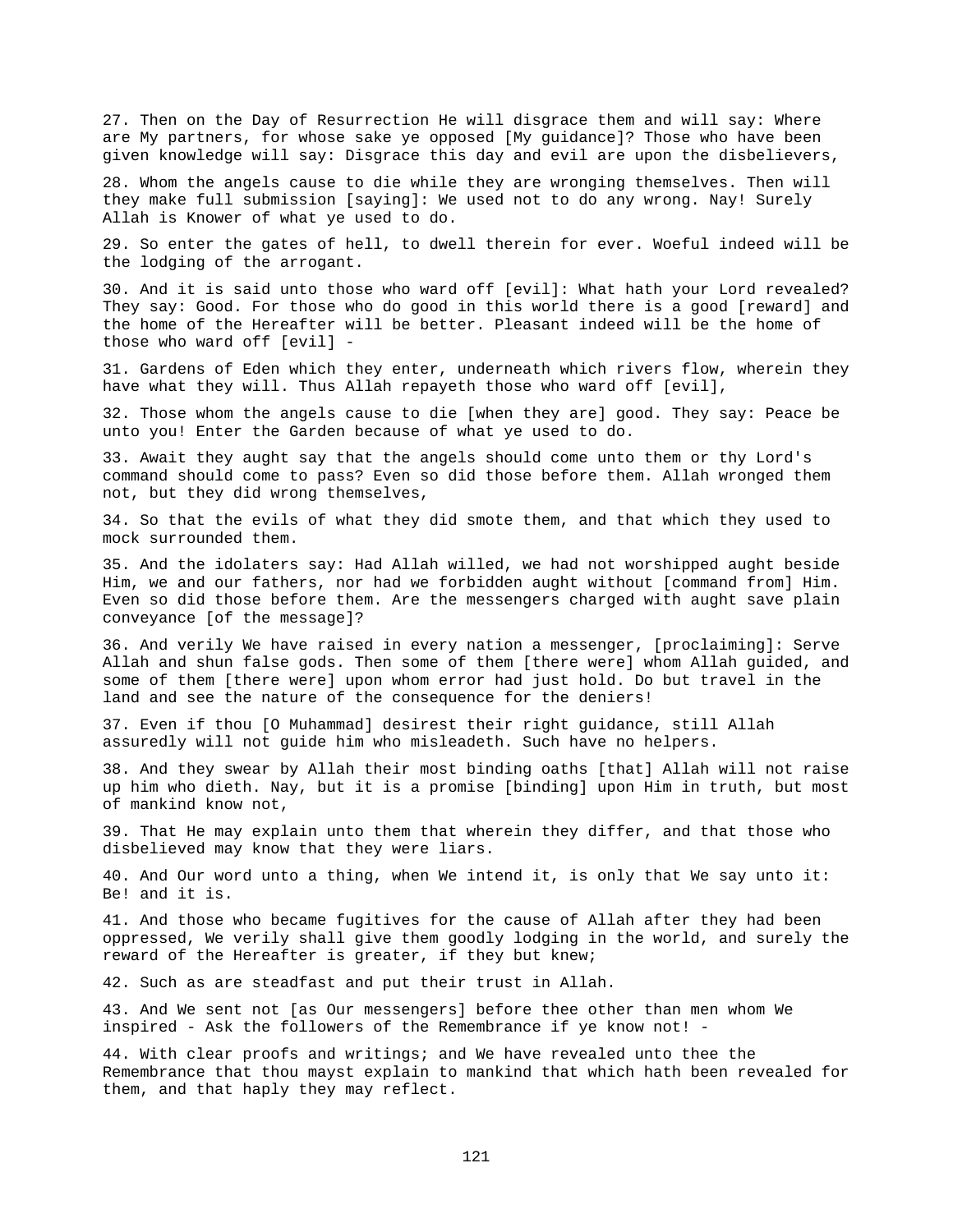27. Then on the Day of Resurrection He will disgrace them and will say: Where are My partners, for whose sake ye opposed [My guidance]? Those who have been given knowledge will say: Disgrace this day and evil are upon the disbelievers,

28. Whom the angels cause to die while they are wronging themselves. Then will they make full submission [saying]: We used not to do any wrong. Nay! Surely Allah is Knower of what ye used to do.

29. So enter the gates of hell, to dwell therein for ever. Woeful indeed will be the lodging of the arrogant.

30. And it is said unto those who ward off [evil]: What hath your Lord revealed? They say: Good. For those who do good in this world there is a good [reward] and the home of the Hereafter will be better. Pleasant indeed will be the home of those who ward off [evil] -

31. Gardens of Eden which they enter, underneath which rivers flow, wherein they have what they will. Thus Allah repayeth those who ward off [evil],

32. Those whom the angels cause to die [when they are] good. They say: Peace be unto you! Enter the Garden because of what ye used to do.

33. Await they aught say that the angels should come unto them or thy Lord's command should come to pass? Even so did those before them. Allah wronged them not, but they did wrong themselves,

34. So that the evils of what they did smote them, and that which they used to mock surrounded them.

35. And the idolaters say: Had Allah willed, we had not worshipped aught beside Him, we and our fathers, nor had we forbidden aught without [command from] Him. Even so did those before them. Are the messengers charged with aught save plain conveyance [of the message]?

36. And verily We have raised in every nation a messenger, [proclaiming]: Serve Allah and shun false gods. Then some of them [there were] whom Allah guided, and some of them [there were] upon whom error had just hold. Do but travel in the land and see the nature of the consequence for the deniers!

37. Even if thou [O Muhammad] desirest their right guidance, still Allah assuredly will not guide him who misleadeth. Such have no helpers.

38. And they swear by Allah their most binding oaths [that] Allah will not raise up him who dieth. Nay, but it is a promise [binding] upon Him in truth, but most of mankind know not,

39. That He may explain unto them that wherein they differ, and that those who disbelieved may know that they were liars.

40. And Our word unto a thing, when We intend it, is only that We say unto it: Be! and it is.

41. And those who became fugitives for the cause of Allah after they had been oppressed, We verily shall give them goodly lodging in the world, and surely the reward of the Hereafter is greater, if they but knew;

42. Such as are steadfast and put their trust in Allah.

43. And We sent not [as Our messengers] before thee other than men whom We inspired - Ask the followers of the Remembrance if ye know not! -

44. With clear proofs and writings; and We have revealed unto thee the Remembrance that thou mayst explain to mankind that which hath been revealed for them, and that haply they may reflect.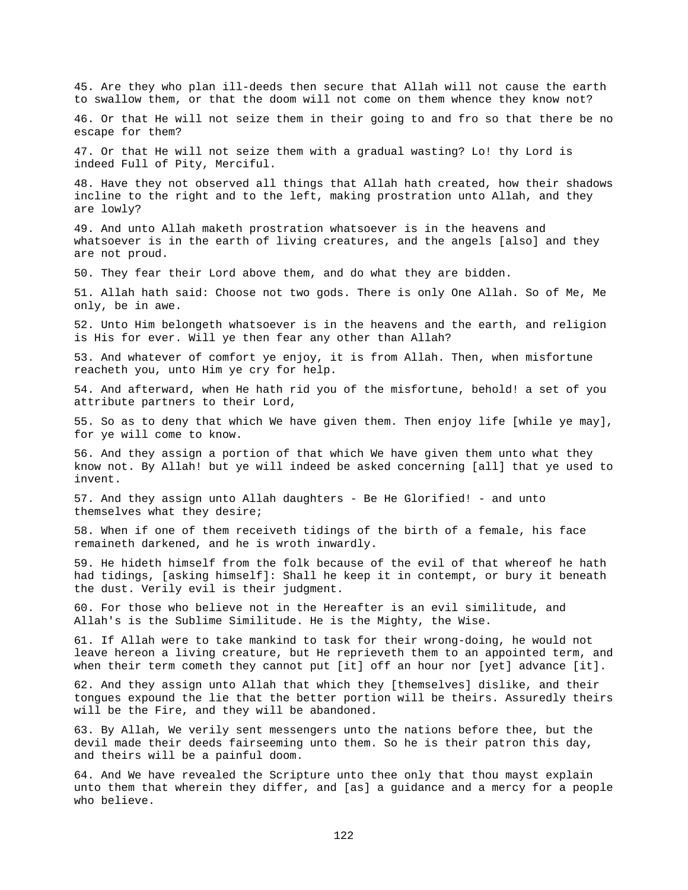45. Are they who plan ill-deeds then secure that Allah will not cause the earth to swallow them, or that the doom will not come on them whence they know not?

46. Or that He will not seize them in their going to and fro so that there be no escape for them?

47. Or that He will not seize them with a gradual wasting? Lo! thy Lord is indeed Full of Pity, Merciful.

48. Have they not observed all things that Allah hath created, how their shadows incline to the right and to the left, making prostration unto Allah, and they are lowly?

49. And unto Allah maketh prostration whatsoever is in the heavens and whatsoever is in the earth of living creatures, and the angels [also] and they are not proud.

50. They fear their Lord above them, and do what they are bidden.

51. Allah hath said: Choose not two gods. There is only One Allah. So of Me, Me only, be in awe.

52. Unto Him belongeth whatsoever is in the heavens and the earth, and religion is His for ever. Will ye then fear any other than Allah?

53. And whatever of comfort ye enjoy, it is from Allah. Then, when misfortune reacheth you, unto Him ye cry for help.

54. And afterward, when He hath rid you of the misfortune, behold! a set of you attribute partners to their Lord,

55. So as to deny that which We have given them. Then enjoy life [while ye may], for ye will come to know.

56. And they assign a portion of that which We have given them unto what they know not. By Allah! but ye will indeed be asked concerning [all] that ye used to invent.

57. And they assign unto Allah daughters - Be He Glorified! - and unto themselves what they desire;

58. When if one of them receiveth tidings of the birth of a female, his face remaineth darkened, and he is wroth inwardly.

59. He hideth himself from the folk because of the evil of that whereof he hath had tidings, [asking himself]: Shall he keep it in contempt, or bury it beneath the dust. Verily evil is their judgment.

60. For those who believe not in the Hereafter is an evil similitude, and Allah's is the Sublime Similitude. He is the Mighty, the Wise.

61. If Allah were to take mankind to task for their wrong-doing, he would not leave hereon a living creature, but He reprieveth them to an appointed term, and when their term cometh they cannot put [it] off an hour nor [yet] advance [it].

62. And they assign unto Allah that which they [themselves] dislike, and their tongues expound the lie that the better portion will be theirs. Assuredly theirs will be the Fire, and they will be abandoned.

63. By Allah, We verily sent messengers unto the nations before thee, but the devil made their deeds fairseeming unto them. So he is their patron this day, and theirs will be a painful doom.

64. And We have revealed the Scripture unto thee only that thou mayst explain unto them that wherein they differ, and [as] a guidance and a mercy for a people who believe.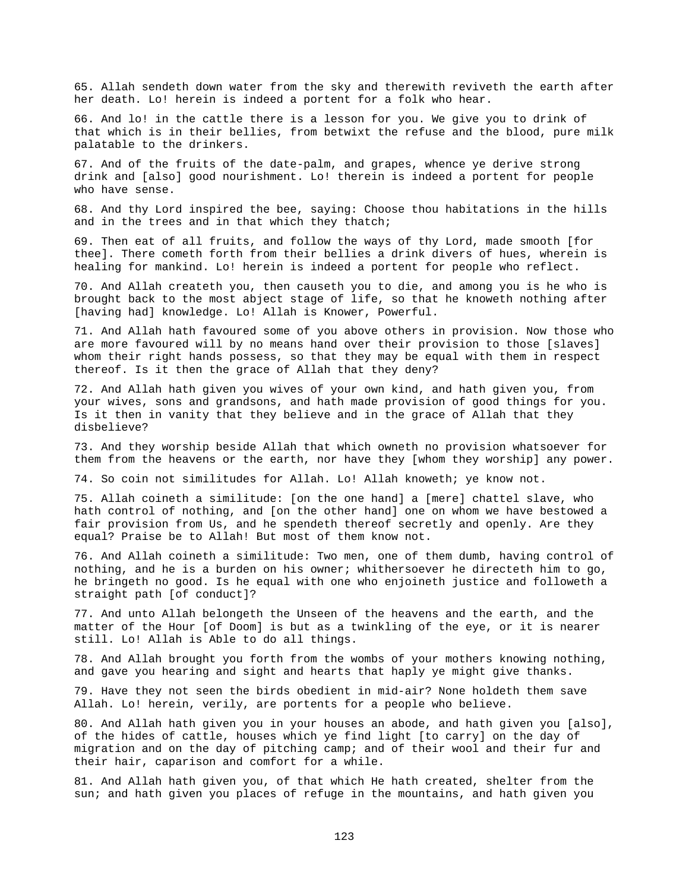65. Allah sendeth down water from the sky and therewith reviveth the earth after her death. Lo! herein is indeed a portent for a folk who hear.

66. And lo! in the cattle there is a lesson for you. We give you to drink of that which is in their bellies, from betwixt the refuse and the blood, pure milk palatable to the drinkers.

67. And of the fruits of the date-palm, and grapes, whence ye derive strong drink and [also] good nourishment. Lo! therein is indeed a portent for people who have sense.

68. And thy Lord inspired the bee, saying: Choose thou habitations in the hills and in the trees and in that which they thatch;

69. Then eat of all fruits, and follow the ways of thy Lord, made smooth [for thee]. There cometh forth from their bellies a drink divers of hues, wherein is healing for mankind. Lo! herein is indeed a portent for people who reflect.

70. And Allah createth you, then causeth you to die, and among you is he who is brought back to the most abject stage of life, so that he knoweth nothing after [having had] knowledge. Lo! Allah is Knower, Powerful.

71. And Allah hath favoured some of you above others in provision. Now those who are more favoured will by no means hand over their provision to those [slaves] whom their right hands possess, so that they may be equal with them in respect thereof. Is it then the grace of Allah that they deny?

72. And Allah hath given you wives of your own kind, and hath given you, from your wives, sons and grandsons, and hath made provision of good things for you. Is it then in vanity that they believe and in the grace of Allah that they disbelieve?

73. And they worship beside Allah that which owneth no provision whatsoever for them from the heavens or the earth, nor have they [whom they worship] any power.

74. So coin not similitudes for Allah. Lo! Allah knoweth; ye know not.

75. Allah coineth a similitude: [on the one hand] a [mere] chattel slave, who hath control of nothing, and [on the other hand] one on whom we have bestowed a fair provision from Us, and he spendeth thereof secretly and openly. Are they equal? Praise be to Allah! But most of them know not.

76. And Allah coineth a similitude: Two men, one of them dumb, having control of nothing, and he is a burden on his owner; whithersoever he directeth him to go, he bringeth no good. Is he equal with one who enjoineth justice and followeth a straight path [of conduct]?

77. And unto Allah belongeth the Unseen of the heavens and the earth, and the matter of the Hour [of Doom] is but as a twinkling of the eye, or it is nearer still. Lo! Allah is Able to do all things.

78. And Allah brought you forth from the wombs of your mothers knowing nothing, and gave you hearing and sight and hearts that haply ye might give thanks.

79. Have they not seen the birds obedient in mid-air? None holdeth them save Allah. Lo! herein, verily, are portents for a people who believe.

80. And Allah hath given you in your houses an abode, and hath given you [also], of the hides of cattle, houses which ye find light [to carry] on the day of migration and on the day of pitching camp; and of their wool and their fur and their hair, caparison and comfort for a while.

81. And Allah hath given you, of that which He hath created, shelter from the sun; and hath given you places of refuge in the mountains, and hath given you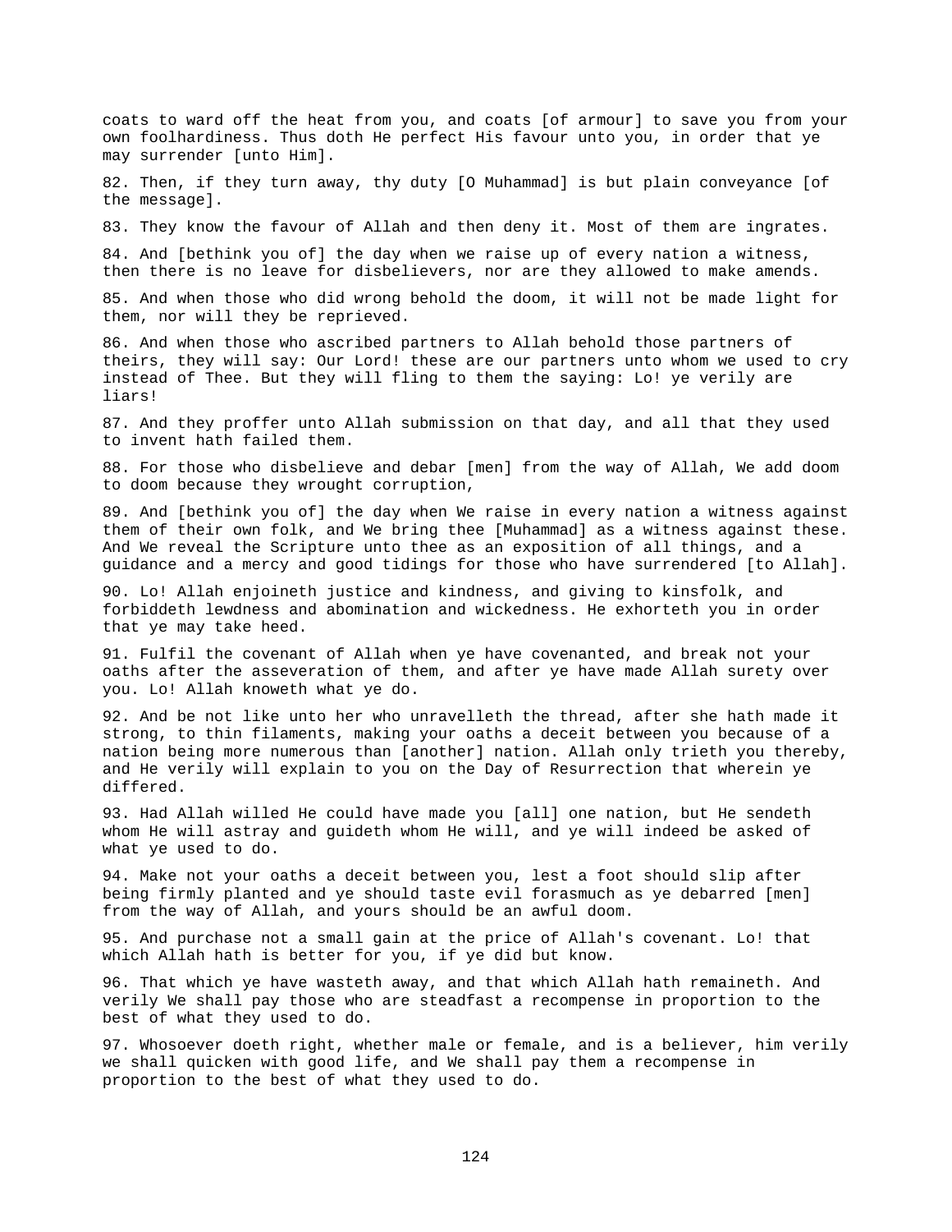coats to ward off the heat from you, and coats [of armour] to save you from your own foolhardiness. Thus doth He perfect His favour unto you, in order that ye may surrender [unto Him].

82. Then, if they turn away, thy duty [O Muhammad] is but plain conveyance [of the message].

83. They know the favour of Allah and then deny it. Most of them are ingrates.

84. And [bethink you of] the day when we raise up of every nation a witness, then there is no leave for disbelievers, nor are they allowed to make amends.

85. And when those who did wrong behold the doom, it will not be made light for them, nor will they be reprieved.

86. And when those who ascribed partners to Allah behold those partners of theirs, they will say: Our Lord! these are our partners unto whom we used to cry instead of Thee. But they will fling to them the saying: Lo! ye verily are liars!

87. And they proffer unto Allah submission on that day, and all that they used to invent hath failed them.

88. For those who disbelieve and debar [men] from the way of Allah, We add doom to doom because they wrought corruption,

89. And [bethink you of] the day when We raise in every nation a witness against them of their own folk, and We bring thee [Muhammad] as a witness against these. And We reveal the Scripture unto thee as an exposition of all things, and a guidance and a mercy and good tidings for those who have surrendered [to Allah].

90. Lo! Allah enjoineth justice and kindness, and giving to kinsfolk, and forbiddeth lewdness and abomination and wickedness. He exhorteth you in order that ye may take heed.

91. Fulfil the covenant of Allah when ye have covenanted, and break not your oaths after the asseveration of them, and after ye have made Allah surety over you. Lo! Allah knoweth what ye do.

92. And be not like unto her who unravelleth the thread, after she hath made it strong, to thin filaments, making your oaths a deceit between you because of a nation being more numerous than [another] nation. Allah only trieth you thereby, and He verily will explain to you on the Day of Resurrection that wherein ye differed.

93. Had Allah willed He could have made you [all] one nation, but He sendeth whom He will astray and guideth whom He will, and ye will indeed be asked of what ye used to do.

94. Make not your oaths a deceit between you, lest a foot should slip after being firmly planted and ye should taste evil forasmuch as ye debarred [men] from the way of Allah, and yours should be an awful doom.

95. And purchase not a small gain at the price of Allah's covenant. Lo! that which Allah hath is better for you, if ye did but know.

96. That which ye have wasteth away, and that which Allah hath remaineth. And verily We shall pay those who are steadfast a recompense in proportion to the best of what they used to do.

97. Whosoever doeth right, whether male or female, and is a believer, him verily we shall quicken with good life, and We shall pay them a recompense in proportion to the best of what they used to do.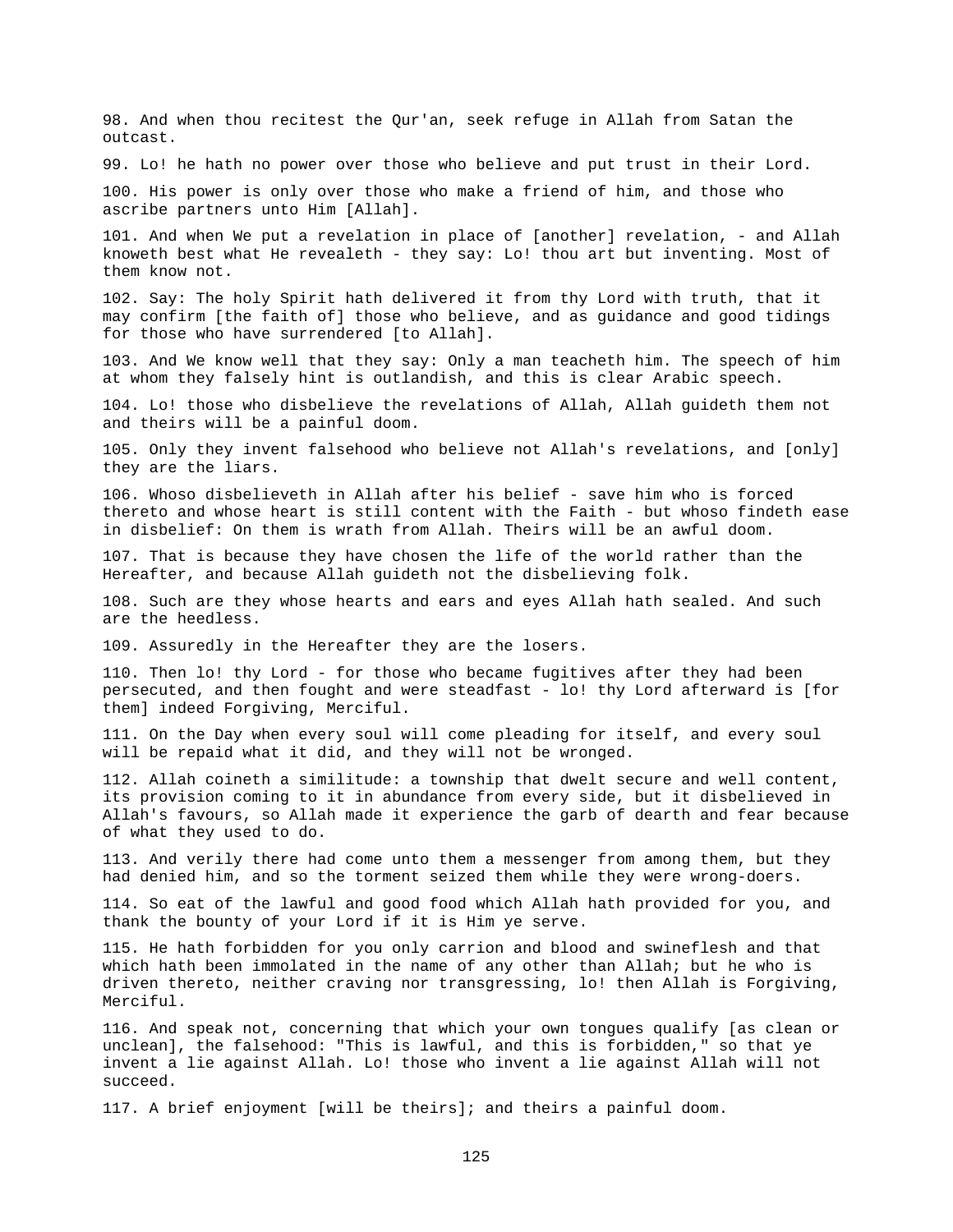98. And when thou recitest the Qur'an, seek refuge in Allah from Satan the outcast.

99. Lo! he hath no power over those who believe and put trust in their Lord.

100. His power is only over those who make a friend of him, and those who ascribe partners unto Him [Allah].

101. And when We put a revelation in place of [another] revelation, - and Allah knoweth best what He revealeth - they say: Lo! thou art but inventing. Most of them know not.

102. Say: The holy Spirit hath delivered it from thy Lord with truth, that it may confirm [the faith of] those who believe, and as guidance and good tidings for those who have surrendered [to Allah].

103. And We know well that they say: Only a man teacheth him. The speech of him at whom they falsely hint is outlandish, and this is clear Arabic speech.

104. Lo! those who disbelieve the revelations of Allah, Allah guideth them not and theirs will be a painful doom.

105. Only they invent falsehood who believe not Allah's revelations, and [only] they are the liars.

106. Whoso disbelieveth in Allah after his belief - save him who is forced thereto and whose heart is still content with the Faith - but whoso findeth ease in disbelief: On them is wrath from Allah. Theirs will be an awful doom.

107. That is because they have chosen the life of the world rather than the Hereafter, and because Allah guideth not the disbelieving folk.

108. Such are they whose hearts and ears and eyes Allah hath sealed. And such are the heedless.

109. Assuredly in the Hereafter they are the losers.

110. Then lo! thy Lord - for those who became fugitives after they had been persecuted, and then fought and were steadfast - lo! thy Lord afterward is [for them] indeed Forgiving, Merciful.

111. On the Day when every soul will come pleading for itself, and every soul will be repaid what it did, and they will not be wronged.

112. Allah coineth a similitude: a township that dwelt secure and well content, its provision coming to it in abundance from every side, but it disbelieved in Allah's favours, so Allah made it experience the garb of dearth and fear because of what they used to do.

113. And verily there had come unto them a messenger from among them, but they had denied him, and so the torment seized them while they were wrong-doers.

114. So eat of the lawful and good food which Allah hath provided for you, and thank the bounty of your Lord if it is Him ye serve.

115. He hath forbidden for you only carrion and blood and swineflesh and that which hath been immolated in the name of any other than Allah; but he who is driven thereto, neither craving nor transgressing, lo! then Allah is Forgiving, Merciful.

116. And speak not, concerning that which your own tongues qualify [as clean or unclean], the falsehood: "This is lawful, and this is forbidden," so that ye invent a lie against Allah. Lo! those who invent a lie against Allah will not succeed.

117. A brief enjoyment [will be theirs]; and theirs a painful doom.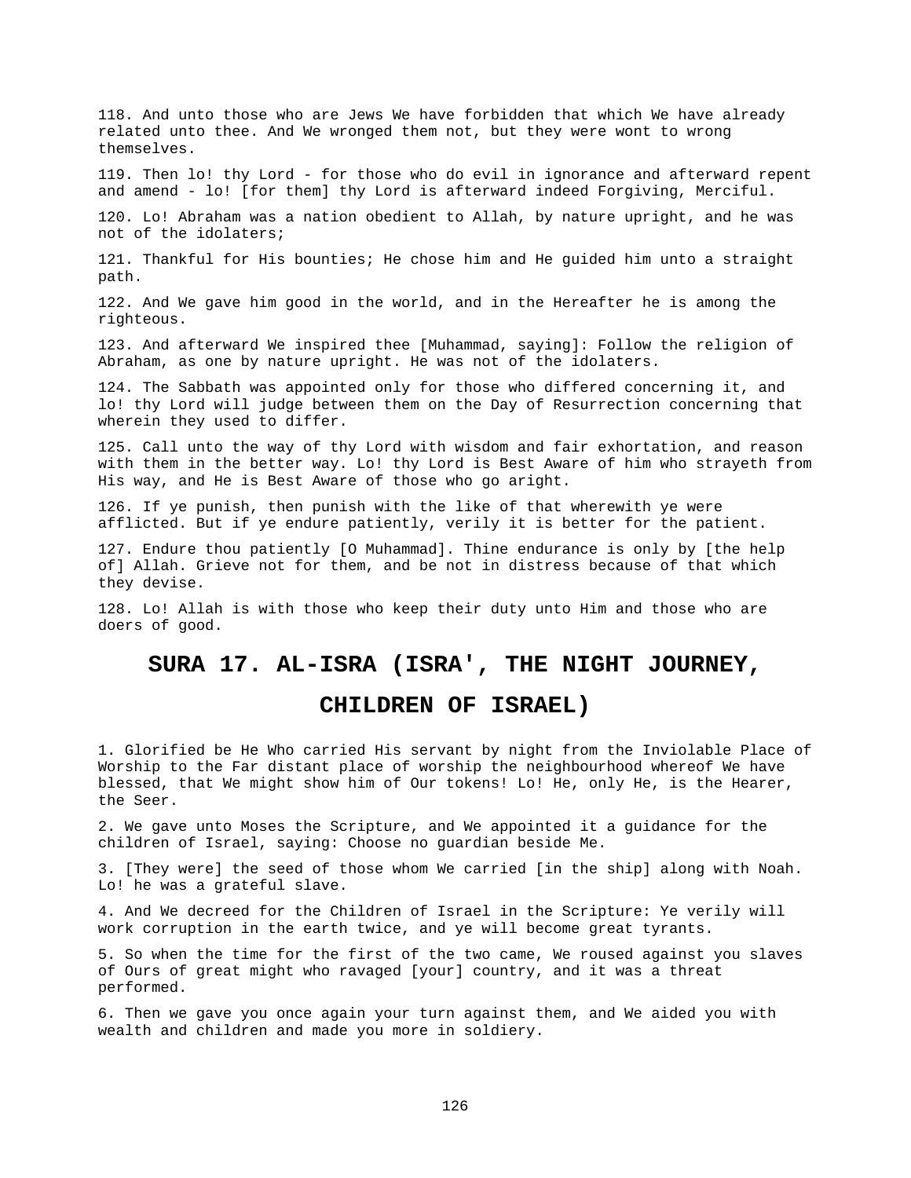118. And unto those who are Jews We have forbidden that which We have already related unto thee. And We wronged them not, but they were wont to wrong themselves.

119. Then lo! thy Lord - for those who do evil in ignorance and afterward repent and amend - lo! [for them] thy Lord is afterward indeed Forgiving, Merciful.

120. Lo! Abraham was a nation obedient to Allah, by nature upright, and he was not of the idolaters;

121. Thankful for His bounties; He chose him and He guided him unto a straight path.

122. And We gave him good in the world, and in the Hereafter he is among the righteous.

123. And afterward We inspired thee [Muhammad, saying]: Follow the religion of Abraham, as one by nature upright. He was not of the idolaters.

124. The Sabbath was appointed only for those who differed concerning it, and lo! thy Lord will judge between them on the Day of Resurrection concerning that wherein they used to differ.

125. Call unto the way of thy Lord with wisdom and fair exhortation, and reason with them in the better way. Lo! thy Lord is Best Aware of him who strayeth from His way, and He is Best Aware of those who go aright.

126. If ye punish, then punish with the like of that wherewith ye were afflicted. But if ye endure patiently, verily it is better for the patient.

127. Endure thou patiently [O Muhammad]. Thine endurance is only by [the help of] Allah. Grieve not for them, and be not in distress because of that which they devise.

128. Lo! Allah is with those who keep their duty unto Him and those who are doers of good.

## SURA 17. AL-ISRA (ISRA', THE NIGHT JOURNEY, CHILDREN OF ISRAEL)

1. Glorified be He Who carried His servant by night from the Inviolable Place of Worship to the Far distant place of worship the neighbourhood whereof We have blessed, that We might show him of Our tokens! Lo! He, only He, is the Hearer, the Seer.

2. We gave unto Moses the Scripture, and We appointed it a guidance for the children of Israel, saying: Choose no guardian beside Me.

3. [They were] the seed of those whom We carried [in the ship] along with Noah. Lo! he was a grateful slave.

4. And We decreed for the Children of Israel in the Scripture: Ye verily will work corruption in the earth twice, and ye will become great tyrants.

5. So when the time for the first of the two came, We roused against you slaves of Ours of great might who ravaged [your] country, and it was a threat performed.

6. Then we gave you once again your turn against them, and We aided you with wealth and children and made you more in soldiery.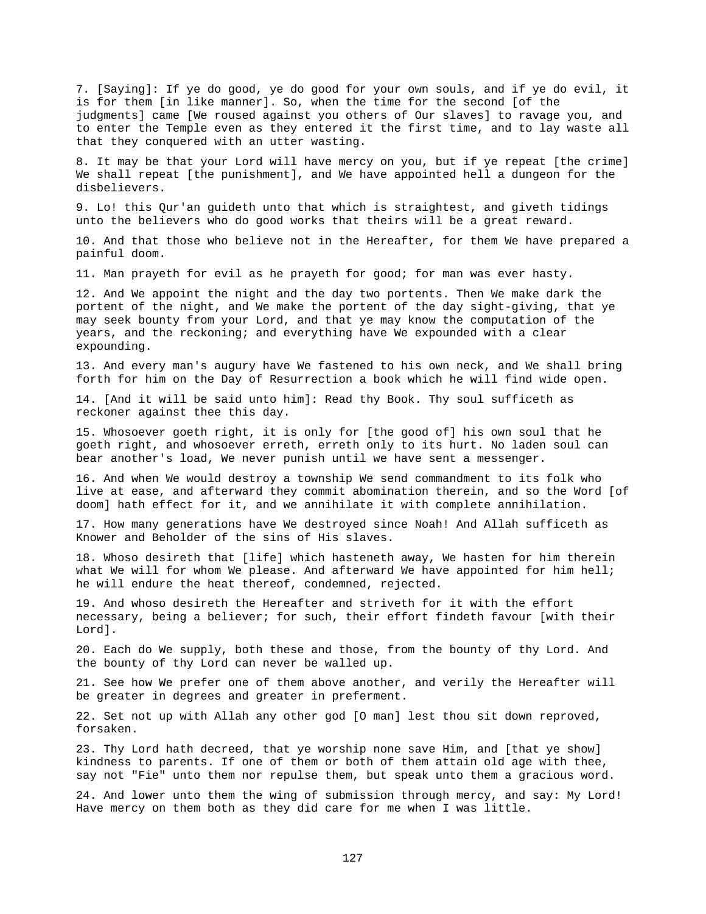7. [Saying]: If ye do good, ye do good for your own souls, and if ye do evil, it is for them [in like manner]. So, when the time for the second [of the judgments] came [We roused against you others of Our slaves] to ravage you, and to enter the Temple even as they entered it the first time, and to lay waste all that they conquered with an utter wasting.

8. It may be that your Lord will have mercy on you, but if ye repeat [the crime] We shall repeat [the punishment], and We have appointed hell a dungeon for the disbelievers.

9. Lo! this Qur'an guideth unto that which is straightest, and giveth tidings unto the believers who do good works that theirs will be a great reward.

10. And that those who believe not in the Hereafter, for them We have prepared a painful doom.

11. Man prayeth for evil as he prayeth for good; for man was ever hasty.

12. And We appoint the night and the day two portents. Then We make dark the portent of the night, and We make the portent of the day sight-giving, that ye may seek bounty from your Lord, and that ye may know the computation of the years, and the reckoning; and everything have We expounded with a clear expounding.

13. And every man's augury have We fastened to his own neck, and We shall bring forth for him on the Day of Resurrection a book which he will find wide open.

14. [And it will be said unto him]: Read thy Book. Thy soul sufficeth as reckoner against thee this day.

15. Whosoever goeth right, it is only for [the good of] his own soul that he goeth right, and whosoever erreth, erreth only to its hurt. No laden soul can bear another's load, We never punish until we have sent a messenger.

16. And when We would destroy a township We send commandment to its folk who live at ease, and afterward they commit abomination therein, and so the Word [of doom] hath effect for it, and we annihilate it with complete annihilation.

17. How many generations have We destroyed since Noah! And Allah sufficeth as Knower and Beholder of the sins of His slaves.

18. Whoso desireth that [life] which hasteneth away, We hasten for him therein what We will for whom We please. And afterward We have appointed for him hell; he will endure the heat thereof, condemned, rejected.

19. And whoso desireth the Hereafter and striveth for it with the effort necessary, being a believer; for such, their effort findeth favour [with their Lord].

20. Each do We supply, both these and those, from the bounty of thy Lord. And the bounty of thy Lord can never be walled up.

21. See how We prefer one of them above another, and verily the Hereafter will be greater in degrees and greater in preferment.

22. Set not up with Allah any other god [O man] lest thou sit down reproved, forsaken.

23. Thy Lord hath decreed, that ye worship none save Him, and [that ye show] kindness to parents. If one of them or both of them attain old age with thee, say not "Fie" unto them nor repulse them, but speak unto them a gracious word.

24. And lower unto them the wing of submission through mercy, and say: My Lord! Have mercy on them both as they did care for me when I was little.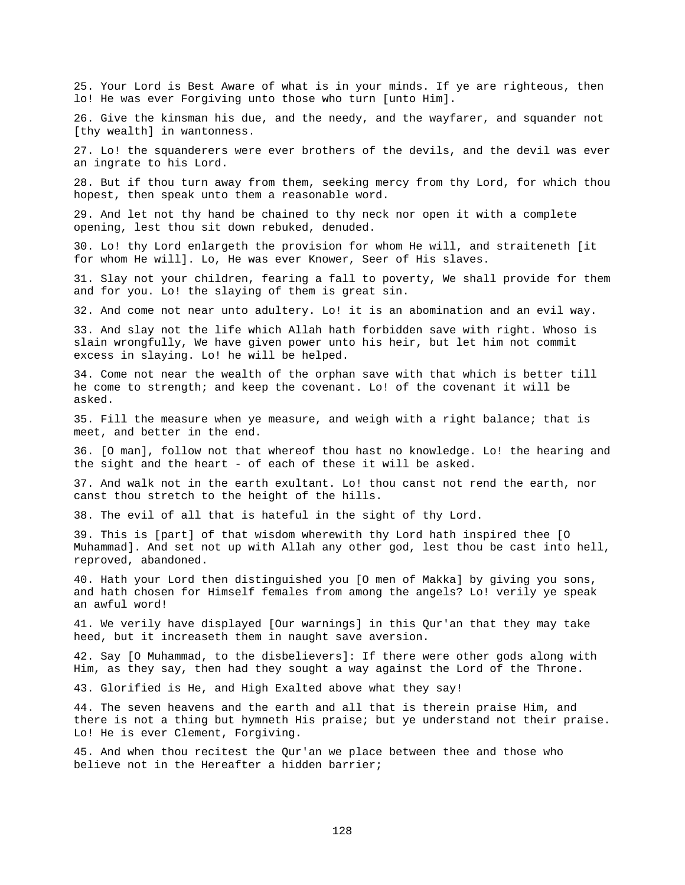25. Your Lord is Best Aware of what is in your minds. If ye are righteous, then lo! He was ever Forgiving unto those who turn [unto Him].

26. Give the kinsman his due, and the needy, and the wayfarer, and squander not [thy wealth] in wantonness.

27. Lo! the squanderers were ever brothers of the devils, and the devil was ever an ingrate to his Lord.

28. But if thou turn away from them, seeking mercy from thy Lord, for which thou hopest, then speak unto them a reasonable word.

29. And let not thy hand be chained to thy neck nor open it with a complete opening, lest thou sit down rebuked, denuded.

30. Lo! thy Lord enlargeth the provision for whom He will, and straiteneth [it for whom He will]. Lo, He was ever Knower, Seer of His slaves.

31. Slay not your children, fearing a fall to poverty, We shall provide for them and for you. Lo! the slaying of them is great sin.

32. And come not near unto adultery. Lo! it is an abomination and an evil way.

33. And slay not the life which Allah hath forbidden save with right. Whoso is slain wrongfully, We have given power unto his heir, but let him not commit excess in slaying. Lo! he will be helped.

34. Come not near the wealth of the orphan save with that which is better till he come to strength; and keep the covenant. Lo! of the covenant it will be asked.

35. Fill the measure when ye measure, and weigh with a right balance; that is meet, and better in the end.

36. [O man], follow not that whereof thou hast no knowledge. Lo! the hearing and the sight and the heart - of each of these it will be asked.

37. And walk not in the earth exultant. Lo! thou canst not rend the earth, nor canst thou stretch to the height of the hills.

38. The evil of all that is hateful in the sight of thy Lord.

39. This is [part] of that wisdom wherewith thy Lord hath inspired thee [O Muhammad]. And set not up with Allah any other god, lest thou be cast into hell, reproved, abandoned.

40. Hath your Lord then distinguished you [O men of Makka] by giving you sons, and hath chosen for Himself females from among the angels? Lo! verily ye speak an awful word!

41. We verily have displayed [Our warnings] in this Qur'an that they may take heed, but it increaseth them in naught save aversion.

42. Say [O Muhammad, to the disbelievers]: If there were other gods along with Him, as they say, then had they sought a way against the Lord of the Throne.

43. Glorified is He, and High Exalted above what they say!

44. The seven heavens and the earth and all that is therein praise Him, and there is not a thing but hymneth His praise; but ye understand not their praise. Lo! He is ever Clement, Forgiving.

45. And when thou recitest the Qur'an we place between thee and those who believe not in the Hereafter a hidden barrier;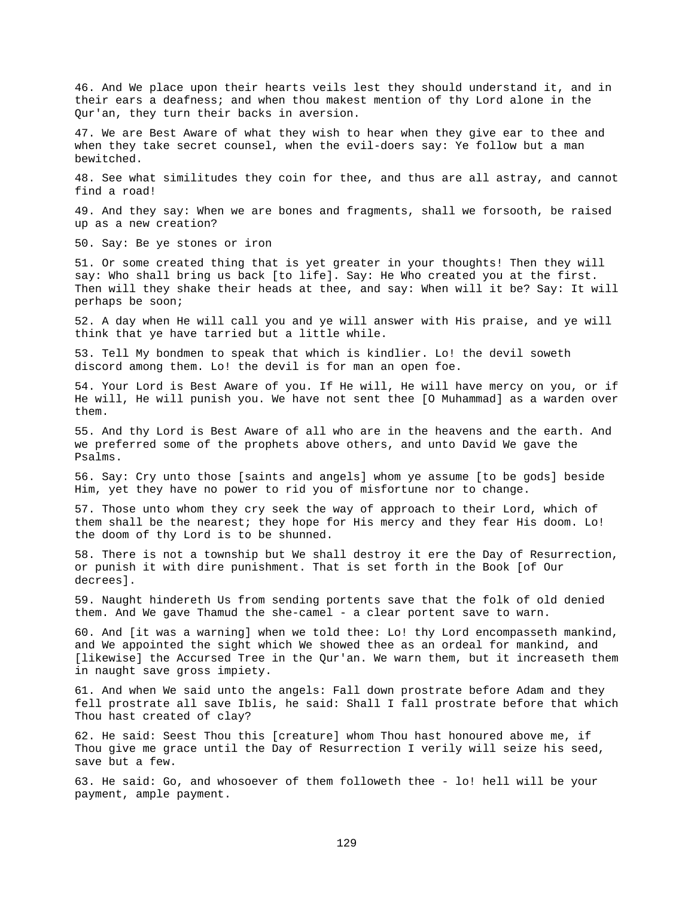46. And We place upon their hearts veils lest they should understand it, and in their ears a deafness; and when thou makest mention of thy Lord alone in the Qur'an, they turn their backs in aversion.

47. We are Best Aware of what they wish to hear when they give ear to thee and when they take secret counsel, when the evil-doers say: Ye follow but a man bewitched.

48. See what similitudes they coin for thee, and thus are all astray, and cannot find a road!

49. And they say: When we are bones and fragments, shall we forsooth, be raised up as a new creation?

50. Say: Be ye stones or iron

51. Or some created thing that is yet greater in your thoughts! Then they will say: Who shall bring us back [to life]. Say: He Who created you at the first. Then will they shake their heads at thee, and say: When will it be? Say: It will perhaps be soon;

52. A day when He will call you and ye will answer with His praise, and ye will think that ye have tarried but a little while.

53. Tell My bondmen to speak that which is kindlier. Lo! the devil soweth discord among them. Lo! the devil is for man an open foe.

54. Your Lord is Best Aware of you. If He will, He will have mercy on you, or if He will, He will punish you. We have not sent thee [O Muhammad] as a warden over them.

55. And thy Lord is Best Aware of all who are in the heavens and the earth. And we preferred some of the prophets above others, and unto David We gave the Psalms.

56. Say: Cry unto those [saints and angels] whom ye assume [to be gods] beside Him, yet they have no power to rid you of misfortune nor to change.

57. Those unto whom they cry seek the way of approach to their Lord, which of them shall be the nearest; they hope for His mercy and they fear His doom. Lo! the doom of thy Lord is to be shunned.

58. There is not a township but We shall destroy it ere the Day of Resurrection, or punish it with dire punishment. That is set forth in the Book [of Our decrees].

59. Naught hindereth Us from sending portents save that the folk of old denied them. And We gave Thamud the she-camel - a clear portent save to warn.

60. And [it was a warning] when we told thee: Lo! thy Lord encompasseth mankind, and We appointed the sight which We showed thee as an ordeal for mankind, and [likewise] the Accursed Tree in the Qur'an. We warn them, but it increaseth them in naught save gross impiety.

61. And when We said unto the angels: Fall down prostrate before Adam and they fell prostrate all save Iblis, he said: Shall I fall prostrate before that which Thou hast created of clay?

62. He said: Seest Thou this [creature] whom Thou hast honoured above me, if Thou give me grace until the Day of Resurrection I verily will seize his seed, save but a few.

63. He said: Go, and whosoever of them followeth thee - lo! hell will be your payment, ample payment.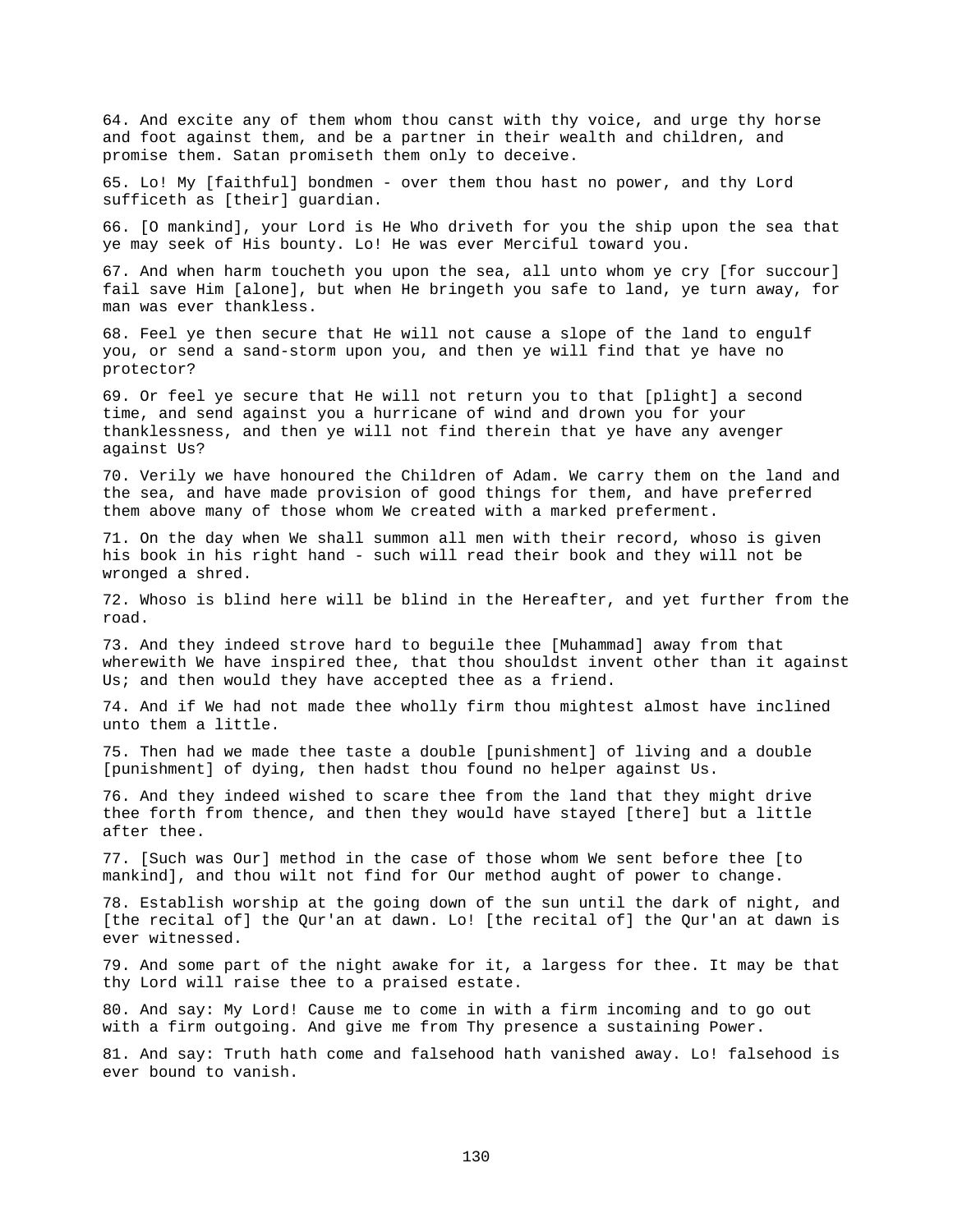64. And excite any of them whom thou canst with thy voice, and urge thy horse and foot against them, and be a partner in their wealth and children, and promise them. Satan promiseth them only to deceive.

65. Lo! My [faithful] bondmen - over them thou hast no power, and thy Lord sufficeth as [their] guardian.

66. [O mankind], your Lord is He Who driveth for you the ship upon the sea that ye may seek of His bounty. Lo! He was ever Merciful toward you.

67. And when harm toucheth you upon the sea, all unto whom ye cry [for succour] fail save Him [alone], but when He bringeth you safe to land, ye turn away, for man was ever thankless.

68. Feel ye then secure that He will not cause a slope of the land to engulf you, or send a sand-storm upon you, and then ye will find that ye have no protector?

69. Or feel ye secure that He will not return you to that [plight] a second time, and send against you a hurricane of wind and drown you for your thanklessness, and then ye will not find therein that ye have any avenger against Us?

70. Verily we have honoured the Children of Adam. We carry them on the land and the sea, and have made provision of good things for them, and have preferred them above many of those whom We created with a marked preferment.

71. On the day when We shall summon all men with their record, whoso is given his book in his right hand - such will read their book and they will not be wronged a shred.

72. Whoso is blind here will be blind in the Hereafter, and yet further from the road.

73. And they indeed strove hard to beguile thee [Muhammad] away from that wherewith We have inspired thee, that thou shouldst invent other than it against Us; and then would they have accepted thee as a friend.

74. And if We had not made thee wholly firm thou mightest almost have inclined unto them a little.

75. Then had we made thee taste a double [punishment] of living and a double [punishment] of dying, then hadst thou found no helper against Us.

76. And they indeed wished to scare thee from the land that they might drive thee forth from thence, and then they would have stayed [there] but a little after thee.

77. [Such was Our] method in the case of those whom We sent before thee [to mankind], and thou wilt not find for Our method aught of power to change.

78. Establish worship at the going down of the sun until the dark of night, and [the recital of] the Qur'an at dawn. Lo! [the recital of] the Qur'an at dawn is ever witnessed.

79. And some part of the night awake for it, a largess for thee. It may be that thy Lord will raise thee to a praised estate.

80. And say: My Lord! Cause me to come in with a firm incoming and to go out with a firm outgoing. And give me from Thy presence a sustaining Power.

81. And say: Truth hath come and falsehood hath vanished away. Lo! falsehood is ever bound to vanish.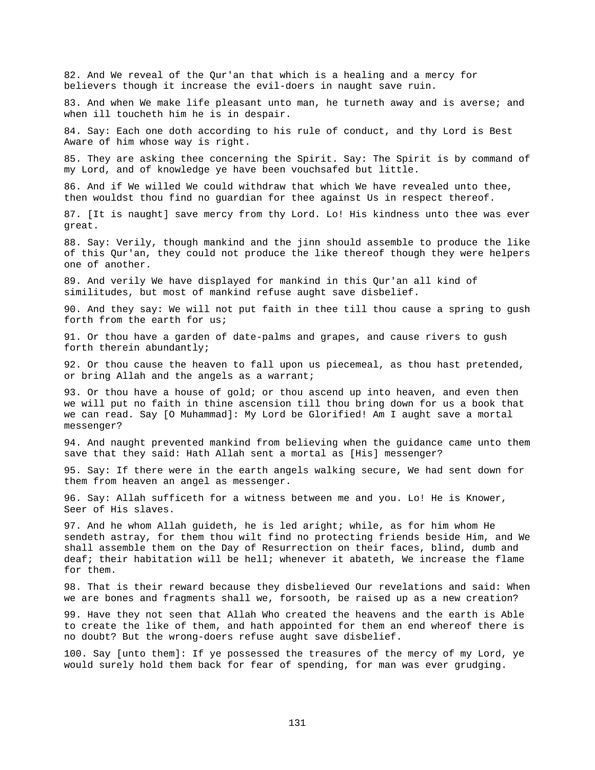82. And We reveal of the Qur'an that which is a healing and a mercy for believers though it increase the evil-doers in naught save ruin.

83. And when We make life pleasant unto man, he turneth away and is averse; and when ill toucheth him he is in despair.

84. Say: Each one doth according to his rule of conduct, and thy Lord is Best Aware of him whose way is right.

85. They are asking thee concerning the Spirit. Say: The Spirit is by command of my Lord, and of knowledge ye have been vouchsafed but little.

86. And if We willed We could withdraw that which We have revealed unto thee, then wouldst thou find no guardian for thee against Us in respect thereof.

87. [It is naught] save mercy from thy Lord. Lo! His kindness unto thee was ever great.

88. Say: Verily, though mankind and the jinn should assemble to produce the like of this Qur'an, they could not produce the like thereof though they were helpers one of another.

89. And verily We have displayed for mankind in this Qur'an all kind of similitudes, but most of mankind refuse aught save disbelief.

90. And they say: We will not put faith in thee till thou cause a spring to gush forth from the earth for us;

91. Or thou have a garden of date-palms and grapes, and cause rivers to gush forth therein abundantly;

92. Or thou cause the heaven to fall upon us piecemeal, as thou hast pretended, or bring Allah and the angels as a warrant;

93. Or thou have a house of gold; or thou ascend up into heaven, and even then we will put no faith in thine ascension till thou bring down for us a book that we can read. Say [O Muhammad]: My Lord be Glorified! Am I aught save a mortal messenger?

94. And naught prevented mankind from believing when the guidance came unto them save that they said: Hath Allah sent a mortal as [His] messenger?

95. Say: If there were in the earth angels walking secure, We had sent down for them from heaven an angel as messenger.

96. Say: Allah sufficeth for a witness between me and you. Lo! He is Knower, Seer of His slaves.

97. And he whom Allah guideth, he is led aright; while, as for him whom He sendeth astray, for them thou wilt find no protecting friends beside Him, and We shall assemble them on the Day of Resurrection on their faces, blind, dumb and deaf; their habitation will be hell; whenever it abateth, We increase the flame for them.

98. That is their reward because they disbelieved Our revelations and said: When we are bones and fragments shall we, forsooth, be raised up as a new creation?

99. Have they not seen that Allah Who created the heavens and the earth is Able to create the like of them, and hath appointed for them an end whereof there is no doubt? But the wrong-doers refuse aught save disbelief.

100. Say [unto them]: If ye possessed the treasures of the mercy of my Lord, ye would surely hold them back for fear of spending, for man was ever grudging.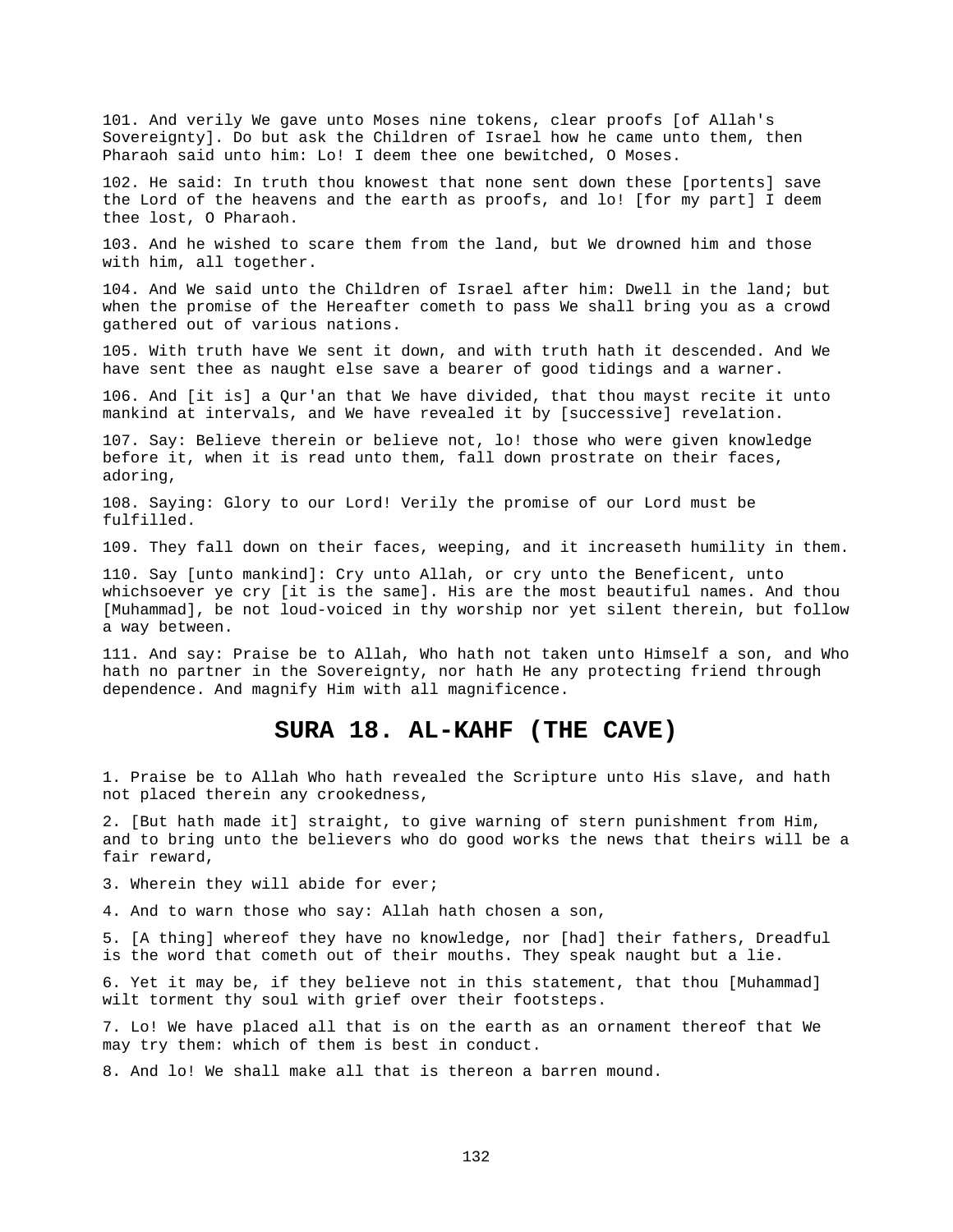101. And verily We gave unto Moses nine tokens, clear proofs [of Allah's Sovereignty]. Do but ask the Children of Israel how he came unto them, then Pharaoh said unto him: Lo! I deem thee one bewitched, O Moses.

102. He said: In truth thou knowest that none sent down these [portents] save the Lord of the heavens and the earth as proofs, and lo! [for my part] I deem thee lost, O Pharaoh.

103. And he wished to scare them from the land, but We drowned him and those with him, all together.

104. And We said unto the Children of Israel after him: Dwell in the land; but when the promise of the Hereafter cometh to pass We shall bring you as a crowd gathered out of various nations.

105. With truth have We sent it down, and with truth hath it descended. And We have sent thee as naught else save a bearer of good tidings and a warner.

106. And [it is] a Qur'an that We have divided, that thou mayst recite it unto mankind at intervals, and We have revealed it by [successive] revelation.

107. Say: Believe therein or believe not, lo! those who were given knowledge before it, when it is read unto them, fall down prostrate on their faces, adoring,

108. Saying: Glory to our Lord! Verily the promise of our Lord must be fulfilled.

109. They fall down on their faces, weeping, and it increaseth humility in them.

110. Say [unto mankind]: Cry unto Allah, or cry unto the Beneficent, unto whichsoever ye cry [it is the same]. His are the most beautiful names. And thou [Muhammad], be not loud-voiced in thy worship nor yet silent therein, but follow a way between.

111. And say: Praise be to Allah, Who hath not taken unto Himself a son, and Who hath no partner in the Sovereignty, nor hath He any protecting friend through dependence. And magnify Him with all magnificence.

## SURA 18. AL-KAHF (THE CAVE)

1. Praise be to Allah Who hath revealed the Scripture unto His slave, and hath not placed therein any crookedness,

2. [But hath made it] straight, to give warning of stern punishment from Him, and to bring unto the believers who do good works the news that theirs will be a fair reward,

3. Wherein they will abide for ever;

4. And to warn those who say: Allah hath chosen a son,

5. [A thing] whereof they have no knowledge, nor [had] their fathers, Dreadful is the word that cometh out of their mouths. They speak naught but a lie.

6. Yet it may be, if they believe not in this statement, that thou [Muhammad] wilt torment thy soul with grief over their footsteps.

7. Lo! We have placed all that is on the earth as an ornament thereof that We may try them: which of them is best in conduct.

8. And lo! We shall make all that is thereon a barren mound.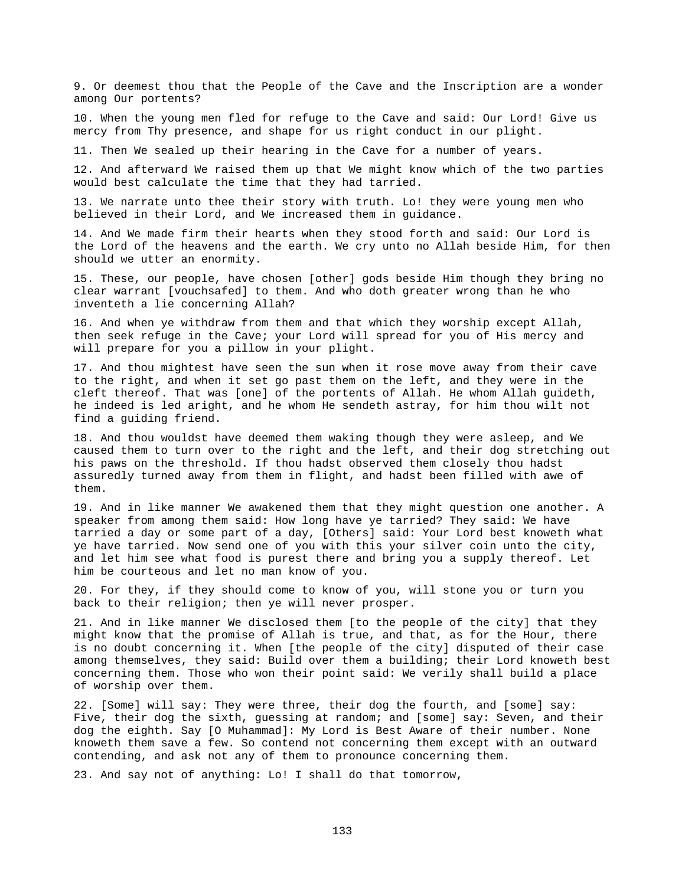9. Or deemest thou that the People of the Cave and the Inscription are a wonder among Our portents?

10. When the young men fled for refuge to the Cave and said: Our Lord! Give us mercy from Thy presence, and shape for us right conduct in our plight.

11. Then We sealed up their hearing in the Cave for a number of years.

12. And afterward We raised them up that We might know which of the two parties would best calculate the time that they had tarried.

13. We narrate unto thee their story with truth. Lo! they were young men who believed in their Lord, and We increased them in guidance.

14. And We made firm their hearts when they stood forth and said: Our Lord is the Lord of the heavens and the earth. We cry unto no Allah beside Him, for then should we utter an enormity.

15. These, our people, have chosen [other] gods beside Him though they bring no clear warrant [vouchsafed] to them. And who doth greater wrong than he who inventeth a lie concerning Allah?

16. And when ye withdraw from them and that which they worship except Allah, then seek refuge in the Cave; your Lord will spread for you of His mercy and will prepare for you a pillow in your plight.

17. And thou mightest have seen the sun when it rose move away from their cave to the right, and when it set go past them on the left, and they were in the cleft thereof. That was [one] of the portents of Allah. He whom Allah guideth, he indeed is led aright, and he whom He sendeth astray, for him thou wilt not find a guiding friend.

18. And thou wouldst have deemed them waking though they were asleep, and We caused them to turn over to the right and the left, and their dog stretching out his paws on the threshold. If thou hadst observed them closely thou hadst assuredly turned away from them in flight, and hadst been filled with awe of them.

19. And in like manner We awakened them that they might question one another. A speaker from among them said: How long have ye tarried? They said: We have tarried a day or some part of a day, [Others] said: Your Lord best knoweth what ye have tarried. Now send one of you with this your silver coin unto the city, and let him see what food is purest there and bring you a supply thereof. Let him be courteous and let no man know of you.

20. For they, if they should come to know of you, will stone you or turn you back to their religion; then ye will never prosper.

21. And in like manner We disclosed them [to the people of the city] that they might know that the promise of Allah is true, and that, as for the Hour, there is no doubt concerning it. When [the people of the city] disputed of their case among themselves, they said: Build over them a building; their Lord knoweth best concerning them. Those who won their point said: We verily shall build a place of worship over them.

22. [Some] will say: They were three, their dog the fourth, and [some] say: Five, their dog the sixth, guessing at random; and [some] say: Seven, and their dog the eighth. Say [O Muhammad]: My Lord is Best Aware of their number. None knoweth them save a few. So contend not concerning them except with an outward contending, and ask not any of them to pronounce concerning them.

23. And say not of anything: Lo! I shall do that tomorrow,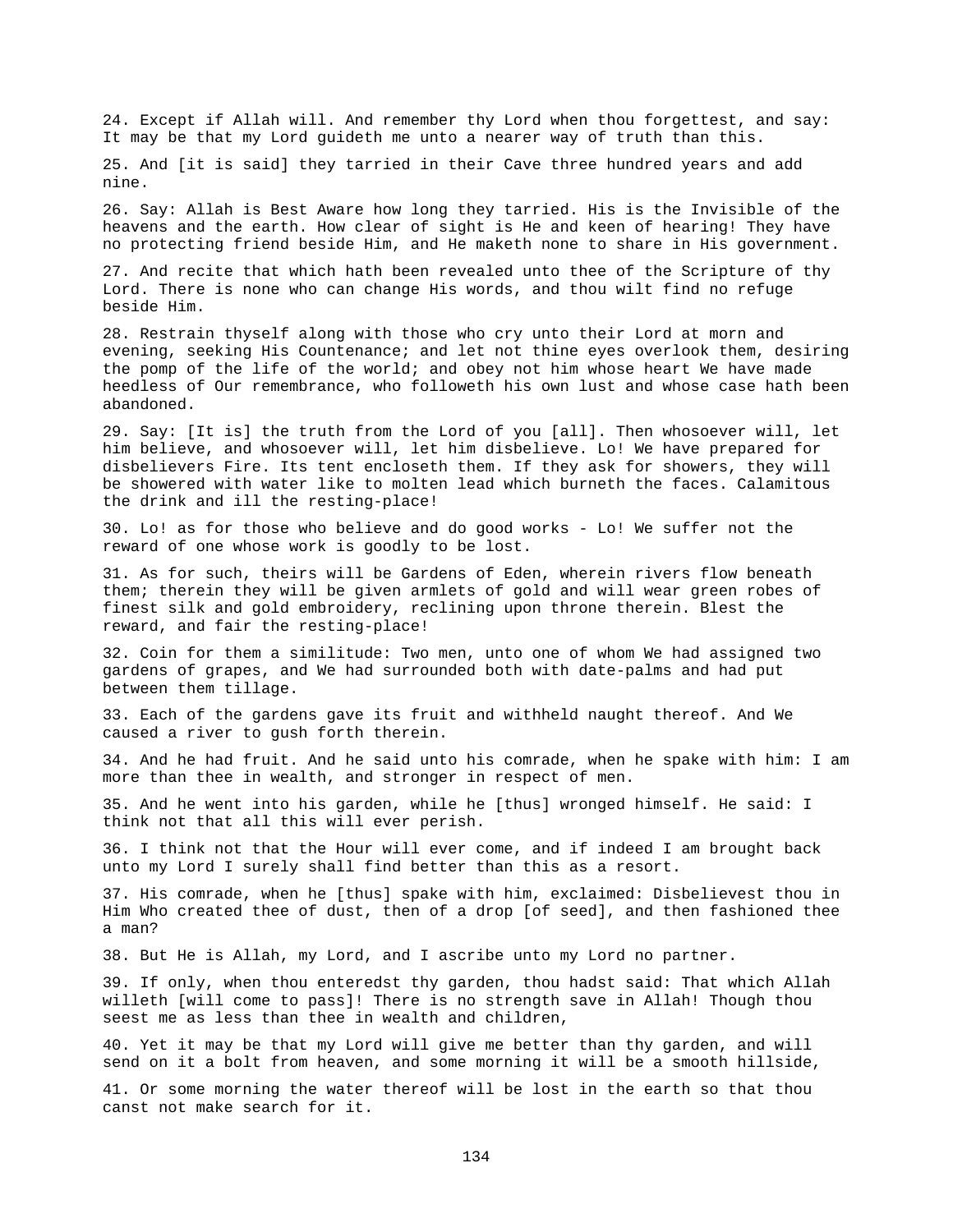24. Except if Allah will. And remember thy Lord when thou forgettest, and say: It may be that my Lord guideth me unto a nearer way of truth than this.

25. And [it is said] they tarried in their Cave three hundred years and add nine.

26. Say: Allah is Best Aware how long they tarried. His is the Invisible of the heavens and the earth. How clear of sight is He and keen of hearing! They have no protecting friend beside Him, and He maketh none to share in His government.

27. And recite that which hath been revealed unto thee of the Scripture of thy Lord. There is none who can change His words, and thou wilt find no refuge beside Him.

28. Restrain thyself along with those who cry unto their Lord at morn and evening, seeking His Countenance; and let not thine eyes overlook them, desiring the pomp of the life of the world; and obey not him whose heart We have made heedless of Our remembrance, who followeth his own lust and whose case hath been abandoned.

29. Say: [It is] the truth from the Lord of you [all]. Then whosoever will, let him believe, and whosoever will, let him disbelieve. Lo! We have prepared for disbelievers Fire. Its tent encloseth them. If they ask for showers, they will be showered with water like to molten lead which burneth the faces. Calamitous the drink and ill the resting-place!

30. Lo! as for those who believe and do good works - Lo! We suffer not the reward of one whose work is goodly to be lost.

31. As for such, theirs will be Gardens of Eden, wherein rivers flow beneath them; therein they will be given armlets of gold and will wear green robes of finest silk and gold embroidery, reclining upon throne therein. Blest the reward, and fair the resting-place!

32. Coin for them a similitude: Two men, unto one of whom We had assigned two gardens of grapes, and We had surrounded both with date-palms and had put between them tillage.

33. Each of the gardens gave its fruit and withheld naught thereof. And We caused a river to gush forth therein.

34. And he had fruit. And he said unto his comrade, when he spake with him: I am more than thee in wealth, and stronger in respect of men.

35. And he went into his garden, while he [thus] wronged himself. He said: I think not that all this will ever perish.

36. I think not that the Hour will ever come, and if indeed I am brought back unto my Lord I surely shall find better than this as a resort.

37. His comrade, when he [thus] spake with him, exclaimed: Disbelievest thou in Him Who created thee of dust, then of a drop [of seed], and then fashioned thee a man?

38. But He is Allah, my Lord, and I ascribe unto my Lord no partner.

39. If only, when thou enteredst thy garden, thou hadst said: That which Allah willeth [will come to pass]! There is no strength save in Allah! Though thou seest me as less than thee in wealth and children,

40. Yet it may be that my Lord will give me better than thy garden, and will send on it a bolt from heaven, and some morning it will be a smooth hillside,

41. Or some morning the water thereof will be lost in the earth so that thou canst not make search for it.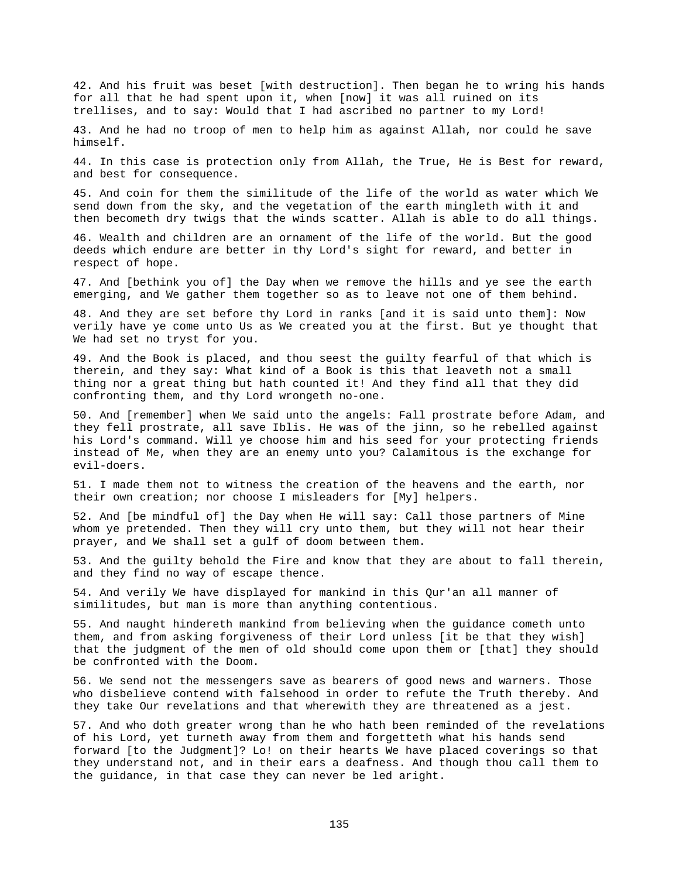42. And his fruit was beset [with destruction]. Then began he to wring his hands for all that he had spent upon it, when [now] it was all ruined on its trellises, and to say: Would that I had ascribed no partner to my Lord!

43. And he had no troop of men to help him as against Allah, nor could he save himself.

44. In this case is protection only from Allah, the True, He is Best for reward, and best for consequence.

45. And coin for them the similitude of the life of the world as water which We send down from the sky, and the vegetation of the earth mingleth with it and then becometh dry twigs that the winds scatter. Allah is able to do all things.

46. Wealth and children are an ornament of the life of the world. But the good deeds which endure are better in thy Lord's sight for reward, and better in respect of hope.

47. And [bethink you of] the Day when we remove the hills and ye see the earth emerging, and We gather them together so as to leave not one of them behind.

48. And they are set before thy Lord in ranks [and it is said unto them]: Now verily have ye come unto Us as We created you at the first. But ye thought that We had set no tryst for you.

49. And the Book is placed, and thou seest the guilty fearful of that which is therein, and they say: What kind of a Book is this that leaveth not a small thing nor a great thing but hath counted it! And they find all that they did confronting them, and thy Lord wrongeth no-one.

50. And [remember] when We said unto the angels: Fall prostrate before Adam, and they fell prostrate, all save Iblis. He was of the jinn, so he rebelled against his Lord's command. Will ye choose him and his seed for your protecting friends instead of Me, when they are an enemy unto you? Calamitous is the exchange for evil-doers.

51. I made them not to witness the creation of the heavens and the earth, nor their own creation; nor choose I misleaders for [My] helpers.

52. And [be mindful of] the Day when He will say: Call those partners of Mine whom ye pretended. Then they will cry unto them, but they will not hear their prayer, and We shall set a gulf of doom between them.

53. And the guilty behold the Fire and know that they are about to fall therein, and they find no way of escape thence.

54. And verily We have displayed for mankind in this Qur'an all manner of similitudes, but man is more than anything contentious.

55. And naught hindereth mankind from believing when the guidance cometh unto them, and from asking forgiveness of their Lord unless [it be that they wish] that the judgment of the men of old should come upon them or [that] they should be confronted with the Doom.

56. We send not the messengers save as bearers of good news and warners. Those who disbelieve contend with falsehood in order to refute the Truth thereby. And they take Our revelations and that wherewith they are threatened as a jest.

57. And who doth greater wrong than he who hath been reminded of the revelations of his Lord, yet turneth away from them and forgetteth what his hands send forward [to the Judgment]? Lo! on their hearts We have placed coverings so that they understand not, and in their ears a deafness. And though thou call them to the guidance, in that case they can never be led aright.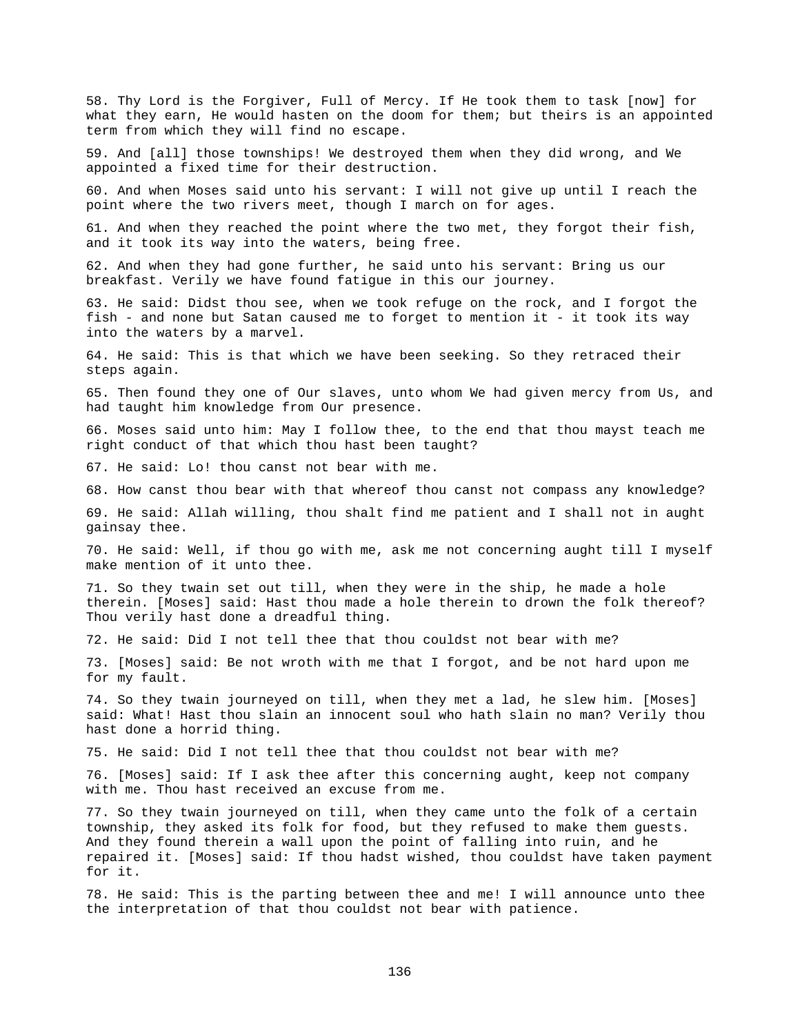58. Thy Lord is the Forgiver, Full of Mercy. If He took them to task [now] for what they earn, He would hasten on the doom for them; but theirs is an appointed term from which they will find no escape.

59. And [all] those townships! We destroyed them when they did wrong, and We appointed a fixed time for their destruction.

60. And when Moses said unto his servant: I will not give up until I reach the point where the two rivers meet, though I march on for ages.

61. And when they reached the point where the two met, they forgot their fish, and it took its way into the waters, being free.

62. And when they had gone further, he said unto his servant: Bring us our breakfast. Verily we have found fatigue in this our journey.

63. He said: Didst thou see, when we took refuge on the rock, and I forgot the fish - and none but Satan caused me to forget to mention it - it took its way into the waters by a marvel.

64. He said: This is that which we have been seeking. So they retraced their steps again.

65. Then found they one of Our slaves, unto whom We had given mercy from Us, and had taught him knowledge from Our presence.

66. Moses said unto him: May I follow thee, to the end that thou mayst teach me right conduct of that which thou hast been taught?

67. He said: Lo! thou canst not bear with me.

68. How canst thou bear with that whereof thou canst not compass any knowledge?

69. He said: Allah willing, thou shalt find me patient and I shall not in aught gainsay thee.

70. He said: Well, if thou go with me, ask me not concerning aught till I myself make mention of it unto thee.

71. So they twain set out till, when they were in the ship, he made a hole therein. [Moses] said: Hast thou made a hole therein to drown the folk thereof? Thou verily hast done a dreadful thing.

72. He said: Did I not tell thee that thou couldst not bear with me?

73. [Moses] said: Be not wroth with me that I forgot, and be not hard upon me for my fault.

74. So they twain journeyed on till, when they met a lad, he slew him. [Moses] said: What! Hast thou slain an innocent soul who hath slain no man? Verily thou hast done a horrid thing.

75. He said: Did I not tell thee that thou couldst not bear with me?

76. [Moses] said: If I ask thee after this concerning aught, keep not company with me. Thou hast received an excuse from me.

77. So they twain journeyed on till, when they came unto the folk of a certain township, they asked its folk for food, but they refused to make them guests. And they found therein a wall upon the point of falling into ruin, and he repaired it. [Moses] said: If thou hadst wished, thou couldst have taken payment for it.

78. He said: This is the parting between thee and me! I will announce unto thee the interpretation of that thou couldst not bear with patience.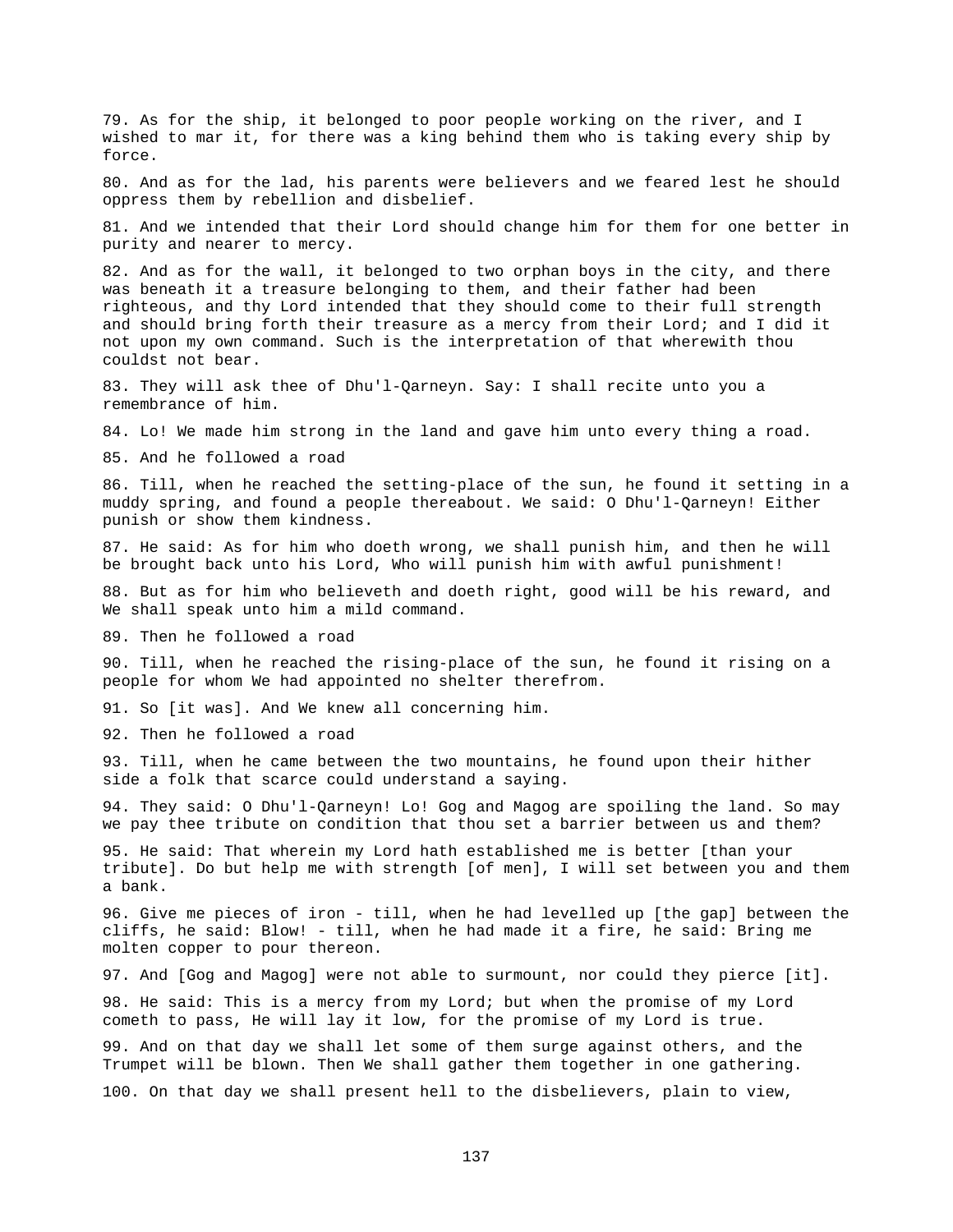79. As for the ship, it belonged to poor people working on the river, and I wished to mar it, for there was a king behind them who is taking every ship by force.

80. And as for the lad, his parents were believers and we feared lest he should oppress them by rebellion and disbelief.

81. And we intended that their Lord should change him for them for one better in purity and nearer to mercy.

82. And as for the wall, it belonged to two orphan boys in the city, and there was beneath it a treasure belonging to them, and their father had been righteous, and thy Lord intended that they should come to their full strength and should bring forth their treasure as a mercy from their Lord; and I did it not upon my own command. Such is the interpretation of that wherewith thou couldst not bear.

83. They will ask thee of Dhu'l-Qarneyn. Say: I shall recite unto you a remembrance of him.

84. Lo! We made him strong in the land and gave him unto every thing a road.

85. And he followed a road

86. Till, when he reached the setting-place of the sun, he found it setting in a muddy spring, and found a people thereabout. We said: O Dhu'l-Qarneyn! Either punish or show them kindness.

87. He said: As for him who doeth wrong, we shall punish him, and then he will be brought back unto his Lord, Who will punish him with awful punishment!

88. But as for him who believeth and doeth right, good will be his reward, and We shall speak unto him a mild command.

89. Then he followed a road

90. Till, when he reached the rising-place of the sun, he found it rising on a people for whom We had appointed no shelter therefrom.

91. So [it was]. And We knew all concerning him.

92. Then he followed a road

93. Till, when he came between the two mountains, he found upon their hither side a folk that scarce could understand a saying.

94. They said: O Dhu'l-Qarneyn! Lo! Gog and Magog are spoiling the land. So may we pay thee tribute on condition that thou set a barrier between us and them?

95. He said: That wherein my Lord hath established me is better [than your tribute]. Do but help me with strength [of men], I will set between you and them a bank.

96. Give me pieces of iron - till, when he had levelled up [the gap] between the cliffs, he said: Blow! - till, when he had made it a fire, he said: Bring me molten copper to pour thereon.

97. And [Gog and Magog] were not able to surmount, nor could they pierce [it].

98. He said: This is a mercy from my Lord; but when the promise of my Lord cometh to pass, He will lay it low, for the promise of my Lord is true.

99. And on that day we shall let some of them surge against others, and the Trumpet will be blown. Then We shall gather them together in one gathering.

100. On that day we shall present hell to the disbelievers, plain to view,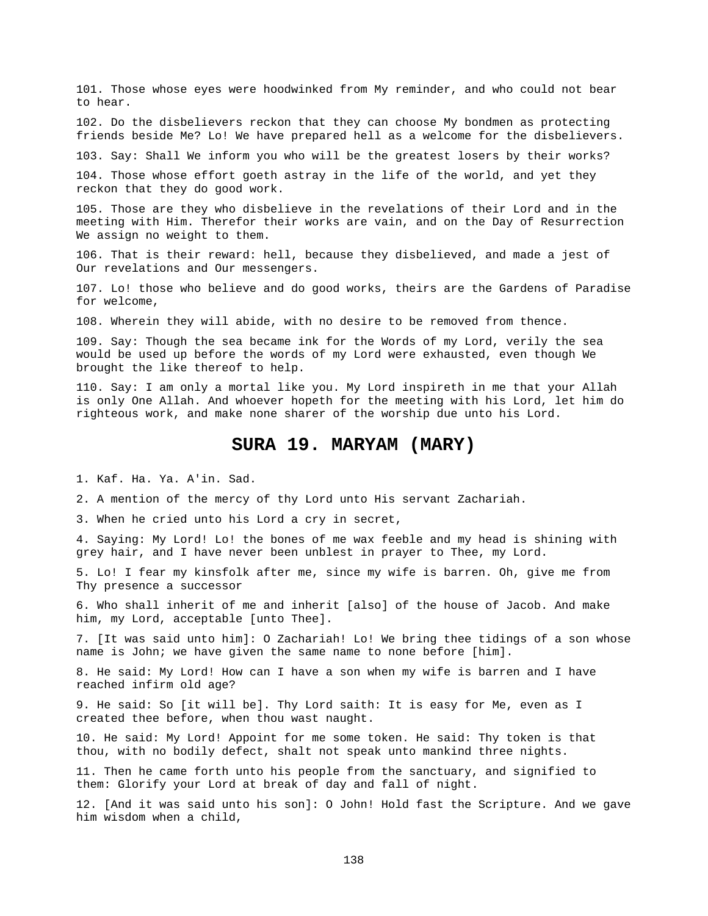101. Those whose eyes were hoodwinked from My reminder, and who could not bear to hear.

102. Do the disbelievers reckon that they can choose My bondmen as protecting friends beside Me? Lo! We have prepared hell as a welcome for the disbelievers.

103. Say: Shall We inform you who will be the greatest losers by their works?

104. Those whose effort goeth astray in the life of the world, and yet they reckon that they do good work.

105. Those are they who disbelieve in the revelations of their Lord and in the meeting with Him. Therefor their works are vain, and on the Day of Resurrection We assign no weight to them.

106. That is their reward: hell, because they disbelieved, and made a jest of Our revelations and Our messengers.

107. Lo! those who believe and do good works, theirs are the Gardens of Paradise for welcome,

108. Wherein they will abide, with no desire to be removed from thence.

109. Say: Though the sea became ink for the Words of my Lord, verily the sea would be used up before the words of my Lord were exhausted, even though We brought the like thereof to help.

110. Say: I am only a mortal like you. My Lord inspireth in me that your Allah is only One Allah. And whoever hopeth for the meeting with his Lord, let him do righteous work, and make none sharer of the worship due unto his Lord.

## SURA 19. MARYAM (MARY)

1. Kaf. Ha. Ya. A'in. Sad.

2. A mention of the mercy of thy Lord unto His servant Zachariah.

3. When he cried unto his Lord a cry in secret,

4. Saying: My Lord! Lo! the bones of me wax feeble and my head is shining with grey hair, and I have never been unblest in prayer to Thee, my Lord.

5. Lo! I fear my kinsfolk after me, since my wife is barren. Oh, give me from Thy presence a successor

6. Who shall inherit of me and inherit [also] of the house of Jacob. And make him, my Lord, acceptable [unto Thee].

7. [It was said unto him]: O Zachariah! Lo! We bring thee tidings of a son whose name is John; we have given the same name to none before [him].

8. He said: My Lord! How can I have a son when my wife is barren and I have reached infirm old age?

9. He said: So [it will be]. Thy Lord saith: It is easy for Me, even as I created thee before, when thou wast naught.

10. He said: My Lord! Appoint for me some token. He said: Thy token is that thou, with no bodily defect, shalt not speak unto mankind three nights.

11. Then he came forth unto his people from the sanctuary, and signified to them: Glorify your Lord at break of day and fall of night.

12. [And it was said unto his son]: O John! Hold fast the Scripture. And we gave him wisdom when a child,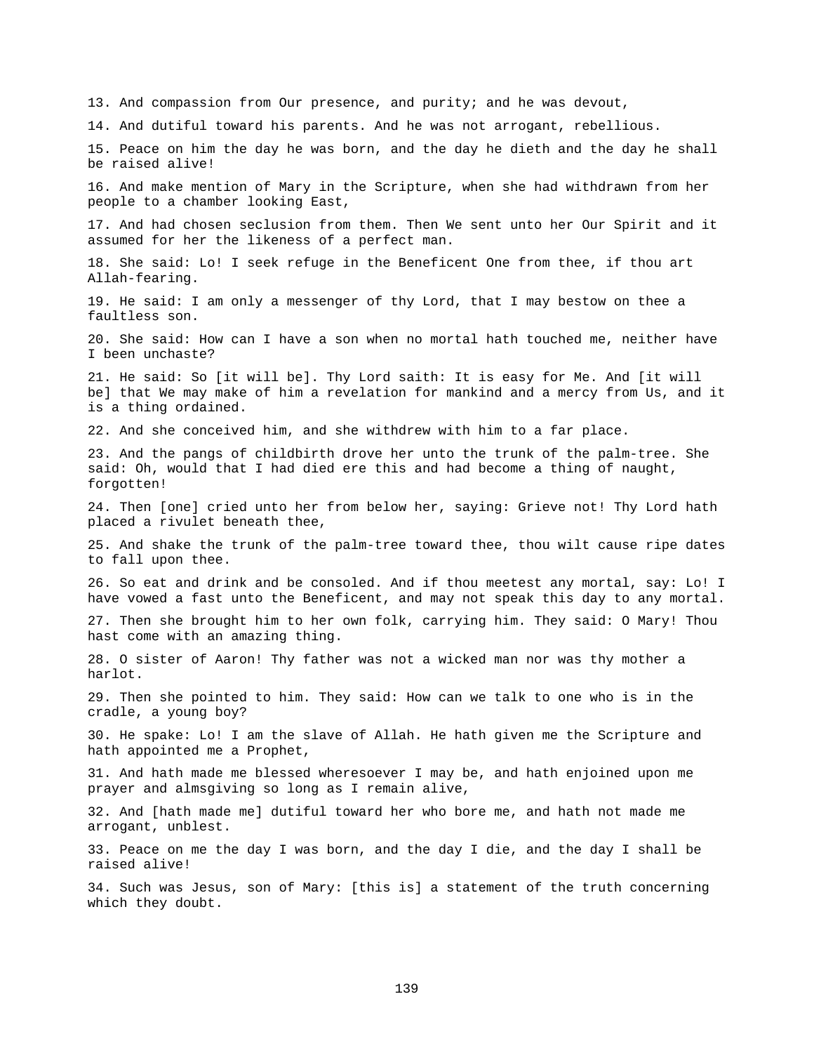13. And compassion from Our presence, and purity; and he was devout,

14. And dutiful toward his parents. And he was not arrogant, rebellious.

15. Peace on him the day he was born, and the day he dieth and the day he shall be raised alive!

16. And make mention of Mary in the Scripture, when she had withdrawn from her people to a chamber looking East,

17. And had chosen seclusion from them. Then We sent unto her Our Spirit and it assumed for her the likeness of a perfect man.

18. She said: Lo! I seek refuge in the Beneficent One from thee, if thou art Allah-fearing.

19. He said: I am only a messenger of thy Lord, that I may bestow on thee a faultless son.

20. She said: How can I have a son when no mortal hath touched me, neither have I been unchaste?

21. He said: So [it will be]. Thy Lord saith: It is easy for Me. And [it will be] that We may make of him a revelation for mankind and a mercy from Us, and it is a thing ordained.

22. And she conceived him, and she withdrew with him to a far place.

23. And the pangs of childbirth drove her unto the trunk of the palm-tree. She said: Oh, would that I had died ere this and had become a thing of naught, forgotten!

24. Then [one] cried unto her from below her, saying: Grieve not! Thy Lord hath placed a rivulet beneath thee,

25. And shake the trunk of the palm-tree toward thee, thou wilt cause ripe dates to fall upon thee.

26. So eat and drink and be consoled. And if thou meetest any mortal, say: Lo! I have vowed a fast unto the Beneficent, and may not speak this day to any mortal.

27. Then she brought him to her own folk, carrying him. They said: O Mary! Thou hast come with an amazing thing.

28. O sister of Aaron! Thy father was not a wicked man nor was thy mother a harlot.

29. Then she pointed to him. They said: How can we talk to one who is in the cradle, a young boy?

30. He spake: Lo! I am the slave of Allah. He hath given me the Scripture and hath appointed me a Prophet,

31. And hath made me blessed wheresoever I may be, and hath enjoined upon me prayer and almsgiving so long as I remain alive,

32. And [hath made me] dutiful toward her who bore me, and hath not made me arrogant, unblest.

33. Peace on me the day I was born, and the day I die, and the day I shall be raised alive!

34. Such was Jesus, son of Mary: [this is] a statement of the truth concerning which they doubt.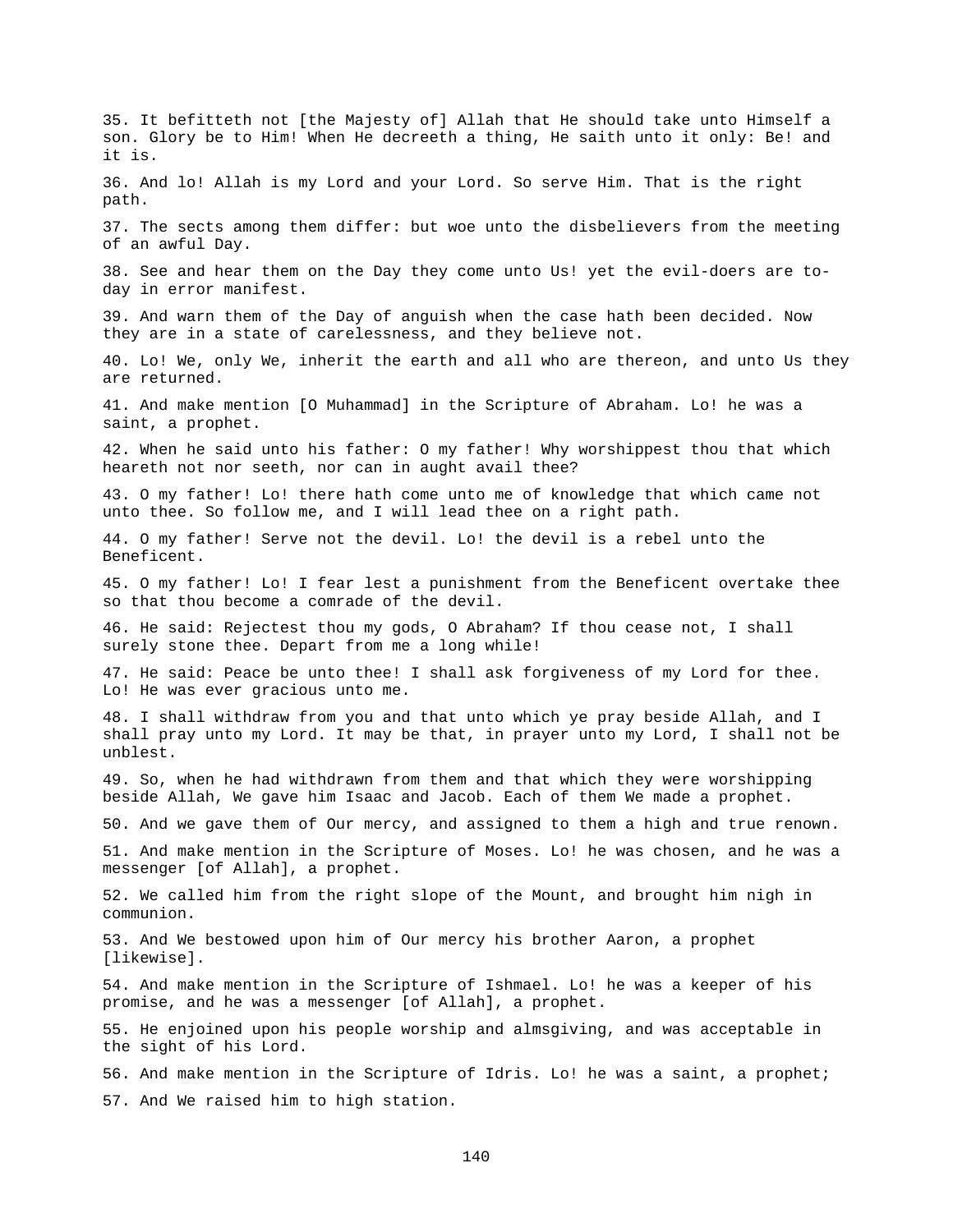35. It befitteth not [the Majesty of] Allah that He should take unto Himself a son. Glory be to Him! When He decreeth a thing, He saith unto it only: Be! and it is.

36. And lo! Allah is my Lord and your Lord. So serve Him. That is the right path.

37. The sects among them differ: but woe unto the disbelievers from the meeting of an awful Day.

38. See and hear them on the Day they come unto Us! yet the evil-doers are to-day in error manifest.

39. And warn them of the Day of anguish when the case hath been decided. Now they are in a state of carelessness, and they believe not.

40. Lo! We, only We, inherit the earth and all who are thereon, and unto Us they are returned.

41. And make mention [O Muhammad] in the Scripture of Abraham. Lo! he was a saint, a prophet.

42. When he said unto his father: O my father! Why worshippest thou that which heareth not nor seeth, nor can in aught avail thee?

43. O my father! Lo! there hath come unto me of knowledge that which came not unto thee. So follow me, and I will lead thee on a right path.

44. O my father! Serve not the devil. Lo! the devil is a rebel unto the Beneficent.

45. O my father! Lo! I fear lest a punishment from the Beneficent overtake thee so that thou become a comrade of the devil.

46. He said: Rejectest thou my gods, O Abraham? If thou cease not, I shall surely stone thee. Depart from me a long while!

47. He said: Peace be unto thee! I shall ask forgiveness of my Lord for thee. Lo! He was ever gracious unto me.

48. I shall withdraw from you and that unto which ye pray beside Allah, and I shall pray unto my Lord. It may be that, in prayer unto my Lord, I shall not be unblest.

49. So, when he had withdrawn from them and that which they were worshipping beside Allah, We gave him Isaac and Jacob. Each of them We made a prophet.

50. And we gave them of Our mercy, and assigned to them a high and true renown.

51. And make mention in the Scripture of Moses. Lo! he was chosen, and he was a messenger [of Allah], a prophet.

52. We called him from the right slope of the Mount, and brought him nigh in communion.

53. And We bestowed upon him of Our mercy his brother Aaron, a prophet [likewise].

54. And make mention in the Scripture of Ishmael. Lo! he was a keeper of his promise, and he was a messenger [of Allah], a prophet.

55. He enjoined upon his people worship and almsgiving, and was acceptable in the sight of his Lord.

56. And make mention in the Scripture of Idris. Lo! he was a saint, a prophet;

57. And We raised him to high station.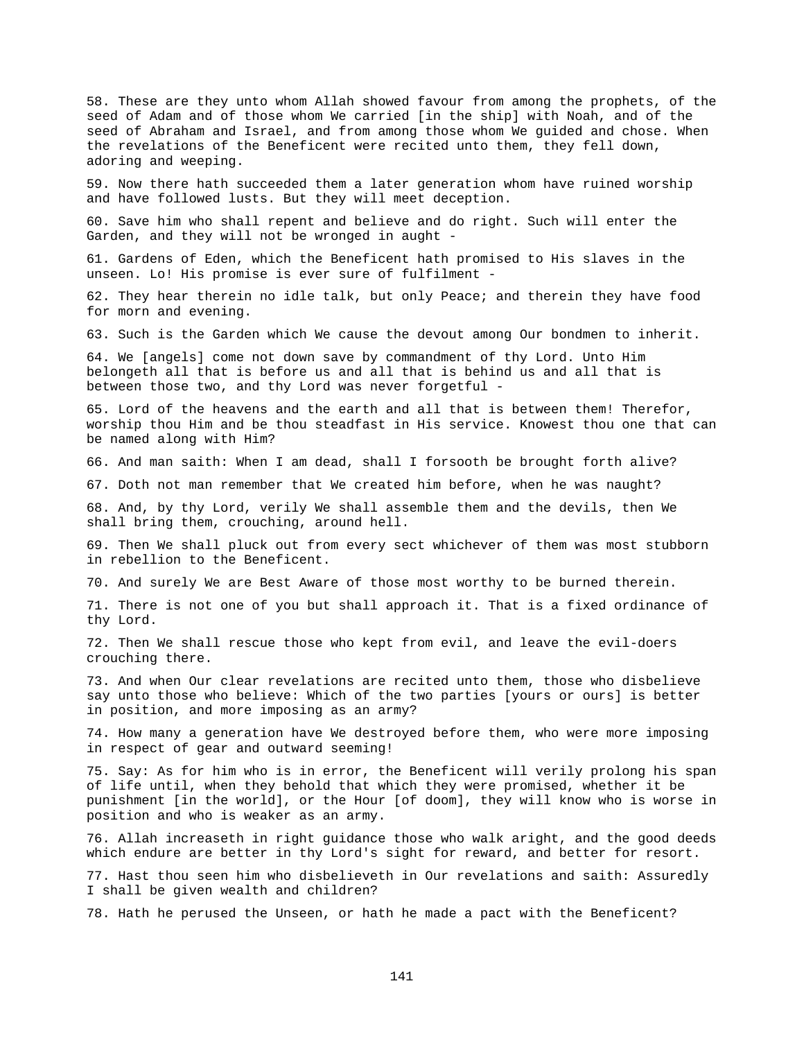58. These are they unto whom Allah showed favour from among the prophets, of the seed of Adam and of those whom We carried [in the ship] with Noah, and of the seed of Abraham and Israel, and from among those whom We guided and chose. When the revelations of the Beneficent were recited unto them, they fell down, adoring and weeping.

59. Now there hath succeeded them a later generation whom have ruined worship and have followed lusts. But they will meet deception.

60. Save him who shall repent and believe and do right. Such will enter the Garden, and they will not be wronged in aught -

61. Gardens of Eden, which the Beneficent hath promised to His slaves in the unseen. Lo! His promise is ever sure of fulfilment -

62. They hear therein no idle talk, but only Peace; and therein they have food for morn and evening.

63. Such is the Garden which We cause the devout among Our bondmen to inherit.

64. We [angels] come not down save by commandment of thy Lord. Unto Him belongeth all that is before us and all that is behind us and all that is between those two, and thy Lord was never forgetful -

65. Lord of the heavens and the earth and all that is between them! Therefor, worship thou Him and be thou steadfast in His service. Knowest thou one that can be named along with Him?

66. And man saith: When I am dead, shall I forsooth be brought forth alive?

67. Doth not man remember that We created him before, when he was naught?

68. And, by thy Lord, verily We shall assemble them and the devils, then We shall bring them, crouching, around hell.

69. Then We shall pluck out from every sect whichever of them was most stubborn in rebellion to the Beneficent.

70. And surely We are Best Aware of those most worthy to be burned therein.

71. There is not one of you but shall approach it. That is a fixed ordinance of thy Lord.

72. Then We shall rescue those who kept from evil, and leave the evil-doers crouching there.

73. And when Our clear revelations are recited unto them, those who disbelieve say unto those who believe: Which of the two parties [yours or ours] is better in position, and more imposing as an army?

74. How many a generation have We destroyed before them, who were more imposing in respect of gear and outward seeming!

75. Say: As for him who is in error, the Beneficent will verily prolong his span of life until, when they behold that which they were promised, whether it be punishment [in the world], or the Hour [of doom], they will know who is worse in position and who is weaker as an army.

76. Allah increaseth in right guidance those who walk aright, and the good deeds which endure are better in thy Lord's sight for reward, and better for resort.

77. Hast thou seen him who disbelieveth in Our revelations and saith: Assuredly I shall be given wealth and children?

78. Hath he perused the Unseen, or hath he made a pact with the Beneficent?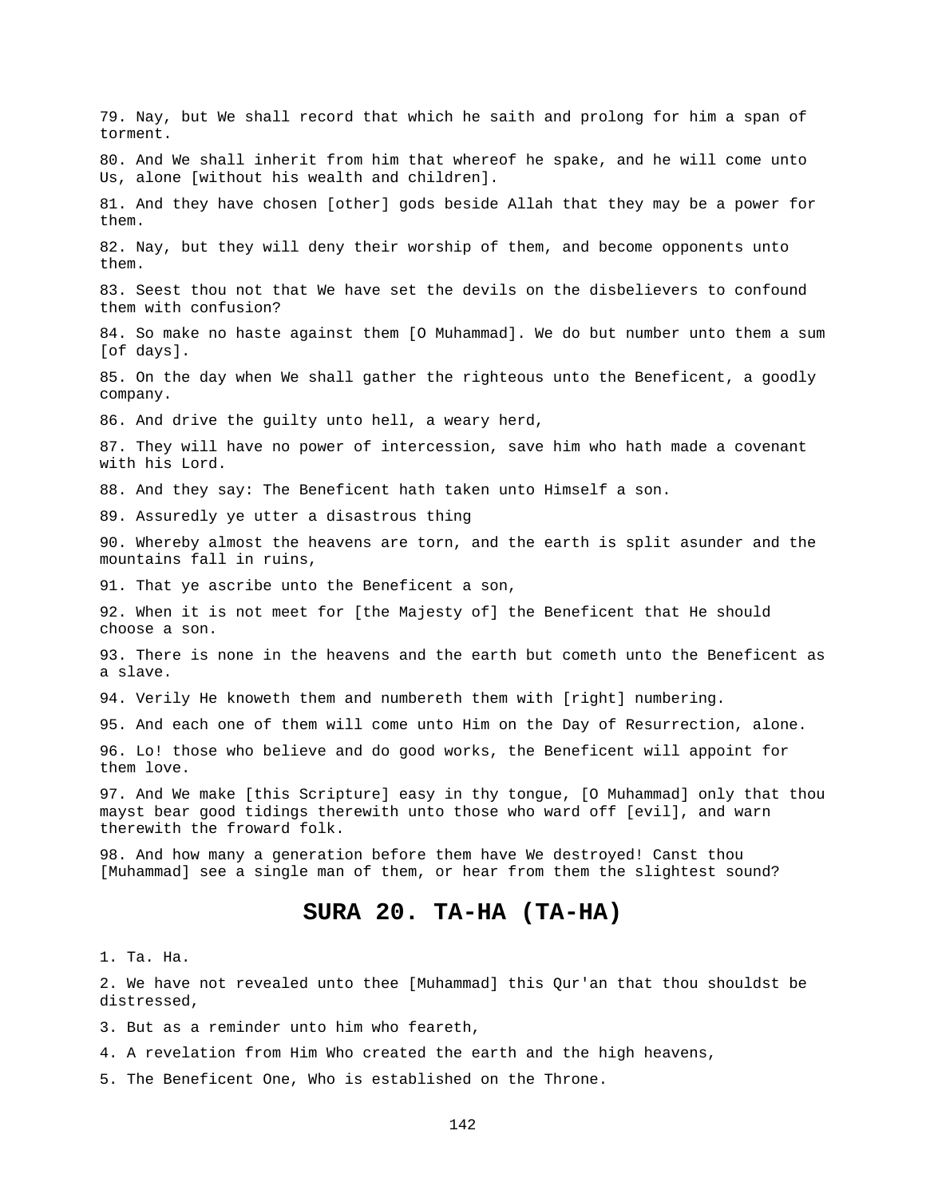79. Nay, but We shall record that which he saith and prolong for him a span of torment.

80. And We shall inherit from him that whereof he spake, and he will come unto Us, alone [without his wealth and children].

81. And they have chosen [other] gods beside Allah that they may be a power for them.

82. Nay, but they will deny their worship of them, and become opponents unto them.

83. Seest thou not that We have set the devils on the disbelievers to confound them with confusion?

84. So make no haste against them [O Muhammad]. We do but number unto them a sum [of days].

85. On the day when We shall gather the righteous unto the Beneficent, a goodly company.

86. And drive the guilty unto hell, a weary herd,

87. They will have no power of intercession, save him who hath made a covenant with his Lord.

88. And they say: The Beneficent hath taken unto Himself a son.

89. Assuredly ye utter a disastrous thing

90. Whereby almost the heavens are torn, and the earth is split asunder and the mountains fall in ruins,

91. That ye ascribe unto the Beneficent a son,

92. When it is not meet for [the Majesty of] the Beneficent that He should choose a son.

93. There is none in the heavens and the earth but cometh unto the Beneficent as a slave.

94. Verily He knoweth them and numbereth them with [right] numbering.

95. And each one of them will come unto Him on the Day of Resurrection, alone.

96. Lo! those who believe and do good works, the Beneficent will appoint for them love.

97. And We make [this Scripture] easy in thy tongue, [O Muhammad] only that thou mayst bear good tidings therewith unto those who ward off [evil], and warn therewith the froward folk.

98. And how many a generation before them have We destroyed! Canst thou [Muhammad] see a single man of them, or hear from them the slightest sound?

## SURA 20. TA-HA (TA-HA)

1. Ta. Ha.

2. We have not revealed unto thee [Muhammad] this Qur'an that thou shouldst be distressed,

3. But as a reminder unto him who feareth,

4. A revelation from Him Who created the earth and the high heavens,

5. The Beneficent One, Who is established on the Throne.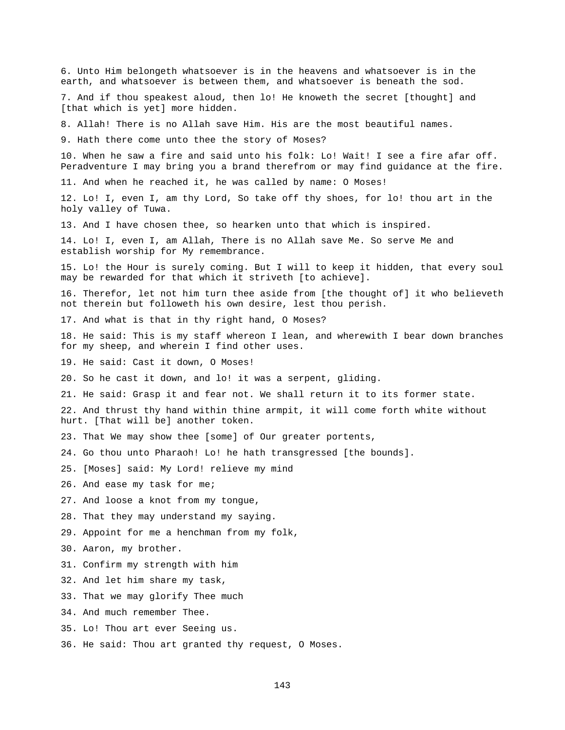6. Unto Him belongeth whatsoever is in the heavens and whatsoever is in the earth, and whatsoever is between them, and whatsoever is beneath the sod.

7. And if thou speakest aloud, then lo! He knoweth the secret [thought] and [that which is yet] more hidden.

8. Allah! There is no Allah save Him. His are the most beautiful names.

9. Hath there come unto thee the story of Moses?

10. When he saw a fire and said unto his folk: Lo! Wait! I see a fire afar off. Peradventure I may bring you a brand therefrom or may find guidance at the fire.

11. And when he reached it, he was called by name: O Moses!

12. Lo! I, even I, am thy Lord, So take off thy shoes, for lo! thou art in the holy valley of Tuwa.

13. And I have chosen thee, so hearken unto that which is inspired.

14. Lo! I, even I, am Allah, There is no Allah save Me. So serve Me and establish worship for My remembrance.

15. Lo! the Hour is surely coming. But I will to keep it hidden, that every soul may be rewarded for that which it striveth [to achieve].

16. Therefor, let not him turn thee aside from [the thought of] it who believeth not therein but followeth his own desire, lest thou perish.

17. And what is that in thy right hand, O Moses?

18. He said: This is my staff whereon I lean, and wherewith I bear down branches for my sheep, and wherein I find other uses.

19. He said: Cast it down, O Moses!

20. So he cast it down, and lo! it was a serpent, gliding.

21. He said: Grasp it and fear not. We shall return it to its former state.

22. And thrust thy hand within thine armpit, it will come forth white without hurt. [That will be] another token.

23. That We may show thee [some] of Our greater portents,

24. Go thou unto Pharaoh! Lo! he hath transgressed [the bounds].

25. [Moses] said: My Lord! relieve my mind

26. And ease my task for me;

27. And loose a knot from my tongue,

28. That they may understand my saying.

29. Appoint for me a henchman from my folk,

30. Aaron, my brother.

31. Confirm my strength with him

32. And let him share my task,

33. That we may glorify Thee much

34. And much remember Thee.

35. Lo! Thou art ever Seeing us.

36. He said: Thou art granted thy request, O Moses.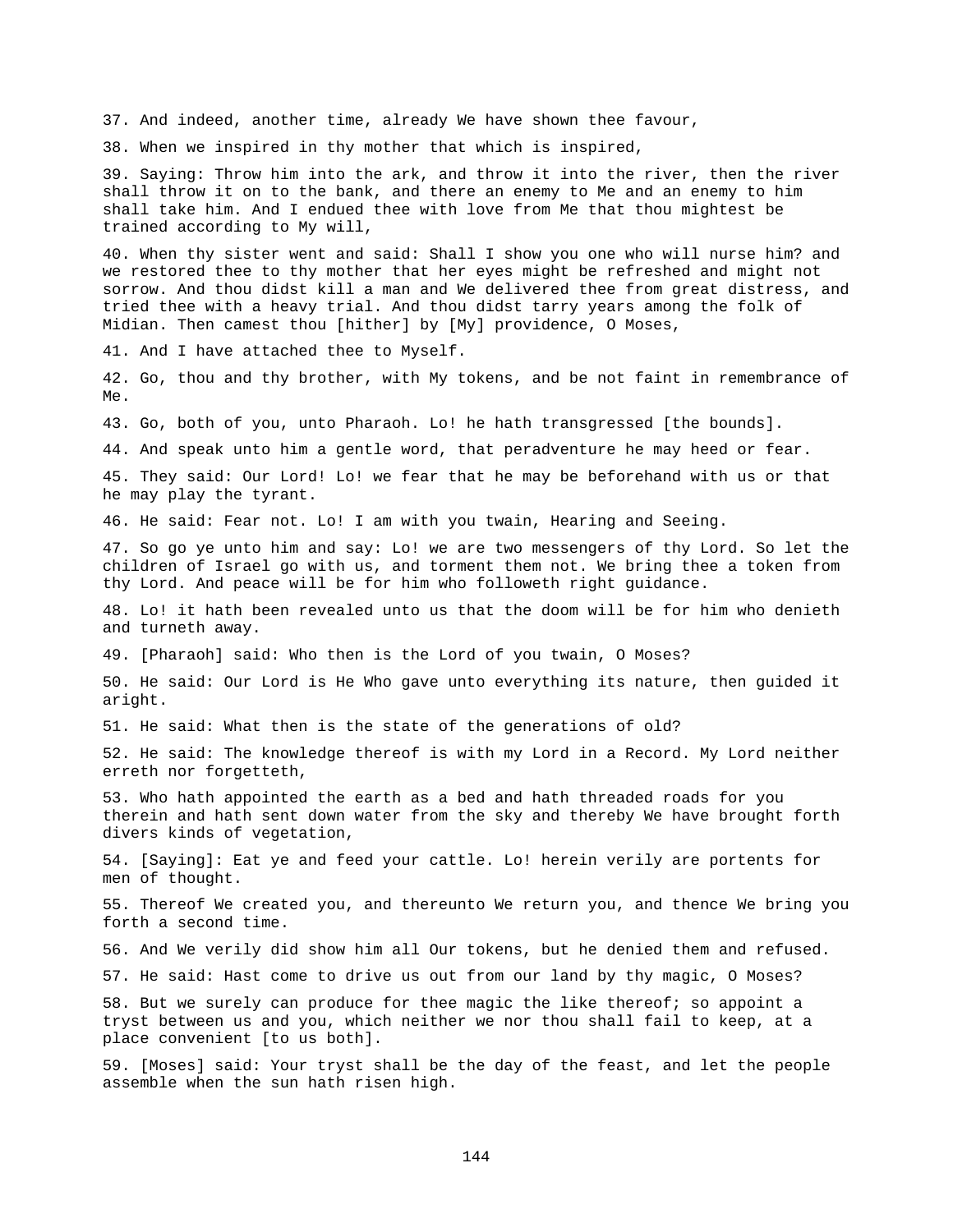37. And indeed, another time, already We have shown thee favour,

38. When we inspired in thy mother that which is inspired,

39. Saying: Throw him into the ark, and throw it into the river, then the river shall throw it on to the bank, and there an enemy to Me and an enemy to him shall take him. And I endued thee with love from Me that thou mightest be trained according to My will,

40. When thy sister went and said: Shall I show you one who will nurse him? and we restored thee to thy mother that her eyes might be refreshed and might not sorrow. And thou didst kill a man and We delivered thee from great distress, and tried thee with a heavy trial. And thou didst tarry years among the folk of Midian. Then camest thou [hither] by [My] providence, O Moses,

41. And I have attached thee to Myself.

42. Go, thou and thy brother, with My tokens, and be not faint in remembrance of Me.

43. Go, both of you, unto Pharaoh. Lo! he hath transgressed [the bounds].

44. And speak unto him a gentle word, that peradventure he may heed or fear.

45. They said: Our Lord! Lo! we fear that he may be beforehand with us or that he may play the tyrant.

46. He said: Fear not. Lo! I am with you twain, Hearing and Seeing.

47. So go ye unto him and say: Lo! we are two messengers of thy Lord. So let the children of Israel go with us, and torment them not. We bring thee a token from thy Lord. And peace will be for him who followeth right guidance.

48. Lo! it hath been revealed unto us that the doom will be for him who denieth and turneth away.

49. [Pharaoh] said: Who then is the Lord of you twain, O Moses?

50. He said: Our Lord is He Who gave unto everything its nature, then guided it aright.

51. He said: What then is the state of the generations of old?

52. He said: The knowledge thereof is with my Lord in a Record. My Lord neither erreth nor forgetteth,

53. Who hath appointed the earth as a bed and hath threaded roads for you therein and hath sent down water from the sky and thereby We have brought forth divers kinds of vegetation,

54. [Saying]: Eat ye and feed your cattle. Lo! herein verily are portents for men of thought.

55. Thereof We created you, and thereunto We return you, and thence We bring you forth a second time.

56. And We verily did show him all Our tokens, but he denied them and refused.

57. He said: Hast come to drive us out from our land by thy magic, O Moses?

58. But we surely can produce for thee magic the like thereof; so appoint a tryst between us and you, which neither we nor thou shall fail to keep, at a place convenient [to us both].

59. [Moses] said: Your tryst shall be the day of the feast, and let the people assemble when the sun hath risen high.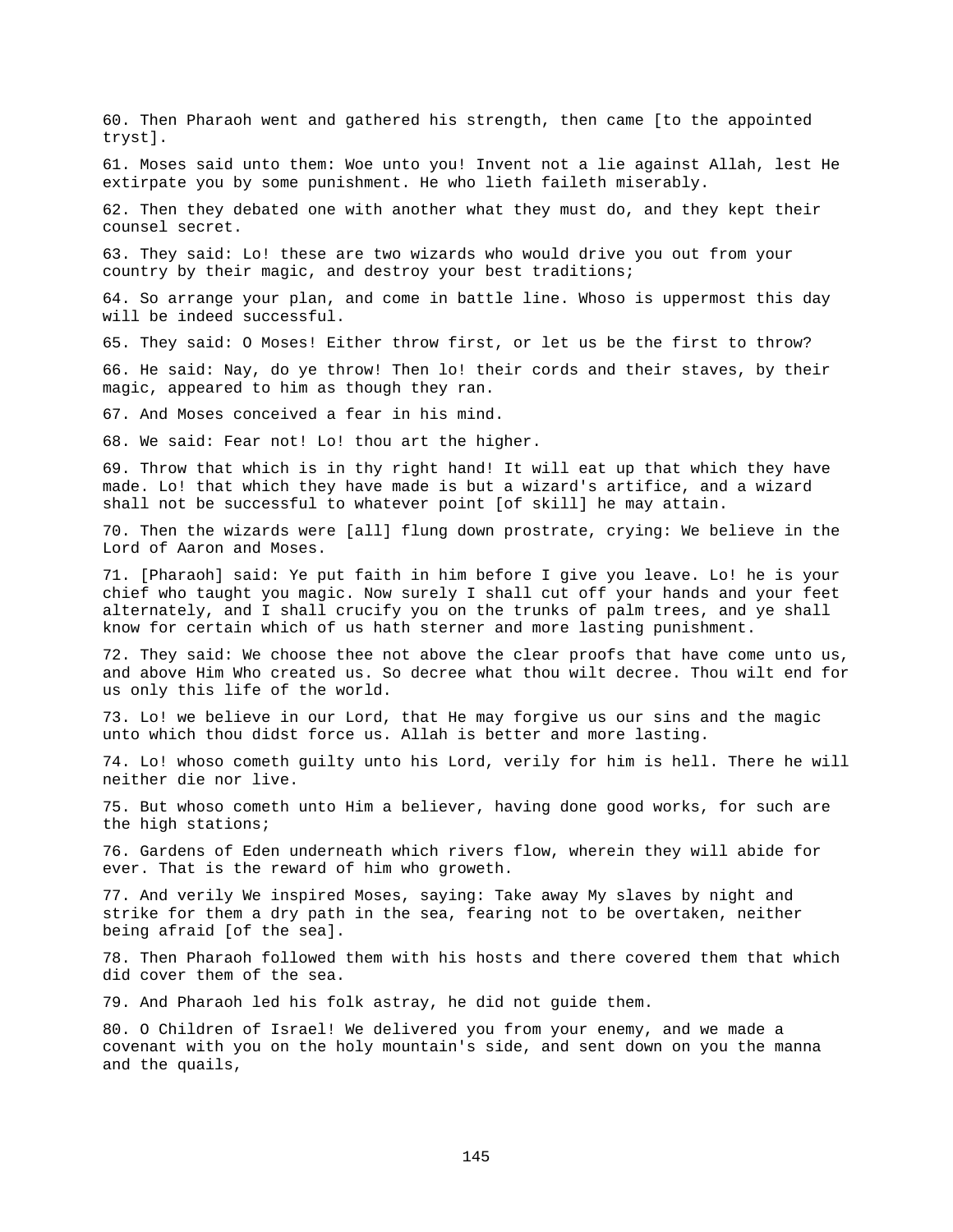60. Then Pharaoh went and gathered his strength, then came [to the appointed tryst].

61. Moses said unto them: Woe unto you! Invent not a lie against Allah, lest He extirpate you by some punishment. He who lieth faileth miserably.

62. Then they debated one with another what they must do, and they kept their counsel secret.

63. They said: Lo! these are two wizards who would drive you out from your country by their magic, and destroy your best traditions;

64. So arrange your plan, and come in battle line. Whoso is uppermost this day will be indeed successful.

65. They said: O Moses! Either throw first, or let us be the first to throw?

66. He said: Nay, do ye throw! Then lo! their cords and their staves, by their magic, appeared to him as though they ran.

67. And Moses conceived a fear in his mind.

68. We said: Fear not! Lo! thou art the higher.

69. Throw that which is in thy right hand! It will eat up that which they have made. Lo! that which they have made is but a wizard's artifice, and a wizard shall not be successful to whatever point [of skill] he may attain.

70. Then the wizards were [all] flung down prostrate, crying: We believe in the Lord of Aaron and Moses.

71. [Pharaoh] said: Ye put faith in him before I give you leave. Lo! he is your chief who taught you magic. Now surely I shall cut off your hands and your feet alternately, and I shall crucify you on the trunks of palm trees, and ye shall know for certain which of us hath sterner and more lasting punishment.

72. They said: We choose thee not above the clear proofs that have come unto us, and above Him Who created us. So decree what thou wilt decree. Thou wilt end for us only this life of the world.

73. Lo! we believe in our Lord, that He may forgive us our sins and the magic unto which thou didst force us. Allah is better and more lasting.

74. Lo! whoso cometh guilty unto his Lord, verily for him is hell. There he will neither die nor live.

75. But whoso cometh unto Him a believer, having done good works, for such are the high stations;

76. Gardens of Eden underneath which rivers flow, wherein they will abide for ever. That is the reward of him who groweth.

77. And verily We inspired Moses, saying: Take away My slaves by night and strike for them a dry path in the sea, fearing not to be overtaken, neither being afraid [of the sea].

78. Then Pharaoh followed them with his hosts and there covered them that which did cover them of the sea.

79. And Pharaoh led his folk astray, he did not guide them.

80. O Children of Israel! We delivered you from your enemy, and we made a covenant with you on the holy mountain's side, and sent down on you the manna and the quails,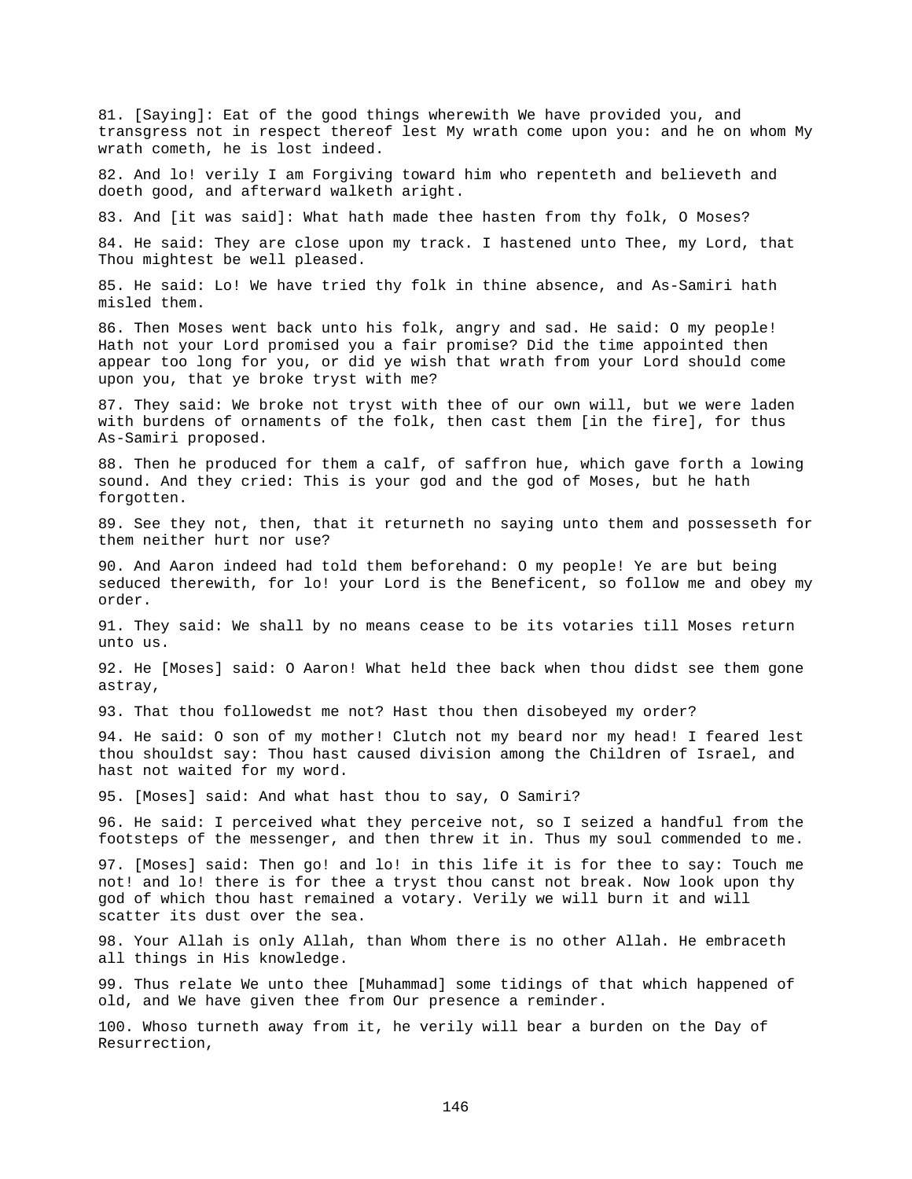81. [Saying]: Eat of the good things wherewith We have provided you, and transgress not in respect thereof lest My wrath come upon you: and he on whom My wrath cometh, he is lost indeed.

82. And lo! verily I am Forgiving toward him who repenteth and believeth and doeth good, and afterward walketh aright.

83. And [it was said]: What hath made thee hasten from thy folk, O Moses?

84. He said: They are close upon my track. I hastened unto Thee, my Lord, that Thou mightest be well pleased.

85. He said: Lo! We have tried thy folk in thine absence, and As-Samiri hath misled them.

86. Then Moses went back unto his folk, angry and sad. He said: O my people! Hath not your Lord promised you a fair promise? Did the time appointed then appear too long for you, or did ye wish that wrath from your Lord should come upon you, that ye broke tryst with me?

87. They said: We broke not tryst with thee of our own will, but we were laden with burdens of ornaments of the folk, then cast them [in the fire], for thus As-Samiri proposed.

88. Then he produced for them a calf, of saffron hue, which gave forth a lowing sound. And they cried: This is your god and the god of Moses, but he hath forgotten.

89. See they not, then, that it returneth no saying unto them and possesseth for them neither hurt nor use?

90. And Aaron indeed had told them beforehand: O my people! Ye are but being seduced therewith, for lo! your Lord is the Beneficent, so follow me and obey my order.

91. They said: We shall by no means cease to be its votaries till Moses return unto us.

92. He [Moses] said: O Aaron! What held thee back when thou didst see them gone astray,

93. That thou followedst me not? Hast thou then disobeyed my order?

94. He said: O son of my mother! Clutch not my beard nor my head! I feared lest thou shouldst say: Thou hast caused division among the Children of Israel, and hast not waited for my word.

95. [Moses] said: And what hast thou to say, O Samiri?

96. He said: I perceived what they perceive not, so I seized a handful from the footsteps of the messenger, and then threw it in. Thus my soul commended to me.

97. [Moses] said: Then go! and lo! in this life it is for thee to say: Touch me not! and lo! there is for thee a tryst thou canst not break. Now look upon thy god of which thou hast remained a votary. Verily we will burn it and will scatter its dust over the sea.

98. Your Allah is only Allah, than Whom there is no other Allah. He embraceth all things in His knowledge.

99. Thus relate We unto thee [Muhammad] some tidings of that which happened of old, and We have given thee from Our presence a reminder.

100. Whoso turneth away from it, he verily will bear a burden on the Day of Resurrection,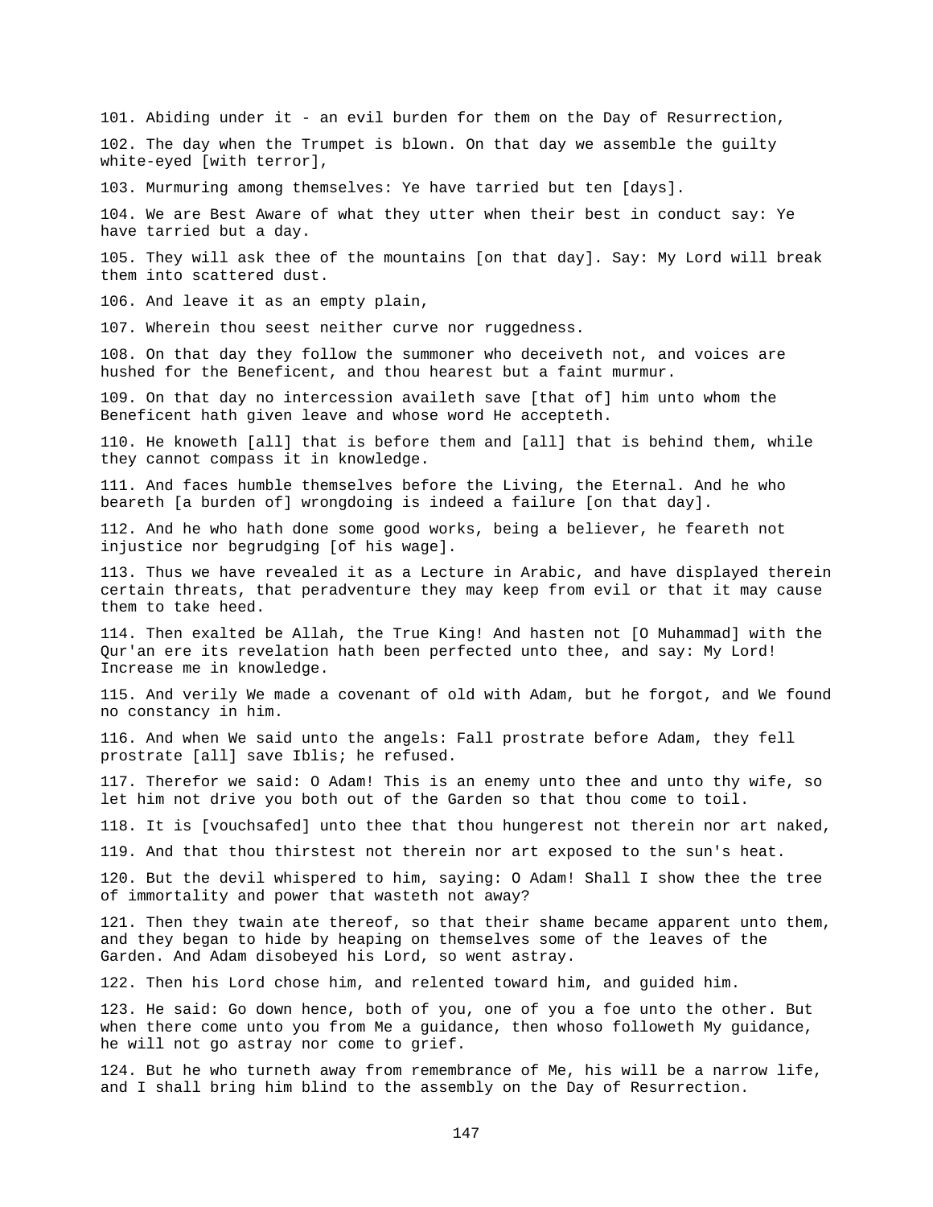101. Abiding under it - an evil burden for them on the Day of Resurrection,

102. The day when the Trumpet is blown. On that day we assemble the guilty white-eyed [with terror],

103. Murmuring among themselves: Ye have tarried but ten [days].

104. We are Best Aware of what they utter when their best in conduct say: Ye have tarried but a day.

105. They will ask thee of the mountains [on that day]. Say: My Lord will break them into scattered dust.

106. And leave it as an empty plain,

107. Wherein thou seest neither curve nor ruggedness.

108. On that day they follow the summoner who deceiveth not, and voices are hushed for the Beneficent, and thou hearest but a faint murmur.

109. On that day no intercession availeth save [that of] him unto whom the Beneficent hath given leave and whose word He accepteth.

110. He knoweth [all] that is before them and [all] that is behind them, while they cannot compass it in knowledge.

111. And faces humble themselves before the Living, the Eternal. And he who beareth [a burden of] wrongdoing is indeed a failure [on that day].

112. And he who hath done some good works, being a believer, he feareth not injustice nor begrudging [of his wage].

113. Thus we have revealed it as a Lecture in Arabic, and have displayed therein certain threats, that peradventure they may keep from evil or that it may cause them to take heed.

114. Then exalted be Allah, the True King! And hasten not [O Muhammad] with the Qur'an ere its revelation hath been perfected unto thee, and say: My Lord! Increase me in knowledge.

115. And verily We made a covenant of old with Adam, but he forgot, and We found no constancy in him.

116. And when We said unto the angels: Fall prostrate before Adam, they fell prostrate [all] save Iblis; he refused.

117. Therefor we said: O Adam! This is an enemy unto thee and unto thy wife, so let him not drive you both out of the Garden so that thou come to toil.

118. It is [vouchsafed] unto thee that thou hungerest not therein nor art naked,

119. And that thou thirstest not therein nor art exposed to the sun's heat.

120. But the devil whispered to him, saying: O Adam! Shall I show thee the tree of immortality and power that wasteth not away?

121. Then they twain ate thereof, so that their shame became apparent unto them, and they began to hide by heaping on themselves some of the leaves of the Garden. And Adam disobeyed his Lord, so went astray.

122. Then his Lord chose him, and relented toward him, and guided him.

123. He said: Go down hence, both of you, one of you a foe unto the other. But when there come unto you from Me a guidance, then whoso followeth My guidance, he will not go astray nor come to grief.

124. But he who turneth away from remembrance of Me, his will be a narrow life, and I shall bring him blind to the assembly on the Day of Resurrection.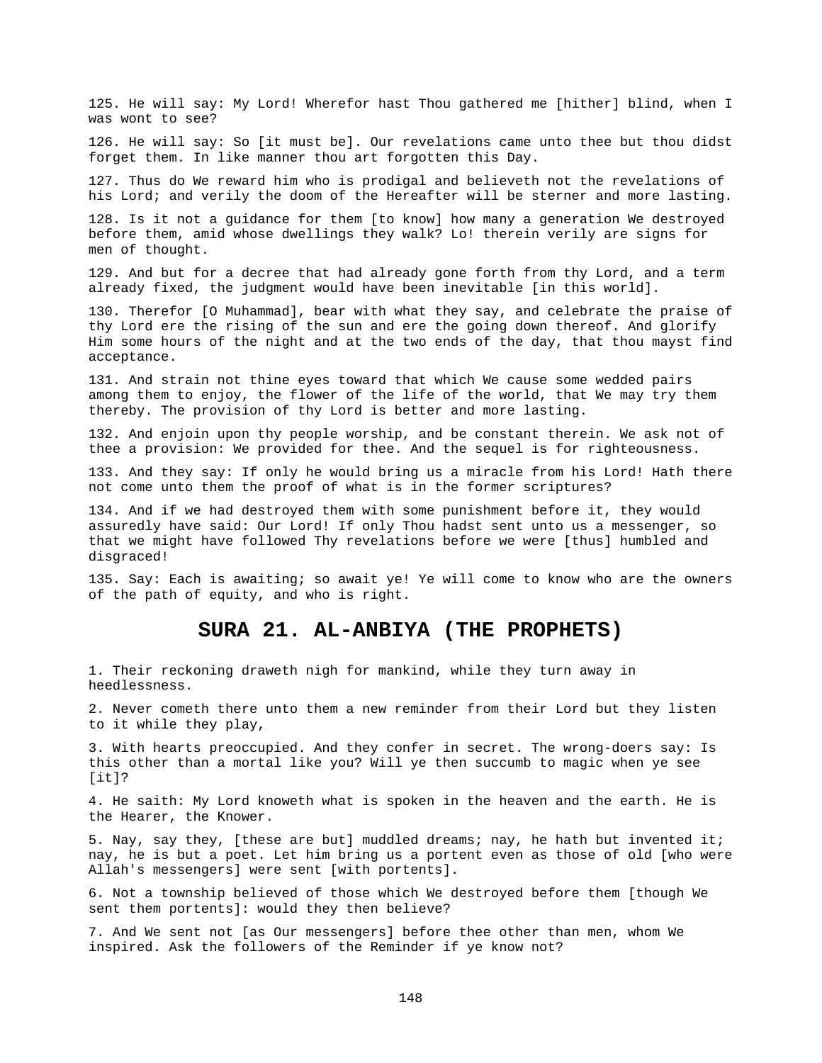125. He will say: My Lord! Wherefor hast Thou gathered me [hither] blind, when I was wont to see?

126. He will say: So [it must be]. Our revelations came unto thee but thou didst forget them. In like manner thou art forgotten this Day.

127. Thus do We reward him who is prodigal and believeth not the revelations of his Lord; and verily the doom of the Hereafter will be sterner and more lasting.

128. Is it not a guidance for them [to know] how many a generation We destroyed before them, amid whose dwellings they walk? Lo! therein verily are signs for men of thought.

129. And but for a decree that had already gone forth from thy Lord, and a term already fixed, the judgment would have been inevitable [in this world].

130. Therefor [O Muhammad], bear with what they say, and celebrate the praise of thy Lord ere the rising of the sun and ere the going down thereof. And glorify Him some hours of the night and at the two ends of the day, that thou mayst find acceptance.

131. And strain not thine eyes toward that which We cause some wedded pairs among them to enjoy, the flower of the life of the world, that We may try them thereby. The provision of thy Lord is better and more lasting.

132. And enjoin upon thy people worship, and be constant therein. We ask not of thee a provision: We provided for thee. And the sequel is for righteousness.

133. And they say: If only he would bring us a miracle from his Lord! Hath there not come unto them the proof of what is in the former scriptures?

134. And if we had destroyed them with some punishment before it, they would assuredly have said: Our Lord! If only Thou hadst sent unto us a messenger, so that we might have followed Thy revelations before we were [thus] humbled and disgraced!

135. Say: Each is awaiting; so await ye! Ye will come to know who are the owners of the path of equity, and who is right.

## SURA 21. AL-ANBIYA (THE PROPHETS)

1. Their reckoning draweth nigh for mankind, while they turn away in heedlessness.

2. Never cometh there unto them a new reminder from their Lord but they listen to it while they play,

3. With hearts preoccupied. And they confer in secret. The wrong-doers say: Is this other than a mortal like you? Will ye then succumb to magic when ye see [it]?

4. He saith: My Lord knoweth what is spoken in the heaven and the earth. He is the Hearer, the Knower.

5. Nay, say they, [these are but] muddled dreams; nay, he hath but invented it; nay, he is but a poet. Let him bring us a portent even as those of old [who were Allah's messengers] were sent [with portents].

6. Not a township believed of those which We destroyed before them [though We sent them portents]: would they then believe?

7. And We sent not [as Our messengers] before thee other than men, whom We inspired. Ask the followers of the Reminder if ye know not?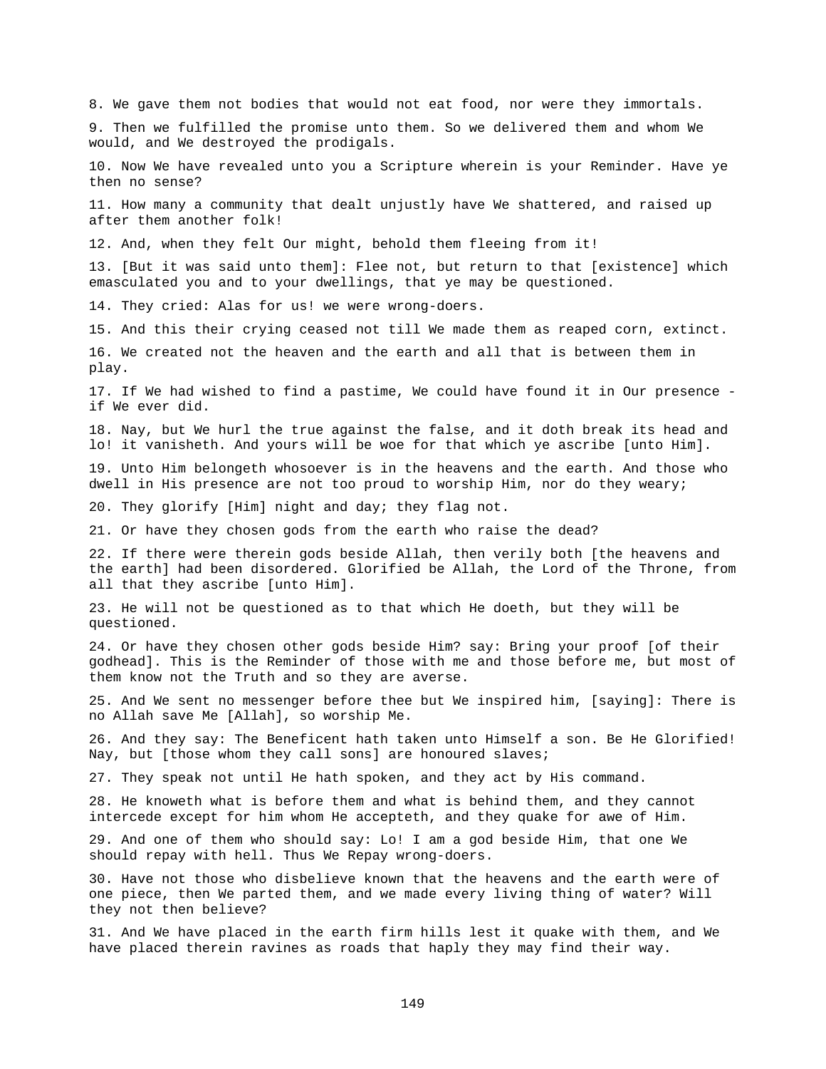8. We gave them not bodies that would not eat food, nor were they immortals.

9. Then we fulfilled the promise unto them. So we delivered them and whom We would, and We destroyed the prodigals.

10. Now We have revealed unto you a Scripture wherein is your Reminder. Have ye then no sense?

11. How many a community that dealt unjustly have We shattered, and raised up after them another folk!

12. And, when they felt Our might, behold them fleeing from it!

13. [But it was said unto them]: Flee not, but return to that [existence] which emasculated you and to your dwellings, that ye may be questioned.

14. They cried: Alas for us! we were wrong-doers.

15. And this their crying ceased not till We made them as reaped corn, extinct.

16. We created not the heaven and the earth and all that is between them in play.

17. If We had wished to find a pastime, We could have found it in Our presence - if We ever did.

18. Nay, but We hurl the true against the false, and it doth break its head and lo! it vanisheth. And yours will be woe for that which ye ascribe [unto Him].

19. Unto Him belongeth whosoever is in the heavens and the earth. And those who dwell in His presence are not too proud to worship Him, nor do they weary;

20. They glorify [Him] night and day; they flag not.

21. Or have they chosen gods from the earth who raise the dead?

22. If there were therein gods beside Allah, then verily both [the heavens and the earth] had been disordered. Glorified be Allah, the Lord of the Throne, from all that they ascribe [unto Him].

23. He will not be questioned as to that which He doeth, but they will be questioned.

24. Or have they chosen other gods beside Him? say: Bring your proof [of their godhead]. This is the Reminder of those with me and those before me, but most of them know not the Truth and so they are averse.

25. And We sent no messenger before thee but We inspired him, [saying]: There is no Allah save Me [Allah], so worship Me.

26. And they say: The Beneficent hath taken unto Himself a son. Be He Glorified! Nay, but [those whom they call sons] are honoured slaves;

27. They speak not until He hath spoken, and they act by His command.

28. He knoweth what is before them and what is behind them, and they cannot intercede except for him whom He accepteth, and they quake for awe of Him.

29. And one of them who should say: Lo! I am a god beside Him, that one We should repay with hell. Thus We Repay wrong-doers.

30. Have not those who disbelieve known that the heavens and the earth were of one piece, then We parted them, and we made every living thing of water? Will they not then believe?

31. And We have placed in the earth firm hills lest it quake with them, and We have placed therein ravines as roads that haply they may find their way.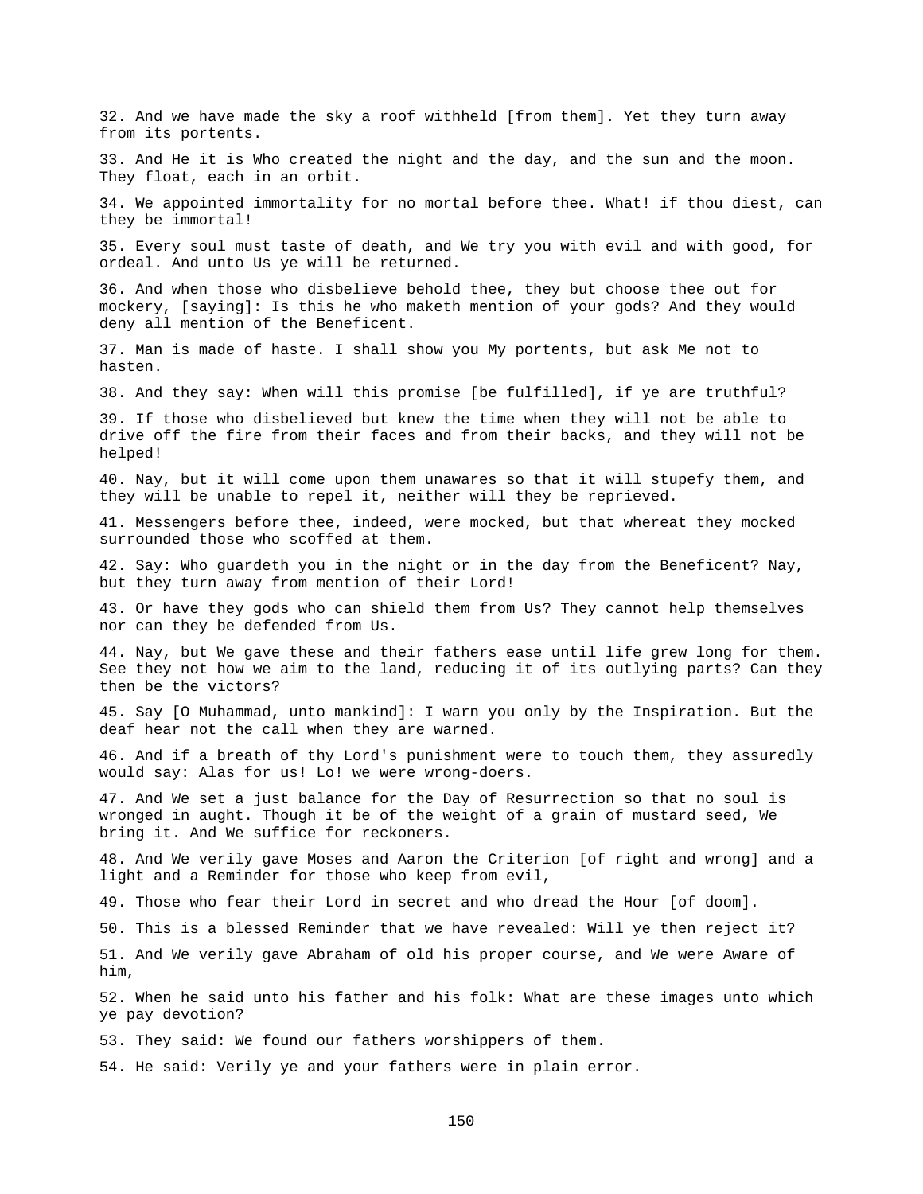32. And we have made the sky a roof withheld [from them]. Yet they turn away from its portents.

33. And He it is Who created the night and the day, and the sun and the moon. They float, each in an orbit.

34. We appointed immortality for no mortal before thee. What! if thou diest, can they be immortal!

35. Every soul must taste of death, and We try you with evil and with good, for ordeal. And unto Us ye will be returned.

36. And when those who disbelieve behold thee, they but choose thee out for mockery, [saying]: Is this he who maketh mention of your gods? And they would deny all mention of the Beneficent.

37. Man is made of haste. I shall show you My portents, but ask Me not to hasten.

38. And they say: When will this promise [be fulfilled], if ye are truthful?

39. If those who disbelieved but knew the time when they will not be able to drive off the fire from their faces and from their backs, and they will not be helped!

40. Nay, but it will come upon them unawares so that it will stupefy them, and they will be unable to repel it, neither will they be reprieved.

41. Messengers before thee, indeed, were mocked, but that whereat they mocked surrounded those who scoffed at them.

42. Say: Who guardeth you in the night or in the day from the Beneficent? Nay, but they turn away from mention of their Lord!

43. Or have they gods who can shield them from Us? They cannot help themselves nor can they be defended from Us.

44. Nay, but We gave these and their fathers ease until life grew long for them. See they not how we aim to the land, reducing it of its outlying parts? Can they then be the victors?

45. Say [O Muhammad, unto mankind]: I warn you only by the Inspiration. But the deaf hear not the call when they are warned.

46. And if a breath of thy Lord's punishment were to touch them, they assuredly would say: Alas for us! Lo! we were wrong-doers.

47. And We set a just balance for the Day of Resurrection so that no soul is wronged in aught. Though it be of the weight of a grain of mustard seed, We bring it. And We suffice for reckoners.

48. And We verily gave Moses and Aaron the Criterion [of right and wrong] and a light and a Reminder for those who keep from evil,

49. Those who fear their Lord in secret and who dread the Hour [of doom].

50. This is a blessed Reminder that we have revealed: Will ye then reject it?

51. And We verily gave Abraham of old his proper course, and We were Aware of him,

52. When he said unto his father and his folk: What are these images unto which ye pay devotion?

53. They said: We found our fathers worshippers of them.

54. He said: Verily ye and your fathers were in plain error.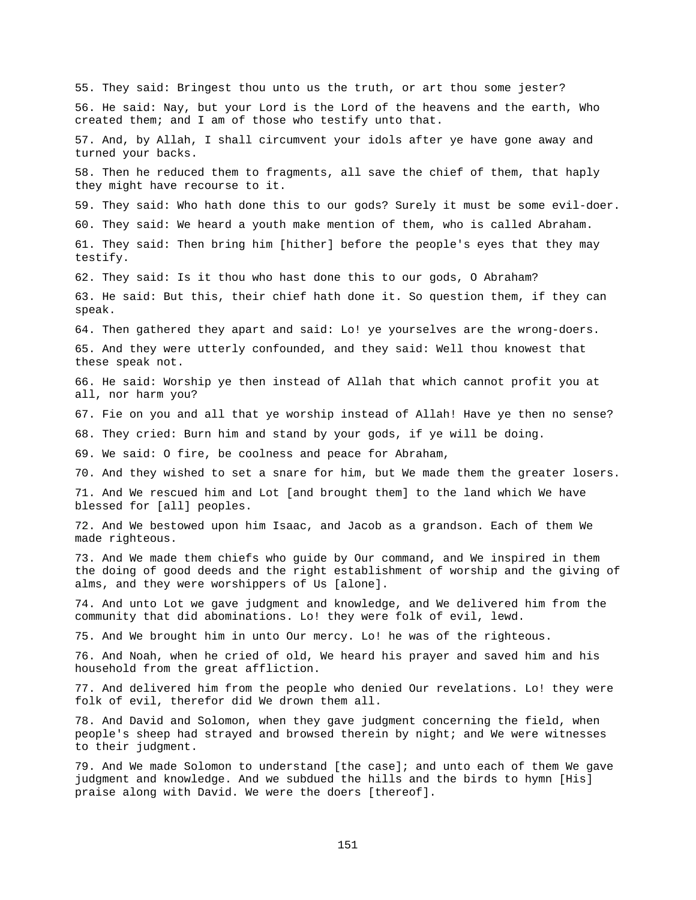55. They said: Bringest thou unto us the truth, or art thou some jester?

56. He said: Nay, but your Lord is the Lord of the heavens and the earth, Who created them; and I am of those who testify unto that.

57. And, by Allah, I shall circumvent your idols after ye have gone away and turned your backs.

58. Then he reduced them to fragments, all save the chief of them, that haply they might have recourse to it.

59. They said: Who hath done this to our gods? Surely it must be some evil-doer.

60. They said: We heard a youth make mention of them, who is called Abraham.

61. They said: Then bring him [hither] before the people's eyes that they may testify.

62. They said: Is it thou who hast done this to our gods, O Abraham?

63. He said: But this, their chief hath done it. So question them, if they can speak.

64. Then gathered they apart and said: Lo! ye yourselves are the wrong-doers.

65. And they were utterly confounded, and they said: Well thou knowest that these speak not.

66. He said: Worship ye then instead of Allah that which cannot profit you at all, nor harm you?

67. Fie on you and all that ye worship instead of Allah! Have ye then no sense?

68. They cried: Burn him and stand by your gods, if ye will be doing.

69. We said: O fire, be coolness and peace for Abraham,

70. And they wished to set a snare for him, but We made them the greater losers.

71. And We rescued him and Lot [and brought them] to the land which We have blessed for [all] peoples.

72. And We bestowed upon him Isaac, and Jacob as a grandson. Each of them We made righteous.

73. And We made them chiefs who guide by Our command, and We inspired in them the doing of good deeds and the right establishment of worship and the giving of alms, and they were worshippers of Us [alone].

74. And unto Lot we gave judgment and knowledge, and We delivered him from the community that did abominations. Lo! they were folk of evil, lewd.

75. And We brought him in unto Our mercy. Lo! he was of the righteous.

76. And Noah, when he cried of old, We heard his prayer and saved him and his household from the great affliction.

77. And delivered him from the people who denied Our revelations. Lo! they were folk of evil, therefor did We drown them all.

78. And David and Solomon, when they gave judgment concerning the field, when people's sheep had strayed and browsed therein by night; and We were witnesses to their judgment.

79. And We made Solomon to understand [the case]; and unto each of them We gave judgment and knowledge. And we subdued the hills and the birds to hymn [His] praise along with David. We were the doers [thereof].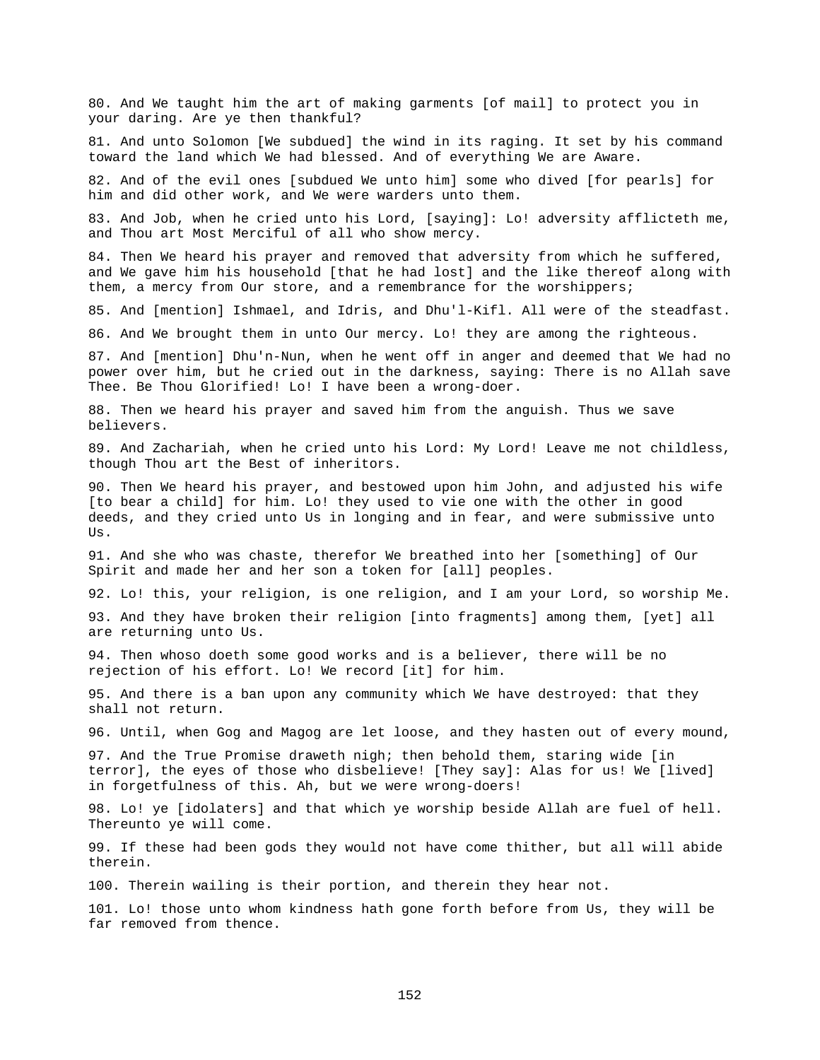80. And We taught him the art of making garments [of mail] to protect you in your daring. Are ye then thankful?

81. And unto Solomon [We subdued] the wind in its raging. It set by his command toward the land which We had blessed. And of everything We are Aware.

82. And of the evil ones [subdued We unto him] some who dived [for pearls] for him and did other work, and We were warders unto them.

83. And Job, when he cried unto his Lord, [saying]: Lo! adversity afflicteth me, and Thou art Most Merciful of all who show mercy.

84. Then We heard his prayer and removed that adversity from which he suffered, and We gave him his household [that he had lost] and the like thereof along with them, a mercy from Our store, and a remembrance for the worshippers;

85. And [mention] Ishmael, and Idris, and Dhu'l-Kifl. All were of the steadfast.

86. And We brought them in unto Our mercy. Lo! they are among the righteous.

87. And [mention] Dhu'n-Nun, when he went off in anger and deemed that We had no power over him, but he cried out in the darkness, saying: There is no Allah save Thee. Be Thou Glorified! Lo! I have been a wrong-doer.

88. Then we heard his prayer and saved him from the anguish. Thus we save believers.

89. And Zachariah, when he cried unto his Lord: My Lord! Leave me not childless, though Thou art the Best of inheritors.

90. Then We heard his prayer, and bestowed upon him John, and adjusted his wife [to bear a child] for him. Lo! they used to vie one with the other in good deeds, and they cried unto Us in longing and in fear, and were submissive unto Us.

91. And she who was chaste, therefor We breathed into her [something] of Our Spirit and made her and her son a token for [all] peoples.

92. Lo! this, your religion, is one religion, and I am your Lord, so worship Me.

93. And they have broken their religion [into fragments] among them, [yet] all are returning unto Us.

94. Then whoso doeth some good works and is a believer, there will be no rejection of his effort. Lo! We record [it] for him.

95. And there is a ban upon any community which We have destroyed: that they shall not return.

96. Until, when Gog and Magog are let loose, and they hasten out of every mound,

97. And the True Promise draweth nigh; then behold them, staring wide [in terror], the eyes of those who disbelieve! [They say]: Alas for us! We [lived] in forgetfulness of this. Ah, but we were wrong-doers!

98. Lo! ye [idolaters] and that which ye worship beside Allah are fuel of hell. Thereunto ye will come.

99. If these had been gods they would not have come thither, but all will abide therein.

100. Therein wailing is their portion, and therein they hear not.

101. Lo! those unto whom kindness hath gone forth before from Us, they will be far removed from thence.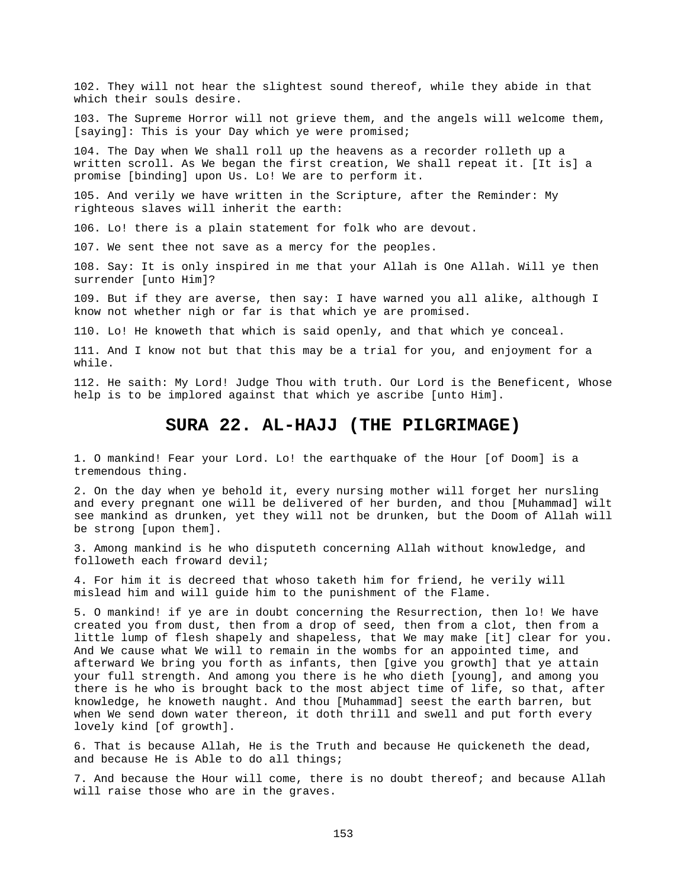102. They will not hear the slightest sound thereof, while they abide in that which their souls desire.

103. The Supreme Horror will not grieve them, and the angels will welcome them, [saying]: This is your Day which ye were promised;

104. The Day when We shall roll up the heavens as a recorder rolleth up a written scroll. As We began the first creation, We shall repeat it. [It is] a promise [binding] upon Us. Lo! We are to perform it.

105. And verily we have written in the Scripture, after the Reminder: My righteous slaves will inherit the earth:

106. Lo! there is a plain statement for folk who are devout.

107. We sent thee not save as a mercy for the peoples.

108. Say: It is only inspired in me that your Allah is One Allah. Will ye then surrender [unto Him]?

109. But if they are averse, then say: I have warned you all alike, although I know not whether nigh or far is that which ye are promised.

110. Lo! He knoweth that which is said openly, and that which ye conceal.

111. And I know not but that this may be a trial for you, and enjoyment for a while.

112. He saith: My Lord! Judge Thou with truth. Our Lord is the Beneficent, Whose help is to be implored against that which ye ascribe [unto Him].

## SURA 22. AL-HAJJ (THE PILGRIMAGE)

1. O mankind! Fear your Lord. Lo! the earthquake of the Hour [of Doom] is a tremendous thing.

2. On the day when ye behold it, every nursing mother will forget her nursling and every pregnant one will be delivered of her burden, and thou [Muhammad] wilt see mankind as drunken, yet they will not be drunken, but the Doom of Allah will be strong [upon them].

3. Among mankind is he who disputeth concerning Allah without knowledge, and followeth each froward devil;

4. For him it is decreed that whoso taketh him for friend, he verily will mislead him and will guide him to the punishment of the Flame.

5. O mankind! if ye are in doubt concerning the Resurrection, then lo! We have created you from dust, then from a drop of seed, then from a clot, then from a little lump of flesh shapely and shapeless, that We may make [it] clear for you. And We cause what We will to remain in the wombs for an appointed time, and afterward We bring you forth as infants, then [give you growth] that ye attain your full strength. And among you there is he who dieth [young], and among you there is he who is brought back to the most abject time of life, so that, after knowledge, he knoweth naught. And thou [Muhammad] seest the earth barren, but when We send down water thereon, it doth thrill and swell and put forth every lovely kind [of growth].

6. That is because Allah, He is the Truth and because He quickeneth the dead, and because He is Able to do all things;

7. And because the Hour will come, there is no doubt thereof; and because Allah will raise those who are in the graves.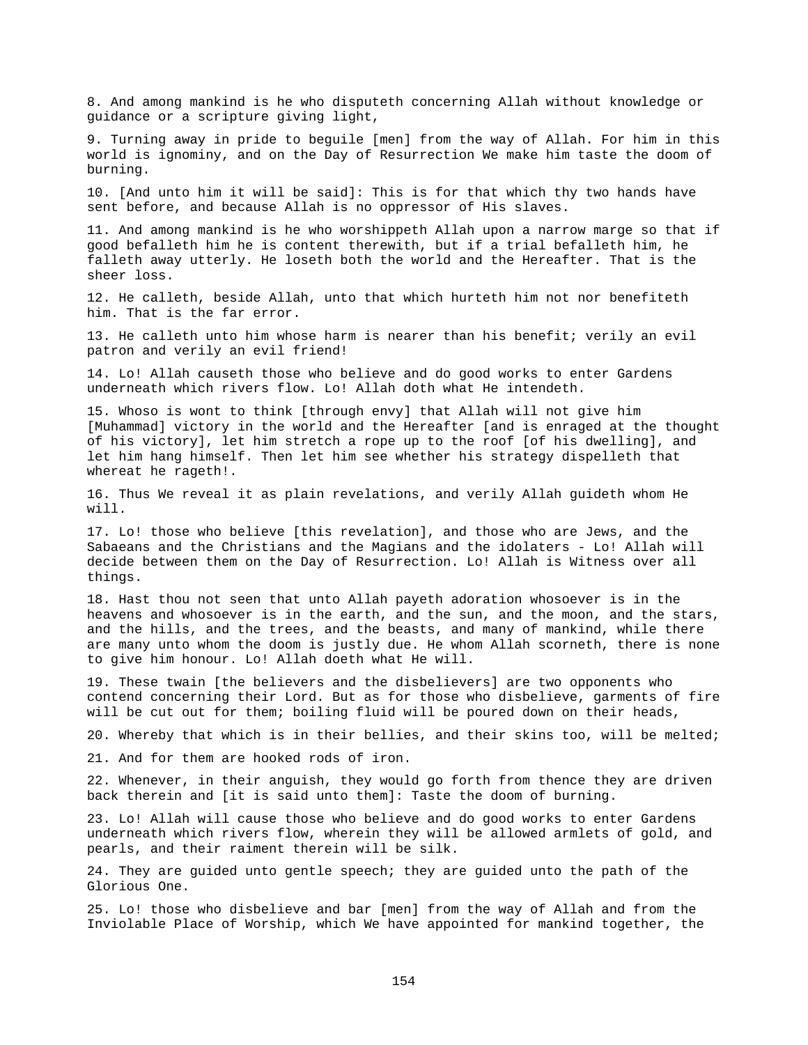8. And among mankind is he who disputeth concerning Allah without knowledge or guidance or a scripture giving light,

9. Turning away in pride to beguile [men] from the way of Allah. For him in this world is ignominy, and on the Day of Resurrection We make him taste the doom of burning.

10. [And unto him it will be said]: This is for that which thy two hands have sent before, and because Allah is no oppressor of His slaves.

11. And among mankind is he who worshippeth Allah upon a narrow marge so that if good befalleth him he is content therewith, but if a trial befalleth him, he falleth away utterly. He loseth both the world and the Hereafter. That is the sheer loss.

12. He calleth, beside Allah, unto that which hurteth him not nor benefiteth him. That is the far error.

13. He calleth unto him whose harm is nearer than his benefit; verily an evil patron and verily an evil friend!

14. Lo! Allah causeth those who believe and do good works to enter Gardens underneath which rivers flow. Lo! Allah doth what He intendeth.

15. Whoso is wont to think [through envy] that Allah will not give him [Muhammad] victory in the world and the Hereafter [and is enraged at the thought of his victory], let him stretch a rope up to the roof [of his dwelling], and let him hang himself. Then let him see whether his strategy dispelleth that whereat he rageth!.

16. Thus We reveal it as plain revelations, and verily Allah guideth whom He will.

17. Lo! those who believe [this revelation], and those who are Jews, and the Sabaeans and the Christians and the Magians and the idolaters - Lo! Allah will decide between them on the Day of Resurrection. Lo! Allah is Witness over all things.

18. Hast thou not seen that unto Allah payeth adoration whosoever is in the heavens and whosoever is in the earth, and the sun, and the moon, and the stars, and the hills, and the trees, and the beasts, and many of mankind, while there are many unto whom the doom is justly due. He whom Allah scorneth, there is none to give him honour. Lo! Allah doeth what He will.

19. These twain [the believers and the disbelievers] are two opponents who contend concerning their Lord. But as for those who disbelieve, garments of fire will be cut out for them; boiling fluid will be poured down on their heads,

20. Whereby that which is in their bellies, and their skins too, will be melted;

21. And for them are hooked rods of iron.

22. Whenever, in their anguish, they would go forth from thence they are driven back therein and [it is said unto them]: Taste the doom of burning.

23. Lo! Allah will cause those who believe and do good works to enter Gardens underneath which rivers flow, wherein they will be allowed armlets of gold, and pearls, and their raiment therein will be silk.

24. They are guided unto gentle speech; they are guided unto the path of the Glorious One.

25. Lo! those who disbelieve and bar [men] from the way of Allah and from the Inviolable Place of Worship, which We have appointed for mankind together, the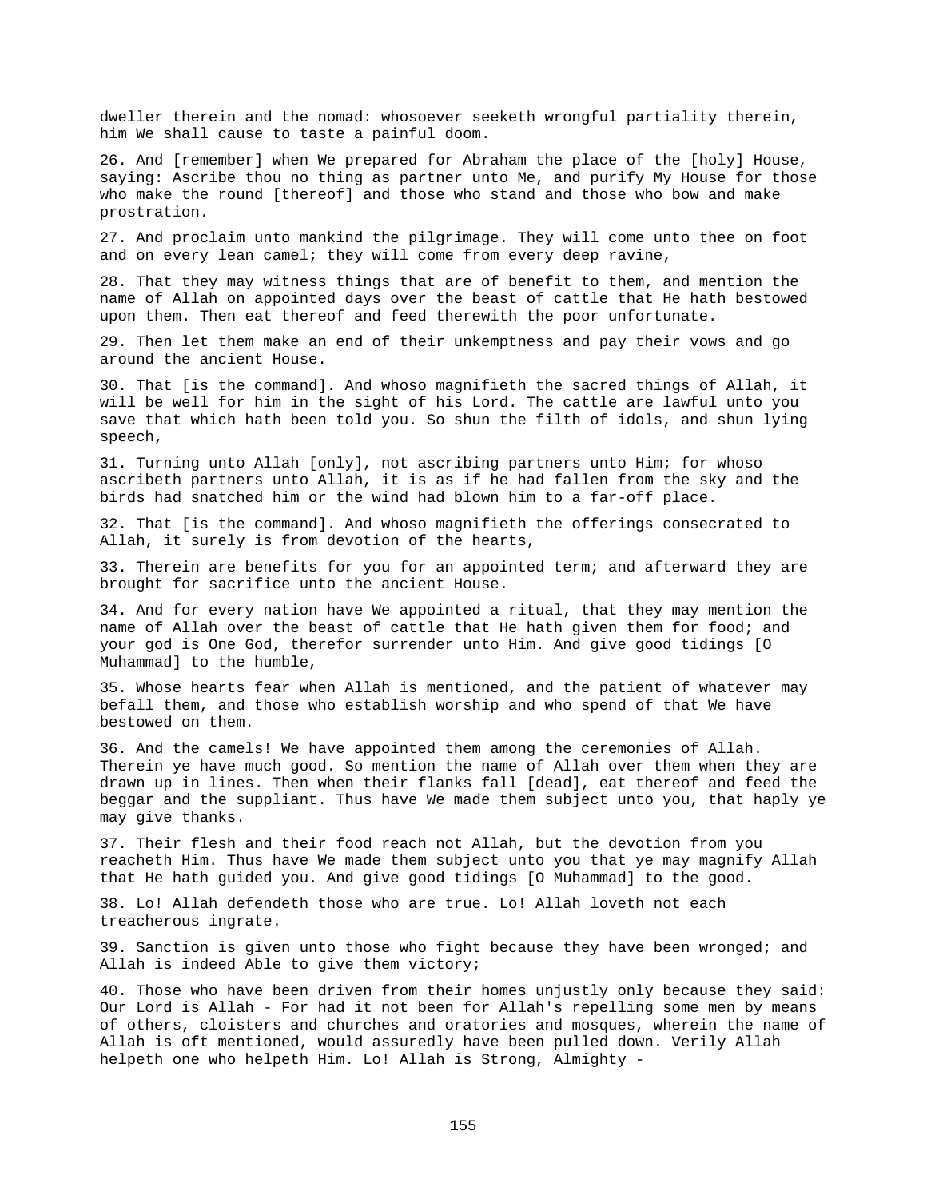dweller therein and the nomad: whosoever seeketh wrongful partiality therein, him We shall cause to taste a painful doom.

26. And [remember] when We prepared for Abraham the place of the [holy] House, saying: Ascribe thou no thing as partner unto Me, and purify My House for those who make the round [thereof] and those who stand and those who bow and make prostration.

27. And proclaim unto mankind the pilgrimage. They will come unto thee on foot and on every lean camel; they will come from every deep ravine,

28. That they may witness things that are of benefit to them, and mention the name of Allah on appointed days over the beast of cattle that He hath bestowed upon them. Then eat thereof and feed therewith the poor unfortunate.

29. Then let them make an end of their unkemptness and pay their vows and go around the ancient House.

30. That [is the command]. And whoso magnifieth the sacred things of Allah, it will be well for him in the sight of his Lord. The cattle are lawful unto you save that which hath been told you. So shun the filth of idols, and shun lying speech,

31. Turning unto Allah [only], not ascribing partners unto Him; for whoso ascribeth partners unto Allah, it is as if he had fallen from the sky and the birds had snatched him or the wind had blown him to a far-off place.

32. That [is the command]. And whoso magnifieth the offerings consecrated to Allah, it surely is from devotion of the hearts,

33. Therein are benefits for you for an appointed term; and afterward they are brought for sacrifice unto the ancient House.

34. And for every nation have We appointed a ritual, that they may mention the name of Allah over the beast of cattle that He hath given them for food; and your god is One God, therefor surrender unto Him. And give good tidings [O Muhammad] to the humble,

35. Whose hearts fear when Allah is mentioned, and the patient of whatever may befall them, and those who establish worship and who spend of that We have bestowed on them.

36. And the camels! We have appointed them among the ceremonies of Allah. Therein ye have much good. So mention the name of Allah over them when they are drawn up in lines. Then when their flanks fall [dead], eat thereof and feed the beggar and the suppliant. Thus have We made them subject unto you, that haply ye may give thanks.

37. Their flesh and their food reach not Allah, but the devotion from you reacheth Him. Thus have We made them subject unto you that ye may magnify Allah that He hath guided you. And give good tidings [O Muhammad] to the good.

38. Lo! Allah defendeth those who are true. Lo! Allah loveth not each treacherous ingrate.

39. Sanction is given unto those who fight because they have been wronged; and Allah is indeed Able to give them victory;

40. Those who have been driven from their homes unjustly only because they said: Our Lord is Allah - For had it not been for Allah's repelling some men by means of others, cloisters and churches and oratories and mosques, wherein the name of Allah is oft mentioned, would assuredly have been pulled down. Verily Allah helpeth one who helpeth Him. Lo! Allah is Strong, Almighty -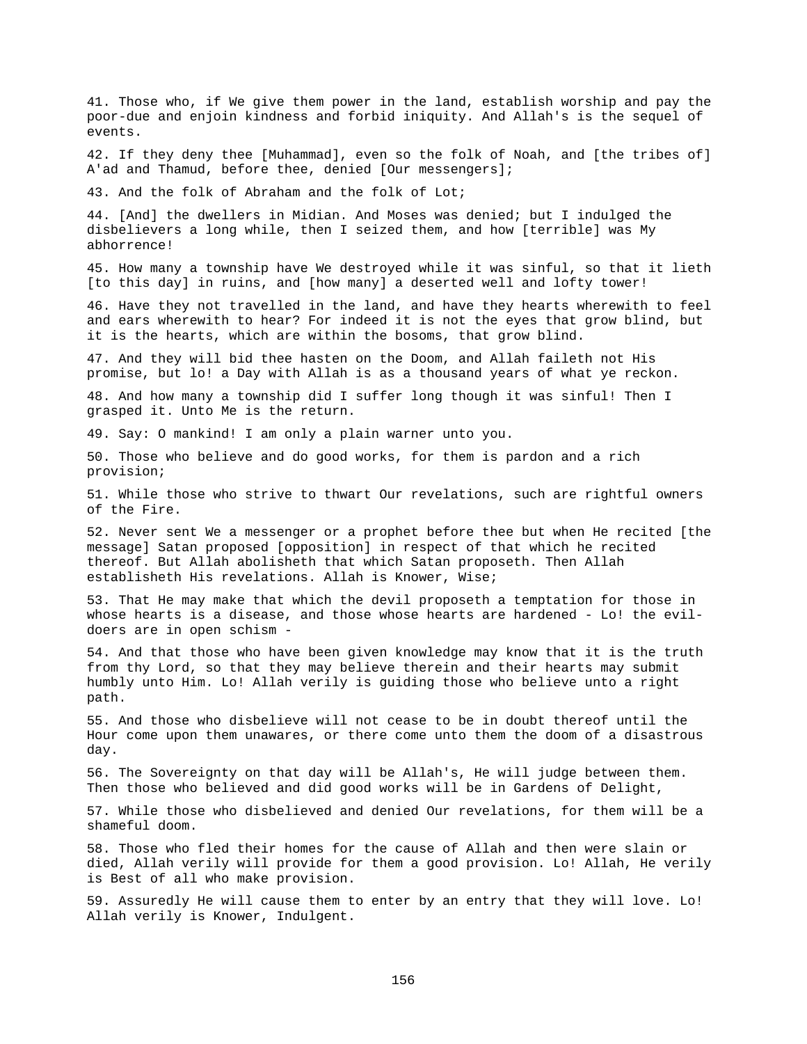41. Those who, if We give them power in the land, establish worship and pay the poor-due and enjoin kindness and forbid iniquity. And Allah's is the sequel of events.

42. If they deny thee [Muhammad], even so the folk of Noah, and [the tribes of] A'ad and Thamud, before thee, denied [Our messengers];

43. And the folk of Abraham and the folk of Lot;

44. [And] the dwellers in Midian. And Moses was denied; but I indulged the disbelievers a long while, then I seized them, and how [terrible] was My abhorrence!

45. How many a township have We destroyed while it was sinful, so that it lieth [to this day] in ruins, and [how many] a deserted well and lofty tower!

46. Have they not travelled in the land, and have they hearts wherewith to feel and ears wherewith to hear? For indeed it is not the eyes that grow blind, but it is the hearts, which are within the bosoms, that grow blind.

47. And they will bid thee hasten on the Doom, and Allah faileth not His promise, but lo! a Day with Allah is as a thousand years of what ye reckon.

48. And how many a township did I suffer long though it was sinful! Then I grasped it. Unto Me is the return.

49. Say: O mankind! I am only a plain warner unto you.

50. Those who believe and do good works, for them is pardon and a rich provision;

51. While those who strive to thwart Our revelations, such are rightful owners of the Fire.

52. Never sent We a messenger or a prophet before thee but when He recited [the message] Satan proposed [opposition] in respect of that which he recited thereof. But Allah abolisheth that which Satan proposeth. Then Allah establisheth His revelations. Allah is Knower, Wise;

53. That He may make that which the devil proposeth a temptation for those in whose hearts is a disease, and those whose hearts are hardened - Lo! the evil-doers are in open schism -

54. And that those who have been given knowledge may know that it is the truth from thy Lord, so that they may believe therein and their hearts may submit humbly unto Him. Lo! Allah verily is guiding those who believe unto a right path.

55. And those who disbelieve will not cease to be in doubt thereof until the Hour come upon them unawares, or there come unto them the doom of a disastrous day.

56. The Sovereignty on that day will be Allah's, He will judge between them. Then those who believed and did good works will be in Gardens of Delight,

57. While those who disbelieved and denied Our revelations, for them will be a shameful doom.

58. Those who fled their homes for the cause of Allah and then were slain or died, Allah verily will provide for them a good provision. Lo! Allah, He verily is Best of all who make provision.

59. Assuredly He will cause them to enter by an entry that they will love. Lo! Allah verily is Knower, Indulgent.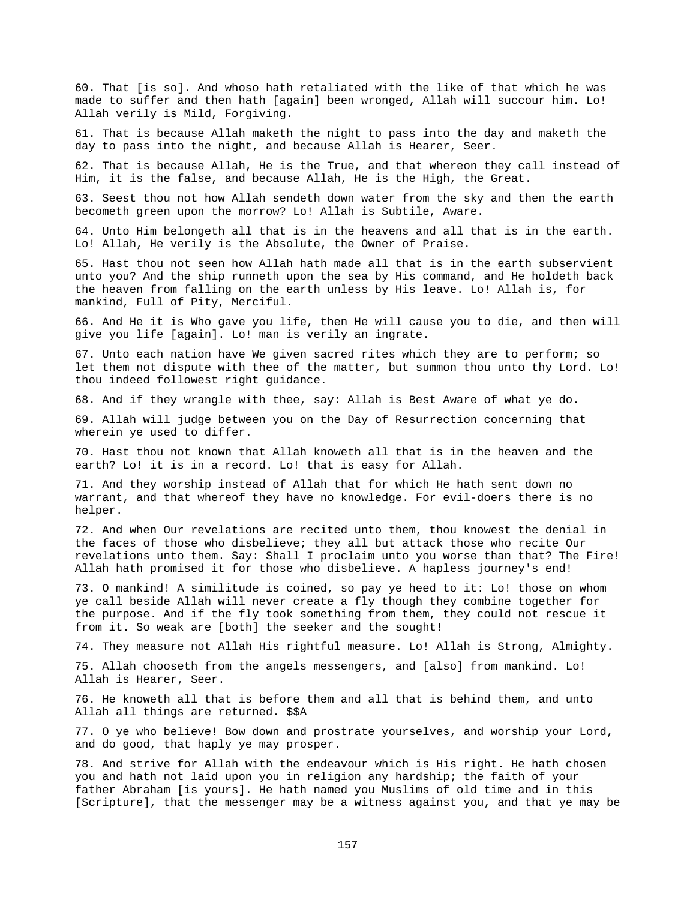60. That [is so]. And whoso hath retaliated with the like of that which he was made to suffer and then hath [again] been wronged, Allah will succour him. Lo! Allah verily is Mild, Forgiving.

61. That is because Allah maketh the night to pass into the day and maketh the day to pass into the night, and because Allah is Hearer, Seer.

62. That is because Allah, He is the True, and that whereon they call instead of Him, it is the false, and because Allah, He is the High, the Great.

63. Seest thou not how Allah sendeth down water from the sky and then the earth becometh green upon the morrow? Lo! Allah is Subtile, Aware.

64. Unto Him belongeth all that is in the heavens and all that is in the earth. Lo! Allah, He verily is the Absolute, the Owner of Praise.

65. Hast thou not seen how Allah hath made all that is in the earth subservient unto you? And the ship runneth upon the sea by His command, and He holdeth back the heaven from falling on the earth unless by His leave. Lo! Allah is, for mankind, Full of Pity, Merciful.

66. And He it is Who gave you life, then He will cause you to die, and then will give you life [again]. Lo! man is verily an ingrate.

67. Unto each nation have We given sacred rites which they are to perform; so let them not dispute with thee of the matter, but summon thou unto thy Lord. Lo! thou indeed followest right guidance.

68. And if they wrangle with thee, say: Allah is Best Aware of what ye do.

69. Allah will judge between you on the Day of Resurrection concerning that wherein ye used to differ.

70. Hast thou not known that Allah knoweth all that is in the heaven and the earth? Lo! it is in a record. Lo! that is easy for Allah.

71. And they worship instead of Allah that for which He hath sent down no warrant, and that whereof they have no knowledge. For evil-doers there is no helper.

72. And when Our revelations are recited unto them, thou knowest the denial in the faces of those who disbelieve; they all but attack those who recite Our revelations unto them. Say: Shall I proclaim unto you worse than that? The Fire! Allah hath promised it for those who disbelieve. A hapless journey's end!

73. O mankind! A similitude is coined, so pay ye heed to it: Lo! those on whom ye call beside Allah will never create a fly though they combine together for the purpose. And if the fly took something from them, they could not rescue it from it. So weak are [both] the seeker and the sought!

74. They measure not Allah His rightful measure. Lo! Allah is Strong, Almighty.

75. Allah chooseth from the angels messengers, and [also] from mankind. Lo! Allah is Hearer, Seer.

76. He knoweth all that is before them and all that is behind them, and unto Allah all things are returned. $$A

77. O ye who believe! Bow down and prostrate yourselves, and worship your Lord, and do good, that haply ye may prosper.

78. And strive for Allah with the endeavour which is His right. He hath chosen you and hath not laid upon you in religion any hardship; the faith of your father Abraham [is yours]. He hath named you Muslims of old time and in this [Scripture], that the messenger may be a witness against you, and that ye may be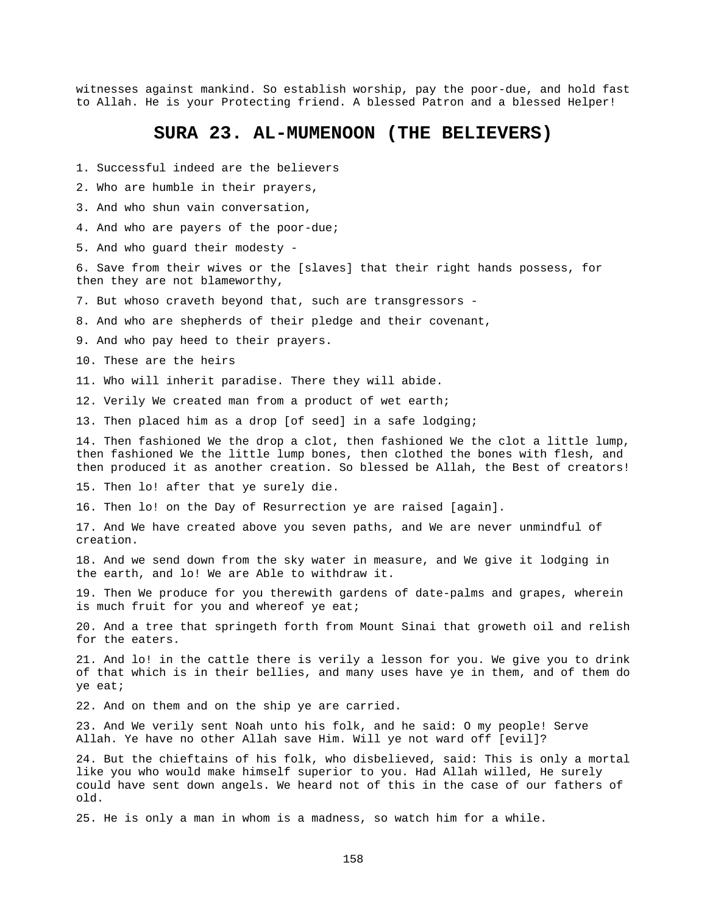witnesses against mankind. So establish worship, pay the poor-due, and hold fast to Allah. He is your Protecting friend. A blessed Patron and a blessed Helper!

## SURA 23. AL-MUMENOON (THE BELIEVERS)

1. Successful indeed are the believers

2. Who are humble in their prayers,

3. And who shun vain conversation,

4. And who are payers of the poor-due;

5. And who guard their modesty -

6. Save from their wives or the [slaves] that their right hands possess, for then they are not blameworthy,

7. But whoso craveth beyond that, such are transgressors -

8. And who are shepherds of their pledge and their covenant,

9. And who pay heed to their prayers.

10. These are the heirs

11. Who will inherit paradise. There they will abide.

12. Verily We created man from a product of wet earth;

13. Then placed him as a drop [of seed] in a safe lodging;

14. Then fashioned We the drop a clot, then fashioned We the clot a little lump, then fashioned We the little lump bones, then clothed the bones with flesh, and then produced it as another creation. So blessed be Allah, the Best of creators!

15. Then lo! after that ye surely die.

16. Then lo! on the Day of Resurrection ye are raised [again].

17. And We have created above you seven paths, and We are never unmindful of creation.

18. And we send down from the sky water in measure, and We give it lodging in the earth, and lo! We are Able to withdraw it.

19. Then We produce for you therewith gardens of date-palms and grapes, wherein is much fruit for you and whereof ye eat;

20. And a tree that springeth forth from Mount Sinai that groweth oil and relish for the eaters.

21. And lo! in the cattle there is verily a lesson for you. We give you to drink of that which is in their bellies, and many uses have ye in them, and of them do ye eat;

22. And on them and on the ship ye are carried.

23. And We verily sent Noah unto his folk, and he said: O my people! Serve Allah. Ye have no other Allah save Him. Will ye not ward off [evil]?

24. But the chieftains of his folk, who disbelieved, said: This is only a mortal like you who would make himself superior to you. Had Allah willed, He surely could have sent down angels. We heard not of this in the case of our fathers of old.

25. He is only a man in whom is a madness, so watch him for a while.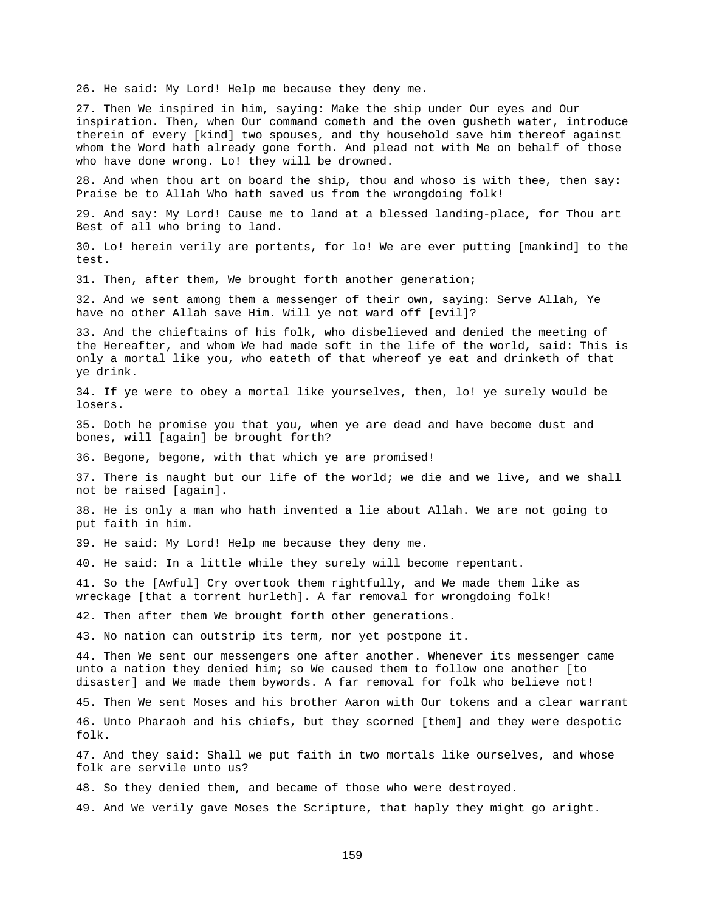26. He said: My Lord! Help me because they deny me.

27. Then We inspired in him, saying: Make the ship under Our eyes and Our inspiration. Then, when Our command cometh and the oven gusheth water, introduce therein of every [kind] two spouses, and thy household save him thereof against whom the Word hath already gone forth. And plead not with Me on behalf of those who have done wrong. Lo! they will be drowned.

28. And when thou art on board the ship, thou and whoso is with thee, then say: Praise be to Allah Who hath saved us from the wrongdoing folk!

29. And say: My Lord! Cause me to land at a blessed landing-place, for Thou art Best of all who bring to land.

30. Lo! herein verily are portents, for lo! We are ever putting [mankind] to the test.

31. Then, after them, We brought forth another generation;

32. And we sent among them a messenger of their own, saying: Serve Allah, Ye have no other Allah save Him. Will ye not ward off [evil]?

33. And the chieftains of his folk, who disbelieved and denied the meeting of the Hereafter, and whom We had made soft in the life of the world, said: This is only a mortal like you, who eateth of that whereof ye eat and drinketh of that ye drink.

34. If ye were to obey a mortal like yourselves, then, lo! ye surely would be losers.

35. Doth he promise you that you, when ye are dead and have become dust and bones, will [again] be brought forth?

36. Begone, begone, with that which ye are promised!

37. There is naught but our life of the world; we die and we live, and we shall not be raised [again].

38. He is only a man who hath invented a lie about Allah. We are not going to put faith in him.

39. He said: My Lord! Help me because they deny me.

40. He said: In a little while they surely will become repentant.

41. So the [Awful] Cry overtook them rightfully, and We made them like as wreckage [that a torrent hurleth]. A far removal for wrongdoing folk!

42. Then after them We brought forth other generations.

43. No nation can outstrip its term, nor yet postpone it.

44. Then We sent our messengers one after another. Whenever its messenger came unto a nation they denied him; so We caused them to follow one another [to disaster] and We made them bywords. A far removal for folk who believe not!

45. Then We sent Moses and his brother Aaron with Our tokens and a clear warrant

46. Unto Pharaoh and his chiefs, but they scorned [them] and they were despotic folk.

47. And they said: Shall we put faith in two mortals like ourselves, and whose folk are servile unto us?

48. So they denied them, and became of those who were destroyed.

49. And We verily gave Moses the Scripture, that haply they might go aright.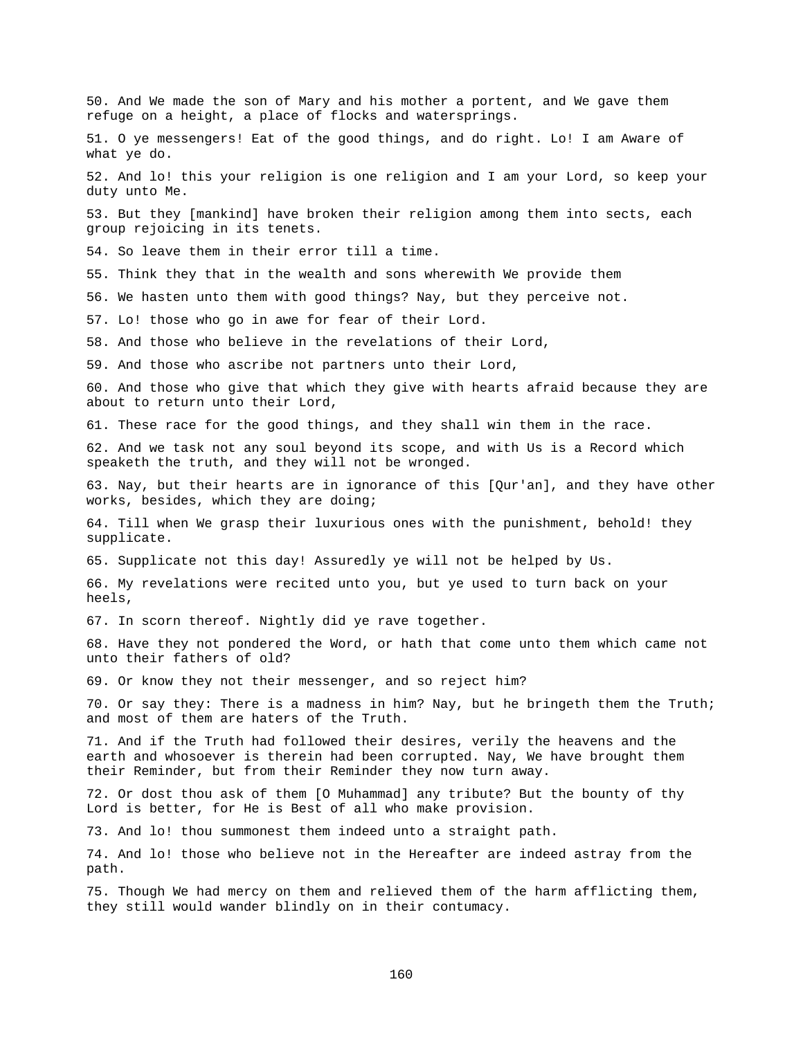50. And We made the son of Mary and his mother a portent, and We gave them refuge on a height, a place of flocks and watersprings.

51. O ye messengers! Eat of the good things, and do right. Lo! I am Aware of what ye do.

52. And lo! this your religion is one religion and I am your Lord, so keep your duty unto Me.

53. But they [mankind] have broken their religion among them into sects, each group rejoicing in its tenets.

54. So leave them in their error till a time.

55. Think they that in the wealth and sons wherewith We provide them

56. We hasten unto them with good things? Nay, but they perceive not.

57. Lo! those who go in awe for fear of their Lord.

58. And those who believe in the revelations of their Lord,

59. And those who ascribe not partners unto their Lord,

60. And those who give that which they give with hearts afraid because they are about to return unto their Lord,

61. These race for the good things, and they shall win them in the race.

62. And we task not any soul beyond its scope, and with Us is a Record which speaketh the truth, and they will not be wronged.

63. Nay, but their hearts are in ignorance of this [Qur'an], and they have other works, besides, which they are doing;

64. Till when We grasp their luxurious ones with the punishment, behold! they supplicate.

65. Supplicate not this day! Assuredly ye will not be helped by Us.

66. My revelations were recited unto you, but ye used to turn back on your heels,

67. In scorn thereof. Nightly did ye rave together.

68. Have they not pondered the Word, or hath that come unto them which came not unto their fathers of old?

69. Or know they not their messenger, and so reject him?

70. Or say they: There is a madness in him? Nay, but he bringeth them the Truth; and most of them are haters of the Truth.

71. And if the Truth had followed their desires, verily the heavens and the earth and whosoever is therein had been corrupted. Nay, We have brought them their Reminder, but from their Reminder they now turn away.

72. Or dost thou ask of them [O Muhammad] any tribute? But the bounty of thy Lord is better, for He is Best of all who make provision.

73. And lo! thou summonest them indeed unto a straight path.

74. And lo! those who believe not in the Hereafter are indeed astray from the path.

75. Though We had mercy on them and relieved them of the harm afflicting them, they still would wander blindly on in their contumacy.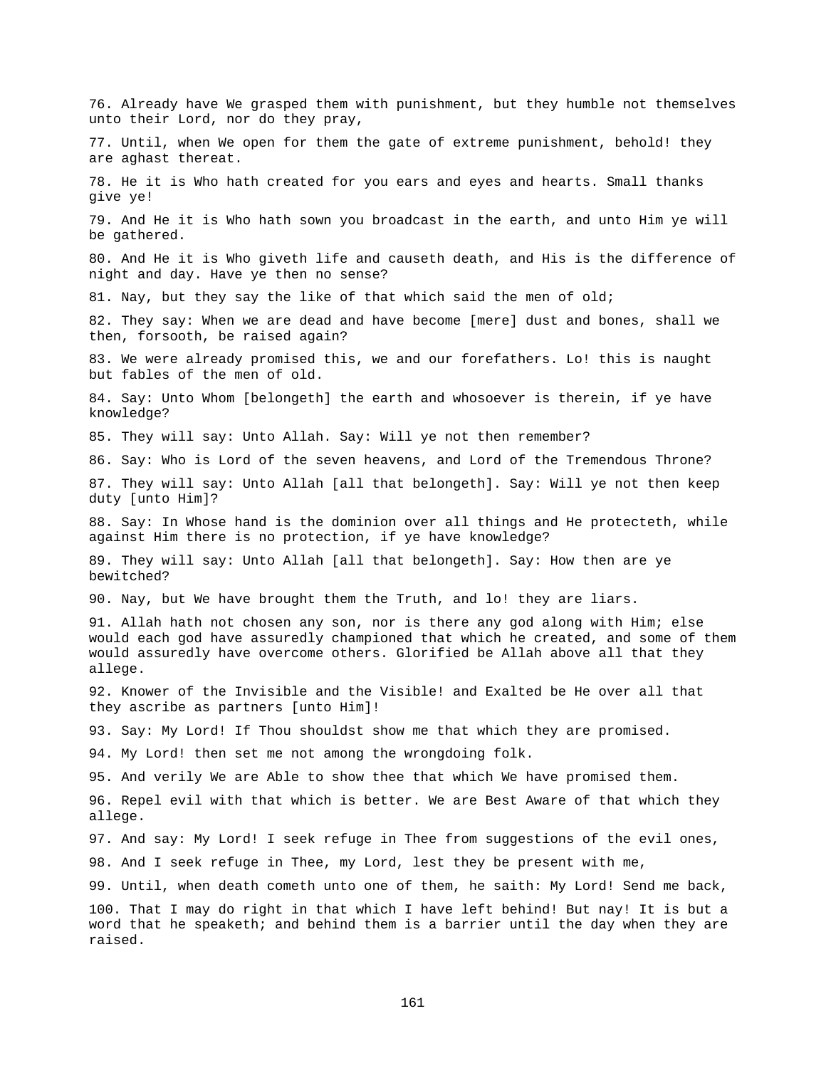76. Already have We grasped them with punishment, but they humble not themselves unto their Lord, nor do they pray,

77. Until, when We open for them the gate of extreme punishment, behold! they are aghast thereat.

78. He it is Who hath created for you ears and eyes and hearts. Small thanks give ye!

79. And He it is Who hath sown you broadcast in the earth, and unto Him ye will be gathered.

80. And He it is Who giveth life and causeth death, and His is the difference of night and day. Have ye then no sense?

81. Nay, but they say the like of that which said the men of old;

82. They say: When we are dead and have become [mere] dust and bones, shall we then, forsooth, be raised again?

83. We were already promised this, we and our forefathers. Lo! this is naught but fables of the men of old.

84. Say: Unto Whom [belongeth] the earth and whosoever is therein, if ye have knowledge?

85. They will say: Unto Allah. Say: Will ye not then remember?

86. Say: Who is Lord of the seven heavens, and Lord of the Tremendous Throne?

87. They will say: Unto Allah [all that belongeth]. Say: Will ye not then keep duty [unto Him]?

88. Say: In Whose hand is the dominion over all things and He protecteth, while against Him there is no protection, if ye have knowledge?

89. They will say: Unto Allah [all that belongeth]. Say: How then are ye bewitched?

90. Nay, but We have brought them the Truth, and lo! they are liars.

91. Allah hath not chosen any son, nor is there any god along with Him; else would each god have assuredly championed that which he created, and some of them would assuredly have overcome others. Glorified be Allah above all that they allege.

92. Knower of the Invisible and the Visible! and Exalted be He over all that they ascribe as partners [unto Him]!

93. Say: My Lord! If Thou shouldst show me that which they are promised.

94. My Lord! then set me not among the wrongdoing folk.

95. And verily We are Able to show thee that which We have promised them.

96. Repel evil with that which is better. We are Best Aware of that which they allege.

97. And say: My Lord! I seek refuge in Thee from suggestions of the evil ones,

98. And I seek refuge in Thee, my Lord, lest they be present with me,

99. Until, when death cometh unto one of them, he saith: My Lord! Send me back,

100. That I may do right in that which I have left behind! But nay! It is but a word that he speaketh; and behind them is a barrier until the day when they are raised.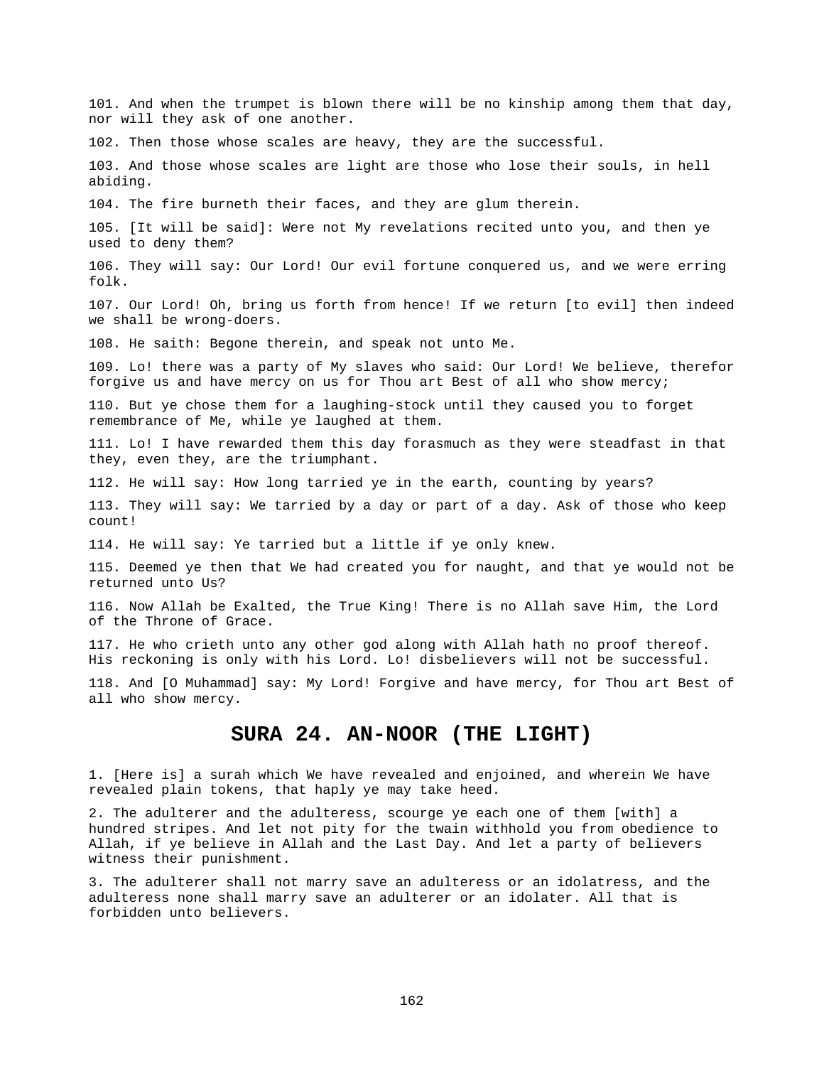101. And when the trumpet is blown there will be no kinship among them that day, nor will they ask of one another.

102. Then those whose scales are heavy, they are the successful.

103. And those whose scales are light are those who lose their souls, in hell abiding.

104. The fire burneth their faces, and they are glum therein.

105. [It will be said]: Were not My revelations recited unto you, and then ye used to deny them?

106. They will say: Our Lord! Our evil fortune conquered us, and we were erring folk.

107. Our Lord! Oh, bring us forth from hence! If we return [to evil] then indeed we shall be wrong-doers.

108. He saith: Begone therein, and speak not unto Me.

109. Lo! there was a party of My slaves who said: Our Lord! We believe, therefor forgive us and have mercy on us for Thou art Best of all who show mercy;

110. But ye chose them for a laughing-stock until they caused you to forget remembrance of Me, while ye laughed at them.

111. Lo! I have rewarded them this day forasmuch as they were steadfast in that they, even they, are the triumphant.

112. He will say: How long tarried ye in the earth, counting by years?

113. They will say: We tarried by a day or part of a day. Ask of those who keep count!

114. He will say: Ye tarried but a little if ye only knew.

115. Deemed ye then that We had created you for naught, and that ye would not be returned unto Us?

116. Now Allah be Exalted, the True King! There is no Allah save Him, the Lord of the Throne of Grace.

117. He who crieth unto any other god along with Allah hath no proof thereof. His reckoning is only with his Lord. Lo! disbelievers will not be successful.

118. And [O Muhammad] say: My Lord! Forgive and have mercy, for Thou art Best of all who show mercy.

## SURA 24. AN-NOOR (THE LIGHT)

1. [Here is] a surah which We have revealed and enjoined, and wherein We have revealed plain tokens, that haply ye may take heed.

2. The adulterer and the adulteress, scourge ye each one of them [with] a hundred stripes. And let not pity for the twain withhold you from obedience to Allah, if ye believe in Allah and the Last Day. And let a party of believers witness their punishment.

3. The adulterer shall not marry save an adulteress or an idolatress, and the adulteress none shall marry save an adulterer or an idolater. All that is forbidden unto believers.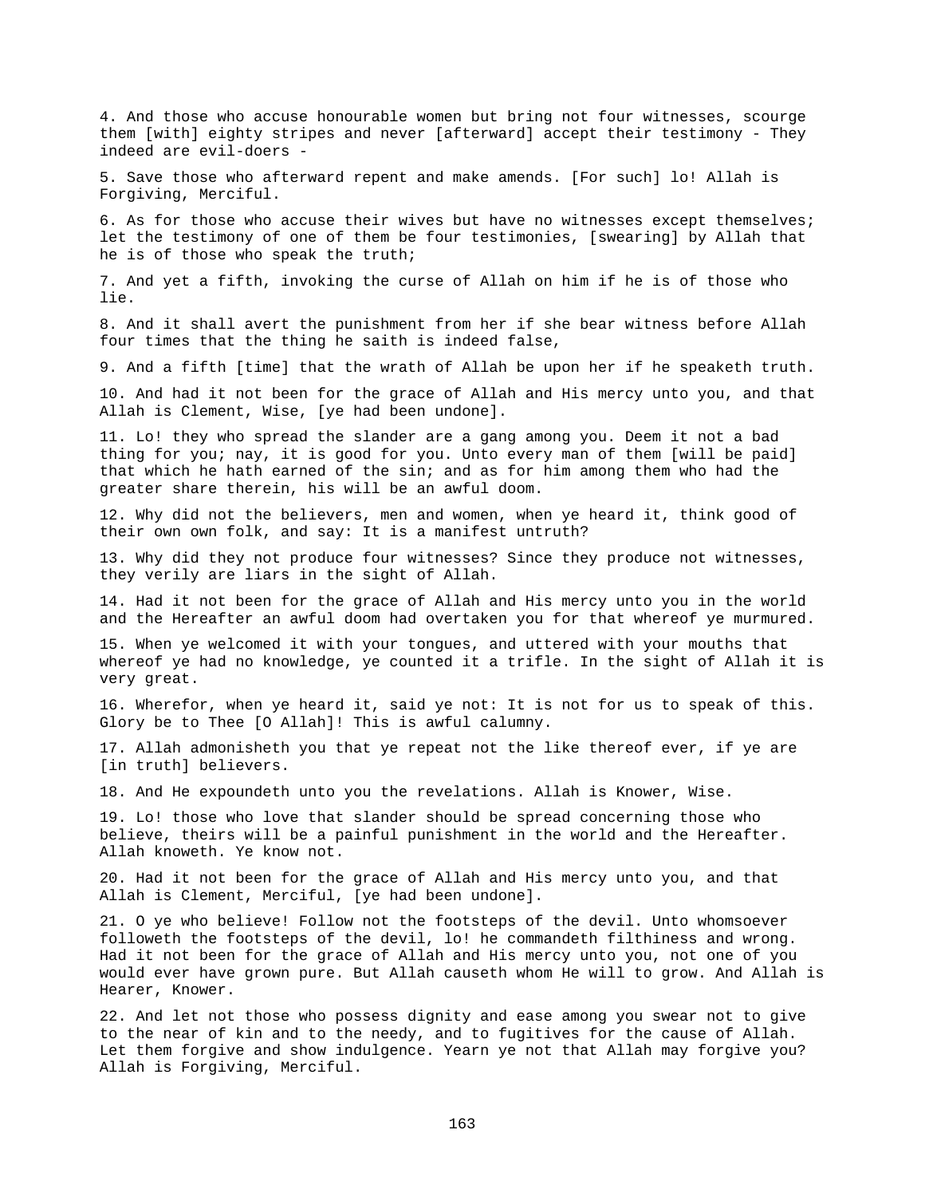4. And those who accuse honourable women but bring not four witnesses, scourge them [with] eighty stripes and never [afterward] accept their testimony - They indeed are evil-doers -

5. Save those who afterward repent and make amends. [For such] lo! Allah is Forgiving, Merciful.

6. As for those who accuse their wives but have no witnesses except themselves; let the testimony of one of them be four testimonies, [swearing] by Allah that he is of those who speak the truth;

7. And yet a fifth, invoking the curse of Allah on him if he is of those who lie.

8. And it shall avert the punishment from her if she bear witness before Allah four times that the thing he saith is indeed false,

9. And a fifth [time] that the wrath of Allah be upon her if he speaketh truth.

10. And had it not been for the grace of Allah and His mercy unto you, and that Allah is Clement, Wise, [ye had been undone].

11. Lo! they who spread the slander are a gang among you. Deem it not a bad thing for you; nay, it is good for you. Unto every man of them [will be paid] that which he hath earned of the sin; and as for him among them who had the greater share therein, his will be an awful doom.

12. Why did not the believers, men and women, when ye heard it, think good of their own own folk, and say: It is a manifest untruth?

13. Why did they not produce four witnesses? Since they produce not witnesses, they verily are liars in the sight of Allah.

14. Had it not been for the grace of Allah and His mercy unto you in the world and the Hereafter an awful doom had overtaken you for that whereof ye murmured.

15. When ye welcomed it with your tongues, and uttered with your mouths that whereof ye had no knowledge, ye counted it a trifle. In the sight of Allah it is very great.

16. Wherefor, when ye heard it, said ye not: It is not for us to speak of this. Glory be to Thee [O Allah]! This is awful calumny.

17. Allah admonisheth you that ye repeat not the like thereof ever, if ye are [in truth] believers.

18. And He expoundeth unto you the revelations. Allah is Knower, Wise.

19. Lo! those who love that slander should be spread concerning those who believe, theirs will be a painful punishment in the world and the Hereafter. Allah knoweth. Ye know not.

20. Had it not been for the grace of Allah and His mercy unto you, and that Allah is Clement, Merciful, [ye had been undone].

21. O ye who believe! Follow not the footsteps of the devil. Unto whomsoever followeth the footsteps of the devil, lo! he commandeth filthiness and wrong. Had it not been for the grace of Allah and His mercy unto you, not one of you would ever have grown pure. But Allah causeth whom He will to grow. And Allah is Hearer, Knower.

22. And let not those who possess dignity and ease among you swear not to give to the near of kin and to the needy, and to fugitives for the cause of Allah. Let them forgive and show indulgence. Yearn ye not that Allah may forgive you? Allah is Forgiving, Merciful.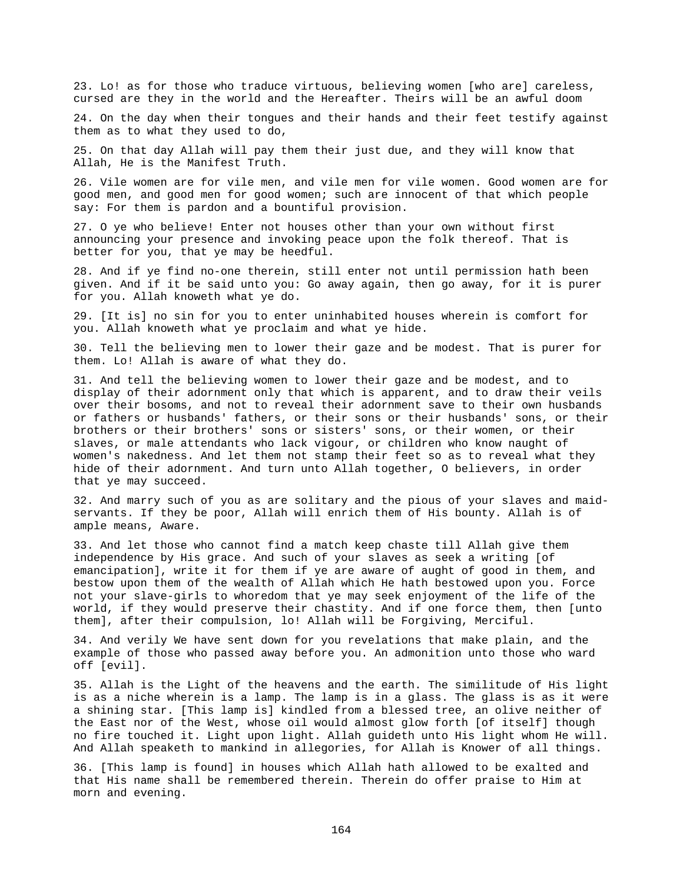23. Lo! as for those who traduce virtuous, believing women [who are] careless, cursed are they in the world and the Hereafter. Theirs will be an awful doom

24. On the day when their tongues and their hands and their feet testify against them as to what they used to do,

25. On that day Allah will pay them their just due, and they will know that Allah, He is the Manifest Truth.

26. Vile women are for vile men, and vile men for vile women. Good women are for good men, and good men for good women; such are innocent of that which people say: For them is pardon and a bountiful provision.

27. O ye who believe! Enter not houses other than your own without first announcing your presence and invoking peace upon the folk thereof. That is better for you, that ye may be heedful.

28. And if ye find no-one therein, still enter not until permission hath been given. And if it be said unto you: Go away again, then go away, for it is purer for you. Allah knoweth what ye do.

29. [It is] no sin for you to enter uninhabited houses wherein is comfort for you. Allah knoweth what ye proclaim and what ye hide.

30. Tell the believing men to lower their gaze and be modest. That is purer for them. Lo! Allah is aware of what they do.

31. And tell the believing women to lower their gaze and be modest, and to display of their adornment only that which is apparent, and to draw their veils over their bosoms, and not to reveal their adornment save to their own husbands or fathers or husbands' fathers, or their sons or their husbands' sons, or their brothers or their brothers' sons or sisters' sons, or their women, or their slaves, or male attendants who lack vigour, or children who know naught of women's nakedness. And let them not stamp their feet so as to reveal what they hide of their adornment. And turn unto Allah together, O believers, in order that ye may succeed.

32. And marry such of you as are solitary and the pious of your slaves and maid-servants. If they be poor, Allah will enrich them of His bounty. Allah is of ample means, Aware.

33. And let those who cannot find a match keep chaste till Allah give them independence by His grace. And such of your slaves as seek a writing [of emancipation], write it for them if ye are aware of aught of good in them, and bestow upon them of the wealth of Allah which He hath bestowed upon you. Force not your slave-girls to whoredom that ye may seek enjoyment of the life of the world, if they would preserve their chastity. And if one force them, then [unto them], after their compulsion, lo! Allah will be Forgiving, Merciful.

34. And verily We have sent down for you revelations that make plain, and the example of those who passed away before you. An admonition unto those who ward off [evil].

35. Allah is the Light of the heavens and the earth. The similitude of His light is as a niche wherein is a lamp. The lamp is in a glass. The glass is as it were a shining star. [This lamp is] kindled from a blessed tree, an olive neither of the East nor of the West, whose oil would almost glow forth [of itself] though no fire touched it. Light upon light. Allah guideth unto His light whom He will. And Allah speaketh to mankind in allegories, for Allah is Knower of all things.

36. [This lamp is found] in houses which Allah hath allowed to be exalted and that His name shall be remembered therein. Therein do offer praise to Him at morn and evening.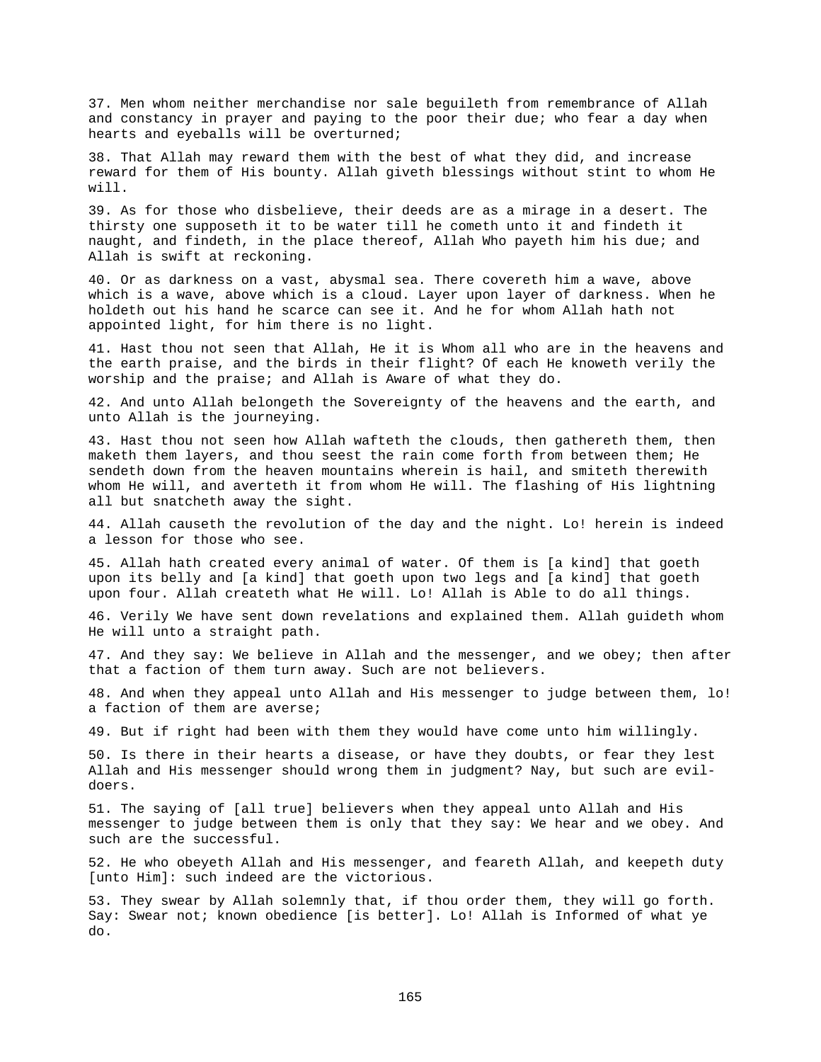37. Men whom neither merchandise nor sale beguileth from remembrance of Allah and constancy in prayer and paying to the poor their due; who fear a day when hearts and eyeballs will be overturned;

38. That Allah may reward them with the best of what they did, and increase reward for them of His bounty. Allah giveth blessings without stint to whom He will.

39. As for those who disbelieve, their deeds are as a mirage in a desert. The thirsty one supposeth it to be water till he cometh unto it and findeth it naught, and findeth, in the place thereof, Allah Who payeth him his due; and Allah is swift at reckoning.

40. Or as darkness on a vast, abysmal sea. There covereth him a wave, above which is a wave, above which is a cloud. Layer upon layer of darkness. When he holdeth out his hand he scarce can see it. And he for whom Allah hath not appointed light, for him there is no light.

41. Hast thou not seen that Allah, He it is Whom all who are in the heavens and the earth praise, and the birds in their flight? Of each He knoweth verily the worship and the praise; and Allah is Aware of what they do.

42. And unto Allah belongeth the Sovereignty of the heavens and the earth, and unto Allah is the journeying.

43. Hast thou not seen how Allah wafteth the clouds, then gathereth them, then maketh them layers, and thou seest the rain come forth from between them; He sendeth down from the heaven mountains wherein is hail, and smiteth therewith whom He will, and averteth it from whom He will. The flashing of His lightning all but snatcheth away the sight.

44. Allah causeth the revolution of the day and the night. Lo! herein is indeed a lesson for those who see.

45. Allah hath created every animal of water. Of them is [a kind] that goeth upon its belly and [a kind] that goeth upon two legs and [a kind] that goeth upon four. Allah createth what He will. Lo! Allah is Able to do all things.

46. Verily We have sent down revelations and explained them. Allah guideth whom He will unto a straight path.

47. And they say: We believe in Allah and the messenger, and we obey; then after that a faction of them turn away. Such are not believers.

48. And when they appeal unto Allah and His messenger to judge between them, lo! a faction of them are averse;

49. But if right had been with them they would have come unto him willingly.

50. Is there in their hearts a disease, or have they doubts, or fear they lest Allah and His messenger should wrong them in judgment? Nay, but such are evil-doers.

51. The saying of [all true] believers when they appeal unto Allah and His messenger to judge between them is only that they say: We hear and we obey. And such are the successful.

52. He who obeyeth Allah and His messenger, and feareth Allah, and keepeth duty [unto Him]: such indeed are the victorious.

53. They swear by Allah solemnly that, if thou order them, they will go forth. Say: Swear not; known obedience [is better]. Lo! Allah is Informed of what ye do.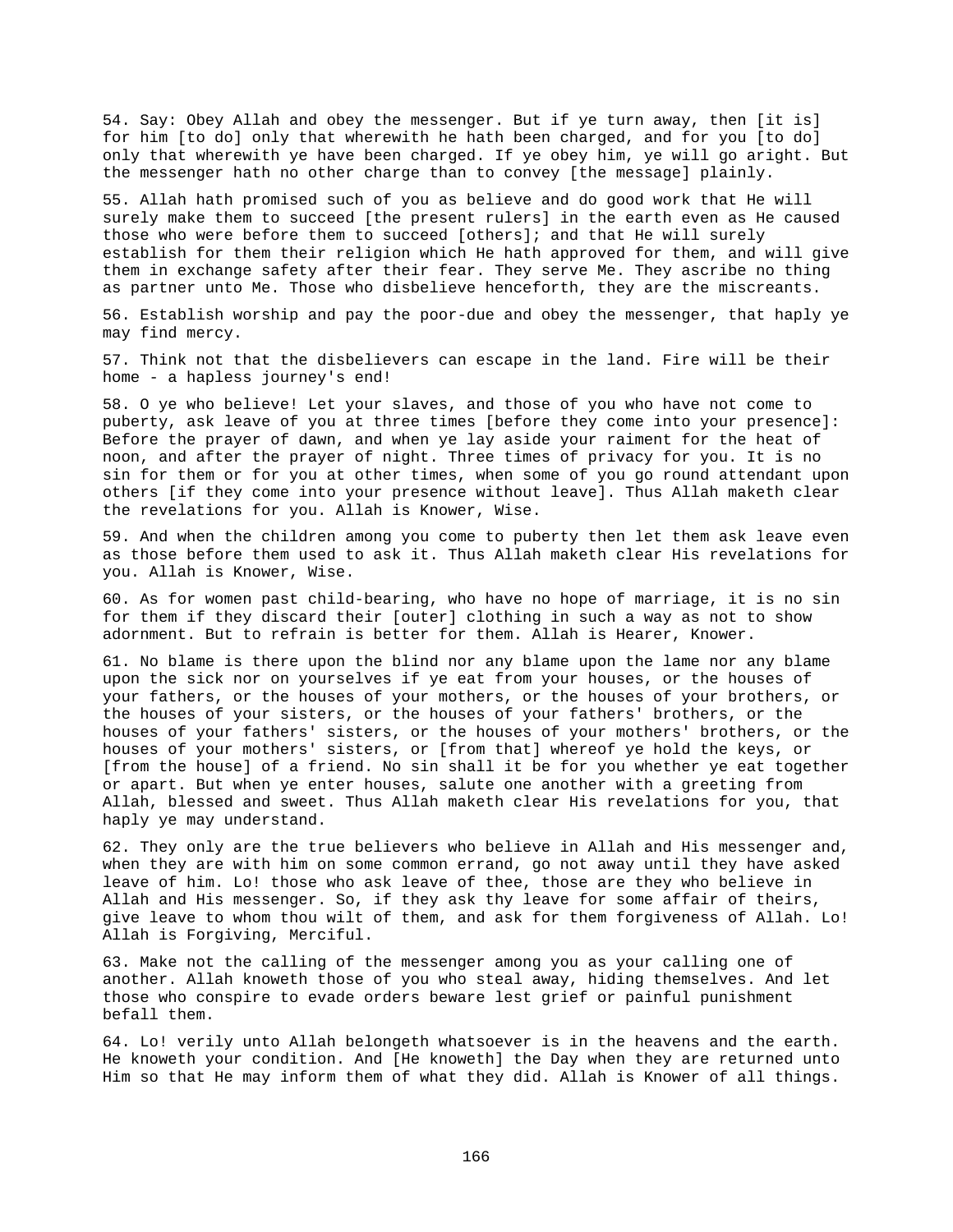54. Say: Obey Allah and obey the messenger. But if ye turn away, then [it is] for him [to do] only that wherewith he hath been charged, and for you [to do] only that wherewith ye have been charged. If ye obey him, ye will go aright. But the messenger hath no other charge than to convey [the message] plainly.

55. Allah hath promised such of you as believe and do good work that He will surely make them to succeed [the present rulers] in the earth even as He caused those who were before them to succeed [others]; and that He will surely establish for them their religion which He hath approved for them, and will give them in exchange safety after their fear. They serve Me. They ascribe no thing as partner unto Me. Those who disbelieve henceforth, they are the miscreants.

56. Establish worship and pay the poor-due and obey the messenger, that haply ye may find mercy.

57. Think not that the disbelievers can escape in the land. Fire will be their home - a hapless journey's end!

58. O ye who believe! Let your slaves, and those of you who have not come to puberty, ask leave of you at three times [before they come into your presence]: Before the prayer of dawn, and when ye lay aside your raiment for the heat of noon, and after the prayer of night. Three times of privacy for you. It is no sin for them or for you at other times, when some of you go round attendant upon others [if they come into your presence without leave]. Thus Allah maketh clear the revelations for you. Allah is Knower, Wise.

59. And when the children among you come to puberty then let them ask leave even as those before them used to ask it. Thus Allah maketh clear His revelations for you. Allah is Knower, Wise.

60. As for women past child-bearing, who have no hope of marriage, it is no sin for them if they discard their [outer] clothing in such a way as not to show adornment. But to refrain is better for them. Allah is Hearer, Knower.

61. No blame is there upon the blind nor any blame upon the lame nor any blame upon the sick nor on yourselves if ye eat from your houses, or the houses of your fathers, or the houses of your mothers, or the houses of your brothers, or the houses of your sisters, or the houses of your fathers' brothers, or the houses of your fathers' sisters, or the houses of your mothers' brothers, or the houses of your mothers' sisters, or [from that] whereof ye hold the keys, or [from the house] of a friend. No sin shall it be for you whether ye eat together or apart. But when ye enter houses, salute one another with a greeting from Allah, blessed and sweet. Thus Allah maketh clear His revelations for you, that haply ye may understand.

62. They only are the true believers who believe in Allah and His messenger and, when they are with him on some common errand, go not away until they have asked leave of him. Lo! those who ask leave of thee, those are they who believe in Allah and His messenger. So, if they ask thy leave for some affair of theirs, give leave to whom thou wilt of them, and ask for them forgiveness of Allah. Lo! Allah is Forgiving, Merciful.

63. Make not the calling of the messenger among you as your calling one of another. Allah knoweth those of you who steal away, hiding themselves. And let those who conspire to evade orders beware lest grief or painful punishment befall them.

64. Lo! verily unto Allah belongeth whatsoever is in the heavens and the earth. He knoweth your condition. And [He knoweth] the Day when they are returned unto Him so that He may inform them of what they did. Allah is Knower of all things.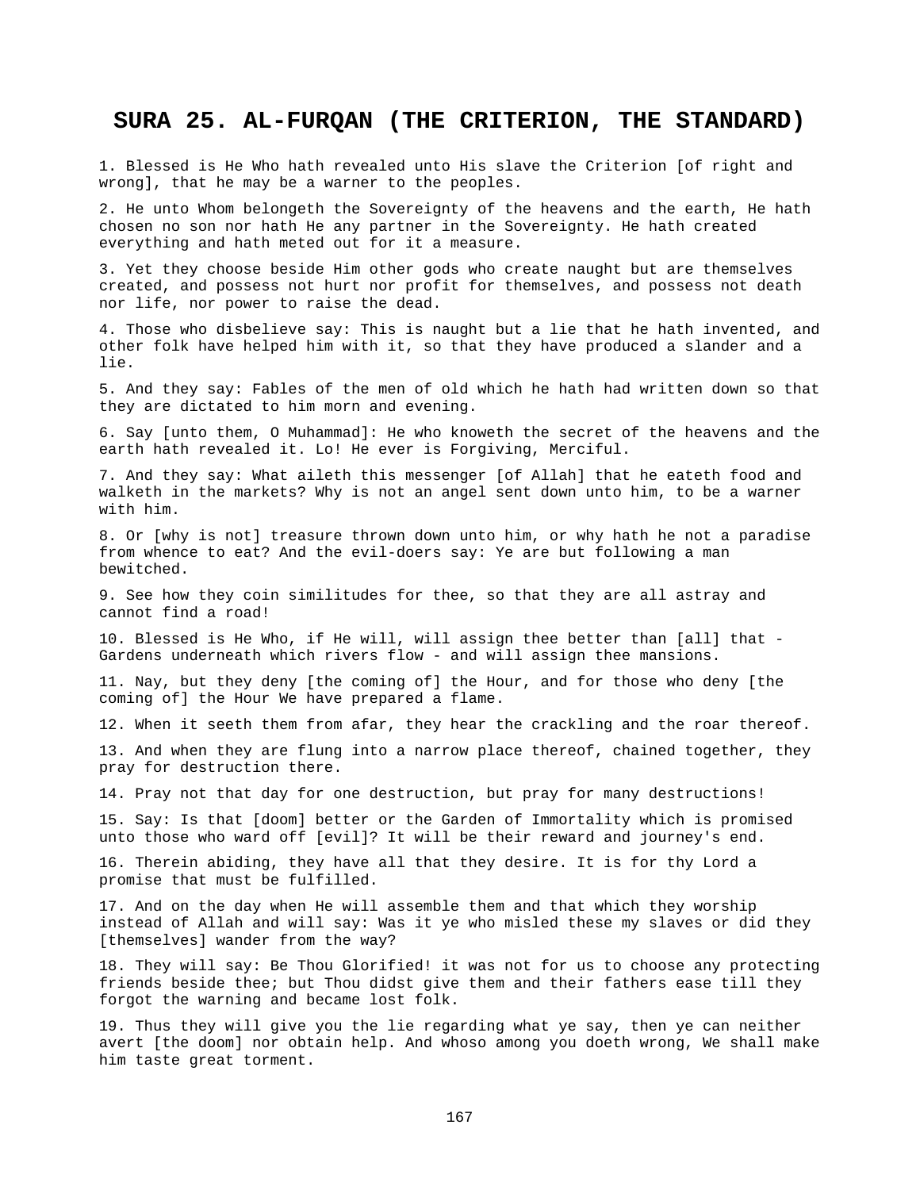# SURA 25. AL-FURQAN (THE CRITERION, THE STANDARD)

1. Blessed is He Who hath revealed unto His slave the Criterion [of right and wrong], that he may be a warner to the peoples.

2. He unto Whom belongeth the Sovereignty of the heavens and the earth, He hath chosen no son nor hath He any partner in the Sovereignty. He hath created everything and hath meted out for it a measure.

3. Yet they choose beside Him other gods who create naught but are themselves created, and possess not hurt nor profit for themselves, and possess not death nor life, nor power to raise the dead.

4. Those who disbelieve say: This is naught but a lie that he hath invented, and other folk have helped him with it, so that they have produced a slander and a lie.

5. And they say: Fables of the men of old which he hath had written down so that they are dictated to him morn and evening.

6. Say [unto them, O Muhammad]: He who knoweth the secret of the heavens and the earth hath revealed it. Lo! He ever is Forgiving, Merciful.

7. And they say: What aileth this messenger [of Allah] that he eateth food and walketh in the markets? Why is not an angel sent down unto him, to be a warner with him.

8. Or [why is not] treasure thrown down unto him, or why hath he not a paradise from whence to eat? And the evil-doers say: Ye are but following a man bewitched.

9. See how they coin similitudes for thee, so that they are all astray and cannot find a road!

10. Blessed is He Who, if He will, will assign thee better than [all] that - Gardens underneath which rivers flow - and will assign thee mansions.

11. Nay, but they deny [the coming of] the Hour, and for those who deny [the coming of] the Hour We have prepared a flame.

12. When it seeth them from afar, they hear the crackling and the roar thereof.

13. And when they are flung into a narrow place thereof, chained together, they pray for destruction there.

14. Pray not that day for one destruction, but pray for many destructions!

15. Say: Is that [doom] better or the Garden of Immortality which is promised unto those who ward off [evil]? It will be their reward and journey's end.

16. Therein abiding, they have all that they desire. It is for thy Lord a promise that must be fulfilled.

17. And on the day when He will assemble them and that which they worship instead of Allah and will say: Was it ye who misled these my slaves or did they [themselves] wander from the way?

18. They will say: Be Thou Glorified! it was not for us to choose any protecting friends beside thee; but Thou didst give them and their fathers ease till they forgot the warning and became lost folk.

19. Thus they will give you the lie regarding what ye say, then ye can neither avert [the doom] nor obtain help. And whoso among you doeth wrong, We shall make him taste great torment.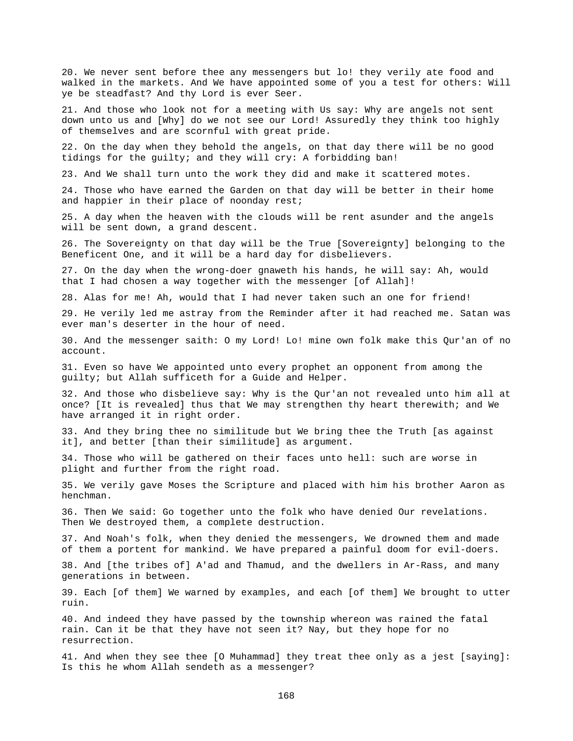20. We never sent before thee any messengers but lo! they verily ate food and walked in the markets. And We have appointed some of you a test for others: Will ye be steadfast? And thy Lord is ever Seer.

21. And those who look not for a meeting with Us say: Why are angels not sent down unto us and [Why] do we not see our Lord! Assuredly they think too highly of themselves and are scornful with great pride.

22. On the day when they behold the angels, on that day there will be no good tidings for the guilty; and they will cry: A forbidding ban!

23. And We shall turn unto the work they did and make it scattered motes.

24. Those who have earned the Garden on that day will be better in their home and happier in their place of noonday rest;

25. A day when the heaven with the clouds will be rent asunder and the angels will be sent down, a grand descent.

26. The Sovereignty on that day will be the True [Sovereignty] belonging to the Beneficent One, and it will be a hard day for disbelievers.

27. On the day when the wrong-doer gnaweth his hands, he will say: Ah, would that I had chosen a way together with the messenger [of Allah]!

28. Alas for me! Ah, would that I had never taken such an one for friend!

29. He verily led me astray from the Reminder after it had reached me. Satan was ever man's deserter in the hour of need.

30. And the messenger saith: O my Lord! Lo! mine own folk make this Qur'an of no account.

31. Even so have We appointed unto every prophet an opponent from among the guilty; but Allah sufficeth for a Guide and Helper.

32. And those who disbelieve say: Why is the Qur'an not revealed unto him all at once? [It is revealed] thus that We may strengthen thy heart therewith; and We have arranged it in right order.

33. And they bring thee no similitude but We bring thee the Truth [as against it], and better [than their similitude] as argument.

34. Those who will be gathered on their faces unto hell: such are worse in plight and further from the right road.

35. We verily gave Moses the Scripture and placed with him his brother Aaron as henchman.

36. Then We said: Go together unto the folk who have denied Our revelations. Then We destroyed them, a complete destruction.

37. And Noah's folk, when they denied the messengers, We drowned them and made of them a portent for mankind. We have prepared a painful doom for evil-doers.

38. And [the tribes of] A'ad and Thamud, and the dwellers in Ar-Rass, and many generations in between.

39. Each [of them] We warned by examples, and each [of them] We brought to utter ruin.

40. And indeed they have passed by the township whereon was rained the fatal rain. Can it be that they have not seen it? Nay, but they hope for no resurrection.

41. And when they see thee [O Muhammad] they treat thee only as a jest [saying]: Is this he whom Allah sendeth as a messenger?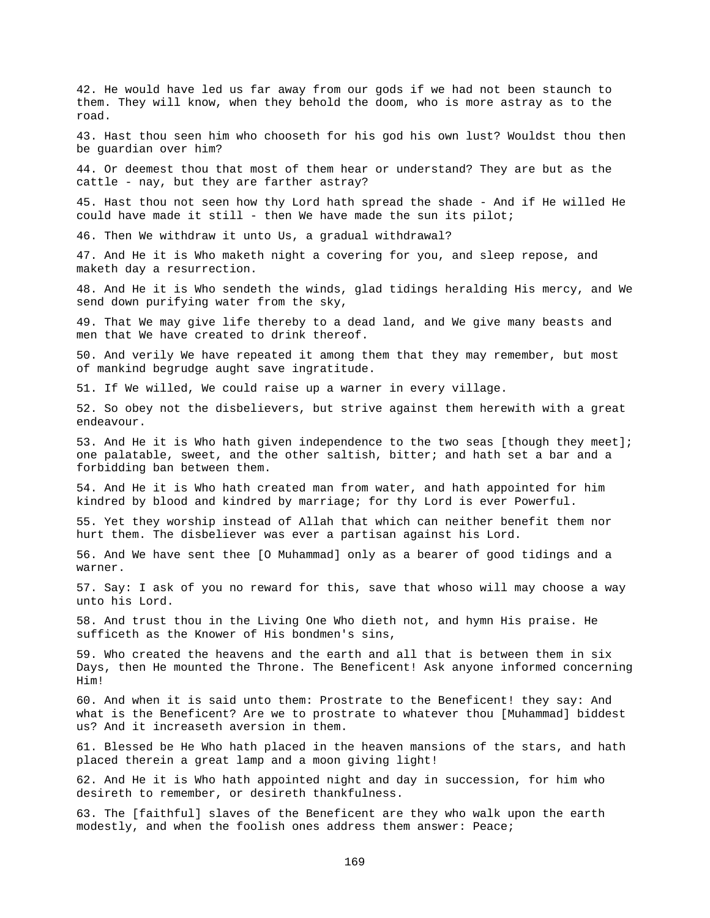42. He would have led us far away from our gods if we had not been staunch to them. They will know, when they behold the doom, who is more astray as to the road.

43. Hast thou seen him who chooseth for his god his own lust? Wouldst thou then be guardian over him?

44. Or deemest thou that most of them hear or understand? They are but as the cattle - nay, but they are farther astray?

45. Hast thou not seen how thy Lord hath spread the shade - And if He willed He could have made it still - then We have made the sun its pilot;

46. Then We withdraw it unto Us, a gradual withdrawal?

47. And He it is Who maketh night a covering for you, and sleep repose, and maketh day a resurrection.

48. And He it is Who sendeth the winds, glad tidings heralding His mercy, and We send down purifying water from the sky,

49. That We may give life thereby to a dead land, and We give many beasts and men that We have created to drink thereof.

50. And verily We have repeated it among them that they may remember, but most of mankind begrudge aught save ingratitude.

51. If We willed, We could raise up a warner in every village.

52. So obey not the disbelievers, but strive against them herewith with a great endeavour.

53. And He it is Who hath given independence to the two seas [though they meet]; one palatable, sweet, and the other saltish, bitter; and hath set a bar and a forbidding ban between them.

54. And He it is Who hath created man from water, and hath appointed for him kindred by blood and kindred by marriage; for thy Lord is ever Powerful.

55. Yet they worship instead of Allah that which can neither benefit them nor hurt them. The disbeliever was ever a partisan against his Lord.

56. And We have sent thee [O Muhammad] only as a bearer of good tidings and a warner.

57. Say: I ask of you no reward for this, save that whoso will may choose a way unto his Lord.

58. And trust thou in the Living One Who dieth not, and hymn His praise. He sufficeth as the Knower of His bondmen's sins,

59. Who created the heavens and the earth and all that is between them in six Days, then He mounted the Throne. The Beneficent! Ask anyone informed concerning Him!

60. And when it is said unto them: Prostrate to the Beneficent! they say: And what is the Beneficent? Are we to prostrate to whatever thou [Muhammad] biddest us? And it increaseth aversion in them.

61. Blessed be He Who hath placed in the heaven mansions of the stars, and hath placed therein a great lamp and a moon giving light!

62. And He it is Who hath appointed night and day in succession, for him who desireth to remember, or desireth thankfulness.

63. The [faithful] slaves of the Beneficent are they who walk upon the earth modestly, and when the foolish ones address them answer: Peace;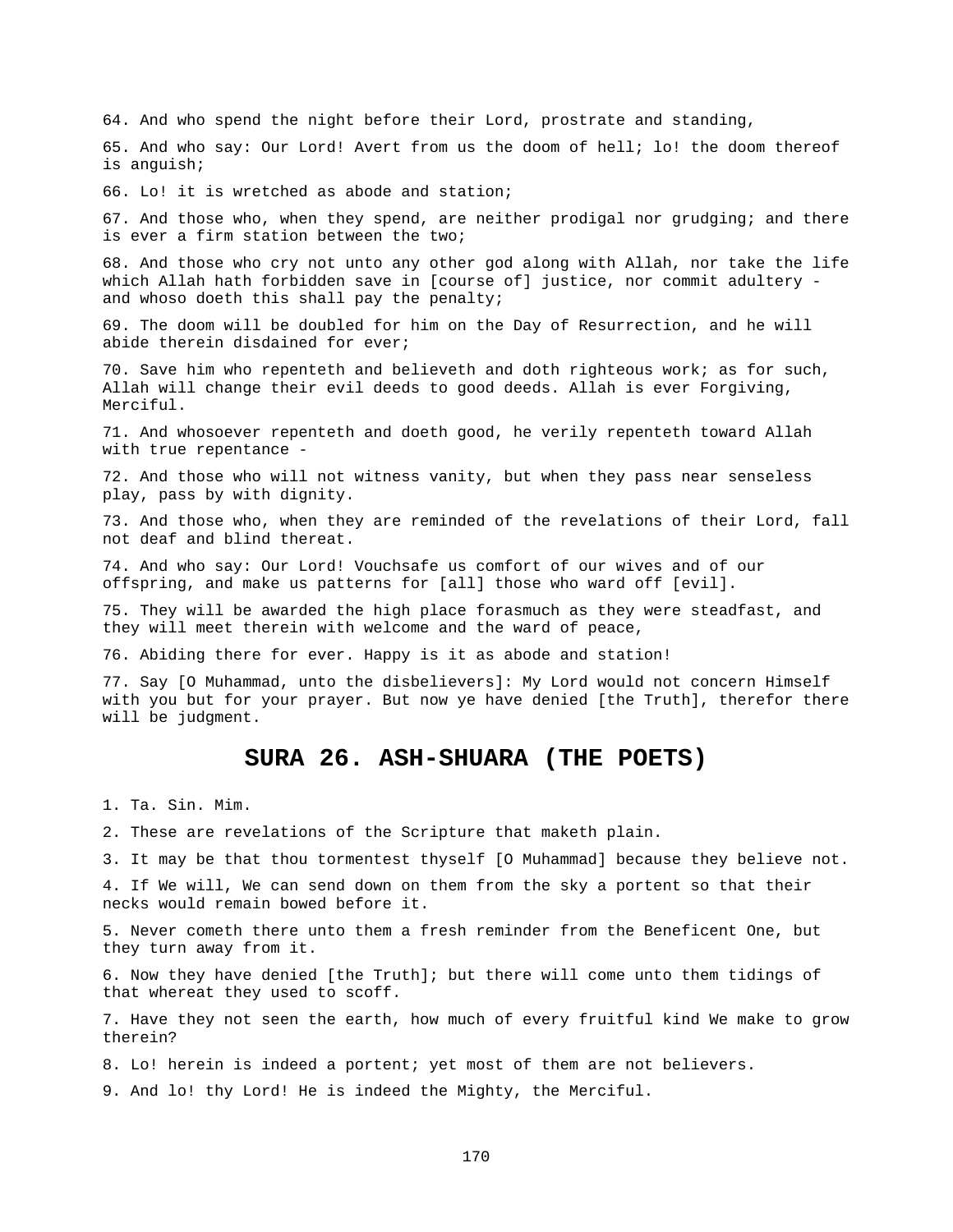64. And who spend the night before their Lord, prostrate and standing,

65. And who say: Our Lord! Avert from us the doom of hell; lo! the doom thereof is anguish;

66. Lo! it is wretched as abode and station;

67. And those who, when they spend, are neither prodigal nor grudging; and there is ever a firm station between the two;

68. And those who cry not unto any other god along with Allah, nor take the life which Allah hath forbidden save in [course of] justice, nor commit adultery - and whoso doeth this shall pay the penalty;

69. The doom will be doubled for him on the Day of Resurrection, and he will abide therein disdained for ever;

70. Save him who repenteth and believeth and doth righteous work; as for such, Allah will change their evil deeds to good deeds. Allah is ever Forgiving, Merciful.

71. And whosoever repenteth and doeth good, he verily repenteth toward Allah with true repentance -

72. And those who will not witness vanity, but when they pass near senseless play, pass by with dignity.

73. And those who, when they are reminded of the revelations of their Lord, fall not deaf and blind thereat.

74. And who say: Our Lord! Vouchsafe us comfort of our wives and of our offspring, and make us patterns for [all] those who ward off [evil].

75. They will be awarded the high place forasmuch as they were steadfast, and they will meet therein with welcome and the ward of peace,

76. Abiding there for ever. Happy is it as abode and station!

77. Say [O Muhammad, unto the disbelievers]: My Lord would not concern Himself with you but for your prayer. But now ye have denied [the Truth], therefor there will be judgment.

## SURA 26. ASH-SHUARA (THE POETS)

1. Ta. Sin. Mim.

2. These are revelations of the Scripture that maketh plain.

3. It may be that thou tormentest thyself [O Muhammad] because they believe not.

4. If We will, We can send down on them from the sky a portent so that their necks would remain bowed before it.

5. Never cometh there unto them a fresh reminder from the Beneficent One, but they turn away from it.

6. Now they have denied [the Truth]; but there will come unto them tidings of that whereat they used to scoff.

7. Have they not seen the earth, how much of every fruitful kind We make to grow therein?

8. Lo! herein is indeed a portent; yet most of them are not believers.

9. And lo! thy Lord! He is indeed the Mighty, the Merciful.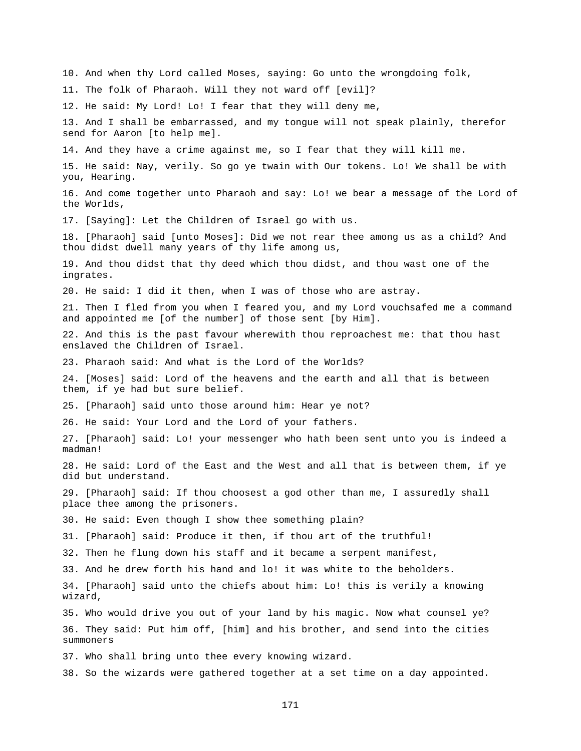10. And when thy Lord called Moses, saying: Go unto the wrongdoing folk,

11. The folk of Pharaoh. Will they not ward off [evil]?

12. He said: My Lord! Lo! I fear that they will deny me,

13. And I shall be embarrassed, and my tongue will not speak plainly, therefor send for Aaron [to help me].

14. And they have a crime against me, so I fear that they will kill me.

15. He said: Nay, verily. So go ye twain with Our tokens. Lo! We shall be with you, Hearing.

16. And come together unto Pharaoh and say: Lo! we bear a message of the Lord of the Worlds,

17. [Saying]: Let the Children of Israel go with us.

18. [Pharaoh] said [unto Moses]: Did we not rear thee among us as a child? And thou didst dwell many years of thy life among us,

19. And thou didst that thy deed which thou didst, and thou wast one of the ingrates.

20. He said: I did it then, when I was of those who are astray.

21. Then I fled from you when I feared you, and my Lord vouchsafed me a command and appointed me [of the number] of those sent [by Him].

22. And this is the past favour wherewith thou reproachest me: that thou hast enslaved the Children of Israel.

23. Pharaoh said: And what is the Lord of the Worlds?

24. [Moses] said: Lord of the heavens and the earth and all that is between them, if ye had but sure belief.

25. [Pharaoh] said unto those around him: Hear ye not?

26. He said: Your Lord and the Lord of your fathers.

27. [Pharaoh] said: Lo! your messenger who hath been sent unto you is indeed a madman!

28. He said: Lord of the East and the West and all that is between them, if ye did but understand.

29. [Pharaoh] said: If thou choosest a god other than me, I assuredly shall place thee among the prisoners.

30. He said: Even though I show thee something plain?

31. [Pharaoh] said: Produce it then, if thou art of the truthful!

32. Then he flung down his staff and it became a serpent manifest,

33. And he drew forth his hand and lo! it was white to the beholders.

34. [Pharaoh] said unto the chiefs about him: Lo! this is verily a knowing wizard,

35. Who would drive you out of your land by his magic. Now what counsel ye?

36. They said: Put him off, [him] and his brother, and send into the cities summoners

37. Who shall bring unto thee every knowing wizard.

38. So the wizards were gathered together at a set time on a day appointed.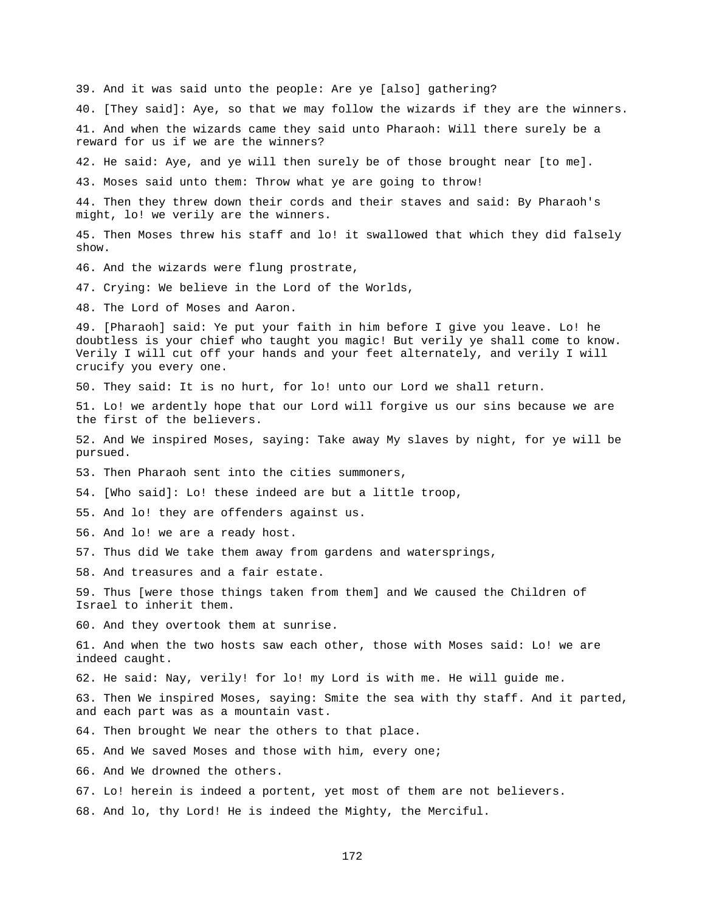39. And it was said unto the people: Are ye [also] gathering?

40. [They said]: Aye, so that we may follow the wizards if they are the winners.

41. And when the wizards came they said unto Pharaoh: Will there surely be a reward for us if we are the winners?

42. He said: Aye, and ye will then surely be of those brought near [to me].

43. Moses said unto them: Throw what ye are going to throw!

44. Then they threw down their cords and their staves and said: By Pharaoh's might, lo! we verily are the winners.

45. Then Moses threw his staff and lo! it swallowed that which they did falsely show.

46. And the wizards were flung prostrate,

47. Crying: We believe in the Lord of the Worlds,

48. The Lord of Moses and Aaron.

49. [Pharaoh] said: Ye put your faith in him before I give you leave. Lo! he doubtless is your chief who taught you magic! But verily ye shall come to know. Verily I will cut off your hands and your feet alternately, and verily I will crucify you every one.

50. They said: It is no hurt, for lo! unto our Lord we shall return.

51. Lo! we ardently hope that our Lord will forgive us our sins because we are the first of the believers.

52. And We inspired Moses, saying: Take away My slaves by night, for ye will be pursued.

53. Then Pharaoh sent into the cities summoners,

54. [Who said]: Lo! these indeed are but a little troop,

55. And lo! they are offenders against us.

56. And lo! we are a ready host.

57. Thus did We take them away from gardens and watersprings,

58. And treasures and a fair estate.

59. Thus [were those things taken from them] and We caused the Children of Israel to inherit them.

60. And they overtook them at sunrise.

61. And when the two hosts saw each other, those with Moses said: Lo! we are indeed caught.

62. He said: Nay, verily! for lo! my Lord is with me. He will guide me.

63. Then We inspired Moses, saying: Smite the sea with thy staff. And it parted, and each part was as a mountain vast.

64. Then brought We near the others to that place.

65. And We saved Moses and those with him, every one;

66. And We drowned the others.

67. Lo! herein is indeed a portent, yet most of them are not believers.

68. And lo, thy Lord! He is indeed the Mighty, the Merciful.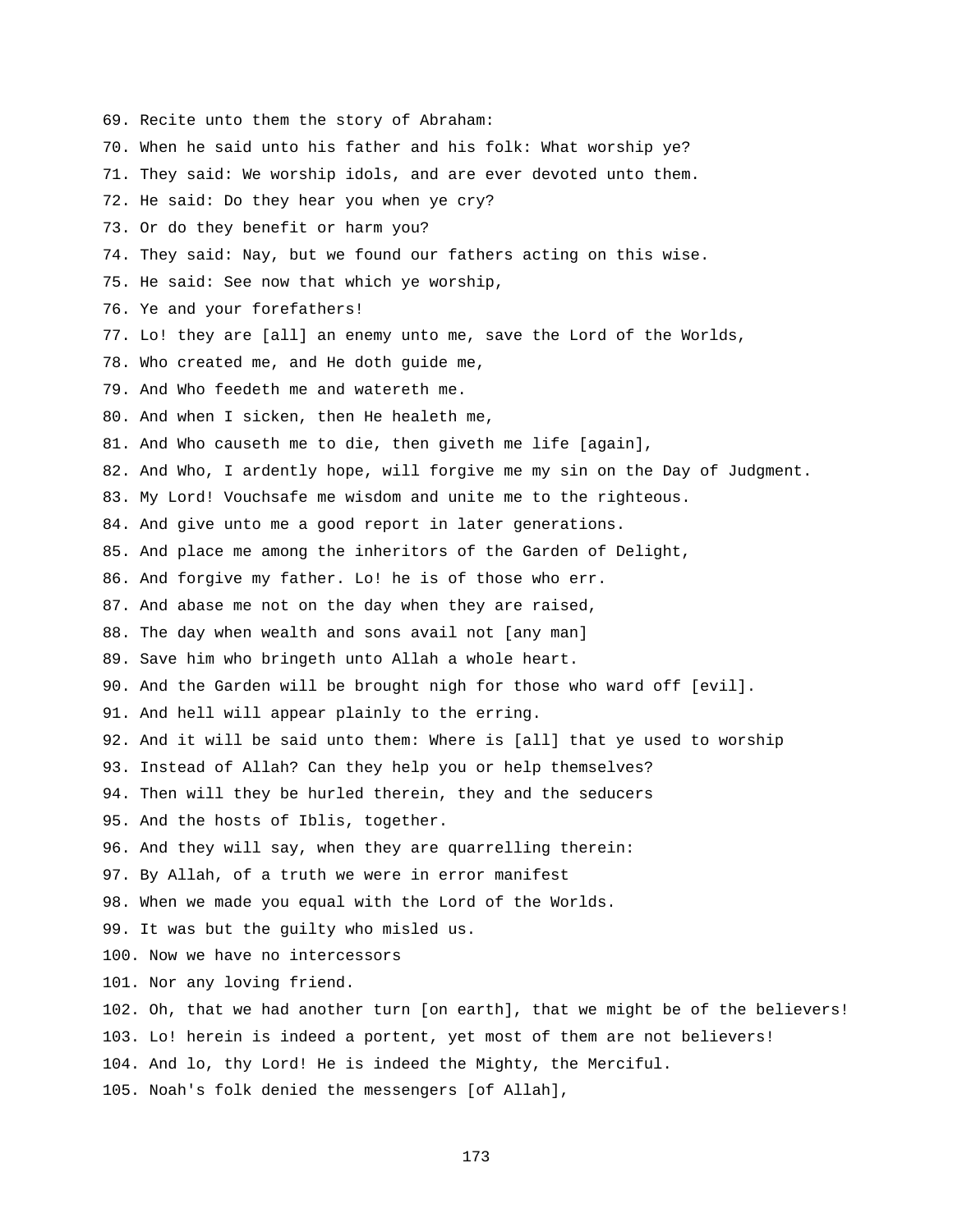69. Recite unto them the story of Abraham:

70. When he said unto his father and his folk: What worship ye?

71. They said: We worship idols, and are ever devoted unto them.

72. He said: Do they hear you when ye cry?

73. Or do they benefit or harm you?

74. They said: Nay, but we found our fathers acting on this wise.

75. He said: See now that which ye worship,

76. Ye and your forefathers!

77. Lo! they are [all] an enemy unto me, save the Lord of the Worlds,

78. Who created me, and He doth guide me,

79. And Who feedeth me and watereth me.

80. And when I sicken, then He healeth me,

81. And Who causeth me to die, then giveth me life [again],

82. And Who, I ardently hope, will forgive me my sin on the Day of Judgment.

83. My Lord! Vouchsafe me wisdom and unite me to the righteous.

84. And give unto me a good report in later generations.

85. And place me among the inheritors of the Garden of Delight,

86. And forgive my father. Lo! he is of those who err.

87. And abase me not on the day when they are raised,

88. The day when wealth and sons avail not [any man]

89. Save him who bringeth unto Allah a whole heart.

90. And the Garden will be brought nigh for those who ward off [evil].

91. And hell will appear plainly to the erring.

92. And it will be said unto them: Where is [all] that ye used to worship

93. Instead of Allah? Can they help you or help themselves?

94. Then will they be hurled therein, they and the seducers

95. And the hosts of Iblis, together.

96. And they will say, when they are quarrelling therein:

97. By Allah, of a truth we were in error manifest

98. When we made you equal with the Lord of the Worlds.

99. It was but the guilty who misled us.

100. Now we have no intercessors

101. Nor any loving friend.

102. Oh, that we had another turn [on earth], that we might be of the believers!

103. Lo! herein is indeed a portent, yet most of them are not believers!

104. And lo, thy Lord! He is indeed the Mighty, the Merciful.

105. Noah's folk denied the messengers [of Allah],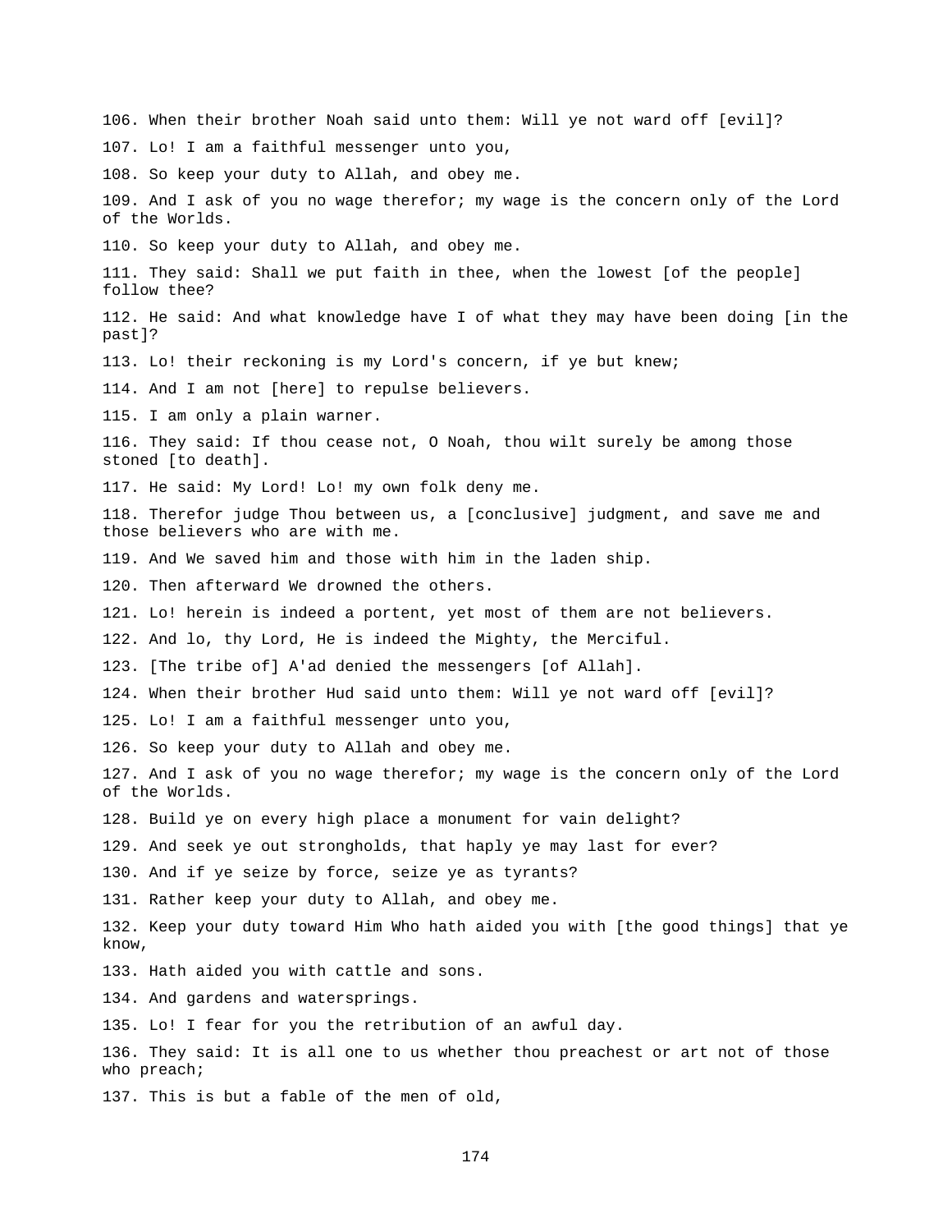106. When their brother Noah said unto them: Will ye not ward off [evil]?

107. Lo! I am a faithful messenger unto you,

108. So keep your duty to Allah, and obey me.

109. And I ask of you no wage therefor; my wage is the concern only of the Lord of the Worlds.

110. So keep your duty to Allah, and obey me.

111. They said: Shall we put faith in thee, when the lowest [of the people] follow thee?

112. He said: And what knowledge have I of what they may have been doing [in the past]?

113. Lo! their reckoning is my Lord's concern, if ye but knew;

114. And I am not [here] to repulse believers.

115. I am only a plain warner.

116. They said: If thou cease not, O Noah, thou wilt surely be among those stoned [to death].

117. He said: My Lord! Lo! my own folk deny me.

118. Therefor judge Thou between us, a [conclusive] judgment, and save me and those believers who are with me.

119. And We saved him and those with him in the laden ship.

120. Then afterward We drowned the others.

121. Lo! herein is indeed a portent, yet most of them are not believers.

122. And lo, thy Lord, He is indeed the Mighty, the Merciful.

123. [The tribe of] A'ad denied the messengers [of Allah].

124. When their brother Hud said unto them: Will ye not ward off [evil]?

125. Lo! I am a faithful messenger unto you,

126. So keep your duty to Allah and obey me.

127. And I ask of you no wage therefor; my wage is the concern only of the Lord of the Worlds.

128. Build ye on every high place a monument for vain delight?

129. And seek ye out strongholds, that haply ye may last for ever?

130. And if ye seize by force, seize ye as tyrants?

131. Rather keep your duty to Allah, and obey me.

132. Keep your duty toward Him Who hath aided you with [the good things] that ye know,

133. Hath aided you with cattle and sons.

134. And gardens and watersprings.

135. Lo! I fear for you the retribution of an awful day.

136. They said: It is all one to us whether thou preachest or art not of those who preach;

137. This is but a fable of the men of old,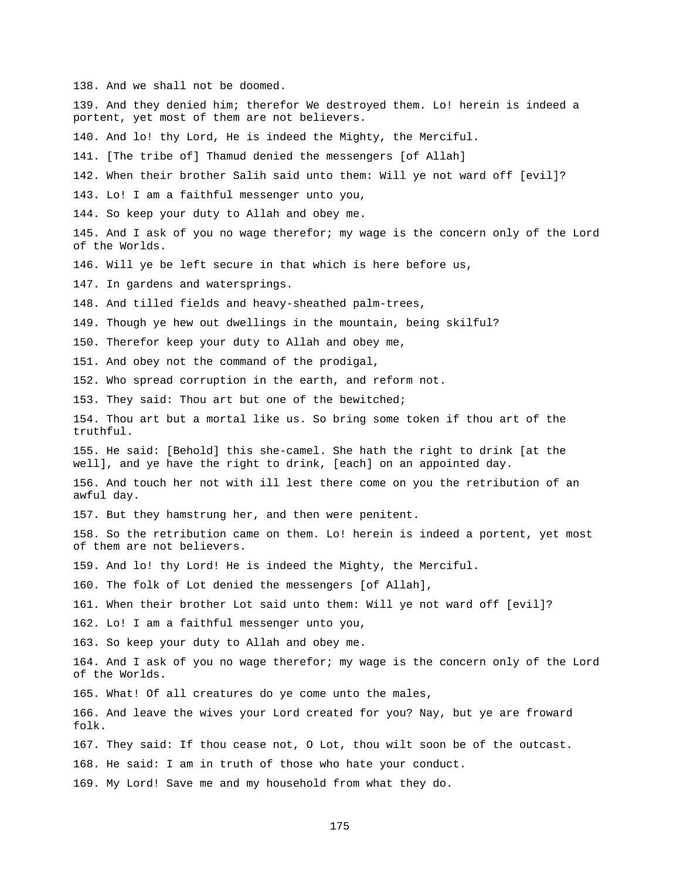138. And we shall not be doomed.

139. And they denied him; therefor We destroyed them. Lo! herein is indeed a portent, yet most of them are not believers.

140. And lo! thy Lord, He is indeed the Mighty, the Merciful.

141. [The tribe of] Thamud denied the messengers [of Allah]

142. When their brother Salih said unto them: Will ye not ward off [evil]?

143. Lo! I am a faithful messenger unto you,

144. So keep your duty to Allah and obey me.

145. And I ask of you no wage therefor; my wage is the concern only of the Lord of the Worlds.

146. Will ye be left secure in that which is here before us,

147. In gardens and watersprings.

148. And tilled fields and heavy-sheathed palm-trees,

149. Though ye hew out dwellings in the mountain, being skilful?

150. Therefor keep your duty to Allah and obey me,

151. And obey not the command of the prodigal,

152. Who spread corruption in the earth, and reform not.

153. They said: Thou art but one of the bewitched;

154. Thou art but a mortal like us. So bring some token if thou art of the truthful.

155. He said: [Behold] this she-camel. She hath the right to drink [at the well], and ye have the right to drink, [each] on an appointed day.

156. And touch her not with ill lest there come on you the retribution of an awful day.

157. But they hamstrung her, and then were penitent.

158. So the retribution came on them. Lo! herein is indeed a portent, yet most of them are not believers.

159. And lo! thy Lord! He is indeed the Mighty, the Merciful.

160. The folk of Lot denied the messengers [of Allah],

161. When their brother Lot said unto them: Will ye not ward off [evil]?

162. Lo! I am a faithful messenger unto you,

163. So keep your duty to Allah and obey me.

164. And I ask of you no wage therefor; my wage is the concern only of the Lord of the Worlds.

165. What! Of all creatures do ye come unto the males,

166. And leave the wives your Lord created for you? Nay, but ye are froward folk.

167. They said: If thou cease not, O Lot, thou wilt soon be of the outcast.

168. He said: I am in truth of those who hate your conduct.

169. My Lord! Save me and my household from what they do.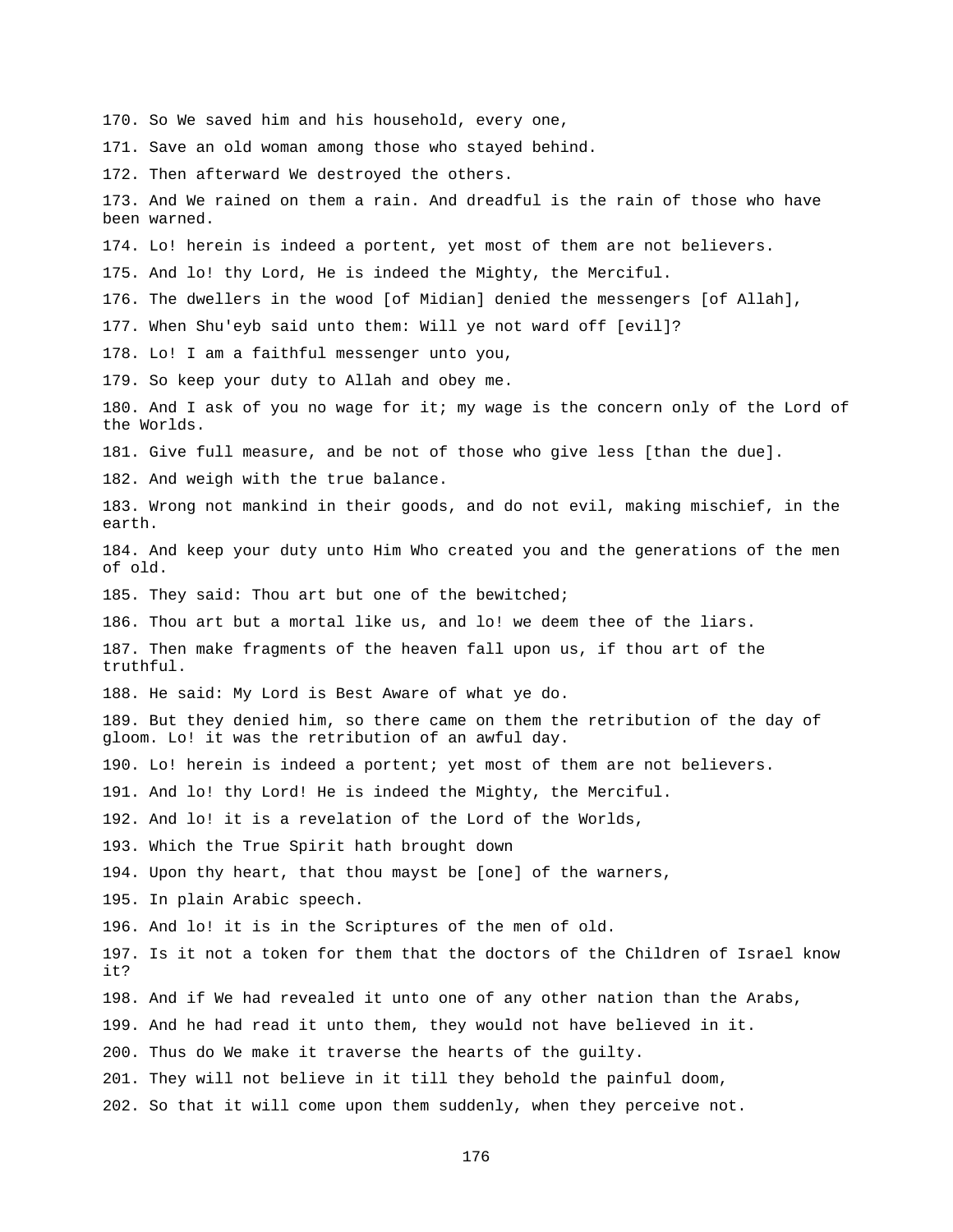170. So We saved him and his household, every one,

171. Save an old woman among those who stayed behind.

172. Then afterward We destroyed the others.

173. And We rained on them a rain. And dreadful is the rain of those who have been warned.

174. Lo! herein is indeed a portent, yet most of them are not believers.

175. And lo! thy Lord, He is indeed the Mighty, the Merciful.

176. The dwellers in the wood [of Midian] denied the messengers [of Allah],

177. When Shu'eyb said unto them: Will ye not ward off [evil]?

178. Lo! I am a faithful messenger unto you,

179. So keep your duty to Allah and obey me.

180. And I ask of you no wage for it; my wage is the concern only of the Lord of the Worlds.

181. Give full measure, and be not of those who give less [than the due].

182. And weigh with the true balance.

183. Wrong not mankind in their goods, and do not evil, making mischief, in the earth.

184. And keep your duty unto Him Who created you and the generations of the men of old.

185. They said: Thou art but one of the bewitched;

186. Thou art but a mortal like us, and lo! we deem thee of the liars.

187. Then make fragments of the heaven fall upon us, if thou art of the truthful.

188. He said: My Lord is Best Aware of what ye do.

189. But they denied him, so there came on them the retribution of the day of gloom. Lo! it was the retribution of an awful day.

190. Lo! herein is indeed a portent; yet most of them are not believers.

191. And lo! thy Lord! He is indeed the Mighty, the Merciful.

192. And lo! it is a revelation of the Lord of the Worlds,

193. Which the True Spirit hath brought down

194. Upon thy heart, that thou mayst be [one] of the warners,

195. In plain Arabic speech.

196. And lo! it is in the Scriptures of the men of old.

197. Is it not a token for them that the doctors of the Children of Israel know it?

198. And if We had revealed it unto one of any other nation than the Arabs,

199. And he had read it unto them, they would not have believed in it.

200. Thus do We make it traverse the hearts of the guilty.

201. They will not believe in it till they behold the painful doom,

202. So that it will come upon them suddenly, when they perceive not.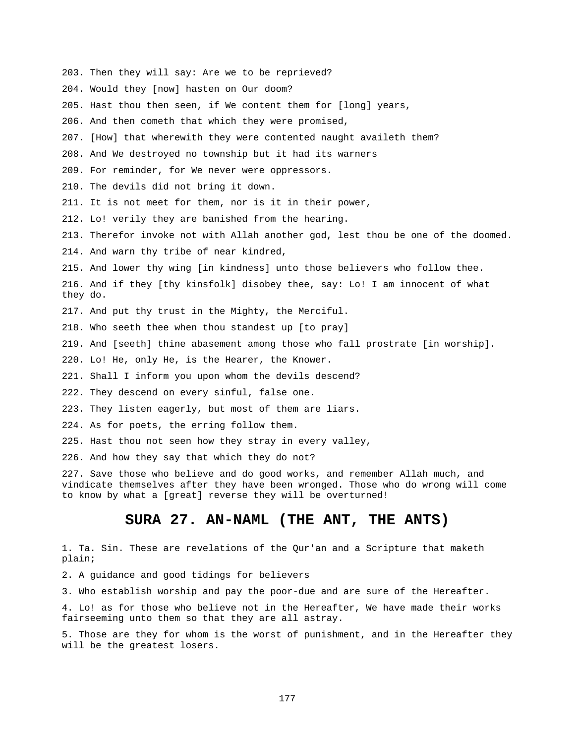203. Then they will say: Are we to be reprieved?

204. Would they [now] hasten on Our doom?

205. Hast thou then seen, if We content them for [long] years,

206. And then cometh that which they were promised,

207. [How] that wherewith they were contented naught availeth them?

208. And We destroyed no township but it had its warners

209. For reminder, for We never were oppressors.

210. The devils did not bring it down.

211. It is not meet for them, nor is it in their power,

212. Lo! verily they are banished from the hearing.

213. Therefor invoke not with Allah another god, lest thou be one of the doomed.

214. And warn thy tribe of near kindred,

215. And lower thy wing [in kindness] unto those believers who follow thee.

216. And if they [thy kinsfolk] disobey thee, say: Lo! I am innocent of what they do.

217. And put thy trust in the Mighty, the Merciful.

218. Who seeth thee when thou standest up [to pray]

219. And [seeth] thine abasement among those who fall prostrate [in worship].

220. Lo! He, only He, is the Hearer, the Knower.

221. Shall I inform you upon whom the devils descend?

222. They descend on every sinful, false one.

223. They listen eagerly, but most of them are liars.

224. As for poets, the erring follow them.

225. Hast thou not seen how they stray in every valley,

226. And how they say that which they do not?

227. Save those who believe and do good works, and remember Allah much, and vindicate themselves after they have been wronged. Those who do wrong will come to know by what a [great] reverse they will be overturned!

## SURA 27. AN-NAML (THE ANT, THE ANTS)

1. Ta. Sin. These are revelations of the Qur'an and a Scripture that maketh plain;

2. A guidance and good tidings for believers

3. Who establish worship and pay the poor-due and are sure of the Hereafter.

4. Lo! as for those who believe not in the Hereafter, We have made their works fairseeming unto them so that they are all astray.

5. Those are they for whom is the worst of punishment, and in the Hereafter they will be the greatest losers.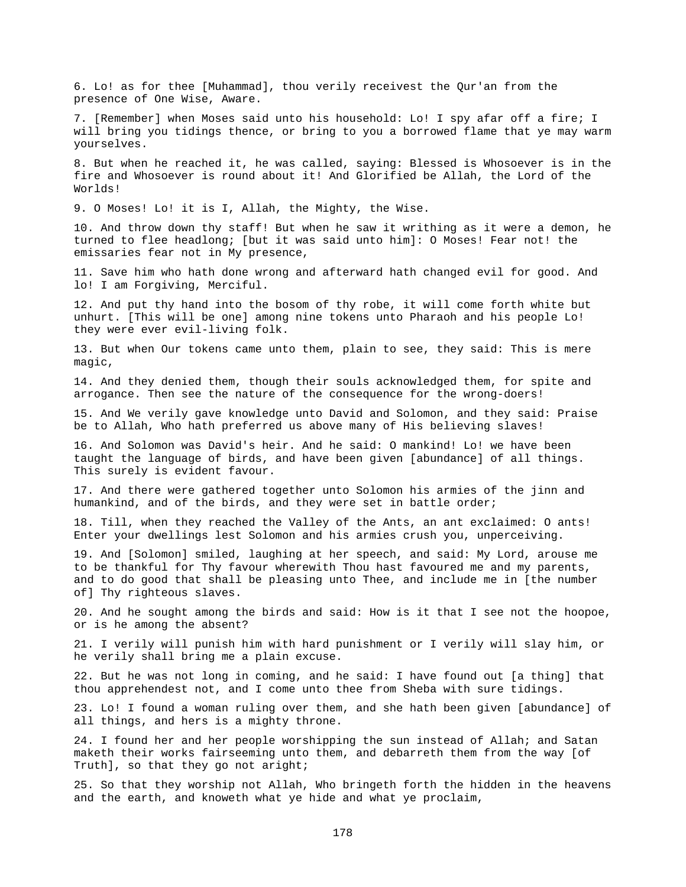6. Lo! as for thee [Muhammad], thou verily receivest the Qur'an from the presence of One Wise, Aware.

7. [Remember] when Moses said unto his household: Lo! I spy afar off a fire; I will bring you tidings thence, or bring to you a borrowed flame that ye may warm yourselves.

8. But when he reached it, he was called, saying: Blessed is Whosoever is in the fire and Whosoever is round about it! And Glorified be Allah, the Lord of the Worlds!

9. O Moses! Lo! it is I, Allah, the Mighty, the Wise.

10. And throw down thy staff! But when he saw it writhing as it were a demon, he turned to flee headlong; [but it was said unto him]: O Moses! Fear not! the emissaries fear not in My presence,

11. Save him who hath done wrong and afterward hath changed evil for good. And lo! I am Forgiving, Merciful.

12. And put thy hand into the bosom of thy robe, it will come forth white but unhurt. [This will be one] among nine tokens unto Pharaoh and his people Lo! they were ever evil-living folk.

13. But when Our tokens came unto them, plain to see, they said: This is mere magic,

14. And they denied them, though their souls acknowledged them, for spite and arrogance. Then see the nature of the consequence for the wrong-doers!

15. And We verily gave knowledge unto David and Solomon, and they said: Praise be to Allah, Who hath preferred us above many of His believing slaves!

16. And Solomon was David's heir. And he said: O mankind! Lo! we have been taught the language of birds, and have been given [abundance] of all things. This surely is evident favour.

17. And there were gathered together unto Solomon his armies of the jinn and humankind, and of the birds, and they were set in battle order;

18. Till, when they reached the Valley of the Ants, an ant exclaimed: O ants! Enter your dwellings lest Solomon and his armies crush you, unperceiving.

19. And [Solomon] smiled, laughing at her speech, and said: My Lord, arouse me to be thankful for Thy favour wherewith Thou hast favoured me and my parents, and to do good that shall be pleasing unto Thee, and include me in [the number of] Thy righteous slaves.

20. And he sought among the birds and said: How is it that I see not the hoopoe, or is he among the absent?

21. I verily will punish him with hard punishment or I verily will slay him, or he verily shall bring me a plain excuse.

22. But he was not long in coming, and he said: I have found out [a thing] that thou apprehendest not, and I come unto thee from Sheba with sure tidings.

23. Lo! I found a woman ruling over them, and she hath been given [abundance] of all things, and hers is a mighty throne.

24. I found her and her people worshipping the sun instead of Allah; and Satan maketh their works fairseeming unto them, and debarreth them from the way [of Truth], so that they go not aright;

25. So that they worship not Allah, Who bringeth forth the hidden in the heavens and the earth, and knoweth what ye hide and what ye proclaim,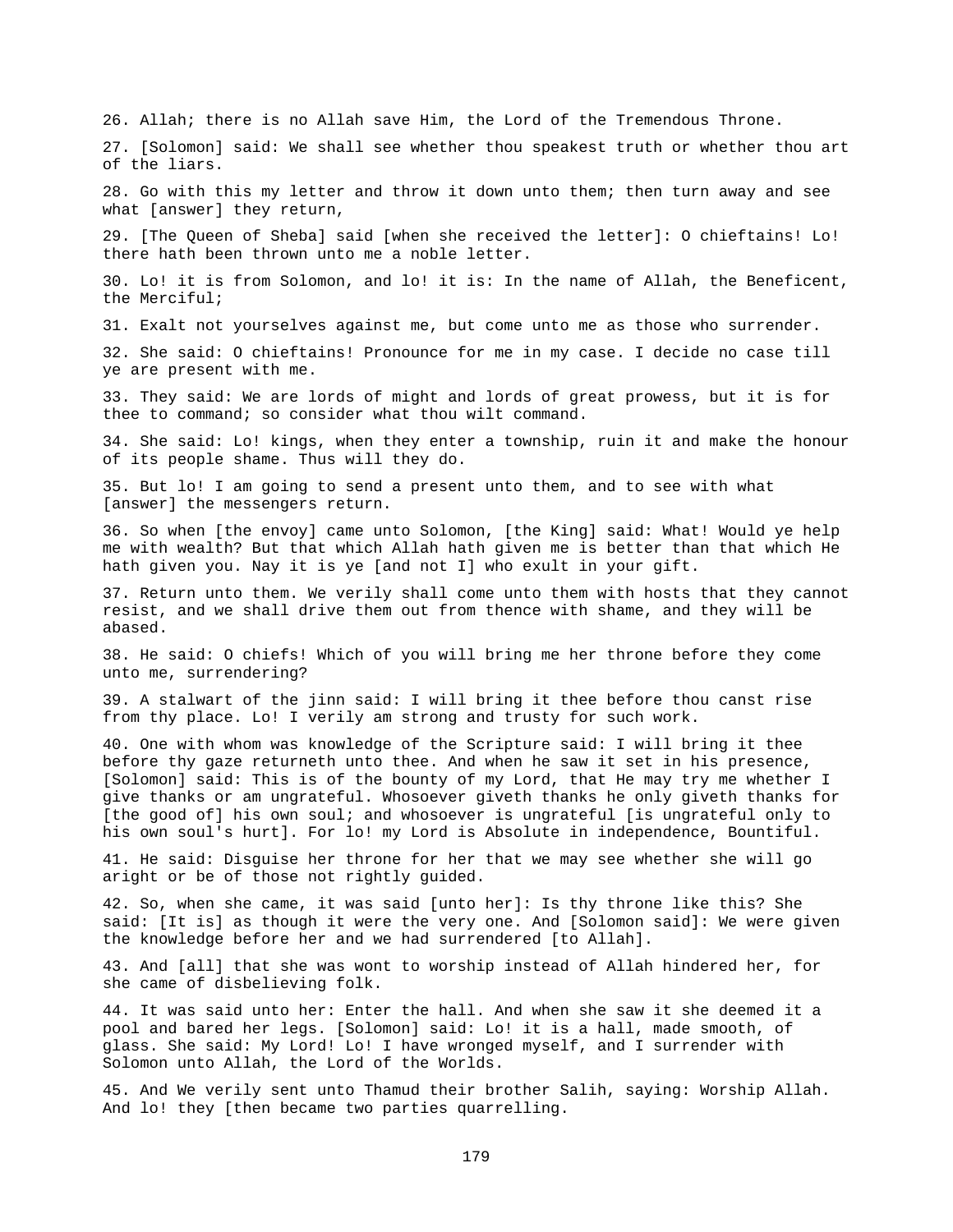26. Allah; there is no Allah save Him, the Lord of the Tremendous Throne.

27. [Solomon] said: We shall see whether thou speakest truth or whether thou art of the liars.

28. Go with this my letter and throw it down unto them; then turn away and see what [answer] they return,

29. [The Queen of Sheba] said [when she received the letter]: O chieftains! Lo! there hath been thrown unto me a noble letter.

30. Lo! it is from Solomon, and lo! it is: In the name of Allah, the Beneficent, the Merciful;

31. Exalt not yourselves against me, but come unto me as those who surrender.

32. She said: O chieftains! Pronounce for me in my case. I decide no case till ye are present with me.

33. They said: We are lords of might and lords of great prowess, but it is for thee to command; so consider what thou wilt command.

34. She said: Lo! kings, when they enter a township, ruin it and make the honour of its people shame. Thus will they do.

35. But lo! I am going to send a present unto them, and to see with what [answer] the messengers return.

36. So when [the envoy] came unto Solomon, [the King] said: What! Would ye help me with wealth? But that which Allah hath given me is better than that which He hath given you. Nay it is ye [and not I] who exult in your gift.

37. Return unto them. We verily shall come unto them with hosts that they cannot resist, and we shall drive them out from thence with shame, and they will be abased.

38. He said: O chiefs! Which of you will bring me her throne before they come unto me, surrendering?

39. A stalwart of the jinn said: I will bring it thee before thou canst rise from thy place. Lo! I verily am strong and trusty for such work.

40. One with whom was knowledge of the Scripture said: I will bring it thee before thy gaze returneth unto thee. And when he saw it set in his presence, [Solomon] said: This is of the bounty of my Lord, that He may try me whether I give thanks or am ungrateful. Whosoever giveth thanks he only giveth thanks for [the good of] his own soul; and whosoever is ungrateful [is ungrateful only to his own soul's hurt]. For lo! my Lord is Absolute in independence, Bountiful.

41. He said: Disguise her throne for her that we may see whether she will go aright or be of those not rightly guided.

42. So, when she came, it was said [unto her]: Is thy throne like this? She said: [It is] as though it were the very one. And [Solomon said]: We were given the knowledge before her and we had surrendered [to Allah].

43. And [all] that she was wont to worship instead of Allah hindered her, for she came of disbelieving folk.

44. It was said unto her: Enter the hall. And when she saw it she deemed it a pool and bared her legs. [Solomon] said: Lo! it is a hall, made smooth, of glass. She said: My Lord! Lo! I have wronged myself, and I surrender with Solomon unto Allah, the Lord of the Worlds.

45. And We verily sent unto Thamud their brother Salih, saying: Worship Allah. And lo! they [then became two parties quarrelling.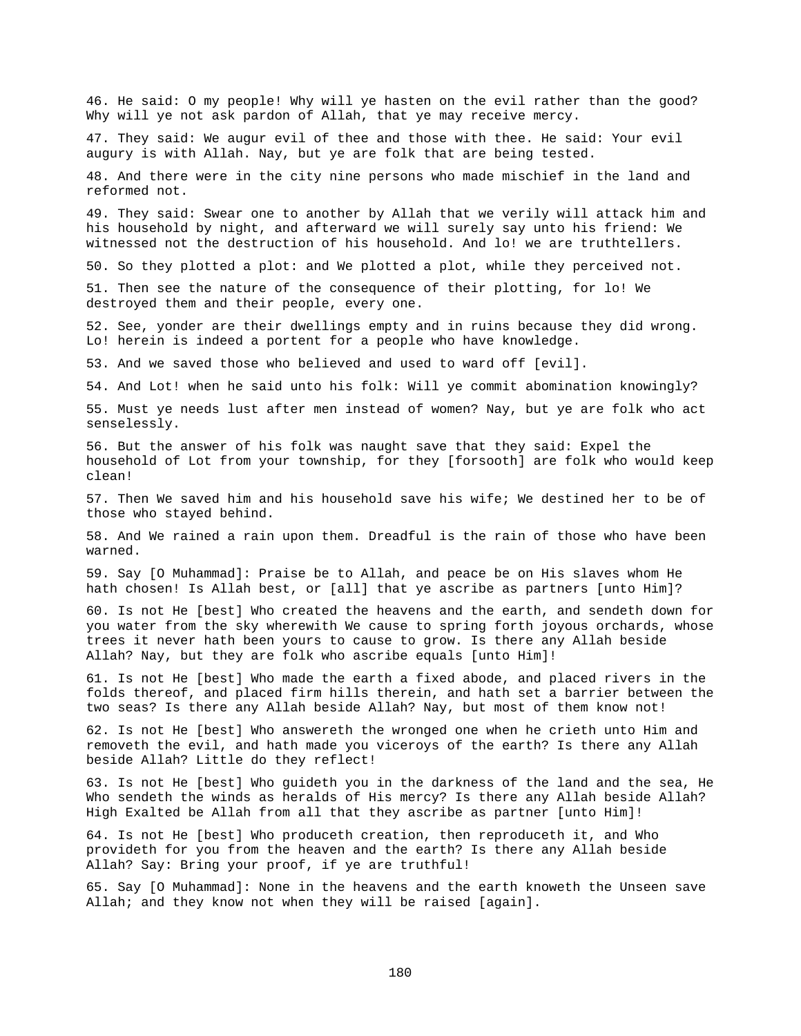46. He said: O my people! Why will ye hasten on the evil rather than the good? Why will ye not ask pardon of Allah, that ye may receive mercy.

47. They said: We augur evil of thee and those with thee. He said: Your evil augury is with Allah. Nay, but ye are folk that are being tested.

48. And there were in the city nine persons who made mischief in the land and reformed not.

49. They said: Swear one to another by Allah that we verily will attack him and his household by night, and afterward we will surely say unto his friend: We witnessed not the destruction of his household. And lo! we are truthtellers.

50. So they plotted a plot: and We plotted a plot, while they perceived not.

51. Then see the nature of the consequence of their plotting, for lo! We destroyed them and their people, every one.

52. See, yonder are their dwellings empty and in ruins because they did wrong. Lo! herein is indeed a portent for a people who have knowledge.

53. And we saved those who believed and used to ward off [evil].

54. And Lot! when he said unto his folk: Will ye commit abomination knowingly?

55. Must ye needs lust after men instead of women? Nay, but ye are folk who act senselessly.

56. But the answer of his folk was naught save that they said: Expel the household of Lot from your township, for they [forsooth] are folk who would keep clean!

57. Then We saved him and his household save his wife; We destined her to be of those who stayed behind.

58. And We rained a rain upon them. Dreadful is the rain of those who have been warned.

59. Say [O Muhammad]: Praise be to Allah, and peace be on His slaves whom He hath chosen! Is Allah best, or [all] that ye ascribe as partners [unto Him]?

60. Is not He [best] Who created the heavens and the earth, and sendeth down for you water from the sky wherewith We cause to spring forth joyous orchards, whose trees it never hath been yours to cause to grow. Is there any Allah beside Allah? Nay, but they are folk who ascribe equals [unto Him]!

61. Is not He [best] Who made the earth a fixed abode, and placed rivers in the folds thereof, and placed firm hills therein, and hath set a barrier between the two seas? Is there any Allah beside Allah? Nay, but most of them know not!

62. Is not He [best] Who answereth the wronged one when he crieth unto Him and removeth the evil, and hath made you viceroys of the earth? Is there any Allah beside Allah? Little do they reflect!

63. Is not He [best] Who guideth you in the darkness of the land and the sea, He Who sendeth the winds as heralds of His mercy? Is there any Allah beside Allah? High Exalted be Allah from all that they ascribe as partner [unto Him]!

64. Is not He [best] Who produceth creation, then reproduceth it, and Who provideth for you from the heaven and the earth? Is there any Allah beside Allah? Say: Bring your proof, if ye are truthful!

65. Say [O Muhammad]: None in the heavens and the earth knoweth the Unseen save Allah; and they know not when they will be raised [again].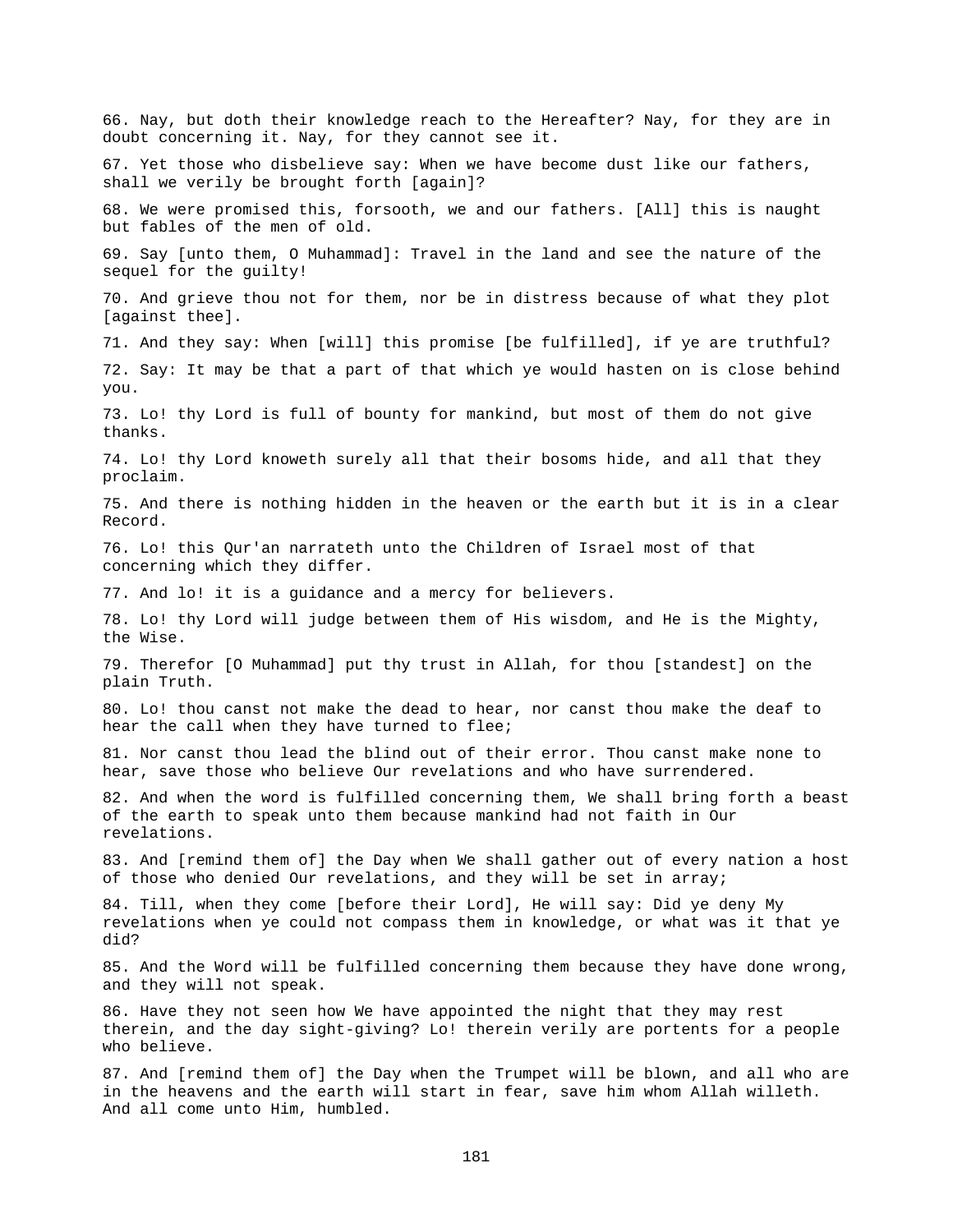66. Nay, but doth their knowledge reach to the Hereafter? Nay, for they are in doubt concerning it. Nay, for they cannot see it.

67. Yet those who disbelieve say: When we have become dust like our fathers, shall we verily be brought forth [again]?

68. We were promised this, forsooth, we and our fathers. [All] this is naught but fables of the men of old.

69. Say [unto them, O Muhammad]: Travel in the land and see the nature of the sequel for the guilty!

70. And grieve thou not for them, nor be in distress because of what they plot [against thee].

71. And they say: When [will] this promise [be fulfilled], if ye are truthful?

72. Say: It may be that a part of that which ye would hasten on is close behind you.

73. Lo! thy Lord is full of bounty for mankind, but most of them do not give thanks.

74. Lo! thy Lord knoweth surely all that their bosoms hide, and all that they proclaim.

75. And there is nothing hidden in the heaven or the earth but it is in a clear Record.

76. Lo! this Qur'an narrateth unto the Children of Israel most of that concerning which they differ.

77. And lo! it is a guidance and a mercy for believers.

78. Lo! thy Lord will judge between them of His wisdom, and He is the Mighty, the Wise.

79. Therefor [O Muhammad] put thy trust in Allah, for thou [standest] on the plain Truth.

80. Lo! thou canst not make the dead to hear, nor canst thou make the deaf to hear the call when they have turned to flee;

81. Nor canst thou lead the blind out of their error. Thou canst make none to hear, save those who believe Our revelations and who have surrendered.

82. And when the word is fulfilled concerning them, We shall bring forth a beast of the earth to speak unto them because mankind had not faith in Our revelations.

83. And [remind them of] the Day when We shall gather out of every nation a host of those who denied Our revelations, and they will be set in array;

84. Till, when they come [before their Lord], He will say: Did ye deny My revelations when ye could not compass them in knowledge, or what was it that ye did?

85. And the Word will be fulfilled concerning them because they have done wrong, and they will not speak.

86. Have they not seen how We have appointed the night that they may rest therein, and the day sight-giving? Lo! therein verily are portents for a people who believe.

87. And [remind them of] the Day when the Trumpet will be blown, and all who are in the heavens and the earth will start in fear, save him whom Allah willeth. And all come unto Him, humbled.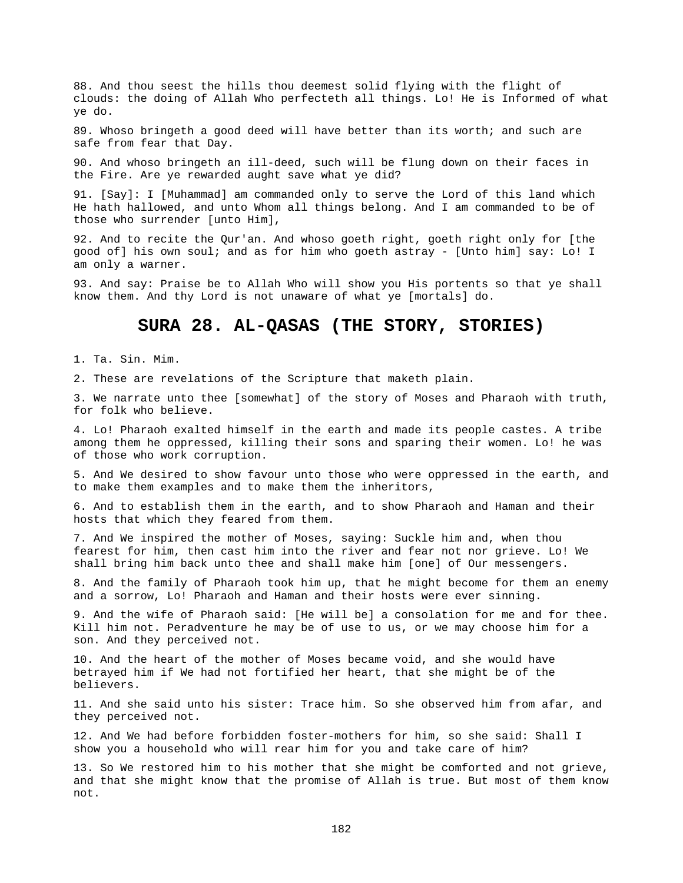88. And thou seest the hills thou deemest solid flying with the flight of clouds: the doing of Allah Who perfecteth all things. Lo! He is Informed of what ye do.

89. Whoso bringeth a good deed will have better than its worth; and such are safe from fear that Day.

90. And whoso bringeth an ill-deed, such will be flung down on their faces in the Fire. Are ye rewarded aught save what ye did?

91. [Say]: I [Muhammad] am commanded only to serve the Lord of this land which He hath hallowed, and unto Whom all things belong. And I am commanded to be of those who surrender [unto Him],

92. And to recite the Qur'an. And whoso goeth right, goeth right only for [the good of] his own soul; and as for him who goeth astray - [Unto him] say: Lo! I am only a warner.

93. And say: Praise be to Allah Who will show you His portents so that ye shall know them. And thy Lord is not unaware of what ye [mortals] do.

# SURA 28. AL-QASAS (THE STORY, STORIES)

1. Ta. Sin. Mim.

2. These are revelations of the Scripture that maketh plain.

3. We narrate unto thee [somewhat] of the story of Moses and Pharaoh with truth, for folk who believe.

4. Lo! Pharaoh exalted himself in the earth and made its people castes. A tribe among them he oppressed, killing their sons and sparing their women. Lo! he was of those who work corruption.

5. And We desired to show favour unto those who were oppressed in the earth, and to make them examples and to make them the inheritors,

6. And to establish them in the earth, and to show Pharaoh and Haman and their hosts that which they feared from them.

7. And We inspired the mother of Moses, saying: Suckle him and, when thou fearest for him, then cast him into the river and fear not nor grieve. Lo! We shall bring him back unto thee and shall make him [one] of Our messengers.

8. And the family of Pharaoh took him up, that he might become for them an enemy and a sorrow, Lo! Pharaoh and Haman and their hosts were ever sinning.

9. And the wife of Pharaoh said: [He will be] a consolation for me and for thee. Kill him not. Peradventure he may be of use to us, or we may choose him for a son. And they perceived not.

10. And the heart of the mother of Moses became void, and she would have betrayed him if We had not fortified her heart, that she might be of the believers.

11. And she said unto his sister: Trace him. So she observed him from afar, and they perceived not.

12. And We had before forbidden foster-mothers for him, so she said: Shall I show you a household who will rear him for you and take care of him?

13. So We restored him to his mother that she might be comforted and not grieve, and that she might know that the promise of Allah is true. But most of them know not.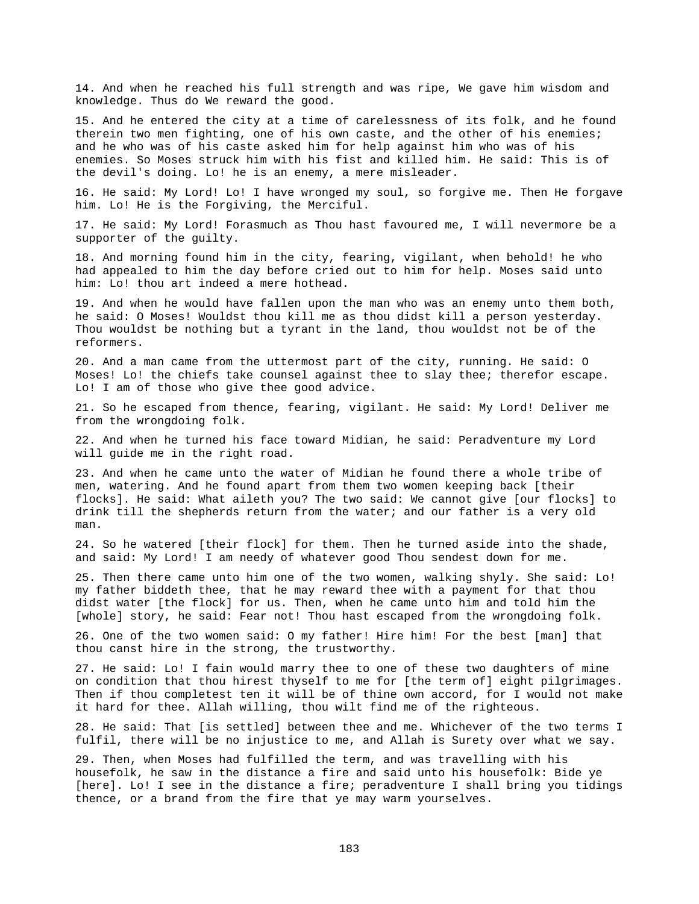14. And when he reached his full strength and was ripe, We gave him wisdom and knowledge. Thus do We reward the good.

15. And he entered the city at a time of carelessness of its folk, and he found therein two men fighting, one of his own caste, and the other of his enemies; and he who was of his caste asked him for help against him who was of his enemies. So Moses struck him with his fist and killed him. He said: This is of the devil's doing. Lo! he is an enemy, a mere misleader.

16. He said: My Lord! Lo! I have wronged my soul, so forgive me. Then He forgave him. Lo! He is the Forgiving, the Merciful.

17. He said: My Lord! Forasmuch as Thou hast favoured me, I will nevermore be a supporter of the guilty.

18. And morning found him in the city, fearing, vigilant, when behold! he who had appealed to him the day before cried out to him for help. Moses said unto him: Lo! thou art indeed a mere hothead.

19. And when he would have fallen upon the man who was an enemy unto them both, he said: O Moses! Wouldst thou kill me as thou didst kill a person yesterday. Thou wouldst be nothing but a tyrant in the land, thou wouldst not be of the reformers.

20. And a man came from the uttermost part of the city, running. He said: O Moses! Lo! the chiefs take counsel against thee to slay thee; therefor escape. Lo! I am of those who give thee good advice.

21. So he escaped from thence, fearing, vigilant. He said: My Lord! Deliver me from the wrongdoing folk.

22. And when he turned his face toward Midian, he said: Peradventure my Lord will guide me in the right road.

23. And when he came unto the water of Midian he found there a whole tribe of men, watering. And he found apart from them two women keeping back [their flocks]. He said: What aileth you? The two said: We cannot give [our flocks] to drink till the shepherds return from the water; and our father is a very old man.

24. So he watered [their flock] for them. Then he turned aside into the shade, and said: My Lord! I am needy of whatever good Thou sendest down for me.

25. Then there came unto him one of the two women, walking shyly. She said: Lo! my father biddeth thee, that he may reward thee with a payment for that thou didst water [the flock] for us. Then, when he came unto him and told him the [whole] story, he said: Fear not! Thou hast escaped from the wrongdoing folk.

26. One of the two women said: O my father! Hire him! For the best [man] that thou canst hire in the strong, the trustworthy.

27. He said: Lo! I fain would marry thee to one of these two daughters of mine on condition that thou hirest thyself to me for [the term of] eight pilgrimages. Then if thou completest ten it will be of thine own accord, for I would not make it hard for thee. Allah willing, thou wilt find me of the righteous.

28. He said: That [is settled] between thee and me. Whichever of the two terms I fulfil, there will be no injustice to me, and Allah is Surety over what we say.

29. Then, when Moses had fulfilled the term, and was travelling with his housefolk, he saw in the distance a fire and said unto his housefolk: Bide ye [here]. Lo! I see in the distance a fire; peradventure I shall bring you tidings thence, or a brand from the fire that ye may warm yourselves.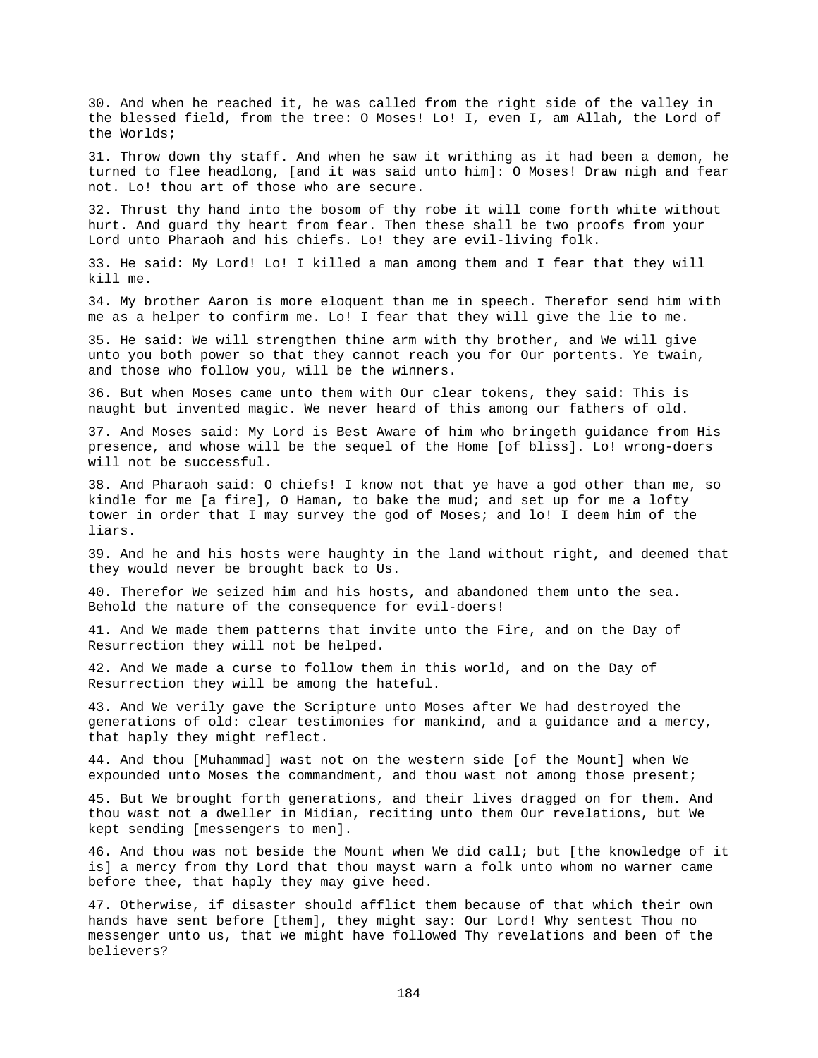30. And when he reached it, he was called from the right side of the valley in the blessed field, from the tree: O Moses! Lo! I, even I, am Allah, the Lord of the Worlds;

31. Throw down thy staff. And when he saw it writhing as it had been a demon, he turned to flee headlong, [and it was said unto him]: O Moses! Draw nigh and fear not. Lo! thou art of those who are secure.

32. Thrust thy hand into the bosom of thy robe it will come forth white without hurt. And guard thy heart from fear. Then these shall be two proofs from your Lord unto Pharaoh and his chiefs. Lo! they are evil-living folk.

33. He said: My Lord! Lo! I killed a man among them and I fear that they will kill me.

34. My brother Aaron is more eloquent than me in speech. Therefor send him with me as a helper to confirm me. Lo! I fear that they will give the lie to me.

35. He said: We will strengthen thine arm with thy brother, and We will give unto you both power so that they cannot reach you for Our portents. Ye twain, and those who follow you, will be the winners.

36. But when Moses came unto them with Our clear tokens, they said: This is naught but invented magic. We never heard of this among our fathers of old.

37. And Moses said: My Lord is Best Aware of him who bringeth guidance from His presence, and whose will be the sequel of the Home [of bliss]. Lo! wrong-doers will not be successful.

38. And Pharaoh said: O chiefs! I know not that ye have a god other than me, so kindle for me [a fire], O Haman, to bake the mud; and set up for me a lofty tower in order that I may survey the god of Moses; and lo! I deem him of the liars.

39. And he and his hosts were haughty in the land without right, and deemed that they would never be brought back to Us.

40. Therefor We seized him and his hosts, and abandoned them unto the sea. Behold the nature of the consequence for evil-doers!

41. And We made them patterns that invite unto the Fire, and on the Day of Resurrection they will not be helped.

42. And We made a curse to follow them in this world, and on the Day of Resurrection they will be among the hateful.

43. And We verily gave the Scripture unto Moses after We had destroyed the generations of old: clear testimonies for mankind, and a guidance and a mercy, that haply they might reflect.

44. And thou [Muhammad] wast not on the western side [of the Mount] when We expounded unto Moses the commandment, and thou wast not among those present;

45. But We brought forth generations, and their lives dragged on for them. And thou wast not a dweller in Midian, reciting unto them Our revelations, but We kept sending [messengers to men].

46. And thou was not beside the Mount when We did call; but [the knowledge of it is] a mercy from thy Lord that thou mayst warn a folk unto whom no warner came before thee, that haply they may give heed.

47. Otherwise, if disaster should afflict them because of that which their own hands have sent before [them], they might say: Our Lord! Why sentest Thou no messenger unto us, that we might have followed Thy revelations and been of the believers?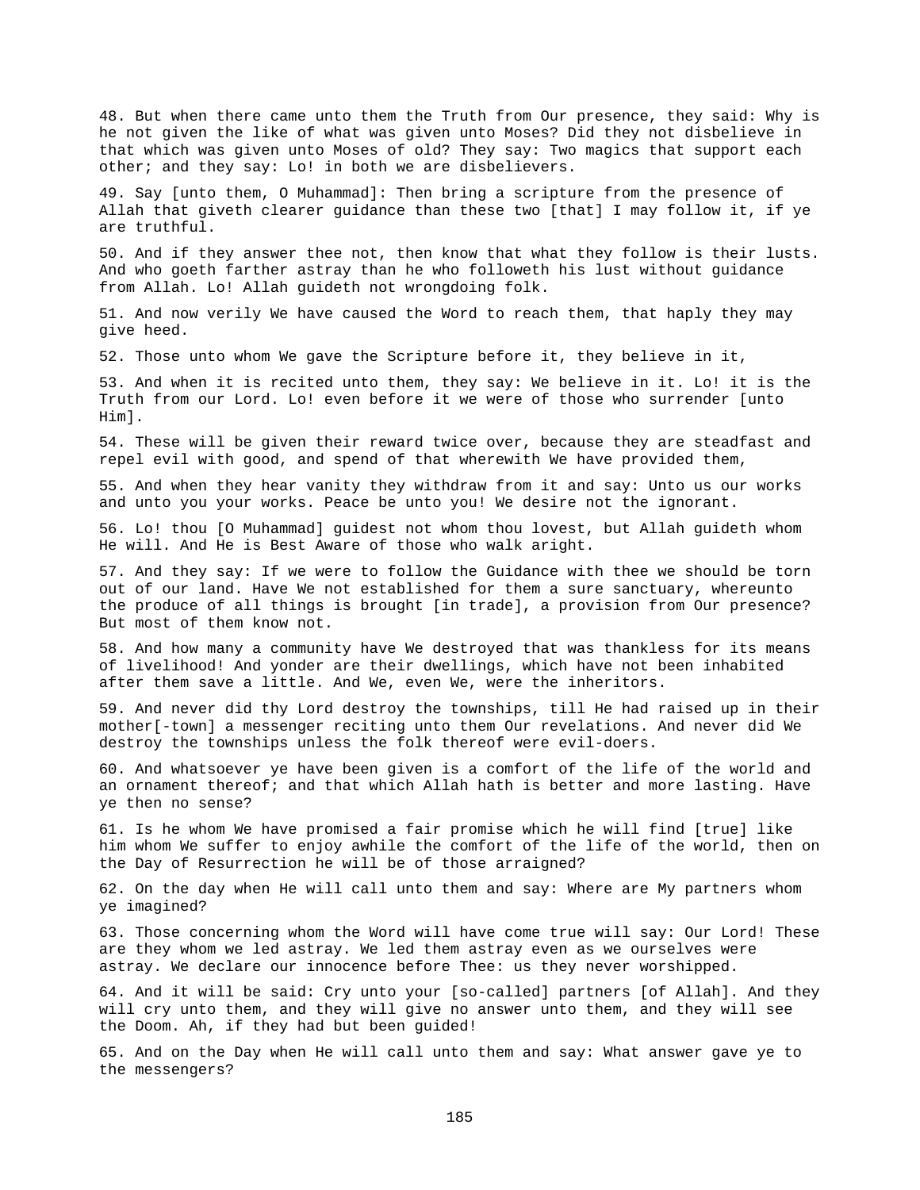48. But when there came unto them the Truth from Our presence, they said: Why is he not given the like of what was given unto Moses? Did they not disbelieve in that which was given unto Moses of old? They say: Two magics that support each other; and they say: Lo! in both we are disbelievers.

49. Say [unto them, O Muhammad]: Then bring a scripture from the presence of Allah that giveth clearer guidance than these two [that] I may follow it, if ye are truthful.

50. And if they answer thee not, then know that what they follow is their lusts. And who goeth farther astray than he who followeth his lust without guidance from Allah. Lo! Allah guideth not wrongdoing folk.

51. And now verily We have caused the Word to reach them, that haply they may give heed.

52. Those unto whom We gave the Scripture before it, they believe in it,

53. And when it is recited unto them, they say: We believe in it. Lo! it is the Truth from our Lord. Lo! even before it we were of those who surrender [unto Him].

54. These will be given their reward twice over, because they are steadfast and repel evil with good, and spend of that wherewith We have provided them,

55. And when they hear vanity they withdraw from it and say: Unto us our works and unto you your works. Peace be unto you! We desire not the ignorant.

56. Lo! thou [O Muhammad] guidest not whom thou lovest, but Allah guideth whom He will. And He is Best Aware of those who walk aright.

57. And they say: If we were to follow the Guidance with thee we should be torn out of our land. Have We not established for them a sure sanctuary, whereunto the produce of all things is brought [in trade], a provision from Our presence? But most of them know not.

58. And how many a community have We destroyed that was thankless for its means of livelihood! And yonder are their dwellings, which have not been inhabited after them save a little. And We, even We, were the inheritors.

59. And never did thy Lord destroy the townships, till He had raised up in their mother[-town] a messenger reciting unto them Our revelations. And never did We destroy the townships unless the folk thereof were evil-doers.

60. And whatsoever ye have been given is a comfort of the life of the world and an ornament thereof; and that which Allah hath is better and more lasting. Have ye then no sense?

61. Is he whom We have promised a fair promise which he will find [true] like him whom We suffer to enjoy awhile the comfort of the life of the world, then on the Day of Resurrection he will be of those arraigned?

62. On the day when He will call unto them and say: Where are My partners whom ye imagined?

63. Those concerning whom the Word will have come true will say: Our Lord! These are they whom we led astray. We led them astray even as we ourselves were astray. We declare our innocence before Thee: us they never worshipped.

64. And it will be said: Cry unto your [so-called] partners [of Allah]. And they will cry unto them, and they will give no answer unto them, and they will see the Doom. Ah, if they had but been guided!

65. And on the Day when He will call unto them and say: What answer gave ye to the messengers?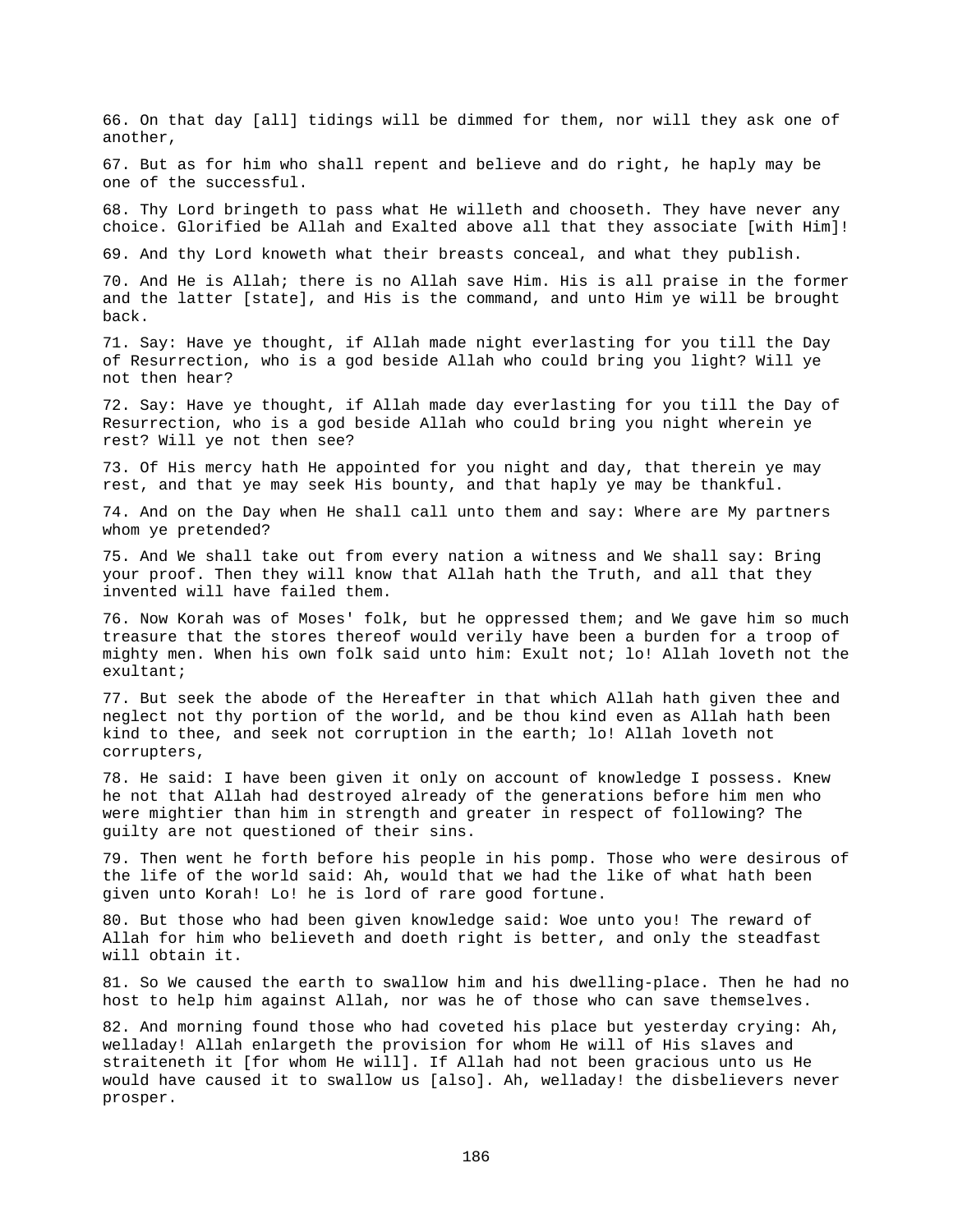66. On that day [all] tidings will be dimmed for them, nor will they ask one of another,

67. But as for him who shall repent and believe and do right, he haply may be one of the successful.

68. Thy Lord bringeth to pass what He willeth and chooseth. They have never any choice. Glorified be Allah and Exalted above all that they associate [with Him]!

69. And thy Lord knoweth what their breasts conceal, and what they publish.

70. And He is Allah; there is no Allah save Him. His is all praise in the former and the latter [state], and His is the command, and unto Him ye will be brought back.

71. Say: Have ye thought, if Allah made night everlasting for you till the Day of Resurrection, who is a god beside Allah who could bring you light? Will ye not then hear?

72. Say: Have ye thought, if Allah made day everlasting for you till the Day of Resurrection, who is a god beside Allah who could bring you night wherein ye rest? Will ye not then see?

73. Of His mercy hath He appointed for you night and day, that therein ye may rest, and that ye may seek His bounty, and that haply ye may be thankful.

74. And on the Day when He shall call unto them and say: Where are My partners whom ye pretended?

75. And We shall take out from every nation a witness and We shall say: Bring your proof. Then they will know that Allah hath the Truth, and all that they invented will have failed them.

76. Now Korah was of Moses' folk, but he oppressed them; and We gave him so much treasure that the stores thereof would verily have been a burden for a troop of mighty men. When his own folk said unto him: Exult not; lo! Allah loveth not the exultant;

77. But seek the abode of the Hereafter in that which Allah hath given thee and neglect not thy portion of the world, and be thou kind even as Allah hath been kind to thee, and seek not corruption in the earth; lo! Allah loveth not corrupters,

78. He said: I have been given it only on account of knowledge I possess. Knew he not that Allah had destroyed already of the generations before him men who were mightier than him in strength and greater in respect of following? The guilty are not questioned of their sins.

79. Then went he forth before his people in his pomp. Those who were desirous of the life of the world said: Ah, would that we had the like of what hath been given unto Korah! Lo! he is lord of rare good fortune.

80. But those who had been given knowledge said: Woe unto you! The reward of Allah for him who believeth and doeth right is better, and only the steadfast will obtain it.

81. So We caused the earth to swallow him and his dwelling-place. Then he had no host to help him against Allah, nor was he of those who can save themselves.

82. And morning found those who had coveted his place but yesterday crying: Ah, welladay! Allah enlargeth the provision for whom He will of His slaves and straiteneth it [for whom He will]. If Allah had not been gracious unto us He would have caused it to swallow us [also]. Ah, welladay! the disbelievers never prosper.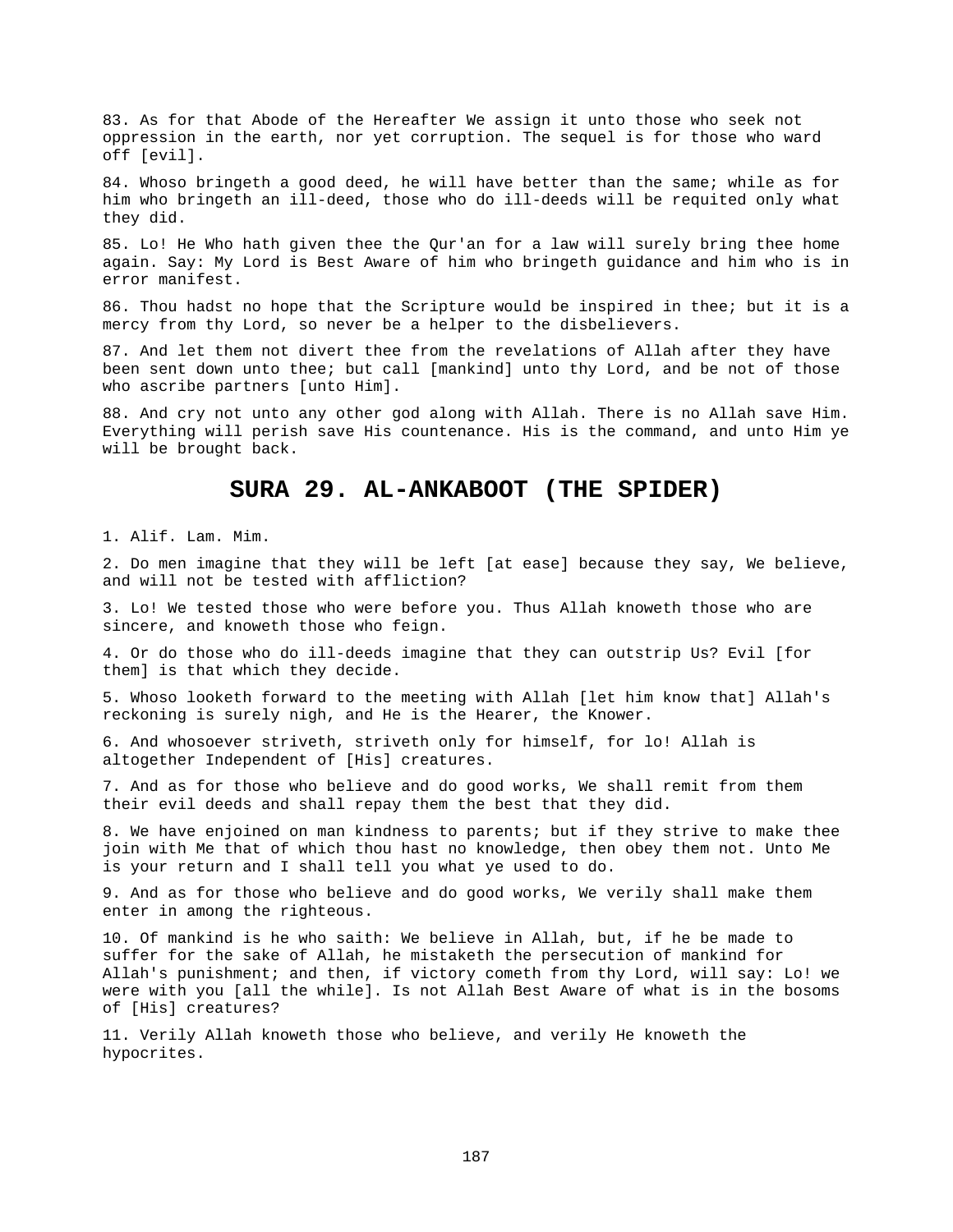83. As for that Abode of the Hereafter We assign it unto those who seek not oppression in the earth, nor yet corruption. The sequel is for those who ward off [evil].

84. Whoso bringeth a good deed, he will have better than the same; while as for him who bringeth an ill-deed, those who do ill-deeds will be requited only what they did.

85. Lo! He Who hath given thee the Qur'an for a law will surely bring thee home again. Say: My Lord is Best Aware of him who bringeth guidance and him who is in error manifest.

86. Thou hadst no hope that the Scripture would be inspired in thee; but it is a mercy from thy Lord, so never be a helper to the disbelievers.

87. And let them not divert thee from the revelations of Allah after they have been sent down unto thee; but call [mankind] unto thy Lord, and be not of those who ascribe partners [unto Him].

88. And cry not unto any other god along with Allah. There is no Allah save Him. Everything will perish save His countenance. His is the command, and unto Him ye will be brought back.

## SURA 29. AL-ANKABOOT (THE SPIDER)

1. Alif. Lam. Mim.

2. Do men imagine that they will be left [at ease] because they say, We believe, and will not be tested with affliction?

3. Lo! We tested those who were before you. Thus Allah knoweth those who are sincere, and knoweth those who feign.

4. Or do those who do ill-deeds imagine that they can outstrip Us? Evil [for them] is that which they decide.

5. Whoso looketh forward to the meeting with Allah [let him know that] Allah's reckoning is surely nigh, and He is the Hearer, the Knower.

6. And whosoever striveth, striveth only for himself, for lo! Allah is altogether Independent of [His] creatures.

7. And as for those who believe and do good works, We shall remit from them their evil deeds and shall repay them the best that they did.

8. We have enjoined on man kindness to parents; but if they strive to make thee join with Me that of which thou hast no knowledge, then obey them not. Unto Me is your return and I shall tell you what ye used to do.

9. And as for those who believe and do good works, We verily shall make them enter in among the righteous.

10. Of mankind is he who saith: We believe in Allah, but, if he be made to suffer for the sake of Allah, he mistaketh the persecution of mankind for Allah's punishment; and then, if victory cometh from thy Lord, will say: Lo! we were with you [all the while]. Is not Allah Best Aware of what is in the bosoms of [His] creatures?

11. Verily Allah knoweth those who believe, and verily He knoweth the hypocrites.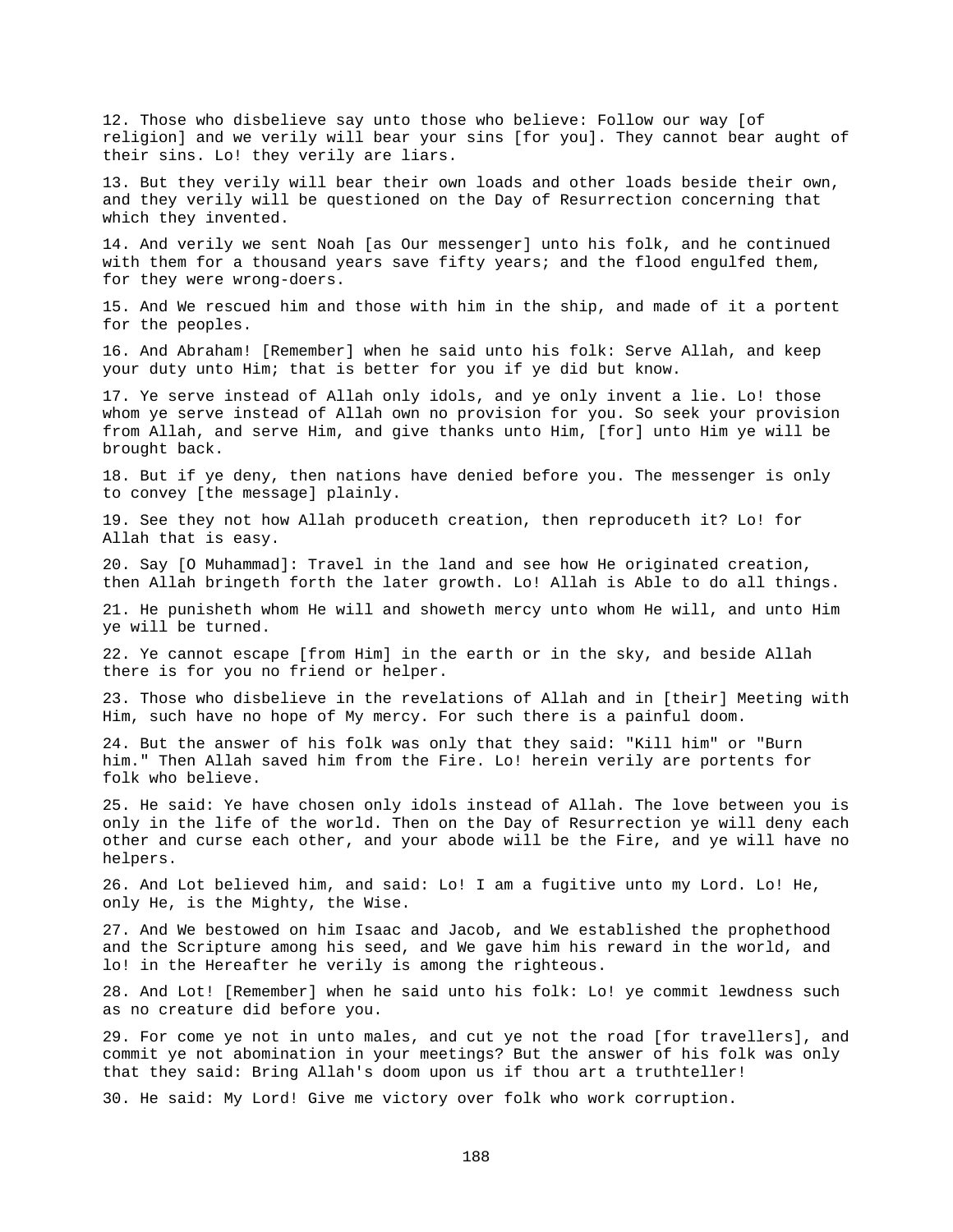12. Those who disbelieve say unto those who believe: Follow our way [of religion] and we verily will bear your sins [for you]. They cannot bear aught of their sins. Lo! they verily are liars.

13. But they verily will bear their own loads and other loads beside their own, and they verily will be questioned on the Day of Resurrection concerning that which they invented.

14. And verily we sent Noah [as Our messenger] unto his folk, and he continued with them for a thousand years save fifty years; and the flood engulfed them, for they were wrong-doers.

15. And We rescued him and those with him in the ship, and made of it a portent for the peoples.

16. And Abraham! [Remember] when he said unto his folk: Serve Allah, and keep your duty unto Him; that is better for you if ye did but know.

17. Ye serve instead of Allah only idols, and ye only invent a lie. Lo! those whom ye serve instead of Allah own no provision for you. So seek your provision from Allah, and serve Him, and give thanks unto Him, [for] unto Him ye will be brought back.

18. But if ye deny, then nations have denied before you. The messenger is only to convey [the message] plainly.

19. See they not how Allah produceth creation, then reproduceth it? Lo! for Allah that is easy.

20. Say [O Muhammad]: Travel in the land and see how He originated creation, then Allah bringeth forth the later growth. Lo! Allah is Able to do all things.

21. He punisheth whom He will and showeth mercy unto whom He will, and unto Him ye will be turned.

22. Ye cannot escape [from Him] in the earth or in the sky, and beside Allah there is for you no friend or helper.

23. Those who disbelieve in the revelations of Allah and in [their] Meeting with Him, such have no hope of My mercy. For such there is a painful doom.

24. But the answer of his folk was only that they said: "Kill him" or "Burn him." Then Allah saved him from the Fire. Lo! herein verily are portents for folk who believe.

25. He said: Ye have chosen only idols instead of Allah. The love between you is only in the life of the world. Then on the Day of Resurrection ye will deny each other and curse each other, and your abode will be the Fire, and ye will have no helpers.

26. And Lot believed him, and said: Lo! I am a fugitive unto my Lord. Lo! He, only He, is the Mighty, the Wise.

27. And We bestowed on him Isaac and Jacob, and We established the prophethood and the Scripture among his seed, and We gave him his reward in the world, and lo! in the Hereafter he verily is among the righteous.

28. And Lot! [Remember] when he said unto his folk: Lo! ye commit lewdness such as no creature did before you.

29. For come ye not in unto males, and cut ye not the road [for travellers], and commit ye not abomination in your meetings? But the answer of his folk was only that they said: Bring Allah's doom upon us if thou art a truthteller!

30. He said: My Lord! Give me victory over folk who work corruption.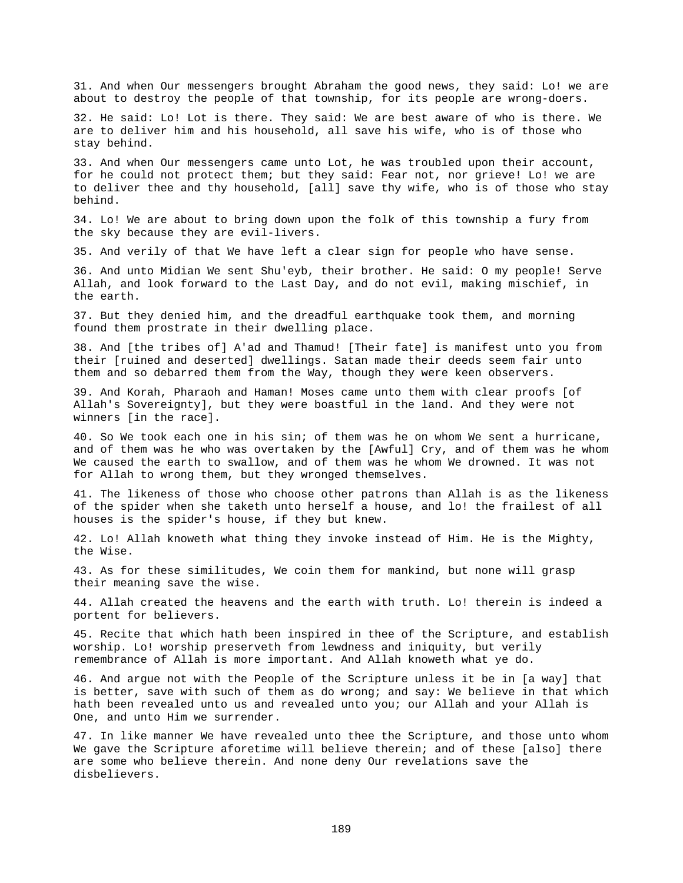31. And when Our messengers brought Abraham the good news, they said: Lo! we are about to destroy the people of that township, for its people are wrong-doers.

32. He said: Lo! Lot is there. They said: We are best aware of who is there. We are to deliver him and his household, all save his wife, who is of those who stay behind.

33. And when Our messengers came unto Lot, he was troubled upon their account, for he could not protect them; but they said: Fear not, nor grieve! Lo! we are to deliver thee and thy household, [all] save thy wife, who is of those who stay behind.

34. Lo! We are about to bring down upon the folk of this township a fury from the sky because they are evil-livers.

35. And verily of that We have left a clear sign for people who have sense.

36. And unto Midian We sent Shu'eyb, their brother. He said: O my people! Serve Allah, and look forward to the Last Day, and do not evil, making mischief, in the earth.

37. But they denied him, and the dreadful earthquake took them, and morning found them prostrate in their dwelling place.

38. And [the tribes of] A'ad and Thamud! [Their fate] is manifest unto you from their [ruined and deserted] dwellings. Satan made their deeds seem fair unto them and so debarred them from the Way, though they were keen observers.

39. And Korah, Pharaoh and Haman! Moses came unto them with clear proofs [of Allah's Sovereignty], but they were boastful in the land. And they were not winners [in the race].

40. So We took each one in his sin; of them was he on whom We sent a hurricane, and of them was he who was overtaken by the [Awful] Cry, and of them was he whom We caused the earth to swallow, and of them was he whom We drowned. It was not for Allah to wrong them, but they wronged themselves.

41. The likeness of those who choose other patrons than Allah is as the likeness of the spider when she taketh unto herself a house, and lo! the frailest of all houses is the spider's house, if they but knew.

42. Lo! Allah knoweth what thing they invoke instead of Him. He is the Mighty, the Wise.

43. As for these similitudes, We coin them for mankind, but none will grasp their meaning save the wise.

44. Allah created the heavens and the earth with truth. Lo! therein is indeed a portent for believers.

45. Recite that which hath been inspired in thee of the Scripture, and establish worship. Lo! worship preserveth from lewdness and iniquity, but verily remembrance of Allah is more important. And Allah knoweth what ye do.

46. And argue not with the People of the Scripture unless it be in [a way] that is better, save with such of them as do wrong; and say: We believe in that which hath been revealed unto us and revealed unto you; our Allah and your Allah is One, and unto Him we surrender.

47. In like manner We have revealed unto thee the Scripture, and those unto whom We gave the Scripture aforetime will believe therein; and of these [also] there are some who believe therein. And none deny Our revelations save the disbelievers.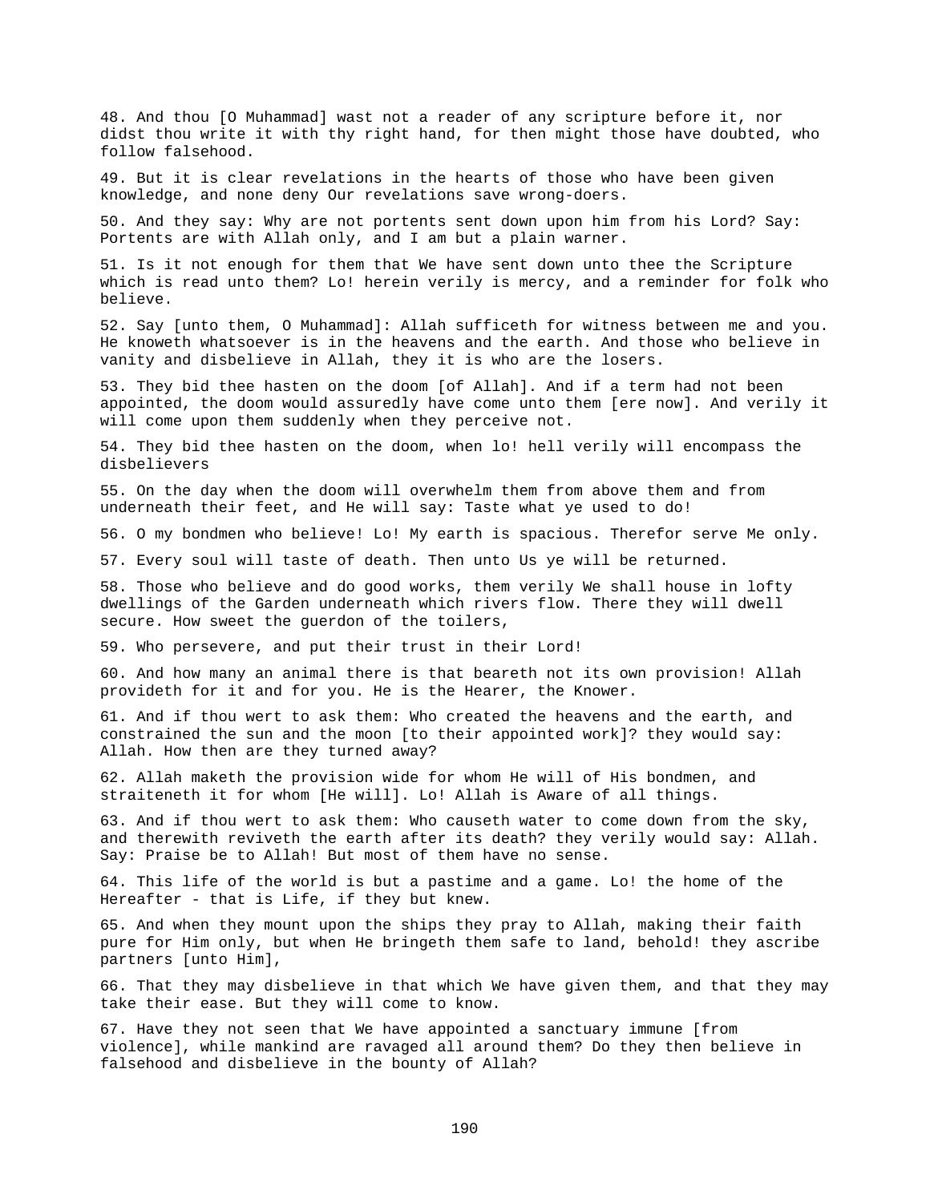48. And thou [O Muhammad] wast not a reader of any scripture before it, nor didst thou write it with thy right hand, for then might those have doubted, who follow falsehood.

49. But it is clear revelations in the hearts of those who have been given knowledge, and none deny Our revelations save wrong-doers.

50. And they say: Why are not portents sent down upon him from his Lord? Say: Portents are with Allah only, and I am but a plain warner.

51. Is it not enough for them that We have sent down unto thee the Scripture which is read unto them? Lo! herein verily is mercy, and a reminder for folk who believe.

52. Say [unto them, O Muhammad]: Allah sufficeth for witness between me and you. He knoweth whatsoever is in the heavens and the earth. And those who believe in vanity and disbelieve in Allah, they it is who are the losers.

53. They bid thee hasten on the doom [of Allah]. And if a term had not been appointed, the doom would assuredly have come unto them [ere now]. And verily it will come upon them suddenly when they perceive not.

54. They bid thee hasten on the doom, when lo! hell verily will encompass the disbelievers

55. On the day when the doom will overwhelm them from above them and from underneath their feet, and He will say: Taste what ye used to do!

56. O my bondmen who believe! Lo! My earth is spacious. Therefor serve Me only.

57. Every soul will taste of death. Then unto Us ye will be returned.

58. Those who believe and do good works, them verily We shall house in lofty dwellings of the Garden underneath which rivers flow. There they will dwell secure. How sweet the guerdon of the toilers,

59. Who persevere, and put their trust in their Lord!

60. And how many an animal there is that beareth not its own provision! Allah provideth for it and for you. He is the Hearer, the Knower.

61. And if thou wert to ask them: Who created the heavens and the earth, and constrained the sun and the moon [to their appointed work]? they would say: Allah. How then are they turned away?

62. Allah maketh the provision wide for whom He will of His bondmen, and straiteneth it for whom [He will]. Lo! Allah is Aware of all things.

63. And if thou wert to ask them: Who causeth water to come down from the sky, and therewith reviveth the earth after its death? they verily would say: Allah. Say: Praise be to Allah! But most of them have no sense.

64. This life of the world is but a pastime and a game. Lo! the home of the Hereafter - that is Life, if they but knew.

65. And when they mount upon the ships they pray to Allah, making their faith pure for Him only, but when He bringeth them safe to land, behold! they ascribe partners [unto Him],

66. That they may disbelieve in that which We have given them, and that they may take their ease. But they will come to know.

67. Have they not seen that We have appointed a sanctuary immune [from violence], while mankind are ravaged all around them? Do they then believe in falsehood and disbelieve in the bounty of Allah?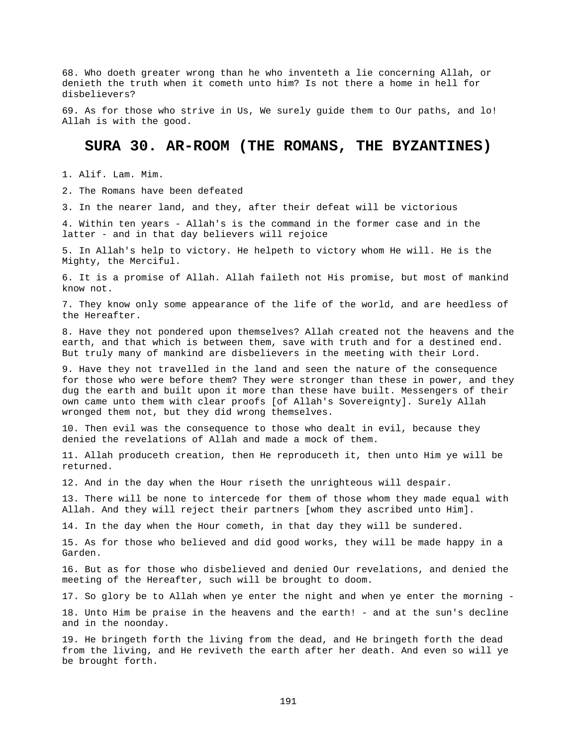68. Who doeth greater wrong than he who inventeth a lie concerning Allah, or denieth the truth when it cometh unto him? Is not there a home in hell for disbelievers?

69. As for those who strive in Us, We surely guide them to Our paths, and lo! Allah is with the good.

## SURA 30. AR-ROOM (THE ROMANS, THE BYZANTINES)

1. Alif. Lam. Mim.

2. The Romans have been defeated

3. In the nearer land, and they, after their defeat will be victorious

4. Within ten years - Allah's is the command in the former case and in the latter - and in that day believers will rejoice

5. In Allah's help to victory. He helpeth to victory whom He will. He is the Mighty, the Merciful.

6. It is a promise of Allah. Allah faileth not His promise, but most of mankind know not.

7. They know only some appearance of the life of the world, and are heedless of the Hereafter.

8. Have they not pondered upon themselves? Allah created not the heavens and the earth, and that which is between them, save with truth and for a destined end. But truly many of mankind are disbelievers in the meeting with their Lord.

9. Have they not travelled in the land and seen the nature of the consequence for those who were before them? They were stronger than these in power, and they dug the earth and built upon it more than these have built. Messengers of their own came unto them with clear proofs [of Allah's Sovereignty]. Surely Allah wronged them not, but they did wrong themselves.

10. Then evil was the consequence to those who dealt in evil, because they denied the revelations of Allah and made a mock of them.

11. Allah produceth creation, then He reproduceth it, then unto Him ye will be returned.

12. And in the day when the Hour riseth the unrighteous will despair.

13. There will be none to intercede for them of those whom they made equal with Allah. And they will reject their partners [whom they ascribed unto Him].

14. In the day when the Hour cometh, in that day they will be sundered.

15. As for those who believed and did good works, they will be made happy in a Garden.

16. But as for those who disbelieved and denied Our revelations, and denied the meeting of the Hereafter, such will be brought to doom.

17. So glory be to Allah when ye enter the night and when ye enter the morning -

18. Unto Him be praise in the heavens and the earth! - and at the sun's decline and in the noonday.

19. He bringeth forth the living from the dead, and He bringeth forth the dead from the living, and He reviveth the earth after her death. And even so will ye be brought forth.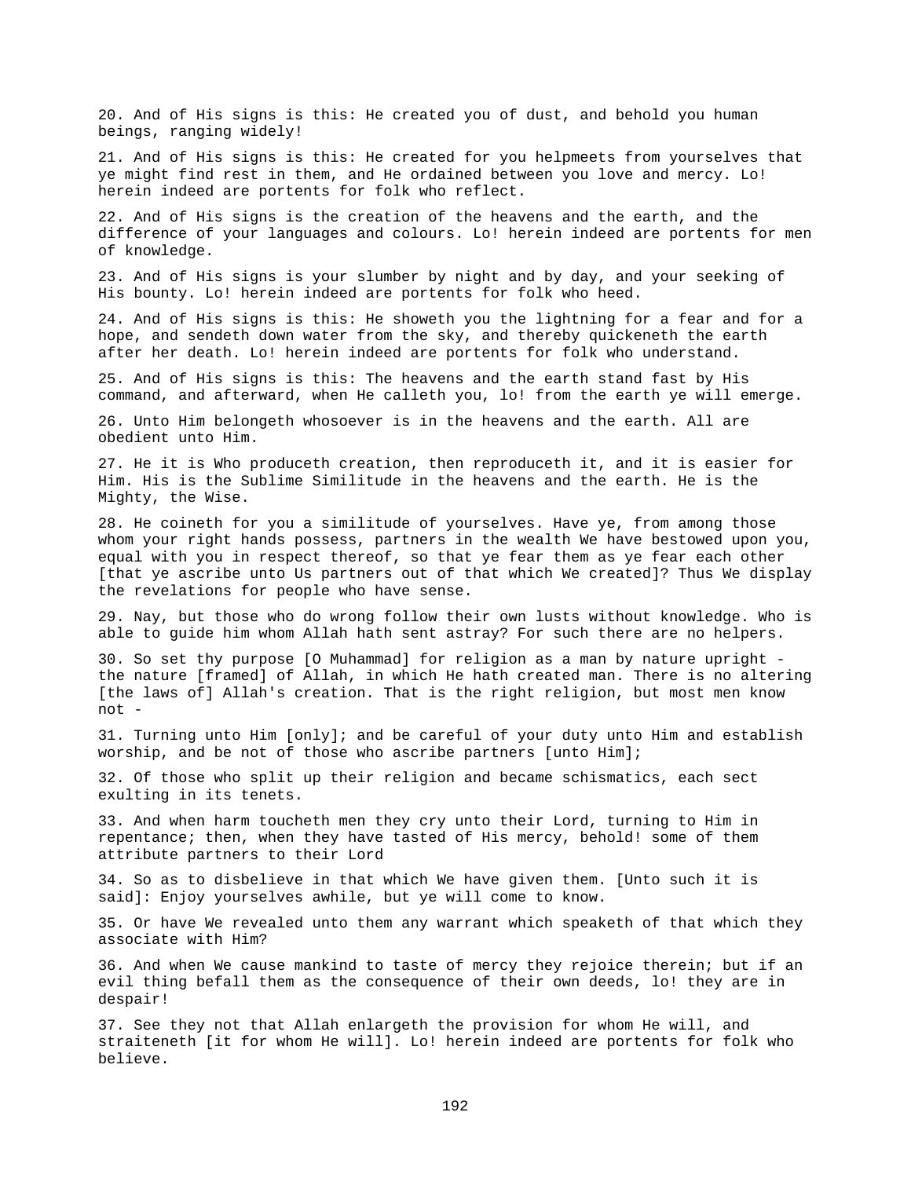20. And of His signs is this: He created you of dust, and behold you human beings, ranging widely!

21. And of His signs is this: He created for you helpmeets from yourselves that ye might find rest in them, and He ordained between you love and mercy. Lo! herein indeed are portents for folk who reflect.

22. And of His signs is the creation of the heavens and the earth, and the difference of your languages and colours. Lo! herein indeed are portents for men of knowledge.

23. And of His signs is your slumber by night and by day, and your seeking of His bounty. Lo! herein indeed are portents for folk who heed.

24. And of His signs is this: He showeth you the lightning for a fear and for a hope, and sendeth down water from the sky, and thereby quickeneth the earth after her death. Lo! herein indeed are portents for folk who understand.

25. And of His signs is this: The heavens and the earth stand fast by His command, and afterward, when He calleth you, lo! from the earth ye will emerge.

26. Unto Him belongeth whosoever is in the heavens and the earth. All are obedient unto Him.

27. He it is Who produceth creation, then reproduceth it, and it is easier for Him. His is the Sublime Similitude in the heavens and the earth. He is the Mighty, the Wise.

28. He coineth for you a similitude of yourselves. Have ye, from among those whom your right hands possess, partners in the wealth We have bestowed upon you, equal with you in respect thereof, so that ye fear them as ye fear each other [that ye ascribe unto Us partners out of that which We created]? Thus We display the revelations for people who have sense.

29. Nay, but those who do wrong follow their own lusts without knowledge. Who is able to guide him whom Allah hath sent astray? For such there are no helpers.

30. So set thy purpose [O Muhammad] for religion as a man by nature upright - the nature [framed] of Allah, in which He hath created man. There is no altering [the laws of] Allah's creation. That is the right religion, but most men know not -

31. Turning unto Him [only]; and be careful of your duty unto Him and establish worship, and be not of those who ascribe partners [unto Him];

32. Of those who split up their religion and became schismatics, each sect exulting in its tenets.

33. And when harm toucheth men they cry unto their Lord, turning to Him in repentance; then, when they have tasted of His mercy, behold! some of them attribute partners to their Lord

34. So as to disbelieve in that which We have given them. [Unto such it is said]: Enjoy yourselves awhile, but ye will come to know.

35. Or have We revealed unto them any warrant which speaketh of that which they associate with Him?

36. And when We cause mankind to taste of mercy they rejoice therein; but if an evil thing befall them as the consequence of their own deeds, lo! they are in despair!

37. See they not that Allah enlargeth the provision for whom He will, and straiteneth [it for whom He will]. Lo! herein indeed are portents for folk who believe.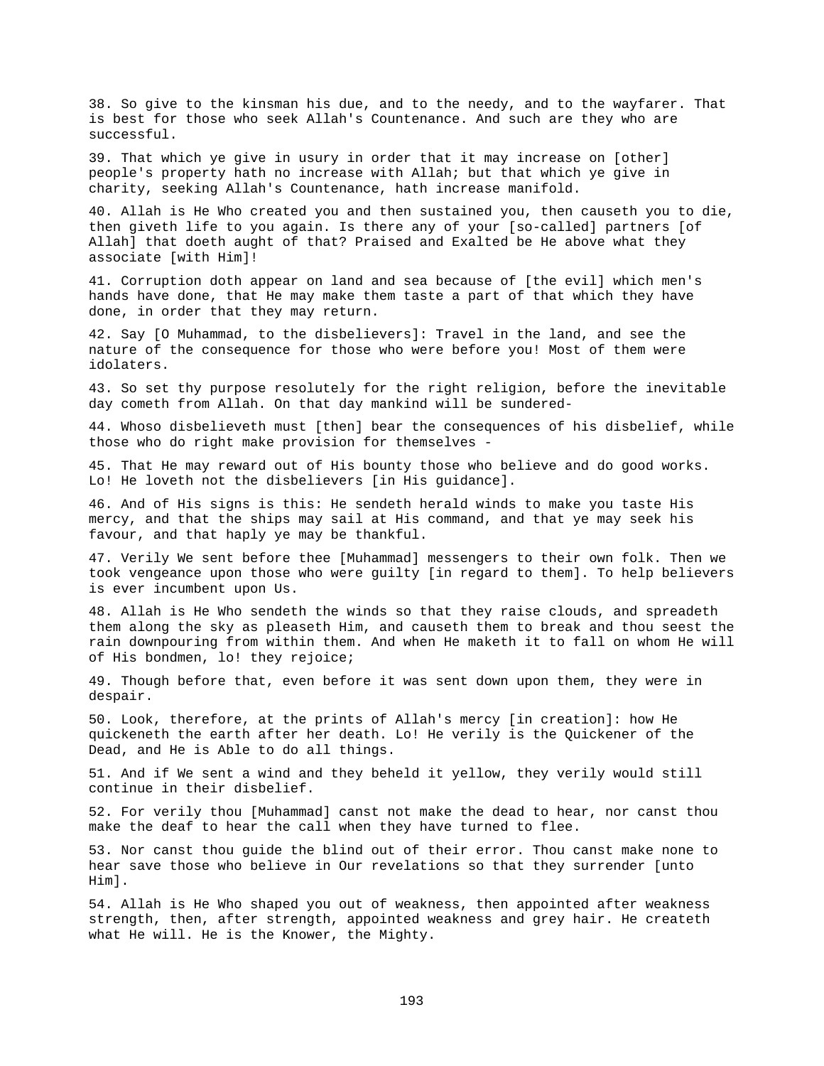38. So give to the kinsman his due, and to the needy, and to the wayfarer. That is best for those who seek Allah's Countenance. And such are they who are successful.

39. That which ye give in usury in order that it may increase on [other] people's property hath no increase with Allah; but that which ye give in charity, seeking Allah's Countenance, hath increase manifold.

40. Allah is He Who created you and then sustained you, then causeth you to die, then giveth life to you again. Is there any of your [so-called] partners [of Allah] that doeth aught of that? Praised and Exalted be He above what they associate [with Him]!

41. Corruption doth appear on land and sea because of [the evil] which men's hands have done, that He may make them taste a part of that which they have done, in order that they may return.

42. Say [O Muhammad, to the disbelievers]: Travel in the land, and see the nature of the consequence for those who were before you! Most of them were idolaters.

43. So set thy purpose resolutely for the right religion, before the inevitable day cometh from Allah. On that day mankind will be sundered-

44. Whoso disbelieveth must [then] bear the consequences of his disbelief, while those who do right make provision for themselves -

45. That He may reward out of His bounty those who believe and do good works. Lo! He loveth not the disbelievers [in His guidance].

46. And of His signs is this: He sendeth herald winds to make you taste His mercy, and that the ships may sail at His command, and that ye may seek his favour, and that haply ye may be thankful.

47. Verily We sent before thee [Muhammad] messengers to their own folk. Then we took vengeance upon those who were guilty [in regard to them]. To help believers is ever incumbent upon Us.

48. Allah is He Who sendeth the winds so that they raise clouds, and spreadeth them along the sky as pleaseth Him, and causeth them to break and thou seest the rain downpouring from within them. And when He maketh it to fall on whom He will of His bondmen, lo! they rejoice;

49. Though before that, even before it was sent down upon them, they were in despair.

50. Look, therefore, at the prints of Allah's mercy [in creation]: how He quickeneth the earth after her death. Lo! He verily is the Quickener of the Dead, and He is Able to do all things.

51. And if We sent a wind and they beheld it yellow, they verily would still continue in their disbelief.

52. For verily thou [Muhammad] canst not make the dead to hear, nor canst thou make the deaf to hear the call when they have turned to flee.

53. Nor canst thou guide the blind out of their error. Thou canst make none to hear save those who believe in Our revelations so that they surrender [unto Him].

54. Allah is He Who shaped you out of weakness, then appointed after weakness strength, then, after strength, appointed weakness and grey hair. He createth what He will. He is the Knower, the Mighty.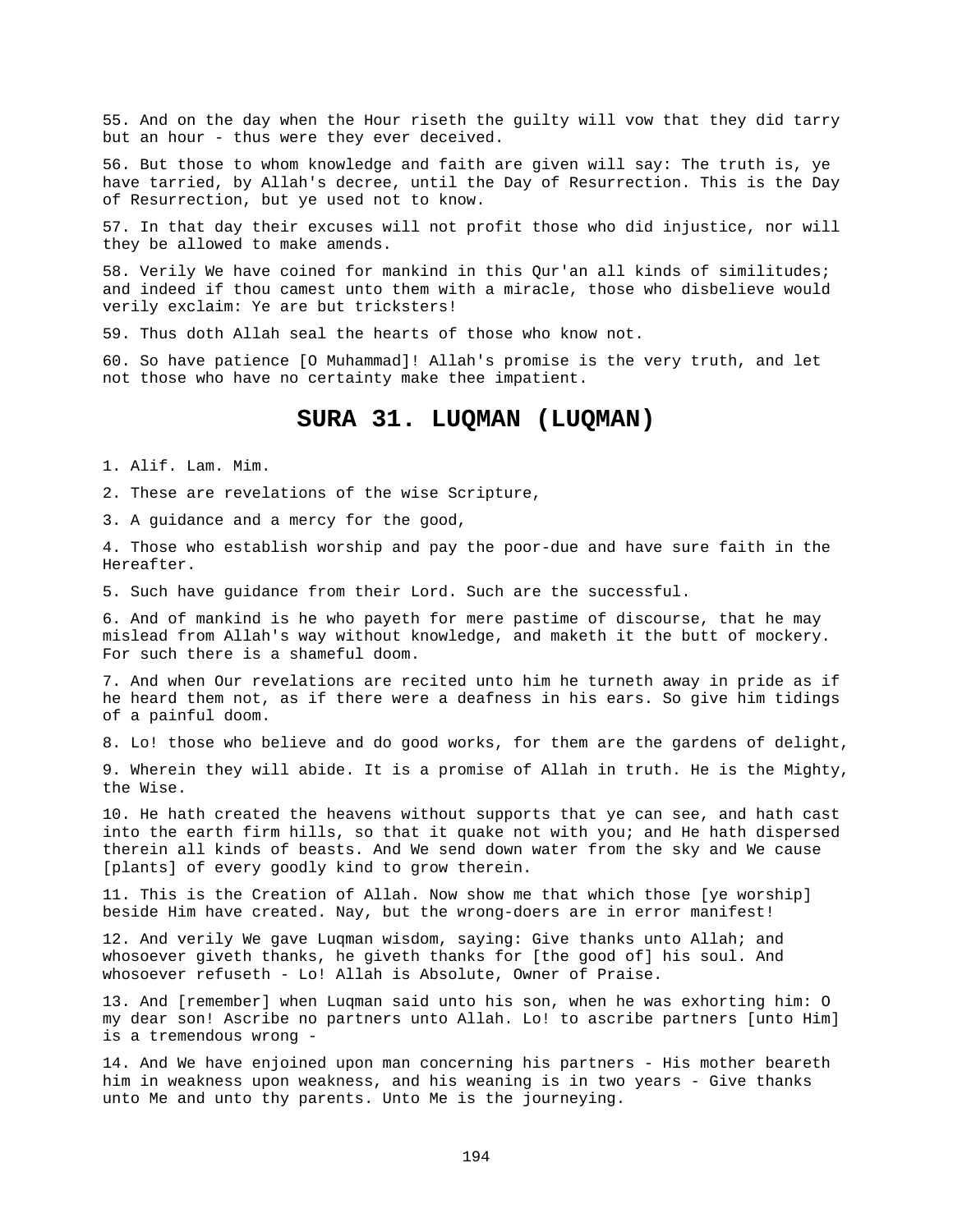55. And on the day when the Hour riseth the guilty will vow that they did tarry but an hour - thus were they ever deceived.

56. But those to whom knowledge and faith are given will say: The truth is, ye have tarried, by Allah's decree, until the Day of Resurrection. This is the Day of Resurrection, but ye used not to know.

57. In that day their excuses will not profit those who did injustice, nor will they be allowed to make amends.

58. Verily We have coined for mankind in this Qur'an all kinds of similitudes; and indeed if thou camest unto them with a miracle, those who disbelieve would verily exclaim: Ye are but tricksters!

59. Thus doth Allah seal the hearts of those who know not.

60. So have patience [O Muhammad]! Allah's promise is the very truth, and let not those who have no certainty make thee impatient.

## SURA 31. LUQMAN (LUQMAN)

1. Alif. Lam. Mim.

2. These are revelations of the wise Scripture,

3. A guidance and a mercy for the good,

4. Those who establish worship and pay the poor-due and have sure faith in the Hereafter.

5. Such have guidance from their Lord. Such are the successful.

6. And of mankind is he who payeth for mere pastime of discourse, that he may mislead from Allah's way without knowledge, and maketh it the butt of mockery. For such there is a shameful doom.

7. And when Our revelations are recited unto him he turneth away in pride as if he heard them not, as if there were a deafness in his ears. So give him tidings of a painful doom.

8. Lo! those who believe and do good works, for them are the gardens of delight,

9. Wherein they will abide. It is a promise of Allah in truth. He is the Mighty, the Wise.

10. He hath created the heavens without supports that ye can see, and hath cast into the earth firm hills, so that it quake not with you; and He hath dispersed therein all kinds of beasts. And We send down water from the sky and We cause [plants] of every goodly kind to grow therein.

11. This is the Creation of Allah. Now show me that which those [ye worship] beside Him have created. Nay, but the wrong-doers are in error manifest!

12. And verily We gave Luqman wisdom, saying: Give thanks unto Allah; and whosoever giveth thanks, he giveth thanks for [the good of] his soul. And whosoever refuseth - Lo! Allah is Absolute, Owner of Praise.

13. And [remember] when Luqman said unto his son, when he was exhorting him: O my dear son! Ascribe no partners unto Allah. Lo! to ascribe partners [unto Him] is a tremendous wrong -

14. And We have enjoined upon man concerning his partners - His mother beareth him in weakness upon weakness, and his weaning is in two years - Give thanks unto Me and unto thy parents. Unto Me is the journeying.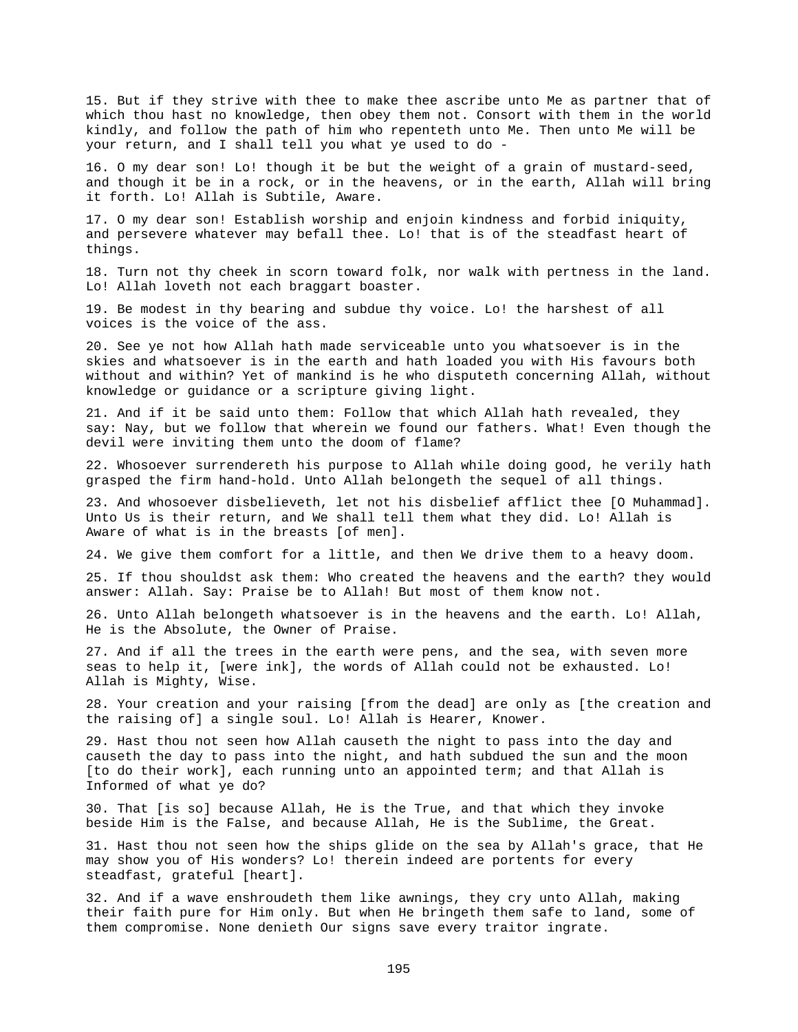15. But if they strive with thee to make thee ascribe unto Me as partner that of which thou hast no knowledge, then obey them not. Consort with them in the world kindly, and follow the path of him who repenteth unto Me. Then unto Me will be your return, and I shall tell you what ye used to do -

16. O my dear son! Lo! though it be but the weight of a grain of mustard-seed, and though it be in a rock, or in the heavens, or in the earth, Allah will bring it forth. Lo! Allah is Subtile, Aware.

17. O my dear son! Establish worship and enjoin kindness and forbid iniquity, and persevere whatever may befall thee. Lo! that is of the steadfast heart of things.

18. Turn not thy cheek in scorn toward folk, nor walk with pertness in the land. Lo! Allah loveth not each braggart boaster.

19. Be modest in thy bearing and subdue thy voice. Lo! the harshest of all voices is the voice of the ass.

20. See ye not how Allah hath made serviceable unto you whatsoever is in the skies and whatsoever is in the earth and hath loaded you with His favours both without and within? Yet of mankind is he who disputeth concerning Allah, without knowledge or guidance or a scripture giving light.

21. And if it be said unto them: Follow that which Allah hath revealed, they say: Nay, but we follow that wherein we found our fathers. What! Even though the devil were inviting them unto the doom of flame?

22. Whosoever surrendereth his purpose to Allah while doing good, he verily hath grasped the firm hand-hold. Unto Allah belongeth the sequel of all things.

23. And whosoever disbelieveth, let not his disbelief afflict thee [O Muhammad]. Unto Us is their return, and We shall tell them what they did. Lo! Allah is Aware of what is in the breasts [of men].

24. We give them comfort for a little, and then We drive them to a heavy doom.

25. If thou shouldst ask them: Who created the heavens and the earth? they would answer: Allah. Say: Praise be to Allah! But most of them know not.

26. Unto Allah belongeth whatsoever is in the heavens and the earth. Lo! Allah, He is the Absolute, the Owner of Praise.

27. And if all the trees in the earth were pens, and the sea, with seven more seas to help it, [were ink], the words of Allah could not be exhausted. Lo! Allah is Mighty, Wise.

28. Your creation and your raising [from the dead] are only as [the creation and the raising of] a single soul. Lo! Allah is Hearer, Knower.

29. Hast thou not seen how Allah causeth the night to pass into the day and causeth the day to pass into the night, and hath subdued the sun and the moon [to do their work], each running unto an appointed term; and that Allah is Informed of what ye do?

30. That [is so] because Allah, He is the True, and that which they invoke beside Him is the False, and because Allah, He is the Sublime, the Great.

31. Hast thou not seen how the ships glide on the sea by Allah's grace, that He may show you of His wonders? Lo! therein indeed are portents for every steadfast, grateful [heart].

32. And if a wave enshroudeth them like awnings, they cry unto Allah, making their faith pure for Him only. But when He bringeth them safe to land, some of them compromise. None denieth Our signs save every traitor ingrate.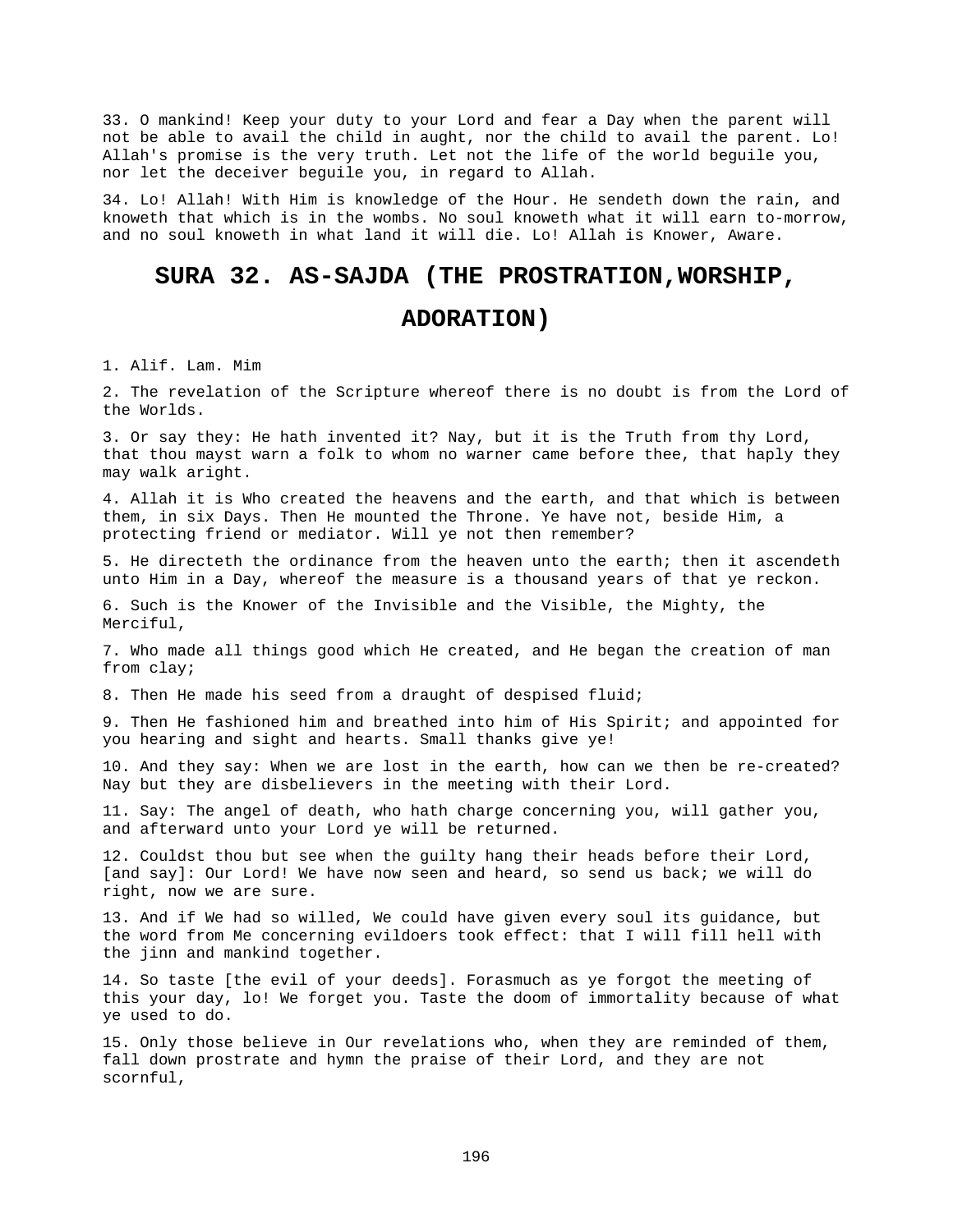33. O mankind! Keep your duty to your Lord and fear a Day when the parent will not be able to avail the child in aught, nor the child to avail the parent. Lo! Allah's promise is the very truth. Let not the life of the world beguile you, nor let the deceiver beguile you, in regard to Allah.

34. Lo! Allah! With Him is knowledge of the Hour. He sendeth down the rain, and knoweth that which is in the wombs. No soul knoweth what it will earn to-morrow, and no soul knoweth in what land it will die. Lo! Allah is Knower, Aware.

# SURA 32. AS-SAJDA (THE PROSTRATION,WORSHIP, ADORATION)

1. Alif. Lam. Mim

2. The revelation of the Scripture whereof there is no doubt is from the Lord of the Worlds.

3. Or say they: He hath invented it? Nay, but it is the Truth from thy Lord, that thou mayst warn a folk to whom no warner came before thee, that haply they may walk aright.

4. Allah it is Who created the heavens and the earth, and that which is between them, in six Days. Then He mounted the Throne. Ye have not, beside Him, a protecting friend or mediator. Will ye not then remember?

5. He directeth the ordinance from the heaven unto the earth; then it ascendeth unto Him in a Day, whereof the measure is a thousand years of that ye reckon.

6. Such is the Knower of the Invisible and the Visible, the Mighty, the Merciful,

7. Who made all things good which He created, and He began the creation of man from clay;

8. Then He made his seed from a draught of despised fluid;

9. Then He fashioned him and breathed into him of His Spirit; and appointed for you hearing and sight and hearts. Small thanks give ye!

10. And they say: When we are lost in the earth, how can we then be re-created? Nay but they are disbelievers in the meeting with their Lord.

11. Say: The angel of death, who hath charge concerning you, will gather you, and afterward unto your Lord ye will be returned.

12. Couldst thou but see when the guilty hang their heads before their Lord, [and say]: Our Lord! We have now seen and heard, so send us back; we will do right, now we are sure.

13. And if We had so willed, We could have given every soul its guidance, but the word from Me concerning evildoers took effect: that I will fill hell with the jinn and mankind together.

14. So taste [the evil of your deeds]. Forasmuch as ye forgot the meeting of this your day, lo! We forget you. Taste the doom of immortality because of what ye used to do.

15. Only those believe in Our revelations who, when they are reminded of them, fall down prostrate and hymn the praise of their Lord, and they are not scornful,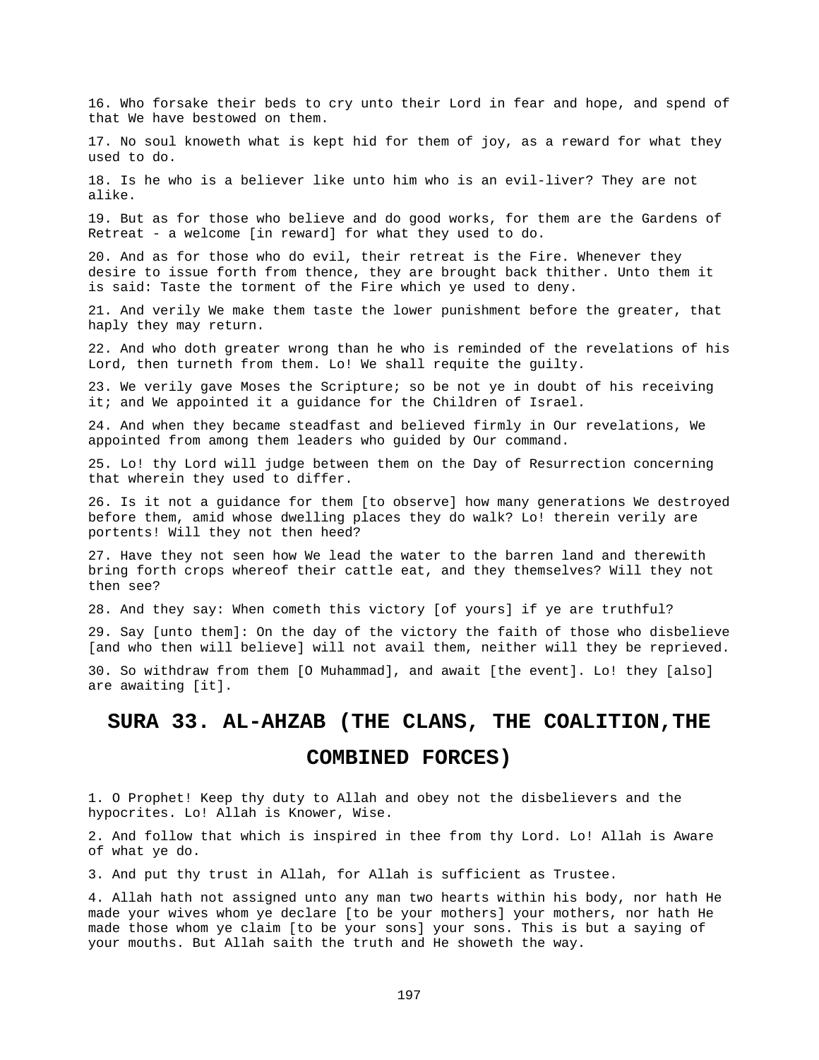16. Who forsake their beds to cry unto their Lord in fear and hope, and spend of that We have bestowed on them.

17. No soul knoweth what is kept hid for them of joy, as a reward for what they used to do.

18. Is he who is a believer like unto him who is an evil-liver? They are not alike.

19. But as for those who believe and do good works, for them are the Gardens of Retreat - a welcome [in reward] for what they used to do.

20. And as for those who do evil, their retreat is the Fire. Whenever they desire to issue forth from thence, they are brought back thither. Unto them it is said: Taste the torment of the Fire which ye used to deny.

21. And verily We make them taste the lower punishment before the greater, that haply they may return.

22. And who doth greater wrong than he who is reminded of the revelations of his Lord, then turneth from them. Lo! We shall requite the guilty.

23. We verily gave Moses the Scripture; so be not ye in doubt of his receiving it; and We appointed it a guidance for the Children of Israel.

24. And when they became steadfast and believed firmly in Our revelations, We appointed from among them leaders who guided by Our command.

25. Lo! thy Lord will judge between them on the Day of Resurrection concerning that wherein they used to differ.

26. Is it not a guidance for them [to observe] how many generations We destroyed before them, amid whose dwelling places they do walk? Lo! therein verily are portents! Will they not then heed?

27. Have they not seen how We lead the water to the barren land and therewith bring forth crops whereof their cattle eat, and they themselves? Will they not then see?

28. And they say: When cometh this victory [of yours] if ye are truthful?

29. Say [unto them]: On the day of the victory the faith of those who disbelieve [and who then will believe] will not avail them, neither will they be reprieved.

30. So withdraw from them [O Muhammad], and await [the event]. Lo! they [also] are awaiting [it].

## SURA 33. AL-AHZAB (THE CLANS, THE COALITION,THE COMBINED FORCES)

1. O Prophet! Keep thy duty to Allah and obey not the disbelievers and the hypocrites. Lo! Allah is Knower, Wise.

2. And follow that which is inspired in thee from thy Lord. Lo! Allah is Aware of what ye do.

3. And put thy trust in Allah, for Allah is sufficient as Trustee.

4. Allah hath not assigned unto any man two hearts within his body, nor hath He made your wives whom ye declare [to be your mothers] your mothers, nor hath He made those whom ye claim [to be your sons] your sons. This is but a saying of your mouths. But Allah saith the truth and He showeth the way.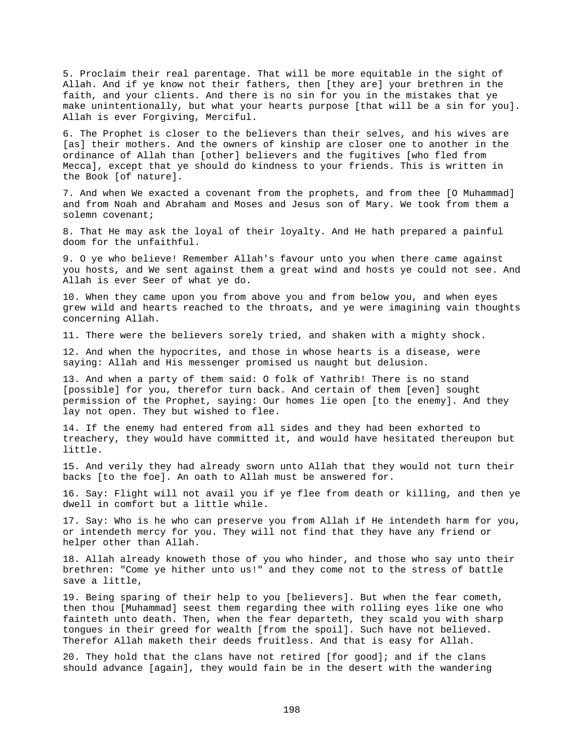5. Proclaim their real parentage. That will be more equitable in the sight of Allah. And if ye know not their fathers, then [they are] your brethren in the faith, and your clients. And there is no sin for you in the mistakes that ye make unintentionally, but what your hearts purpose [that will be a sin for you]. Allah is ever Forgiving, Merciful.

6. The Prophet is closer to the believers than their selves, and his wives are [as] their mothers. And the owners of kinship are closer one to another in the ordinance of Allah than [other] believers and the fugitives [who fled from Mecca], except that ye should do kindness to your friends. This is written in the Book [of nature].

7. And when We exacted a covenant from the prophets, and from thee [O Muhammad] and from Noah and Abraham and Moses and Jesus son of Mary. We took from them a solemn covenant;

8. That He may ask the loyal of their loyalty. And He hath prepared a painful doom for the unfaithful.

9. O ye who believe! Remember Allah's favour unto you when there came against you hosts, and We sent against them a great wind and hosts ye could not see. And Allah is ever Seer of what ye do.

10. When they came upon you from above you and from below you, and when eyes grew wild and hearts reached to the throats, and ye were imagining vain thoughts concerning Allah.

11. There were the believers sorely tried, and shaken with a mighty shock.

12. And when the hypocrites, and those in whose hearts is a disease, were saying: Allah and His messenger promised us naught but delusion.

13. And when a party of them said: O folk of Yathrib! There is no stand [possible] for you, therefor turn back. And certain of them [even] sought permission of the Prophet, saying: Our homes lie open [to the enemy]. And they lay not open. They but wished to flee.

14. If the enemy had entered from all sides and they had been exhorted to treachery, they would have committed it, and would have hesitated thereupon but little.

15. And verily they had already sworn unto Allah that they would not turn their backs [to the foe]. An oath to Allah must be answered for.

16. Say: Flight will not avail you if ye flee from death or killing, and then ye dwell in comfort but a little while.

17. Say: Who is he who can preserve you from Allah if He intendeth harm for you, or intendeth mercy for you. They will not find that they have any friend or helper other than Allah.

18. Allah already knoweth those of you who hinder, and those who say unto their brethren: "Come ye hither unto us!" and they come not to the stress of battle save a little,

19. Being sparing of their help to you [believers]. But when the fear cometh, then thou [Muhammad] seest them regarding thee with rolling eyes like one who fainteth unto death. Then, when the fear departeth, they scald you with sharp tongues in their greed for wealth [from the spoil]. Such have not believed. Therefor Allah maketh their deeds fruitless. And that is easy for Allah.

20. They hold that the clans have not retired [for good]; and if the clans should advance [again], they would fain be in the desert with the wandering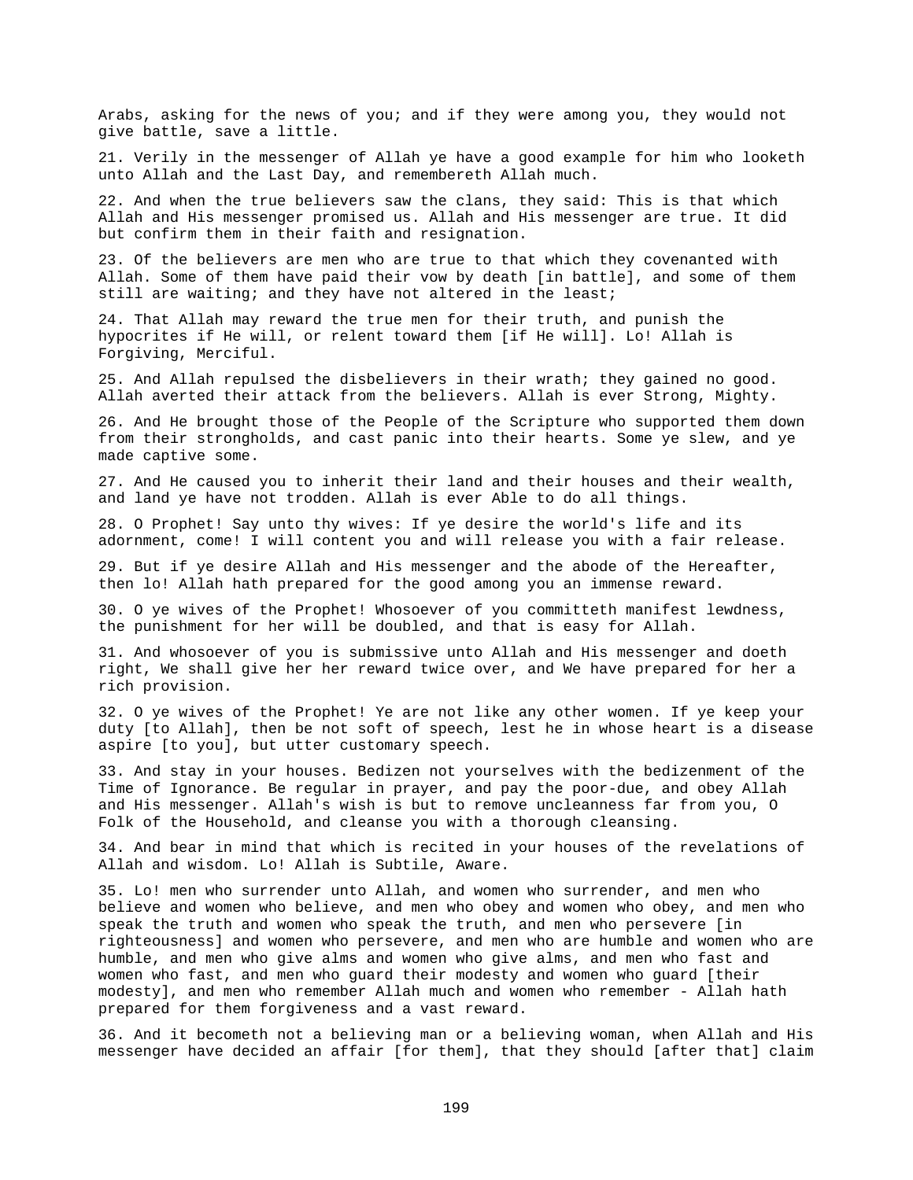Arabs, asking for the news of you; and if they were among you, they would not give battle, save a little.

21. Verily in the messenger of Allah ye have a good example for him who looketh unto Allah and the Last Day, and remembereth Allah much.

22. And when the true believers saw the clans, they said: This is that which Allah and His messenger promised us. Allah and His messenger are true. It did but confirm them in their faith and resignation.

23. Of the believers are men who are true to that which they covenanted with Allah. Some of them have paid their vow by death [in battle], and some of them still are waiting; and they have not altered in the least;

24. That Allah may reward the true men for their truth, and punish the hypocrites if He will, or relent toward them [if He will]. Lo! Allah is Forgiving, Merciful.

25. And Allah repulsed the disbelievers in their wrath; they gained no good. Allah averted their attack from the believers. Allah is ever Strong, Mighty.

26. And He brought those of the People of the Scripture who supported them down from their strongholds, and cast panic into their hearts. Some ye slew, and ye made captive some.

27. And He caused you to inherit their land and their houses and their wealth, and land ye have not trodden. Allah is ever Able to do all things.

28. O Prophet! Say unto thy wives: If ye desire the world's life and its adornment, come! I will content you and will release you with a fair release.

29. But if ye desire Allah and His messenger and the abode of the Hereafter, then lo! Allah hath prepared for the good among you an immense reward.

30. O ye wives of the Prophet! Whosoever of you committeth manifest lewdness, the punishment for her will be doubled, and that is easy for Allah.

31. And whosoever of you is submissive unto Allah and His messenger and doeth right, We shall give her her reward twice over, and We have prepared for her a rich provision.

32. O ye wives of the Prophet! Ye are not like any other women. If ye keep your duty [to Allah], then be not soft of speech, lest he in whose heart is a disease aspire [to you], but utter customary speech.

33. And stay in your houses. Bedizen not yourselves with the bedizenment of the Time of Ignorance. Be regular in prayer, and pay the poor-due, and obey Allah and His messenger. Allah's wish is but to remove uncleanness far from you, O Folk of the Household, and cleanse you with a thorough cleansing.

34. And bear in mind that which is recited in your houses of the revelations of Allah and wisdom. Lo! Allah is Subtile, Aware.

35. Lo! men who surrender unto Allah, and women who surrender, and men who believe and women who believe, and men who obey and women who obey, and men who speak the truth and women who speak the truth, and men who persevere [in righteousness] and women who persevere, and men who are humble and women who are humble, and men who give alms and women who give alms, and men who fast and women who fast, and men who guard their modesty and women who guard [their modesty], and men who remember Allah much and women who remember - Allah hath prepared for them forgiveness and a vast reward.

36. And it becometh not a believing man or a believing woman, when Allah and His messenger have decided an affair [for them], that they should [after that] claim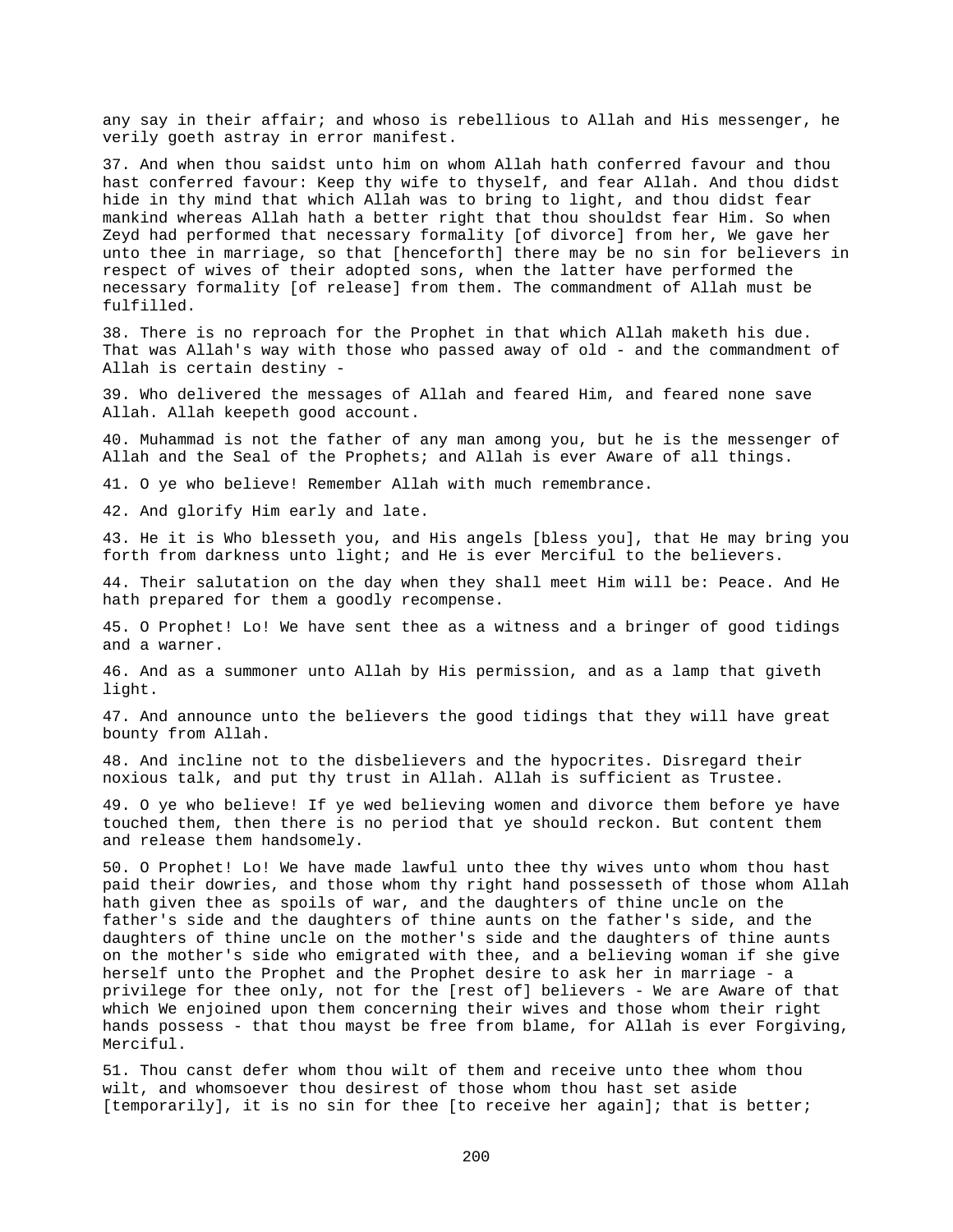any say in their affair; and whoso is rebellious to Allah and His messenger, he verily goeth astray in error manifest.

37. And when thou saidst unto him on whom Allah hath conferred favour and thou hast conferred favour: Keep thy wife to thyself, and fear Allah. And thou didst hide in thy mind that which Allah was to bring to light, and thou didst fear mankind whereas Allah hath a better right that thou shouldst fear Him. So when Zeyd had performed that necessary formality [of divorce] from her, We gave her unto thee in marriage, so that [henceforth] there may be no sin for believers in respect of wives of their adopted sons, when the latter have performed the necessary formality [of release] from them. The commandment of Allah must be fulfilled.

38. There is no reproach for the Prophet in that which Allah maketh his due. That was Allah's way with those who passed away of old - and the commandment of Allah is certain destiny -

39. Who delivered the messages of Allah and feared Him, and feared none save Allah. Allah keepeth good account.

40. Muhammad is not the father of any man among you, but he is the messenger of Allah and the Seal of the Prophets; and Allah is ever Aware of all things.

41. O ye who believe! Remember Allah with much remembrance.

42. And glorify Him early and late.

43. He it is Who blesseth you, and His angels [bless you], that He may bring you forth from darkness unto light; and He is ever Merciful to the believers.

44. Their salutation on the day when they shall meet Him will be: Peace. And He hath prepared for them a goodly recompense.

45. O Prophet! Lo! We have sent thee as a witness and a bringer of good tidings and a warner.

46. And as a summoner unto Allah by His permission, and as a lamp that giveth light.

47. And announce unto the believers the good tidings that they will have great bounty from Allah.

48. And incline not to the disbelievers and the hypocrites. Disregard their noxious talk, and put thy trust in Allah. Allah is sufficient as Trustee.

49. O ye who believe! If ye wed believing women and divorce them before ye have touched them, then there is no period that ye should reckon. But content them and release them handsomely.

50. O Prophet! Lo! We have made lawful unto thee thy wives unto whom thou hast paid their dowries, and those whom thy right hand possesseth of those whom Allah hath given thee as spoils of war, and the daughters of thine uncle on the father's side and the daughters of thine aunts on the father's side, and the daughters of thine uncle on the mother's side and the daughters of thine aunts on the mother's side who emigrated with thee, and a believing woman if she give herself unto the Prophet and the Prophet desire to ask her in marriage - a privilege for thee only, not for the [rest of] believers - We are Aware of that which We enjoined upon them concerning their wives and those whom their right hands possess - that thou mayst be free from blame, for Allah is ever Forgiving, Merciful.

51. Thou canst defer whom thou wilt of them and receive unto thee whom thou wilt, and whomsoever thou desirest of those whom thou hast set aside [temporarily], it is no sin for thee [to receive her again]; that is better;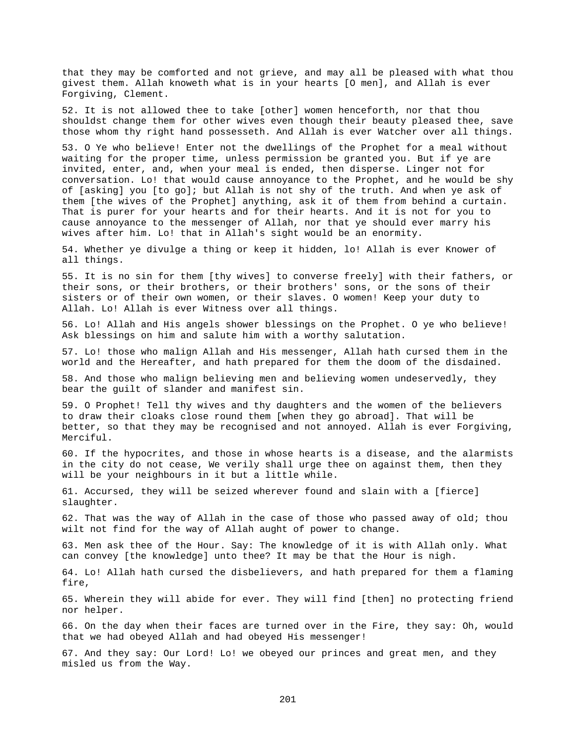that they may be comforted and not grieve, and may all be pleased with what thou givest them. Allah knoweth what is in your hearts [O men], and Allah is ever Forgiving, Clement.

52. It is not allowed thee to take [other] women henceforth, nor that thou shouldst change them for other wives even though their beauty pleased thee, save those whom thy right hand possesseth. And Allah is ever Watcher over all things.

53. O Ye who believe! Enter not the dwellings of the Prophet for a meal without waiting for the proper time, unless permission be granted you. But if ye are invited, enter, and, when your meal is ended, then disperse. Linger not for conversation. Lo! that would cause annoyance to the Prophet, and he would be shy of [asking] you [to go]; but Allah is not shy of the truth. And when ye ask of them [the wives of the Prophet] anything, ask it of them from behind a curtain. That is purer for your hearts and for their hearts. And it is not for you to cause annoyance to the messenger of Allah, nor that ye should ever marry his wives after him. Lo! that in Allah's sight would be an enormity.

54. Whether ye divulge a thing or keep it hidden, lo! Allah is ever Knower of all things.

55. It is no sin for them [thy wives] to converse freely] with their fathers, or their sons, or their brothers, or their brothers' sons, or the sons of their sisters or of their own women, or their slaves. O women! Keep your duty to Allah. Lo! Allah is ever Witness over all things.

56. Lo! Allah and His angels shower blessings on the Prophet. O ye who believe! Ask blessings on him and salute him with a worthy salutation.

57. Lo! those who malign Allah and His messenger, Allah hath cursed them in the world and the Hereafter, and hath prepared for them the doom of the disdained.

58. And those who malign believing men and believing women undeservedly, they bear the guilt of slander and manifest sin.

59. O Prophet! Tell thy wives and thy daughters and the women of the believers to draw their cloaks close round them [when they go abroad]. That will be better, so that they may be recognised and not annoyed. Allah is ever Forgiving, Merciful.

60. If the hypocrites, and those in whose hearts is a disease, and the alarmists in the city do not cease, We verily shall urge thee on against them, then they will be your neighbours in it but a little while.

61. Accursed, they will be seized wherever found and slain with a [fierce] slaughter.

62. That was the way of Allah in the case of those who passed away of old; thou wilt not find for the way of Allah aught of power to change.

63. Men ask thee of the Hour. Say: The knowledge of it is with Allah only. What can convey [the knowledge] unto thee? It may be that the Hour is nigh.

64. Lo! Allah hath cursed the disbelievers, and hath prepared for them a flaming fire,

65. Wherein they will abide for ever. They will find [then] no protecting friend nor helper.

66. On the day when their faces are turned over in the Fire, they say: Oh, would that we had obeyed Allah and had obeyed His messenger!

67. And they say: Our Lord! Lo! we obeyed our princes and great men, and they misled us from the Way.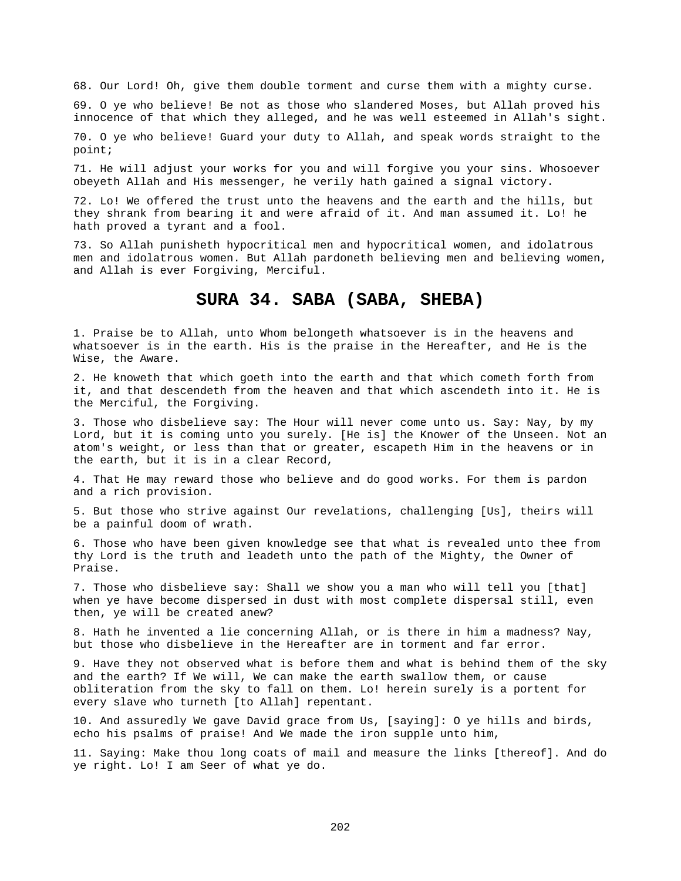68. Our Lord! Oh, give them double torment and curse them with a mighty curse.

69. O ye who believe! Be not as those who slandered Moses, but Allah proved his innocence of that which they alleged, and he was well esteemed in Allah's sight.

70. O ye who believe! Guard your duty to Allah, and speak words straight to the point;

71. He will adjust your works for you and will forgive you your sins. Whosoever obeyeth Allah and His messenger, he verily hath gained a signal victory.

72. Lo! We offered the trust unto the heavens and the earth and the hills, but they shrank from bearing it and were afraid of it. And man assumed it. Lo! he hath proved a tyrant and a fool.

73. So Allah punisheth hypocritical men and hypocritical women, and idolatrous men and idolatrous women. But Allah pardoneth believing men and believing women, and Allah is ever Forgiving, Merciful.

## SURA 34. SABA (SABA, SHEBA)

1. Praise be to Allah, unto Whom belongeth whatsoever is in the heavens and whatsoever is in the earth. His is the praise in the Hereafter, and He is the Wise, the Aware.

2. He knoweth that which goeth into the earth and that which cometh forth from it, and that descendeth from the heaven and that which ascendeth into it. He is the Merciful, the Forgiving.

3. Those who disbelieve say: The Hour will never come unto us. Say: Nay, by my Lord, but it is coming unto you surely. [He is] the Knower of the Unseen. Not an atom's weight, or less than that or greater, escapeth Him in the heavens or in the earth, but it is in a clear Record,

4. That He may reward those who believe and do good works. For them is pardon and a rich provision.

5. But those who strive against Our revelations, challenging [Us], theirs will be a painful doom of wrath.

6. Those who have been given knowledge see that what is revealed unto thee from thy Lord is the truth and leadeth unto the path of the Mighty, the Owner of Praise.

7. Those who disbelieve say: Shall we show you a man who will tell you [that] when ye have become dispersed in dust with most complete dispersal still, even then, ye will be created anew?

8. Hath he invented a lie concerning Allah, or is there in him a madness? Nay, but those who disbelieve in the Hereafter are in torment and far error.

9. Have they not observed what is before them and what is behind them of the sky and the earth? If We will, We can make the earth swallow them, or cause obliteration from the sky to fall on them. Lo! herein surely is a portent for every slave who turneth [to Allah] repentant.

10. And assuredly We gave David grace from Us, [saying]: O ye hills and birds, echo his psalms of praise! And We made the iron supple unto him,

11. Saying: Make thou long coats of mail and measure the links [thereof]. And do ye right. Lo! I am Seer of what ye do.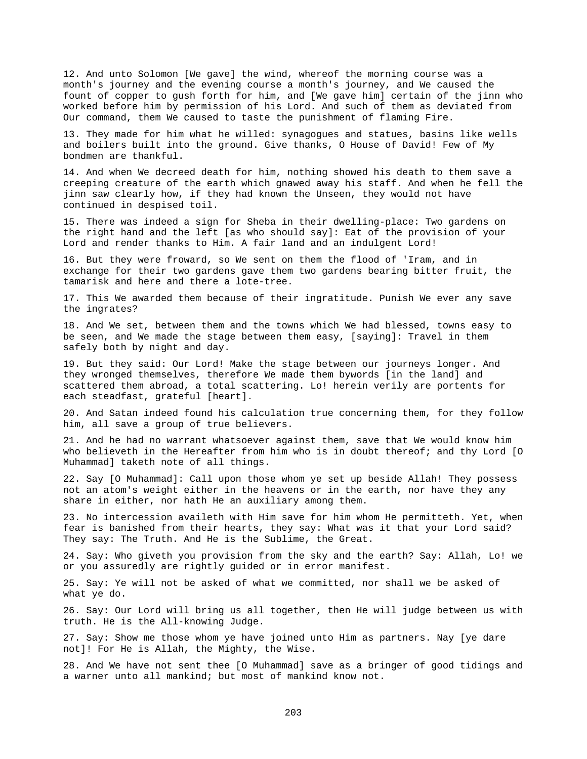12. And unto Solomon [We gave] the wind, whereof the morning course was a month's journey and the evening course a month's journey, and We caused the fount of copper to gush forth for him, and [We gave him] certain of the jinn who worked before him by permission of his Lord. And such of them as deviated from Our command, them We caused to taste the punishment of flaming Fire.

13. They made for him what he willed: synagogues and statues, basins like wells and boilers built into the ground. Give thanks, O House of David! Few of My bondmen are thankful.

14. And when We decreed death for him, nothing showed his death to them save a creeping creature of the earth which gnawed away his staff. And when he fell the jinn saw clearly how, if they had known the Unseen, they would not have continued in despised toil.

15. There was indeed a sign for Sheba in their dwelling-place: Two gardens on the right hand and the left [as who should say]: Eat of the provision of your Lord and render thanks to Him. A fair land and an indulgent Lord!

16. But they were froward, so We sent on them the flood of 'Iram, and in exchange for their two gardens gave them two gardens bearing bitter fruit, the tamarisk and here and there a lote-tree.

17. This We awarded them because of their ingratitude. Punish We ever any save the ingrates?

18. And We set, between them and the towns which We had blessed, towns easy to be seen, and We made the stage between them easy, [saying]: Travel in them safely both by night and day.

19. But they said: Our Lord! Make the stage between our journeys longer. And they wronged themselves, therefore We made them bywords [in the land] and scattered them abroad, a total scattering. Lo! herein verily are portents for each steadfast, grateful [heart].

20. And Satan indeed found his calculation true concerning them, for they follow him, all save a group of true believers.

21. And he had no warrant whatsoever against them, save that We would know him who believeth in the Hereafter from him who is in doubt thereof; and thy Lord [O Muhammad] taketh note of all things.

22. Say [O Muhammad]: Call upon those whom ye set up beside Allah! They possess not an atom's weight either in the heavens or in the earth, nor have they any share in either, nor hath He an auxiliary among them.

23. No intercession availeth with Him save for him whom He permitteth. Yet, when fear is banished from their hearts, they say: What was it that your Lord said? They say: The Truth. And He is the Sublime, the Great.

24. Say: Who giveth you provision from the sky and the earth? Say: Allah, Lo! we or you assuredly are rightly guided or in error manifest.

25. Say: Ye will not be asked of what we committed, nor shall we be asked of what ye do.

26. Say: Our Lord will bring us all together, then He will judge between us with truth. He is the All-knowing Judge.

27. Say: Show me those whom ye have joined unto Him as partners. Nay [ye dare not]! For He is Allah, the Mighty, the Wise.

28. And We have not sent thee [O Muhammad] save as a bringer of good tidings and a warner unto all mankind; but most of mankind know not.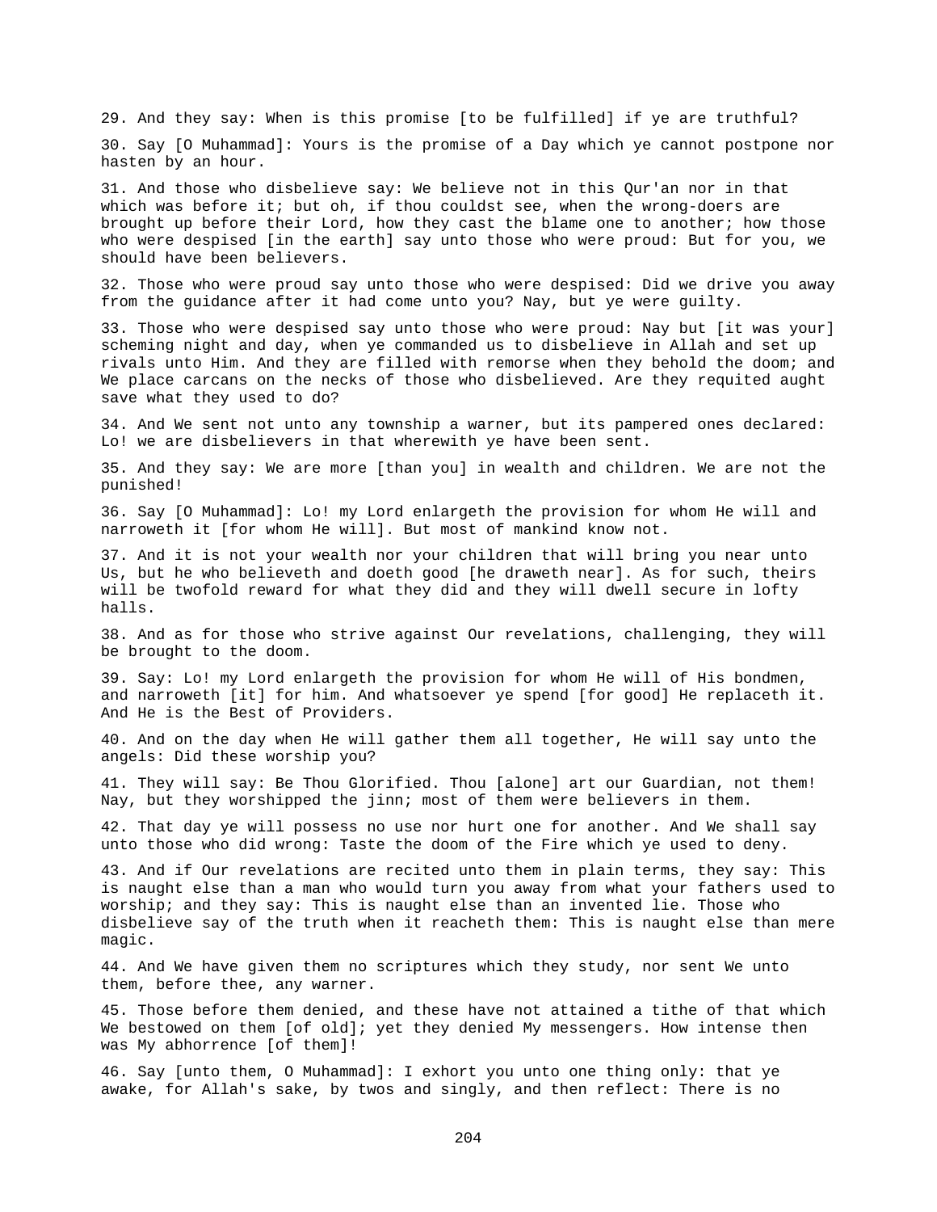29. And they say: When is this promise [to be fulfilled] if ye are truthful?

30. Say [O Muhammad]: Yours is the promise of a Day which ye cannot postpone nor hasten by an hour.

31. And those who disbelieve say: We believe not in this Qur'an nor in that which was before it; but oh, if thou couldst see, when the wrong-doers are brought up before their Lord, how they cast the blame one to another; how those who were despised [in the earth] say unto those who were proud: But for you, we should have been believers.

32. Those who were proud say unto those who were despised: Did we drive you away from the guidance after it had come unto you? Nay, but ye were guilty.

33. Those who were despised say unto those who were proud: Nay but [it was your] scheming night and day, when ye commanded us to disbelieve in Allah and set up rivals unto Him. And they are filled with remorse when they behold the doom; and We place carcans on the necks of those who disbelieved. Are they requited aught save what they used to do?

34. And We sent not unto any township a warner, but its pampered ones declared: Lo! we are disbelievers in that wherewith ye have been sent.

35. And they say: We are more [than you] in wealth and children. We are not the punished!

36. Say [O Muhammad]: Lo! my Lord enlargeth the provision for whom He will and narroweth it [for whom He will]. But most of mankind know not.

37. And it is not your wealth nor your children that will bring you near unto Us, but he who believeth and doeth good [he draweth near]. As for such, theirs will be twofold reward for what they did and they will dwell secure in lofty halls.

38. And as for those who strive against Our revelations, challenging, they will be brought to the doom.

39. Say: Lo! my Lord enlargeth the provision for whom He will of His bondmen, and narroweth [it] for him. And whatsoever ye spend [for good] He replaceth it. And He is the Best of Providers.

40. And on the day when He will gather them all together, He will say unto the angels: Did these worship you?

41. They will say: Be Thou Glorified. Thou [alone] art our Guardian, not them! Nay, but they worshipped the jinn; most of them were believers in them.

42. That day ye will possess no use nor hurt one for another. And We shall say unto those who did wrong: Taste the doom of the Fire which ye used to deny.

43. And if Our revelations are recited unto them in plain terms, they say: This is naught else than a man who would turn you away from what your fathers used to worship; and they say: This is naught else than an invented lie. Those who disbelieve say of the truth when it reacheth them: This is naught else than mere magic.

44. And We have given them no scriptures which they study, nor sent We unto them, before thee, any warner.

45. Those before them denied, and these have not attained a tithe of that which We bestowed on them [of old]; yet they denied My messengers. How intense then was My abhorrence [of them]!

46. Say [unto them, O Muhammad]: I exhort you unto one thing only: that ye awake, for Allah's sake, by twos and singly, and then reflect: There is no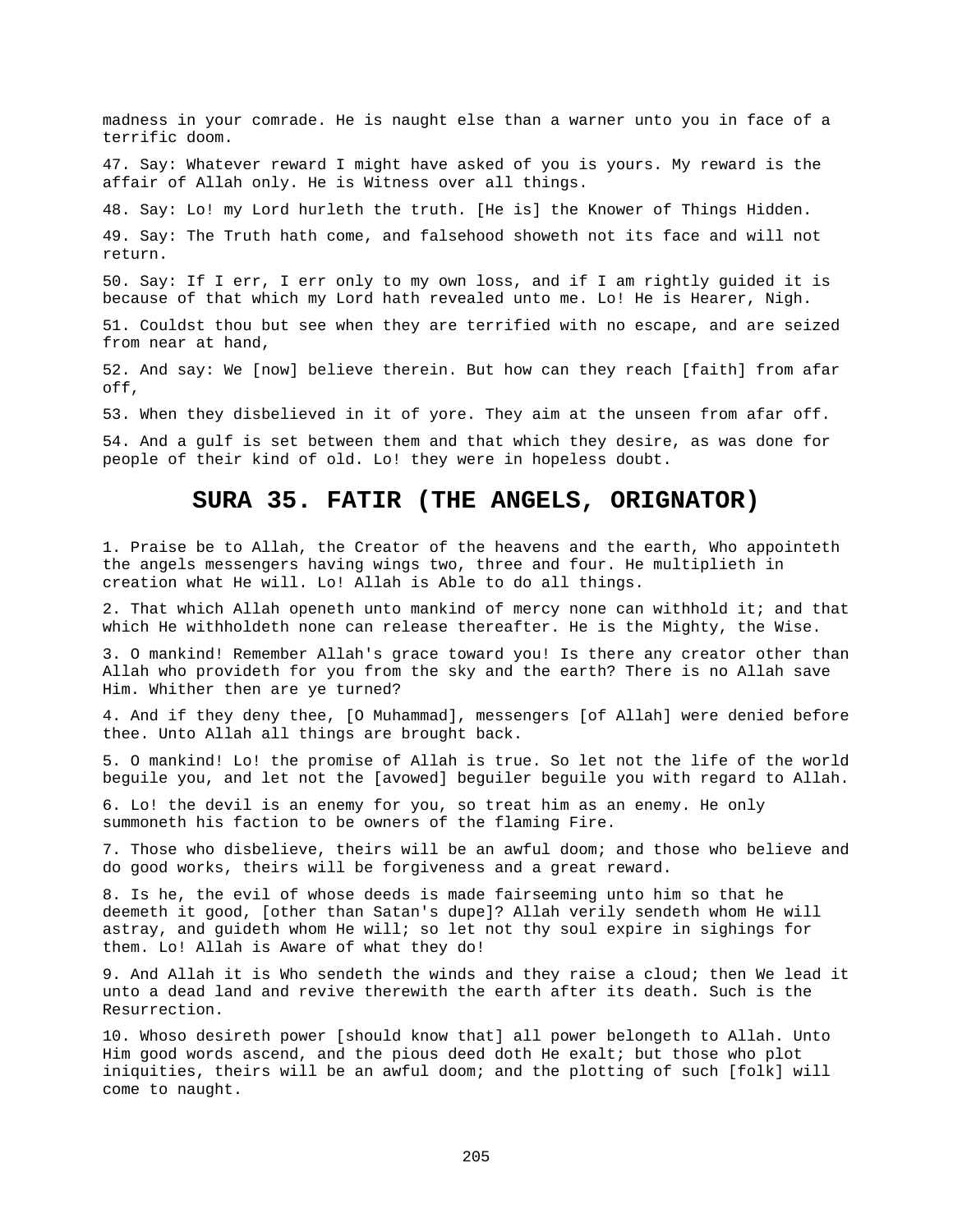madness in your comrade. He is naught else than a warner unto you in face of a terrific doom.

47. Say: Whatever reward I might have asked of you is yours. My reward is the affair of Allah only. He is Witness over all things.

48. Say: Lo! my Lord hurleth the truth. [He is] the Knower of Things Hidden.

49. Say: The Truth hath come, and falsehood showeth not its face and will not return.

50. Say: If I err, I err only to my own loss, and if I am rightly guided it is because of that which my Lord hath revealed unto me. Lo! He is Hearer, Nigh.

51. Couldst thou but see when they are terrified with no escape, and are seized from near at hand,

52. And say: We [now] believe therein. But how can they reach [faith] from afar off,

53. When they disbelieved in it of yore. They aim at the unseen from afar off.

54. And a gulf is set between them and that which they desire, as was done for people of their kind of old. Lo! they were in hopeless doubt.

## SURA 35. FATIR (THE ANGELS, ORIGNATOR)

1. Praise be to Allah, the Creator of the heavens and the earth, Who appointeth the angels messengers having wings two, three and four. He multiplieth in creation what He will. Lo! Allah is Able to do all things.

2. That which Allah openeth unto mankind of mercy none can withhold it; and that which He withholdeth none can release thereafter. He is the Mighty, the Wise.

3. O mankind! Remember Allah's grace toward you! Is there any creator other than Allah who provideth for you from the sky and the earth? There is no Allah save Him. Whither then are ye turned?

4. And if they deny thee, [O Muhammad], messengers [of Allah] were denied before thee. Unto Allah all things are brought back.

5. O mankind! Lo! the promise of Allah is true. So let not the life of the world beguile you, and let not the [avowed] beguiler beguile you with regard to Allah.

6. Lo! the devil is an enemy for you, so treat him as an enemy. He only summoneth his faction to be owners of the flaming Fire.

7. Those who disbelieve, theirs will be an awful doom; and those who believe and do good works, theirs will be forgiveness and a great reward.

8. Is he, the evil of whose deeds is made fairseeming unto him so that he deemeth it good, [other than Satan's dupe]? Allah verily sendeth whom He will astray, and guideth whom He will; so let not thy soul expire in sighings for them. Lo! Allah is Aware of what they do!

9. And Allah it is Who sendeth the winds and they raise a cloud; then We lead it unto a dead land and revive therewith the earth after its death. Such is the Resurrection.

10. Whoso desireth power [should know that] all power belongeth to Allah. Unto Him good words ascend, and the pious deed doth He exalt; but those who plot iniquities, theirs will be an awful doom; and the plotting of such [folk] will come to naught.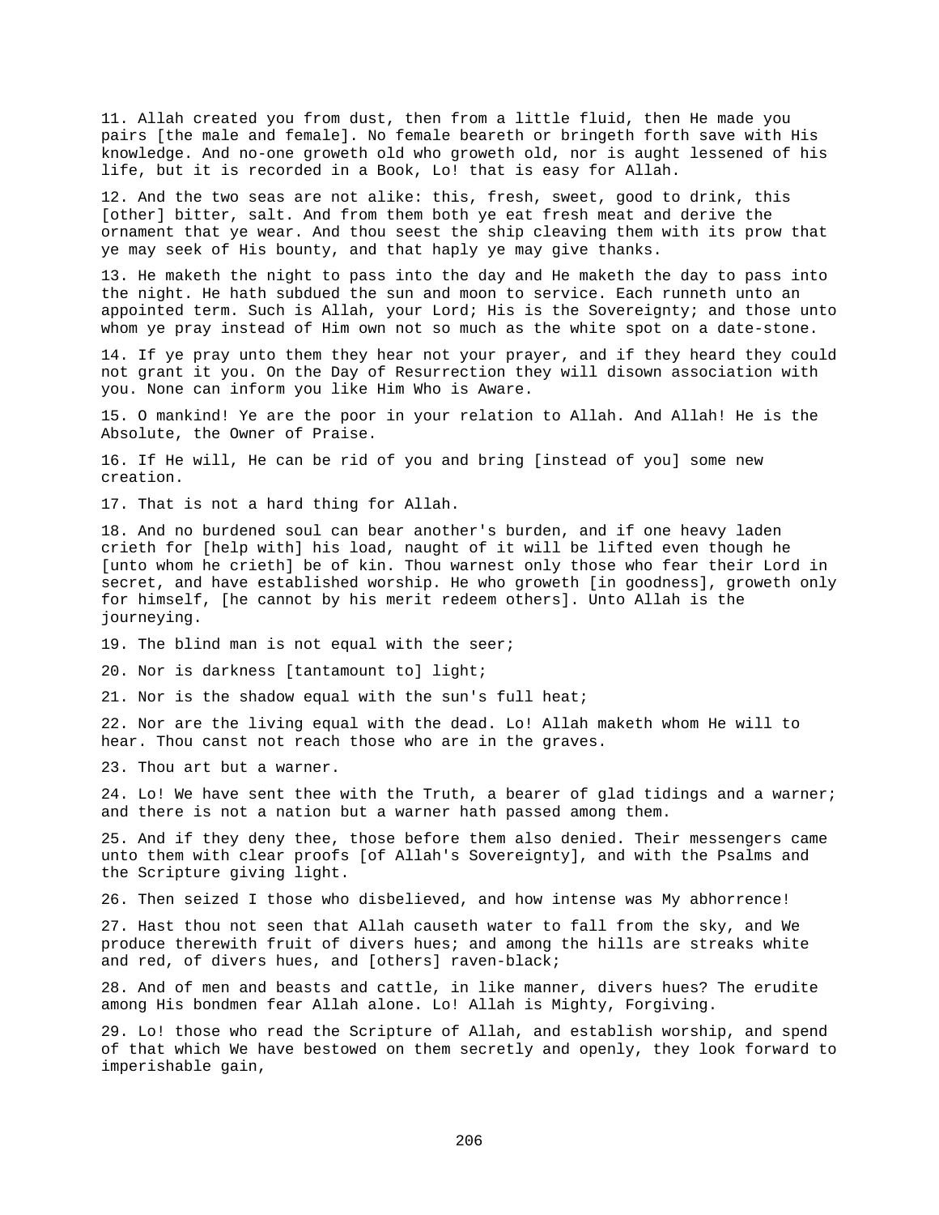11. Allah created you from dust, then from a little fluid, then He made you pairs [the male and female]. No female beareth or bringeth forth save with His knowledge. And no-one groweth old who groweth old, nor is aught lessened of his life, but it is recorded in a Book, Lo! that is easy for Allah.

12. And the two seas are not alike: this, fresh, sweet, good to drink, this [other] bitter, salt. And from them both ye eat fresh meat and derive the ornament that ye wear. And thou seest the ship cleaving them with its prow that ye may seek of His bounty, and that haply ye may give thanks.

13. He maketh the night to pass into the day and He maketh the day to pass into the night. He hath subdued the sun and moon to service. Each runneth unto an appointed term. Such is Allah, your Lord; His is the Sovereignty; and those unto whom ye pray instead of Him own not so much as the white spot on a date-stone.

14. If ye pray unto them they hear not your prayer, and if they heard they could not grant it you. On the Day of Resurrection they will disown association with you. None can inform you like Him Who is Aware.

15. O mankind! Ye are the poor in your relation to Allah. And Allah! He is the Absolute, the Owner of Praise.

16. If He will, He can be rid of you and bring [instead of you] some new creation.

17. That is not a hard thing for Allah.

18. And no burdened soul can bear another's burden, and if one heavy laden crieth for [help with] his load, naught of it will be lifted even though he [unto whom he crieth] be of kin. Thou warnest only those who fear their Lord in secret, and have established worship. He who groweth [in goodness], groweth only for himself, [he cannot by his merit redeem others]. Unto Allah is the journeying.

19. The blind man is not equal with the seer;

20. Nor is darkness [tantamount to] light;

21. Nor is the shadow equal with the sun's full heat;

22. Nor are the living equal with the dead. Lo! Allah maketh whom He will to hear. Thou canst not reach those who are in the graves.

23. Thou art but a warner.

24. Lo! We have sent thee with the Truth, a bearer of glad tidings and a warner; and there is not a nation but a warner hath passed among them.

25. And if they deny thee, those before them also denied. Their messengers came unto them with clear proofs [of Allah's Sovereignty], and with the Psalms and the Scripture giving light.

26. Then seized I those who disbelieved, and how intense was My abhorrence!

27. Hast thou not seen that Allah causeth water to fall from the sky, and We produce therewith fruit of divers hues; and among the hills are streaks white and red, of divers hues, and [others] raven-black;

28. And of men and beasts and cattle, in like manner, divers hues? The erudite among His bondmen fear Allah alone. Lo! Allah is Mighty, Forgiving.

29. Lo! those who read the Scripture of Allah, and establish worship, and spend of that which We have bestowed on them secretly and openly, they look forward to imperishable gain,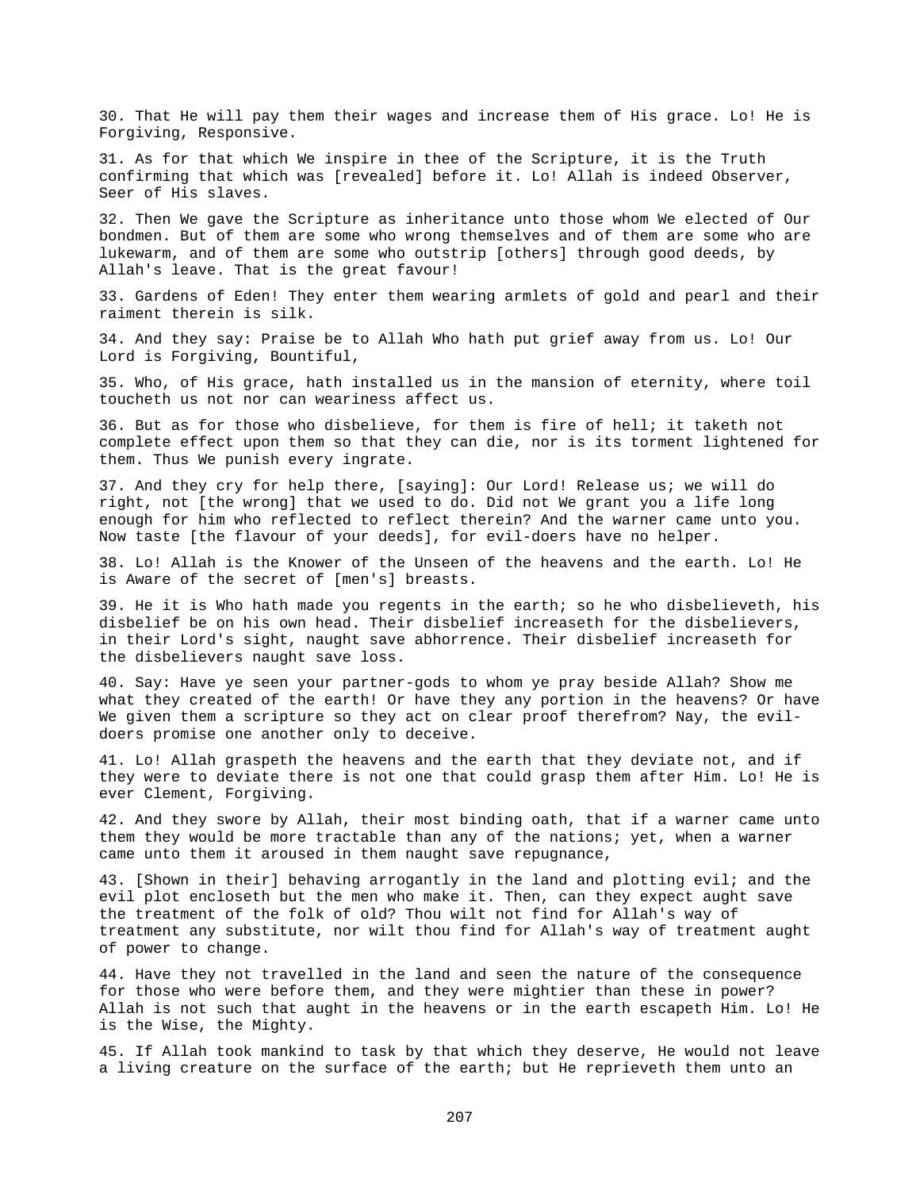30. That He will pay them their wages and increase them of His grace. Lo! He is Forgiving, Responsive.

31. As for that which We inspire in thee of the Scripture, it is the Truth confirming that which was [revealed] before it. Lo! Allah is indeed Observer, Seer of His slaves.

32. Then We gave the Scripture as inheritance unto those whom We elected of Our bondmen. But of them are some who wrong themselves and of them are some who are lukewarm, and of them are some who outstrip [others] through good deeds, by Allah's leave. That is the great favour!

33. Gardens of Eden! They enter them wearing armlets of gold and pearl and their raiment therein is silk.

34. And they say: Praise be to Allah Who hath put grief away from us. Lo! Our Lord is Forgiving, Bountiful,

35. Who, of His grace, hath installed us in the mansion of eternity, where toil toucheth us not nor can weariness affect us.

36. But as for those who disbelieve, for them is fire of hell; it taketh not complete effect upon them so that they can die, nor is its torment lightened for them. Thus We punish every ingrate.

37. And they cry for help there, [saying]: Our Lord! Release us; we will do right, not [the wrong] that we used to do. Did not We grant you a life long enough for him who reflected to reflect therein? And the warner came unto you. Now taste [the flavour of your deeds], for evil-doers have no helper.

38. Lo! Allah is the Knower of the Unseen of the heavens and the earth. Lo! He is Aware of the secret of [men's] breasts.

39. He it is Who hath made you regents in the earth; so he who disbelieveth, his disbelief be on his own head. Their disbelief increaseth for the disbelievers, in their Lord's sight, naught save abhorrence. Their disbelief increaseth for the disbelievers naught save loss.

40. Say: Have ye seen your partner-gods to whom ye pray beside Allah? Show me what they created of the earth! Or have they any portion in the heavens? Or have We given them a scripture so they act on clear proof therefrom? Nay, the evil-doers promise one another only to deceive.

41. Lo! Allah graspeth the heavens and the earth that they deviate not, and if they were to deviate there is not one that could grasp them after Him. Lo! He is ever Clement, Forgiving.

42. And they swore by Allah, their most binding oath, that if a warner came unto them they would be more tractable than any of the nations; yet, when a warner came unto them it aroused in them naught save repugnance,

43. [Shown in their] behaving arrogantly in the land and plotting evil; and the evil plot encloseth but the men who make it. Then, can they expect aught save the treatment of the folk of old? Thou wilt not find for Allah's way of treatment any substitute, nor wilt thou find for Allah's way of treatment aught of power to change.

44. Have they not travelled in the land and seen the nature of the consequence for those who were before them, and they were mightier than these in power? Allah is not such that aught in the heavens or in the earth escapeth Him. Lo! He is the Wise, the Mighty.

45. If Allah took mankind to task by that which they deserve, He would not leave a living creature on the surface of the earth; but He reprieveth them unto an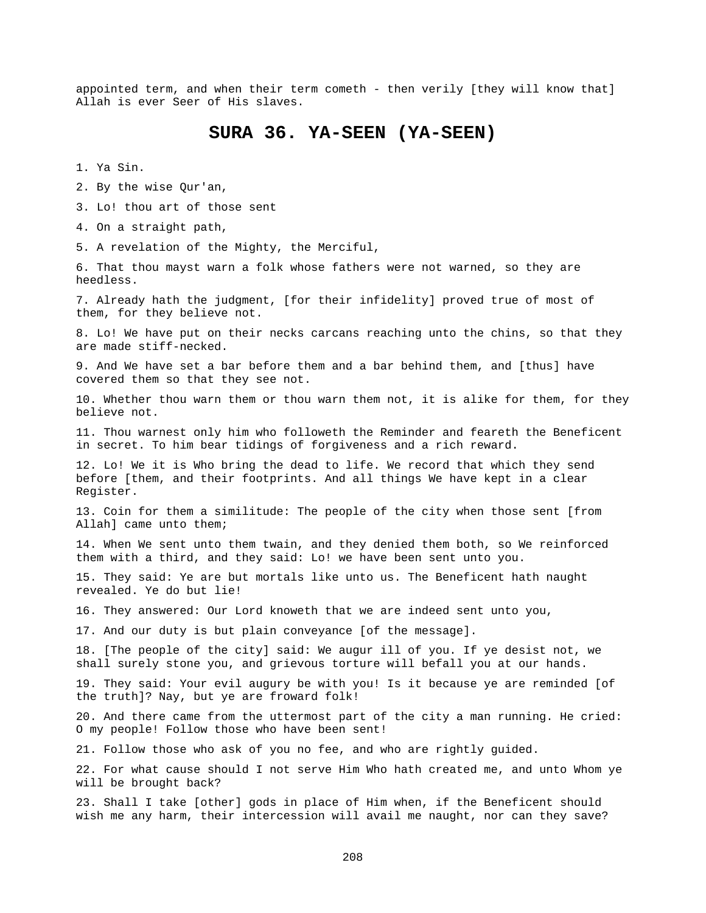appointed term, and when their term cometh - then verily [they will know that] Allah is ever Seer of His slaves.

# SURA 36. YA-SEEN (YA-SEEN)

1. Ya Sin.

2. By the wise Qur'an,

3. Lo! thou art of those sent

4. On a straight path,

5. A revelation of the Mighty, the Merciful,

6. That thou mayst warn a folk whose fathers were not warned, so they are heedless.

7. Already hath the judgment, [for their infidelity] proved true of most of them, for they believe not.

8. Lo! We have put on their necks carcans reaching unto the chins, so that they are made stiff-necked.

9. And We have set a bar before them and a bar behind them, and [thus] have covered them so that they see not.

10. Whether thou warn them or thou warn them not, it is alike for them, for they believe not.

11. Thou warnest only him who followeth the Reminder and feareth the Beneficent in secret. To him bear tidings of forgiveness and a rich reward.

12. Lo! We it is Who bring the dead to life. We record that which they send before [them, and their footprints. And all things We have kept in a clear Register.

13. Coin for them a similitude: The people of the city when those sent [from Allah] came unto them;

14. When We sent unto them twain, and they denied them both, so We reinforced them with a third, and they said: Lo! we have been sent unto you.

15. They said: Ye are but mortals like unto us. The Beneficent hath naught revealed. Ye do but lie!

16. They answered: Our Lord knoweth that we are indeed sent unto you,

17. And our duty is but plain conveyance [of the message].

18. [The people of the city] said: We augur ill of you. If ye desist not, we shall surely stone you, and grievous torture will befall you at our hands.

19. They said: Your evil augury be with you! Is it because ye are reminded [of the truth]? Nay, but ye are froward folk!

20. And there came from the uttermost part of the city a man running. He cried: O my people! Follow those who have been sent!

21. Follow those who ask of you no fee, and who are rightly guided.

22. For what cause should I not serve Him Who hath created me, and unto Whom ye will be brought back?

23. Shall I take [other] gods in place of Him when, if the Beneficent should wish me any harm, their intercession will avail me naught, nor can they save?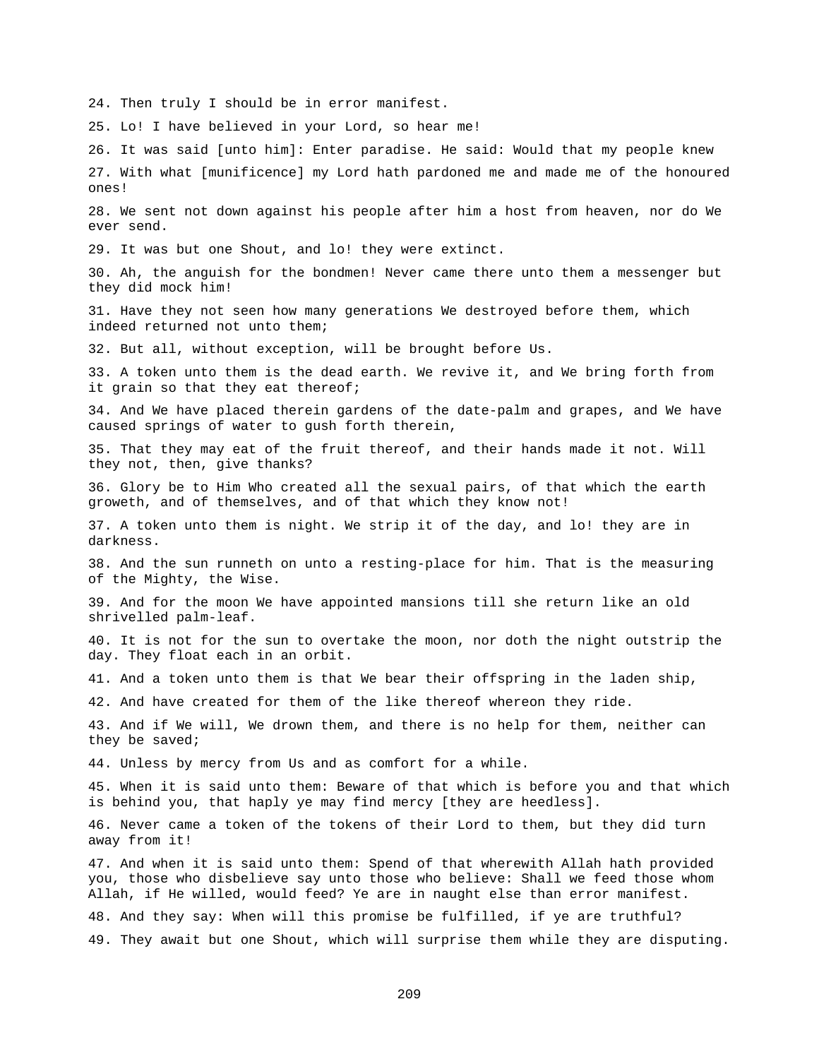24. Then truly I should be in error manifest.

25. Lo! I have believed in your Lord, so hear me!

26. It was said [unto him]: Enter paradise. He said: Would that my people knew

27. With what [munificence] my Lord hath pardoned me and made me of the honoured ones!

28. We sent not down against his people after him a host from heaven, nor do We ever send.

29. It was but one Shout, and lo! they were extinct.

30. Ah, the anguish for the bondmen! Never came there unto them a messenger but they did mock him!

31. Have they not seen how many generations We destroyed before them, which indeed returned not unto them;

32. But all, without exception, will be brought before Us.

33. A token unto them is the dead earth. We revive it, and We bring forth from it grain so that they eat thereof;

34. And We have placed therein gardens of the date-palm and grapes, and We have caused springs of water to gush forth therein,

35. That they may eat of the fruit thereof, and their hands made it not. Will they not, then, give thanks?

36. Glory be to Him Who created all the sexual pairs, of that which the earth groweth, and of themselves, and of that which they know not!

37. A token unto them is night. We strip it of the day, and lo! they are in darkness.

38. And the sun runneth on unto a resting-place for him. That is the measuring of the Mighty, the Wise.

39. And for the moon We have appointed mansions till she return like an old shrivelled palm-leaf.

40. It is not for the sun to overtake the moon, nor doth the night outstrip the day. They float each in an orbit.

41. And a token unto them is that We bear their offspring in the laden ship,

42. And have created for them of the like thereof whereon they ride.

43. And if We will, We drown them, and there is no help for them, neither can they be saved;

44. Unless by mercy from Us and as comfort for a while.

45. When it is said unto them: Beware of that which is before you and that which is behind you, that haply ye may find mercy [they are heedless].

46. Never came a token of the tokens of their Lord to them, but they did turn away from it!

47. And when it is said unto them: Spend of that wherewith Allah hath provided you, those who disbelieve say unto those who believe: Shall we feed those whom Allah, if He willed, would feed? Ye are in naught else than error manifest.

48. And they say: When will this promise be fulfilled, if ye are truthful?

49. They await but one Shout, which will surprise them while they are disputing.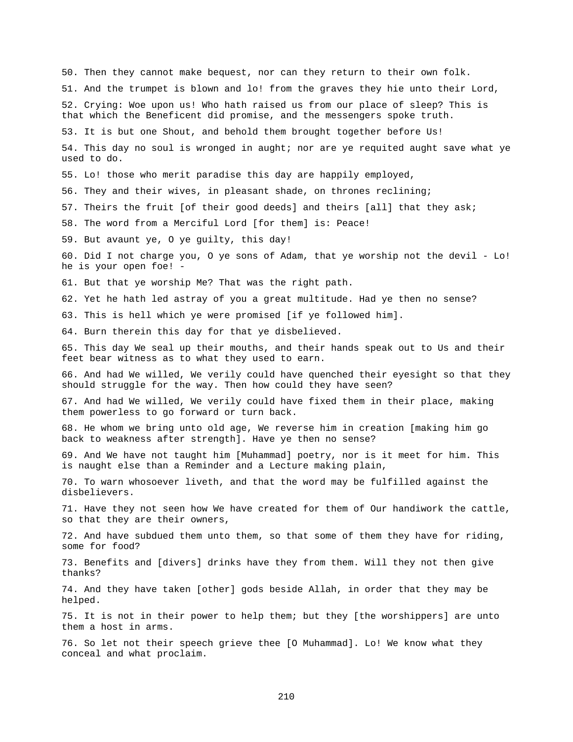50. Then they cannot make bequest, nor can they return to their own folk.

51. And the trumpet is blown and lo! from the graves they hie unto their Lord,

52. Crying: Woe upon us! Who hath raised us from our place of sleep? This is that which the Beneficent did promise, and the messengers spoke truth.

53. It is but one Shout, and behold them brought together before Us!

54. This day no soul is wronged in aught; nor are ye requited aught save what ye used to do.

55. Lo! those who merit paradise this day are happily employed,

56. They and their wives, in pleasant shade, on thrones reclining;

57. Theirs the fruit [of their good deeds] and theirs [all] that they ask;

58. The word from a Merciful Lord [for them] is: Peace!

59. But avaunt ye, O ye guilty, this day!

60. Did I not charge you, O ye sons of Adam, that ye worship not the devil - Lo! he is your open foe! -

61. But that ye worship Me? That was the right path.

62. Yet he hath led astray of you a great multitude. Had ye then no sense?

63. This is hell which ye were promised [if ye followed him].

64. Burn therein this day for that ye disbelieved.

65. This day We seal up their mouths, and their hands speak out to Us and their feet bear witness as to what they used to earn.

66. And had We willed, We verily could have quenched their eyesight so that they should struggle for the way. Then how could they have seen?

67. And had We willed, We verily could have fixed them in their place, making them powerless to go forward or turn back.

68. He whom we bring unto old age, We reverse him in creation [making him go back to weakness after strength]. Have ye then no sense?

69. And We have not taught him [Muhammad] poetry, nor is it meet for him. This is naught else than a Reminder and a Lecture making plain,

70. To warn whosoever liveth, and that the word may be fulfilled against the disbelievers.

71. Have they not seen how We have created for them of Our handiwork the cattle, so that they are their owners,

72. And have subdued them unto them, so that some of them they have for riding, some for food?

73. Benefits and [divers] drinks have they from them. Will they not then give thanks?

74. And they have taken [other] gods beside Allah, in order that they may be helped.

75. It is not in their power to help them; but they [the worshippers] are unto them a host in arms.

76. So let not their speech grieve thee [O Muhammad]. Lo! We know what they conceal and what proclaim.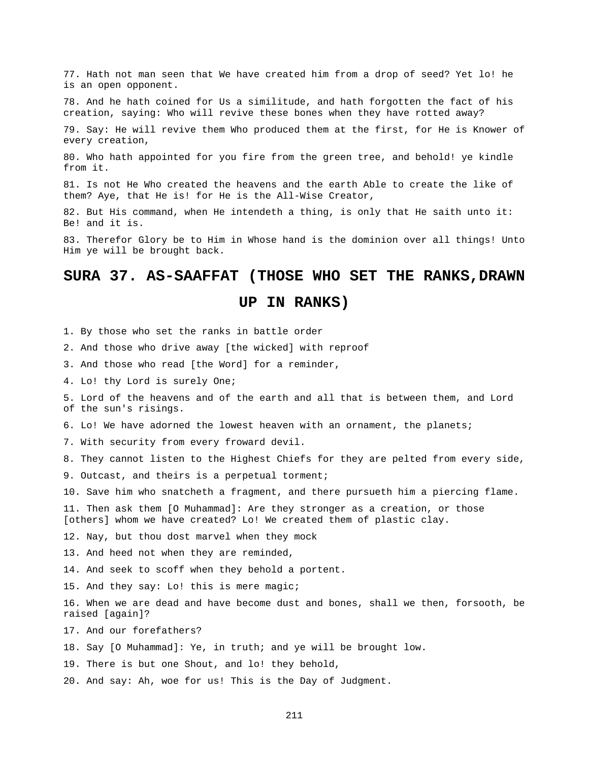77. Hath not man seen that We have created him from a drop of seed? Yet lo! he is an open opponent.

78. And he hath coined for Us a similitude, and hath forgotten the fact of his creation, saying: Who will revive these bones when they have rotted away?

79. Say: He will revive them Who produced them at the first, for He is Knower of every creation,

80. Who hath appointed for you fire from the green tree, and behold! ye kindle from it.

81. Is not He Who created the heavens and the earth Able to create the like of them? Aye, that He is! for He is the All-Wise Creator,

82. But His command, when He intendeth a thing, is only that He saith unto it: Be! and it is.

83. Therefor Glory be to Him in Whose hand is the dominion over all things! Unto Him ye will be brought back.

## SURA 37. AS-SAAFFAT (THOSE WHO SET THE RANKS,DRAWN UP IN RANKS)

1. By those who set the ranks in battle order

2. And those who drive away [the wicked] with reproof

3. And those who read [the Word] for a reminder,

4. Lo! thy Lord is surely One;

5. Lord of the heavens and of the earth and all that is between them, and Lord of the sun's risings.

6. Lo! We have adorned the lowest heaven with an ornament, the planets;

7. With security from every froward devil.

8. They cannot listen to the Highest Chiefs for they are pelted from every side,

9. Outcast, and theirs is a perpetual torment;

10. Save him who snatcheth a fragment, and there pursueth him a piercing flame.

11. Then ask them [O Muhammad]: Are they stronger as a creation, or those [others] whom we have created? Lo! We created them of plastic clay.

12. Nay, but thou dost marvel when they mock

13. And heed not when they are reminded,

14. And seek to scoff when they behold a portent.

15. And they say: Lo! this is mere magic;

16. When we are dead and have become dust and bones, shall we then, forsooth, be raised [again]?

17. And our forefathers?

18. Say [O Muhammad]: Ye, in truth; and ye will be brought low.

19. There is but one Shout, and lo! they behold,

20. And say: Ah, woe for us! This is the Day of Judgment.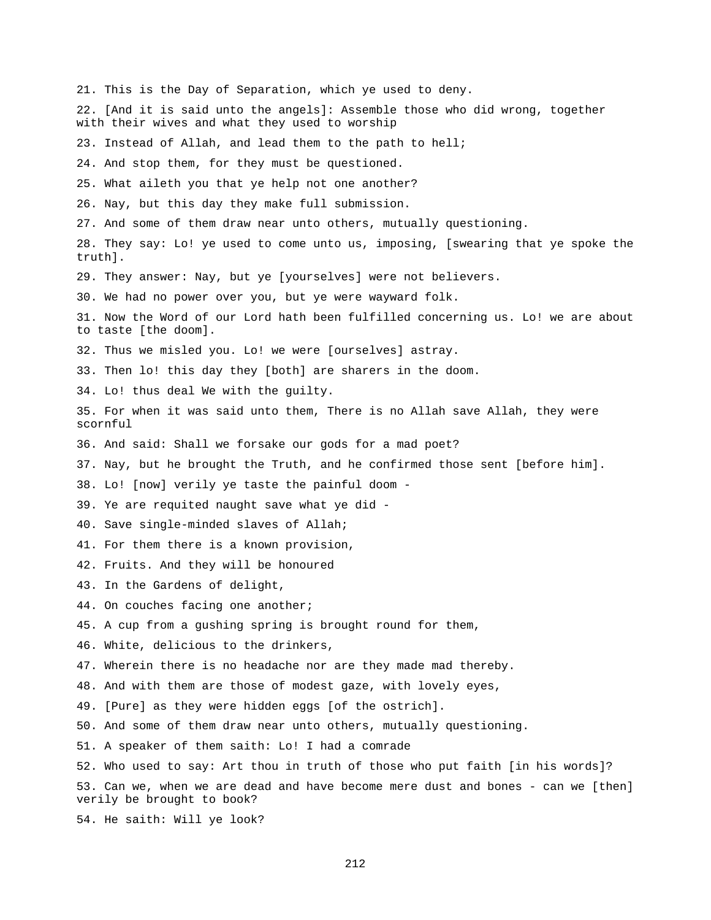21. This is the Day of Separation, which ye used to deny.

22. [And it is said unto the angels]: Assemble those who did wrong, together with their wives and what they used to worship

23. Instead of Allah, and lead them to the path to hell;

24. And stop them, for they must be questioned.

25. What aileth you that ye help not one another?

26. Nay, but this day they make full submission.

27. And some of them draw near unto others, mutually questioning.

28. They say: Lo! ye used to come unto us, imposing, [swearing that ye spoke the truth].

29. They answer: Nay, but ye [yourselves] were not believers.

30. We had no power over you, but ye were wayward folk.

31. Now the Word of our Lord hath been fulfilled concerning us. Lo! we are about to taste [the doom].

32. Thus we misled you. Lo! we were [ourselves] astray.

33. Then lo! this day they [both] are sharers in the doom.

34. Lo! thus deal We with the guilty.

35. For when it was said unto them, There is no Allah save Allah, they were scornful

36. And said: Shall we forsake our gods for a mad poet?

37. Nay, but he brought the Truth, and he confirmed those sent [before him].

38. Lo! [now] verily ye taste the painful doom -

39. Ye are requited naught save what ye did -

40. Save single-minded slaves of Allah;

41. For them there is a known provision,

42. Fruits. And they will be honoured

43. In the Gardens of delight,

44. On couches facing one another;

45. A cup from a gushing spring is brought round for them,

46. White, delicious to the drinkers,

47. Wherein there is no headache nor are they made mad thereby.

48. And with them are those of modest gaze, with lovely eyes,

49. [Pure] as they were hidden eggs [of the ostrich].

50. And some of them draw near unto others, mutually questioning.

51. A speaker of them saith: Lo! I had a comrade

52. Who used to say: Art thou in truth of those who put faith [in his words]?

53. Can we, when we are dead and have become mere dust and bones - can we [then] verily be brought to book?

54. He saith: Will ye look?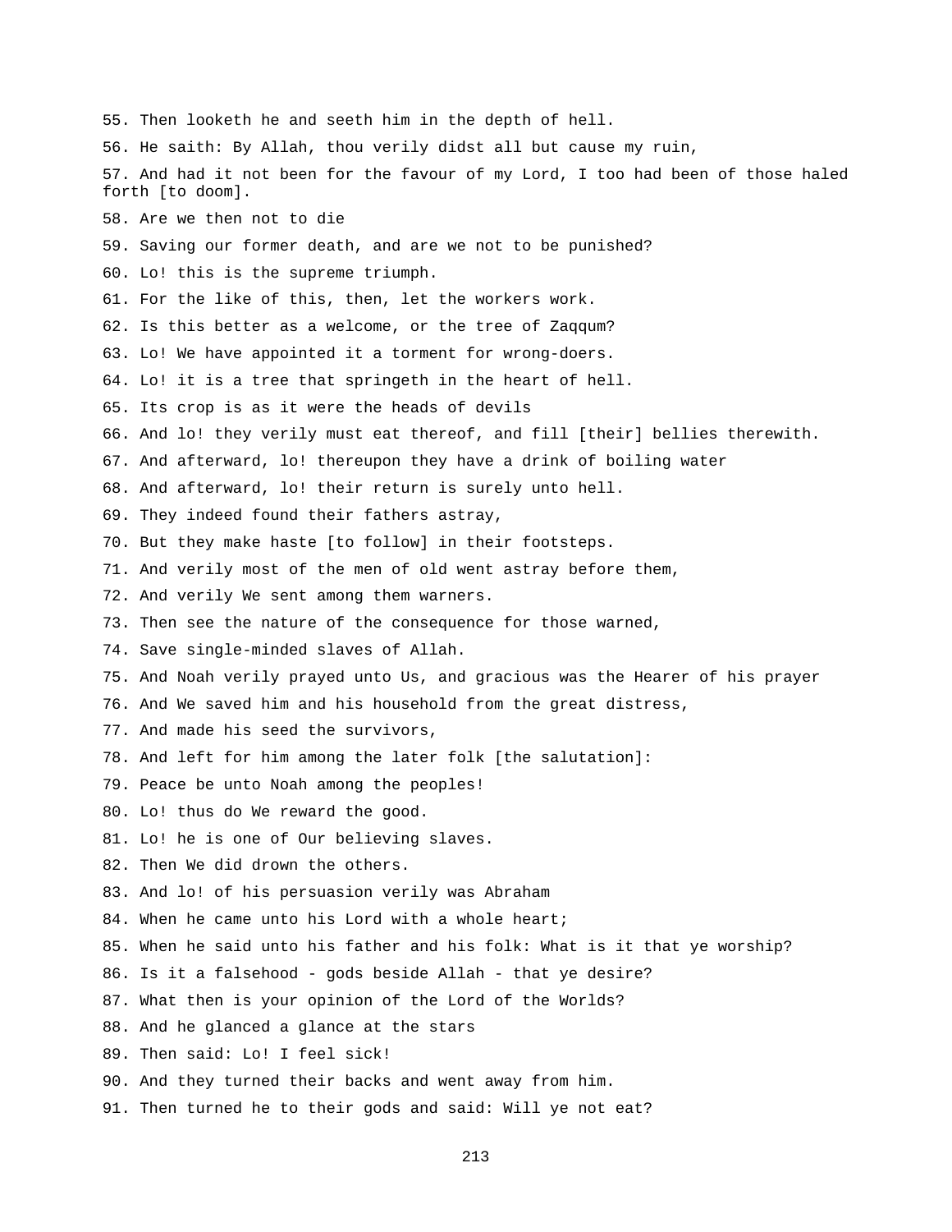55. Then looketh he and seeth him in the depth of hell.

56. He saith: By Allah, thou verily didst all but cause my ruin,

57. And had it not been for the favour of my Lord, I too had been of those haled forth [to doom].

58. Are we then not to die

59. Saving our former death, and are we not to be punished?

60. Lo! this is the supreme triumph.

61. For the like of this, then, let the workers work.

62. Is this better as a welcome, or the tree of Zaqqum?

63. Lo! We have appointed it a torment for wrong-doers.

64. Lo! it is a tree that springeth in the heart of hell.

65. Its crop is as it were the heads of devils

66. And lo! they verily must eat thereof, and fill [their] bellies therewith.

67. And afterward, lo! thereupon they have a drink of boiling water

68. And afterward, lo! their return is surely unto hell.

69. They indeed found their fathers astray,

70. But they make haste [to follow] in their footsteps.

71. And verily most of the men of old went astray before them,

72. And verily We sent among them warners.

73. Then see the nature of the consequence for those warned,

74. Save single-minded slaves of Allah.

75. And Noah verily prayed unto Us, and gracious was the Hearer of his prayer

76. And We saved him and his household from the great distress,

77. And made his seed the survivors,

78. And left for him among the later folk [the salutation]:

79. Peace be unto Noah among the peoples!

80. Lo! thus do We reward the good.

81. Lo! he is one of Our believing slaves.

82. Then We did drown the others.

83. And lo! of his persuasion verily was Abraham

84. When he came unto his Lord with a whole heart;

85. When he said unto his father and his folk: What is it that ye worship?

86. Is it a falsehood - gods beside Allah - that ye desire?

87. What then is your opinion of the Lord of the Worlds?

88. And he glanced a glance at the stars

89. Then said: Lo! I feel sick!

90. And they turned their backs and went away from him.

91. Then turned he to their gods and said: Will ye not eat?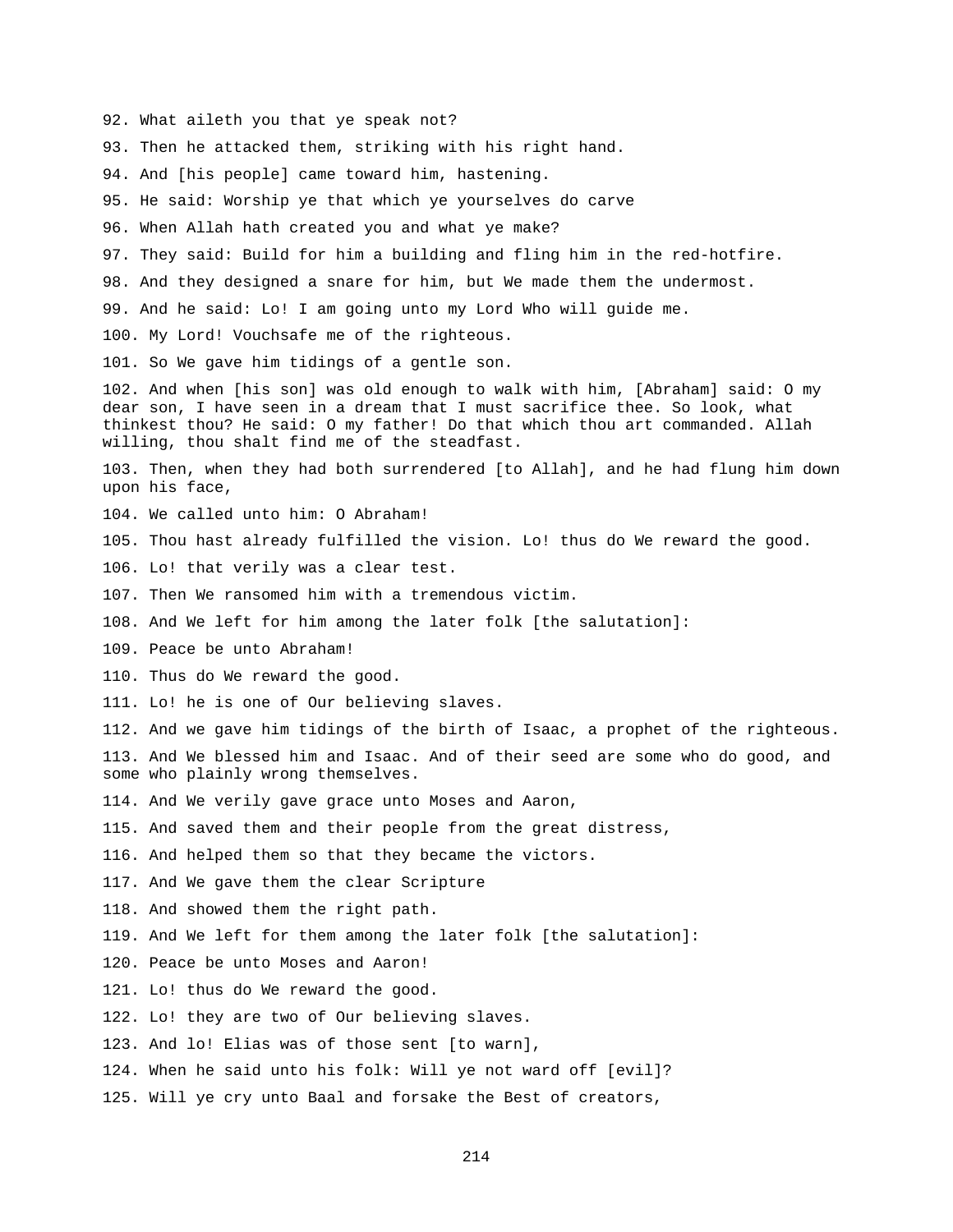92. What aileth you that ye speak not?

93. Then he attacked them, striking with his right hand.

94. And [his people] came toward him, hastening.

95. He said: Worship ye that which ye yourselves do carve

96. When Allah hath created you and what ye make?

97. They said: Build for him a building and fling him in the red-hotfire.

98. And they designed a snare for him, but We made them the undermost.

99. And he said: Lo! I am going unto my Lord Who will guide me.

100. My Lord! Vouchsafe me of the righteous.

101. So We gave him tidings of a gentle son.

102. And when [his son] was old enough to walk with him, [Abraham] said: O my dear son, I have seen in a dream that I must sacrifice thee. So look, what thinkest thou? He said: O my father! Do that which thou art commanded. Allah willing, thou shalt find me of the steadfast.

103. Then, when they had both surrendered [to Allah], and he had flung him down upon his face,

104. We called unto him: O Abraham!

105. Thou hast already fulfilled the vision. Lo! thus do We reward the good.

106. Lo! that verily was a clear test.

107. Then We ransomed him with a tremendous victim.

108. And We left for him among the later folk [the salutation]:

109. Peace be unto Abraham!

110. Thus do We reward the good.

111. Lo! he is one of Our believing slaves.

112. And we gave him tidings of the birth of Isaac, a prophet of the righteous.

113. And We blessed him and Isaac. And of their seed are some who do good, and some who plainly wrong themselves.

114. And We verily gave grace unto Moses and Aaron,

115. And saved them and their people from the great distress,

116. And helped them so that they became the victors.

117. And We gave them the clear Scripture

118. And showed them the right path.

119. And We left for them among the later folk [the salutation]:

120. Peace be unto Moses and Aaron!

121. Lo! thus do We reward the good.

122. Lo! they are two of Our believing slaves.

123. And lo! Elias was of those sent [to warn],

124. When he said unto his folk: Will ye not ward off [evil]?

125. Will ye cry unto Baal and forsake the Best of creators,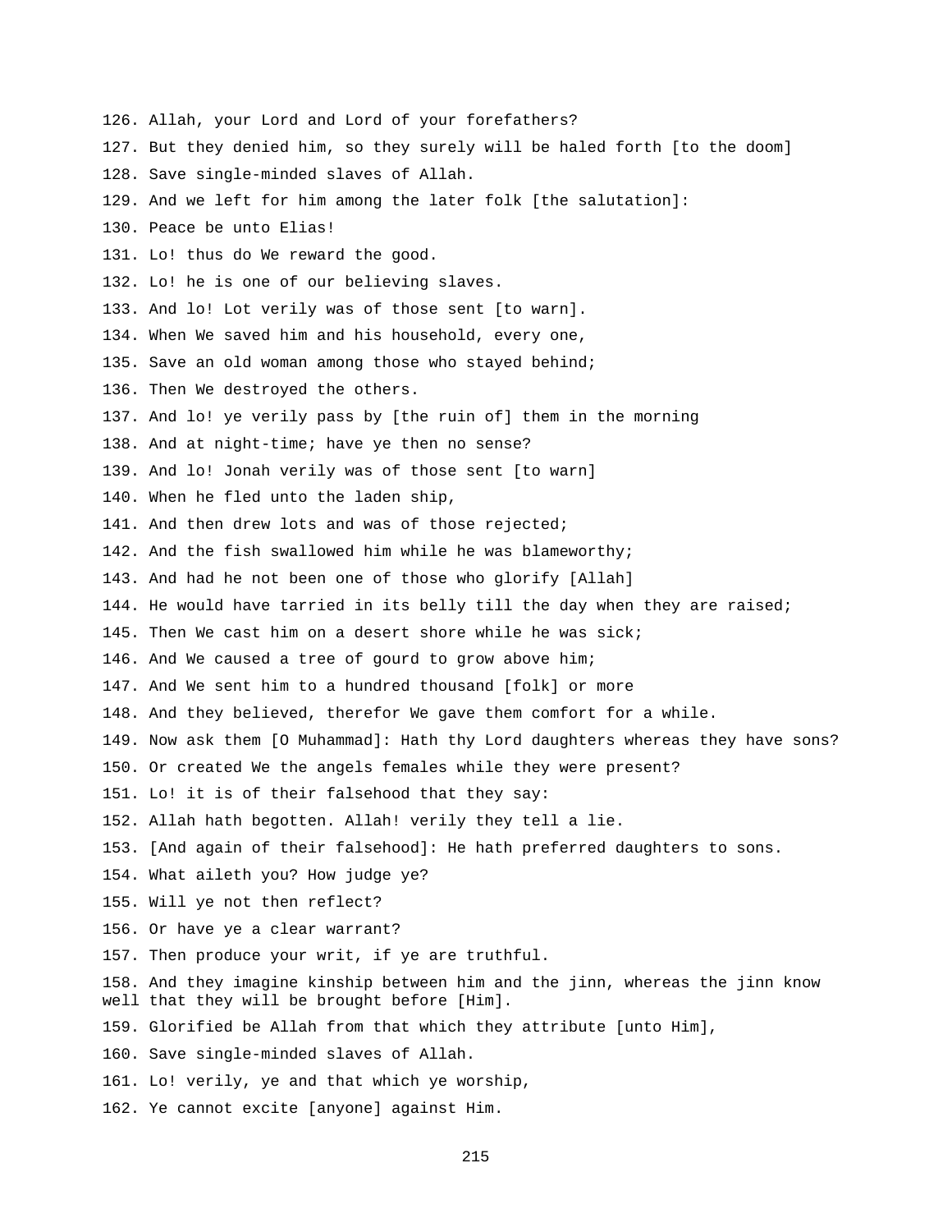126. Allah, your Lord and Lord of your forefathers?

127. But they denied him, so they surely will be haled forth [to the doom]

128. Save single-minded slaves of Allah.

129. And we left for him among the later folk [the salutation]:

130. Peace be unto Elias!

131. Lo! thus do We reward the good.

132. Lo! he is one of our believing slaves.

133. And lo! Lot verily was of those sent [to warn].

134. When We saved him and his household, every one,

135. Save an old woman among those who stayed behind;

136. Then We destroyed the others.

137. And lo! ye verily pass by [the ruin of] them in the morning

138. And at night-time; have ye then no sense?

139. And lo! Jonah verily was of those sent [to warn]

140. When he fled unto the laden ship,

141. And then drew lots and was of those rejected;

142. And the fish swallowed him while he was blameworthy;

143. And had he not been one of those who glorify [Allah]

144. He would have tarried in its belly till the day when they are raised;

145. Then We cast him on a desert shore while he was sick;

146. And We caused a tree of gourd to grow above him;

147. And We sent him to a hundred thousand [folk] or more

148. And they believed, therefor We gave them comfort for a while.

149. Now ask them [O Muhammad]: Hath thy Lord daughters whereas they have sons?

150. Or created We the angels females while they were present?

151. Lo! it is of their falsehood that they say:

152. Allah hath begotten. Allah! verily they tell a lie.

153. [And again of their falsehood]: He hath preferred daughters to sons.

154. What aileth you? How judge ye?

155. Will ye not then reflect?

156. Or have ye a clear warrant?

157. Then produce your writ, if ye are truthful.

158. And they imagine kinship between him and the jinn, whereas the jinn know well that they will be brought before [Him].

159. Glorified be Allah from that which they attribute [unto Him],

160. Save single-minded slaves of Allah.

161. Lo! verily, ye and that which ye worship,

162. Ye cannot excite [anyone] against Him.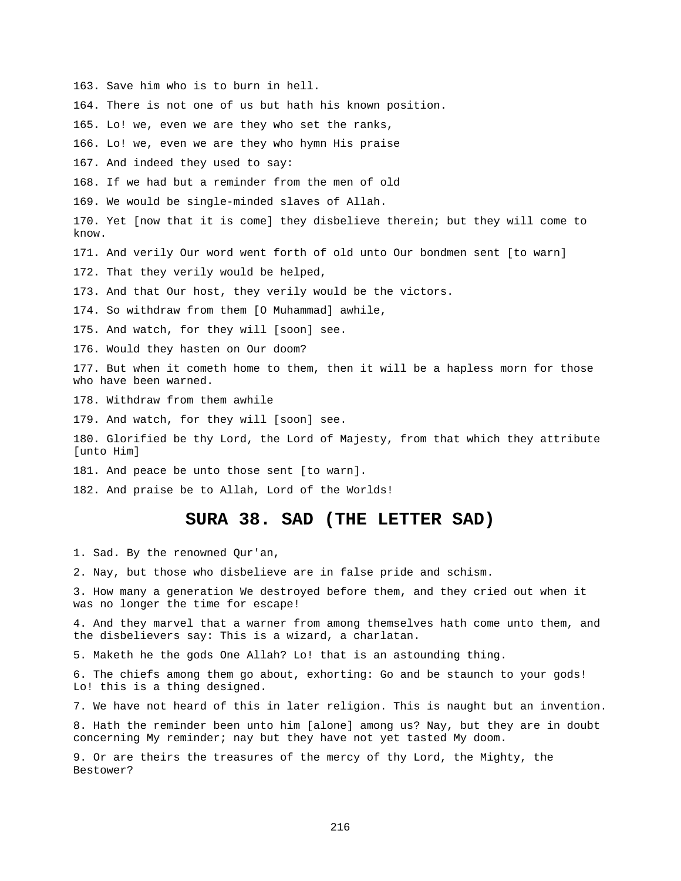163. Save him who is to burn in hell.

164. There is not one of us but hath his known position.

165. Lo! we, even we are they who set the ranks,

166. Lo! we, even we are they who hymn His praise

167. And indeed they used to say:

168. If we had but a reminder from the men of old

169. We would be single-minded slaves of Allah.

170. Yet [now that it is come] they disbelieve therein; but they will come to know.

171. And verily Our word went forth of old unto Our bondmen sent [to warn]

172. That they verily would be helped,

173. And that Our host, they verily would be the victors.

174. So withdraw from them [O Muhammad] awhile,

175. And watch, for they will [soon] see.

176. Would they hasten on Our doom?

177. But when it cometh home to them, then it will be a hapless morn for those who have been warned.

178. Withdraw from them awhile

179. And watch, for they will [soon] see.

180. Glorified be thy Lord, the Lord of Majesty, from that which they attribute [unto Him]

181. And peace be unto those sent [to warn].

182. And praise be to Allah, Lord of the Worlds!

## SURA 38. SAD (THE LETTER SAD)

1. Sad. By the renowned Qur'an,

2. Nay, but those who disbelieve are in false pride and schism.

3. How many a generation We destroyed before them, and they cried out when it was no longer the time for escape!

4. And they marvel that a warner from among themselves hath come unto them, and the disbelievers say: This is a wizard, a charlatan.

5. Maketh he the gods One Allah? Lo! that is an astounding thing.

6. The chiefs among them go about, exhorting: Go and be staunch to your gods! Lo! this is a thing designed.

7. We have not heard of this in later religion. This is naught but an invention.

8. Hath the reminder been unto him [alone] among us? Nay, but they are in doubt concerning My reminder; nay but they have not yet tasted My doom.

9. Or are theirs the treasures of the mercy of thy Lord, the Mighty, the Bestower?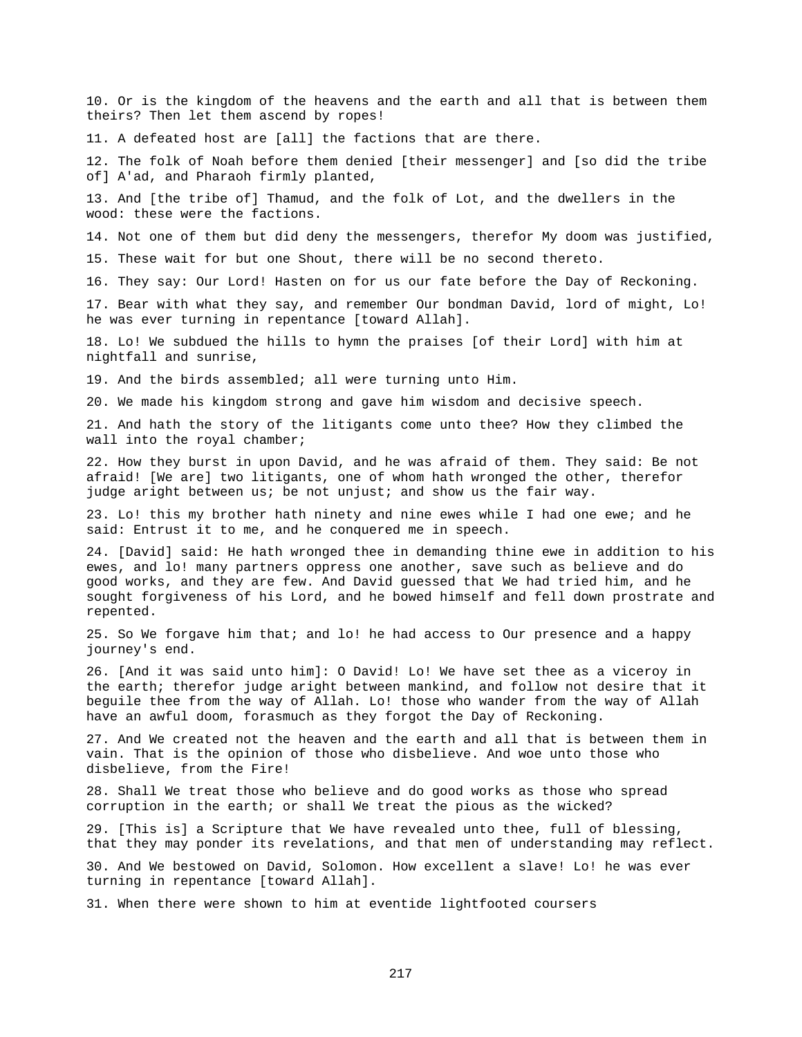10. Or is the kingdom of the heavens and the earth and all that is between them theirs? Then let them ascend by ropes!

11. A defeated host are [all] the factions that are there.

12. The folk of Noah before them denied [their messenger] and [so did the tribe of] A'ad, and Pharaoh firmly planted,

13. And [the tribe of] Thamud, and the folk of Lot, and the dwellers in the wood: these were the factions.

14. Not one of them but did deny the messengers, therefor My doom was justified,

15. These wait for but one Shout, there will be no second thereto.

16. They say: Our Lord! Hasten on for us our fate before the Day of Reckoning.

17. Bear with what they say, and remember Our bondman David, lord of might, Lo! he was ever turning in repentance [toward Allah].

18. Lo! We subdued the hills to hymn the praises [of their Lord] with him at nightfall and sunrise,

19. And the birds assembled; all were turning unto Him.

20. We made his kingdom strong and gave him wisdom and decisive speech.

21. And hath the story of the litigants come unto thee? How they climbed the wall into the royal chamber;

22. How they burst in upon David, and he was afraid of them. They said: Be not afraid! [We are] two litigants, one of whom hath wronged the other, therefor judge aright between us; be not unjust; and show us the fair way.

23. Lo! this my brother hath ninety and nine ewes while I had one ewe; and he said: Entrust it to me, and he conquered me in speech.

24. [David] said: He hath wronged thee in demanding thine ewe in addition to his ewes, and lo! many partners oppress one another, save such as believe and do good works, and they are few. And David guessed that We had tried him, and he sought forgiveness of his Lord, and he bowed himself and fell down prostrate and repented.

25. So We forgave him that; and lo! he had access to Our presence and a happy journey's end.

26. [And it was said unto him]: O David! Lo! We have set thee as a viceroy in the earth; therefor judge aright between mankind, and follow not desire that it beguile thee from the way of Allah. Lo! those who wander from the way of Allah have an awful doom, forasmuch as they forgot the Day of Reckoning.

27. And We created not the heaven and the earth and all that is between them in vain. That is the opinion of those who disbelieve. And woe unto those who disbelieve, from the Fire!

28. Shall We treat those who believe and do good works as those who spread corruption in the earth; or shall We treat the pious as the wicked?

29. [This is] a Scripture that We have revealed unto thee, full of blessing, that they may ponder its revelations, and that men of understanding may reflect.

30. And We bestowed on David, Solomon. How excellent a slave! Lo! he was ever turning in repentance [toward Allah].

31. When there were shown to him at eventide lightfooted coursers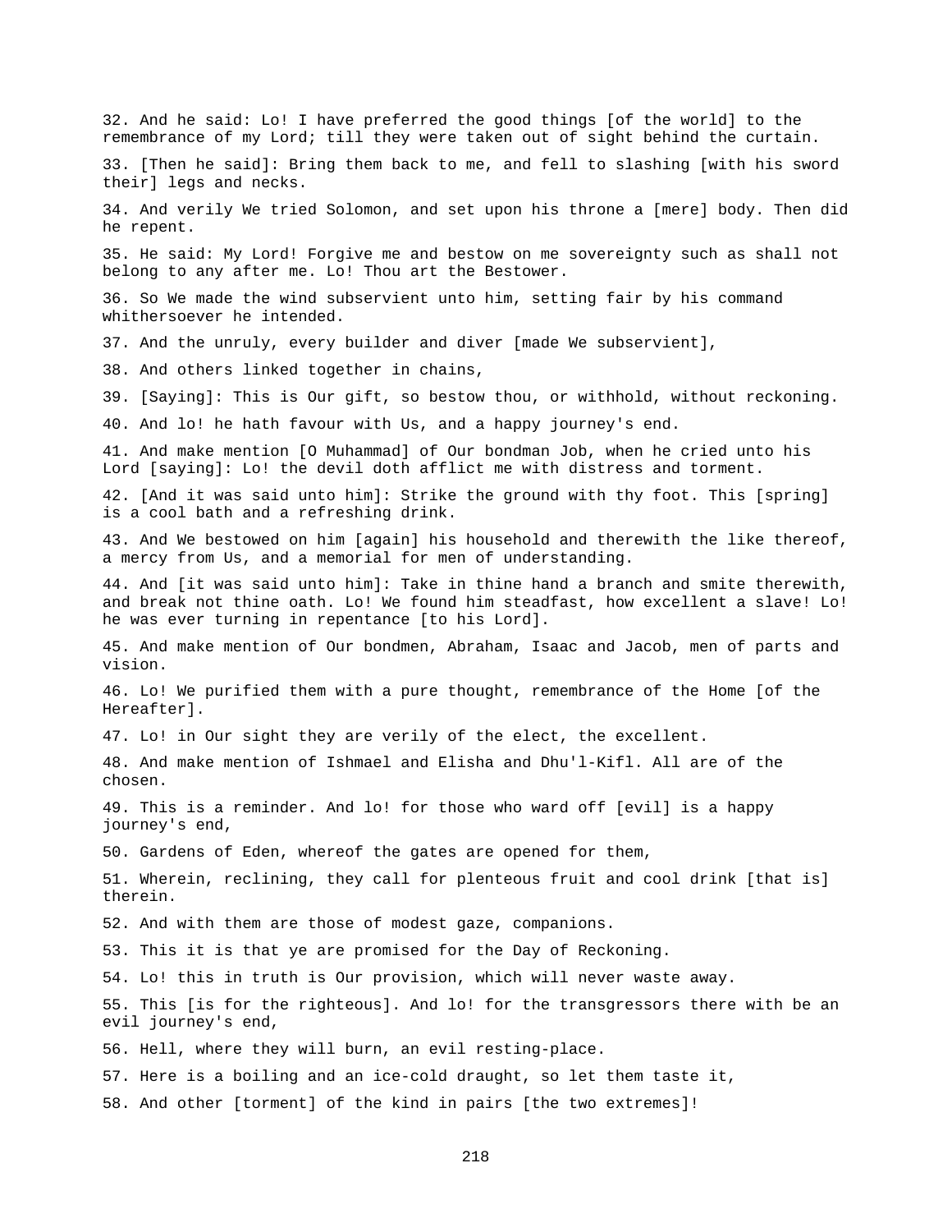32. And he said: Lo! I have preferred the good things [of the world] to the remembrance of my Lord; till they were taken out of sight behind the curtain.

33. [Then he said]: Bring them back to me, and fell to slashing [with his sword their] legs and necks.

34. And verily We tried Solomon, and set upon his throne a [mere] body. Then did he repent.

35. He said: My Lord! Forgive me and bestow on me sovereignty such as shall not belong to any after me. Lo! Thou art the Bestower.

36. So We made the wind subservient unto him, setting fair by his command whithersoever he intended.

37. And the unruly, every builder and diver [made We subservient],

38. And others linked together in chains,

39. [Saying]: This is Our gift, so bestow thou, or withhold, without reckoning.

40. And lo! he hath favour with Us, and a happy journey's end.

41. And make mention [O Muhammad] of Our bondman Job, when he cried unto his Lord [saying]: Lo! the devil doth afflict me with distress and torment.

42. [And it was said unto him]: Strike the ground with thy foot. This [spring] is a cool bath and a refreshing drink.

43. And We bestowed on him [again] his household and therewith the like thereof, a mercy from Us, and a memorial for men of understanding.

44. And [it was said unto him]: Take in thine hand a branch and smite therewith, and break not thine oath. Lo! We found him steadfast, how excellent a slave! Lo! he was ever turning in repentance [to his Lord].

45. And make mention of Our bondmen, Abraham, Isaac and Jacob, men of parts and vision.

46. Lo! We purified them with a pure thought, remembrance of the Home [of the Hereafter].

47. Lo! in Our sight they are verily of the elect, the excellent.

48. And make mention of Ishmael and Elisha and Dhu'l-Kifl. All are of the chosen.

49. This is a reminder. And lo! for those who ward off [evil] is a happy journey's end,

50. Gardens of Eden, whereof the gates are opened for them,

51. Wherein, reclining, they call for plenteous fruit and cool drink [that is] therein.

52. And with them are those of modest gaze, companions.

53. This it is that ye are promised for the Day of Reckoning.

54. Lo! this in truth is Our provision, which will never waste away.

55. This [is for the righteous]. And lo! for the transgressors there with be an evil journey's end,

56. Hell, where they will burn, an evil resting-place.

57. Here is a boiling and an ice-cold draught, so let them taste it,

58. And other [torment] of the kind in pairs [the two extremes]!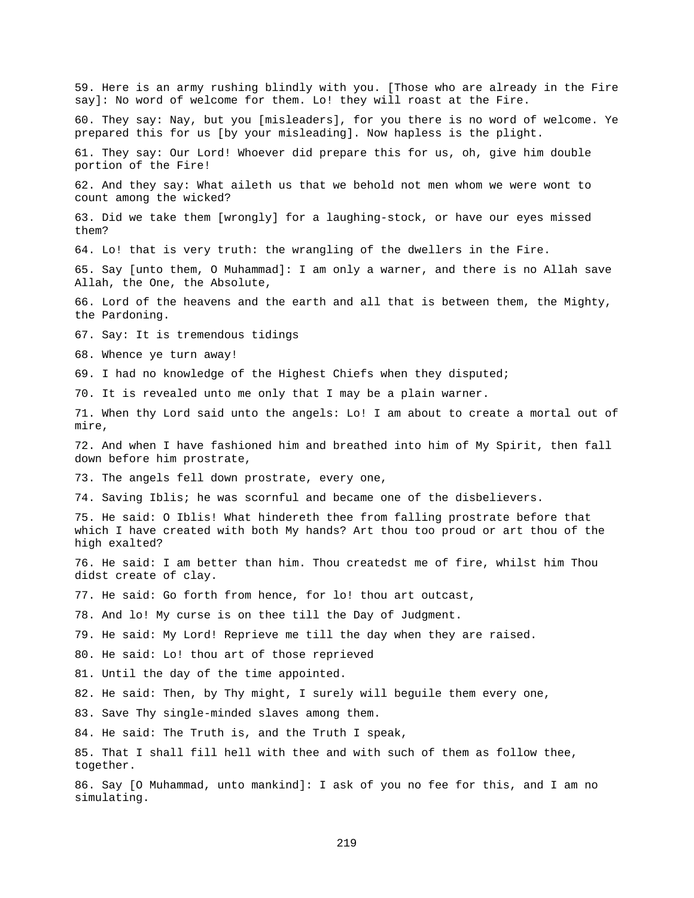59. Here is an army rushing blindly with you. [Those who are already in the Fire say]: No word of welcome for them. Lo! they will roast at the Fire.

60. They say: Nay, but you [misleaders], for you there is no word of welcome. Ye prepared this for us [by your misleading]. Now hapless is the plight.

61. They say: Our Lord! Whoever did prepare this for us, oh, give him double portion of the Fire!

62. And they say: What aileth us that we behold not men whom we were wont to count among the wicked?

63. Did we take them [wrongly] for a laughing-stock, or have our eyes missed them?

64. Lo! that is very truth: the wrangling of the dwellers in the Fire.

65. Say [unto them, O Muhammad]: I am only a warner, and there is no Allah save Allah, the One, the Absolute,

66. Lord of the heavens and the earth and all that is between them, the Mighty, the Pardoning.

67. Say: It is tremendous tidings

68. Whence ye turn away!

69. I had no knowledge of the Highest Chiefs when they disputed;

70. It is revealed unto me only that I may be a plain warner.

71. When thy Lord said unto the angels: Lo! I am about to create a mortal out of mire,

72. And when I have fashioned him and breathed into him of My Spirit, then fall down before him prostrate,

73. The angels fell down prostrate, every one,

74. Saving Iblis; he was scornful and became one of the disbelievers.

75. He said: O Iblis! What hindereth thee from falling prostrate before that which I have created with both My hands? Art thou too proud or art thou of the high exalted?

76. He said: I am better than him. Thou createdst me of fire, whilst him Thou didst create of clay.

77. He said: Go forth from hence, for lo! thou art outcast,

78. And lo! My curse is on thee till the Day of Judgment.

79. He said: My Lord! Reprieve me till the day when they are raised.

80. He said: Lo! thou art of those reprieved

81. Until the day of the time appointed.

82. He said: Then, by Thy might, I surely will beguile them every one,

83. Save Thy single-minded slaves among them.

84. He said: The Truth is, and the Truth I speak,

85. That I shall fill hell with thee and with such of them as follow thee, together.

86. Say [O Muhammad, unto mankind]: I ask of you no fee for this, and I am no simulating.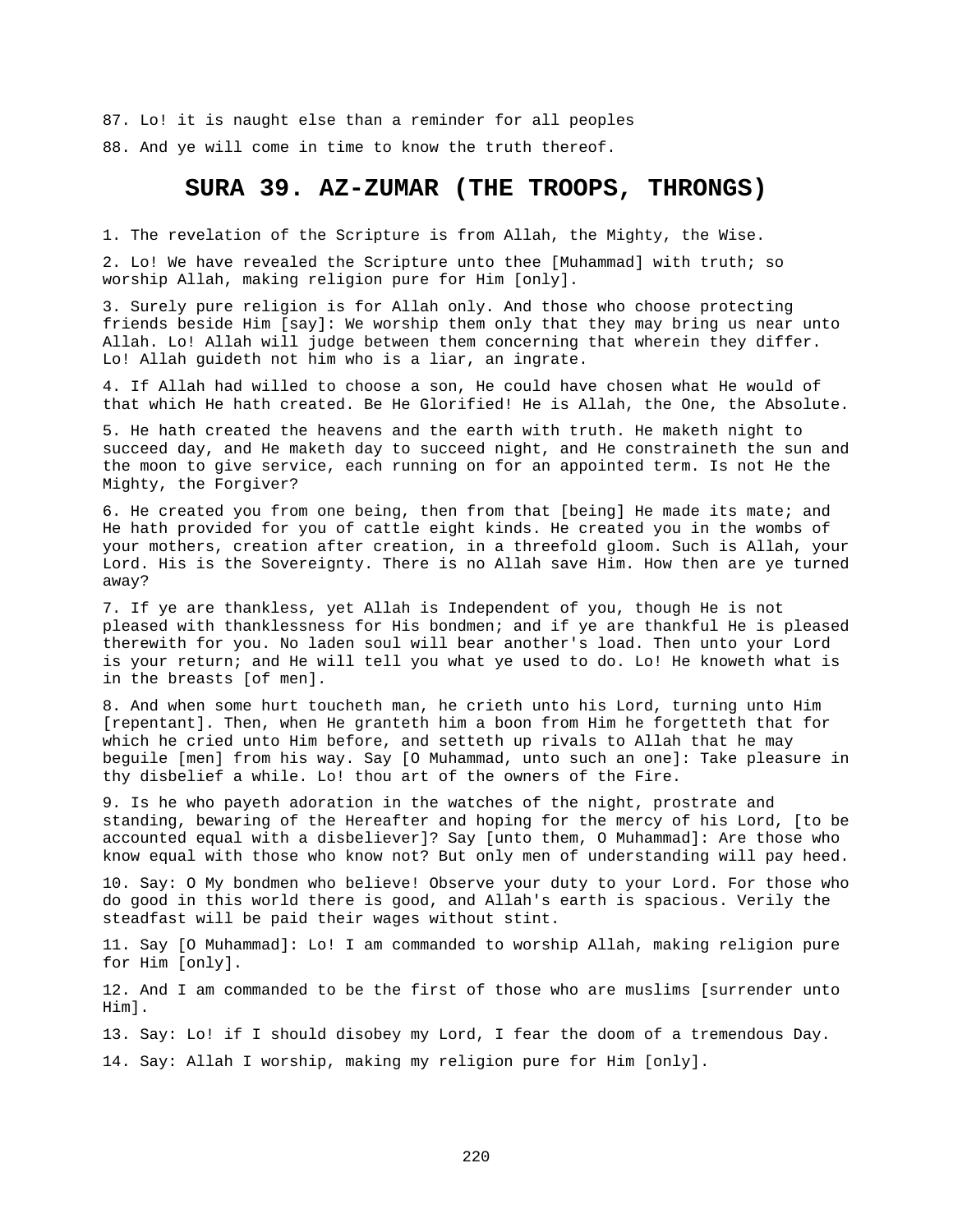87. Lo! it is naught else than a reminder for all peoples

88. And ye will come in time to know the truth thereof.

## SURA 39. AZ-ZUMAR (THE TROOPS, THRONGS)

1. The revelation of the Scripture is from Allah, the Mighty, the Wise.

2. Lo! We have revealed the Scripture unto thee [Muhammad] with truth; so worship Allah, making religion pure for Him [only].

3. Surely pure religion is for Allah only. And those who choose protecting friends beside Him [say]: We worship them only that they may bring us near unto Allah. Lo! Allah will judge between them concerning that wherein they differ. Lo! Allah guideth not him who is a liar, an ingrate.

4. If Allah had willed to choose a son, He could have chosen what He would of that which He hath created. Be He Glorified! He is Allah, the One, the Absolute.

5. He hath created the heavens and the earth with truth. He maketh night to succeed day, and He maketh day to succeed night, and He constraineth the sun and the moon to give service, each running on for an appointed term. Is not He the Mighty, the Forgiver?

6. He created you from one being, then from that [being] He made its mate; and He hath provided for you of cattle eight kinds. He created you in the wombs of your mothers, creation after creation, in a threefold gloom. Such is Allah, your Lord. His is the Sovereignty. There is no Allah save Him. How then are ye turned away?

7. If ye are thankless, yet Allah is Independent of you, though He is not pleased with thanklessness for His bondmen; and if ye are thankful He is pleased therewith for you. No laden soul will bear another's load. Then unto your Lord is your return; and He will tell you what ye used to do. Lo! He knoweth what is in the breasts [of men].

8. And when some hurt toucheth man, he crieth unto his Lord, turning unto Him [repentant]. Then, when He granteth him a boon from Him he forgetteth that for which he cried unto Him before, and setteth up rivals to Allah that he may beguile [men] from his way. Say [O Muhammad, unto such an one]: Take pleasure in thy disbelief a while. Lo! thou art of the owners of the Fire.

9. Is he who payeth adoration in the watches of the night, prostrate and standing, bewaring of the Hereafter and hoping for the mercy of his Lord, [to be accounted equal with a disbeliever]? Say [unto them, O Muhammad]: Are those who know equal with those who know not? But only men of understanding will pay heed.

10. Say: O My bondmen who believe! Observe your duty to your Lord. For those who do good in this world there is good, and Allah's earth is spacious. Verily the steadfast will be paid their wages without stint.

11. Say [O Muhammad]: Lo! I am commanded to worship Allah, making religion pure for Him [only].

12. And I am commanded to be the first of those who are muslims [surrender unto Him].

13. Say: Lo! if I should disobey my Lord, I fear the doom of a tremendous Day.

14. Say: Allah I worship, making my religion pure for Him [only].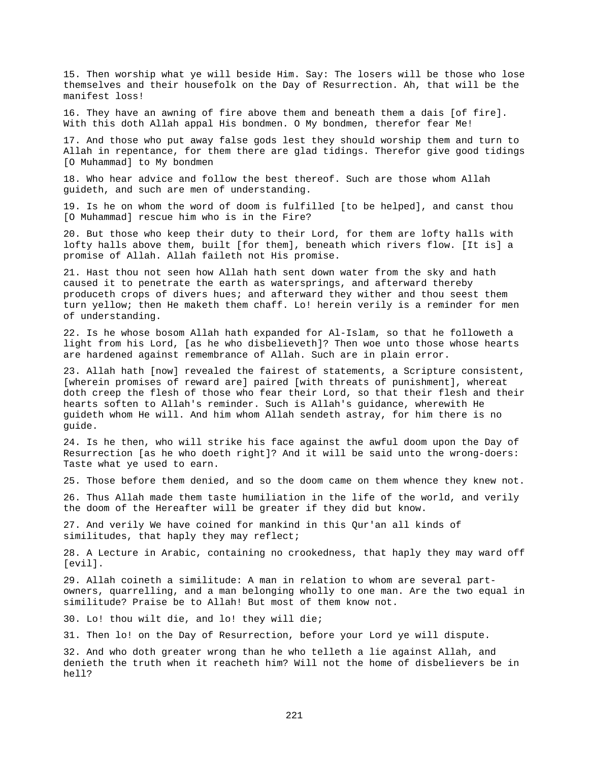15. Then worship what ye will beside Him. Say: The losers will be those who lose themselves and their housefolk on the Day of Resurrection. Ah, that will be the manifest loss!

16. They have an awning of fire above them and beneath them a dais [of fire]. With this doth Allah appal His bondmen. O My bondmen, therefor fear Me!

17. And those who put away false gods lest they should worship them and turn to Allah in repentance, for them there are glad tidings. Therefor give good tidings [O Muhammad] to My bondmen

18. Who hear advice and follow the best thereof. Such are those whom Allah guideth, and such are men of understanding.

19. Is he on whom the word of doom is fulfilled [to be helped], and canst thou [O Muhammad] rescue him who is in the Fire?

20. But those who keep their duty to their Lord, for them are lofty halls with lofty halls above them, built [for them], beneath which rivers flow. [It is] a promise of Allah. Allah faileth not His promise.

21. Hast thou not seen how Allah hath sent down water from the sky and hath caused it to penetrate the earth as watersprings, and afterward thereby produceth crops of divers hues; and afterward they wither and thou seest them turn yellow; then He maketh them chaff. Lo! herein verily is a reminder for men of understanding.

22. Is he whose bosom Allah hath expanded for Al-Islam, so that he followeth a light from his Lord, [as he who disbelieveth]? Then woe unto those whose hearts are hardened against remembrance of Allah. Such are in plain error.

23. Allah hath [now] revealed the fairest of statements, a Scripture consistent, [wherein promises of reward are] paired [with threats of punishment], whereat doth creep the flesh of those who fear their Lord, so that their flesh and their hearts soften to Allah's reminder. Such is Allah's guidance, wherewith He guideth whom He will. And him whom Allah sendeth astray, for him there is no guide.

24. Is he then, who will strike his face against the awful doom upon the Day of Resurrection [as he who doeth right]? And it will be said unto the wrong-doers: Taste what ye used to earn.

25. Those before them denied, and so the doom came on them whence they knew not.

26. Thus Allah made them taste humiliation in the life of the world, and verily the doom of the Hereafter will be greater if they did but know.

27. And verily We have coined for mankind in this Qur'an all kinds of similitudes, that haply they may reflect;

28. A Lecture in Arabic, containing no crookedness, that haply they may ward off [evil].

29. Allah coineth a similitude: A man in relation to whom are several part-owners, quarrelling, and a man belonging wholly to one man. Are the two equal in similitude? Praise be to Allah! But most of them know not.

30. Lo! thou wilt die, and lo! they will die;

31. Then lo! on the Day of Resurrection, before your Lord ye will dispute.

32. And who doth greater wrong than he who telleth a lie against Allah, and denieth the truth when it reacheth him? Will not the home of disbelievers be in hell?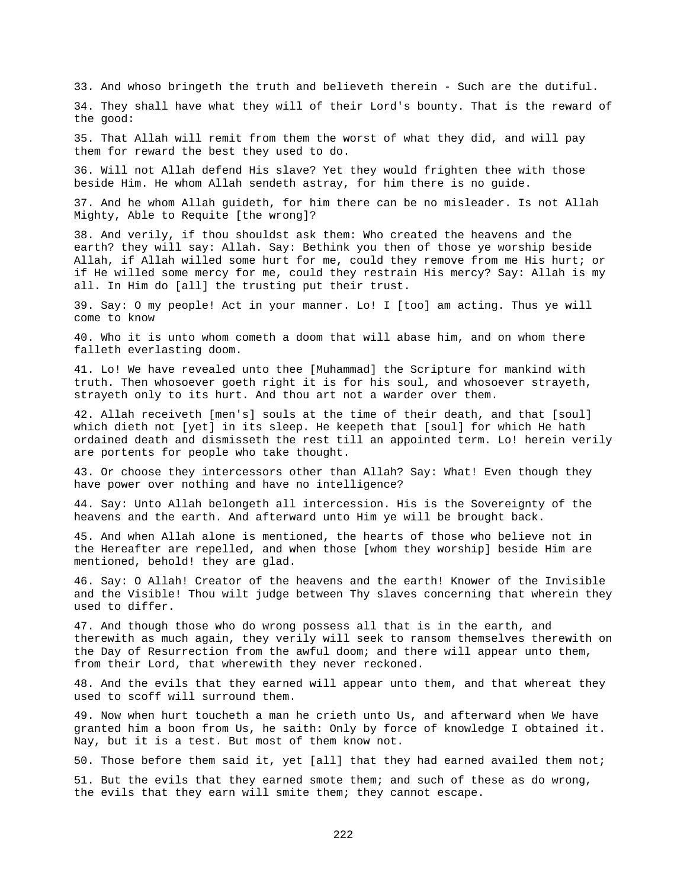33. And whoso bringeth the truth and believeth therein - Such are the dutiful.

34. They shall have what they will of their Lord's bounty. That is the reward of the good:

35. That Allah will remit from them the worst of what they did, and will pay them for reward the best they used to do.

36. Will not Allah defend His slave? Yet they would frighten thee with those beside Him. He whom Allah sendeth astray, for him there is no guide.

37. And he whom Allah guideth, for him there can be no misleader. Is not Allah Mighty, Able to Requite [the wrong]?

38. And verily, if thou shouldst ask them: Who created the heavens and the earth? they will say: Allah. Say: Bethink you then of those ye worship beside Allah, if Allah willed some hurt for me, could they remove from me His hurt; or if He willed some mercy for me, could they restrain His mercy? Say: Allah is my all. In Him do [all] the trusting put their trust.

39. Say: O my people! Act in your manner. Lo! I [too] am acting. Thus ye will come to know

40. Who it is unto whom cometh a doom that will abase him, and on whom there falleth everlasting doom.

41. Lo! We have revealed unto thee [Muhammad] the Scripture for mankind with truth. Then whosoever goeth right it is for his soul, and whosoever strayeth, strayeth only to its hurt. And thou art not a warder over them.

42. Allah receiveth [men's] souls at the time of their death, and that [soul] which dieth not [yet] in its sleep. He keepeth that [soul] for which He hath ordained death and dismisseth the rest till an appointed term. Lo! herein verily are portents for people who take thought.

43. Or choose they intercessors other than Allah? Say: What! Even though they have power over nothing and have no intelligence?

44. Say: Unto Allah belongeth all intercession. His is the Sovereignty of the heavens and the earth. And afterward unto Him ye will be brought back.

45. And when Allah alone is mentioned, the hearts of those who believe not in the Hereafter are repelled, and when those [whom they worship] beside Him are mentioned, behold! they are glad.

46. Say: O Allah! Creator of the heavens and the earth! Knower of the Invisible and the Visible! Thou wilt judge between Thy slaves concerning that wherein they used to differ.

47. And though those who do wrong possess all that is in the earth, and therewith as much again, they verily will seek to ransom themselves therewith on the Day of Resurrection from the awful doom; and there will appear unto them, from their Lord, that wherewith they never reckoned.

48. And the evils that they earned will appear unto them, and that whereat they used to scoff will surround them.

49. Now when hurt toucheth a man he crieth unto Us, and afterward when We have granted him a boon from Us, he saith: Only by force of knowledge I obtained it. Nay, but it is a test. But most of them know not.

50. Those before them said it, yet [all] that they had earned availed them not;

51. But the evils that they earned smote them; and such of these as do wrong, the evils that they earn will smite them; they cannot escape.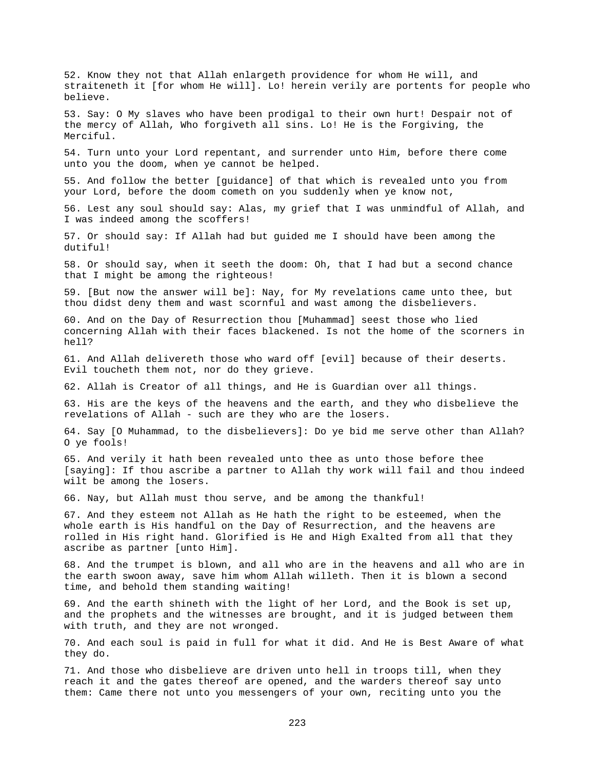52. Know they not that Allah enlargeth providence for whom He will, and straiteneth it [for whom He will]. Lo! herein verily are portents for people who believe.

53. Say: O My slaves who have been prodigal to their own hurt! Despair not of the mercy of Allah, Who forgiveth all sins. Lo! He is the Forgiving, the Merciful.

54. Turn unto your Lord repentant, and surrender unto Him, before there come unto you the doom, when ye cannot be helped.

55. And follow the better [guidance] of that which is revealed unto you from your Lord, before the doom cometh on you suddenly when ye know not,

56. Lest any soul should say: Alas, my grief that I was unmindful of Allah, and I was indeed among the scoffers!

57. Or should say: If Allah had but guided me I should have been among the dutiful!

58. Or should say, when it seeth the doom: Oh, that I had but a second chance that I might be among the righteous!

59. [But now the answer will be]: Nay, for My revelations came unto thee, but thou didst deny them and wast scornful and wast among the disbelievers.

60. And on the Day of Resurrection thou [Muhammad] seest those who lied concerning Allah with their faces blackened. Is not the home of the scorners in hell?

61. And Allah delivereth those who ward off [evil] because of their deserts. Evil toucheth them not, nor do they grieve.

62. Allah is Creator of all things, and He is Guardian over all things.

63. His are the keys of the heavens and the earth, and they who disbelieve the revelations of Allah - such are they who are the losers.

64. Say [O Muhammad, to the disbelievers]: Do ye bid me serve other than Allah? O ye fools!

65. And verily it hath been revealed unto thee as unto those before thee [saying]: If thou ascribe a partner to Allah thy work will fail and thou indeed wilt be among the losers.

66. Nay, but Allah must thou serve, and be among the thankful!

67. And they esteem not Allah as He hath the right to be esteemed, when the whole earth is His handful on the Day of Resurrection, and the heavens are rolled in His right hand. Glorified is He and High Exalted from all that they ascribe as partner [unto Him].

68. And the trumpet is blown, and all who are in the heavens and all who are in the earth swoon away, save him whom Allah willeth. Then it is blown a second time, and behold them standing waiting!

69. And the earth shineth with the light of her Lord, and the Book is set up, and the prophets and the witnesses are brought, and it is judged between them with truth, and they are not wronged.

70. And each soul is paid in full for what it did. And He is Best Aware of what they do.

71. And those who disbelieve are driven unto hell in troops till, when they reach it and the gates thereof are opened, and the warders thereof say unto them: Came there not unto you messengers of your own, reciting unto you the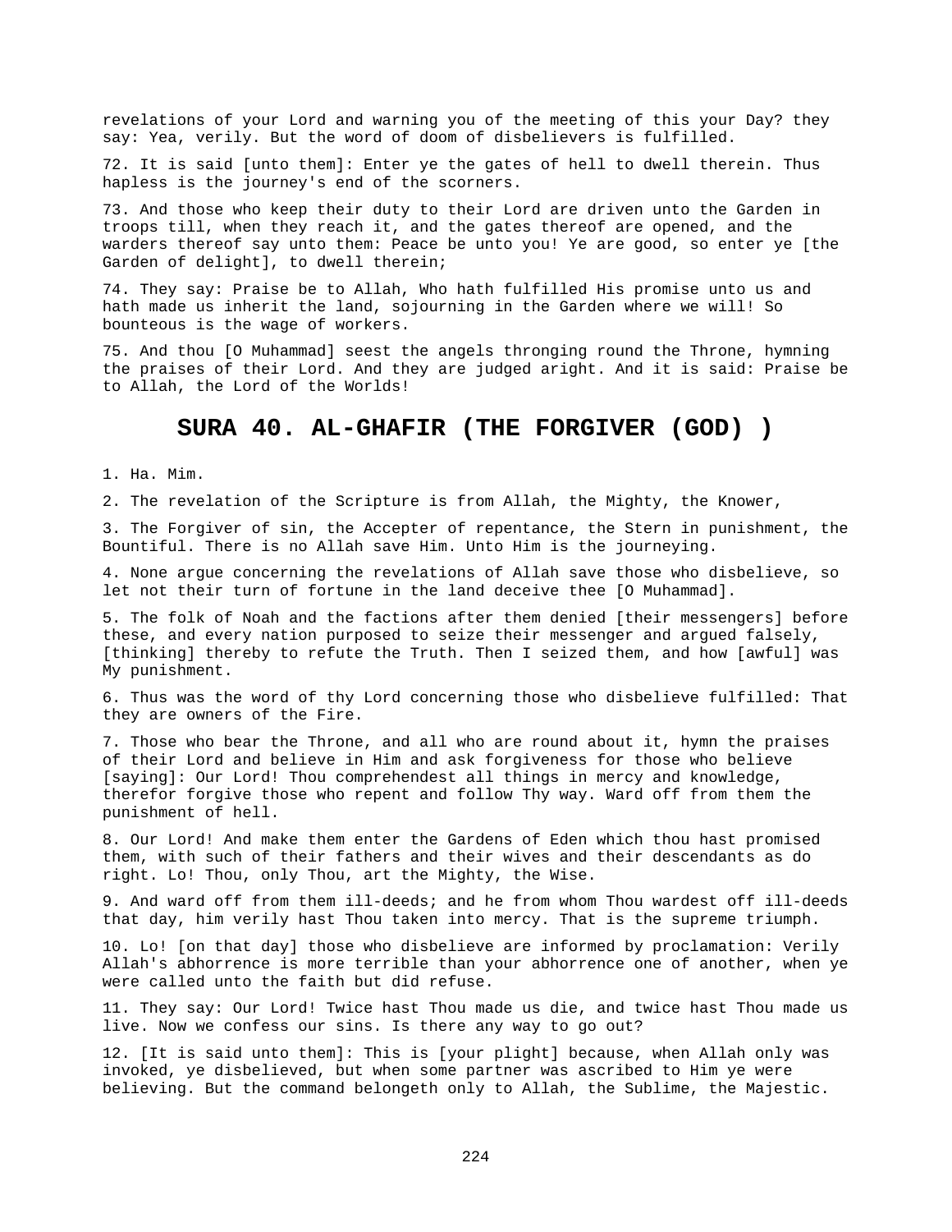revelations of your Lord and warning you of the meeting of this your Day? they say: Yea, verily. But the word of doom of disbelievers is fulfilled.

72. It is said [unto them]: Enter ye the gates of hell to dwell therein. Thus hapless is the journey's end of the scorners.

73. And those who keep their duty to their Lord are driven unto the Garden in troops till, when they reach it, and the gates thereof are opened, and the warders thereof say unto them: Peace be unto you! Ye are good, so enter ye [the Garden of delight], to dwell therein;

74. They say: Praise be to Allah, Who hath fulfilled His promise unto us and hath made us inherit the land, sojourning in the Garden where we will! So bounteous is the wage of workers.

75. And thou [O Muhammad] seest the angels thronging round the Throne, hymning the praises of their Lord. And they are judged aright. And it is said: Praise be to Allah, the Lord of the Worlds!

## SURA 40. AL-GHAFIR (THE FORGIVER (GOD) )

1. Ha. Mim.

2. The revelation of the Scripture is from Allah, the Mighty, the Knower,

3. The Forgiver of sin, the Accepter of repentance, the Stern in punishment, the Bountiful. There is no Allah save Him. Unto Him is the journeying.

4. None argue concerning the revelations of Allah save those who disbelieve, so let not their turn of fortune in the land deceive thee [O Muhammad].

5. The folk of Noah and the factions after them denied [their messengers] before these, and every nation purposed to seize their messenger and argued falsely, [thinking] thereby to refute the Truth. Then I seized them, and how [awful] was My punishment.

6. Thus was the word of thy Lord concerning those who disbelieve fulfilled: That they are owners of the Fire.

7. Those who bear the Throne, and all who are round about it, hymn the praises of their Lord and believe in Him and ask forgiveness for those who believe [saying]: Our Lord! Thou comprehendest all things in mercy and knowledge, therefor forgive those who repent and follow Thy way. Ward off from them the punishment of hell.

8. Our Lord! And make them enter the Gardens of Eden which thou hast promised them, with such of their fathers and their wives and their descendants as do right. Lo! Thou, only Thou, art the Mighty, the Wise.

9. And ward off from them ill-deeds; and he from whom Thou wardest off ill-deeds that day, him verily hast Thou taken into mercy. That is the supreme triumph.

10. Lo! [on that day] those who disbelieve are informed by proclamation: Verily Allah's abhorrence is more terrible than your abhorrence one of another, when ye were called unto the faith but did refuse.

11. They say: Our Lord! Twice hast Thou made us die, and twice hast Thou made us live. Now we confess our sins. Is there any way to go out?

12. [It is said unto them]: This is [your plight] because, when Allah only was invoked, ye disbelieved, but when some partner was ascribed to Him ye were believing. But the command belongeth only to Allah, the Sublime, the Majestic.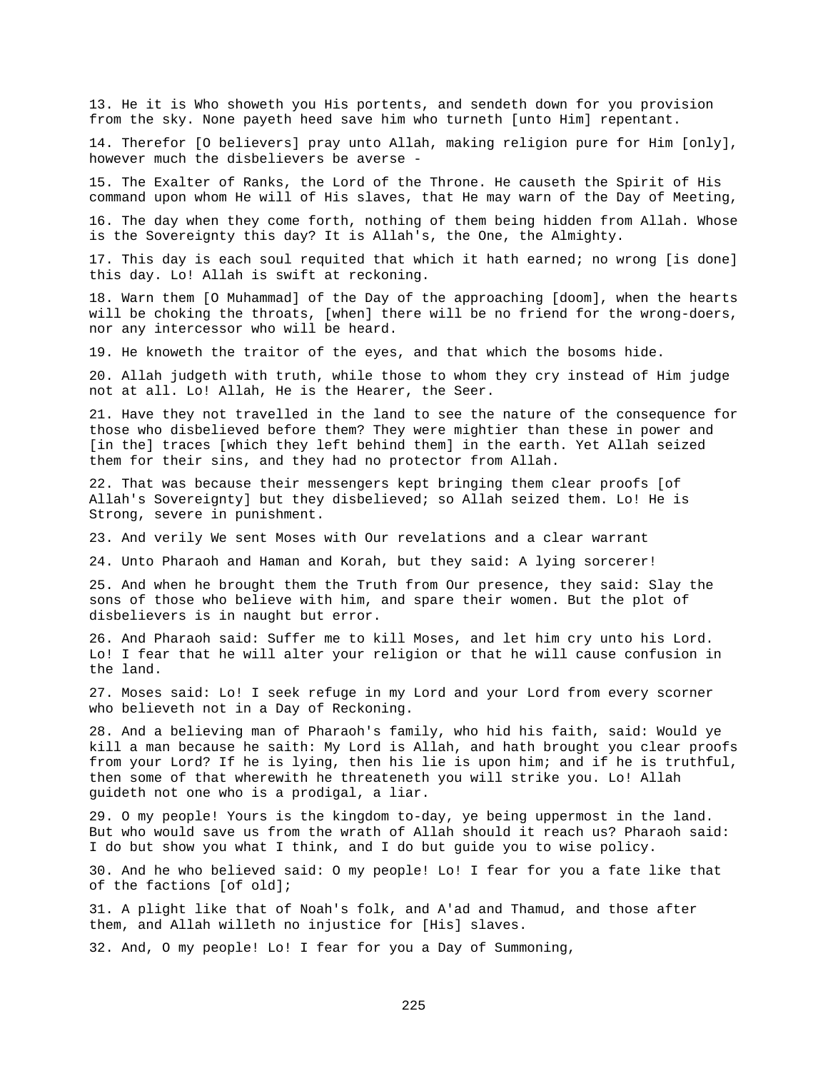13. He it is Who showeth you His portents, and sendeth down for you provision from the sky. None payeth heed save him who turneth [unto Him] repentant.

14. Therefor [O believers] pray unto Allah, making religion pure for Him [only], however much the disbelievers be averse -

15. The Exalter of Ranks, the Lord of the Throne. He causeth the Spirit of His command upon whom He will of His slaves, that He may warn of the Day of Meeting,

16. The day when they come forth, nothing of them being hidden from Allah. Whose is the Sovereignty this day? It is Allah's, the One, the Almighty.

17. This day is each soul requited that which it hath earned; no wrong [is done] this day. Lo! Allah is swift at reckoning.

18. Warn them [O Muhammad] of the Day of the approaching [doom], when the hearts will be choking the throats, [when] there will be no friend for the wrong-doers, nor any intercessor who will be heard.

19. He knoweth the traitor of the eyes, and that which the bosoms hide.

20. Allah judgeth with truth, while those to whom they cry instead of Him judge not at all. Lo! Allah, He is the Hearer, the Seer.

21. Have they not travelled in the land to see the nature of the consequence for those who disbelieved before them? They were mightier than these in power and [in the] traces [which they left behind them] in the earth. Yet Allah seized them for their sins, and they had no protector from Allah.

22. That was because their messengers kept bringing them clear proofs [of Allah's Sovereignty] but they disbelieved; so Allah seized them. Lo! He is Strong, severe in punishment.

23. And verily We sent Moses with Our revelations and a clear warrant

24. Unto Pharaoh and Haman and Korah, but they said: A lying sorcerer!

25. And when he brought them the Truth from Our presence, they said: Slay the sons of those who believe with him, and spare their women. But the plot of disbelievers is in naught but error.

26. And Pharaoh said: Suffer me to kill Moses, and let him cry unto his Lord. Lo! I fear that he will alter your religion or that he will cause confusion in the land.

27. Moses said: Lo! I seek refuge in my Lord and your Lord from every scorner who believeth not in a Day of Reckoning.

28. And a believing man of Pharaoh's family, who hid his faith, said: Would ye kill a man because he saith: My Lord is Allah, and hath brought you clear proofs from your Lord? If he is lying, then his lie is upon him; and if he is truthful, then some of that wherewith he threateneth you will strike you. Lo! Allah guideth not one who is a prodigal, a liar.

29. O my people! Yours is the kingdom to-day, ye being uppermost in the land. But who would save us from the wrath of Allah should it reach us? Pharaoh said: I do but show you what I think, and I do but guide you to wise policy.

30. And he who believed said: O my people! Lo! I fear for you a fate like that of the factions [of old];

31. A plight like that of Noah's folk, and A'ad and Thamud, and those after them, and Allah willeth no injustice for [His] slaves.

32. And, O my people! Lo! I fear for you a Day of Summoning,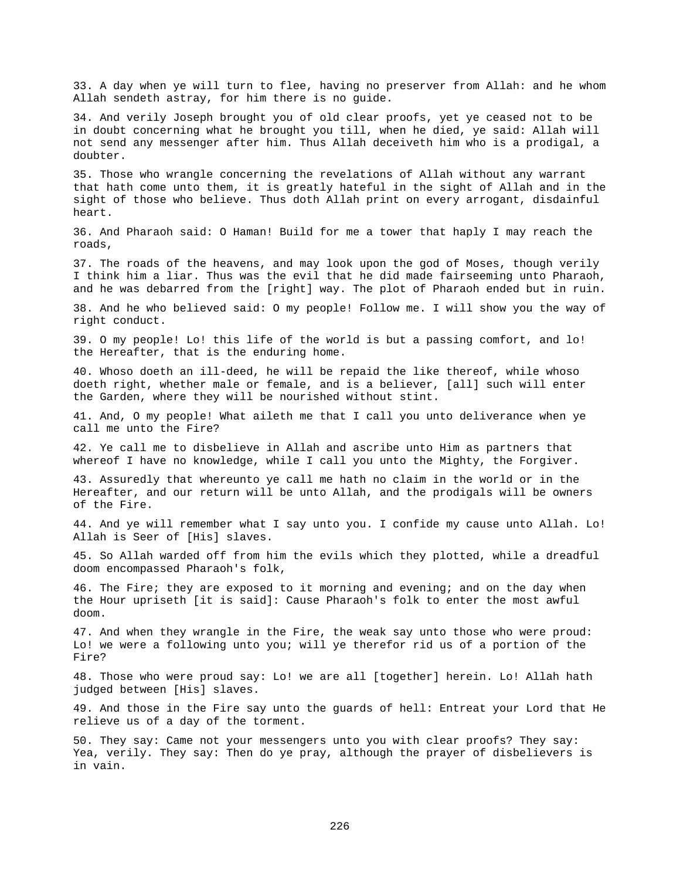33. A day when ye will turn to flee, having no preserver from Allah: and he whom Allah sendeth astray, for him there is no guide.

34. And verily Joseph brought you of old clear proofs, yet ye ceased not to be in doubt concerning what he brought you till, when he died, ye said: Allah will not send any messenger after him. Thus Allah deceiveth him who is a prodigal, a doubter.

35. Those who wrangle concerning the revelations of Allah without any warrant that hath come unto them, it is greatly hateful in the sight of Allah and in the sight of those who believe. Thus doth Allah print on every arrogant, disdainful heart.

36. And Pharaoh said: O Haman! Build for me a tower that haply I may reach the roads,

37. The roads of the heavens, and may look upon the god of Moses, though verily I think him a liar. Thus was the evil that he did made fairseeming unto Pharaoh, and he was debarred from the [right] way. The plot of Pharaoh ended but in ruin.

38. And he who believed said: O my people! Follow me. I will show you the way of right conduct.

39. O my people! Lo! this life of the world is but a passing comfort, and lo! the Hereafter, that is the enduring home.

40. Whoso doeth an ill-deed, he will be repaid the like thereof, while whoso doeth right, whether male or female, and is a believer, [all] such will enter the Garden, where they will be nourished without stint.

41. And, O my people! What aileth me that I call you unto deliverance when ye call me unto the Fire?

42. Ye call me to disbelieve in Allah and ascribe unto Him as partners that whereof I have no knowledge, while I call you unto the Mighty, the Forgiver.

43. Assuredly that whereunto ye call me hath no claim in the world or in the Hereafter, and our return will be unto Allah, and the prodigals will be owners of the Fire.

44. And ye will remember what I say unto you. I confide my cause unto Allah. Lo! Allah is Seer of [His] slaves.

45. So Allah warded off from him the evils which they plotted, while a dreadful doom encompassed Pharaoh's folk,

46. The Fire; they are exposed to it morning and evening; and on the day when the Hour upriseth [it is said]: Cause Pharaoh's folk to enter the most awful doom.

47. And when they wrangle in the Fire, the weak say unto those who were proud: Lo! we were a following unto you; will ye therefor rid us of a portion of the Fire?

48. Those who were proud say: Lo! we are all [together] herein. Lo! Allah hath judged between [His] slaves.

49. And those in the Fire say unto the guards of hell: Entreat your Lord that He relieve us of a day of the torment.

50. They say: Came not your messengers unto you with clear proofs? They say: Yea, verily. They say: Then do ye pray, although the prayer of disbelievers is in vain.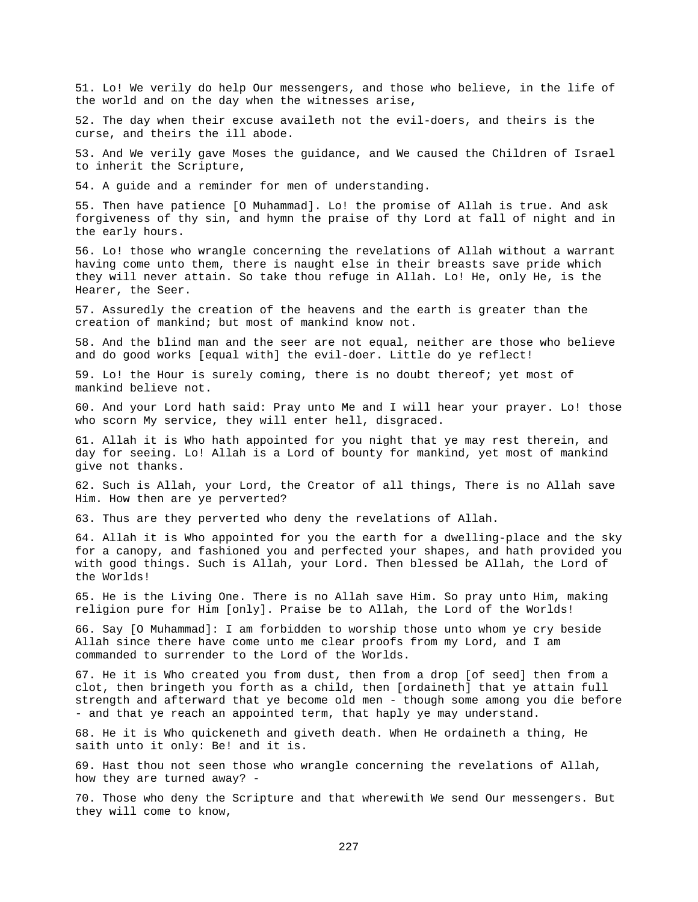51. Lo! We verily do help Our messengers, and those who believe, in the life of the world and on the day when the witnesses arise,

52. The day when their excuse availeth not the evil-doers, and theirs is the curse, and theirs the ill abode.

53. And We verily gave Moses the guidance, and We caused the Children of Israel to inherit the Scripture,

54. A guide and a reminder for men of understanding.

55. Then have patience [O Muhammad]. Lo! the promise of Allah is true. And ask forgiveness of thy sin, and hymn the praise of thy Lord at fall of night and in the early hours.

56. Lo! those who wrangle concerning the revelations of Allah without a warrant having come unto them, there is naught else in their breasts save pride which they will never attain. So take thou refuge in Allah. Lo! He, only He, is the Hearer, the Seer.

57. Assuredly the creation of the heavens and the earth is greater than the creation of mankind; but most of mankind know not.

58. And the blind man and the seer are not equal, neither are those who believe and do good works [equal with] the evil-doer. Little do ye reflect!

59. Lo! the Hour is surely coming, there is no doubt thereof; yet most of mankind believe not.

60. And your Lord hath said: Pray unto Me and I will hear your prayer. Lo! those who scorn My service, they will enter hell, disgraced.

61. Allah it is Who hath appointed for you night that ye may rest therein, and day for seeing. Lo! Allah is a Lord of bounty for mankind, yet most of mankind give not thanks.

62. Such is Allah, your Lord, the Creator of all things, There is no Allah save Him. How then are ye perverted?

63. Thus are they perverted who deny the revelations of Allah.

64. Allah it is Who appointed for you the earth for a dwelling-place and the sky for a canopy, and fashioned you and perfected your shapes, and hath provided you with good things. Such is Allah, your Lord. Then blessed be Allah, the Lord of the Worlds!

65. He is the Living One. There is no Allah save Him. So pray unto Him, making religion pure for Him [only]. Praise be to Allah, the Lord of the Worlds!

66. Say [O Muhammad]: I am forbidden to worship those unto whom ye cry beside Allah since there have come unto me clear proofs from my Lord, and I am commanded to surrender to the Lord of the Worlds.

67. He it is Who created you from dust, then from a drop [of seed] then from a clot, then bringeth you forth as a child, then [ordaineth] that ye attain full strength and afterward that ye become old men - though some among you die before - and that ye reach an appointed term, that haply ye may understand.

68. He it is Who quickeneth and giveth death. When He ordaineth a thing, He saith unto it only: Be! and it is.

69. Hast thou not seen those who wrangle concerning the revelations of Allah, how they are turned away? -

70. Those who deny the Scripture and that wherewith We send Our messengers. But they will come to know,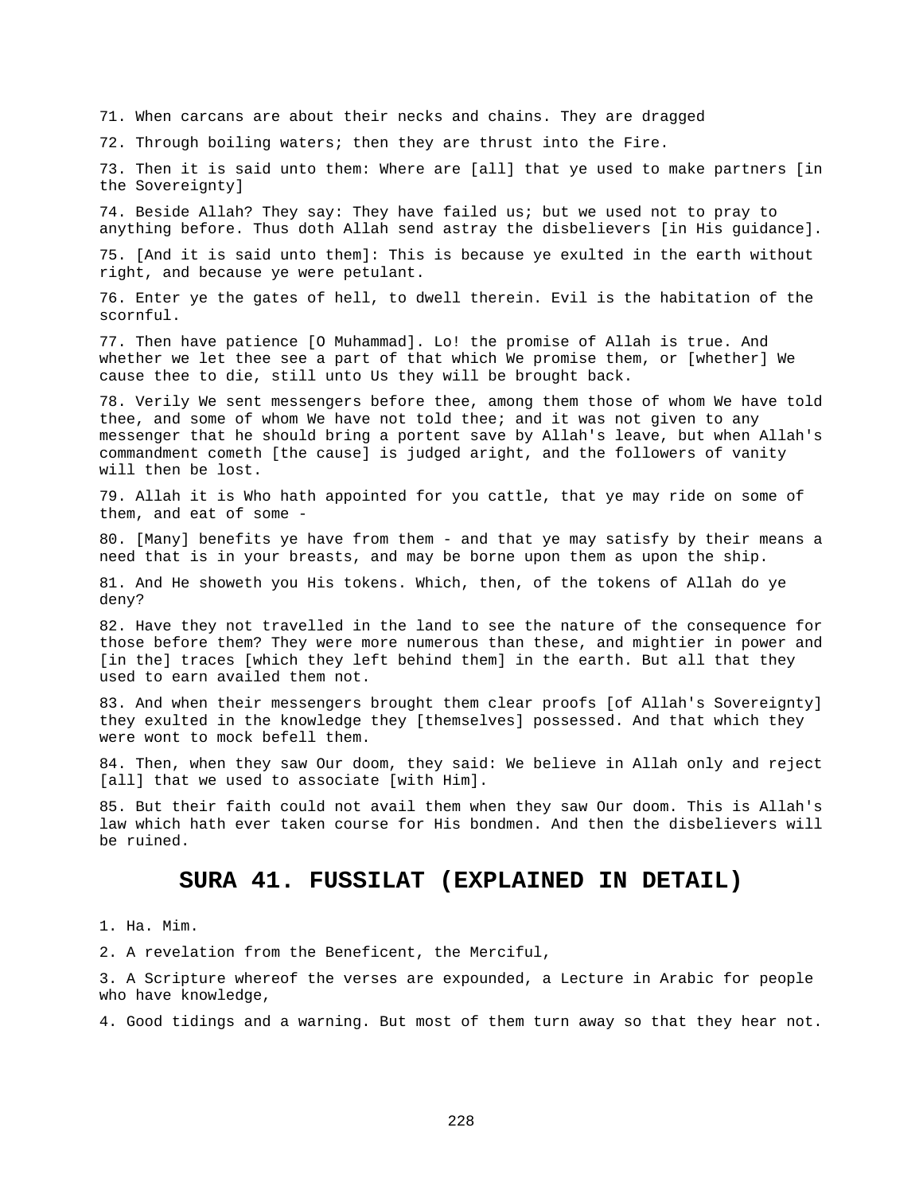71. When carcans are about their necks and chains. They are dragged

72. Through boiling waters; then they are thrust into the Fire.

73. Then it is said unto them: Where are [all] that ye used to make partners [in the Sovereignty]

74. Beside Allah? They say: They have failed us; but we used not to pray to anything before. Thus doth Allah send astray the disbelievers [in His guidance].

75. [And it is said unto them]: This is because ye exulted in the earth without right, and because ye were petulant.

76. Enter ye the gates of hell, to dwell therein. Evil is the habitation of the scornful.

77. Then have patience [O Muhammad]. Lo! the promise of Allah is true. And whether we let thee see a part of that which We promise them, or [whether] We cause thee to die, still unto Us they will be brought back.

78. Verily We sent messengers before thee, among them those of whom We have told thee, and some of whom We have not told thee; and it was not given to any messenger that he should bring a portent save by Allah's leave, but when Allah's commandment cometh [the cause] is judged aright, and the followers of vanity will then be lost.

79. Allah it is Who hath appointed for you cattle, that ye may ride on some of them, and eat of some -

80. [Many] benefits ye have from them - and that ye may satisfy by their means a need that is in your breasts, and may be borne upon them as upon the ship.

81. And He showeth you His tokens. Which, then, of the tokens of Allah do ye deny?

82. Have they not travelled in the land to see the nature of the consequence for those before them? They were more numerous than these, and mightier in power and [in the] traces [which they left behind them] in the earth. But all that they used to earn availed them not.

83. And when their messengers brought them clear proofs [of Allah's Sovereignty] they exulted in the knowledge they [themselves] possessed. And that which they were wont to mock befell them.

84. Then, when they saw Our doom, they said: We believe in Allah only and reject [all] that we used to associate [with Him].

85. But their faith could not avail them when they saw Our doom. This is Allah's law which hath ever taken course for His bondmen. And then the disbelievers will be ruined.

## SURA 41. FUSSILAT (EXPLAINED IN DETAIL)

1. Ha. Mim.

2. A revelation from the Beneficent, the Merciful,

3. A Scripture whereof the verses are expounded, a Lecture in Arabic for people who have knowledge,

4. Good tidings and a warning. But most of them turn away so that they hear not.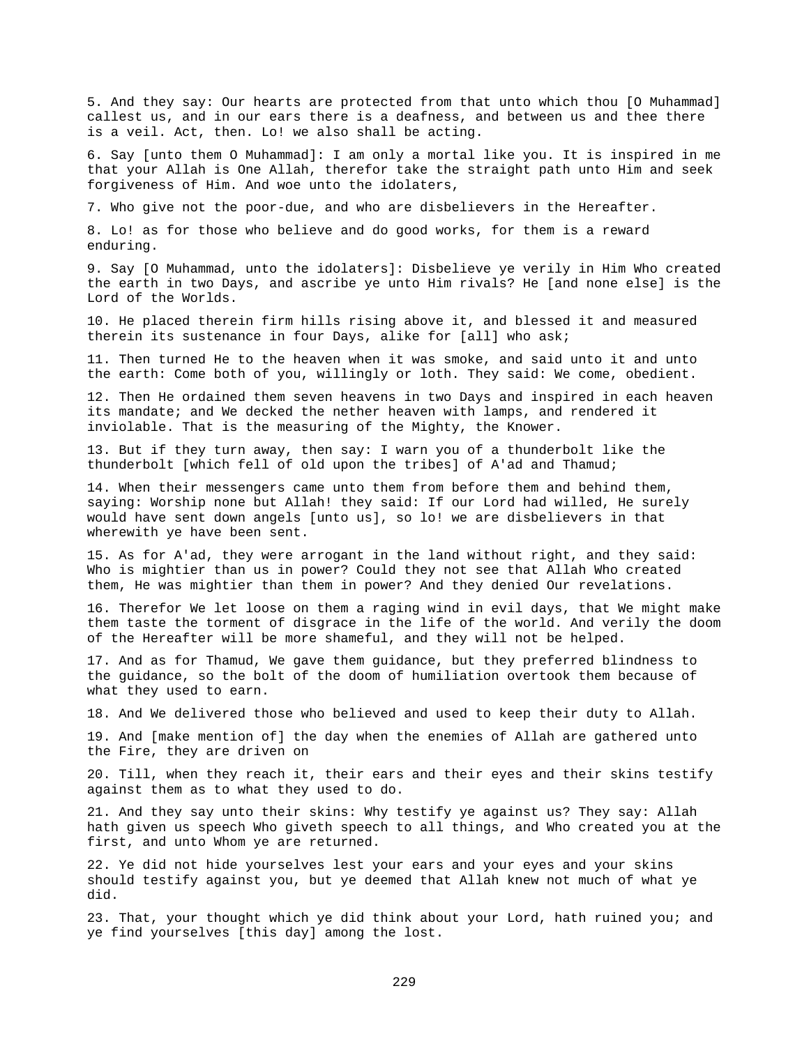5. And they say: Our hearts are protected from that unto which thou [O Muhammad] callest us, and in our ears there is a deafness, and between us and thee there is a veil. Act, then. Lo! we also shall be acting.

6. Say [unto them O Muhammad]: I am only a mortal like you. It is inspired in me that your Allah is One Allah, therefor take the straight path unto Him and seek forgiveness of Him. And woe unto the idolaters,

7. Who give not the poor-due, and who are disbelievers in the Hereafter.

8. Lo! as for those who believe and do good works, for them is a reward enduring.

9. Say [O Muhammad, unto the idolaters]: Disbelieve ye verily in Him Who created the earth in two Days, and ascribe ye unto Him rivals? He [and none else] is the Lord of the Worlds.

10. He placed therein firm hills rising above it, and blessed it and measured therein its sustenance in four Days, alike for [all] who ask;

11. Then turned He to the heaven when it was smoke, and said unto it and unto the earth: Come both of you, willingly or loth. They said: We come, obedient.

12. Then He ordained them seven heavens in two Days and inspired in each heaven its mandate; and We decked the nether heaven with lamps, and rendered it inviolable. That is the measuring of the Mighty, the Knower.

13. But if they turn away, then say: I warn you of a thunderbolt like the thunderbolt [which fell of old upon the tribes] of A'ad and Thamud;

14. When their messengers came unto them from before them and behind them, saying: Worship none but Allah! they said: If our Lord had willed, He surely would have sent down angels [unto us], so lo! we are disbelievers in that wherewith ye have been sent.

15. As for A'ad, they were arrogant in the land without right, and they said: Who is mightier than us in power? Could they not see that Allah Who created them, He was mightier than them in power? And they denied Our revelations.

16. Therefor We let loose on them a raging wind in evil days, that We might make them taste the torment of disgrace in the life of the world. And verily the doom of the Hereafter will be more shameful, and they will not be helped.

17. And as for Thamud, We gave them guidance, but they preferred blindness to the guidance, so the bolt of the doom of humiliation overtook them because of what they used to earn.

18. And We delivered those who believed and used to keep their duty to Allah.

19. And [make mention of] the day when the enemies of Allah are gathered unto the Fire, they are driven on

20. Till, when they reach it, their ears and their eyes and their skins testify against them as to what they used to do.

21. And they say unto their skins: Why testify ye against us? They say: Allah hath given us speech Who giveth speech to all things, and Who created you at the first, and unto Whom ye are returned.

22. Ye did not hide yourselves lest your ears and your eyes and your skins should testify against you, but ye deemed that Allah knew not much of what ye did.

23. That, your thought which ye did think about your Lord, hath ruined you; and ye find yourselves [this day] among the lost.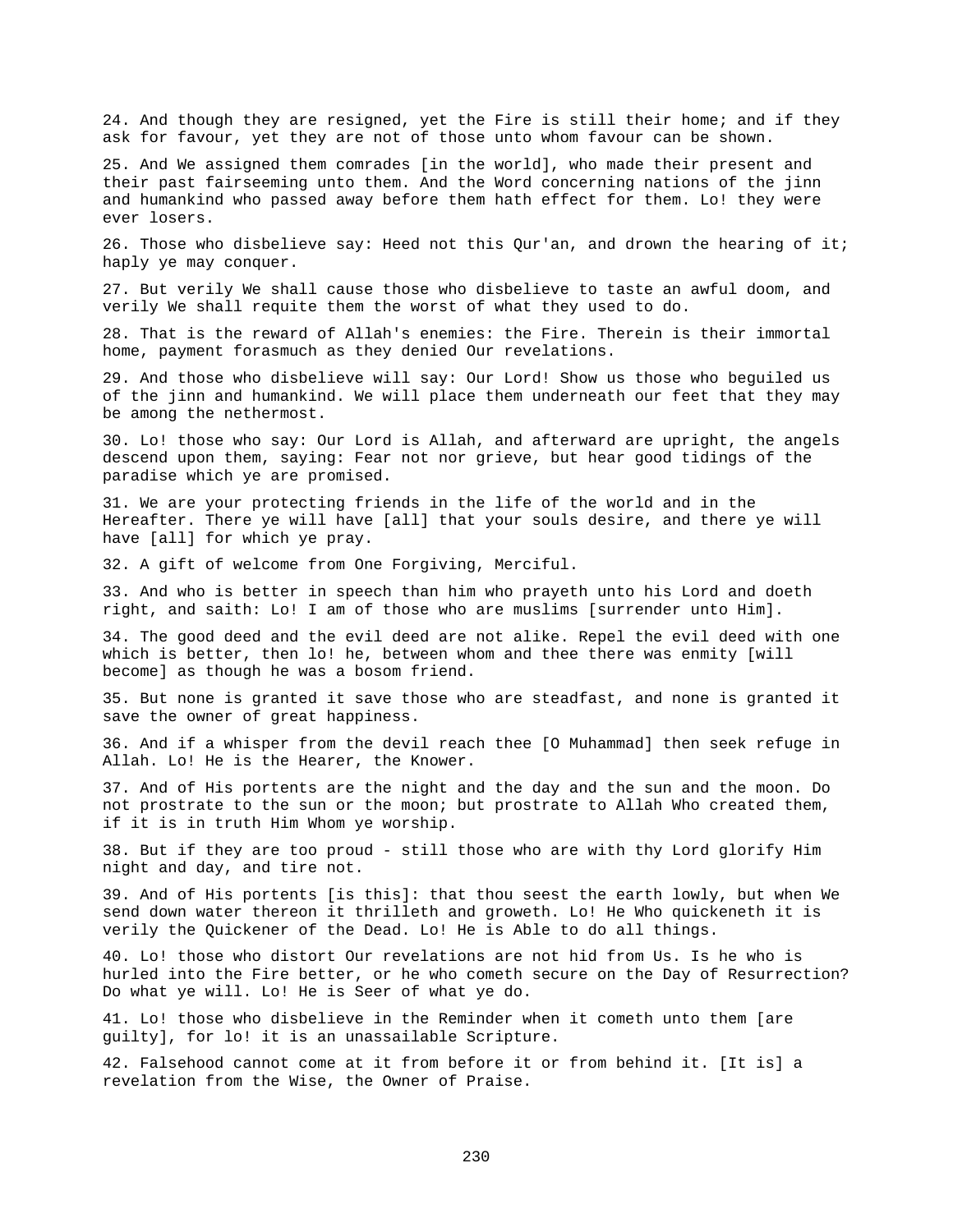24. And though they are resigned, yet the Fire is still their home; and if they ask for favour, yet they are not of those unto whom favour can be shown.

25. And We assigned them comrades [in the world], who made their present and their past fairseeming unto them. And the Word concerning nations of the jinn and humankind who passed away before them hath effect for them. Lo! they were ever losers.

26. Those who disbelieve say: Heed not this Qur'an, and drown the hearing of it; haply ye may conquer.

27. But verily We shall cause those who disbelieve to taste an awful doom, and verily We shall requite them the worst of what they used to do.

28. That is the reward of Allah's enemies: the Fire. Therein is their immortal home, payment forasmuch as they denied Our revelations.

29. And those who disbelieve will say: Our Lord! Show us those who beguiled us of the jinn and humankind. We will place them underneath our feet that they may be among the nethermost.

30. Lo! those who say: Our Lord is Allah, and afterward are upright, the angels descend upon them, saying: Fear not nor grieve, but hear good tidings of the paradise which ye are promised.

31. We are your protecting friends in the life of the world and in the Hereafter. There ye will have [all] that your souls desire, and there ye will have [all] for which ye pray.

32. A gift of welcome from One Forgiving, Merciful.

33. And who is better in speech than him who prayeth unto his Lord and doeth right, and saith: Lo! I am of those who are muslims [surrender unto Him].

34. The good deed and the evil deed are not alike. Repel the evil deed with one which is better, then lo! he, between whom and thee there was enmity [will become] as though he was a bosom friend.

35. But none is granted it save those who are steadfast, and none is granted it save the owner of great happiness.

36. And if a whisper from the devil reach thee [O Muhammad] then seek refuge in Allah. Lo! He is the Hearer, the Knower.

37. And of His portents are the night and the day and the sun and the moon. Do not prostrate to the sun or the moon; but prostrate to Allah Who created them, if it is in truth Him Whom ye worship.

38. But if they are too proud - still those who are with thy Lord glorify Him night and day, and tire not.

39. And of His portents [is this]: that thou seest the earth lowly, but when We send down water thereon it thrilleth and groweth. Lo! He Who quickeneth it is verily the Quickener of the Dead. Lo! He is Able to do all things.

40. Lo! those who distort Our revelations are not hid from Us. Is he who is hurled into the Fire better, or he who cometh secure on the Day of Resurrection? Do what ye will. Lo! He is Seer of what ye do.

41. Lo! those who disbelieve in the Reminder when it cometh unto them [are guilty], for lo! it is an unassailable Scripture.

42. Falsehood cannot come at it from before it or from behind it. [It is] a revelation from the Wise, the Owner of Praise.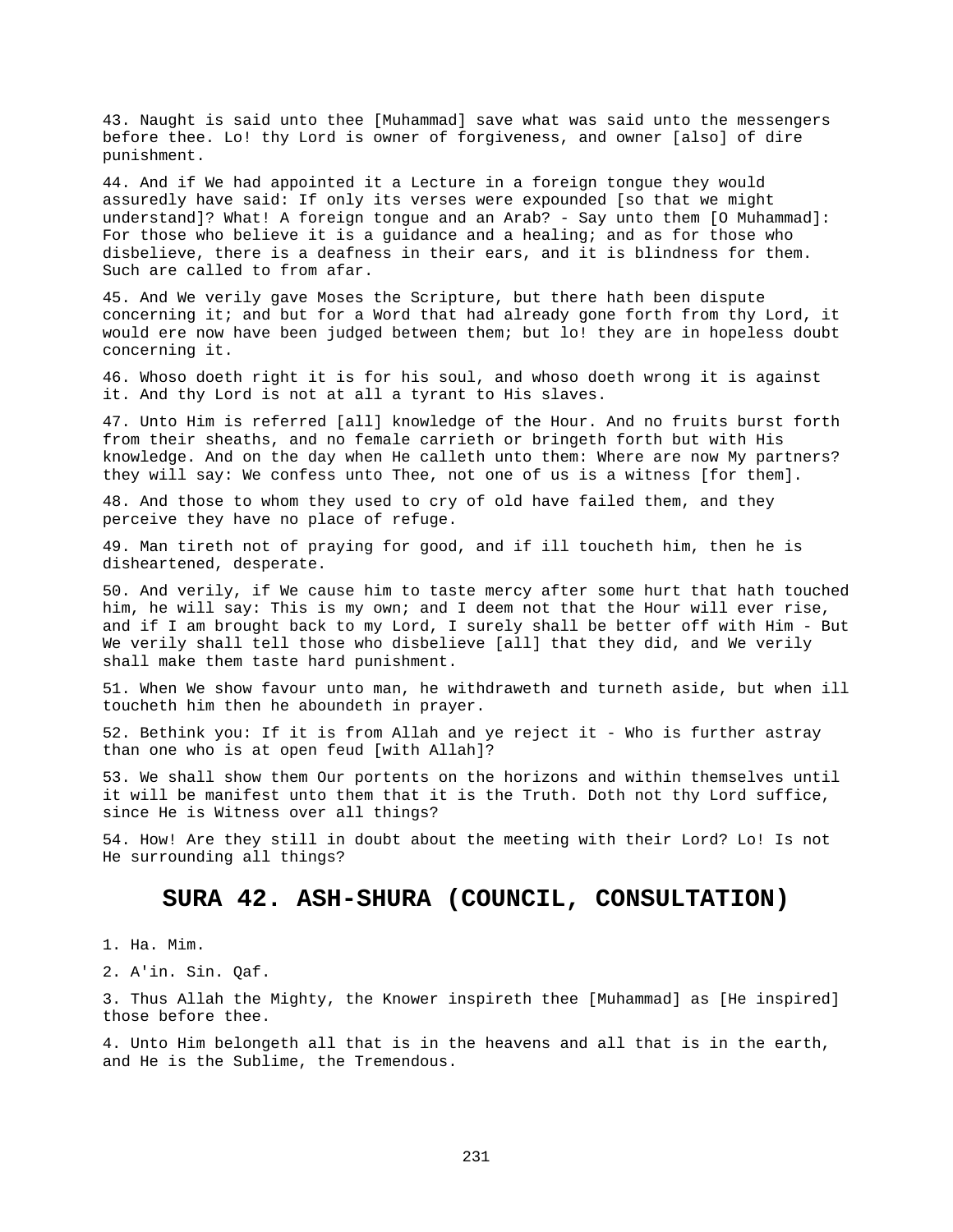43. Naught is said unto thee [Muhammad] save what was said unto the messengers before thee. Lo! thy Lord is owner of forgiveness, and owner [also] of dire punishment.

44. And if We had appointed it a Lecture in a foreign tongue they would assuredly have said: If only its verses were expounded [so that we might understand]? What! A foreign tongue and an Arab? - Say unto them [O Muhammad]: For those who believe it is a guidance and a healing; and as for those who disbelieve, there is a deafness in their ears, and it is blindness for them. Such are called to from afar.

45. And We verily gave Moses the Scripture, but there hath been dispute concerning it; and but for a Word that had already gone forth from thy Lord, it would ere now have been judged between them; but lo! they are in hopeless doubt concerning it.

46. Whoso doeth right it is for his soul, and whoso doeth wrong it is against it. And thy Lord is not at all a tyrant to His slaves.

47. Unto Him is referred [all] knowledge of the Hour. And no fruits burst forth from their sheaths, and no female carrieth or bringeth forth but with His knowledge. And on the day when He calleth unto them: Where are now My partners? they will say: We confess unto Thee, not one of us is a witness [for them].

48. And those to whom they used to cry of old have failed them, and they perceive they have no place of refuge.

49. Man tireth not of praying for good, and if ill toucheth him, then he is disheartened, desperate.

50. And verily, if We cause him to taste mercy after some hurt that hath touched him, he will say: This is my own; and I deem not that the Hour will ever rise, and if I am brought back to my Lord, I surely shall be better off with Him - But We verily shall tell those who disbelieve [all] that they did, and We verily shall make them taste hard punishment.

51. When We show favour unto man, he withdraweth and turneth aside, but when ill toucheth him then he aboundeth in prayer.

52. Bethink you: If it is from Allah and ye reject it - Who is further astray than one who is at open feud [with Allah]?

53. We shall show them Our portents on the horizons and within themselves until it will be manifest unto them that it is the Truth. Doth not thy Lord suffice, since He is Witness over all things?

54. How! Are they still in doubt about the meeting with their Lord? Lo! Is not He surrounding all things?

## SURA 42. ASH-SHURA (COUNCIL, CONSULTATION)

1. Ha. Mim.

2. A'in. Sin. Qaf.

3. Thus Allah the Mighty, the Knower inspireth thee [Muhammad] as [He inspired] those before thee.

4. Unto Him belongeth all that is in the heavens and all that is in the earth, and He is the Sublime, the Tremendous.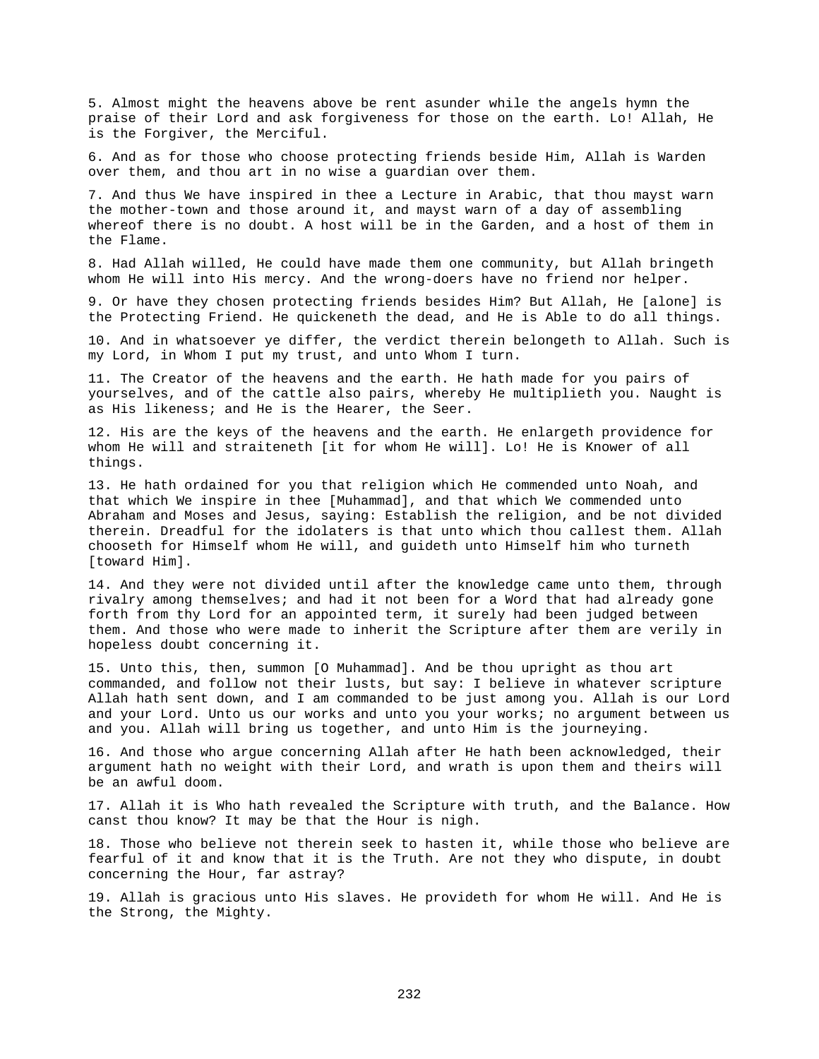5. Almost might the heavens above be rent asunder while the angels hymn the praise of their Lord and ask forgiveness for those on the earth. Lo! Allah, He is the Forgiver, the Merciful.

6. And as for those who choose protecting friends beside Him, Allah is Warden over them, and thou art in no wise a guardian over them.

7. And thus We have inspired in thee a Lecture in Arabic, that thou mayst warn the mother-town and those around it, and mayst warn of a day of assembling whereof there is no doubt. A host will be in the Garden, and a host of them in the Flame.

8. Had Allah willed, He could have made them one community, but Allah bringeth whom He will into His mercy. And the wrong-doers have no friend nor helper.

9. Or have they chosen protecting friends besides Him? But Allah, He [alone] is the Protecting Friend. He quickeneth the dead, and He is Able to do all things.

10. And in whatsoever ye differ, the verdict therein belongeth to Allah. Such is my Lord, in Whom I put my trust, and unto Whom I turn.

11. The Creator of the heavens and the earth. He hath made for you pairs of yourselves, and of the cattle also pairs, whereby He multiplieth you. Naught is as His likeness; and He is the Hearer, the Seer.

12. His are the keys of the heavens and the earth. He enlargeth providence for whom He will and straiteneth [it for whom He will]. Lo! He is Knower of all things.

13. He hath ordained for you that religion which He commended unto Noah, and that which We inspire in thee [Muhammad], and that which We commended unto Abraham and Moses and Jesus, saying: Establish the religion, and be not divided therein. Dreadful for the idolaters is that unto which thou callest them. Allah chooseth for Himself whom He will, and guideth unto Himself him who turneth [toward Him].

14. And they were not divided until after the knowledge came unto them, through rivalry among themselves; and had it not been for a Word that had already gone forth from thy Lord for an appointed term, it surely had been judged between them. And those who were made to inherit the Scripture after them are verily in hopeless doubt concerning it.

15. Unto this, then, summon [O Muhammad]. And be thou upright as thou art commanded, and follow not their lusts, but say: I believe in whatever scripture Allah hath sent down, and I am commanded to be just among you. Allah is our Lord and your Lord. Unto us our works and unto you your works; no argument between us and you. Allah will bring us together, and unto Him is the journeying.

16. And those who argue concerning Allah after He hath been acknowledged, their argument hath no weight with their Lord, and wrath is upon them and theirs will be an awful doom.

17. Allah it is Who hath revealed the Scripture with truth, and the Balance. How canst thou know? It may be that the Hour is nigh.

18. Those who believe not therein seek to hasten it, while those who believe are fearful of it and know that it is the Truth. Are not they who dispute, in doubt concerning the Hour, far astray?

19. Allah is gracious unto His slaves. He provideth for whom He will. And He is the Strong, the Mighty.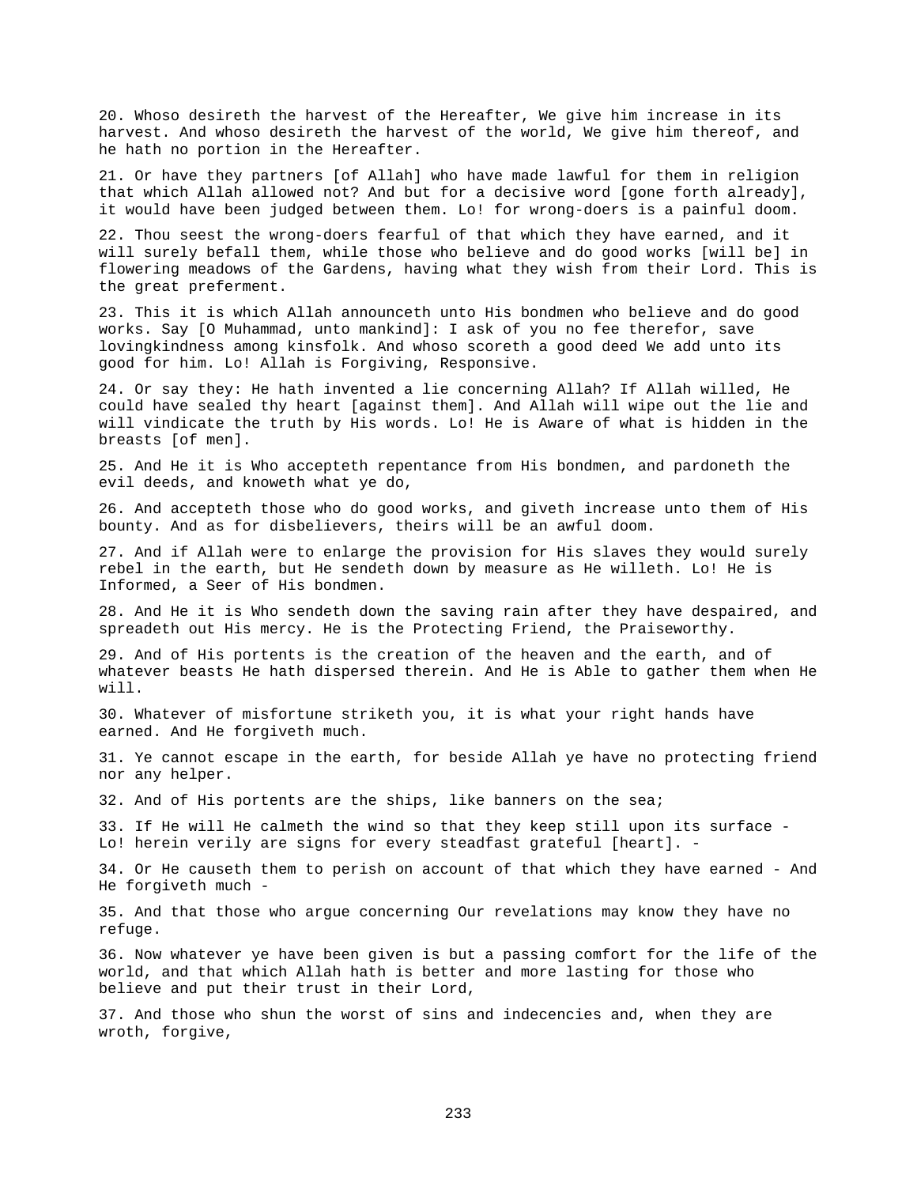20. Whoso desireth the harvest of the Hereafter, We give him increase in its harvest. And whoso desireth the harvest of the world, We give him thereof, and he hath no portion in the Hereafter.

21. Or have they partners [of Allah] who have made lawful for them in religion that which Allah allowed not? And but for a decisive word [gone forth already], it would have been judged between them. Lo! for wrong-doers is a painful doom.

22. Thou seest the wrong-doers fearful of that which they have earned, and it will surely befall them, while those who believe and do good works [will be] in flowering meadows of the Gardens, having what they wish from their Lord. This is the great preferment.

23. This it is which Allah announceth unto His bondmen who believe and do good works. Say [O Muhammad, unto mankind]: I ask of you no fee therefor, save lovingkindness among kinsfolk. And whoso scoreth a good deed We add unto its good for him. Lo! Allah is Forgiving, Responsive.

24. Or say they: He hath invented a lie concerning Allah? If Allah willed, He could have sealed thy heart [against them]. And Allah will wipe out the lie and will vindicate the truth by His words. Lo! He is Aware of what is hidden in the breasts [of men].

25. And He it is Who accepteth repentance from His bondmen, and pardoneth the evil deeds, and knoweth what ye do,

26. And accepteth those who do good works, and giveth increase unto them of His bounty. And as for disbelievers, theirs will be an awful doom.

27. And if Allah were to enlarge the provision for His slaves they would surely rebel in the earth, but He sendeth down by measure as He willeth. Lo! He is Informed, a Seer of His bondmen.

28. And He it is Who sendeth down the saving rain after they have despaired, and spreadeth out His mercy. He is the Protecting Friend, the Praiseworthy.

29. And of His portents is the creation of the heaven and the earth, and of whatever beasts He hath dispersed therein. And He is Able to gather them when He will.

30. Whatever of misfortune striketh you, it is what your right hands have earned. And He forgiveth much.

31. Ye cannot escape in the earth, for beside Allah ye have no protecting friend nor any helper.

32. And of His portents are the ships, like banners on the sea;

33. If He will He calmeth the wind so that they keep still upon its surface - Lo! herein verily are signs for every steadfast grateful [heart]. -

34. Or He causeth them to perish on account of that which they have earned - And He forgiveth much -

35. And that those who argue concerning Our revelations may know they have no refuge.

36. Now whatever ye have been given is but a passing comfort for the life of the world, and that which Allah hath is better and more lasting for those who believe and put their trust in their Lord,

37. And those who shun the worst of sins and indecencies and, when they are wroth, forgive,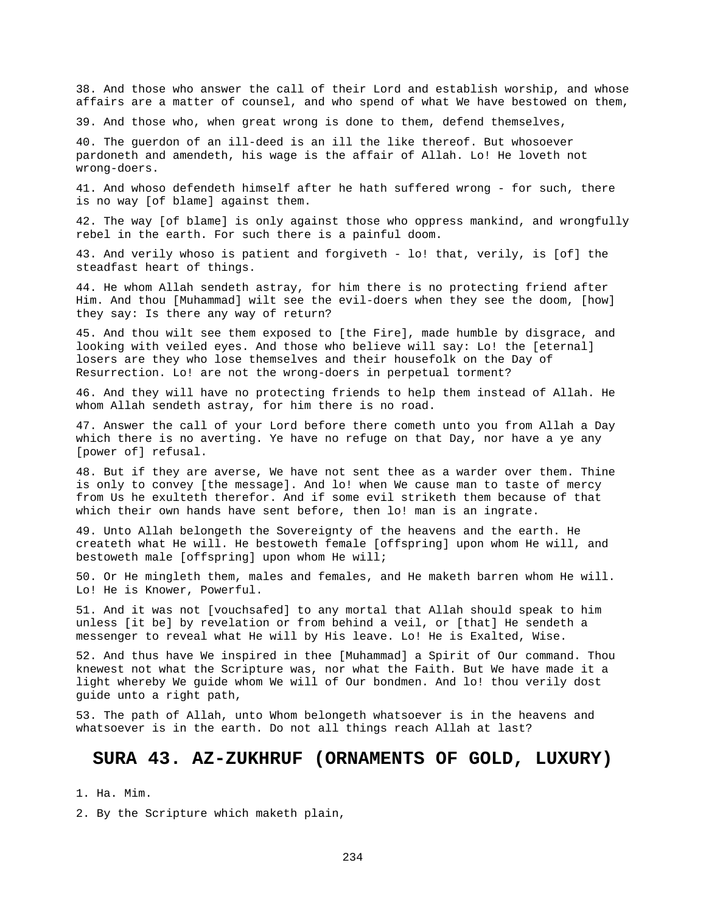38. And those who answer the call of their Lord and establish worship, and whose affairs are a matter of counsel, and who spend of what We have bestowed on them,

39. And those who, when great wrong is done to them, defend themselves,

40. The guerdon of an ill-deed is an ill the like thereof. But whosoever pardoneth and amendeth, his wage is the affair of Allah. Lo! He loveth not wrong-doers.

41. And whoso defendeth himself after he hath suffered wrong - for such, there is no way [of blame] against them.

42. The way [of blame] is only against those who oppress mankind, and wrongfully rebel in the earth. For such there is a painful doom.

43. And verily whoso is patient and forgiveth - lo! that, verily, is [of] the steadfast heart of things.

44. He whom Allah sendeth astray, for him there is no protecting friend after Him. And thou [Muhammad] wilt see the evil-doers when they see the doom, [how] they say: Is there any way of return?

45. And thou wilt see them exposed to [the Fire], made humble by disgrace, and looking with veiled eyes. And those who believe will say: Lo! the [eternal] losers are they who lose themselves and their housefolk on the Day of Resurrection. Lo! are not the wrong-doers in perpetual torment?

46. And they will have no protecting friends to help them instead of Allah. He whom Allah sendeth astray, for him there is no road.

47. Answer the call of your Lord before there cometh unto you from Allah a Day which there is no averting. Ye have no refuge on that Day, nor have a ye any [power of] refusal.

48. But if they are averse, We have not sent thee as a warder over them. Thine is only to convey [the message]. And lo! when We cause man to taste of mercy from Us he exulteth therefor. And if some evil striketh them because of that which their own hands have sent before, then lo! man is an ingrate.

49. Unto Allah belongeth the Sovereignty of the heavens and the earth. He createth what He will. He bestoweth female [offspring] upon whom He will, and bestoweth male [offspring] upon whom He will;

50. Or He mingleth them, males and females, and He maketh barren whom He will. Lo! He is Knower, Powerful.

51. And it was not [vouchsafed] to any mortal that Allah should speak to him unless [it be] by revelation or from behind a veil, or [that] He sendeth a messenger to reveal what He will by His leave. Lo! He is Exalted, Wise.

52. And thus have We inspired in thee [Muhammad] a Spirit of Our command. Thou knewest not what the Scripture was, nor what the Faith. But We have made it a light whereby We guide whom We will of Our bondmen. And lo! thou verily dost guide unto a right path,

53. The path of Allah, unto Whom belongeth whatsoever is in the heavens and whatsoever is in the earth. Do not all things reach Allah at last?

## SURA 43. AZ-ZUKHRUF (ORNAMENTS OF GOLD, LUXURY)

1. Ha. Mim.

2. By the Scripture which maketh plain,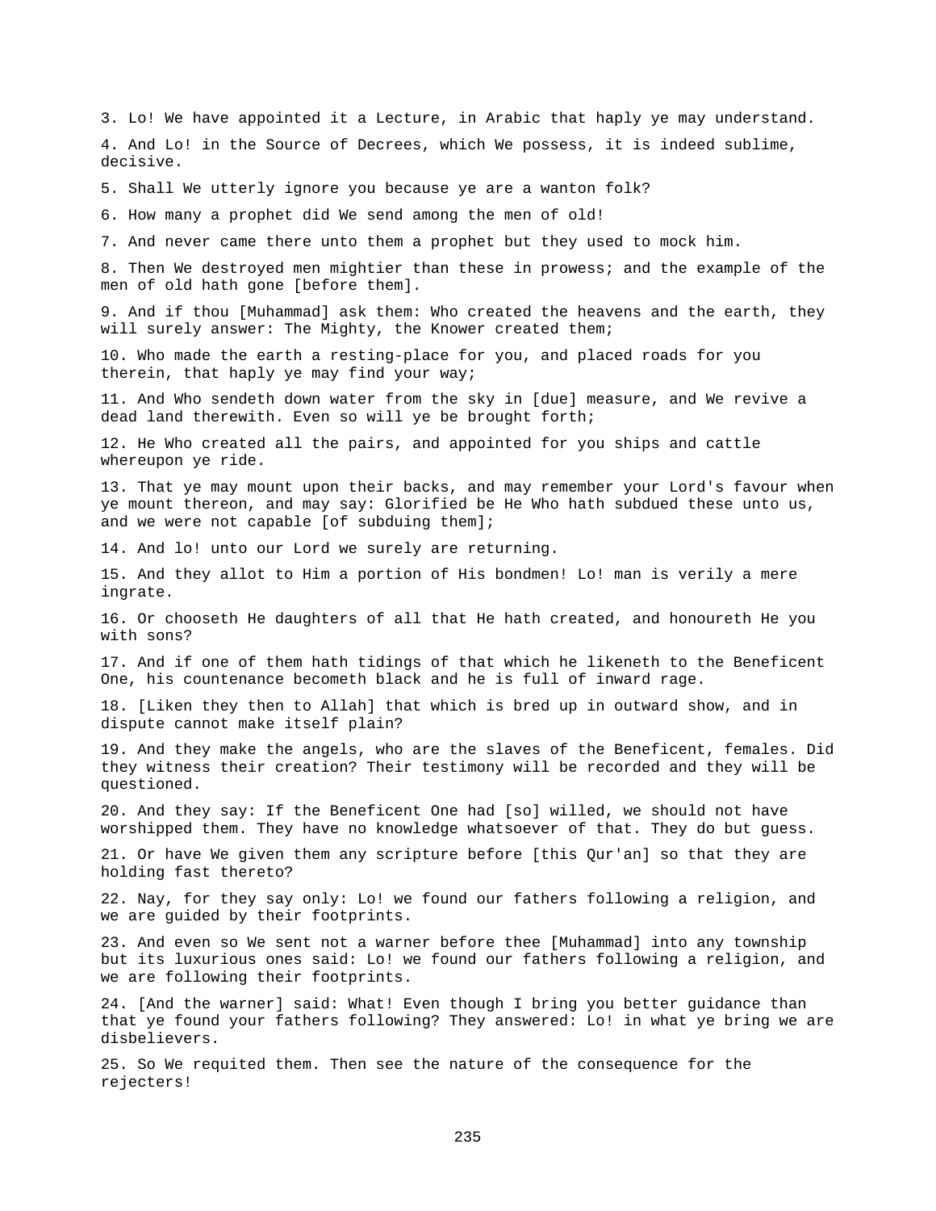3. Lo! We have appointed it a Lecture, in Arabic that haply ye may understand.

4. And Lo! in the Source of Decrees, which We possess, it is indeed sublime, decisive.

5. Shall We utterly ignore you because ye are a wanton folk?

6. How many a prophet did We send among the men of old!

7. And never came there unto them a prophet but they used to mock him.

8. Then We destroyed men mightier than these in prowess; and the example of the men of old hath gone [before them].

9. And if thou [Muhammad] ask them: Who created the heavens and the earth, they will surely answer: The Mighty, the Knower created them;

10. Who made the earth a resting-place for you, and placed roads for you therein, that haply ye may find your way;

11. And Who sendeth down water from the sky in [due] measure, and We revive a dead land therewith. Even so will ye be brought forth;

12. He Who created all the pairs, and appointed for you ships and cattle whereupon ye ride.

13. That ye may mount upon their backs, and may remember your Lord's favour when ye mount thereon, and may say: Glorified be He Who hath subdued these unto us, and we were not capable [of subduing them];

14. And lo! unto our Lord we surely are returning.

15. And they allot to Him a portion of His bondmen! Lo! man is verily a mere ingrate.

16. Or chooseth He daughters of all that He hath created, and honoureth He you with sons?

17. And if one of them hath tidings of that which he likeneth to the Beneficent One, his countenance becometh black and he is full of inward rage.

18. [Liken they then to Allah] that which is bred up in outward show, and in dispute cannot make itself plain?

19. And they make the angels, who are the slaves of the Beneficent, females. Did they witness their creation? Their testimony will be recorded and they will be questioned.

20. And they say: If the Beneficent One had [so] willed, we should not have worshipped them. They have no knowledge whatsoever of that. They do but guess.

21. Or have We given them any scripture before [this Qur'an] so that they are holding fast thereto?

22. Nay, for they say only: Lo! we found our fathers following a religion, and we are guided by their footprints.

23. And even so We sent not a warner before thee [Muhammad] into any township but its luxurious ones said: Lo! we found our fathers following a religion, and we are following their footprints.

24. [And the warner] said: What! Even though I bring you better guidance than that ye found your fathers following? They answered: Lo! in what ye bring we are disbelievers.

25. So We requited them. Then see the nature of the consequence for the rejecters!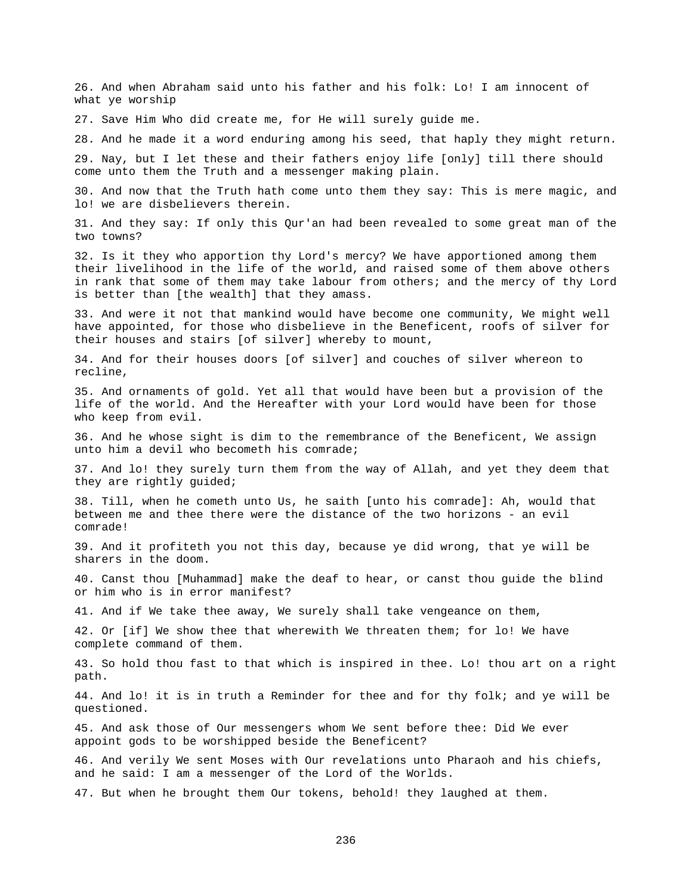26. And when Abraham said unto his father and his folk: Lo! I am innocent of what ye worship

27. Save Him Who did create me, for He will surely guide me.

28. And he made it a word enduring among his seed, that haply they might return.

29. Nay, but I let these and their fathers enjoy life [only] till there should come unto them the Truth and a messenger making plain.

30. And now that the Truth hath come unto them they say: This is mere magic, and lo! we are disbelievers therein.

31. And they say: If only this Qur'an had been revealed to some great man of the two towns?

32. Is it they who apportion thy Lord's mercy? We have apportioned among them their livelihood in the life of the world, and raised some of them above others in rank that some of them may take labour from others; and the mercy of thy Lord is better than [the wealth] that they amass.

33. And were it not that mankind would have become one community, We might well have appointed, for those who disbelieve in the Beneficent, roofs of silver for their houses and stairs [of silver] whereby to mount,

34. And for their houses doors [of silver] and couches of silver whereon to recline,

35. And ornaments of gold. Yet all that would have been but a provision of the life of the world. And the Hereafter with your Lord would have been for those who keep from evil.

36. And he whose sight is dim to the remembrance of the Beneficent, We assign unto him a devil who becometh his comrade;

37. And lo! they surely turn them from the way of Allah, and yet they deem that they are rightly guided;

38. Till, when he cometh unto Us, he saith [unto his comrade]: Ah, would that between me and thee there were the distance of the two horizons - an evil comrade!

39. And it profiteth you not this day, because ye did wrong, that ye will be sharers in the doom.

40. Canst thou [Muhammad] make the deaf to hear, or canst thou guide the blind or him who is in error manifest?

41. And if We take thee away, We surely shall take vengeance on them,

42. Or [if] We show thee that wherewith We threaten them; for lo! We have complete command of them.

43. So hold thou fast to that which is inspired in thee. Lo! thou art on a right path.

44. And lo! it is in truth a Reminder for thee and for thy folk; and ye will be questioned.

45. And ask those of Our messengers whom We sent before thee: Did We ever appoint gods to be worshipped beside the Beneficent?

46. And verily We sent Moses with Our revelations unto Pharaoh and his chiefs, and he said: I am a messenger of the Lord of the Worlds.

47. But when he brought them Our tokens, behold! they laughed at them.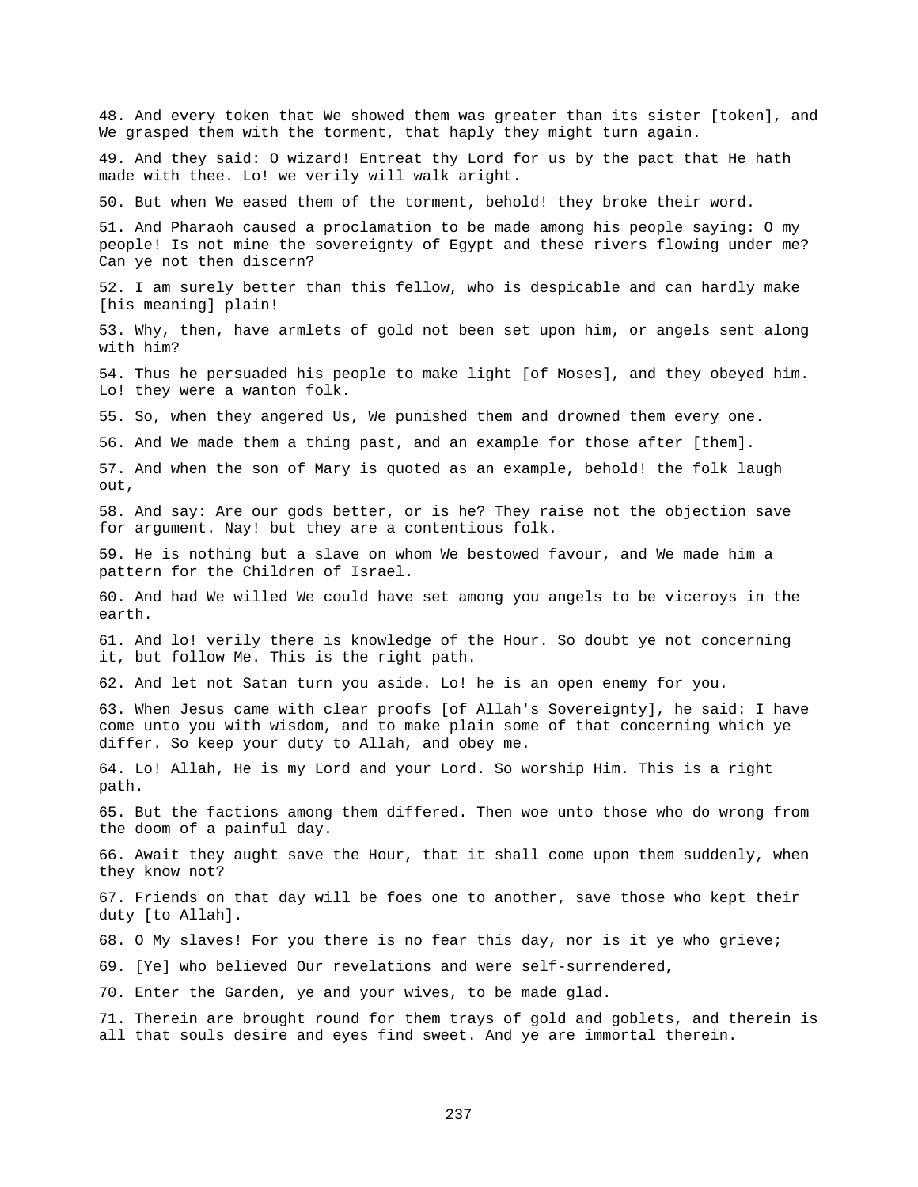48. And every token that We showed them was greater than its sister [token], and We grasped them with the torment, that haply they might turn again.

49. And they said: O wizard! Entreat thy Lord for us by the pact that He hath made with thee. Lo! we verily will walk aright.

50. But when We eased them of the torment, behold! they broke their word.

51. And Pharaoh caused a proclamation to be made among his people saying: O my people! Is not mine the sovereignty of Egypt and these rivers flowing under me? Can ye not then discern?

52. I am surely better than this fellow, who is despicable and can hardly make [his meaning] plain!

53. Why, then, have armlets of gold not been set upon him, or angels sent along with him?

54. Thus he persuaded his people to make light [of Moses], and they obeyed him. Lo! they were a wanton folk.

55. So, when they angered Us, We punished them and drowned them every one.

56. And We made them a thing past, and an example for those after [them].

57. And when the son of Mary is quoted as an example, behold! the folk laugh out,

58. And say: Are our gods better, or is he? They raise not the objection save for argument. Nay! but they are a contentious folk.

59. He is nothing but a slave on whom We bestowed favour, and We made him a pattern for the Children of Israel.

60. And had We willed We could have set among you angels to be viceroys in the earth.

61. And lo! verily there is knowledge of the Hour. So doubt ye not concerning it, but follow Me. This is the right path.

62. And let not Satan turn you aside. Lo! he is an open enemy for you.

63. When Jesus came with clear proofs [of Allah's Sovereignty], he said: I have come unto you with wisdom, and to make plain some of that concerning which ye differ. So keep your duty to Allah, and obey me.

64. Lo! Allah, He is my Lord and your Lord. So worship Him. This is a right path.

65. But the factions among them differed. Then woe unto those who do wrong from the doom of a painful day.

66. Await they aught save the Hour, that it shall come upon them suddenly, when they know not?

67. Friends on that day will be foes one to another, save those who kept their duty [to Allah].

68. O My slaves! For you there is no fear this day, nor is it ye who grieve;

69. [Ye] who believed Our revelations and were self-surrendered,

70. Enter the Garden, ye and your wives, to be made glad.

71. Therein are brought round for them trays of gold and goblets, and therein is all that souls desire and eyes find sweet. And ye are immortal therein.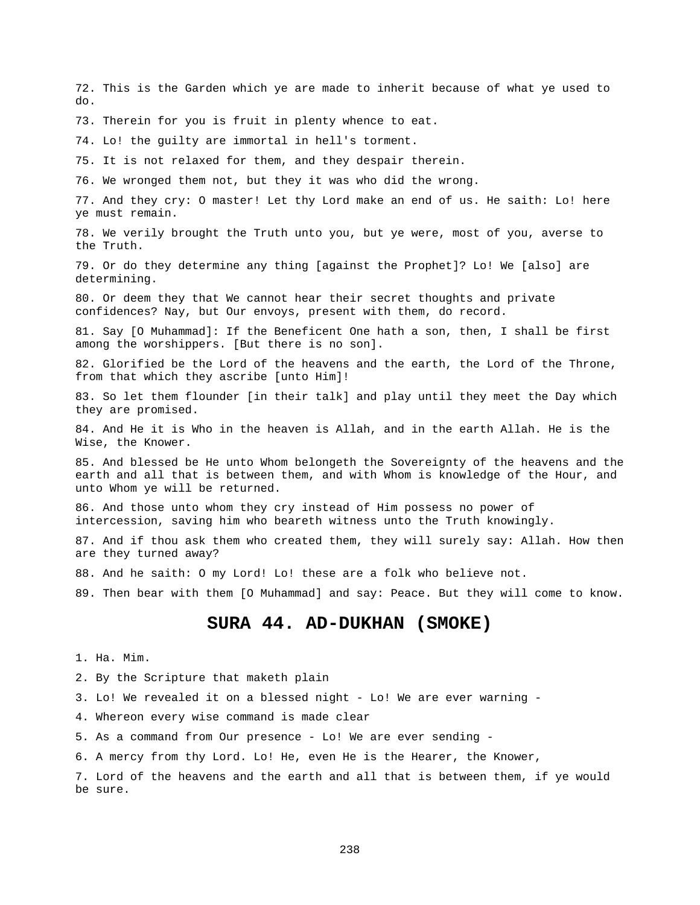72. This is the Garden which ye are made to inherit because of what ye used to do.

73. Therein for you is fruit in plenty whence to eat.

74. Lo! the guilty are immortal in hell's torment.

75. It is not relaxed for them, and they despair therein.

76. We wronged them not, but they it was who did the wrong.

77. And they cry: O master! Let thy Lord make an end of us. He saith: Lo! here ye must remain.

78. We verily brought the Truth unto you, but ye were, most of you, averse to the Truth.

79. Or do they determine any thing [against the Prophet]? Lo! We [also] are determining.

80. Or deem they that We cannot hear their secret thoughts and private confidences? Nay, but Our envoys, present with them, do record.

81. Say [O Muhammad]: If the Beneficent One hath a son, then, I shall be first among the worshippers. [But there is no son].

82. Glorified be the Lord of the heavens and the earth, the Lord of the Throne, from that which they ascribe [unto Him]!

83. So let them flounder [in their talk] and play until they meet the Day which they are promised.

84. And He it is Who in the heaven is Allah, and in the earth Allah. He is the Wise, the Knower.

85. And blessed be He unto Whom belongeth the Sovereignty of the heavens and the earth and all that is between them, and with Whom is knowledge of the Hour, and unto Whom ye will be returned.

86. And those unto whom they cry instead of Him possess no power of intercession, saving him who beareth witness unto the Truth knowingly.

87. And if thou ask them who created them, they will surely say: Allah. How then are they turned away?

88. And he saith: O my Lord! Lo! these are a folk who believe not.

89. Then bear with them [O Muhammad] and say: Peace. But they will come to know.

## SURA 44. AD-DUKHAN (SMOKE)

1. Ha. Mim.

2. By the Scripture that maketh plain

3. Lo! We revealed it on a blessed night - Lo! We are ever warning -

4. Whereon every wise command is made clear

5. As a command from Our presence - Lo! We are ever sending -

6. A mercy from thy Lord. Lo! He, even He is the Hearer, the Knower,

7. Lord of the heavens and the earth and all that is between them, if ye would be sure.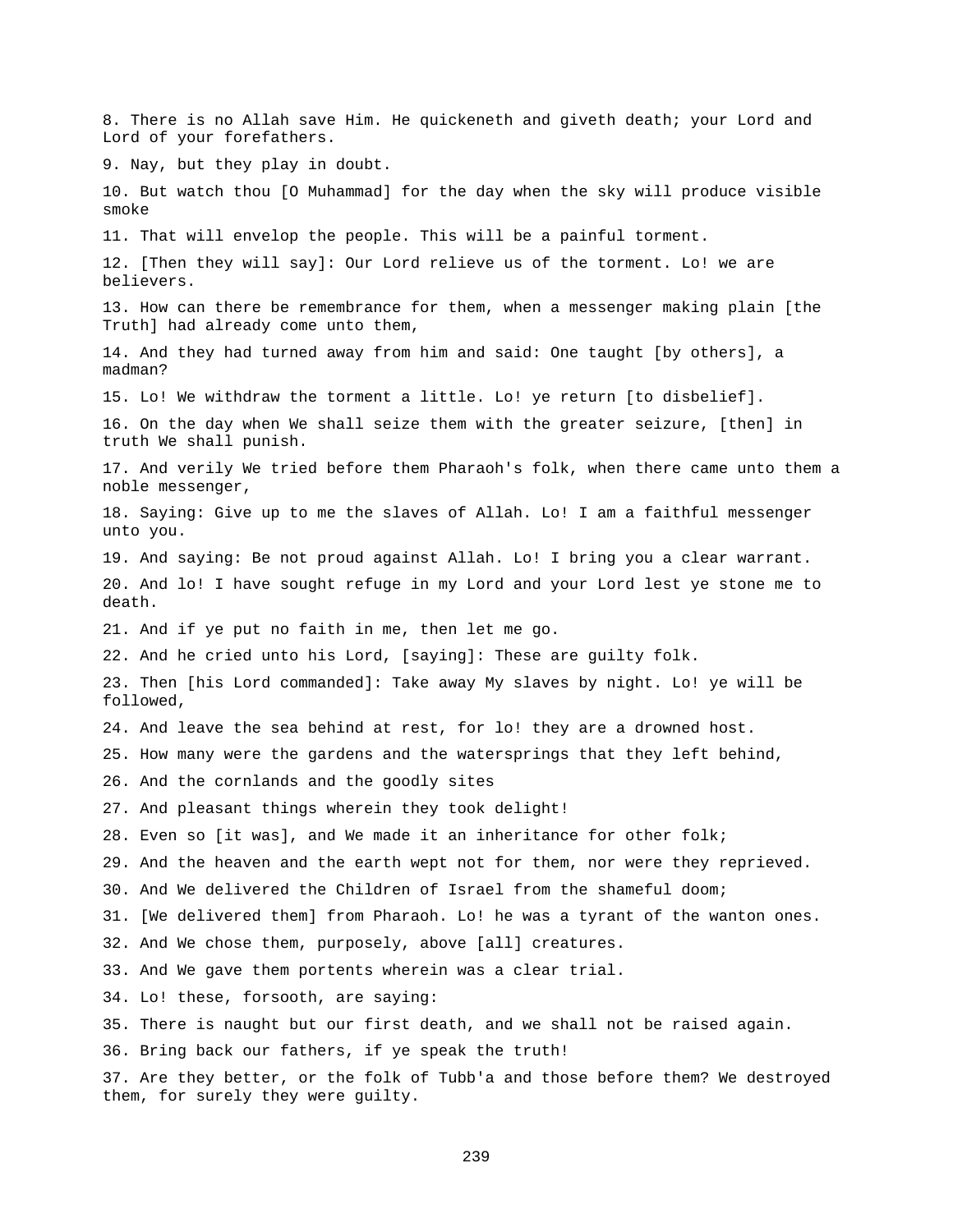8. There is no Allah save Him. He quickeneth and giveth death; your Lord and Lord of your forefathers.

9. Nay, but they play in doubt.

10. But watch thou [O Muhammad] for the day when the sky will produce visible smoke

11. That will envelop the people. This will be a painful torment.

12. [Then they will say]: Our Lord relieve us of the torment. Lo! we are believers.

13. How can there be remembrance for them, when a messenger making plain [the Truth] had already come unto them,

14. And they had turned away from him and said: One taught [by others], a madman?

15. Lo! We withdraw the torment a little. Lo! ye return [to disbelief].

16. On the day when We shall seize them with the greater seizure, [then] in truth We shall punish.

17. And verily We tried before them Pharaoh's folk, when there came unto them a noble messenger,

18. Saying: Give up to me the slaves of Allah. Lo! I am a faithful messenger unto you.

19. And saying: Be not proud against Allah. Lo! I bring you a clear warrant.

20. And lo! I have sought refuge in my Lord and your Lord lest ye stone me to death.

21. And if ye put no faith in me, then let me go.

22. And he cried unto his Lord, [saying]: These are guilty folk.

23. Then [his Lord commanded]: Take away My slaves by night. Lo! ye will be followed,

24. And leave the sea behind at rest, for lo! they are a drowned host.

25. How many were the gardens and the watersprings that they left behind,

26. And the cornlands and the goodly sites

27. And pleasant things wherein they took delight!

28. Even so [it was], and We made it an inheritance for other folk;

29. And the heaven and the earth wept not for them, nor were they reprieved.

30. And We delivered the Children of Israel from the shameful doom;

31. [We delivered them] from Pharaoh. Lo! he was a tyrant of the wanton ones.

32. And We chose them, purposely, above [all] creatures.

33. And We gave them portents wherein was a clear trial.

34. Lo! these, forsooth, are saying:

35. There is naught but our first death, and we shall not be raised again.

36. Bring back our fathers, if ye speak the truth!

37. Are they better, or the folk of Tubb'a and those before them? We destroyed them, for surely they were guilty.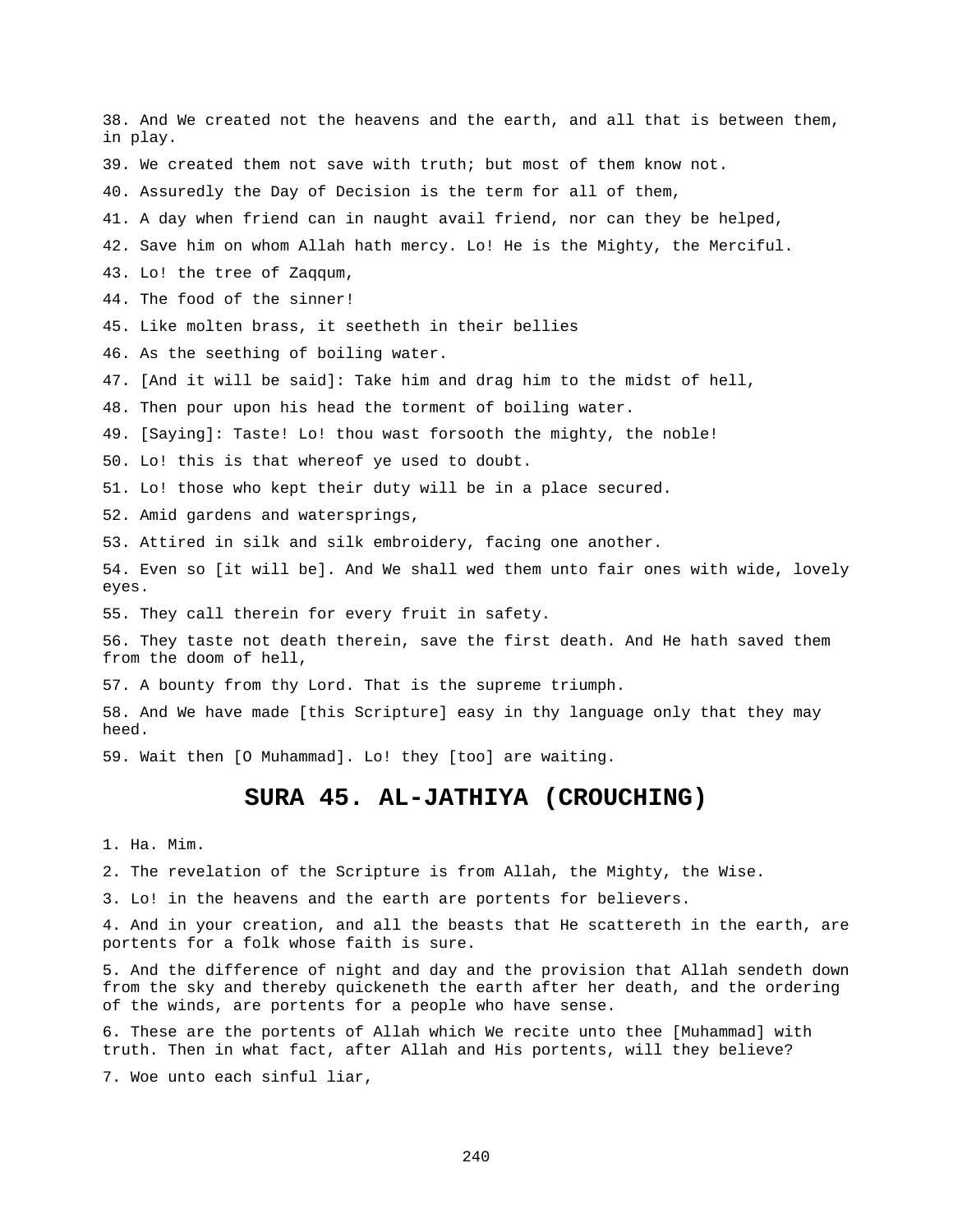38. And We created not the heavens and the earth, and all that is between them, in play.

39. We created them not save with truth; but most of them know not.

40. Assuredly the Day of Decision is the term for all of them,

41. A day when friend can in naught avail friend, nor can they be helped,

42. Save him on whom Allah hath mercy. Lo! He is the Mighty, the Merciful.

43. Lo! the tree of Zaqqum,

44. The food of the sinner!

45. Like molten brass, it seetheth in their bellies

46. As the seething of boiling water.

47. [And it will be said]: Take him and drag him to the midst of hell,

48. Then pour upon his head the torment of boiling water.

49. [Saying]: Taste! Lo! thou wast forsooth the mighty, the noble!

50. Lo! this is that whereof ye used to doubt.

51. Lo! those who kept their duty will be in a place secured.

52. Amid gardens and watersprings,

53. Attired in silk and silk embroidery, facing one another.

54. Even so [it will be]. And We shall wed them unto fair ones with wide, lovely eyes.

55. They call therein for every fruit in safety.

56. They taste not death therein, save the first death. And He hath saved them from the doom of hell,

57. A bounty from thy Lord. That is the supreme triumph.

58. And We have made [this Scripture] easy in thy language only that they may heed.

59. Wait then [O Muhammad]. Lo! they [too] are waiting.

## SURA 45. AL-JATHIYA (CROUCHING)

1. Ha. Mim.

2. The revelation of the Scripture is from Allah, the Mighty, the Wise.

3. Lo! in the heavens and the earth are portents for believers.

4. And in your creation, and all the beasts that He scattereth in the earth, are portents for a folk whose faith is sure.

5. And the difference of night and day and the provision that Allah sendeth down from the sky and thereby quickeneth the earth after her death, and the ordering of the winds, are portents for a people who have sense.

6. These are the portents of Allah which We recite unto thee [Muhammad] with truth. Then in what fact, after Allah and His portents, will they believe?

7. Woe unto each sinful liar,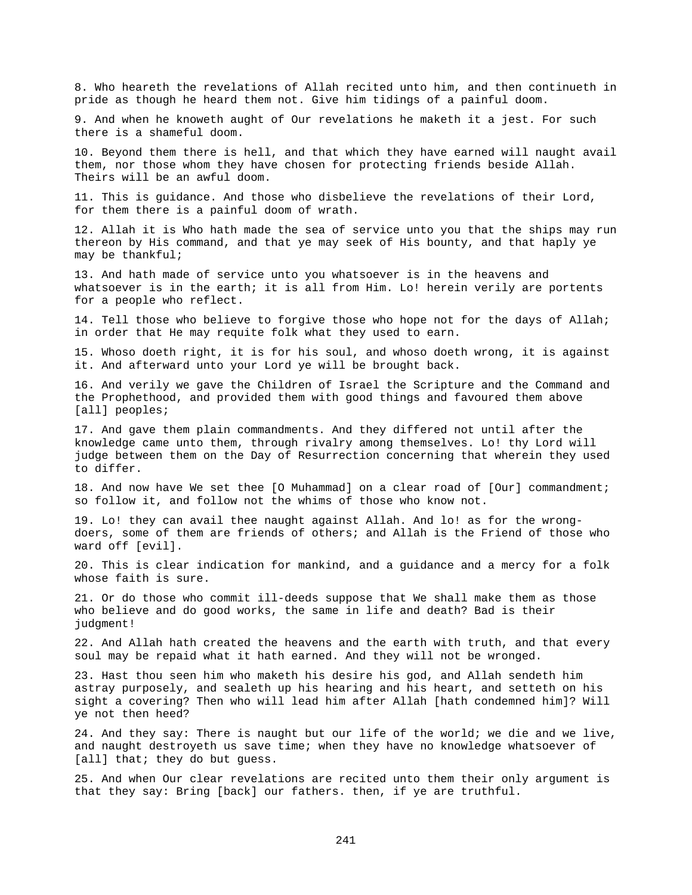8. Who heareth the revelations of Allah recited unto him, and then continueth in pride as though he heard them not. Give him tidings of a painful doom.

9. And when he knoweth aught of Our revelations he maketh it a jest. For such there is a shameful doom.

10. Beyond them there is hell, and that which they have earned will naught avail them, nor those whom they have chosen for protecting friends beside Allah. Theirs will be an awful doom.

11. This is guidance. And those who disbelieve the revelations of their Lord, for them there is a painful doom of wrath.

12. Allah it is Who hath made the sea of service unto you that the ships may run thereon by His command, and that ye may seek of His bounty, and that haply ye may be thankful;

13. And hath made of service unto you whatsoever is in the heavens and whatsoever is in the earth; it is all from Him. Lo! herein verily are portents for a people who reflect.

14. Tell those who believe to forgive those who hope not for the days of Allah; in order that He may requite folk what they used to earn.

15. Whoso doeth right, it is for his soul, and whoso doeth wrong, it is against it. And afterward unto your Lord ye will be brought back.

16. And verily we gave the Children of Israel the Scripture and the Command and the Prophethood, and provided them with good things and favoured them above [all] peoples;

17. And gave them plain commandments. And they differed not until after the knowledge came unto them, through rivalry among themselves. Lo! thy Lord will judge between them on the Day of Resurrection concerning that wherein they used to differ.

18. And now have We set thee [O Muhammad] on a clear road of [Our] commandment; so follow it, and follow not the whims of those who know not.

19. Lo! they can avail thee naught against Allah. And lo! as for the wrong-doers, some of them are friends of others; and Allah is the Friend of those who ward off [evil].

20. This is clear indication for mankind, and a guidance and a mercy for a folk whose faith is sure.

21. Or do those who commit ill-deeds suppose that We shall make them as those who believe and do good works, the same in life and death? Bad is their judgment!

22. And Allah hath created the heavens and the earth with truth, and that every soul may be repaid what it hath earned. And they will not be wronged.

23. Hast thou seen him who maketh his desire his god, and Allah sendeth him astray purposely, and sealeth up his hearing and his heart, and setteth on his sight a covering? Then who will lead him after Allah [hath condemned him]? Will ye not then heed?

24. And they say: There is naught but our life of the world; we die and we live, and naught destroyeth us save time; when they have no knowledge whatsoever of [all] that; they do but guess.

25. And when Our clear revelations are recited unto them their only argument is that they say: Bring [back] our fathers. then, if ye are truthful.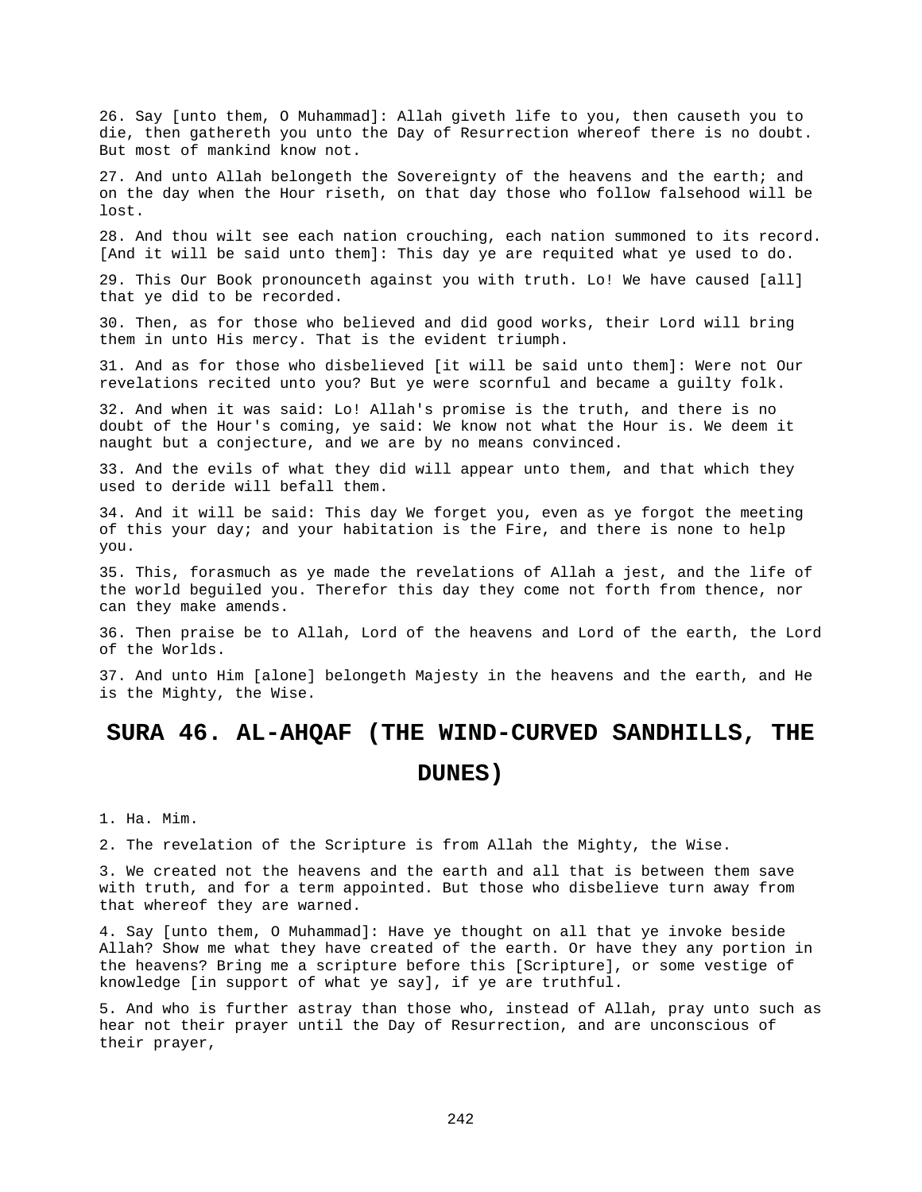26. Say [unto them, O Muhammad]: Allah giveth life to you, then causeth you to die, then gathereth you unto the Day of Resurrection whereof there is no doubt. But most of mankind know not.

27. And unto Allah belongeth the Sovereignty of the heavens and the earth; and on the day when the Hour riseth, on that day those who follow falsehood will be lost.

28. And thou wilt see each nation crouching, each nation summoned to its record. [And it will be said unto them]: This day ye are requited what ye used to do.

29. This Our Book pronounceth against you with truth. Lo! We have caused [all] that ye did to be recorded.

30. Then, as for those who believed and did good works, their Lord will bring them in unto His mercy. That is the evident triumph.

31. And as for those who disbelieved [it will be said unto them]: Were not Our revelations recited unto you? But ye were scornful and became a guilty folk.

32. And when it was said: Lo! Allah's promise is the truth, and there is no doubt of the Hour's coming, ye said: We know not what the Hour is. We deem it naught but a conjecture, and we are by no means convinced.

33. And the evils of what they did will appear unto them, and that which they used to deride will befall them.

34. And it will be said: This day We forget you, even as ye forgot the meeting of this your day; and your habitation is the Fire, and there is none to help you.

35. This, forasmuch as ye made the revelations of Allah a jest, and the life of the world beguiled you. Therefor this day they come not forth from thence, nor can they make amends.

36. Then praise be to Allah, Lord of the heavens and Lord of the earth, the Lord of the Worlds.

37. And unto Him [alone] belongeth Majesty in the heavens and the earth, and He is the Mighty, the Wise.

# SURA 46. AL-AHQAF (THE WIND-CURVED SANDHILLS, THE DUNES)

1. Ha. Mim.

2. The revelation of the Scripture is from Allah the Mighty, the Wise.

3. We created not the heavens and the earth and all that is between them save with truth, and for a term appointed. But those who disbelieve turn away from that whereof they are warned.

4. Say [unto them, O Muhammad]: Have ye thought on all that ye invoke beside Allah? Show me what they have created of the earth. Or have they any portion in the heavens? Bring me a scripture before this [Scripture], or some vestige of knowledge [in support of what ye say], if ye are truthful.

5. And who is further astray than those who, instead of Allah, pray unto such as hear not their prayer until the Day of Resurrection, and are unconscious of their prayer,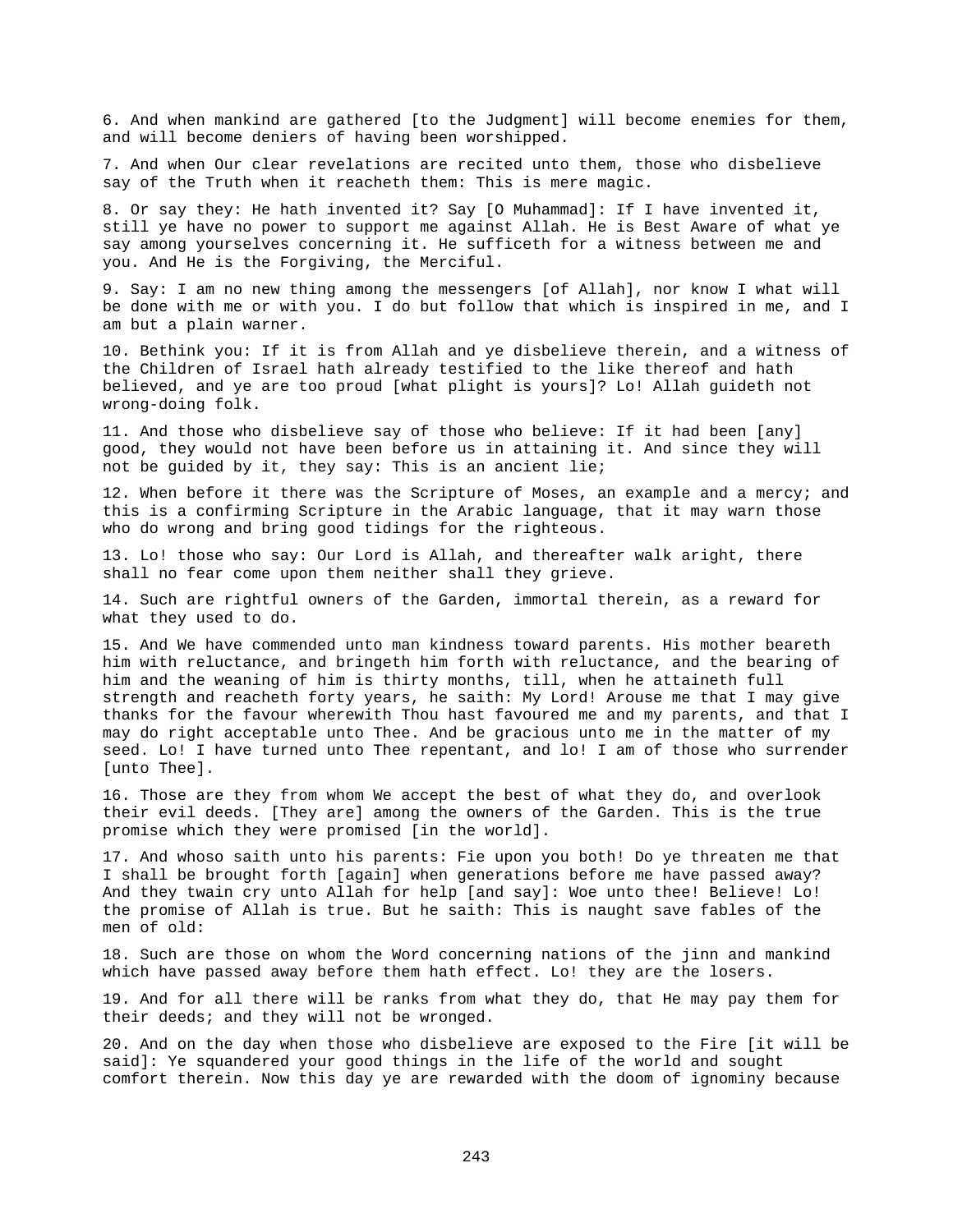6. And when mankind are gathered [to the Judgment] will become enemies for them, and will become deniers of having been worshipped.

7. And when Our clear revelations are recited unto them, those who disbelieve say of the Truth when it reacheth them: This is mere magic.

8. Or say they: He hath invented it? Say [O Muhammad]: If I have invented it, still ye have no power to support me against Allah. He is Best Aware of what ye say among yourselves concerning it. He sufficeth for a witness between me and you. And He is the Forgiving, the Merciful.

9. Say: I am no new thing among the messengers [of Allah], nor know I what will be done with me or with you. I do but follow that which is inspired in me, and I am but a plain warner.

10. Bethink you: If it is from Allah and ye disbelieve therein, and a witness of the Children of Israel hath already testified to the like thereof and hath believed, and ye are too proud [what plight is yours]? Lo! Allah guideth not wrong-doing folk.

11. And those who disbelieve say of those who believe: If it had been [any] good, they would not have been before us in attaining it. And since they will not be guided by it, they say: This is an ancient lie;

12. When before it there was the Scripture of Moses, an example and a mercy; and this is a confirming Scripture in the Arabic language, that it may warn those who do wrong and bring good tidings for the righteous.

13. Lo! those who say: Our Lord is Allah, and thereafter walk aright, there shall no fear come upon them neither shall they grieve.

14. Such are rightful owners of the Garden, immortal therein, as a reward for what they used to do.

15. And We have commended unto man kindness toward parents. His mother beareth him with reluctance, and bringeth him forth with reluctance, and the bearing of him and the weaning of him is thirty months, till, when he attaineth full strength and reacheth forty years, he saith: My Lord! Arouse me that I may give thanks for the favour wherewith Thou hast favoured me and my parents, and that I may do right acceptable unto Thee. And be gracious unto me in the matter of my seed. Lo! I have turned unto Thee repentant, and lo! I am of those who surrender [unto Thee].

16. Those are they from whom We accept the best of what they do, and overlook their evil deeds. [They are] among the owners of the Garden. This is the true promise which they were promised [in the world].

17. And whoso saith unto his parents: Fie upon you both! Do ye threaten me that I shall be brought forth [again] when generations before me have passed away? And they twain cry unto Allah for help [and say]: Woe unto thee! Believe! Lo! the promise of Allah is true. But he saith: This is naught save fables of the men of old:

18. Such are those on whom the Word concerning nations of the jinn and mankind which have passed away before them hath effect. Lo! they are the losers.

19. And for all there will be ranks from what they do, that He may pay them for their deeds; and they will not be wronged.

20. And on the day when those who disbelieve are exposed to the Fire [it will be said]: Ye squandered your good things in the life of the world and sought comfort therein. Now this day ye are rewarded with the doom of ignominy because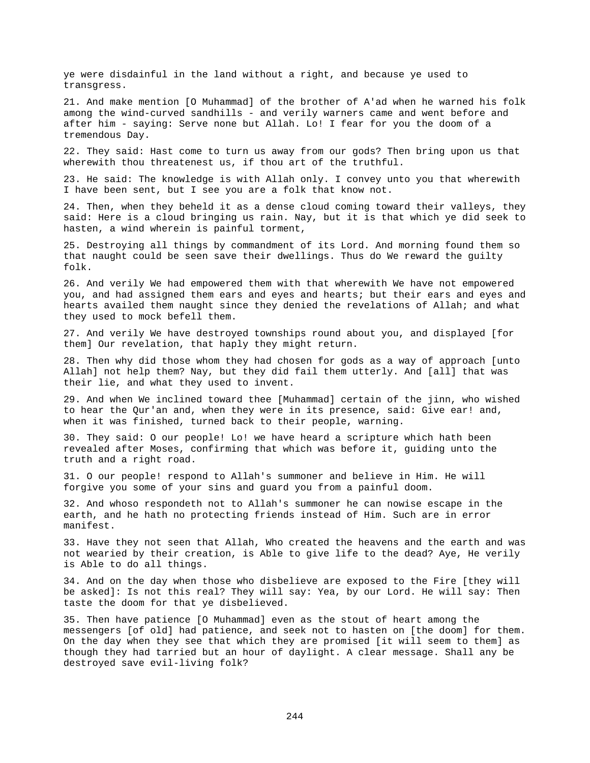ye were disdainful in the land without a right, and because ye used to transgress.

21. And make mention [O Muhammad] of the brother of A'ad when he warned his folk among the wind-curved sandhills - and verily warners came and went before and after him - saying: Serve none but Allah. Lo! I fear for you the doom of a tremendous Day.

22. They said: Hast come to turn us away from our gods? Then bring upon us that wherewith thou threatenest us, if thou art of the truthful.

23. He said: The knowledge is with Allah only. I convey unto you that wherewith I have been sent, but I see you are a folk that know not.

24. Then, when they beheld it as a dense cloud coming toward their valleys, they said: Here is a cloud bringing us rain. Nay, but it is that which ye did seek to hasten, a wind wherein is painful torment,

25. Destroying all things by commandment of its Lord. And morning found them so that naught could be seen save their dwellings. Thus do We reward the guilty folk.

26. And verily We had empowered them with that wherewith We have not empowered you, and had assigned them ears and eyes and hearts; but their ears and eyes and hearts availed them naught since they denied the revelations of Allah; and what they used to mock befell them.

27. And verily We have destroyed townships round about you, and displayed [for them] Our revelation, that haply they might return.

28. Then why did those whom they had chosen for gods as a way of approach [unto Allah] not help them? Nay, but they did fail them utterly. And [all] that was their lie, and what they used to invent.

29. And when We inclined toward thee [Muhammad] certain of the jinn, who wished to hear the Qur'an and, when they were in its presence, said: Give ear! and, when it was finished, turned back to their people, warning.

30. They said: O our people! Lo! we have heard a scripture which hath been revealed after Moses, confirming that which was before it, guiding unto the truth and a right road.

31. O our people! respond to Allah's summoner and believe in Him. He will forgive you some of your sins and guard you from a painful doom.

32. And whoso respondeth not to Allah's summoner he can nowise escape in the earth, and he hath no protecting friends instead of Him. Such are in error manifest.

33. Have they not seen that Allah, Who created the heavens and the earth and was not wearied by their creation, is Able to give life to the dead? Aye, He verily is Able to do all things.

34. And on the day when those who disbelieve are exposed to the Fire [they will be asked]: Is not this real? They will say: Yea, by our Lord. He will say: Then taste the doom for that ye disbelieved.

35. Then have patience [O Muhammad] even as the stout of heart among the messengers [of old] had patience, and seek not to hasten on [the doom] for them. On the day when they see that which they are promised [it will seem to them] as though they had tarried but an hour of daylight. A clear message. Shall any be destroyed save evil-living folk?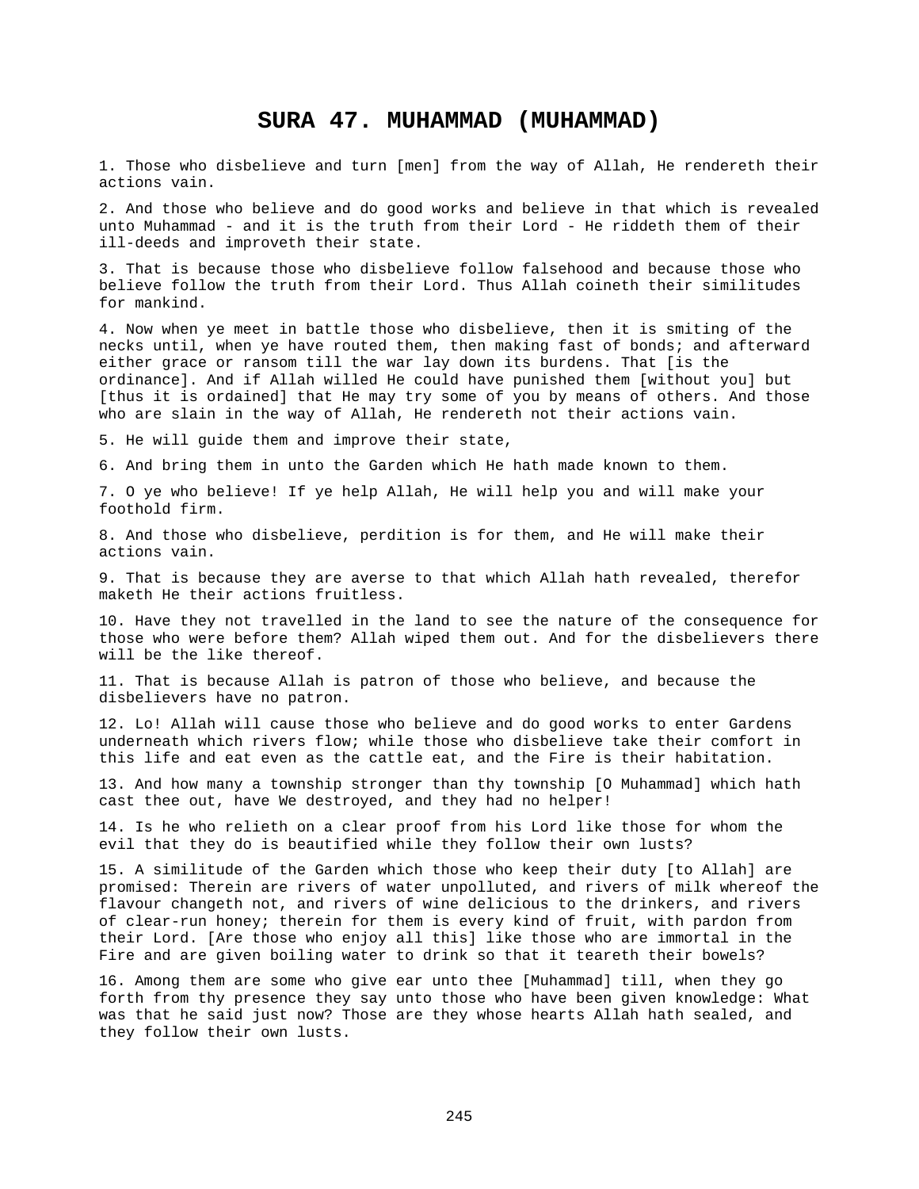# SURA 47. MUHAMMAD (MUHAMMAD)

1. Those who disbelieve and turn [men] from the way of Allah, He rendereth their actions vain.

2. And those who believe and do good works and believe in that which is revealed unto Muhammad - and it is the truth from their Lord - He riddeth them of their ill-deeds and improveth their state.

3. That is because those who disbelieve follow falsehood and because those who believe follow the truth from their Lord. Thus Allah coineth their similitudes for mankind.

4. Now when ye meet in battle those who disbelieve, then it is smiting of the necks until, when ye have routed them, then making fast of bonds; and afterward either grace or ransom till the war lay down its burdens. That [is the ordinance]. And if Allah willed He could have punished them [without you] but [thus it is ordained] that He may try some of you by means of others. And those who are slain in the way of Allah, He rendereth not their actions vain.

5. He will guide them and improve their state,

6. And bring them in unto the Garden which He hath made known to them.

7. O ye who believe! If ye help Allah, He will help you and will make your foothold firm.

8. And those who disbelieve, perdition is for them, and He will make their actions vain.

9. That is because they are averse to that which Allah hath revealed, therefor maketh He their actions fruitless.

10. Have they not travelled in the land to see the nature of the consequence for those who were before them? Allah wiped them out. And for the disbelievers there will be the like thereof.

11. That is because Allah is patron of those who believe, and because the disbelievers have no patron.

12. Lo! Allah will cause those who believe and do good works to enter Gardens underneath which rivers flow; while those who disbelieve take their comfort in this life and eat even as the cattle eat, and the Fire is their habitation.

13. And how many a township stronger than thy township [O Muhammad] which hath cast thee out, have We destroyed, and they had no helper!

14. Is he who relieth on a clear proof from his Lord like those for whom the evil that they do is beautified while they follow their own lusts?

15. A similitude of the Garden which those who keep their duty [to Allah] are promised: Therein are rivers of water unpolluted, and rivers of milk whereof the flavour changeth not, and rivers of wine delicious to the drinkers, and rivers of clear-run honey; therein for them is every kind of fruit, with pardon from their Lord. [Are those who enjoy all this] like those who are immortal in the Fire and are given boiling water to drink so that it teareth their bowels?

16. Among them are some who give ear unto thee [Muhammad] till, when they go forth from thy presence they say unto those who have been given knowledge: What was that he said just now? Those are they whose hearts Allah hath sealed, and they follow their own lusts.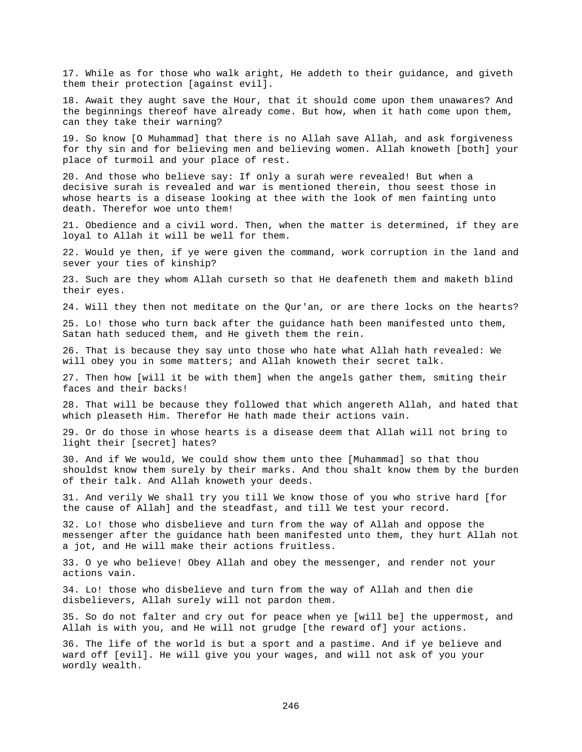17. While as for those who walk aright, He addeth to their guidance, and giveth them their protection [against evil].

18. Await they aught save the Hour, that it should come upon them unawares? And the beginnings thereof have already come. But how, when it hath come upon them, can they take their warning?

19. So know [O Muhammad] that there is no Allah save Allah, and ask forgiveness for thy sin and for believing men and believing women. Allah knoweth [both] your place of turmoil and your place of rest.

20. And those who believe say: If only a surah were revealed! But when a decisive surah is revealed and war is mentioned therein, thou seest those in whose hearts is a disease looking at thee with the look of men fainting unto death. Therefor woe unto them!

21. Obedience and a civil word. Then, when the matter is determined, if they are loyal to Allah it will be well for them.

22. Would ye then, if ye were given the command, work corruption in the land and sever your ties of kinship?

23. Such are they whom Allah curseth so that He deafeneth them and maketh blind their eyes.

24. Will they then not meditate on the Qur'an, or are there locks on the hearts?

25. Lo! those who turn back after the guidance hath been manifested unto them, Satan hath seduced them, and He giveth them the rein.

26. That is because they say unto those who hate what Allah hath revealed: We will obey you in some matters; and Allah knoweth their secret talk.

27. Then how [will it be with them] when the angels gather them, smiting their faces and their backs!

28. That will be because they followed that which angereth Allah, and hated that which pleaseth Him. Therefor He hath made their actions vain.

29. Or do those in whose hearts is a disease deem that Allah will not bring to light their [secret] hates?

30. And if We would, We could show them unto thee [Muhammad] so that thou shouldst know them surely by their marks. And thou shalt know them by the burden of their talk. And Allah knoweth your deeds.

31. And verily We shall try you till We know those of you who strive hard [for the cause of Allah] and the steadfast, and till We test your record.

32. Lo! those who disbelieve and turn from the way of Allah and oppose the messenger after the guidance hath been manifested unto them, they hurt Allah not a jot, and He will make their actions fruitless.

33. O ye who believe! Obey Allah and obey the messenger, and render not your actions vain.

34. Lo! those who disbelieve and turn from the way of Allah and then die disbelievers, Allah surely will not pardon them.

35. So do not falter and cry out for peace when ye [will be] the uppermost, and Allah is with you, and He will not grudge [the reward of] your actions.

36. The life of the world is but a sport and a pastime. And if ye believe and ward off [evil]. He will give you your wages, and will not ask of you your wordly wealth.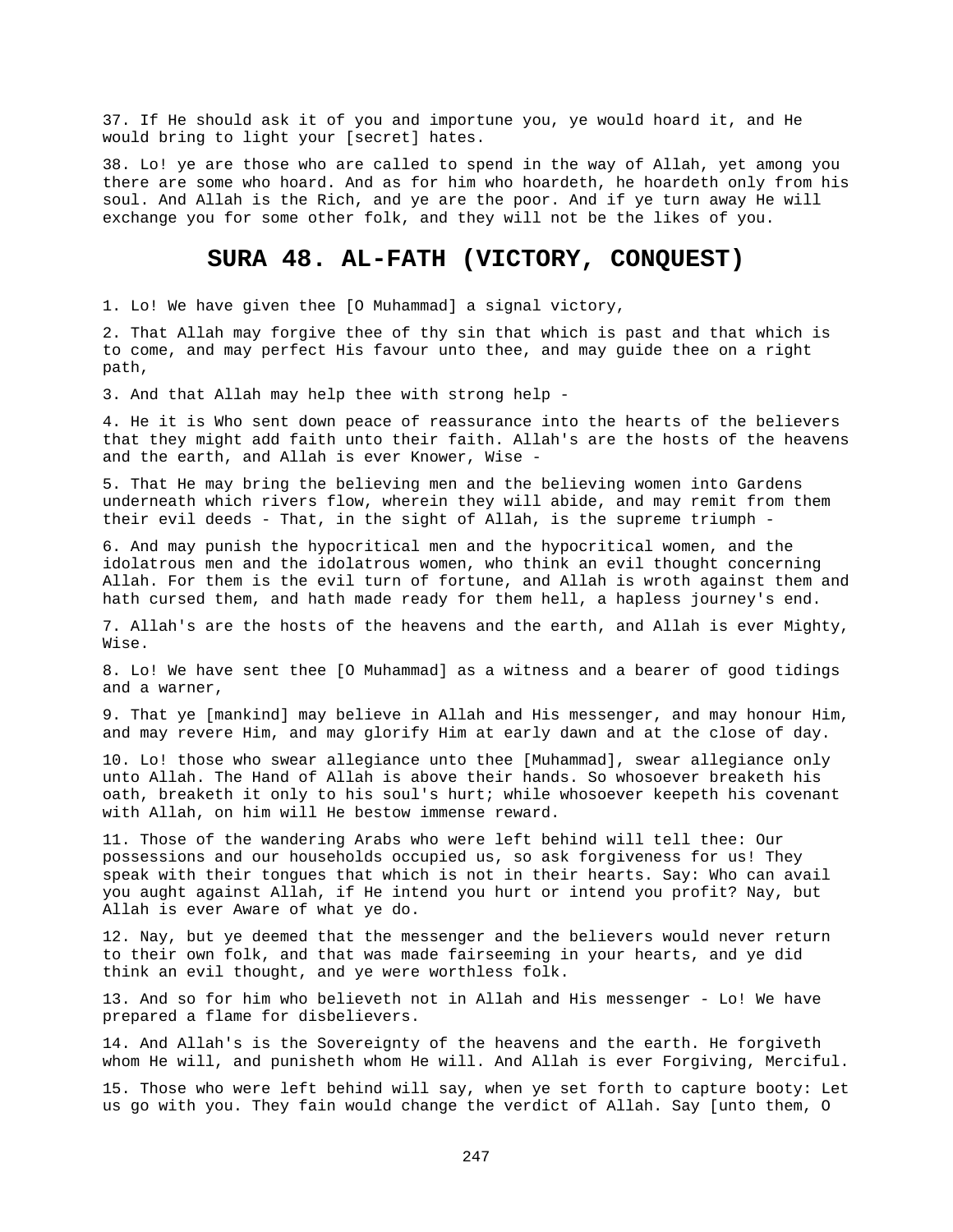37. If He should ask it of you and importune you, ye would hoard it, and He would bring to light your [secret] hates.

38. Lo! ye are those who are called to spend in the way of Allah, yet among you there are some who hoard. And as for him who hoardeth, he hoardeth only from his soul. And Allah is the Rich, and ye are the poor. And if ye turn away He will exchange you for some other folk, and they will not be the likes of you.

## SURA 48. AL-FATH (VICTORY, CONQUEST)

1. Lo! We have given thee [O Muhammad] a signal victory,

2. That Allah may forgive thee of thy sin that which is past and that which is to come, and may perfect His favour unto thee, and may guide thee on a right path,

3. And that Allah may help thee with strong help -

4. He it is Who sent down peace of reassurance into the hearts of the believers that they might add faith unto their faith. Allah's are the hosts of the heavens and the earth, and Allah is ever Knower, Wise -

5. That He may bring the believing men and the believing women into Gardens underneath which rivers flow, wherein they will abide, and may remit from them their evil deeds - That, in the sight of Allah, is the supreme triumph -

6. And may punish the hypocritical men and the hypocritical women, and the idolatrous men and the idolatrous women, who think an evil thought concerning Allah. For them is the evil turn of fortune, and Allah is wroth against them and hath cursed them, and hath made ready for them hell, a hapless journey's end.

7. Allah's are the hosts of the heavens and the earth, and Allah is ever Mighty, Wise.

8. Lo! We have sent thee [O Muhammad] as a witness and a bearer of good tidings and a warner,

9. That ye [mankind] may believe in Allah and His messenger, and may honour Him, and may revere Him, and may glorify Him at early dawn and at the close of day.

10. Lo! those who swear allegiance unto thee [Muhammad], swear allegiance only unto Allah. The Hand of Allah is above their hands. So whosoever breaketh his oath, breaketh it only to his soul's hurt; while whosoever keepeth his covenant with Allah, on him will He bestow immense reward.

11. Those of the wandering Arabs who were left behind will tell thee: Our possessions and our households occupied us, so ask forgiveness for us! They speak with their tongues that which is not in their hearts. Say: Who can avail you aught against Allah, if He intend you hurt or intend you profit? Nay, but Allah is ever Aware of what ye do.

12. Nay, but ye deemed that the messenger and the believers would never return to their own folk, and that was made fairseeming in your hearts, and ye did think an evil thought, and ye were worthless folk.

13. And so for him who believeth not in Allah and His messenger - Lo! We have prepared a flame for disbelievers.

14. And Allah's is the Sovereignty of the heavens and the earth. He forgiveth whom He will, and punisheth whom He will. And Allah is ever Forgiving, Merciful.

15. Those who were left behind will say, when ye set forth to capture booty: Let us go with you. They fain would change the verdict of Allah. Say [unto them, O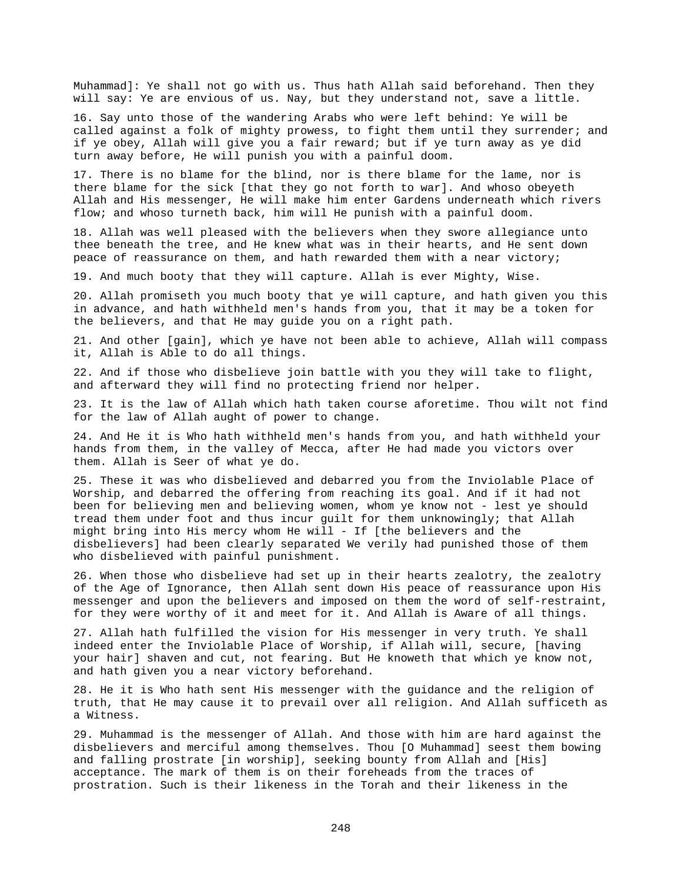Muhammad]: Ye shall not go with us. Thus hath Allah said beforehand. Then they will say: Ye are envious of us. Nay, but they understand not, save a little.

16. Say unto those of the wandering Arabs who were left behind: Ye will be called against a folk of mighty prowess, to fight them until they surrender; and if ye obey, Allah will give you a fair reward; but if ye turn away as ye did turn away before, He will punish you with a painful doom.

17. There is no blame for the blind, nor is there blame for the lame, nor is there blame for the sick [that they go not forth to war]. And whoso obeyeth Allah and His messenger, He will make him enter Gardens underneath which rivers flow; and whoso turneth back, him will He punish with a painful doom.

18. Allah was well pleased with the believers when they swore allegiance unto thee beneath the tree, and He knew what was in their hearts, and He sent down peace of reassurance on them, and hath rewarded them with a near victory;

19. And much booty that they will capture. Allah is ever Mighty, Wise.

20. Allah promiseth you much booty that ye will capture, and hath given you this in advance, and hath withheld men's hands from you, that it may be a token for the believers, and that He may guide you on a right path.

21. And other [gain], which ye have not been able to achieve, Allah will compass it, Allah is Able to do all things.

22. And if those who disbelieve join battle with you they will take to flight, and afterward they will find no protecting friend nor helper.

23. It is the law of Allah which hath taken course aforetime. Thou wilt not find for the law of Allah aught of power to change.

24. And He it is Who hath withheld men's hands from you, and hath withheld your hands from them, in the valley of Mecca, after He had made you victors over them. Allah is Seer of what ye do.

25. These it was who disbelieved and debarred you from the Inviolable Place of Worship, and debarred the offering from reaching its goal. And if it had not been for believing men and believing women, whom ye know not - lest ye should tread them under foot and thus incur guilt for them unknowingly; that Allah might bring into His mercy whom He will - If [the believers and the disbelievers] had been clearly separated We verily had punished those of them who disbelieved with painful punishment.

26. When those who disbelieve had set up in their hearts zealotry, the zealotry of the Age of Ignorance, then Allah sent down His peace of reassurance upon His messenger and upon the believers and imposed on them the word of self-restraint, for they were worthy of it and meet for it. And Allah is Aware of all things.

27. Allah hath fulfilled the vision for His messenger in very truth. Ye shall indeed enter the Inviolable Place of Worship, if Allah will, secure, [having your hair] shaven and cut, not fearing. But He knoweth that which ye know not, and hath given you a near victory beforehand.

28. He it is Who hath sent His messenger with the guidance and the religion of truth, that He may cause it to prevail over all religion. And Allah sufficeth as a Witness.

29. Muhammad is the messenger of Allah. And those with him are hard against the disbelievers and merciful among themselves. Thou [O Muhammad] seest them bowing and falling prostrate [in worship], seeking bounty from Allah and [His] acceptance. The mark of them is on their foreheads from the traces of prostration. Such is their likeness in the Torah and their likeness in the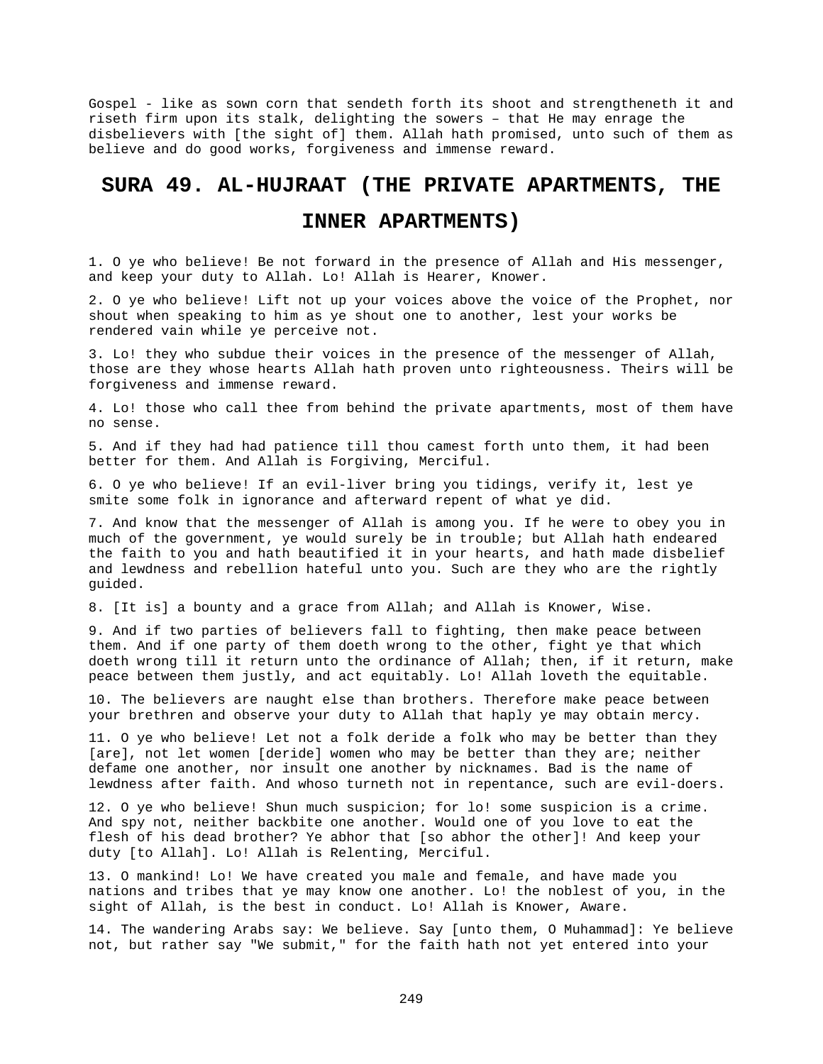Gospel - like as sown corn that sendeth forth its shoot and strengtheneth it and riseth firm upon its stalk, delighting the sowers – that He may enrage the disbelievers with [the sight of] them. Allah hath promised, unto such of them as believe and do good works, forgiveness and immense reward.

# SURA 49. AL-HUJRAAT (THE PRIVATE APARTMENTS, THE INNER APARTMENTS)

1. O ye who believe! Be not forward in the presence of Allah and His messenger, and keep your duty to Allah. Lo! Allah is Hearer, Knower.

2. O ye who believe! Lift not up your voices above the voice of the Prophet, nor shout when speaking to him as ye shout one to another, lest your works be rendered vain while ye perceive not.

3. Lo! they who subdue their voices in the presence of the messenger of Allah, those are they whose hearts Allah hath proven unto righteousness. Theirs will be forgiveness and immense reward.

4. Lo! those who call thee from behind the private apartments, most of them have no sense.

5. And if they had had patience till thou camest forth unto them, it had been better for them. And Allah is Forgiving, Merciful.

6. O ye who believe! If an evil-liver bring you tidings, verify it, lest ye smite some folk in ignorance and afterward repent of what ye did.

7. And know that the messenger of Allah is among you. If he were to obey you in much of the government, ye would surely be in trouble; but Allah hath endeared the faith to you and hath beautified it in your hearts, and hath made disbelief and lewdness and rebellion hateful unto you. Such are they who are the rightly guided.

8. [It is] a bounty and a grace from Allah; and Allah is Knower, Wise.

9. And if two parties of believers fall to fighting, then make peace between them. And if one party of them doeth wrong to the other, fight ye that which doeth wrong till it return unto the ordinance of Allah; then, if it return, make peace between them justly, and act equitably. Lo! Allah loveth the equitable.

10. The believers are naught else than brothers. Therefore make peace between your brethren and observe your duty to Allah that haply ye may obtain mercy.

11. O ye who believe! Let not a folk deride a folk who may be better than they [are], not let women [deride] women who may be better than they are; neither defame one another, nor insult one another by nicknames. Bad is the name of lewdness after faith. And whoso turneth not in repentance, such are evil-doers.

12. O ye who believe! Shun much suspicion; for lo! some suspicion is a crime. And spy not, neither backbite one another. Would one of you love to eat the flesh of his dead brother? Ye abhor that [so abhor the other]! And keep your duty [to Allah]. Lo! Allah is Relenting, Merciful.

13. O mankind! Lo! We have created you male and female, and have made you nations and tribes that ye may know one another. Lo! the noblest of you, in the sight of Allah, is the best in conduct. Lo! Allah is Knower, Aware.

14. The wandering Arabs say: We believe. Say [unto them, O Muhammad]: Ye believe not, but rather say "We submit," for the faith hath not yet entered into your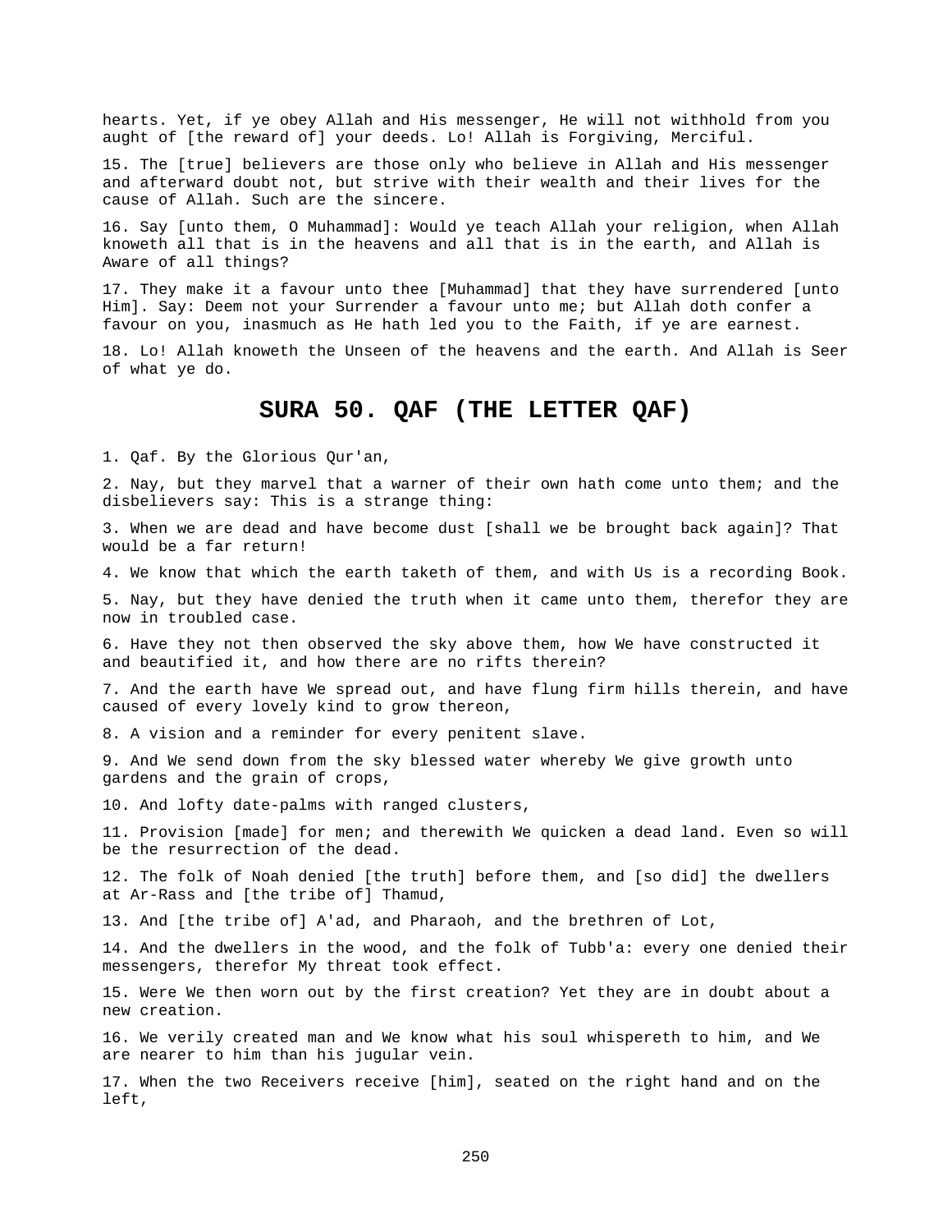hearts. Yet, if ye obey Allah and His messenger, He will not withhold from you aught of [the reward of] your deeds. Lo! Allah is Forgiving, Merciful.

15. The [true] believers are those only who believe in Allah and His messenger and afterward doubt not, but strive with their wealth and their lives for the cause of Allah. Such are the sincere.

16. Say [unto them, O Muhammad]: Would ye teach Allah your religion, when Allah knoweth all that is in the heavens and all that is in the earth, and Allah is Aware of all things?

17. They make it a favour unto thee [Muhammad] that they have surrendered [unto Him]. Say: Deem not your Surrender a favour unto me; but Allah doth confer a favour on you, inasmuch as He hath led you to the Faith, if ye are earnest.

18. Lo! Allah knoweth the Unseen of the heavens and the earth. And Allah is Seer of what ye do.

# SURA 50. QAF (THE LETTER QAF)

1. Qaf. By the Glorious Qur'an,

2. Nay, but they marvel that a warner of their own hath come unto them; and the disbelievers say: This is a strange thing:

3. When we are dead and have become dust [shall we be brought back again]? That would be a far return!

4. We know that which the earth taketh of them, and with Us is a recording Book.

5. Nay, but they have denied the truth when it came unto them, therefor they are now in troubled case.

6. Have they not then observed the sky above them, how We have constructed it and beautified it, and how there are no rifts therein?

7. And the earth have We spread out, and have flung firm hills therein, and have caused of every lovely kind to grow thereon,

8. A vision and a reminder for every penitent slave.

9. And We send down from the sky blessed water whereby We give growth unto gardens and the grain of crops,

10. And lofty date-palms with ranged clusters,

11. Provision [made] for men; and therewith We quicken a dead land. Even so will be the resurrection of the dead.

12. The folk of Noah denied [the truth] before them, and [so did] the dwellers at Ar-Rass and [the tribe of] Thamud,

13. And [the tribe of] A'ad, and Pharaoh, and the brethren of Lot,

14. And the dwellers in the wood, and the folk of Tubb'a: every one denied their messengers, therefor My threat took effect.

15. Were We then worn out by the first creation? Yet they are in doubt about a new creation.

16. We verily created man and We know what his soul whispereth to him, and We are nearer to him than his jugular vein.

17. When the two Receivers receive [him], seated on the right hand and on the left,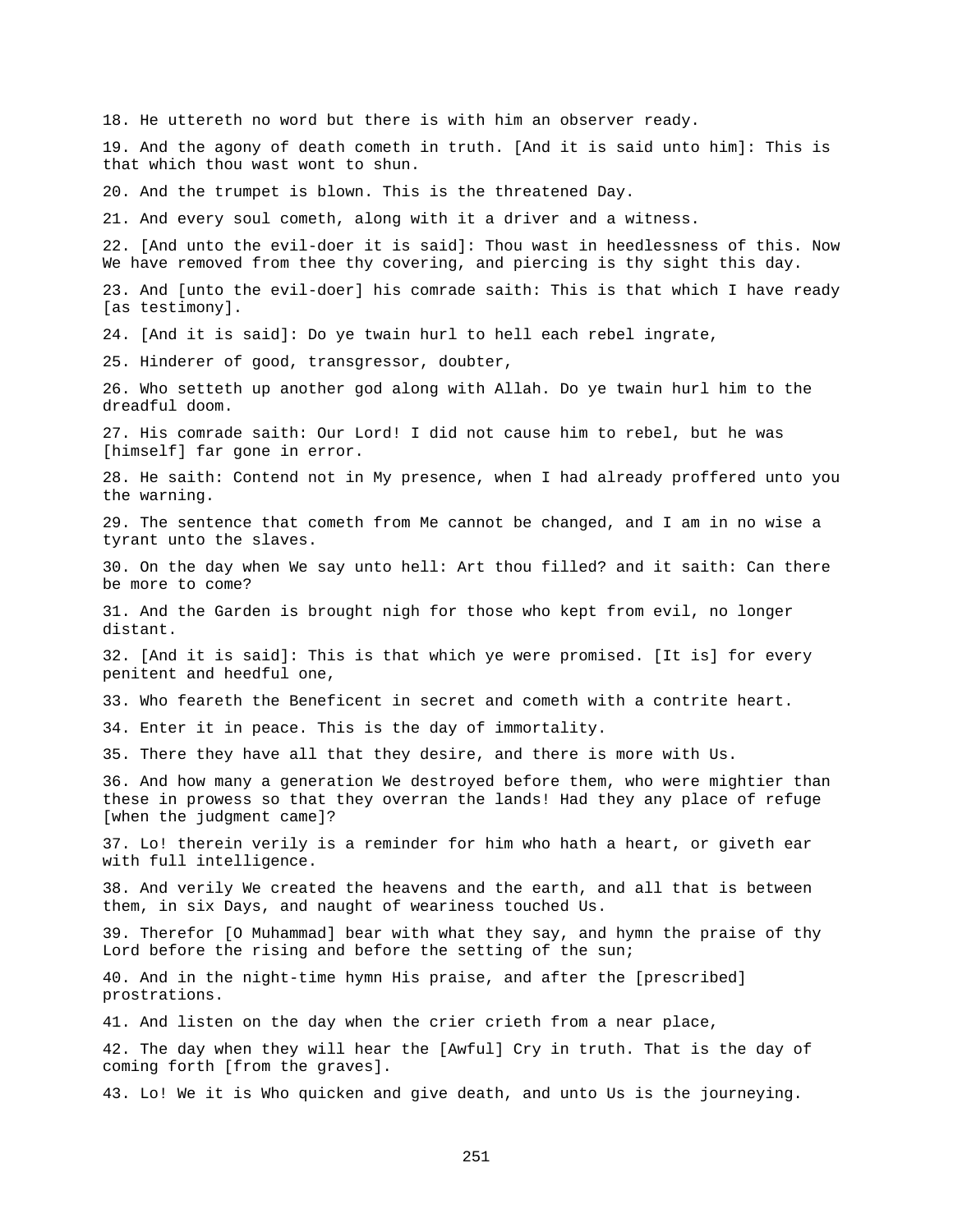18. He uttereth no word but there is with him an observer ready.

19. And the agony of death cometh in truth. [And it is said unto him]: This is that which thou wast wont to shun.

20. And the trumpet is blown. This is the threatened Day.

21. And every soul cometh, along with it a driver and a witness.

22. [And unto the evil-doer it is said]: Thou wast in heedlessness of this. Now We have removed from thee thy covering, and piercing is thy sight this day.

23. And [unto the evil-doer] his comrade saith: This is that which I have ready [as testimony].

24. [And it is said]: Do ye twain hurl to hell each rebel ingrate,

25. Hinderer of good, transgressor, doubter,

26. Who setteth up another god along with Allah. Do ye twain hurl him to the dreadful doom.

27. His comrade saith: Our Lord! I did not cause him to rebel, but he was [himself] far gone in error.

28. He saith: Contend not in My presence, when I had already proffered unto you the warning.

29. The sentence that cometh from Me cannot be changed, and I am in no wise a tyrant unto the slaves.

30. On the day when We say unto hell: Art thou filled? and it saith: Can there be more to come?

31. And the Garden is brought nigh for those who kept from evil, no longer distant.

32. [And it is said]: This is that which ye were promised. [It is] for every penitent and heedful one,

33. Who feareth the Beneficent in secret and cometh with a contrite heart.

34. Enter it in peace. This is the day of immortality.

35. There they have all that they desire, and there is more with Us.

36. And how many a generation We destroyed before them, who were mightier than these in prowess so that they overran the lands! Had they any place of refuge [when the judgment came]?

37. Lo! therein verily is a reminder for him who hath a heart, or giveth ear with full intelligence.

38. And verily We created the heavens and the earth, and all that is between them, in six Days, and naught of weariness touched Us.

39. Therefor [O Muhammad] bear with what they say, and hymn the praise of thy Lord before the rising and before the setting of the sun;

40. And in the night-time hymn His praise, and after the [prescribed] prostrations.

41. And listen on the day when the crier crieth from a near place,

42. The day when they will hear the [Awful] Cry in truth. That is the day of coming forth [from the graves].

43. Lo! We it is Who quicken and give death, and unto Us is the journeying.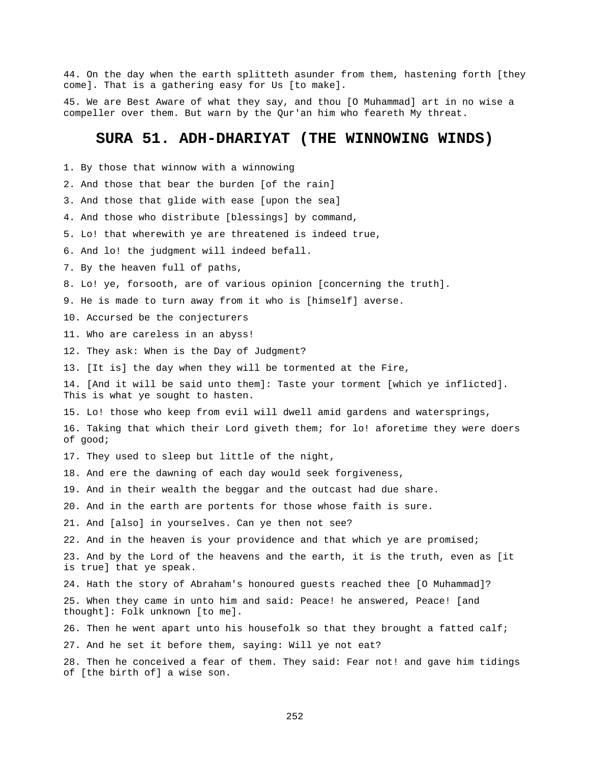44. On the day when the earth splitteth asunder from them, hastening forth [they come]. That is a gathering easy for Us [to make].

45. We are Best Aware of what they say, and thou [O Muhammad] art in no wise a compeller over them. But warn by the Qur'an him who feareth My threat.

## SURA 51. ADH-DHARIYAT (THE WINNOWING WINDS)

1. By those that winnow with a winnowing

2. And those that bear the burden [of the rain]

3. And those that glide with ease [upon the sea]

4. And those who distribute [blessings] by command,

5. Lo! that wherewith ye are threatened is indeed true,

6. And lo! the judgment will indeed befall.

7. By the heaven full of paths,

8. Lo! ye, forsooth, are of various opinion [concerning the truth].

9. He is made to turn away from it who is [himself] averse.

10. Accursed be the conjecturers

11. Who are careless in an abyss!

12. They ask: When is the Day of Judgment?

13. [It is] the day when they will be tormented at the Fire,

14. [And it will be said unto them]: Taste your torment [which ye inflicted]. This is what ye sought to hasten.

15. Lo! those who keep from evil will dwell amid gardens and watersprings,

16. Taking that which their Lord giveth them; for lo! aforetime they were doers of good;

17. They used to sleep but little of the night,

18. And ere the dawning of each day would seek forgiveness,

19. And in their wealth the beggar and the outcast had due share.

20. And in the earth are portents for those whose faith is sure.

21. And [also] in yourselves. Can ye then not see?

22. And in the heaven is your providence and that which ye are promised;

23. And by the Lord of the heavens and the earth, it is the truth, even as [it is true] that ye speak.

24. Hath the story of Abraham's honoured guests reached thee [O Muhammad]?

25. When they came in unto him and said: Peace! he answered, Peace! [and thought]: Folk unknown [to me].

26. Then he went apart unto his housefolk so that they brought a fatted calf;

27. And he set it before them, saying: Will ye not eat?

28. Then he conceived a fear of them. They said: Fear not! and gave him tidings of [the birth of] a wise son.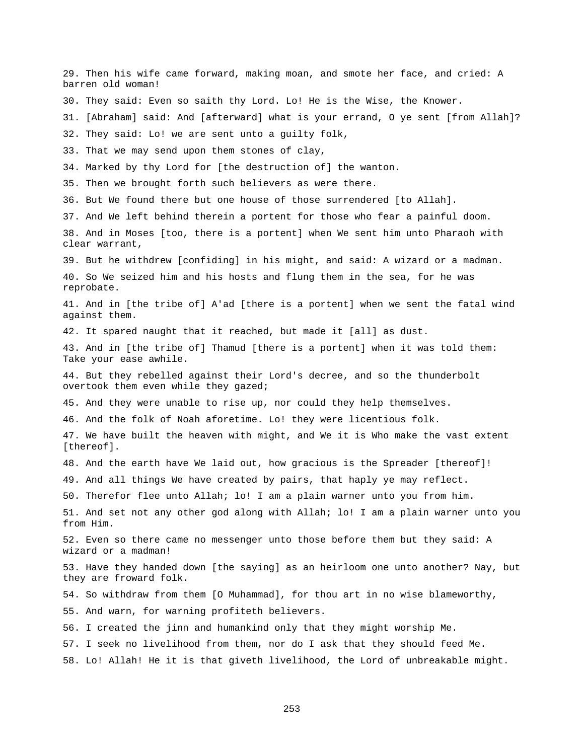29. Then his wife came forward, making moan, and smote her face, and cried: A barren old woman!

30. They said: Even so saith thy Lord. Lo! He is the Wise, the Knower.

31. [Abraham] said: And [afterward] what is your errand, O ye sent [from Allah]?

32. They said: Lo! we are sent unto a guilty folk,

33. That we may send upon them stones of clay,

34. Marked by thy Lord for [the destruction of] the wanton.

35. Then we brought forth such believers as were there.

36. But We found there but one house of those surrendered [to Allah].

37. And We left behind therein a portent for those who fear a painful doom.

38. And in Moses [too, there is a portent] when We sent him unto Pharaoh with clear warrant,

39. But he withdrew [confiding] in his might, and said: A wizard or a madman.

40. So We seized him and his hosts and flung them in the sea, for he was reprobate.

41. And in [the tribe of] A'ad [there is a portent] when we sent the fatal wind against them.

42. It spared naught that it reached, but made it [all] as dust.

43. And in [the tribe of] Thamud [there is a portent] when it was told them: Take your ease awhile.

44. But they rebelled against their Lord's decree, and so the thunderbolt overtook them even while they gazed;

45. And they were unable to rise up, nor could they help themselves.

46. And the folk of Noah aforetime. Lo! they were licentious folk.

47. We have built the heaven with might, and We it is Who make the vast extent [thereof].

48. And the earth have We laid out, how gracious is the Spreader [thereof]!

49. And all things We have created by pairs, that haply ye may reflect.

50. Therefor flee unto Allah; lo! I am a plain warner unto you from him.

51. And set not any other god along with Allah; lo! I am a plain warner unto you from Him.

52. Even so there came no messenger unto those before them but they said: A wizard or a madman!

53. Have they handed down [the saying] as an heirloom one unto another? Nay, but they are froward folk.

54. So withdraw from them [O Muhammad], for thou art in no wise blameworthy,

55. And warn, for warning profiteth believers.

56. I created the jinn and humankind only that they might worship Me.

57. I seek no livelihood from them, nor do I ask that they should feed Me.

58. Lo! Allah! He it is that giveth livelihood, the Lord of unbreakable might.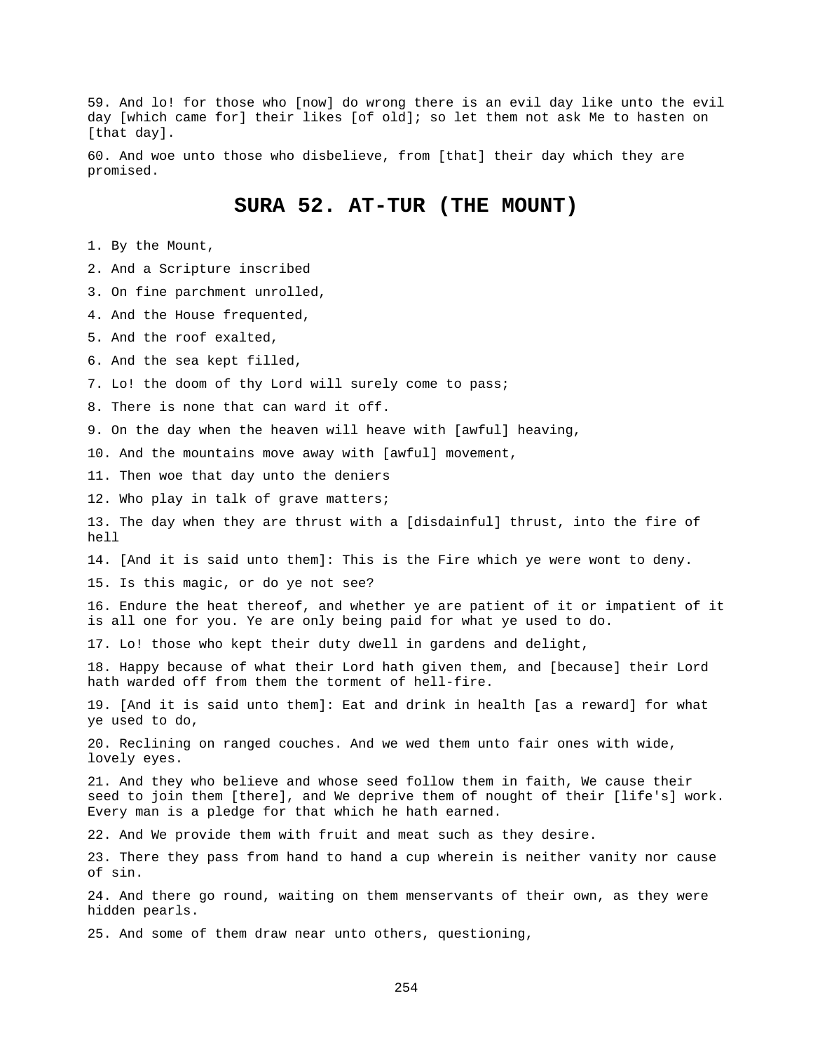59. And lo! for those who [now] do wrong there is an evil day like unto the evil day [which came for] their likes [of old]; so let them not ask Me to hasten on [that day].

60. And woe unto those who disbelieve, from [that] their day which they are promised.

## SURA 52. AT-TUR (THE MOUNT)

1. By the Mount,

2. And a Scripture inscribed

3. On fine parchment unrolled,

4. And the House frequented,

5. And the roof exalted,

6. And the sea kept filled,

7. Lo! the doom of thy Lord will surely come to pass;

8. There is none that can ward it off.

9. On the day when the heaven will heave with [awful] heaving,

10. And the mountains move away with [awful] movement,

11. Then woe that day unto the deniers

12. Who play in talk of grave matters;

13. The day when they are thrust with a [disdainful] thrust, into the fire of hell

14. [And it is said unto them]: This is the Fire which ye were wont to deny.

15. Is this magic, or do ye not see?

16. Endure the heat thereof, and whether ye are patient of it or impatient of it is all one for you. Ye are only being paid for what ye used to do.

17. Lo! those who kept their duty dwell in gardens and delight,

18. Happy because of what their Lord hath given them, and [because] their Lord hath warded off from them the torment of hell-fire.

19. [And it is said unto them]: Eat and drink in health [as a reward] for what ye used to do,

20. Reclining on ranged couches. And we wed them unto fair ones with wide, lovely eyes.

21. And they who believe and whose seed follow them in faith, We cause their seed to join them [there], and We deprive them of nought of their [life's] work. Every man is a pledge for that which he hath earned.

22. And We provide them with fruit and meat such as they desire.

23. There they pass from hand to hand a cup wherein is neither vanity nor cause of sin.

24. And there go round, waiting on them menservants of their own, as they were hidden pearls.

25. And some of them draw near unto others, questioning,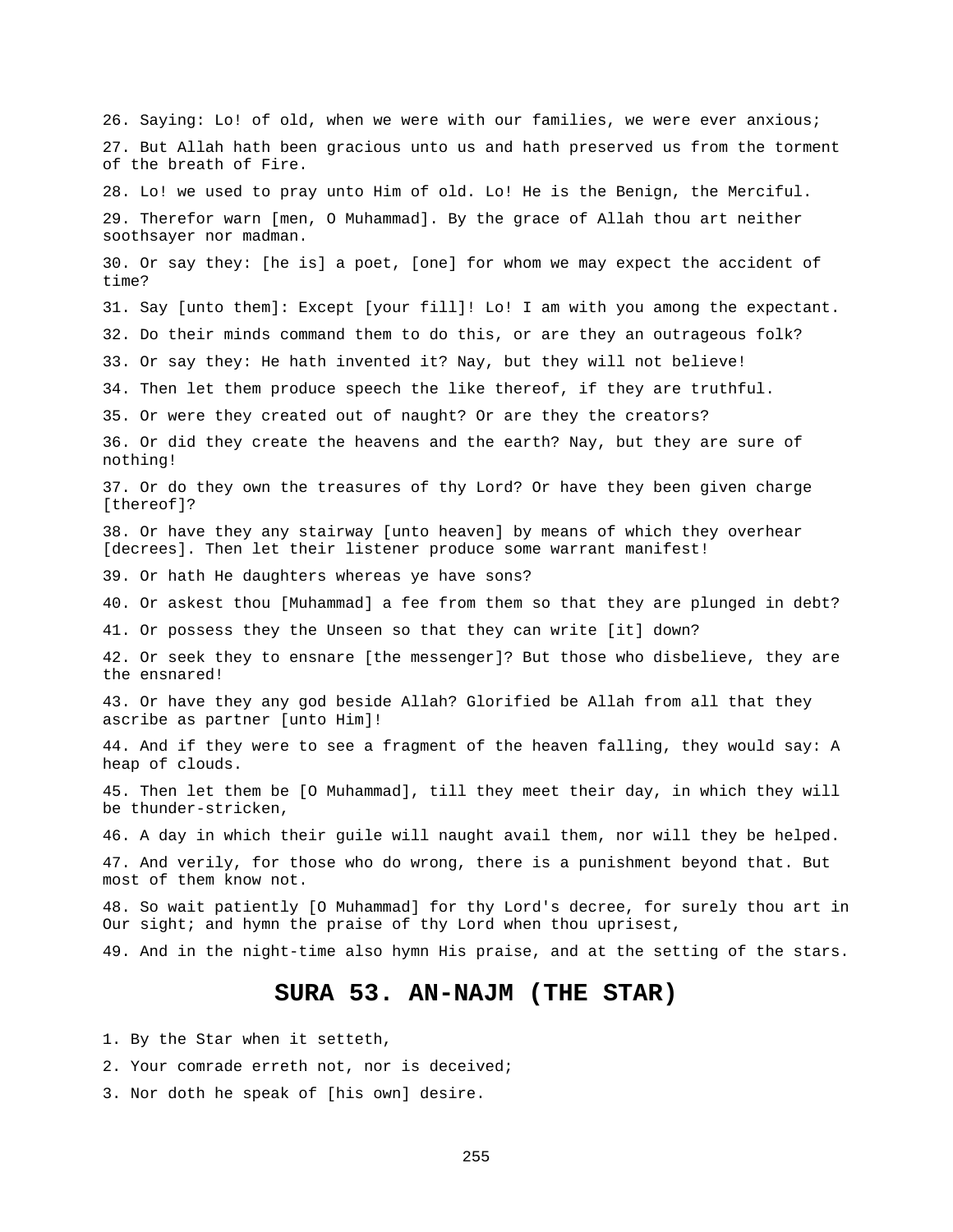26. Saying: Lo! of old, when we were with our families, we were ever anxious;

27. But Allah hath been gracious unto us and hath preserved us from the torment of the breath of Fire.

28. Lo! we used to pray unto Him of old. Lo! He is the Benign, the Merciful.

29. Therefor warn [men, O Muhammad]. By the grace of Allah thou art neither soothsayer nor madman.

30. Or say they: [he is] a poet, [one] for whom we may expect the accident of time?

31. Say [unto them]: Except [your fill]! Lo! I am with you among the expectant.

32. Do their minds command them to do this, or are they an outrageous folk?

33. Or say they: He hath invented it? Nay, but they will not believe!

34. Then let them produce speech the like thereof, if they are truthful.

35. Or were they created out of naught? Or are they the creators?

36. Or did they create the heavens and the earth? Nay, but they are sure of nothing!

37. Or do they own the treasures of thy Lord? Or have they been given charge [thereof]?

38. Or have they any stairway [unto heaven] by means of which they overhear [decrees]. Then let their listener produce some warrant manifest!

39. Or hath He daughters whereas ye have sons?

40. Or askest thou [Muhammad] a fee from them so that they are plunged in debt?

41. Or possess they the Unseen so that they can write [it] down?

42. Or seek they to ensnare [the messenger]? But those who disbelieve, they are the ensnared!

43. Or have they any god beside Allah? Glorified be Allah from all that they ascribe as partner [unto Him]!

44. And if they were to see a fragment of the heaven falling, they would say: A heap of clouds.

45. Then let them be [O Muhammad], till they meet their day, in which they will be thunder-stricken,

46. A day in which their guile will naught avail them, nor will they be helped.

47. And verily, for those who do wrong, there is a punishment beyond that. But most of them know not.

48. So wait patiently [O Muhammad] for thy Lord's decree, for surely thou art in Our sight; and hymn the praise of thy Lord when thou uprisest,

49. And in the night-time also hymn His praise, and at the setting of the stars.

## SURA 53. AN-NAJM (THE STAR)

1. By the Star when it setteth,

2. Your comrade erreth not, nor is deceived;

3. Nor doth he speak of [his own] desire.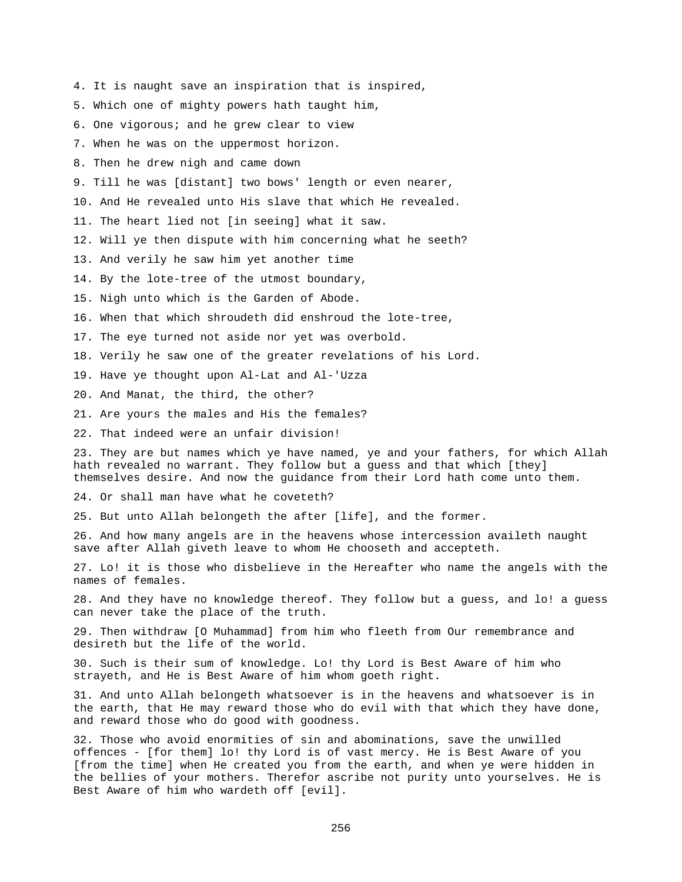4. It is naught save an inspiration that is inspired,

5. Which one of mighty powers hath taught him,

6. One vigorous; and he grew clear to view

7. When he was on the uppermost horizon.

8. Then he drew nigh and came down

9. Till he was [distant] two bows' length or even nearer,

10. And He revealed unto His slave that which He revealed.

11. The heart lied not [in seeing] what it saw.

12. Will ye then dispute with him concerning what he seeth?

13. And verily he saw him yet another time

14. By the lote-tree of the utmost boundary,

15. Nigh unto which is the Garden of Abode.

16. When that which shroudeth did enshroud the lote-tree,

17. The eye turned not aside nor yet was overbold.

18. Verily he saw one of the greater revelations of his Lord.

19. Have ye thought upon Al-Lat and Al-'Uzza

20. And Manat, the third, the other?

21. Are yours the males and His the females?

22. That indeed were an unfair division!

23. They are but names which ye have named, ye and your fathers, for which Allah hath revealed no warrant. They follow but a guess and that which [they] themselves desire. And now the guidance from their Lord hath come unto them.

24. Or shall man have what he coveteth?

25. But unto Allah belongeth the after [life], and the former.

26. And how many angels are in the heavens whose intercession availeth naught save after Allah giveth leave to whom He chooseth and accepteth.

27. Lo! it is those who disbelieve in the Hereafter who name the angels with the names of females.

28. And they have no knowledge thereof. They follow but a guess, and lo! a guess can never take the place of the truth.

29. Then withdraw [O Muhammad] from him who fleeth from Our remembrance and desireth but the life of the world.

30. Such is their sum of knowledge. Lo! thy Lord is Best Aware of him who strayeth, and He is Best Aware of him whom goeth right.

31. And unto Allah belongeth whatsoever is in the heavens and whatsoever is in the earth, that He may reward those who do evil with that which they have done, and reward those who do good with goodness.

32. Those who avoid enormities of sin and abominations, save the unwilled offences - [for them] lo! thy Lord is of vast mercy. He is Best Aware of you [from the time] when He created you from the earth, and when ye were hidden in the bellies of your mothers. Therefor ascribe not purity unto yourselves. He is Best Aware of him who wardeth off [evil].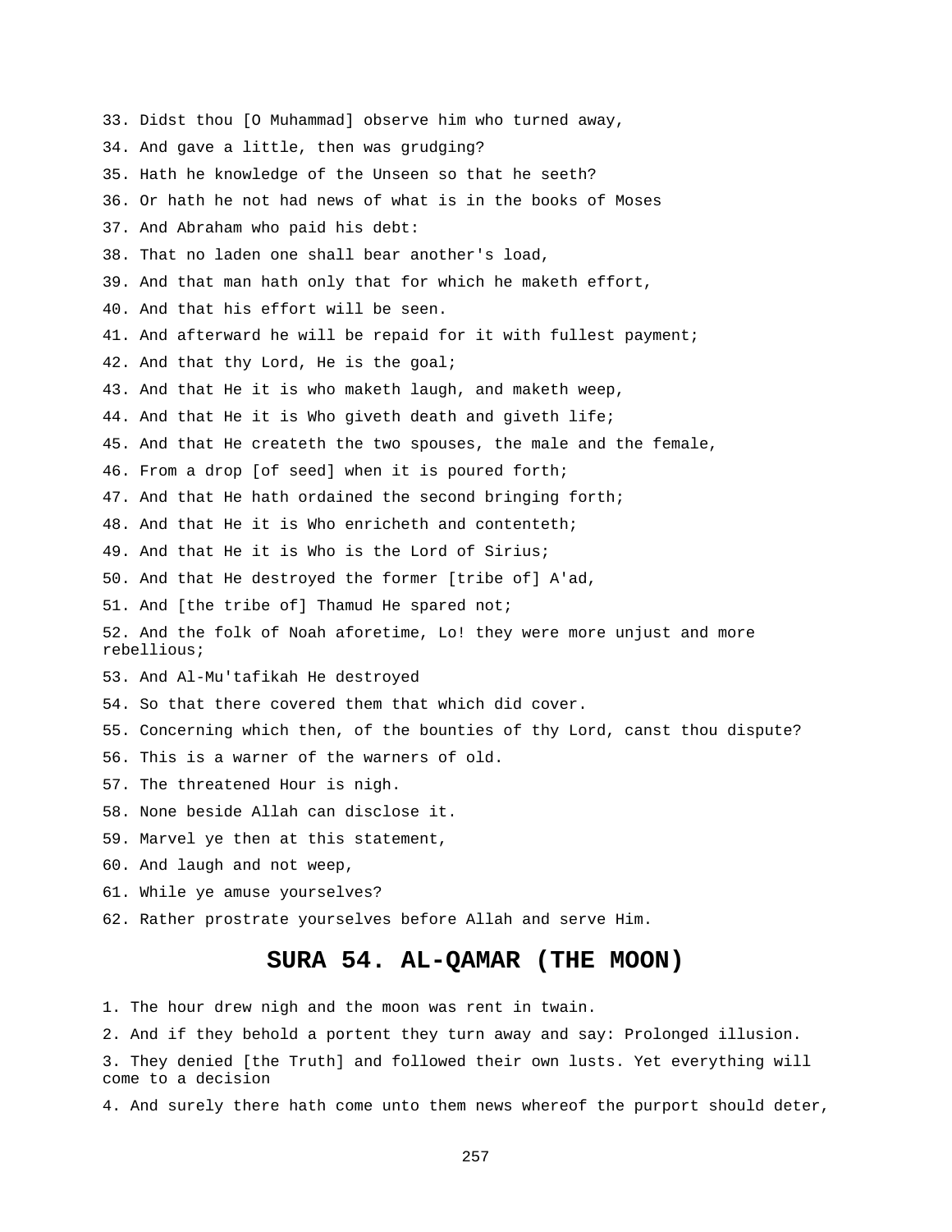33. Didst thou [O Muhammad] observe him who turned away,

34. And gave a little, then was grudging?

35. Hath he knowledge of the Unseen so that he seeth?

36. Or hath he not had news of what is in the books of Moses

37. And Abraham who paid his debt:

38. That no laden one shall bear another's load,

39. And that man hath only that for which he maketh effort,

40. And that his effort will be seen.

41. And afterward he will be repaid for it with fullest payment;

42. And that thy Lord, He is the goal;

43. And that He it is who maketh laugh, and maketh weep,

44. And that He it is Who giveth death and giveth life;

45. And that He createth the two spouses, the male and the female,

46. From a drop [of seed] when it is poured forth;

47. And that He hath ordained the second bringing forth;

48. And that He it is Who enricheth and contenteth;

49. And that He it is Who is the Lord of Sirius;

50. And that He destroyed the former [tribe of] A'ad,

51. And [the tribe of] Thamud He spared not;

52. And the folk of Noah aforetime, Lo! they were more unjust and more rebellious;

53. And Al-Mu'tafikah He destroyed

54. So that there covered them that which did cover.

55. Concerning which then, of the bounties of thy Lord, canst thou dispute?

56. This is a warner of the warners of old.

57. The threatened Hour is nigh.

58. None beside Allah can disclose it.

59. Marvel ye then at this statement,

60. And laugh and not weep,

61. While ye amuse yourselves?

62. Rather prostrate yourselves before Allah and serve Him.

## SURA 54. AL-QAMAR (THE MOON)

1. The hour drew nigh and the moon was rent in twain.

2. And if they behold a portent they turn away and say: Prolonged illusion.

3. They denied [the Truth] and followed their own lusts. Yet everything will come to a decision

4. And surely there hath come unto them news whereof the purport should deter,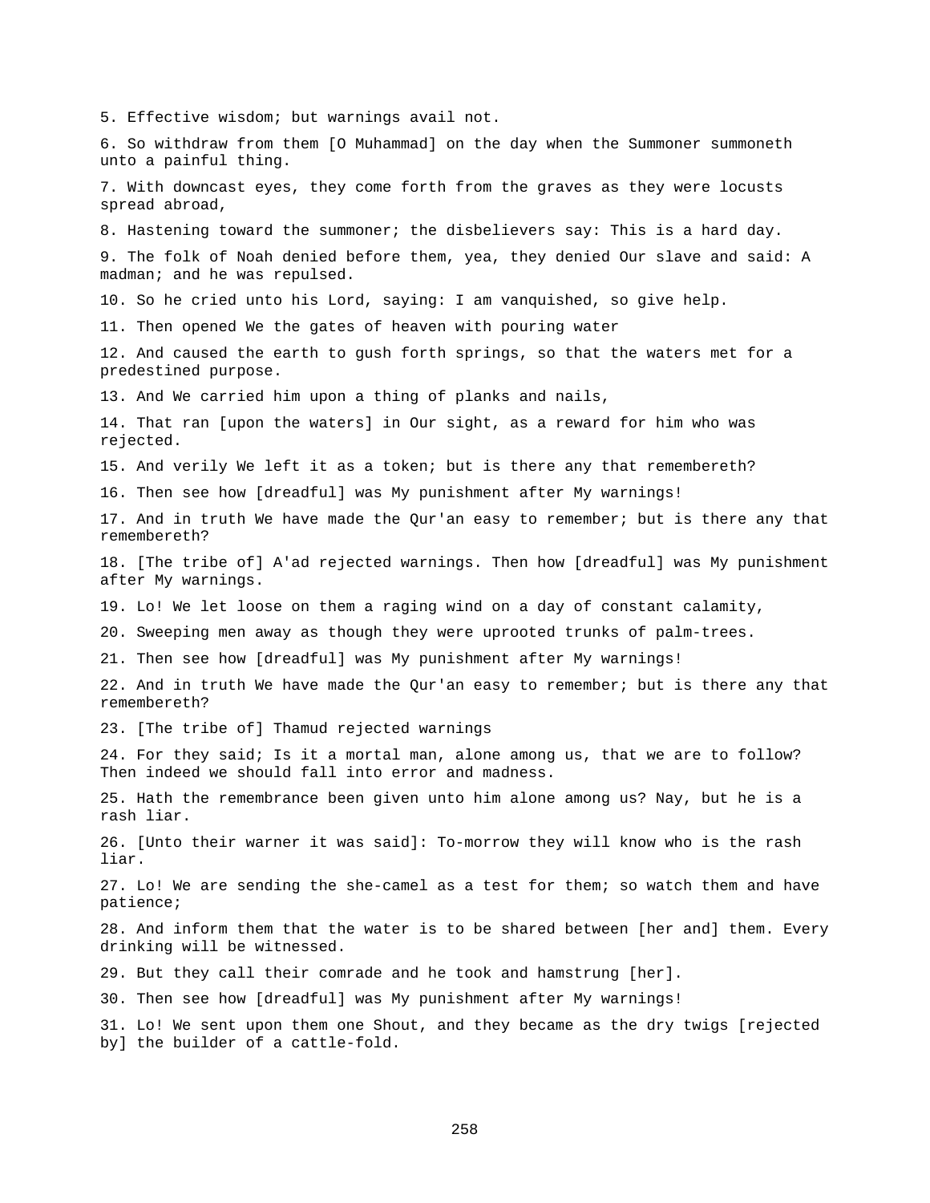5. Effective wisdom; but warnings avail not.

6. So withdraw from them [O Muhammad] on the day when the Summoner summoneth unto a painful thing.

7. With downcast eyes, they come forth from the graves as they were locusts spread abroad,

8. Hastening toward the summoner; the disbelievers say: This is a hard day.

9. The folk of Noah denied before them, yea, they denied Our slave and said: A madman; and he was repulsed.

10. So he cried unto his Lord, saying: I am vanquished, so give help.

11. Then opened We the gates of heaven with pouring water

12. And caused the earth to gush forth springs, so that the waters met for a predestined purpose.

13. And We carried him upon a thing of planks and nails,

14. That ran [upon the waters] in Our sight, as a reward for him who was rejected.

15. And verily We left it as a token; but is there any that remembereth?

16. Then see how [dreadful] was My punishment after My warnings!

17. And in truth We have made the Qur'an easy to remember; but is there any that remembereth?

18. [The tribe of] A'ad rejected warnings. Then how [dreadful] was My punishment after My warnings.

19. Lo! We let loose on them a raging wind on a day of constant calamity,

20. Sweeping men away as though they were uprooted trunks of palm-trees.

21. Then see how [dreadful] was My punishment after My warnings!

22. And in truth We have made the Qur'an easy to remember; but is there any that remembereth?

23. [The tribe of] Thamud rejected warnings

24. For they said; Is it a mortal man, alone among us, that we are to follow? Then indeed we should fall into error and madness.

25. Hath the remembrance been given unto him alone among us? Nay, but he is a rash liar.

26. [Unto their warner it was said]: To-morrow they will know who is the rash liar.

27. Lo! We are sending the she-camel as a test for them; so watch them and have patience;

28. And inform them that the water is to be shared between [her and] them. Every drinking will be witnessed.

29. But they call their comrade and he took and hamstrung [her].

30. Then see how [dreadful] was My punishment after My warnings!

31. Lo! We sent upon them one Shout, and they became as the dry twigs [rejected by] the builder of a cattle-fold.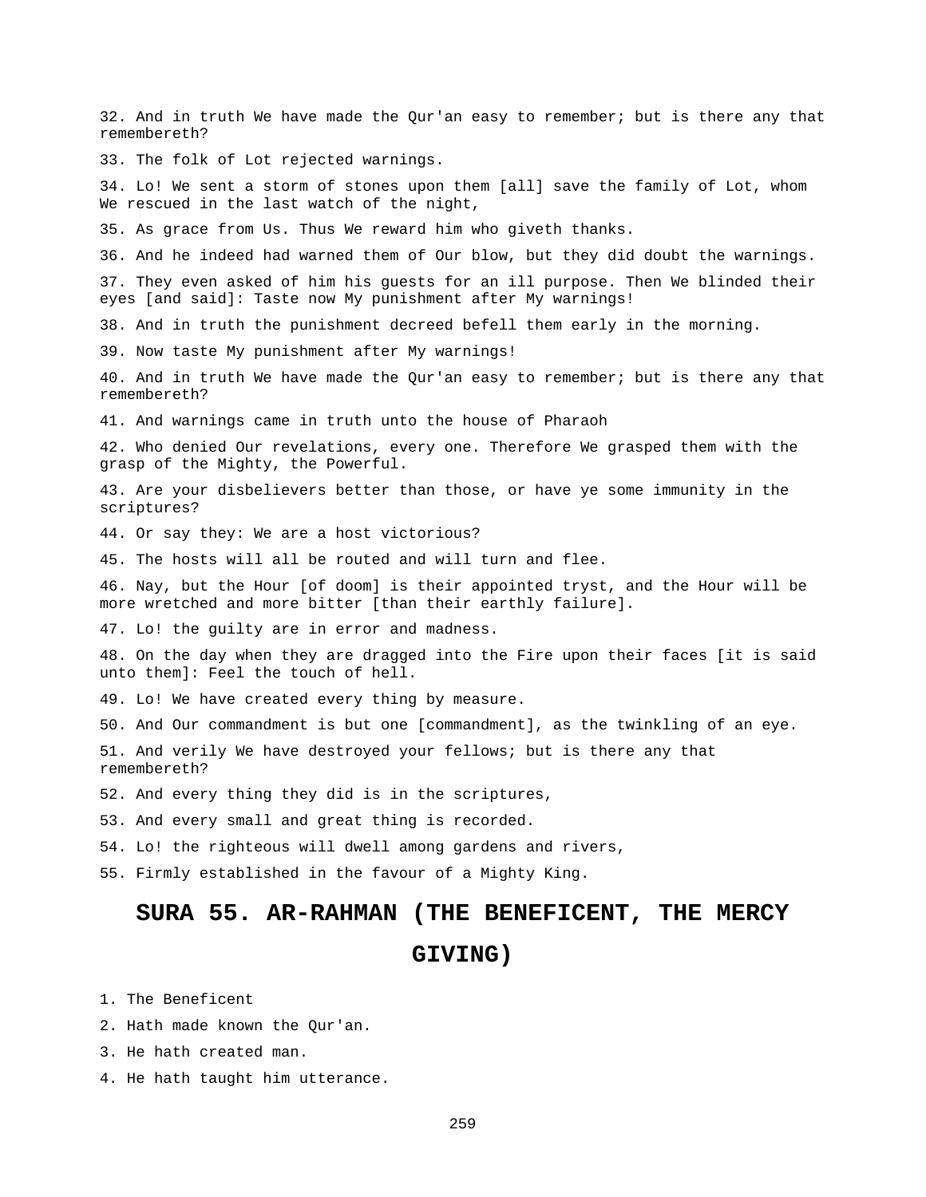32. And in truth We have made the Qur'an easy to remember; but is there any that remembereth?

33. The folk of Lot rejected warnings.

34. Lo! We sent a storm of stones upon them [all] save the family of Lot, whom We rescued in the last watch of the night,

35. As grace from Us. Thus We reward him who giveth thanks.

36. And he indeed had warned them of Our blow, but they did doubt the warnings.

37. They even asked of him his guests for an ill purpose. Then We blinded their eyes [and said]: Taste now My punishment after My warnings!

38. And in truth the punishment decreed befell them early in the morning.

39. Now taste My punishment after My warnings!

40. And in truth We have made the Qur'an easy to remember; but is there any that remembereth?

41. And warnings came in truth unto the house of Pharaoh

42. Who denied Our revelations, every one. Therefore We grasped them with the grasp of the Mighty, the Powerful.

43. Are your disbelievers better than those, or have ye some immunity in the scriptures?

44. Or say they: We are a host victorious?

45. The hosts will all be routed and will turn and flee.

46. Nay, but the Hour [of doom] is their appointed tryst, and the Hour will be more wretched and more bitter [than their earthly failure].

47. Lo! the guilty are in error and madness.

48. On the day when they are dragged into the Fire upon their faces [it is said unto them]: Feel the touch of hell.

49. Lo! We have created every thing by measure.

50. And Our commandment is but one [commandment], as the twinkling of an eye.

51. And verily We have destroyed your fellows; but is there any that remembereth?

52. And every thing they did is in the scriptures,

53. And every small and great thing is recorded.

54. Lo! the righteous will dwell among gardens and rivers,

55. Firmly established in the favour of a Mighty King.

# SURA 55. AR-RAHMAN (THE BENEFICENT, THE MERCY GIVING)

1. The Beneficent

2. Hath made known the Qur'an.

3. He hath created man.

4. He hath taught him utterance.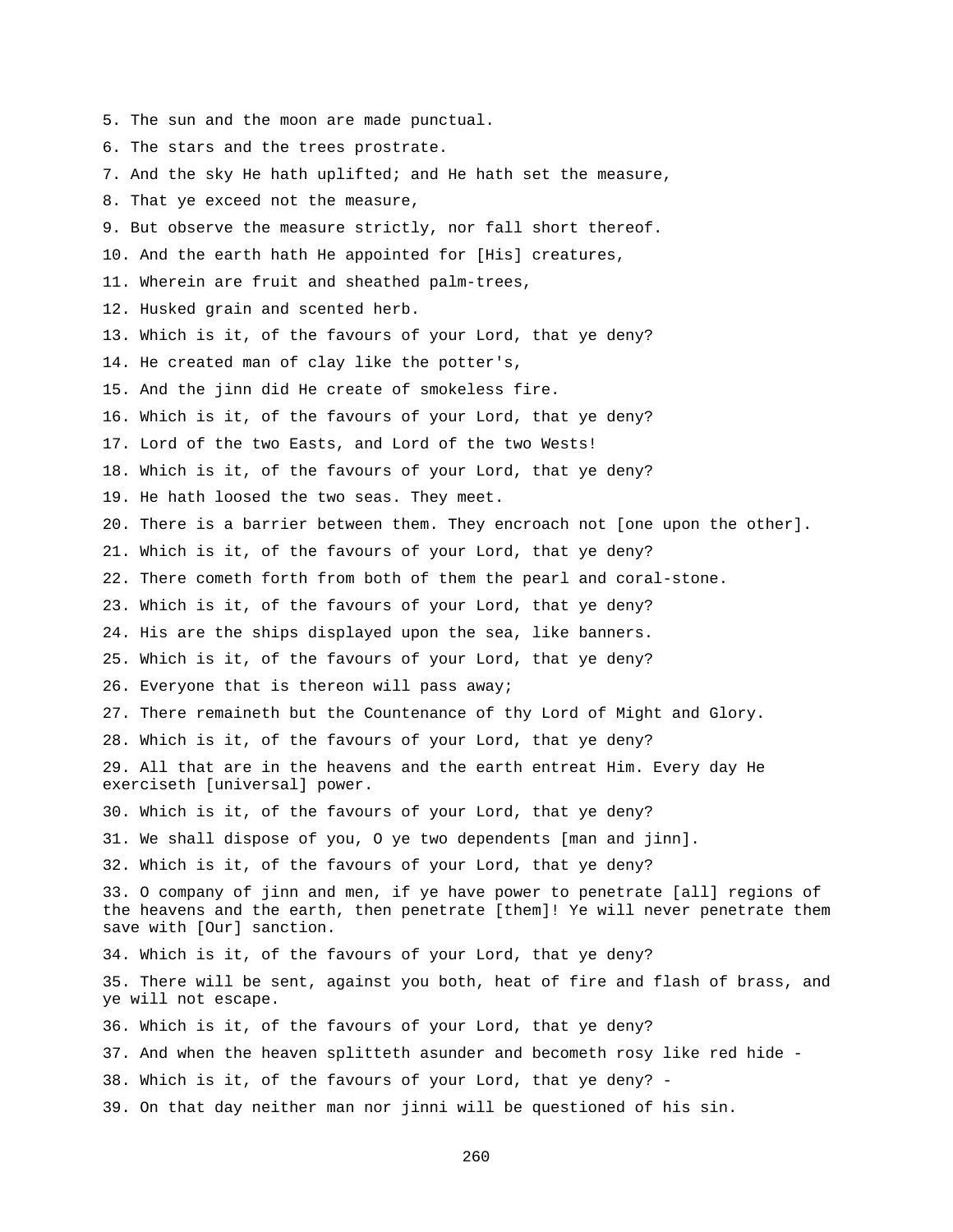5. The sun and the moon are made punctual.

6. The stars and the trees prostrate.

7. And the sky He hath uplifted; and He hath set the measure,

8. That ye exceed not the measure,

9. But observe the measure strictly, nor fall short thereof.

10. And the earth hath He appointed for [His] creatures,

11. Wherein are fruit and sheathed palm-trees,

12. Husked grain and scented herb.

13. Which is it, of the favours of your Lord, that ye deny?

14. He created man of clay like the potter's,

15. And the jinn did He create of smokeless fire.

16. Which is it, of the favours of your Lord, that ye deny?

17. Lord of the two Easts, and Lord of the two Wests!

18. Which is it, of the favours of your Lord, that ye deny?

19. He hath loosed the two seas. They meet.

20. There is a barrier between them. They encroach not [one upon the other].

21. Which is it, of the favours of your Lord, that ye deny?

22. There cometh forth from both of them the pearl and coral-stone.

23. Which is it, of the favours of your Lord, that ye deny?

24. His are the ships displayed upon the sea, like banners.

25. Which is it, of the favours of your Lord, that ye deny?

26. Everyone that is thereon will pass away;

27. There remaineth but the Countenance of thy Lord of Might and Glory.

28. Which is it, of the favours of your Lord, that ye deny?

29. All that are in the heavens and the earth entreat Him. Every day He exerciseth [universal] power.

30. Which is it, of the favours of your Lord, that ye deny?

31. We shall dispose of you, O ye two dependents [man and jinn].

32. Which is it, of the favours of your Lord, that ye deny?

33. O company of jinn and men, if ye have power to penetrate [all] regions of the heavens and the earth, then penetrate [them]! Ye will never penetrate them save with [Our] sanction.

34. Which is it, of the favours of your Lord, that ye deny?

35. There will be sent, against you both, heat of fire and flash of brass, and ye will not escape.

36. Which is it, of the favours of your Lord, that ye deny?

37. And when the heaven splitteth asunder and becometh rosy like red hide -

38. Which is it, of the favours of your Lord, that ye deny? -

39. On that day neither man nor jinni will be questioned of his sin.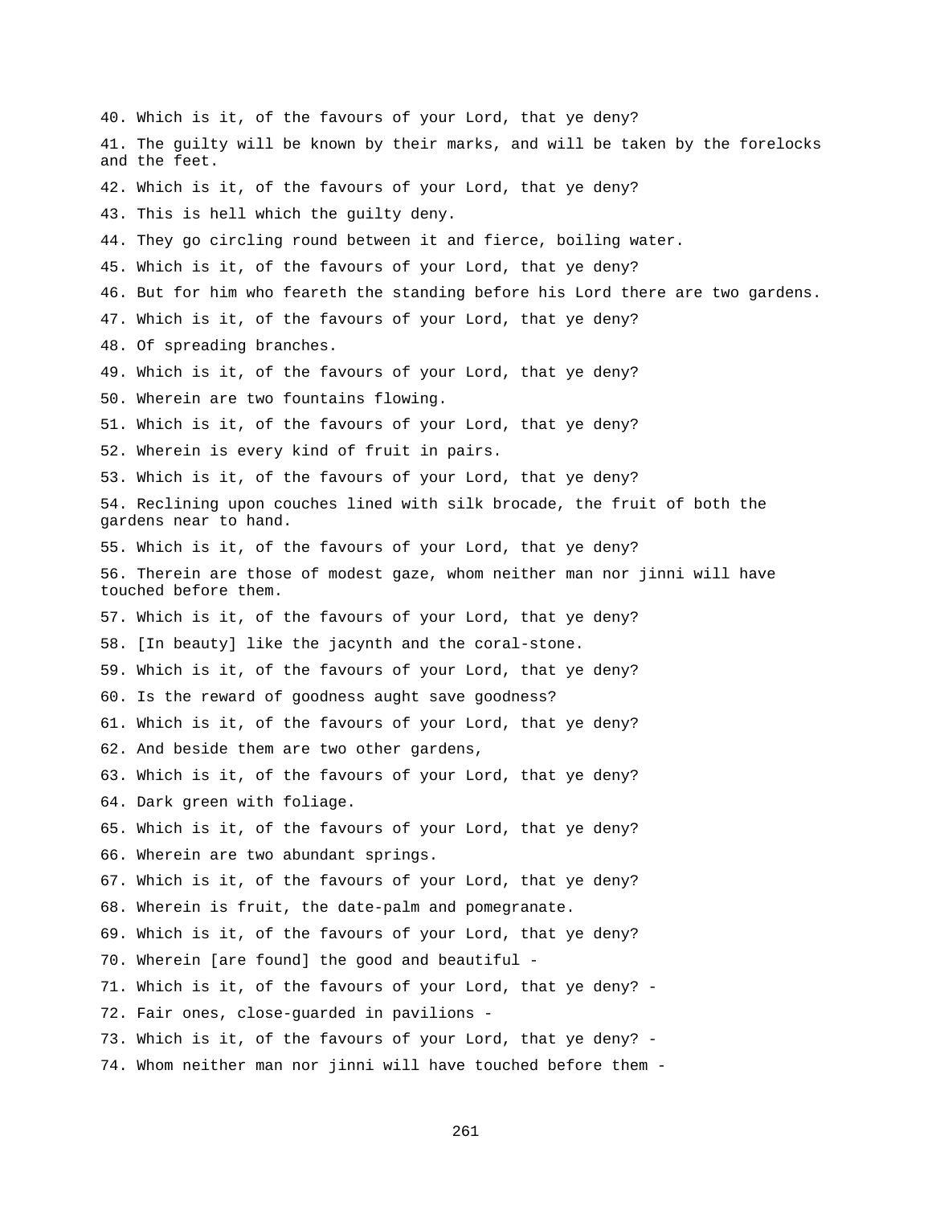40. Which is it, of the favours of your Lord, that ye deny?

41. The guilty will be known by their marks, and will be taken by the forelocks and the feet.

42. Which is it, of the favours of your Lord, that ye deny?

43. This is hell which the guilty deny.

44. They go circling round between it and fierce, boiling water.

45. Which is it, of the favours of your Lord, that ye deny?

46. But for him who feareth the standing before his Lord there are two gardens.

47. Which is it, of the favours of your Lord, that ye deny?

48. Of spreading branches.

49. Which is it, of the favours of your Lord, that ye deny?

50. Wherein are two fountains flowing.

51. Which is it, of the favours of your Lord, that ye deny?

52. Wherein is every kind of fruit in pairs.

53. Which is it, of the favours of your Lord, that ye deny?

54. Reclining upon couches lined with silk brocade, the fruit of both the gardens near to hand.

55. Which is it, of the favours of your Lord, that ye deny?

56. Therein are those of modest gaze, whom neither man nor jinni will have touched before them.

57. Which is it, of the favours of your Lord, that ye deny?

58. [In beauty] like the jacynth and the coral-stone.

59. Which is it, of the favours of your Lord, that ye deny?

60. Is the reward of goodness aught save goodness?

61. Which is it, of the favours of your Lord, that ye deny?

62. And beside them are two other gardens,

63. Which is it, of the favours of your Lord, that ye deny?

64. Dark green with foliage.

65. Which is it, of the favours of your Lord, that ye deny?

66. Wherein are two abundant springs.

67. Which is it, of the favours of your Lord, that ye deny?

68. Wherein is fruit, the date-palm and pomegranate.

69. Which is it, of the favours of your Lord, that ye deny?

70. Wherein [are found] the good and beautiful -

71. Which is it, of the favours of your Lord, that ye deny? -

72. Fair ones, close-guarded in pavilions -

73. Which is it, of the favours of your Lord, that ye deny? -

74. Whom neither man nor jinni will have touched before them -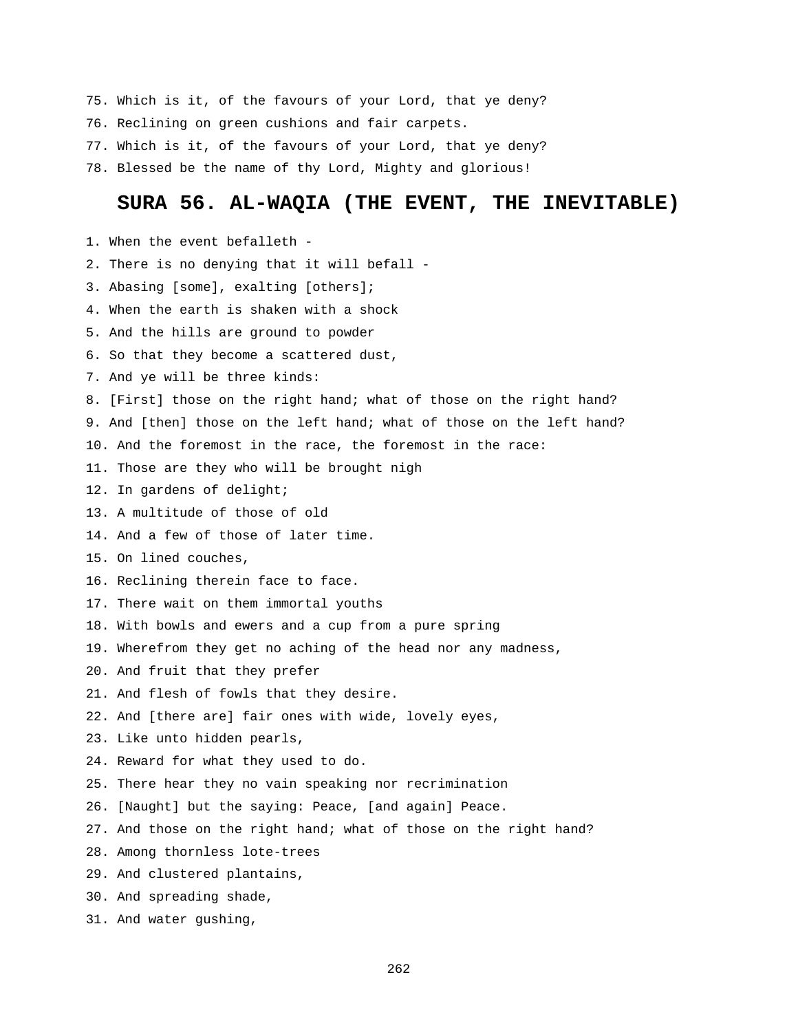75. Which is it, of the favours of your Lord, that ye deny?
76. Reclining on green cushions and fair carpets.
77. Which is it, of the favours of your Lord, that ye deny?
78. Blessed be the name of thy Lord, Mighty and glorious!

## SURA 56. AL-WAQIA (THE EVENT, THE INEVITABLE)

1. When the event befalleth -
2. There is no denying that it will befall -
3. Abasing [some], exalting [others];
4. When the earth is shaken with a shock
5. And the hills are ground to powder
6. So that they become a scattered dust,
7. And ye will be three kinds:
8. [First] those on the right hand; what of those on the right hand?
9. And [then] those on the left hand; what of those on the left hand?
10. And the foremost in the race, the foremost in the race:
11. Those are they who will be brought nigh
12. In gardens of delight;
13. A multitude of those of old
14. And a few of those of later time.
15. On lined couches,
16. Reclining therein face to face.
17. There wait on them immortal youths
18. With bowls and ewers and a cup from a pure spring
19. Wherefrom they get no aching of the head nor any madness,
20. And fruit that they prefer
21. And flesh of fowls that they desire.
22. And [there are] fair ones with wide, lovely eyes,
23. Like unto hidden pearls,
24. Reward for what they used to do.
25. There hear they no vain speaking nor recrimination
26. [Naught] but the saying: Peace, [and again] Peace.
27. And those on the right hand; what of those on the right hand?
28. Among thornless lote-trees
29. And clustered plantains,
30. And spreading shade,
31. And water gushing,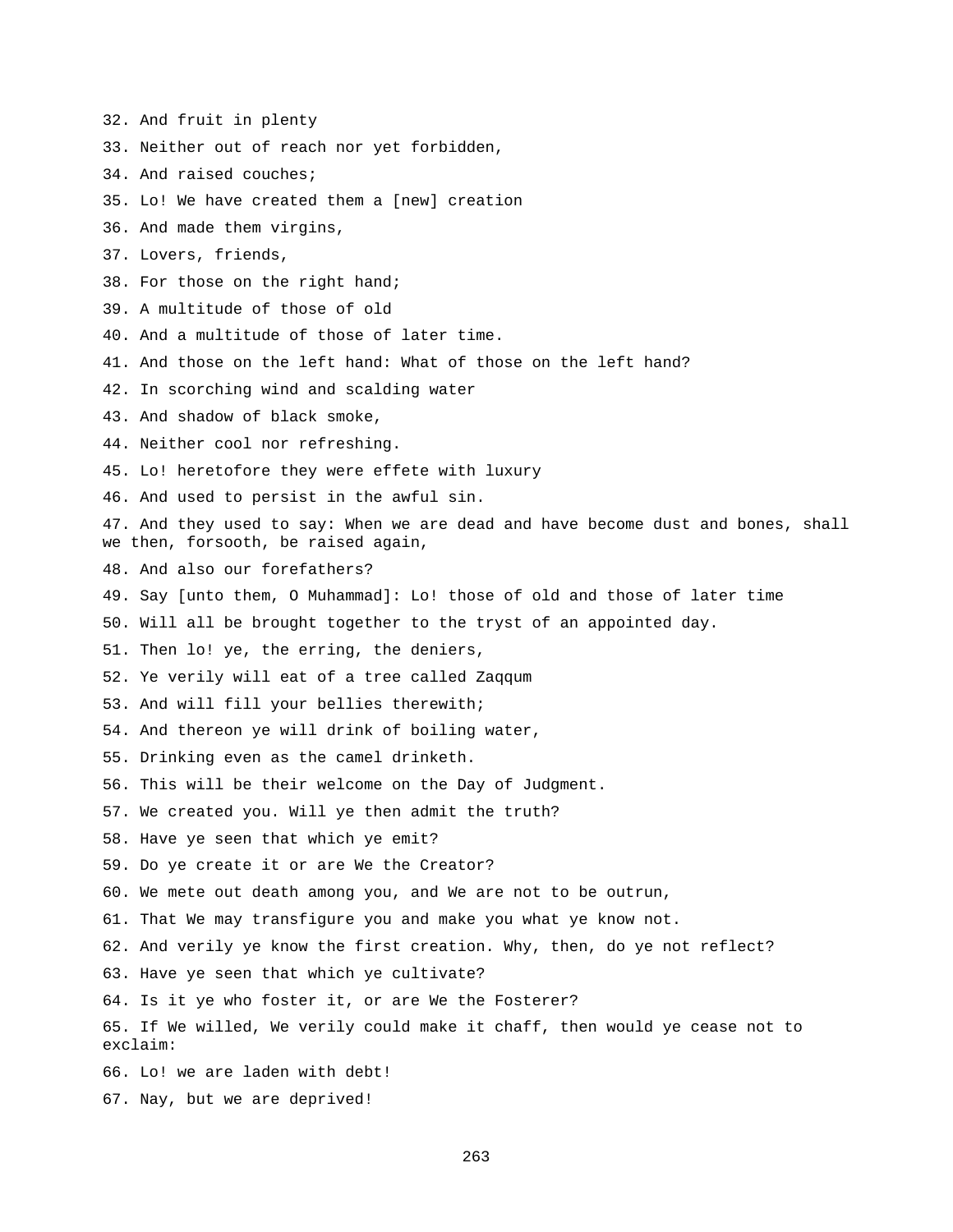32. And fruit in plenty

33. Neither out of reach nor yet forbidden,

34. And raised couches;

35. Lo! We have created them a [new] creation

36. And made them virgins,

37. Lovers, friends,

38. For those on the right hand;

39. A multitude of those of old

40. And a multitude of those of later time.

41. And those on the left hand: What of those on the left hand?

42. In scorching wind and scalding water

43. And shadow of black smoke,

44. Neither cool nor refreshing.

45. Lo! heretofore they were effete with luxury

46. And used to persist in the awful sin.

47. And they used to say: When we are dead and have become dust and bones, shall we then, forsooth, be raised again,

48. And also our forefathers?

49. Say [unto them, O Muhammad]: Lo! those of old and those of later time

50. Will all be brought together to the tryst of an appointed day.

51. Then lo! ye, the erring, the deniers,

52. Ye verily will eat of a tree called Zaqqum

53. And will fill your bellies therewith;

54. And thereon ye will drink of boiling water,

55. Drinking even as the camel drinketh.

56. This will be their welcome on the Day of Judgment.

57. We created you. Will ye then admit the truth?

58. Have ye seen that which ye emit?

59. Do ye create it or are We the Creator?

60. We mete out death among you, and We are not to be outrun,

61. That We may transfigure you and make you what ye know not.

62. And verily ye know the first creation. Why, then, do ye not reflect?

63. Have ye seen that which ye cultivate?

64. Is it ye who foster it, or are We the Fosterer?

65. If We willed, We verily could make it chaff, then would ye cease not to exclaim:

66. Lo! we are laden with debt!

67. Nay, but we are deprived!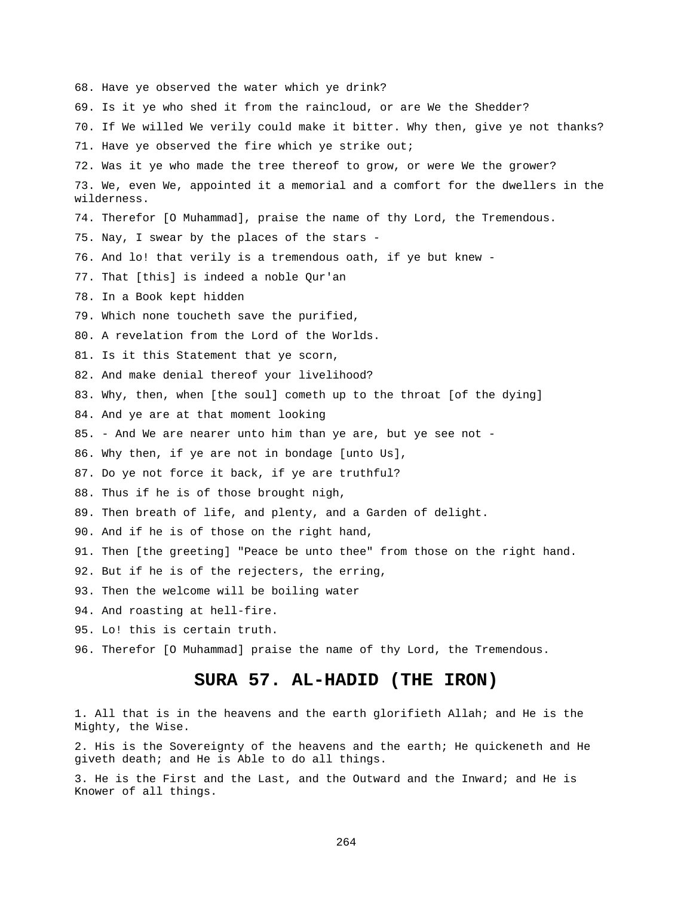68. Have ye observed the water which ye drink?

69. Is it ye who shed it from the raincloud, or are We the Shedder?

70. If We willed We verily could make it bitter. Why then, give ye not thanks?

71. Have ye observed the fire which ye strike out;

72. Was it ye who made the tree thereof to grow, or were We the grower?

73. We, even We, appointed it a memorial and a comfort for the dwellers in the wilderness.

74. Therefor [O Muhammad], praise the name of thy Lord, the Tremendous.

75. Nay, I swear by the places of the stars -

76. And lo! that verily is a tremendous oath, if ye but knew -

77. That [this] is indeed a noble Qur'an

78. In a Book kept hidden

79. Which none toucheth save the purified,

80. A revelation from the Lord of the Worlds.

81. Is it this Statement that ye scorn,

82. And make denial thereof your livelihood?

83. Why, then, when [the soul] cometh up to the throat [of the dying]

84. And ye are at that moment looking

85. - And We are nearer unto him than ye are, but ye see not -

86. Why then, if ye are not in bondage [unto Us],

87. Do ye not force it back, if ye are truthful?

88. Thus if he is of those brought nigh,

89. Then breath of life, and plenty, and a Garden of delight.

90. And if he is of those on the right hand,

91. Then [the greeting] "Peace be unto thee" from those on the right hand.

92. But if he is of the rejecters, the erring,

93. Then the welcome will be boiling water

94. And roasting at hell-fire.

95. Lo! this is certain truth.

96. Therefor [O Muhammad] praise the name of thy Lord, the Tremendous.

## SURA 57. AL-HADID (THE IRON)

1. All that is in the heavens and the earth glorifieth Allah; and He is the Mighty, the Wise.

2. His is the Sovereignty of the heavens and the earth; He quickeneth and He giveth death; and He is Able to do all things.

3. He is the First and the Last, and the Outward and the Inward; and He is Knower of all things.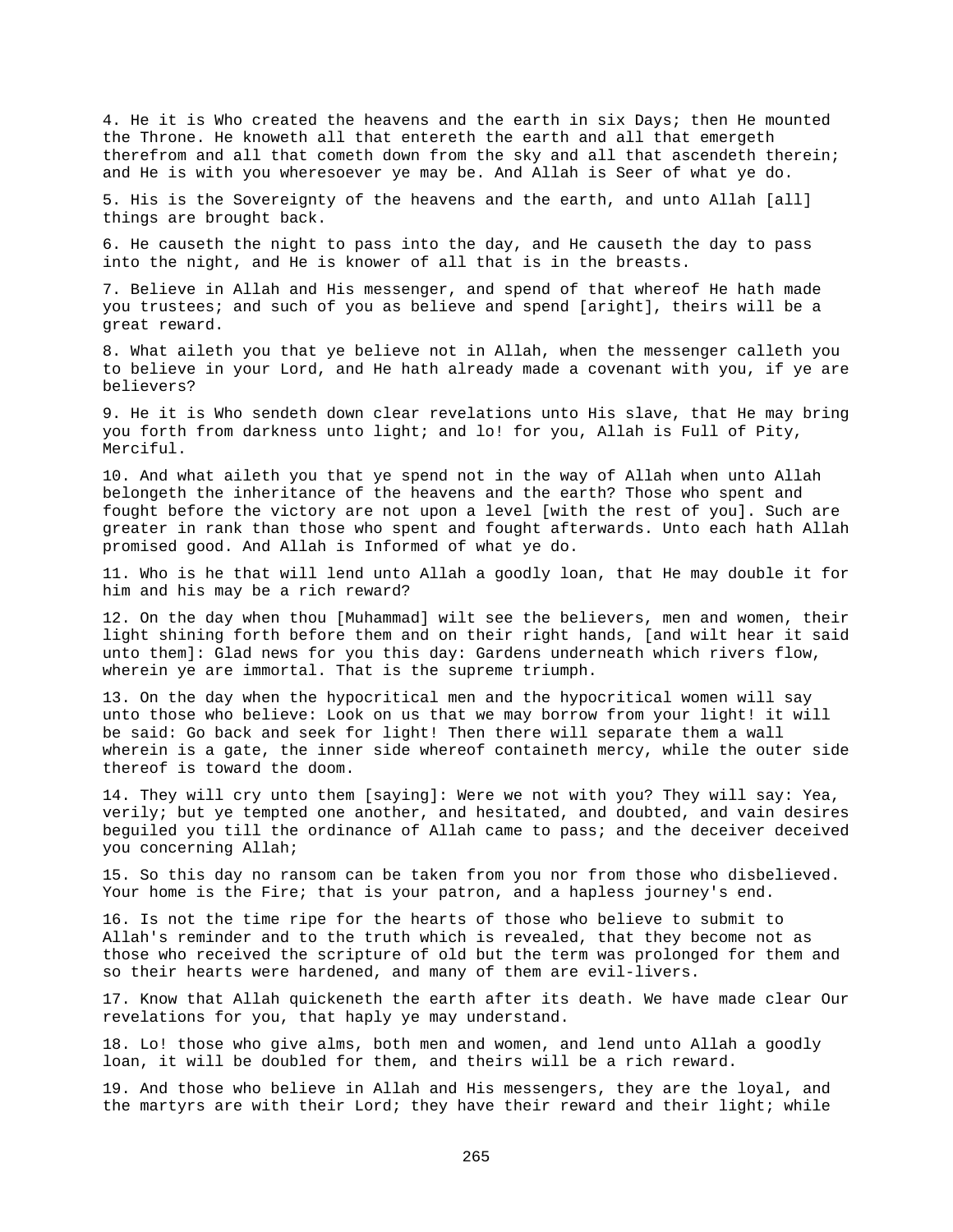4. He it is Who created the heavens and the earth in six Days; then He mounted the Throne. He knoweth all that entereth the earth and all that emergeth therefrom and all that cometh down from the sky and all that ascendeth therein; and He is with you wheresoever ye may be. And Allah is Seer of what ye do.

5. His is the Sovereignty of the heavens and the earth, and unto Allah [all] things are brought back.

6. He causeth the night to pass into the day, and He causeth the day to pass into the night, and He is knower of all that is in the breasts.

7. Believe in Allah and His messenger, and spend of that whereof He hath made you trustees; and such of you as believe and spend [aright], theirs will be a great reward.

8. What aileth you that ye believe not in Allah, when the messenger calleth you to believe in your Lord, and He hath already made a covenant with you, if ye are believers?

9. He it is Who sendeth down clear revelations unto His slave, that He may bring you forth from darkness unto light; and lo! for you, Allah is Full of Pity, Merciful.

10. And what aileth you that ye spend not in the way of Allah when unto Allah belongeth the inheritance of the heavens and the earth? Those who spent and fought before the victory are not upon a level [with the rest of you]. Such are greater in rank than those who spent and fought afterwards. Unto each hath Allah promised good. And Allah is Informed of what ye do.

11. Who is he that will lend unto Allah a goodly loan, that He may double it for him and his may be a rich reward?

12. On the day when thou [Muhammad] wilt see the believers, men and women, their light shining forth before them and on their right hands, [and wilt hear it said unto them]: Glad news for you this day: Gardens underneath which rivers flow, wherein ye are immortal. That is the supreme triumph.

13. On the day when the hypocritical men and the hypocritical women will say unto those who believe: Look on us that we may borrow from your light! it will be said: Go back and seek for light! Then there will separate them a wall wherein is a gate, the inner side whereof containeth mercy, while the outer side thereof is toward the doom.

14. They will cry unto them [saying]: Were we not with you? They will say: Yea, verily; but ye tempted one another, and hesitated, and doubted, and vain desires beguiled you till the ordinance of Allah came to pass; and the deceiver deceived you concerning Allah;

15. So this day no ransom can be taken from you nor from those who disbelieved. Your home is the Fire; that is your patron, and a hapless journey's end.

16. Is not the time ripe for the hearts of those who believe to submit to Allah's reminder and to the truth which is revealed, that they become not as those who received the scripture of old but the term was prolonged for them and so their hearts were hardened, and many of them are evil-livers.

17. Know that Allah quickeneth the earth after its death. We have made clear Our revelations for you, that haply ye may understand.

18. Lo! those who give alms, both men and women, and lend unto Allah a goodly loan, it will be doubled for them, and theirs will be a rich reward.

19. And those who believe in Allah and His messengers, they are the loyal, and the martyrs are with their Lord; they have their reward and their light; while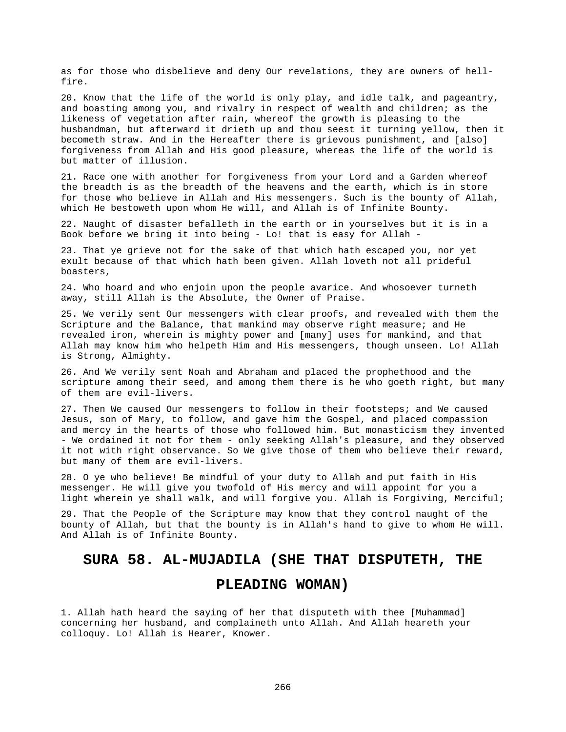as for those who disbelieve and deny Our revelations, they are owners of hell-fire.

20. Know that the life of the world is only play, and idle talk, and pageantry, and boasting among you, and rivalry in respect of wealth and children; as the likeness of vegetation after rain, whereof the growth is pleasing to the husbandman, but afterward it drieth up and thou seest it turning yellow, then it becometh straw. And in the Hereafter there is grievous punishment, and [also] forgiveness from Allah and His good pleasure, whereas the life of the world is but matter of illusion.

21. Race one with another for forgiveness from your Lord and a Garden whereof the breadth is as the breadth of the heavens and the earth, which is in store for those who believe in Allah and His messengers. Such is the bounty of Allah, which He bestoweth upon whom He will, and Allah is of Infinite Bounty.

22. Naught of disaster befalleth in the earth or in yourselves but it is in a Book before we bring it into being - Lo! that is easy for Allah -

23. That ye grieve not for the sake of that which hath escaped you, nor yet exult because of that which hath been given. Allah loveth not all prideful boasters,

24. Who hoard and who enjoin upon the people avarice. And whosoever turneth away, still Allah is the Absolute, the Owner of Praise.

25. We verily sent Our messengers with clear proofs, and revealed with them the Scripture and the Balance, that mankind may observe right measure; and He revealed iron, wherein is mighty power and [many] uses for mankind, and that Allah may know him who helpeth Him and His messengers, though unseen. Lo! Allah is Strong, Almighty.

26. And We verily sent Noah and Abraham and placed the prophethood and the scripture among their seed, and among them there is he who goeth right, but many of them are evil-livers.

27. Then We caused Our messengers to follow in their footsteps; and We caused Jesus, son of Mary, to follow, and gave him the Gospel, and placed compassion and mercy in the hearts of those who followed him. But monasticism they invented - We ordained it not for them - only seeking Allah's pleasure, and they observed it not with right observance. So We give those of them who believe their reward, but many of them are evil-livers.

28. O ye who believe! Be mindful of your duty to Allah and put faith in His messenger. He will give you twofold of His mercy and will appoint for you a light wherein ye shall walk, and will forgive you. Allah is Forgiving, Merciful;

29. That the People of the Scripture may know that they control naught of the bounty of Allah, but that the bounty is in Allah's hand to give to whom He will. And Allah is of Infinite Bounty.

## SURA 58. AL-MUJADILA (SHE THAT DISPUTETH, THE PLEADING WOMAN)

1. Allah hath heard the saying of her that disputeth with thee [Muhammad] concerning her husband, and complaineth unto Allah. And Allah heareth your colloquy. Lo! Allah is Hearer, Knower.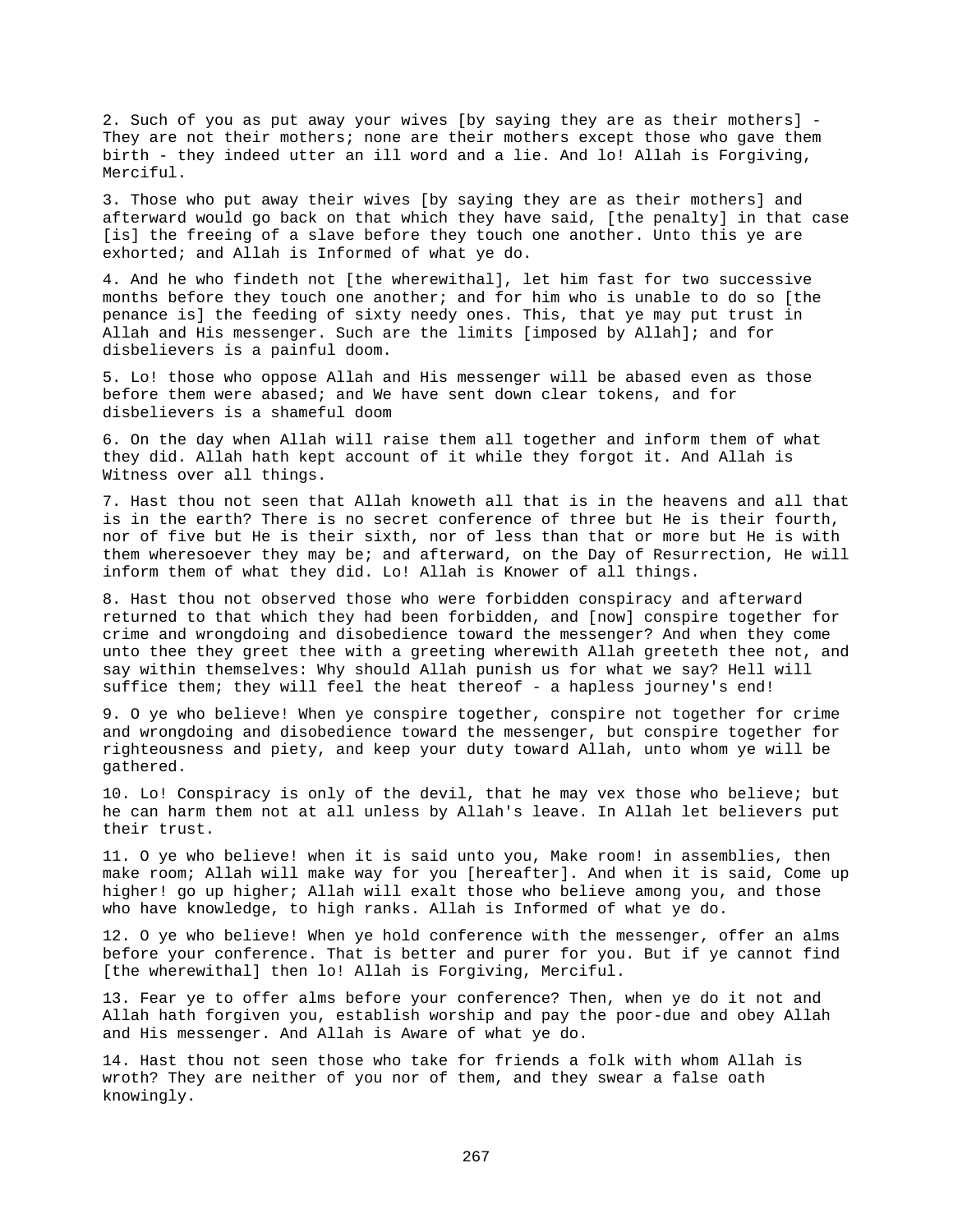2. Such of you as put away your wives [by saying they are as their mothers] - They are not their mothers; none are their mothers except those who gave them birth - they indeed utter an ill word and a lie. And lo! Allah is Forgiving, Merciful.

3. Those who put away their wives [by saying they are as their mothers] and afterward would go back on that which they have said, [the penalty] in that case [is] the freeing of a slave before they touch one another. Unto this ye are exhorted; and Allah is Informed of what ye do.

4. And he who findeth not [the wherewithal], let him fast for two successive months before they touch one another; and for him who is unable to do so [the penance is] the feeding of sixty needy ones. This, that ye may put trust in Allah and His messenger. Such are the limits [imposed by Allah]; and for disbelievers is a painful doom.

5. Lo! those who oppose Allah and His messenger will be abased even as those before them were abased; and We have sent down clear tokens, and for disbelievers is a shameful doom

6. On the day when Allah will raise them all together and inform them of what they did. Allah hath kept account of it while they forgot it. And Allah is Witness over all things.

7. Hast thou not seen that Allah knoweth all that is in the heavens and all that is in the earth? There is no secret conference of three but He is their fourth, nor of five but He is their sixth, nor of less than that or more but He is with them wheresoever they may be; and afterward, on the Day of Resurrection, He will inform them of what they did. Lo! Allah is Knower of all things.

8. Hast thou not observed those who were forbidden conspiracy and afterward returned to that which they had been forbidden, and [now] conspire together for crime and wrongdoing and disobedience toward the messenger? And when they come unto thee they greet thee with a greeting wherewith Allah greeteth thee not, and say within themselves: Why should Allah punish us for what we say? Hell will suffice them; they will feel the heat thereof - a hapless journey's end!

9. O ye who believe! When ye conspire together, conspire not together for crime and wrongdoing and disobedience toward the messenger, but conspire together for righteousness and piety, and keep your duty toward Allah, unto whom ye will be gathered.

10. Lo! Conspiracy is only of the devil, that he may vex those who believe; but he can harm them not at all unless by Allah's leave. In Allah let believers put their trust.

11. O ye who believe! when it is said unto you, Make room! in assemblies, then make room; Allah will make way for you [hereafter]. And when it is said, Come up higher! go up higher; Allah will exalt those who believe among you, and those who have knowledge, to high ranks. Allah is Informed of what ye do.

12. O ye who believe! When ye hold conference with the messenger, offer an alms before your conference. That is better and purer for you. But if ye cannot find [the wherewithal] then lo! Allah is Forgiving, Merciful.

13. Fear ye to offer alms before your conference? Then, when ye do it not and Allah hath forgiven you, establish worship and pay the poor-due and obey Allah and His messenger. And Allah is Aware of what ye do.

14. Hast thou not seen those who take for friends a folk with whom Allah is wroth? They are neither of you nor of them, and they swear a false oath knowingly.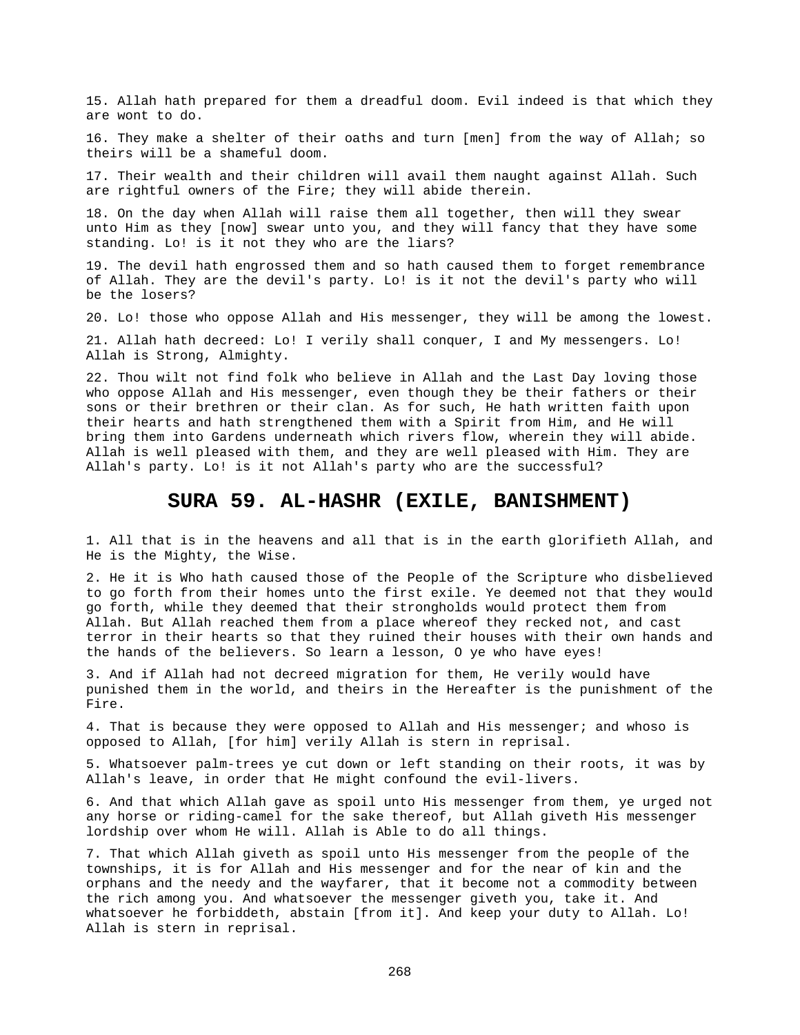15. Allah hath prepared for them a dreadful doom. Evil indeed is that which they are wont to do.

16. They make a shelter of their oaths and turn [men] from the way of Allah; so theirs will be a shameful doom.

17. Their wealth and their children will avail them naught against Allah. Such are rightful owners of the Fire; they will abide therein.

18. On the day when Allah will raise them all together, then will they swear unto Him as they [now] swear unto you, and they will fancy that they have some standing. Lo! is it not they who are the liars?

19. The devil hath engrossed them and so hath caused them to forget remembrance of Allah. They are the devil's party. Lo! is it not the devil's party who will be the losers?

20. Lo! those who oppose Allah and His messenger, they will be among the lowest.

21. Allah hath decreed: Lo! I verily shall conquer, I and My messengers. Lo! Allah is Strong, Almighty.

22. Thou wilt not find folk who believe in Allah and the Last Day loving those who oppose Allah and His messenger, even though they be their fathers or their sons or their brethren or their clan. As for such, He hath written faith upon their hearts and hath strengthened them with a Spirit from Him, and He will bring them into Gardens underneath which rivers flow, wherein they will abide. Allah is well pleased with them, and they are well pleased with Him. They are Allah's party. Lo! is it not Allah's party who are the successful?

## SURA 59. AL-HASHR (EXILE, BANISHMENT)

1. All that is in the heavens and all that is in the earth glorifieth Allah, and He is the Mighty, the Wise.

2. He it is Who hath caused those of the People of the Scripture who disbelieved to go forth from their homes unto the first exile. Ye deemed not that they would go forth, while they deemed that their strongholds would protect them from Allah. But Allah reached them from a place whereof they recked not, and cast terror in their hearts so that they ruined their houses with their own hands and the hands of the believers. So learn a lesson, O ye who have eyes!

3. And if Allah had not decreed migration for them, He verily would have punished them in the world, and theirs in the Hereafter is the punishment of the Fire.

4. That is because they were opposed to Allah and His messenger; and whoso is opposed to Allah, [for him] verily Allah is stern in reprisal.

5. Whatsoever palm-trees ye cut down or left standing on their roots, it was by Allah's leave, in order that He might confound the evil-livers.

6. And that which Allah gave as spoil unto His messenger from them, ye urged not any horse or riding-camel for the sake thereof, but Allah giveth His messenger lordship over whom He will. Allah is Able to do all things.

7. That which Allah giveth as spoil unto His messenger from the people of the townships, it is for Allah and His messenger and for the near of kin and the orphans and the needy and the wayfarer, that it become not a commodity between the rich among you. And whatsoever the messenger giveth you, take it. And whatsoever he forbiddeth, abstain [from it]. And keep your duty to Allah. Lo! Allah is stern in reprisal.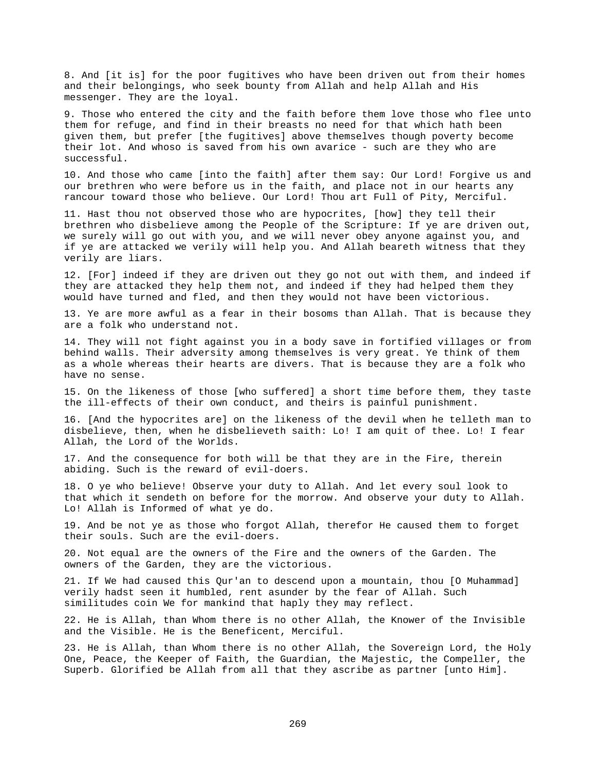8. And [it is] for the poor fugitives who have been driven out from their homes and their belongings, who seek bounty from Allah and help Allah and His messenger. They are the loyal.

9. Those who entered the city and the faith before them love those who flee unto them for refuge, and find in their breasts no need for that which hath been given them, but prefer [the fugitives] above themselves though poverty become their lot. And whoso is saved from his own avarice - such are they who are successful.

10. And those who came [into the faith] after them say: Our Lord! Forgive us and our brethren who were before us in the faith, and place not in our hearts any rancour toward those who believe. Our Lord! Thou art Full of Pity, Merciful.

11. Hast thou not observed those who are hypocrites, [how] they tell their brethren who disbelieve among the People of the Scripture: If ye are driven out, we surely will go out with you, and we will never obey anyone against you, and if ye are attacked we verily will help you. And Allah beareth witness that they verily are liars.

12. [For] indeed if they are driven out they go not out with them, and indeed if they are attacked they help them not, and indeed if they had helped them they would have turned and fled, and then they would not have been victorious.

13. Ye are more awful as a fear in their bosoms than Allah. That is because they are a folk who understand not.

14. They will not fight against you in a body save in fortified villages or from behind walls. Their adversity among themselves is very great. Ye think of them as a whole whereas their hearts are divers. That is because they are a folk who have no sense.

15. On the likeness of those [who suffered] a short time before them, they taste the ill-effects of their own conduct, and theirs is painful punishment.

16. [And the hypocrites are] on the likeness of the devil when he telleth man to disbelieve, then, when he disbelieveth saith: Lo! I am quit of thee. Lo! I fear Allah, the Lord of the Worlds.

17. And the consequence for both will be that they are in the Fire, therein abiding. Such is the reward of evil-doers.

18. O ye who believe! Observe your duty to Allah. And let every soul look to that which it sendeth on before for the morrow. And observe your duty to Allah. Lo! Allah is Informed of what ye do.

19. And be not ye as those who forgot Allah, therefor He caused them to forget their souls. Such are the evil-doers.

20. Not equal are the owners of the Fire and the owners of the Garden. The owners of the Garden, they are the victorious.

21. If We had caused this Qur'an to descend upon a mountain, thou [O Muhammad] verily hadst seen it humbled, rent asunder by the fear of Allah. Such similitudes coin We for mankind that haply they may reflect.

22. He is Allah, than Whom there is no other Allah, the Knower of the Invisible and the Visible. He is the Beneficent, Merciful.

23. He is Allah, than Whom there is no other Allah, the Sovereign Lord, the Holy One, Peace, the Keeper of Faith, the Guardian, the Majestic, the Compeller, the Superb. Glorified be Allah from all that they ascribe as partner [unto Him].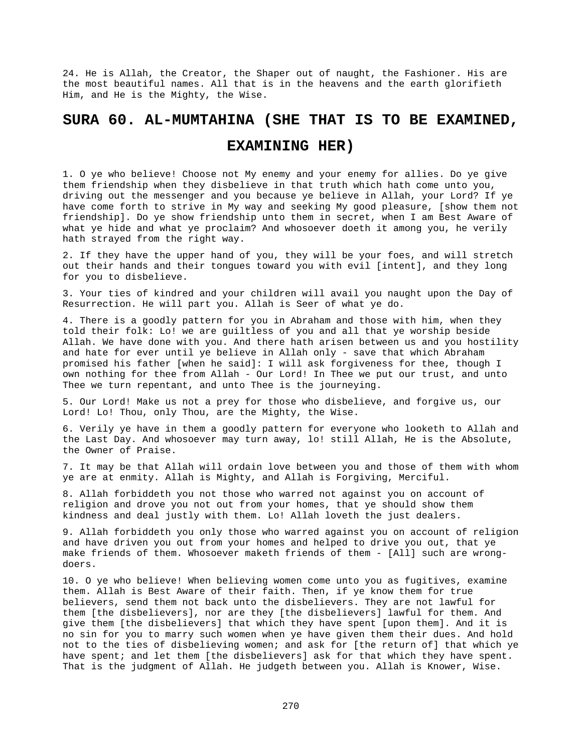24. He is Allah, the Creator, the Shaper out of naught, the Fashioner. His are the most beautiful names. All that is in the heavens and the earth glorifieth Him, and He is the Mighty, the Wise.

## SURA 60. AL-MUMTAHINA (SHE THAT IS TO BE EXAMINED, EXAMINING HER)

1. O ye who believe! Choose not My enemy and your enemy for allies. Do ye give them friendship when they disbelieve in that truth which hath come unto you, driving out the messenger and you because ye believe in Allah, your Lord? If ye have come forth to strive in My way and seeking My good pleasure, [show them not friendship]. Do ye show friendship unto them in secret, when I am Best Aware of what ye hide and what ye proclaim? And whosoever doeth it among you, he verily hath strayed from the right way.

2. If they have the upper hand of you, they will be your foes, and will stretch out their hands and their tongues toward you with evil [intent], and they long for you to disbelieve.

3. Your ties of kindred and your children will avail you naught upon the Day of Resurrection. He will part you. Allah is Seer of what ye do.

4. There is a goodly pattern for you in Abraham and those with him, when they told their folk: Lo! we are guiltless of you and all that ye worship beside Allah. We have done with you. And there hath arisen between us and you hostility and hate for ever until ye believe in Allah only - save that which Abraham promised his father [when he said]: I will ask forgiveness for thee, though I own nothing for thee from Allah - Our Lord! In Thee we put our trust, and unto Thee we turn repentant, and unto Thee is the journeying.

5. Our Lord! Make us not a prey for those who disbelieve, and forgive us, our Lord! Lo! Thou, only Thou, are the Mighty, the Wise.

6. Verily ye have in them a goodly pattern for everyone who looketh to Allah and the Last Day. And whosoever may turn away, lo! still Allah, He is the Absolute, the Owner of Praise.

7. It may be that Allah will ordain love between you and those of them with whom ye are at enmity. Allah is Mighty, and Allah is Forgiving, Merciful.

8. Allah forbiddeth you not those who warred not against you on account of religion and drove you not out from your homes, that ye should show them kindness and deal justly with them. Lo! Allah loveth the just dealers.

9. Allah forbiddeth you only those who warred against you on account of religion and have driven you out from your homes and helped to drive you out, that ye make friends of them. Whosoever maketh friends of them - [All] such are wrong-doers.

10. O ye who believe! When believing women come unto you as fugitives, examine them. Allah is Best Aware of their faith. Then, if ye know them for true believers, send them not back unto the disbelievers. They are not lawful for them [the disbelievers], nor are they [the disbelievers] lawful for them. And give them [the disbelievers] that which they have spent [upon them]. And it is no sin for you to marry such women when ye have given them their dues. And hold not to the ties of disbelieving women; and ask for [the return of] that which ye have spent; and let them [the disbelievers] ask for that which they have spent. That is the judgment of Allah. He judgeth between you. Allah is Knower, Wise.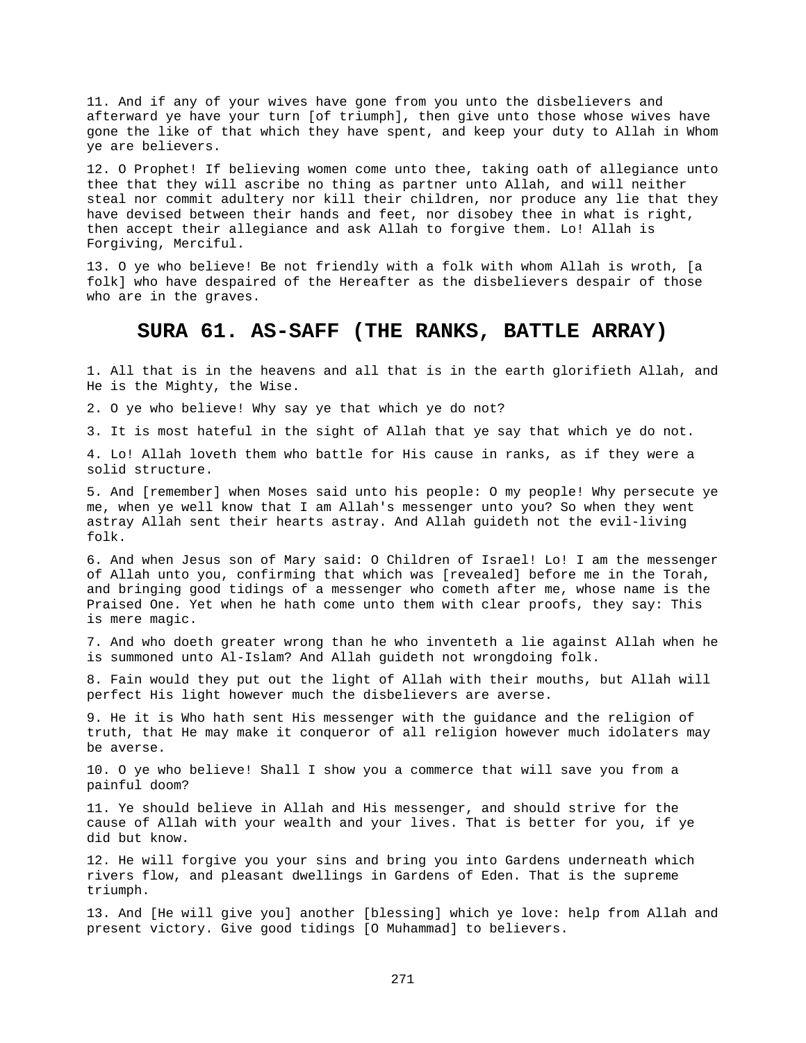11. And if any of your wives have gone from you unto the disbelievers and afterward ye have your turn [of triumph], then give unto those whose wives have gone the like of that which they have spent, and keep your duty to Allah in Whom ye are believers.

12. O Prophet! If believing women come unto thee, taking oath of allegiance unto thee that they will ascribe no thing as partner unto Allah, and will neither steal nor commit adultery nor kill their children, nor produce any lie that they have devised between their hands and feet, nor disobey thee in what is right, then accept their allegiance and ask Allah to forgive them. Lo! Allah is Forgiving, Merciful.

13. O ye who believe! Be not friendly with a folk with whom Allah is wroth, [a folk] who have despaired of the Hereafter as the disbelievers despair of those who are in the graves.

## SURA 61. AS-SAFF (THE RANKS, BATTLE ARRAY)

1. All that is in the heavens and all that is in the earth glorifieth Allah, and He is the Mighty, the Wise.

2. O ye who believe! Why say ye that which ye do not?

3. It is most hateful in the sight of Allah that ye say that which ye do not.

4. Lo! Allah loveth them who battle for His cause in ranks, as if they were a solid structure.

5. And [remember] when Moses said unto his people: O my people! Why persecute ye me, when ye well know that I am Allah's messenger unto you? So when they went astray Allah sent their hearts astray. And Allah guideth not the evil-living folk.

6. And when Jesus son of Mary said: O Children of Israel! Lo! I am the messenger of Allah unto you, confirming that which was [revealed] before me in the Torah, and bringing good tidings of a messenger who cometh after me, whose name is the Praised One. Yet when he hath come unto them with clear proofs, they say: This is mere magic.

7. And who doeth greater wrong than he who inventeth a lie against Allah when he is summoned unto Al-Islam? And Allah guideth not wrongdoing folk.

8. Fain would they put out the light of Allah with their mouths, but Allah will perfect His light however much the disbelievers are averse.

9. He it is Who hath sent His messenger with the guidance and the religion of truth, that He may make it conqueror of all religion however much idolaters may be averse.

10. O ye who believe! Shall I show you a commerce that will save you from a painful doom?

11. Ye should believe in Allah and His messenger, and should strive for the cause of Allah with your wealth and your lives. That is better for you, if ye did but know.

12. He will forgive you your sins and bring you into Gardens underneath which rivers flow, and pleasant dwellings in Gardens of Eden. That is the supreme triumph.

13. And [He will give you] another [blessing] which ye love: help from Allah and present victory. Give good tidings [O Muhammad] to believers.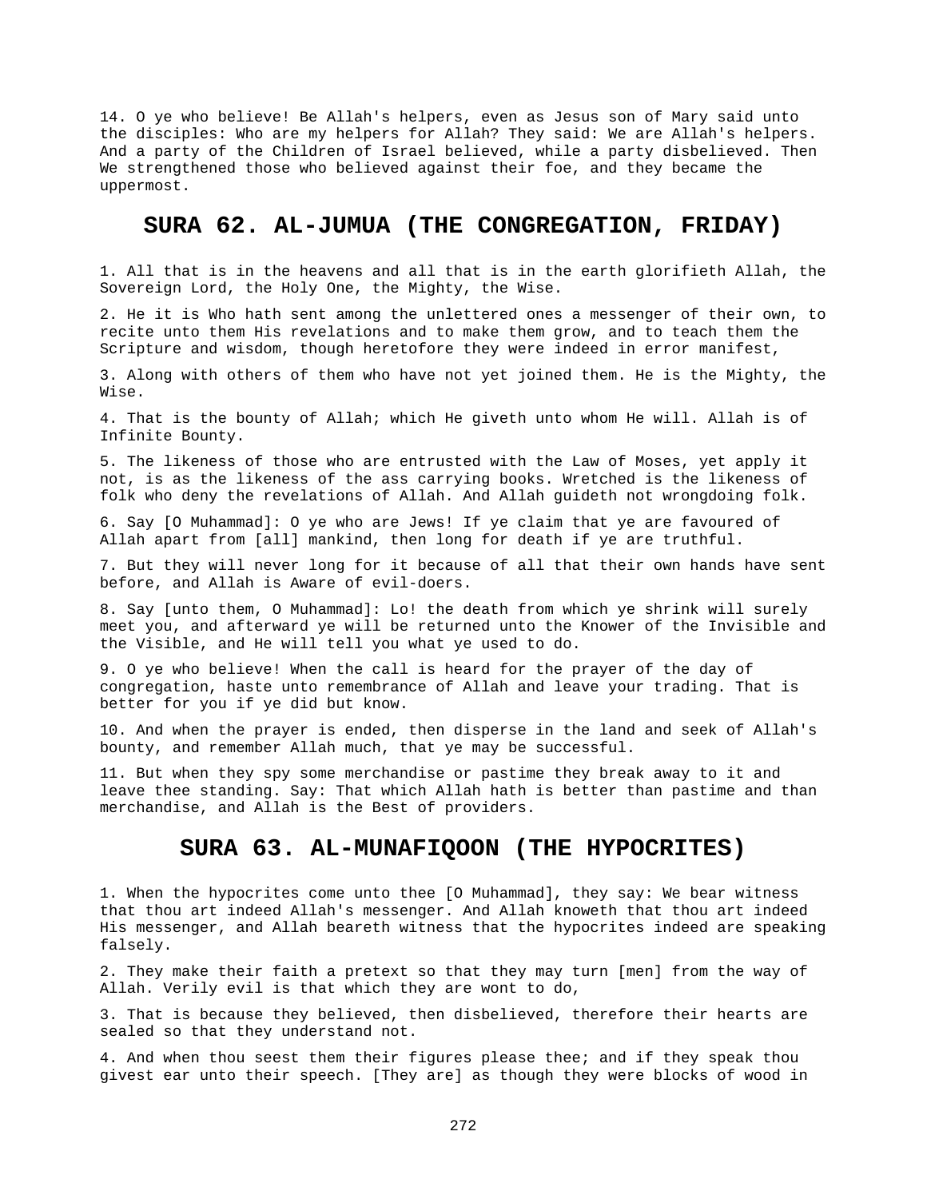14. O ye who believe! Be Allah's helpers, even as Jesus son of Mary said unto the disciples: Who are my helpers for Allah? They said: We are Allah's helpers. And a party of the Children of Israel believed, while a party disbelieved. Then We strengthened those who believed against their foe, and they became the uppermost.

## SURA 62. AL-JUMUA (THE CONGREGATION, FRIDAY)

1. All that is in the heavens and all that is in the earth glorifieth Allah, the Sovereign Lord, the Holy One, the Mighty, the Wise.

2. He it is Who hath sent among the unlettered ones a messenger of their own, to recite unto them His revelations and to make them grow, and to teach them the Scripture and wisdom, though heretofore they were indeed in error manifest,

3. Along with others of them who have not yet joined them. He is the Mighty, the Wise.

4. That is the bounty of Allah; which He giveth unto whom He will. Allah is of Infinite Bounty.

5. The likeness of those who are entrusted with the Law of Moses, yet apply it not, is as the likeness of the ass carrying books. Wretched is the likeness of folk who deny the revelations of Allah. And Allah guideth not wrongdoing folk.

6. Say [O Muhammad]: O ye who are Jews! If ye claim that ye are favoured of Allah apart from [all] mankind, then long for death if ye are truthful.

7. But they will never long for it because of all that their own hands have sent before, and Allah is Aware of evil-doers.

8. Say [unto them, O Muhammad]: Lo! the death from which ye shrink will surely meet you, and afterward ye will be returned unto the Knower of the Invisible and the Visible, and He will tell you what ye used to do.

9. O ye who believe! When the call is heard for the prayer of the day of congregation, haste unto remembrance of Allah and leave your trading. That is better for you if ye did but know.

10. And when the prayer is ended, then disperse in the land and seek of Allah's bounty, and remember Allah much, that ye may be successful.

11. But when they spy some merchandise or pastime they break away to it and leave thee standing. Say: That which Allah hath is better than pastime and than merchandise, and Allah is the Best of providers.

## SURA 63. AL-MUNAFIQOON (THE HYPOCRITES)

1. When the hypocrites come unto thee [O Muhammad], they say: We bear witness that thou art indeed Allah's messenger. And Allah knoweth that thou art indeed His messenger, and Allah beareth witness that the hypocrites indeed are speaking falsely.

2. They make their faith a pretext so that they may turn [men] from the way of Allah. Verily evil is that which they are wont to do,

3. That is because they believed, then disbelieved, therefore their hearts are sealed so that they understand not.

4. And when thou seest them their figures please thee; and if they speak thou givest ear unto their speech. [They are] as though they were blocks of wood in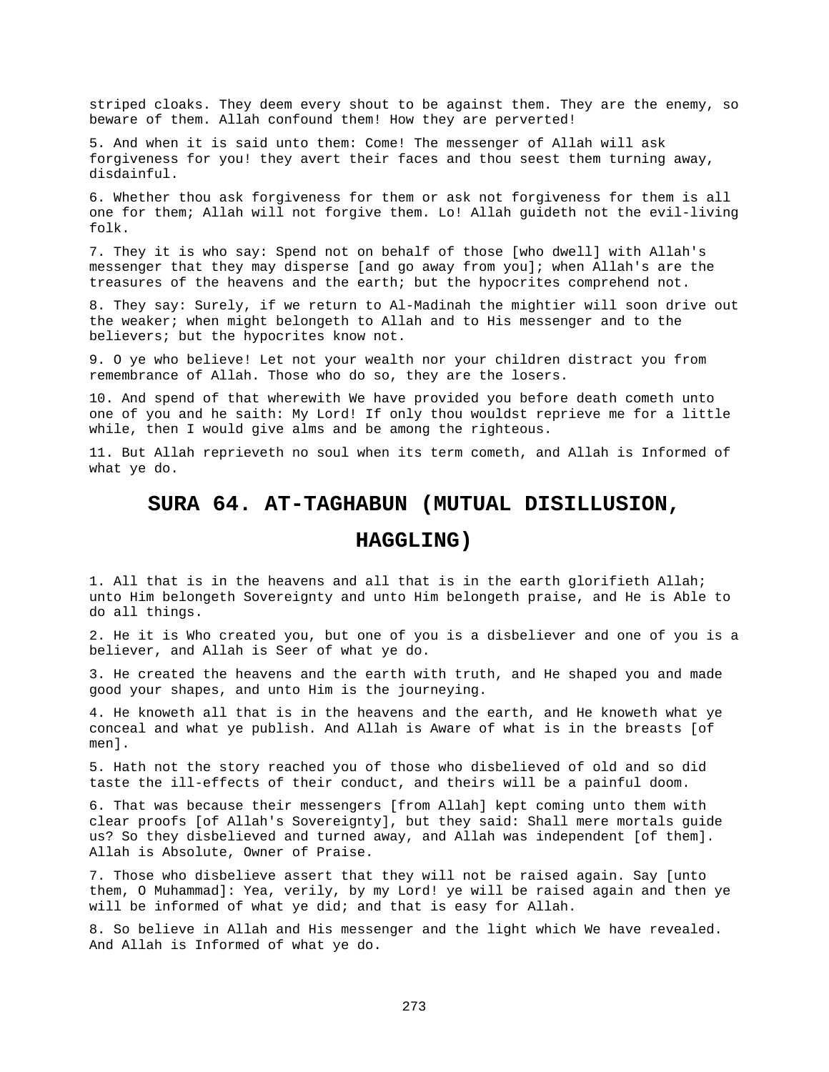striped cloaks. They deem every shout to be against them. They are the enemy, so beware of them. Allah confound them! How they are perverted!

5. And when it is said unto them: Come! The messenger of Allah will ask forgiveness for you! they avert their faces and thou seest them turning away, disdainful.

6. Whether thou ask forgiveness for them or ask not forgiveness for them is all one for them; Allah will not forgive them. Lo! Allah guideth not the evil-living folk.

7. They it is who say: Spend not on behalf of those [who dwell] with Allah's messenger that they may disperse [and go away from you]; when Allah's are the treasures of the heavens and the earth; but the hypocrites comprehend not.

8. They say: Surely, if we return to Al-Madinah the mightier will soon drive out the weaker; when might belongeth to Allah and to His messenger and to the believers; but the hypocrites know not.

9. O ye who believe! Let not your wealth nor your children distract you from remembrance of Allah. Those who do so, they are the losers.

10. And spend of that wherewith We have provided you before death cometh unto one of you and he saith: My Lord! If only thou wouldst reprieve me for a little while, then I would give alms and be among the righteous.

11. But Allah reprieveth no soul when its term cometh, and Allah is Informed of what ye do.

## SURA 64. AT-TAGHABUN (MUTUAL DISILLUSION, HAGGLING)

1. All that is in the heavens and all that is in the earth glorifieth Allah; unto Him belongeth Sovereignty and unto Him belongeth praise, and He is Able to do all things.

2. He it is Who created you, but one of you is a disbeliever and one of you is a believer, and Allah is Seer of what ye do.

3. He created the heavens and the earth with truth, and He shaped you and made good your shapes, and unto Him is the journeying.

4. He knoweth all that is in the heavens and the earth, and He knoweth what ye conceal and what ye publish. And Allah is Aware of what is in the breasts [of men].

5. Hath not the story reached you of those who disbelieved of old and so did taste the ill-effects of their conduct, and theirs will be a painful doom.

6. That was because their messengers [from Allah] kept coming unto them with clear proofs [of Allah's Sovereignty], but they said: Shall mere mortals guide us? So they disbelieved and turned away, and Allah was independent [of them]. Allah is Absolute, Owner of Praise.

7. Those who disbelieve assert that they will not be raised again. Say [unto them, O Muhammad]: Yea, verily, by my Lord! ye will be raised again and then ye will be informed of what ye did; and that is easy for Allah.

8. So believe in Allah and His messenger and the light which We have revealed. And Allah is Informed of what ye do.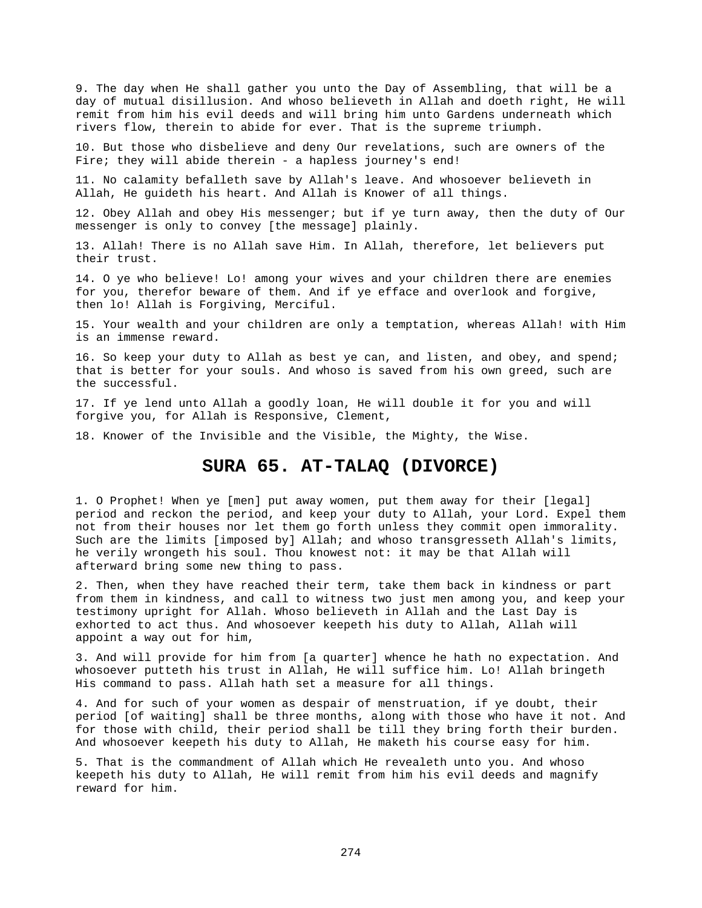9. The day when He shall gather you unto the Day of Assembling, that will be a day of mutual disillusion. And whoso believeth in Allah and doeth right, He will remit from him his evil deeds and will bring him unto Gardens underneath which rivers flow, therein to abide for ever. That is the supreme triumph.

10. But those who disbelieve and deny Our revelations, such are owners of the Fire; they will abide therein - a hapless journey's end!

11. No calamity befalleth save by Allah's leave. And whosoever believeth in Allah, He guideth his heart. And Allah is Knower of all things.

12. Obey Allah and obey His messenger; but if ye turn away, then the duty of Our messenger is only to convey [the message] plainly.

13. Allah! There is no Allah save Him. In Allah, therefore, let believers put their trust.

14. O ye who believe! Lo! among your wives and your children there are enemies for you, therefor beware of them. And if ye efface and overlook and forgive, then lo! Allah is Forgiving, Merciful.

15. Your wealth and your children are only a temptation, whereas Allah! with Him is an immense reward.

16. So keep your duty to Allah as best ye can, and listen, and obey, and spend; that is better for your souls. And whoso is saved from his own greed, such are the successful.

17. If ye lend unto Allah a goodly loan, He will double it for you and will forgive you, for Allah is Responsive, Clement,

18. Knower of the Invisible and the Visible, the Mighty, the Wise.

## SURA 65. AT-TALAQ (DIVORCE)

1. O Prophet! When ye [men] put away women, put them away for their [legal] period and reckon the period, and keep your duty to Allah, your Lord. Expel them not from their houses nor let them go forth unless they commit open immorality. Such are the limits [imposed by] Allah; and whoso transgresseth Allah's limits, he verily wrongeth his soul. Thou knowest not: it may be that Allah will afterward bring some new thing to pass.

2. Then, when they have reached their term, take them back in kindness or part from them in kindness, and call to witness two just men among you, and keep your testimony upright for Allah. Whoso believeth in Allah and the Last Day is exhorted to act thus. And whosoever keepeth his duty to Allah, Allah will appoint a way out for him,

3. And will provide for him from [a quarter] whence he hath no expectation. And whosoever putteth his trust in Allah, He will suffice him. Lo! Allah bringeth His command to pass. Allah hath set a measure for all things.

4. And for such of your women as despair of menstruation, if ye doubt, their period [of waiting] shall be three months, along with those who have it not. And for those with child, their period shall be till they bring forth their burden. And whosoever keepeth his duty to Allah, He maketh his course easy for him.

5. That is the commandment of Allah which He revealeth unto you. And whoso keepeth his duty to Allah, He will remit from him his evil deeds and magnify reward for him.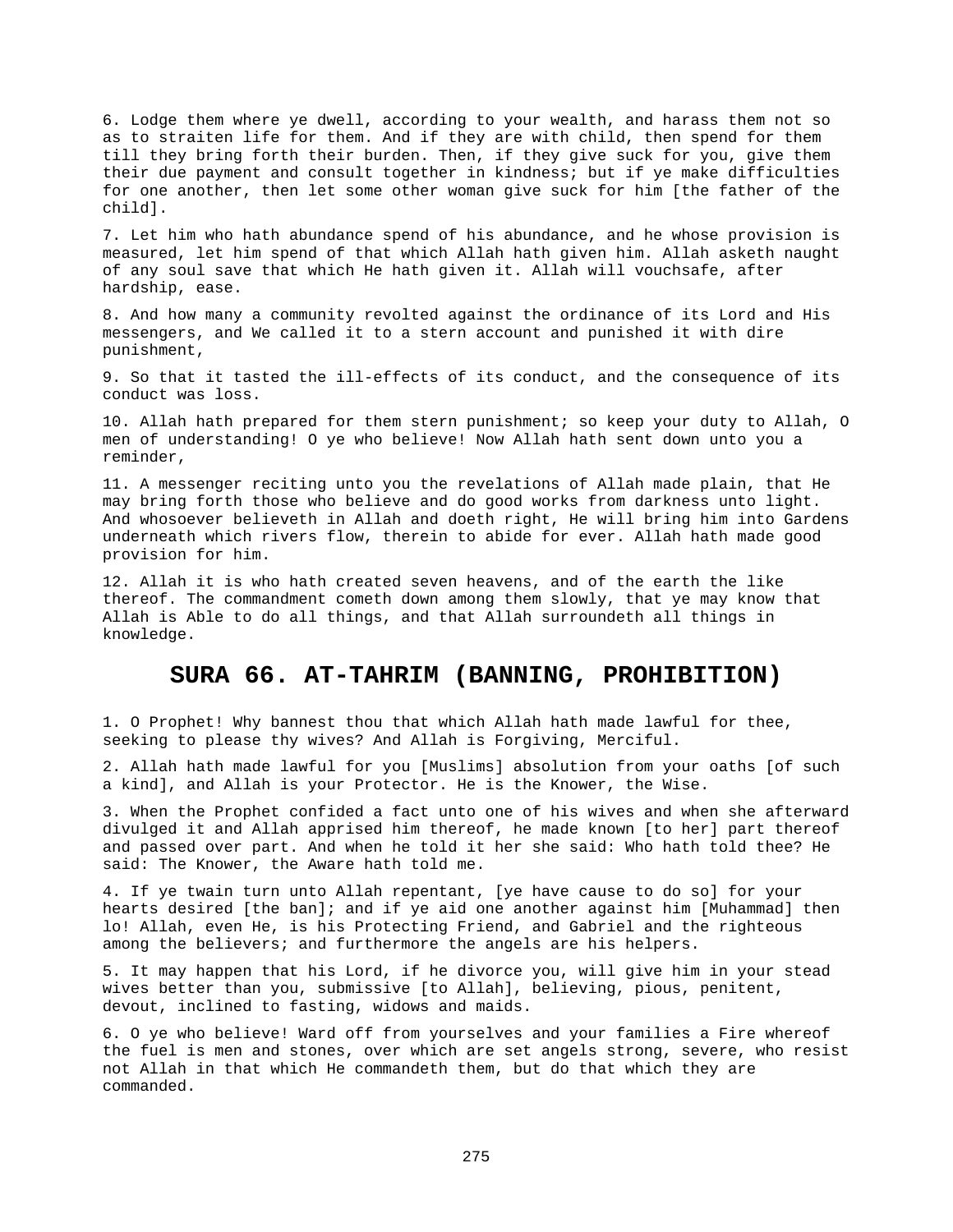6. Lodge them where ye dwell, according to your wealth, and harass them not so as to straiten life for them. And if they are with child, then spend for them till they bring forth their burden. Then, if they give suck for you, give them their due payment and consult together in kindness; but if ye make difficulties for one another, then let some other woman give suck for him [the father of the child].

7. Let him who hath abundance spend of his abundance, and he whose provision is measured, let him spend of that which Allah hath given him. Allah asketh naught of any soul save that which He hath given it. Allah will vouchsafe, after hardship, ease.

8. And how many a community revolted against the ordinance of its Lord and His messengers, and We called it to a stern account and punished it with dire punishment,

9. So that it tasted the ill-effects of its conduct, and the consequence of its conduct was loss.

10. Allah hath prepared for them stern punishment; so keep your duty to Allah, O men of understanding! O ye who believe! Now Allah hath sent down unto you a reminder,

11. A messenger reciting unto you the revelations of Allah made plain, that He may bring forth those who believe and do good works from darkness unto light. And whosoever believeth in Allah and doeth right, He will bring him into Gardens underneath which rivers flow, therein to abide for ever. Allah hath made good provision for him.

12. Allah it is who hath created seven heavens, and of the earth the like thereof. The commandment cometh down among them slowly, that ye may know that Allah is Able to do all things, and that Allah surroundeth all things in knowledge.

## SURA 66. AT-TAHRIM (BANNING, PROHIBITION)

1. O Prophet! Why bannest thou that which Allah hath made lawful for thee, seeking to please thy wives? And Allah is Forgiving, Merciful.

2. Allah hath made lawful for you [Muslims] absolution from your oaths [of such a kind], and Allah is your Protector. He is the Knower, the Wise.

3. When the Prophet confided a fact unto one of his wives and when she afterward divulged it and Allah apprised him thereof, he made known [to her] part thereof and passed over part. And when he told it her she said: Who hath told thee? He said: The Knower, the Aware hath told me.

4. If ye twain turn unto Allah repentant, [ye have cause to do so] for your hearts desired [the ban]; and if ye aid one another against him [Muhammad] then lo! Allah, even He, is his Protecting Friend, and Gabriel and the righteous among the believers; and furthermore the angels are his helpers.

5. It may happen that his Lord, if he divorce you, will give him in your stead wives better than you, submissive [to Allah], believing, pious, penitent, devout, inclined to fasting, widows and maids.

6. O ye who believe! Ward off from yourselves and your families a Fire whereof the fuel is men and stones, over which are set angels strong, severe, who resist not Allah in that which He commandeth them, but do that which they are commanded.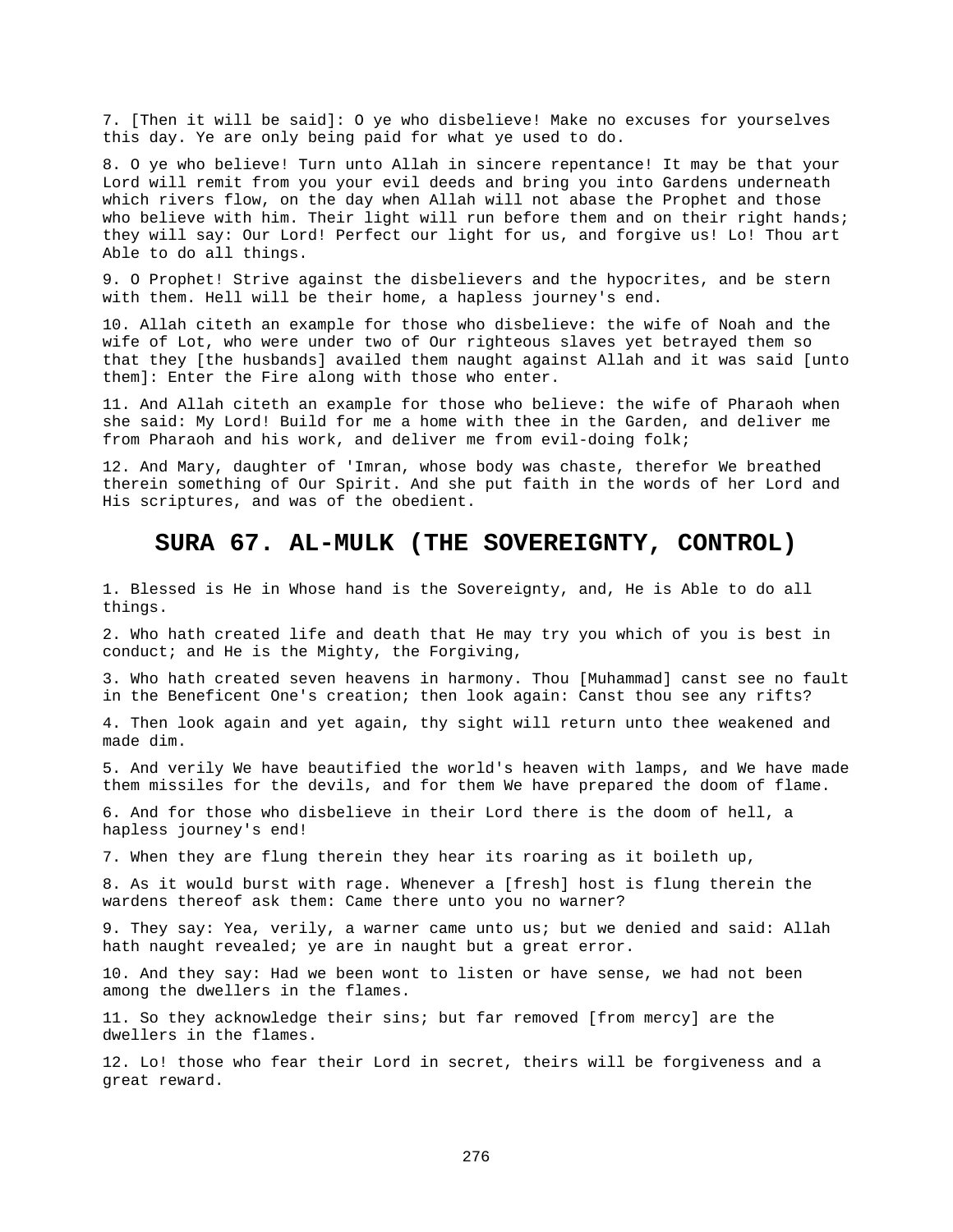7. [Then it will be said]: O ye who disbelieve! Make no excuses for yourselves this day. Ye are only being paid for what ye used to do.

8. O ye who believe! Turn unto Allah in sincere repentance! It may be that your Lord will remit from you your evil deeds and bring you into Gardens underneath which rivers flow, on the day when Allah will not abase the Prophet and those who believe with him. Their light will run before them and on their right hands; they will say: Our Lord! Perfect our light for us, and forgive us! Lo! Thou art Able to do all things.

9. O Prophet! Strive against the disbelievers and the hypocrites, and be stern with them. Hell will be their home, a hapless journey's end.

10. Allah citeth an example for those who disbelieve: the wife of Noah and the wife of Lot, who were under two of Our righteous slaves yet betrayed them so that they [the husbands] availed them naught against Allah and it was said [unto them]: Enter the Fire along with those who enter.

11. And Allah citeth an example for those who believe: the wife of Pharaoh when she said: My Lord! Build for me a home with thee in the Garden, and deliver me from Pharaoh and his work, and deliver me from evil-doing folk;

12. And Mary, daughter of 'Imran, whose body was chaste, therefor We breathed therein something of Our Spirit. And she put faith in the words of her Lord and His scriptures, and was of the obedient.

## SURA 67. AL-MULK (THE SOVEREIGNTY, CONTROL)

1. Blessed is He in Whose hand is the Sovereignty, and, He is Able to do all things.

2. Who hath created life and death that He may try you which of you is best in conduct; and He is the Mighty, the Forgiving,

3. Who hath created seven heavens in harmony. Thou [Muhammad] canst see no fault in the Beneficent One's creation; then look again: Canst thou see any rifts?

4. Then look again and yet again, thy sight will return unto thee weakened and made dim.

5. And verily We have beautified the world's heaven with lamps, and We have made them missiles for the devils, and for them We have prepared the doom of flame.

6. And for those who disbelieve in their Lord there is the doom of hell, a hapless journey's end!

7. When they are flung therein they hear its roaring as it boileth up,

8. As it would burst with rage. Whenever a [fresh] host is flung therein the wardens thereof ask them: Came there unto you no warner?

9. They say: Yea, verily, a warner came unto us; but we denied and said: Allah hath naught revealed; ye are in naught but a great error.

10. And they say: Had we been wont to listen or have sense, we had not been among the dwellers in the flames.

11. So they acknowledge their sins; but far removed [from mercy] are the dwellers in the flames.

12. Lo! those who fear their Lord in secret, theirs will be forgiveness and a great reward.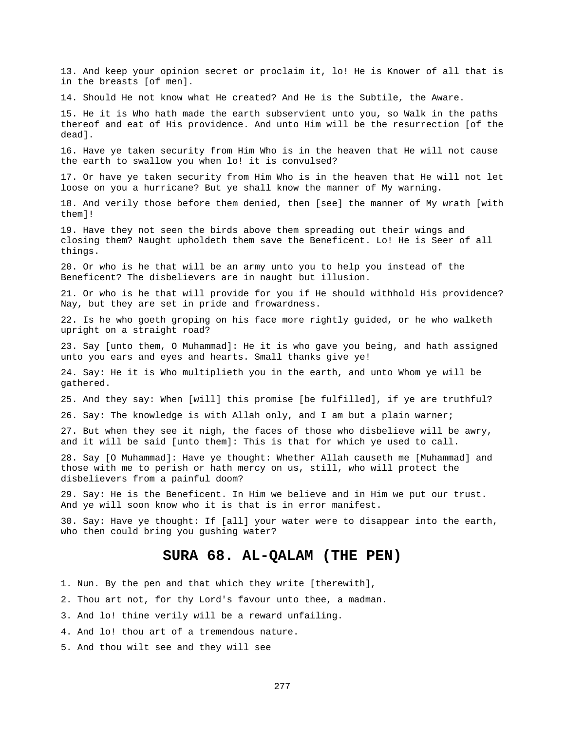13. And keep your opinion secret or proclaim it, lo! He is Knower of all that is in the breasts [of men].

14. Should He not know what He created? And He is the Subtile, the Aware.

15. He it is Who hath made the earth subservient unto you, so Walk in the paths thereof and eat of His providence. And unto Him will be the resurrection [of the dead].

16. Have ye taken security from Him Who is in the heaven that He will not cause the earth to swallow you when lo! it is convulsed?

17. Or have ye taken security from Him Who is in the heaven that He will not let loose on you a hurricane? But ye shall know the manner of My warning.

18. And verily those before them denied, then [see] the manner of My wrath [with them]!

19. Have they not seen the birds above them spreading out their wings and closing them? Naught upholdeth them save the Beneficent. Lo! He is Seer of all things.

20. Or who is he that will be an army unto you to help you instead of the Beneficent? The disbelievers are in naught but illusion.

21. Or who is he that will provide for you if He should withhold His providence? Nay, but they are set in pride and frowardness.

22. Is he who goeth groping on his face more rightly guided, or he who walketh upright on a straight road?

23. Say [unto them, O Muhammad]: He it is who gave you being, and hath assigned unto you ears and eyes and hearts. Small thanks give ye!

24. Say: He it is Who multiplieth you in the earth, and unto Whom ye will be gathered.

25. And they say: When [will] this promise [be fulfilled], if ye are truthful?

26. Say: The knowledge is with Allah only, and I am but a plain warner;

27. But when they see it nigh, the faces of those who disbelieve will be awry, and it will be said [unto them]: This is that for which ye used to call.

28. Say [O Muhammad]: Have ye thought: Whether Allah causeth me [Muhammad] and those with me to perish or hath mercy on us, still, who will protect the disbelievers from a painful doom?

29. Say: He is the Beneficent. In Him we believe and in Him we put our trust. And ye will soon know who it is that is in error manifest.

30. Say: Have ye thought: If [all] your water were to disappear into the earth, who then could bring you gushing water?

## SURA 68. AL-QALAM (THE PEN)

1. Nun. By the pen and that which they write [therewith],

2. Thou art not, for thy Lord's favour unto thee, a madman.

3. And lo! thine verily will be a reward unfailing.

4. And lo! thou art of a tremendous nature.

5. And thou wilt see and they will see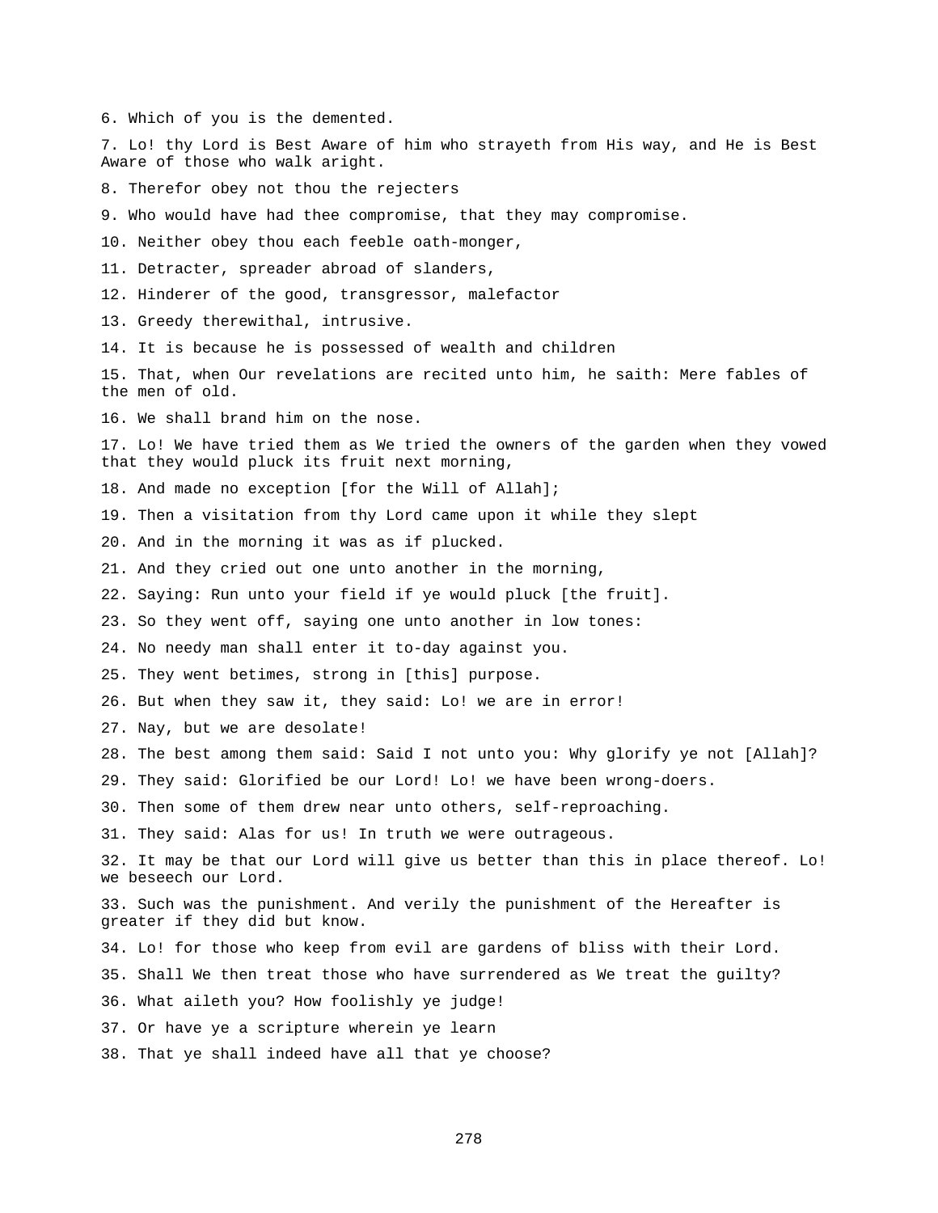6. Which of you is the demented.

7. Lo! thy Lord is Best Aware of him who strayeth from His way, and He is Best Aware of those who walk aright.

8. Therefor obey not thou the rejecters

9. Who would have had thee compromise, that they may compromise.

10. Neither obey thou each feeble oath-monger,

11. Detracter, spreader abroad of slanders,

12. Hinderer of the good, transgressor, malefactor

13. Greedy therewithal, intrusive.

14. It is because he is possessed of wealth and children

15. That, when Our revelations are recited unto him, he saith: Mere fables of the men of old.

16. We shall brand him on the nose.

17. Lo! We have tried them as We tried the owners of the garden when they vowed that they would pluck its fruit next morning,

18. And made no exception [for the Will of Allah];

19. Then a visitation from thy Lord came upon it while they slept

20. And in the morning it was as if plucked.

21. And they cried out one unto another in the morning,

22. Saying: Run unto your field if ye would pluck [the fruit].

23. So they went off, saying one unto another in low tones:

24. No needy man shall enter it to-day against you.

25. They went betimes, strong in [this] purpose.

26. But when they saw it, they said: Lo! we are in error!

27. Nay, but we are desolate!

28. The best among them said: Said I not unto you: Why glorify ye not [Allah]?

29. They said: Glorified be our Lord! Lo! we have been wrong-doers.

30. Then some of them drew near unto others, self-reproaching.

31. They said: Alas for us! In truth we were outrageous.

32. It may be that our Lord will give us better than this in place thereof. Lo! we beseech our Lord.

33. Such was the punishment. And verily the punishment of the Hereafter is greater if they did but know.

34. Lo! for those who keep from evil are gardens of bliss with their Lord.

35. Shall We then treat those who have surrendered as We treat the guilty?

36. What aileth you? How foolishly ye judge!

37. Or have ye a scripture wherein ye learn

38. That ye shall indeed have all that ye choose?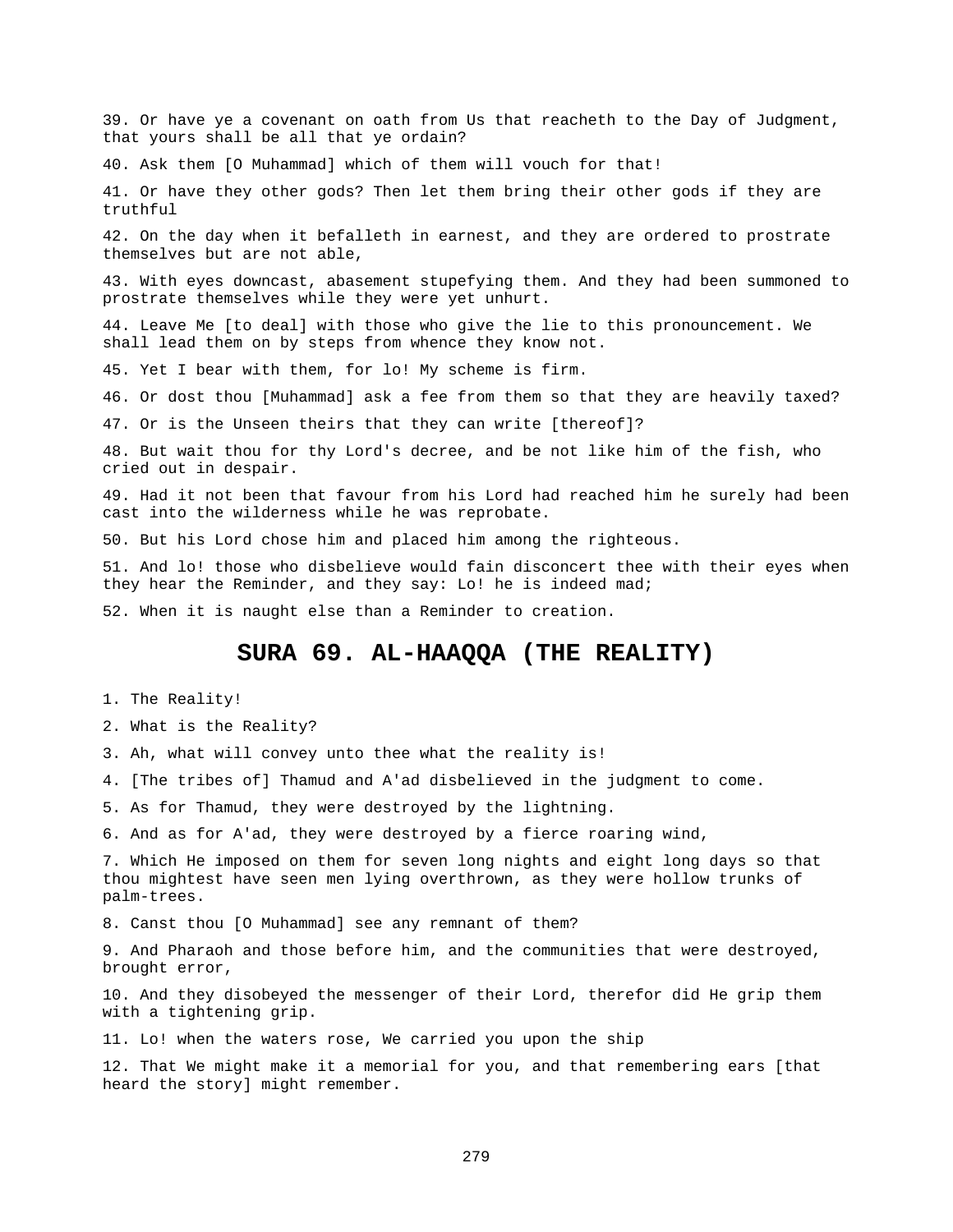39. Or have ye a covenant on oath from Us that reacheth to the Day of Judgment, that yours shall be all that ye ordain?

40. Ask them [O Muhammad] which of them will vouch for that!

41. Or have they other gods? Then let them bring their other gods if they are truthful

42. On the day when it befalleth in earnest, and they are ordered to prostrate themselves but are not able,

43. With eyes downcast, abasement stupefying them. And they had been summoned to prostrate themselves while they were yet unhurt.

44. Leave Me [to deal] with those who give the lie to this pronouncement. We shall lead them on by steps from whence they know not.

45. Yet I bear with them, for lo! My scheme is firm.

46. Or dost thou [Muhammad] ask a fee from them so that they are heavily taxed?

47. Or is the Unseen theirs that they can write [thereof]?

48. But wait thou for thy Lord's decree, and be not like him of the fish, who cried out in despair.

49. Had it not been that favour from his Lord had reached him he surely had been cast into the wilderness while he was reprobate.

50. But his Lord chose him and placed him among the righteous.

51. And lo! those who disbelieve would fain disconcert thee with their eyes when they hear the Reminder, and they say: Lo! he is indeed mad;

52. When it is naught else than a Reminder to creation.

## SURA 69. AL-HAAQQA (THE REALITY)

1. The Reality!

2. What is the Reality?

3. Ah, what will convey unto thee what the reality is!

4. [The tribes of] Thamud and A'ad disbelieved in the judgment to come.

5. As for Thamud, they were destroyed by the lightning.

6. And as for A'ad, they were destroyed by a fierce roaring wind,

7. Which He imposed on them for seven long nights and eight long days so that thou mightest have seen men lying overthrown, as they were hollow trunks of palm-trees.

8. Canst thou [O Muhammad] see any remnant of them?

9. And Pharaoh and those before him, and the communities that were destroyed, brought error,

10. And they disobeyed the messenger of their Lord, therefor did He grip them with a tightening grip.

11. Lo! when the waters rose, We carried you upon the ship

12. That We might make it a memorial for you, and that remembering ears [that heard the story] might remember.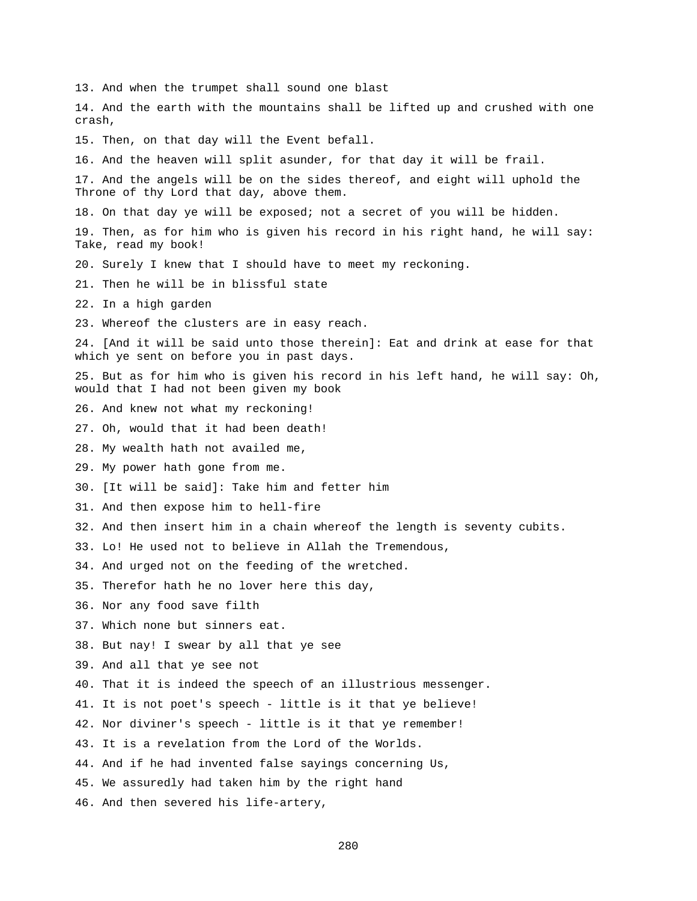13. And when the trumpet shall sound one blast

14. And the earth with the mountains shall be lifted up and crushed with one crash,

15. Then, on that day will the Event befall.

16. And the heaven will split asunder, for that day it will be frail.

17. And the angels will be on the sides thereof, and eight will uphold the Throne of thy Lord that day, above them.

18. On that day ye will be exposed; not a secret of you will be hidden.

19. Then, as for him who is given his record in his right hand, he will say: Take, read my book!

20. Surely I knew that I should have to meet my reckoning.

21. Then he will be in blissful state

22. In a high garden

23. Whereof the clusters are in easy reach.

24. [And it will be said unto those therein]: Eat and drink at ease for that which ye sent on before you in past days.

25. But as for him who is given his record in his left hand, he will say: Oh, would that I had not been given my book

26. And knew not what my reckoning!

27. Oh, would that it had been death!

28. My wealth hath not availed me,

29. My power hath gone from me.

30. [It will be said]: Take him and fetter him

31. And then expose him to hell-fire

32. And then insert him in a chain whereof the length is seventy cubits.

33. Lo! He used not to believe in Allah the Tremendous,

34. And urged not on the feeding of the wretched.

35. Therefor hath he no lover here this day,

36. Nor any food save filth

37. Which none but sinners eat.

38. But nay! I swear by all that ye see

39. And all that ye see not

40. That it is indeed the speech of an illustrious messenger.

41. It is not poet's speech - little is it that ye believe!

42. Nor diviner's speech - little is it that ye remember!

43. It is a revelation from the Lord of the Worlds.

44. And if he had invented false sayings concerning Us,

45. We assuredly had taken him by the right hand

46. And then severed his life-artery,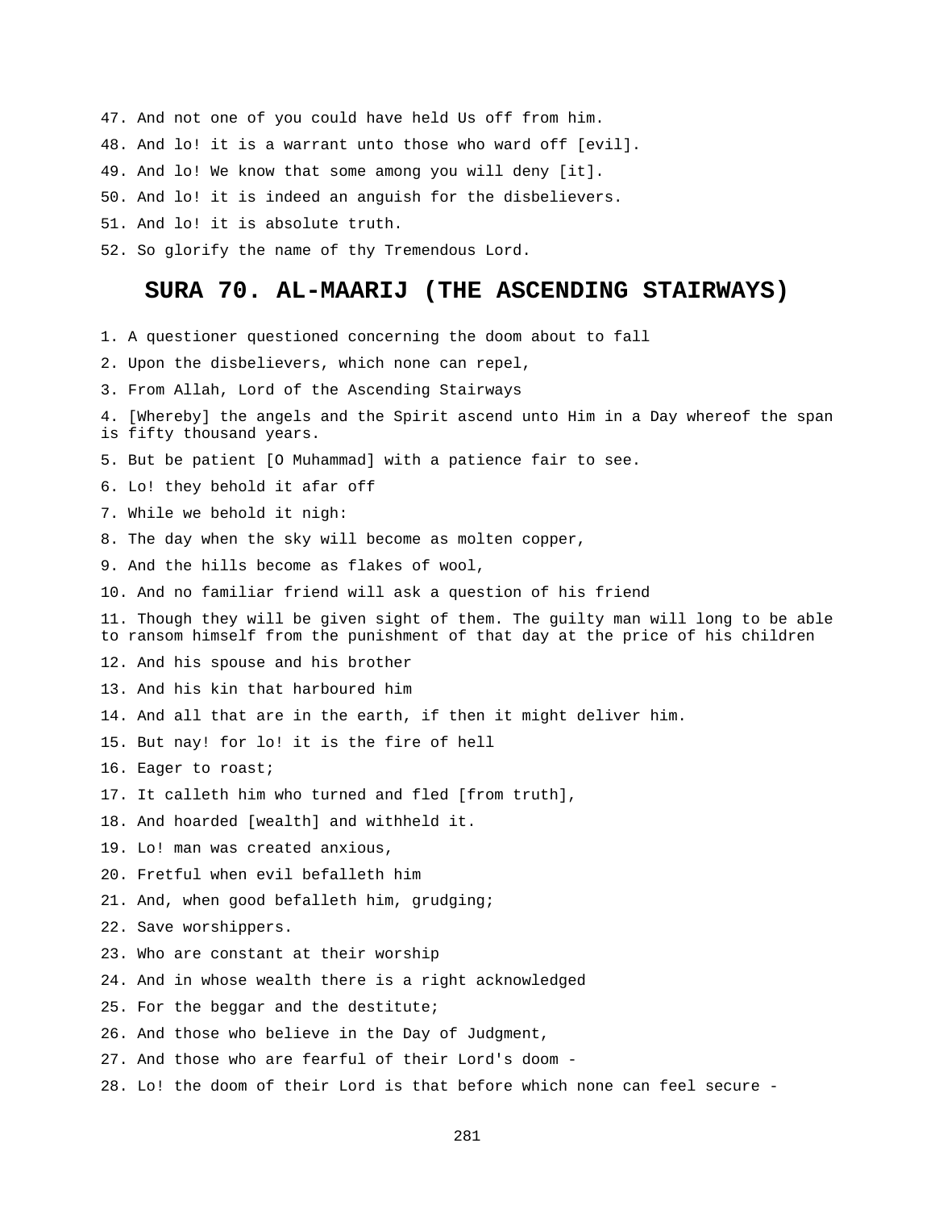47. And not one of you could have held Us off from him.

48. And lo! it is a warrant unto those who ward off [evil].

49. And lo! We know that some among you will deny [it].

50. And lo! it is indeed an anguish for the disbelievers.

51. And lo! it is absolute truth.

52. So glorify the name of thy Tremendous Lord.

## SURA 70. AL-MAARIJ (THE ASCENDING STAIRWAYS)

1. A questioner questioned concerning the doom about to fall

2. Upon the disbelievers, which none can repel,

3. From Allah, Lord of the Ascending Stairways

4. [Whereby] the angels and the Spirit ascend unto Him in a Day whereof the span is fifty thousand years.

5. But be patient [O Muhammad] with a patience fair to see.

6. Lo! they behold it afar off

7. While we behold it nigh:

8. The day when the sky will become as molten copper,

9. And the hills become as flakes of wool,

10. And no familiar friend will ask a question of his friend

11. Though they will be given sight of them. The guilty man will long to be able to ransom himself from the punishment of that day at the price of his children

12. And his spouse and his brother

13. And his kin that harboured him

14. And all that are in the earth, if then it might deliver him.

15. But nay! for lo! it is the fire of hell

16. Eager to roast;

17. It calleth him who turned and fled [from truth],

18. And hoarded [wealth] and withheld it.

19. Lo! man was created anxious,

20. Fretful when evil befalleth him

21. And, when good befalleth him, grudging;

22. Save worshippers.

23. Who are constant at their worship

24. And in whose wealth there is a right acknowledged

25. For the beggar and the destitute;

26. And those who believe in the Day of Judgment,

27. And those who are fearful of their Lord's doom -

28. Lo! the doom of their Lord is that before which none can feel secure -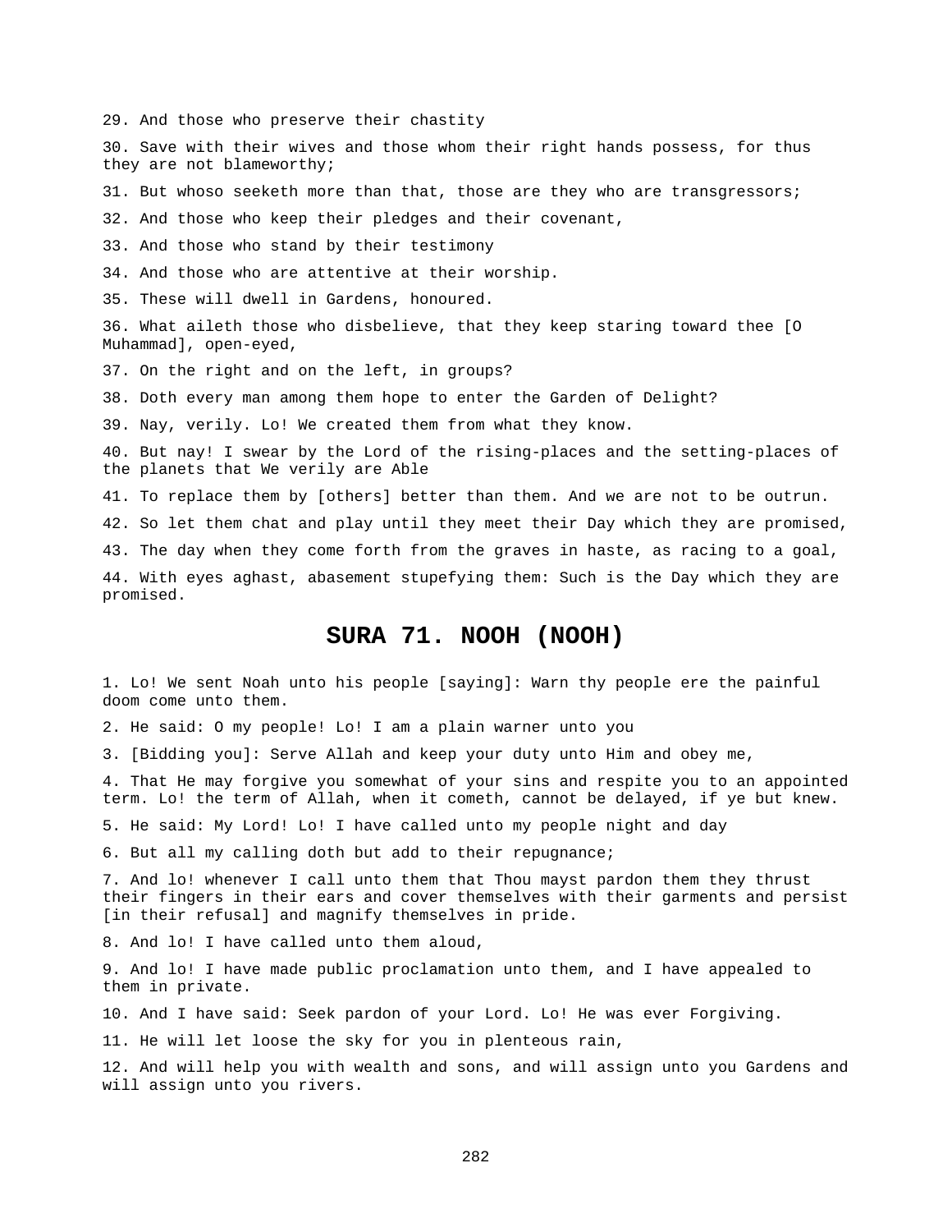29. And those who preserve their chastity

30. Save with their wives and those whom their right hands possess, for thus they are not blameworthy;

31. But whoso seeketh more than that, those are they who are transgressors;

32. And those who keep their pledges and their covenant,

33. And those who stand by their testimony

34. And those who are attentive at their worship.

35. These will dwell in Gardens, honoured.

36. What aileth those who disbelieve, that they keep staring toward thee [O Muhammad], open-eyed,

37. On the right and on the left, in groups?

38. Doth every man among them hope to enter the Garden of Delight?

39. Nay, verily. Lo! We created them from what they know.

40. But nay! I swear by the Lord of the rising-places and the setting-places of the planets that We verily are Able

41. To replace them by [others] better than them. And we are not to be outrun.

42. So let them chat and play until they meet their Day which they are promised,

43. The day when they come forth from the graves in haste, as racing to a goal,

44. With eyes aghast, abasement stupefying them: Such is the Day which they are promised.

## SURA 71. NOOH (NOOH)

1. Lo! We sent Noah unto his people [saying]: Warn thy people ere the painful doom come unto them.

2. He said: O my people! Lo! I am a plain warner unto you

3. [Bidding you]: Serve Allah and keep your duty unto Him and obey me,

4. That He may forgive you somewhat of your sins and respite you to an appointed term. Lo! the term of Allah, when it cometh, cannot be delayed, if ye but knew.

5. He said: My Lord! Lo! I have called unto my people night and day

6. But all my calling doth but add to their repugnance;

7. And lo! whenever I call unto them that Thou mayst pardon them they thrust their fingers in their ears and cover themselves with their garments and persist [in their refusal] and magnify themselves in pride.

8. And lo! I have called unto them aloud,

9. And lo! I have made public proclamation unto them, and I have appealed to them in private.

10. And I have said: Seek pardon of your Lord. Lo! He was ever Forgiving.

11. He will let loose the sky for you in plenteous rain,

12. And will help you with wealth and sons, and will assign unto you Gardens and will assign unto you rivers.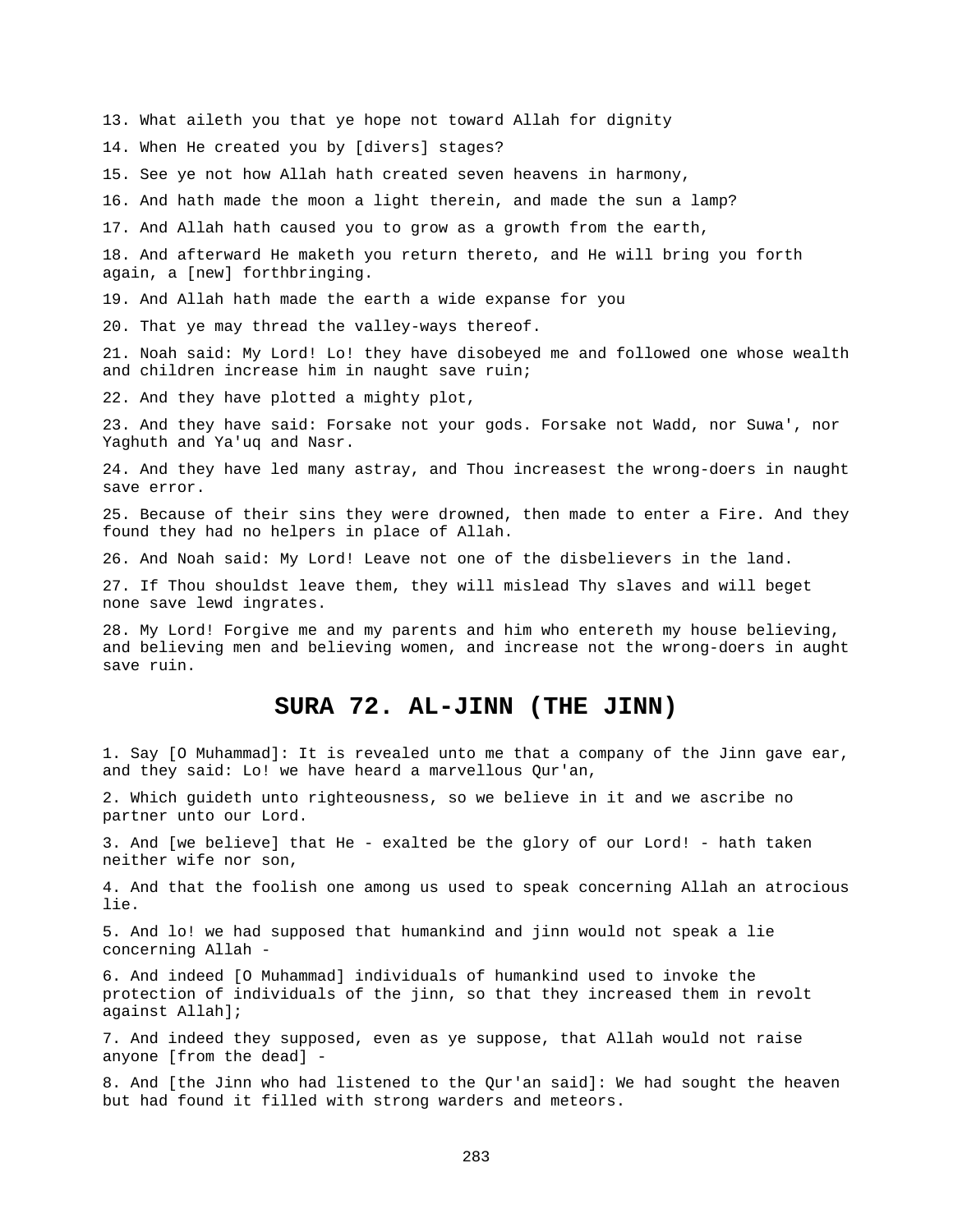13. What aileth you that ye hope not toward Allah for dignity

14. When He created you by [divers] stages?

15. See ye not how Allah hath created seven heavens in harmony,

16. And hath made the moon a light therein, and made the sun a lamp?

17. And Allah hath caused you to grow as a growth from the earth,

18. And afterward He maketh you return thereto, and He will bring you forth again, a [new] forthbringing.

19. And Allah hath made the earth a wide expanse for you

20. That ye may thread the valley-ways thereof.

21. Noah said: My Lord! Lo! they have disobeyed me and followed one whose wealth and children increase him in naught save ruin;

22. And they have plotted a mighty plot,

23. And they have said: Forsake not your gods. Forsake not Wadd, nor Suwa', nor Yaghuth and Ya'uq and Nasr.

24. And they have led many astray, and Thou increasest the wrong-doers in naught save error.

25. Because of their sins they were drowned, then made to enter a Fire. And they found they had no helpers in place of Allah.

26. And Noah said: My Lord! Leave not one of the disbelievers in the land.

27. If Thou shouldst leave them, they will mislead Thy slaves and will beget none save lewd ingrates.

28. My Lord! Forgive me and my parents and him who entereth my house believing, and believing men and believing women, and increase not the wrong-doers in aught save ruin.

## SURA 72. AL-JINN (THE JINN)

1. Say [O Muhammad]: It is revealed unto me that a company of the Jinn gave ear, and they said: Lo! we have heard a marvellous Qur'an,

2. Which guideth unto righteousness, so we believe in it and we ascribe no partner unto our Lord.

3. And [we believe] that He - exalted be the glory of our Lord! - hath taken neither wife nor son,

4. And that the foolish one among us used to speak concerning Allah an atrocious lie.

5. And lo! we had supposed that humankind and jinn would not speak a lie concerning Allah -

6. And indeed [O Muhammad] individuals of humankind used to invoke the protection of individuals of the jinn, so that they increased them in revolt against Allah];

7. And indeed they supposed, even as ye suppose, that Allah would not raise anyone [from the dead] -

8. And [the Jinn who had listened to the Qur'an said]: We had sought the heaven but had found it filled with strong warders and meteors.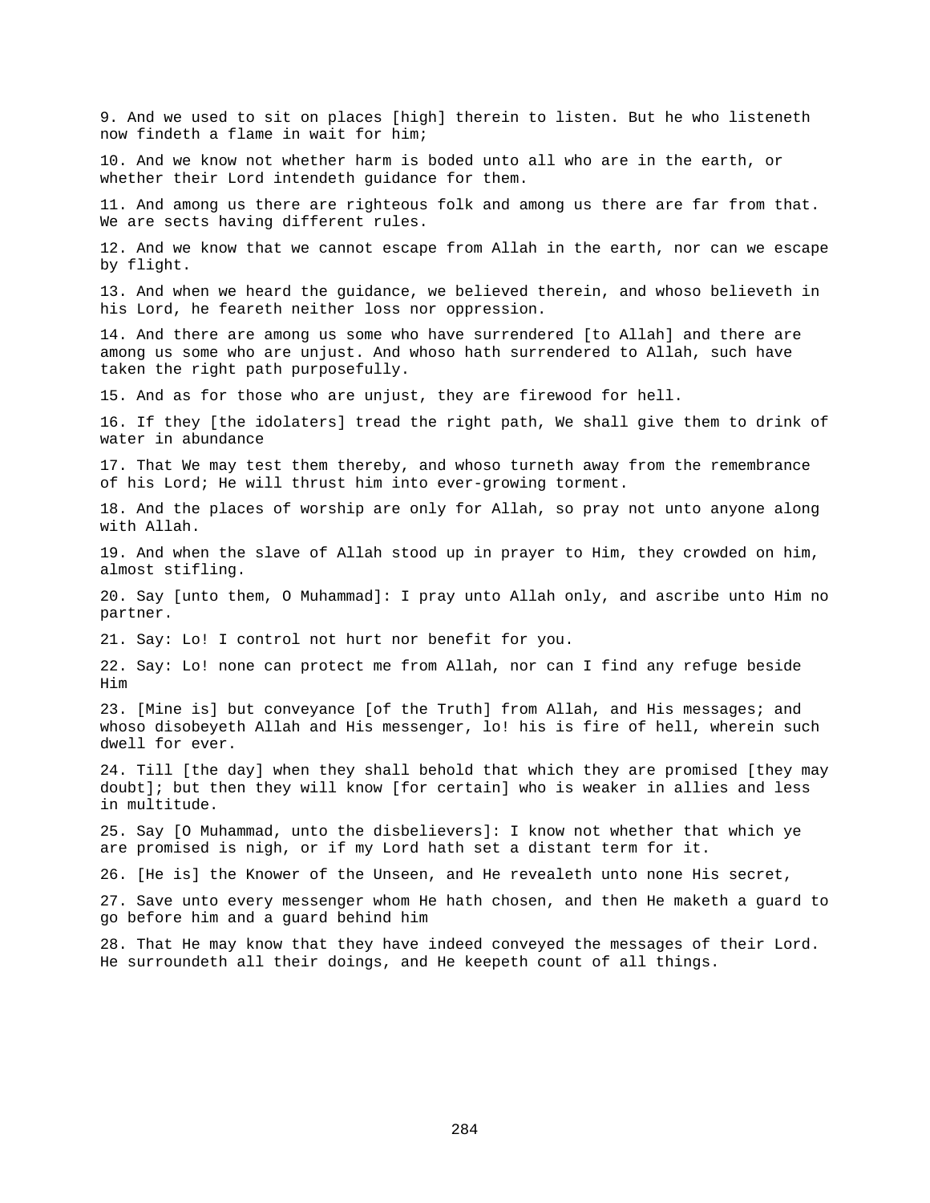9. And we used to sit on places [high] therein to listen. But he who listeneth now findeth a flame in wait for him;

10. And we know not whether harm is boded unto all who are in the earth, or whether their Lord intendeth guidance for them.

11. And among us there are righteous folk and among us there are far from that. We are sects having different rules.

12. And we know that we cannot escape from Allah in the earth, nor can we escape by flight.

13. And when we heard the guidance, we believed therein, and whoso believeth in his Lord, he feareth neither loss nor oppression.

14. And there are among us some who have surrendered [to Allah] and there are among us some who are unjust. And whoso hath surrendered to Allah, such have taken the right path purposefully.

15. And as for those who are unjust, they are firewood for hell.

16. If they [the idolaters] tread the right path, We shall give them to drink of water in abundance

17. That We may test them thereby, and whoso turneth away from the remembrance of his Lord; He will thrust him into ever-growing torment.

18. And the places of worship are only for Allah, so pray not unto anyone along with Allah.

19. And when the slave of Allah stood up in prayer to Him, they crowded on him, almost stifling.

20. Say [unto them, O Muhammad]: I pray unto Allah only, and ascribe unto Him no partner.

21. Say: Lo! I control not hurt nor benefit for you.

22. Say: Lo! none can protect me from Allah, nor can I find any refuge beside Him

23. [Mine is] but conveyance [of the Truth] from Allah, and His messages; and whoso disobeyeth Allah and His messenger, lo! his is fire of hell, wherein such dwell for ever.

24. Till [the day] when they shall behold that which they are promised [they may doubt]; but then they will know [for certain] who is weaker in allies and less in multitude.

25. Say [O Muhammad, unto the disbelievers]: I know not whether that which ye are promised is nigh, or if my Lord hath set a distant term for it.

26. [He is] the Knower of the Unseen, and He revealeth unto none His secret,

27. Save unto every messenger whom He hath chosen, and then He maketh a guard to go before him and a guard behind him

28. That He may know that they have indeed conveyed the messages of their Lord. He surroundeth all their doings, and He keepeth count of all things.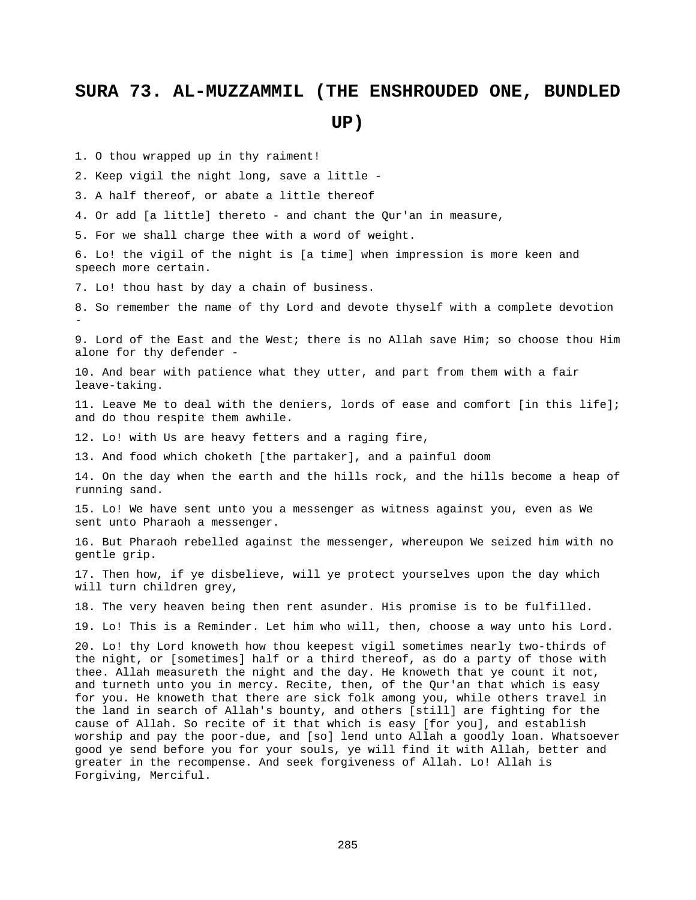# SURA 73. AL-MUZZAMMIL (THE ENSHROUDED ONE, BUNDLED UP)

1. O thou wrapped up in thy raiment!

2. Keep vigil the night long, save a little -

3. A half thereof, or abate a little thereof

4. Or add [a little] thereto - and chant the Qur'an in measure,

5. For we shall charge thee with a word of weight.

6. Lo! the vigil of the night is [a time] when impression is more keen and speech more certain.

7. Lo! thou hast by day a chain of business.

8. So remember the name of thy Lord and devote thyself with a complete devotion -

9. Lord of the East and the West; there is no Allah save Him; so choose thou Him alone for thy defender -

10. And bear with patience what they utter, and part from them with a fair leave-taking.

11. Leave Me to deal with the deniers, lords of ease and comfort [in this life]; and do thou respite them awhile.

12. Lo! with Us are heavy fetters and a raging fire,

13. And food which choketh [the partaker], and a painful doom

14. On the day when the earth and the hills rock, and the hills become a heap of running sand.

15. Lo! We have sent unto you a messenger as witness against you, even as We sent unto Pharaoh a messenger.

16. But Pharaoh rebelled against the messenger, whereupon We seized him with no gentle grip.

17. Then how, if ye disbelieve, will ye protect yourselves upon the day which will turn children grey,

18. The very heaven being then rent asunder. His promise is to be fulfilled.

19. Lo! This is a Reminder. Let him who will, then, choose a way unto his Lord.

20. Lo! thy Lord knoweth how thou keepest vigil sometimes nearly two-thirds of the night, or [sometimes] half or a third thereof, as do a party of those with thee. Allah measureth the night and the day. He knoweth that ye count it not, and turneth unto you in mercy. Recite, then, of the Qur'an that which is easy for you. He knoweth that there are sick folk among you, while others travel in the land in search of Allah's bounty, and others [still] are fighting for the cause of Allah. So recite of it that which is easy [for you], and establish worship and pay the poor-due, and [so] lend unto Allah a goodly loan. Whatsoever good ye send before you for your souls, ye will find it with Allah, better and greater in the recompense. And seek forgiveness of Allah. Lo! Allah is Forgiving, Merciful.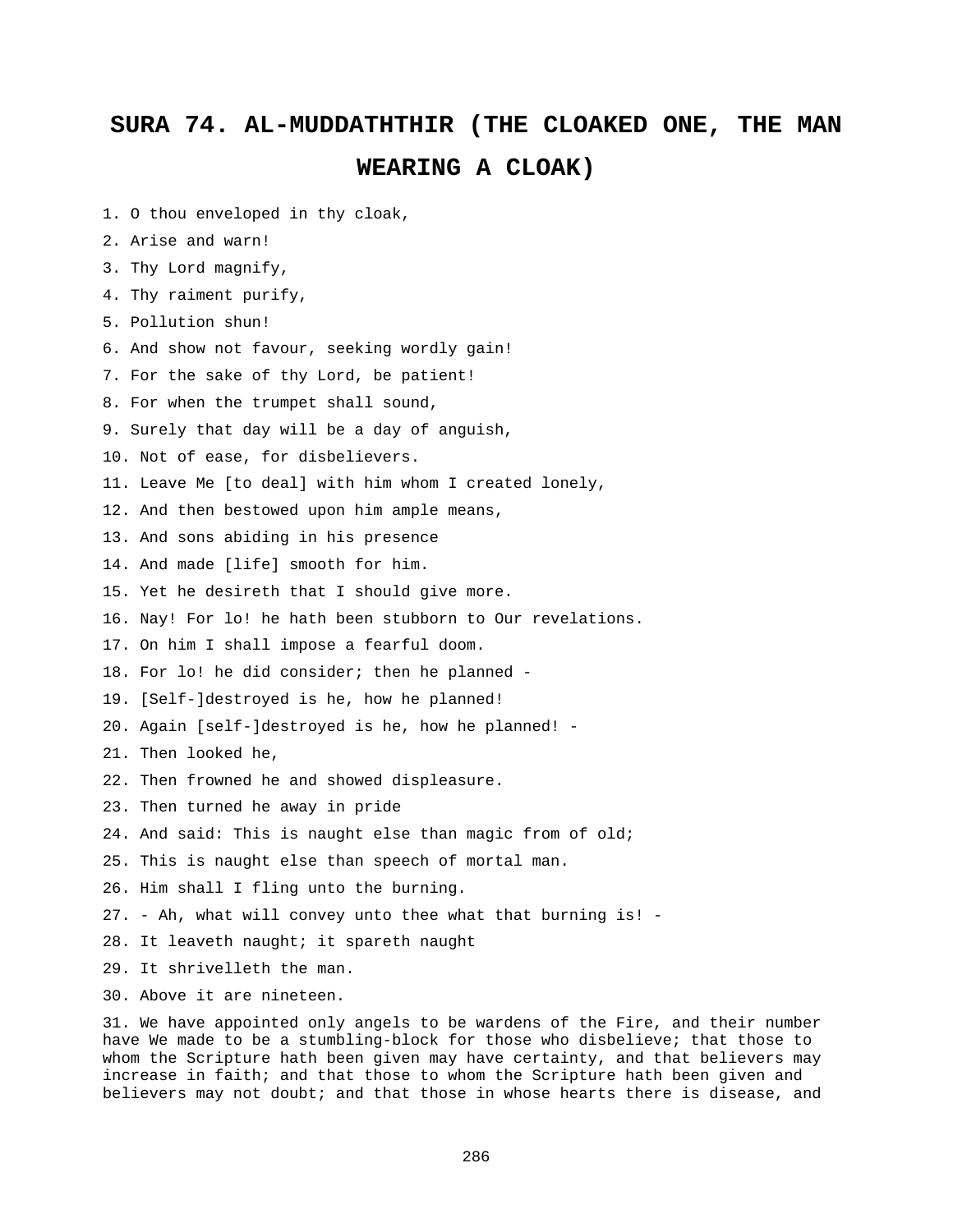# SURA 74. AL-MUDDATHTHIR (THE CLOAKED ONE, THE MAN WEARING A CLOAK)

1. O thou enveloped in thy cloak,
2. Arise and warn!
3. Thy Lord magnify,
4. Thy raiment purify,
5. Pollution shun!
6. And show not favour, seeking wordly gain!
7. For the sake of thy Lord, be patient!
8. For when the trumpet shall sound,
9. Surely that day will be a day of anguish,
10. Not of ease, for disbelievers.
11. Leave Me [to deal] with him whom I created lonely,
12. And then bestowed upon him ample means,
13. And sons abiding in his presence
14. And made [life] smooth for him.
15. Yet he desireth that I should give more.
16. Nay! For lo! he hath been stubborn to Our revelations.
17. On him I shall impose a fearful doom.
18. For lo! he did consider; then he planned -
19. [Self-]destroyed is he, how he planned!
20. Again [self-]destroyed is he, how he planned! -
21. Then looked he,
22. Then frowned he and showed displeasure.
23. Then turned he away in pride
24. And said: This is naught else than magic from of old;
25. This is naught else than speech of mortal man.
26. Him shall I fling unto the burning.
27. - Ah, what will convey unto thee what that burning is! -
28. It leaveth naught; it spareth naught
29. It shrivelleth the man.
30. Above it are nineteen.
31. We have appointed only angels to be wardens of the Fire, and their number have We made to be a stumbling-block for those who disbelieve; that those to whom the Scripture hath been given may have certainty, and that believers may increase in faith; and that those to whom the Scripture hath been given and believers may not doubt; and that those in whose hearts there is disease, and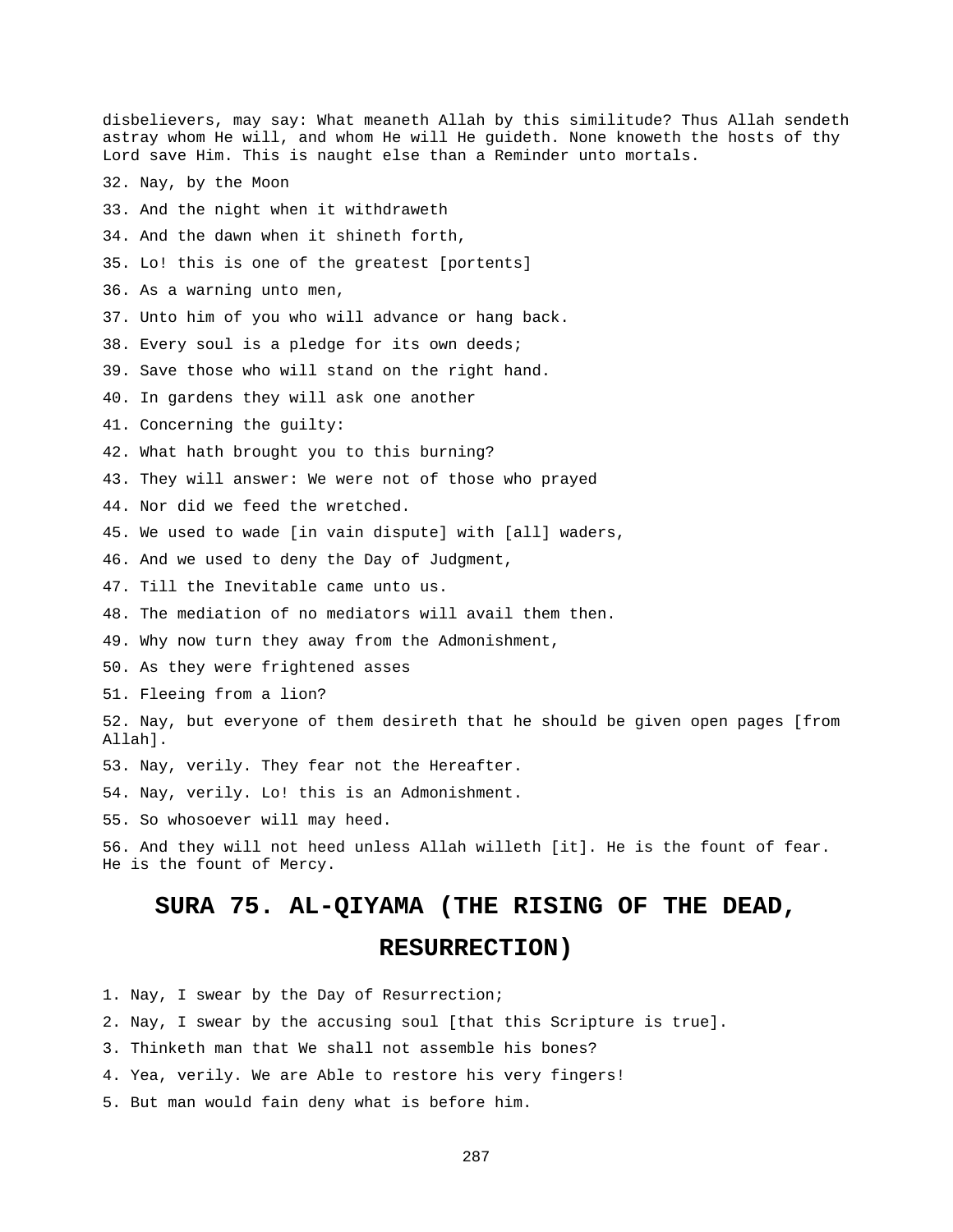disbelievers, may say: What meaneth Allah by this similitude? Thus Allah sendeth astray whom He will, and whom He will He guideth. None knoweth the hosts of thy Lord save Him. This is naught else than a Reminder unto mortals.

32. Nay, by the Moon

33. And the night when it withdraweth

34. And the dawn when it shineth forth,

35. Lo! this is one of the greatest [portents]

36. As a warning unto men,

37. Unto him of you who will advance or hang back.

38. Every soul is a pledge for its own deeds;

39. Save those who will stand on the right hand.

40. In gardens they will ask one another

41. Concerning the guilty:

42. What hath brought you to this burning?

43. They will answer: We were not of those who prayed

44. Nor did we feed the wretched.

45. We used to wade [in vain dispute] with [all] waders,

46. And we used to deny the Day of Judgment,

47. Till the Inevitable came unto us.

48. The mediation of no mediators will avail them then.

49. Why now turn they away from the Admonishment,

50. As they were frightened asses

51. Fleeing from a lion?

52. Nay, but everyone of them desireth that he should be given open pages [from Allah].

53. Nay, verily. They fear not the Hereafter.

54. Nay, verily. Lo! this is an Admonishment.

55. So whosoever will may heed.

56. And they will not heed unless Allah willeth [it]. He is the fount of fear. He is the fount of Mercy.

# SURA 75. AL-QIYAMA (THE RISING OF THE DEAD, RESURRECTION)

1. Nay, I swear by the Day of Resurrection;

2. Nay, I swear by the accusing soul [that this Scripture is true].

3. Thinketh man that We shall not assemble his bones?

4. Yea, verily. We are Able to restore his very fingers!

5. But man would fain deny what is before him.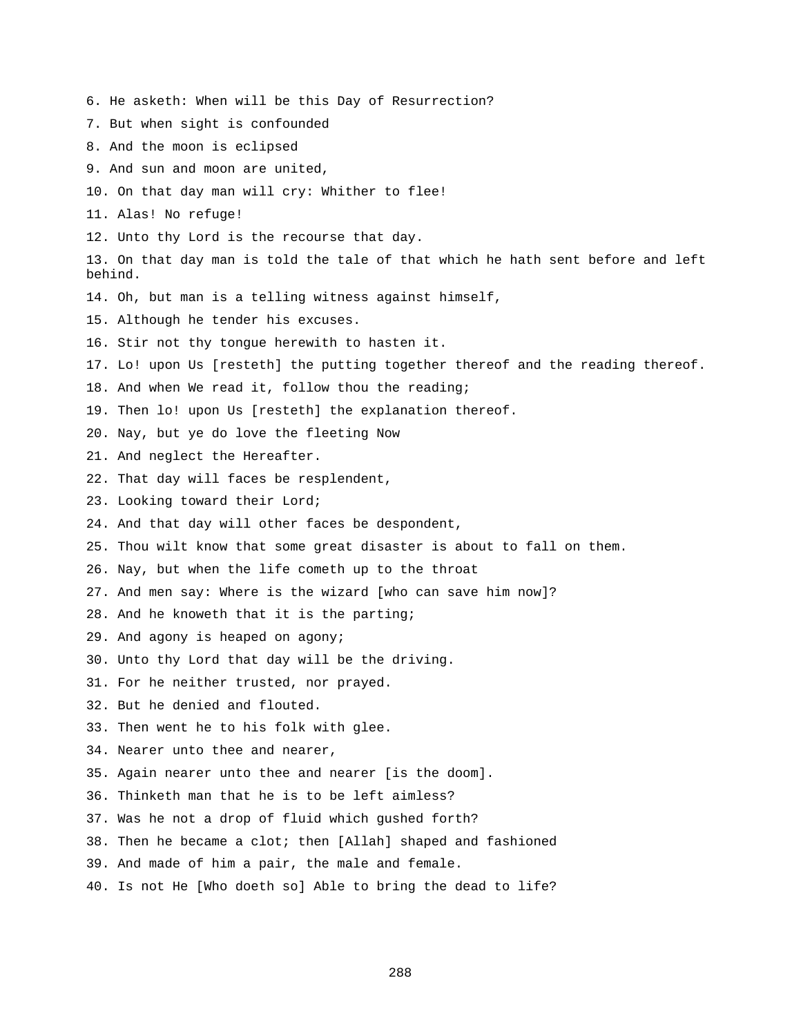6. He asketh: When will be this Day of Resurrection?

7. But when sight is confounded

8. And the moon is eclipsed

9. And sun and moon are united,

10. On that day man will cry: Whither to flee!

11. Alas! No refuge!

12. Unto thy Lord is the recourse that day.

13. On that day man is told the tale of that which he hath sent before and left behind.

14. Oh, but man is a telling witness against himself,

15. Although he tender his excuses.

16. Stir not thy tongue herewith to hasten it.

17. Lo! upon Us [resteth] the putting together thereof and the reading thereof.

18. And when We read it, follow thou the reading;

19. Then lo! upon Us [resteth] the explanation thereof.

20. Nay, but ye do love the fleeting Now

21. And neglect the Hereafter.

22. That day will faces be resplendent,

23. Looking toward their Lord;

24. And that day will other faces be despondent,

25. Thou wilt know that some great disaster is about to fall on them.

26. Nay, but when the life cometh up to the throat

27. And men say: Where is the wizard [who can save him now]?

28. And he knoweth that it is the parting;

29. And agony is heaped on agony;

30. Unto thy Lord that day will be the driving.

31. For he neither trusted, nor prayed.

32. But he denied and flouted.

33. Then went he to his folk with glee.

34. Nearer unto thee and nearer,

35. Again nearer unto thee and nearer [is the doom].

36. Thinketh man that he is to be left aimless?

37. Was he not a drop of fluid which gushed forth?

38. Then he became a clot; then [Allah] shaped and fashioned

39. And made of him a pair, the male and female.

40. Is not He [Who doeth so] Able to bring the dead to life?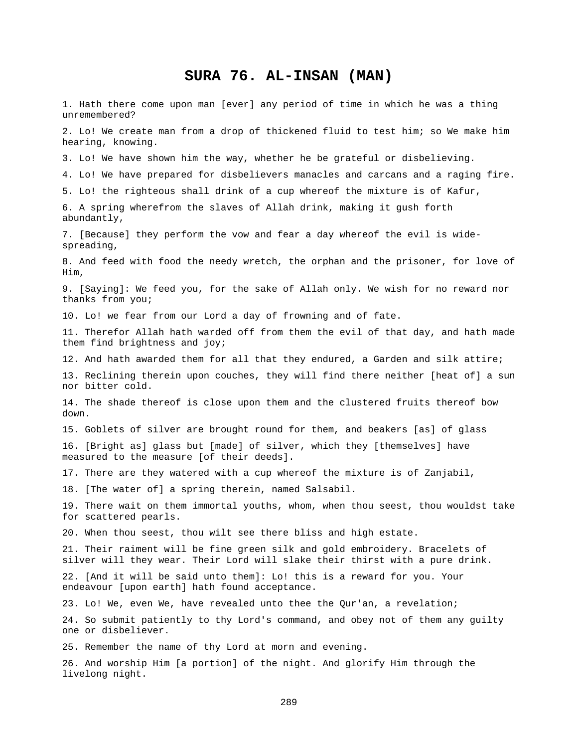# SURA 76. AL-INSAN (MAN)

1. Hath there come upon man [ever] any period of time in which he was a thing unremembered?

2. Lo! We create man from a drop of thickened fluid to test him; so We make him hearing, knowing.

3. Lo! We have shown him the way, whether he be grateful or disbelieving.

4. Lo! We have prepared for disbelievers manacles and carcans and a raging fire.

5. Lo! the righteous shall drink of a cup whereof the mixture is of Kafur,

6. A spring wherefrom the slaves of Allah drink, making it gush forth abundantly,

7. [Because] they perform the vow and fear a day whereof the evil is wide-spreading,

8. And feed with food the needy wretch, the orphan and the prisoner, for love of Him,

9. [Saying]: We feed you, for the sake of Allah only. We wish for no reward nor thanks from you;

10. Lo! we fear from our Lord a day of frowning and of fate.

11. Therefor Allah hath warded off from them the evil of that day, and hath made them find brightness and joy;

12. And hath awarded them for all that they endured, a Garden and silk attire;

13. Reclining therein upon couches, they will find there neither [heat of] a sun nor bitter cold.

14. The shade thereof is close upon them and the clustered fruits thereof bow down.

15. Goblets of silver are brought round for them, and beakers [as] of glass

16. [Bright as] glass but [made] of silver, which they [themselves] have measured to the measure [of their deeds].

17. There are they watered with a cup whereof the mixture is of Zanjabil,

18. [The water of] a spring therein, named Salsabil.

19. There wait on them immortal youths, whom, when thou seest, thou wouldst take for scattered pearls.

20. When thou seest, thou wilt see there bliss and high estate.

21. Their raiment will be fine green silk and gold embroidery. Bracelets of silver will they wear. Their Lord will slake their thirst with a pure drink.

22. [And it will be said unto them]: Lo! this is a reward for you. Your endeavour [upon earth] hath found acceptance.

23. Lo! We, even We, have revealed unto thee the Qur'an, a revelation;

24. So submit patiently to thy Lord's command, and obey not of them any guilty one or disbeliever.

25. Remember the name of thy Lord at morn and evening.

26. And worship Him [a portion] of the night. And glorify Him through the livelong night.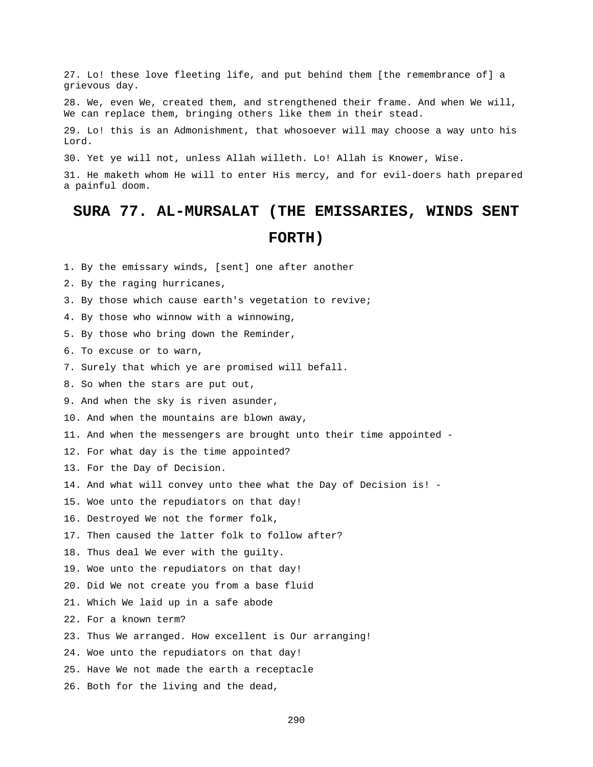27. Lo! these love fleeting life, and put behind them [the remembrance of] a grievous day.

28. We, even We, created them, and strengthened their frame. And when We will, We can replace them, bringing others like them in their stead.

29. Lo! this is an Admonishment, that whosoever will may choose a way unto his Lord.

30. Yet ye will not, unless Allah willeth. Lo! Allah is Knower, Wise.

31. He maketh whom He will to enter His mercy, and for evil-doers hath prepared a painful doom.

## SURA 77. AL-MURSALAT (THE EMISSARIES, WINDS SENT FORTH)

1. By the emissary winds, [sent] one after another

2. By the raging hurricanes,

3. By those which cause earth's vegetation to revive;

4. By those who winnow with a winnowing,

5. By those who bring down the Reminder,

6. To excuse or to warn,

7. Surely that which ye are promised will befall.

8. So when the stars are put out,

9. And when the sky is riven asunder,

10. And when the mountains are blown away,

11. And when the messengers are brought unto their time appointed -

12. For what day is the time appointed?

13. For the Day of Decision.

14. And what will convey unto thee what the Day of Decision is! -

15. Woe unto the repudiators on that day!

16. Destroyed We not the former folk,

17. Then caused the latter folk to follow after?

18. Thus deal We ever with the guilty.

19. Woe unto the repudiators on that day!

20. Did We not create you from a base fluid

21. Which We laid up in a safe abode

22. For a known term?

23. Thus We arranged. How excellent is Our arranging!

24. Woe unto the repudiators on that day!

25. Have We not made the earth a receptacle

26. Both for the living and the dead,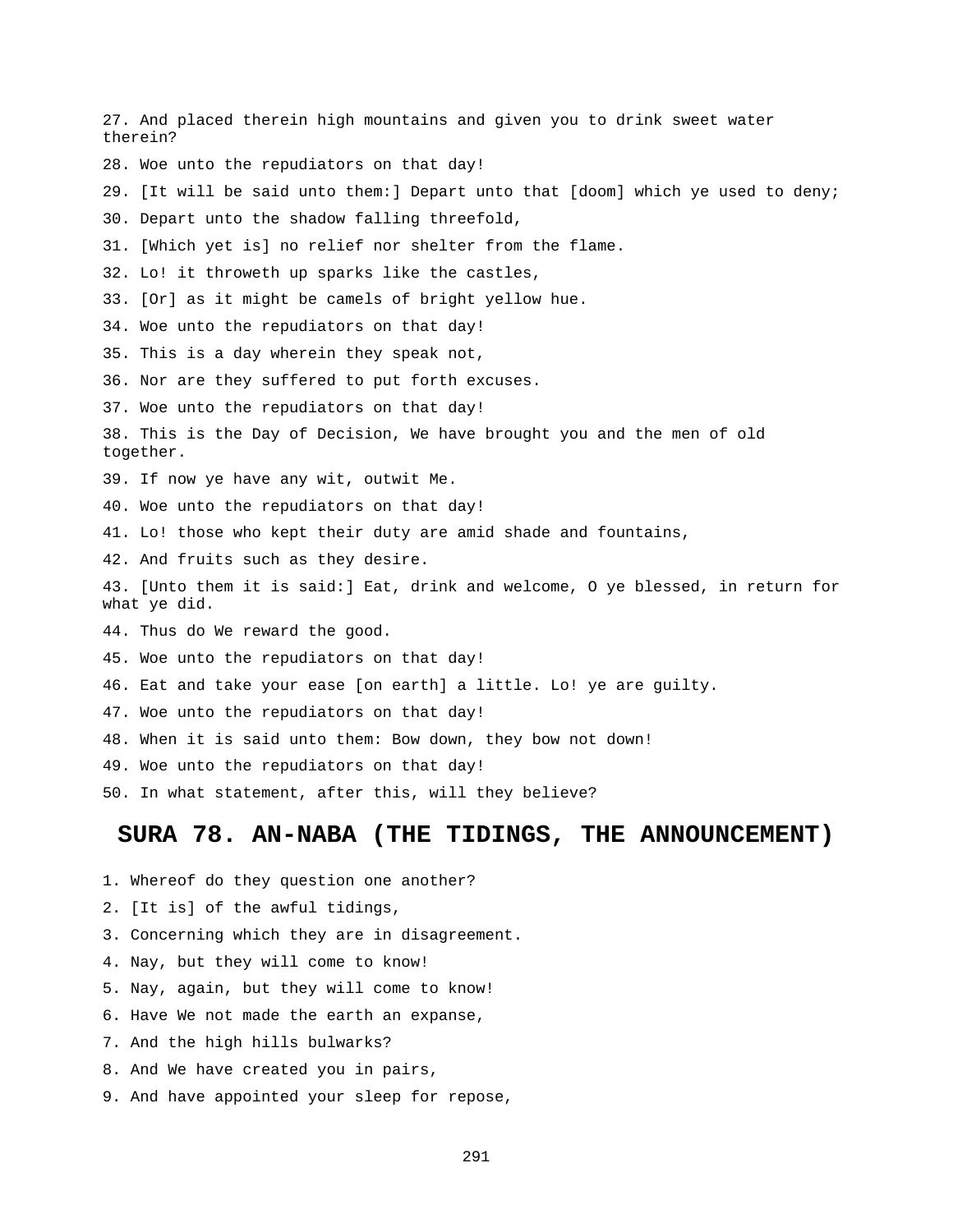27. And placed therein high mountains and given you to drink sweet water therein?

28. Woe unto the repudiators on that day!

29. [It will be said unto them:] Depart unto that [doom] which ye used to deny;

30. Depart unto the shadow falling threefold,

31. [Which yet is] no relief nor shelter from the flame.

32. Lo! it throweth up sparks like the castles,

33. [Or] as it might be camels of bright yellow hue.

34. Woe unto the repudiators on that day!

35. This is a day wherein they speak not,

36. Nor are they suffered to put forth excuses.

37. Woe unto the repudiators on that day!

38. This is the Day of Decision, We have brought you and the men of old together.

39. If now ye have any wit, outwit Me.

40. Woe unto the repudiators on that day!

41. Lo! those who kept their duty are amid shade and fountains,

42. And fruits such as they desire.

43. [Unto them it is said:] Eat, drink and welcome, O ye blessed, in return for what ye did.

44. Thus do We reward the good.

45. Woe unto the repudiators on that day!

46. Eat and take your ease [on earth] a little. Lo! ye are guilty.

47. Woe unto the repudiators on that day!

48. When it is said unto them: Bow down, they bow not down!

49. Woe unto the repudiators on that day!

50. In what statement, after this, will they believe?

## SURA 78. AN-NABA (THE TIDINGS, THE ANNOUNCEMENT)

1. Whereof do they question one another?

2. [It is] of the awful tidings,

3. Concerning which they are in disagreement.

4. Nay, but they will come to know!

5. Nay, again, but they will come to know!

6. Have We not made the earth an expanse,

7. And the high hills bulwarks?

8. And We have created you in pairs,

9. And have appointed your sleep for repose,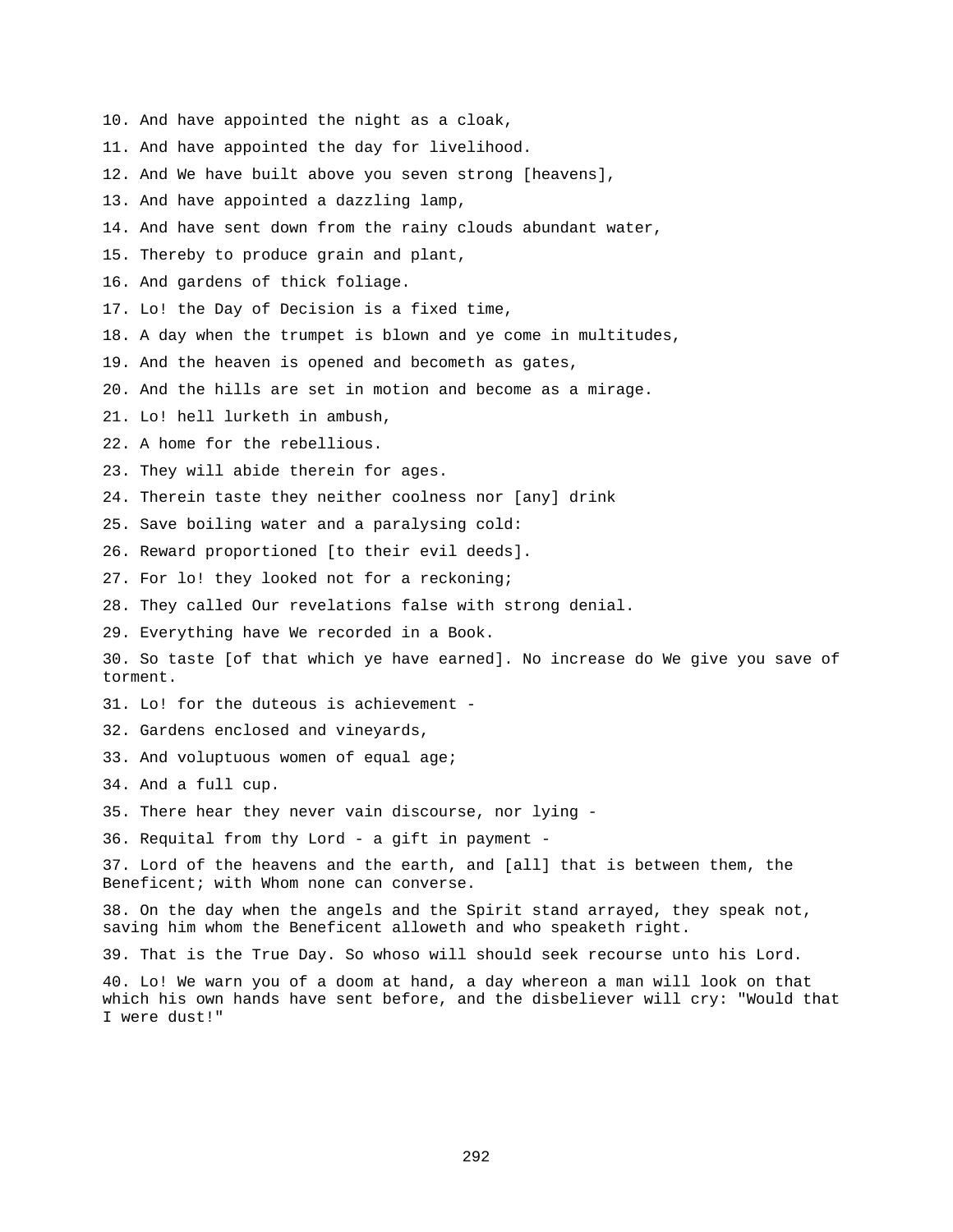10. And have appointed the night as a cloak,

11. And have appointed the day for livelihood.

12. And We have built above you seven strong [heavens],

13. And have appointed a dazzling lamp,

14. And have sent down from the rainy clouds abundant water,

15. Thereby to produce grain and plant,

16. And gardens of thick foliage.

17. Lo! the Day of Decision is a fixed time,

18. A day when the trumpet is blown and ye come in multitudes,

19. And the heaven is opened and becometh as gates,

20. And the hills are set in motion and become as a mirage.

21. Lo! hell lurketh in ambush,

22. A home for the rebellious.

23. They will abide therein for ages.

24. Therein taste they neither coolness nor [any] drink

25. Save boiling water and a paralysing cold:

26. Reward proportioned [to their evil deeds].

27. For lo! they looked not for a reckoning;

28. They called Our revelations false with strong denial.

29. Everything have We recorded in a Book.

30. So taste [of that which ye have earned]. No increase do We give you save of torment.

31. Lo! for the duteous is achievement -

32. Gardens enclosed and vineyards,

33. And voluptuous women of equal age;

34. And a full cup.

35. There hear they never vain discourse, nor lying -

36. Requital from thy Lord - a gift in payment -

37. Lord of the heavens and the earth, and [all] that is between them, the Beneficent; with Whom none can converse.

38. On the day when the angels and the Spirit stand arrayed, they speak not, saving him whom the Beneficent alloweth and who speaketh right.

39. That is the True Day. So whoso will should seek recourse unto his Lord.

40. Lo! We warn you of a doom at hand, a day whereon a man will look on that which his own hands have sent before, and the disbeliever will cry: "Would that I were dust!"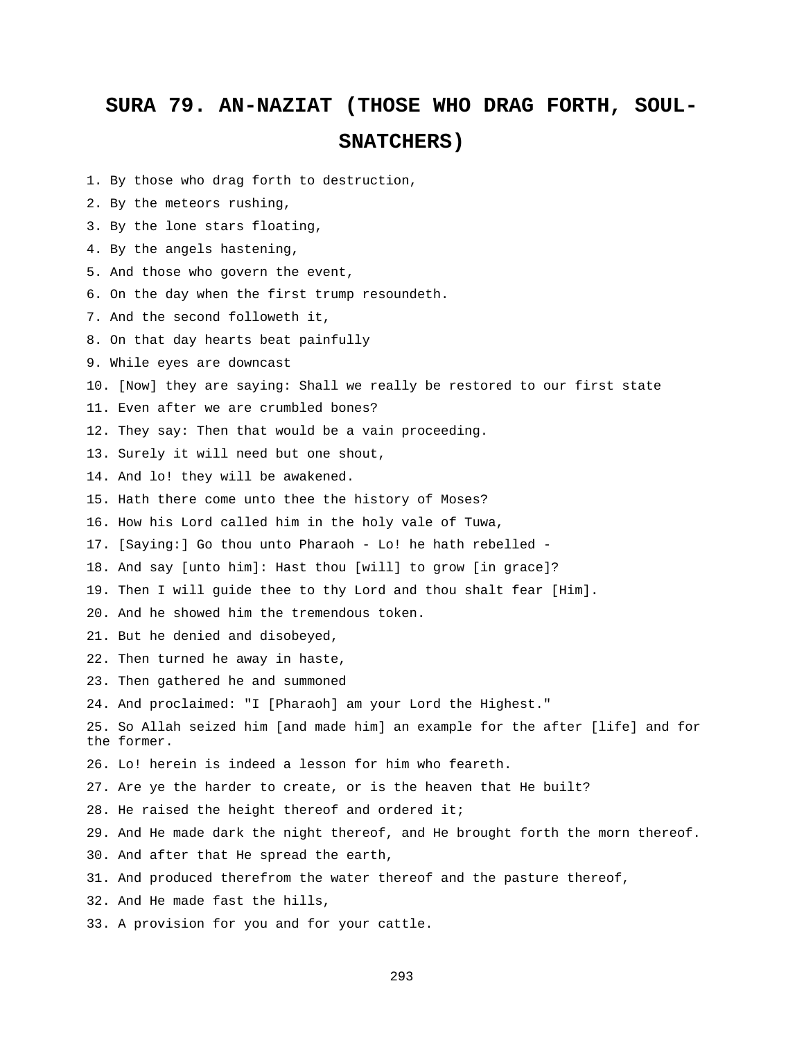# SURA 79. AN-NAZIAT (THOSE WHO DRAG FORTH, SOUL-SNATCHERS)

1. By those who drag forth to destruction,
2. By the meteors rushing,
3. By the lone stars floating,
4. By the angels hastening,
5. And those who govern the event,
6. On the day when the first trump resoundeth.
7. And the second followeth it,
8. On that day hearts beat painfully
9. While eyes are downcast
10. [Now] they are saying: Shall we really be restored to our first state
11. Even after we are crumbled bones?
12. They say: Then that would be a vain proceeding.
13. Surely it will need but one shout,
14. And lo! they will be awakened.
15. Hath there come unto thee the history of Moses?
16. How his Lord called him in the holy vale of Tuwa,
17. [Saying:] Go thou unto Pharaoh - Lo! he hath rebelled -
18. And say [unto him]: Hast thou [will] to grow [in grace]?
19. Then I will guide thee to thy Lord and thou shalt fear [Him].
20. And he showed him the tremendous token.
21. But he denied and disobeyed,
22. Then turned he away in haste,
23. Then gathered he and summoned
24. And proclaimed: "I [Pharaoh] am your Lord the Highest."
25. So Allah seized him [and made him] an example for the after [life] and for the former.
26. Lo! herein is indeed a lesson for him who feareth.
27. Are ye the harder to create, or is the heaven that He built?
28. He raised the height thereof and ordered it;
29. And He made dark the night thereof, and He brought forth the morn thereof.
30. And after that He spread the earth,
31. And produced therefrom the water thereof and the pasture thereof,
32. And He made fast the hills,
33. A provision for you and for your cattle.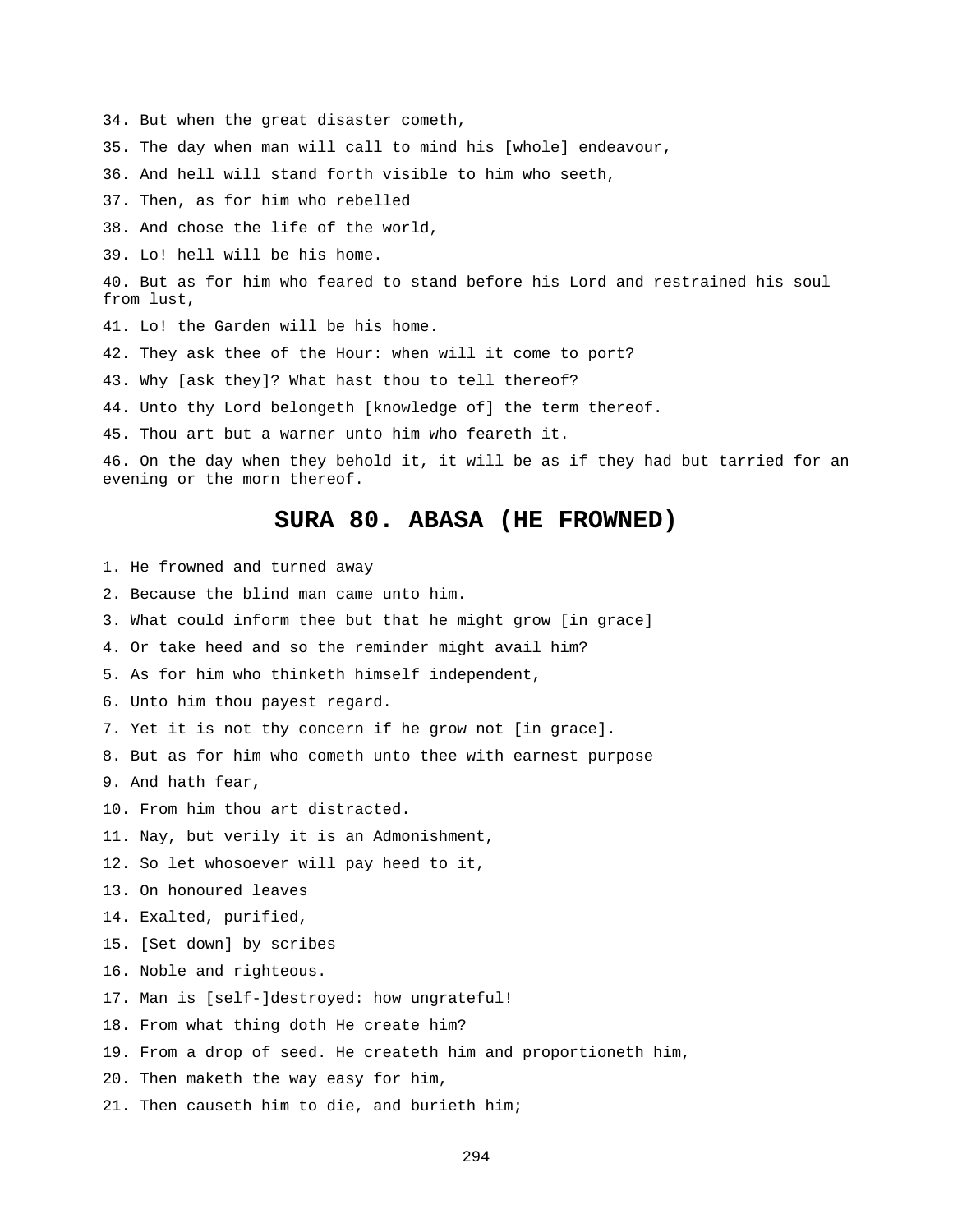34. But when the great disaster cometh,

35. The day when man will call to mind his [whole] endeavour,

36. And hell will stand forth visible to him who seeth,

37. Then, as for him who rebelled

38. And chose the life of the world,

39. Lo! hell will be his home.

40. But as for him who feared to stand before his Lord and restrained his soul from lust,

41. Lo! the Garden will be his home.

42. They ask thee of the Hour: when will it come to port?

43. Why [ask they]? What hast thou to tell thereof?

44. Unto thy Lord belongeth [knowledge of] the term thereof.

45. Thou art but a warner unto him who feareth it.

46. On the day when they behold it, it will be as if they had but tarried for an evening or the morn thereof.

## SURA 80. ABASA (HE FROWNED)

1. He frowned and turned away

2. Because the blind man came unto him.

3. What could inform thee but that he might grow [in grace]

4. Or take heed and so the reminder might avail him?

5. As for him who thinketh himself independent,

6. Unto him thou payest regard.

7. Yet it is not thy concern if he grow not [in grace].

8. But as for him who cometh unto thee with earnest purpose

9. And hath fear,

10. From him thou art distracted.

11. Nay, but verily it is an Admonishment,

12. So let whosoever will pay heed to it,

13. On honoured leaves

14. Exalted, purified,

15. [Set down] by scribes

16. Noble and righteous.

17. Man is [self-]destroyed: how ungrateful!

18. From what thing doth He create him?

19. From a drop of seed. He createth him and proportioneth him,

20. Then maketh the way easy for him,

21. Then causeth him to die, and burieth him;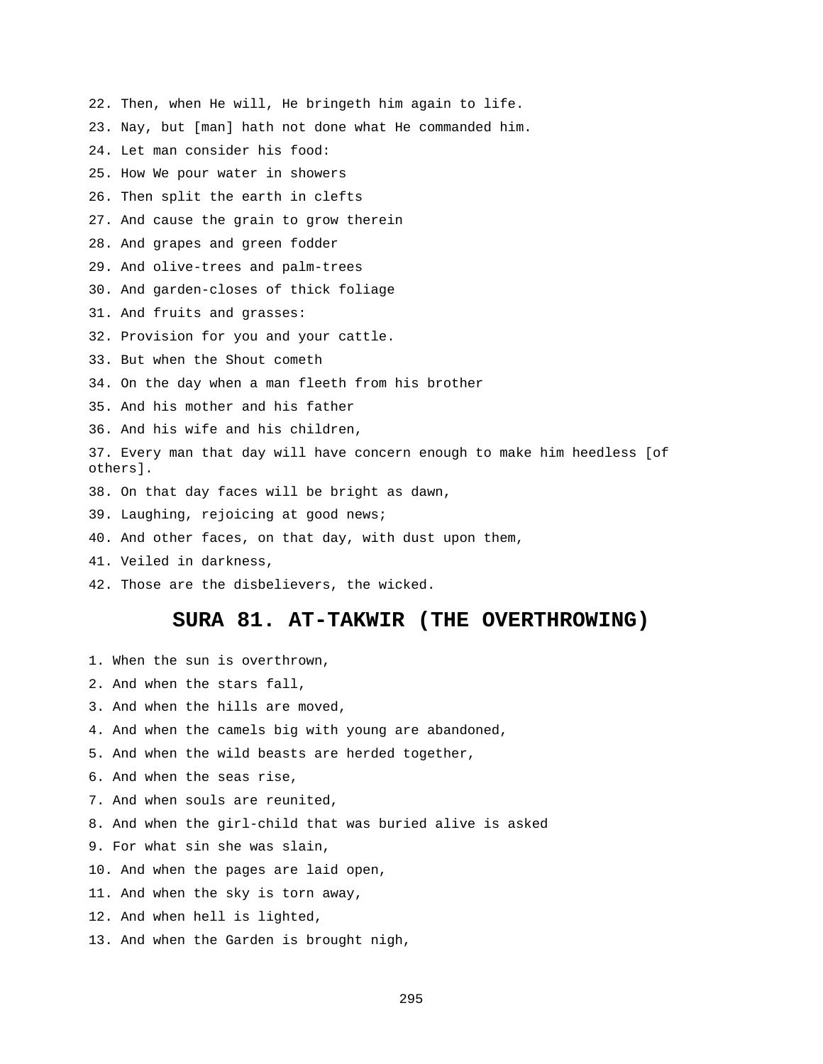22. Then, when He will, He bringeth him again to life.

23. Nay, but [man] hath not done what He commanded him.

24. Let man consider his food:

25. How We pour water in showers

26. Then split the earth in clefts

27. And cause the grain to grow therein

28. And grapes and green fodder

29. And olive-trees and palm-trees

30. And garden-closes of thick foliage

31. And fruits and grasses:

32. Provision for you and your cattle.

33. But when the Shout cometh

34. On the day when a man fleeth from his brother

35. And his mother and his father

36. And his wife and his children,

37. Every man that day will have concern enough to make him heedless [of others].

38. On that day faces will be bright as dawn,

39. Laughing, rejoicing at good news;

40. And other faces, on that day, with dust upon them,

41. Veiled in darkness,

42. Those are the disbelievers, the wicked.

## SURA 81. AT-TAKWIR (THE OVERTHROWING)

1. When the sun is overthrown,

2. And when the stars fall,

3. And when the hills are moved,

4. And when the camels big with young are abandoned,

5. And when the wild beasts are herded together,

6. And when the seas rise,

7. And when souls are reunited,

8. And when the girl-child that was buried alive is asked

9. For what sin she was slain,

10. And when the pages are laid open,

11. And when the sky is torn away,

12. And when hell is lighted,

13. And when the Garden is brought nigh,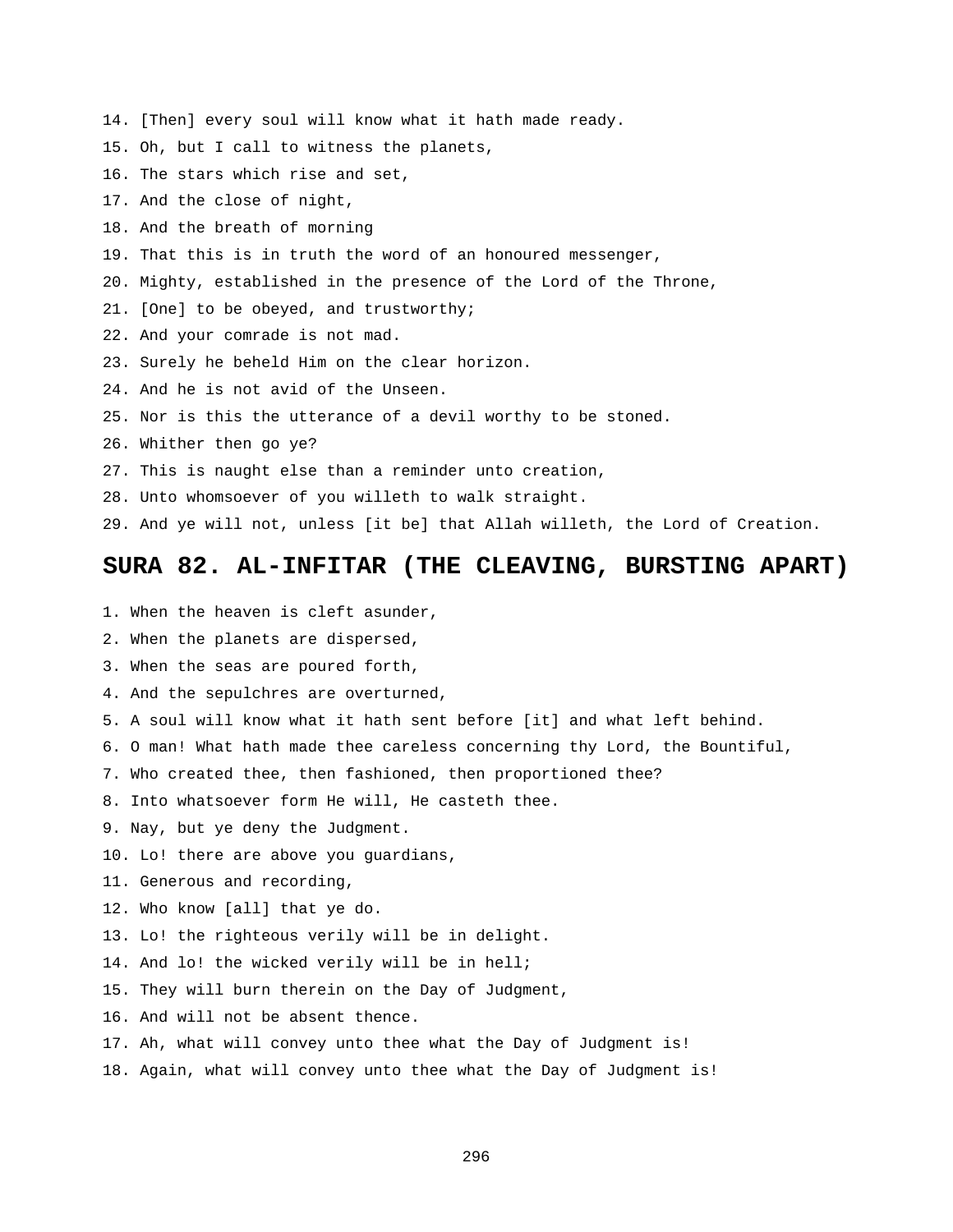14. [Then] every soul will know what it hath made ready.
15. Oh, but I call to witness the planets,
16. The stars which rise and set,
17. And the close of night,
18. And the breath of morning
19. That this is in truth the word of an honoured messenger,
20. Mighty, established in the presence of the Lord of the Throne,
21. [One] to be obeyed, and trustworthy;
22. And your comrade is not mad.
23. Surely he beheld Him on the clear horizon.
24. And he is not avid of the Unseen.
25. Nor is this the utterance of a devil worthy to be stoned.
26. Whither then go ye?
27. This is naught else than a reminder unto creation,
28. Unto whomsoever of you willeth to walk straight.
29. And ye will not, unless [it be] that Allah willeth, the Lord of Creation.

## SURA 82. AL-INFITAR (THE CLEAVING, BURSTING APART)

1. When the heaven is cleft asunder,
2. When the planets are dispersed,
3. When the seas are poured forth,
4. And the sepulchres are overturned,
5. A soul will know what it hath sent before [it] and what left behind.
6. O man! What hath made thee careless concerning thy Lord, the Bountiful,
7. Who created thee, then fashioned, then proportioned thee?
8. Into whatsoever form He will, He casteth thee.
9. Nay, but ye deny the Judgment.
10. Lo! there are above you guardians,
11. Generous and recording,
12. Who know [all] that ye do.
13. Lo! the righteous verily will be in delight.
14. And lo! the wicked verily will be in hell;
15. They will burn therein on the Day of Judgment,
16. And will not be absent thence.
17. Ah, what will convey unto thee what the Day of Judgment is!
18. Again, what will convey unto thee what the Day of Judgment is!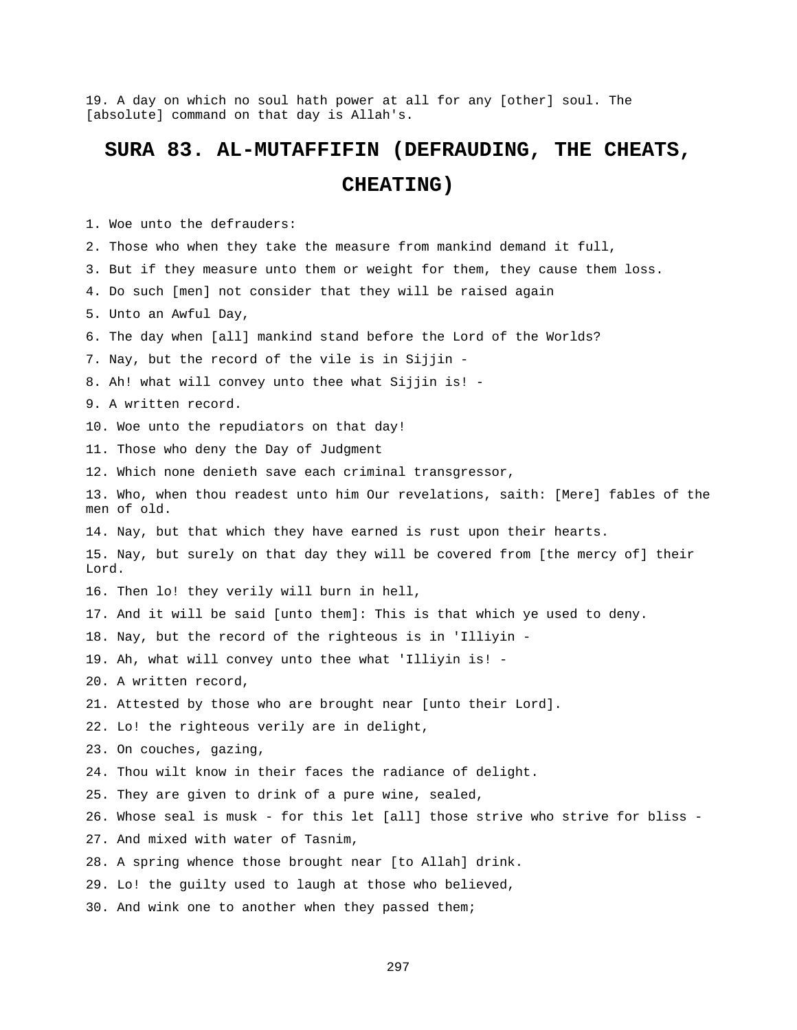19. A day on which no soul hath power at all for any [other] soul. The [absolute] command on that day is Allah's.

# SURA 83. AL-MUTAFFIFIN (DEFRAUDING, THE CHEATS, CHEATING)

1. Woe unto the defrauders:

2. Those who when they take the measure from mankind demand it full,

3. But if they measure unto them or weight for them, they cause them loss.

4. Do such [men] not consider that they will be raised again

5. Unto an Awful Day,

6. The day when [all] mankind stand before the Lord of the Worlds?

7. Nay, but the record of the vile is in Sijjin -

8. Ah! what will convey unto thee what Sijjin is! -

9. A written record.

10. Woe unto the repudiators on that day!

11. Those who deny the Day of Judgment

12. Which none denieth save each criminal transgressor,

13. Who, when thou readest unto him Our revelations, saith: [Mere] fables of the men of old.

14. Nay, but that which they have earned is rust upon their hearts.

15. Nay, but surely on that day they will be covered from [the mercy of] their Lord.

16. Then lo! they verily will burn in hell,

17. And it will be said [unto them]: This is that which ye used to deny.

18. Nay, but the record of the righteous is in 'Illiyin -

19. Ah, what will convey unto thee what 'Illiyin is! -

20. A written record,

21. Attested by those who are brought near [unto their Lord].

22. Lo! the righteous verily are in delight,

23. On couches, gazing,

24. Thou wilt know in their faces the radiance of delight.

25. They are given to drink of a pure wine, sealed,

26. Whose seal is musk - for this let [all] those strive who strive for bliss -

27. And mixed with water of Tasnim,

28. A spring whence those brought near [to Allah] drink.

29. Lo! the guilty used to laugh at those who believed,

30. And wink one to another when they passed them;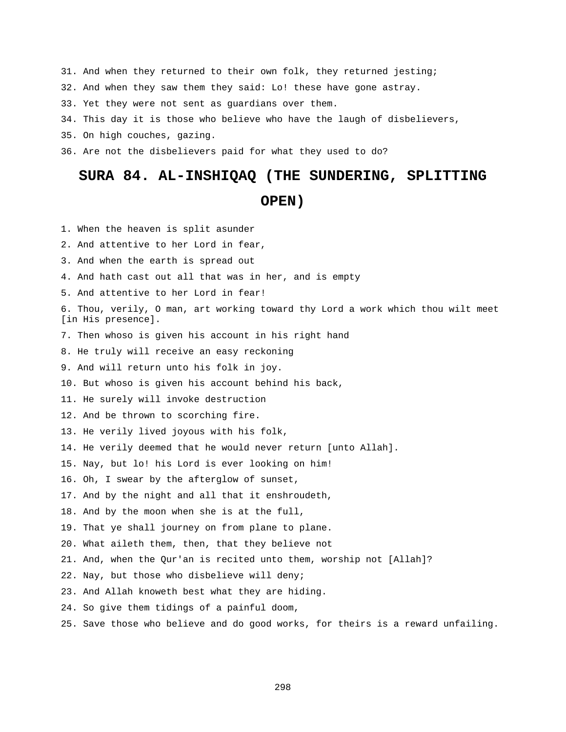31. And when they returned to their own folk, they returned jesting;

32. And when they saw them they said: Lo! these have gone astray.

33. Yet they were not sent as guardians over them.

34. This day it is those who believe who have the laugh of disbelievers,

35. On high couches, gazing.

36. Are not the disbelievers paid for what they used to do?

# SURA 84. AL-INSHIQAQ (THE SUNDERING, SPLITTING OPEN)

1. When the heaven is split asunder

2. And attentive to her Lord in fear,

3. And when the earth is spread out

4. And hath cast out all that was in her, and is empty

5. And attentive to her Lord in fear!

6. Thou, verily, O man, art working toward thy Lord a work which thou wilt meet [in His presence].

7. Then whoso is given his account in his right hand

8. He truly will receive an easy reckoning

9. And will return unto his folk in joy.

10. But whoso is given his account behind his back,

11. He surely will invoke destruction

12. And be thrown to scorching fire.

13. He verily lived joyous with his folk,

14. He verily deemed that he would never return [unto Allah].

15. Nay, but lo! his Lord is ever looking on him!

16. Oh, I swear by the afterglow of sunset,

17. And by the night and all that it enshroudeth,

18. And by the moon when she is at the full,

19. That ye shall journey on from plane to plane.

20. What aileth them, then, that they believe not

21. And, when the Qur'an is recited unto them, worship not [Allah]?

22. Nay, but those who disbelieve will deny;

23. And Allah knoweth best what they are hiding.

24. So give them tidings of a painful doom,

25. Save those who believe and do good works, for theirs is a reward unfailing.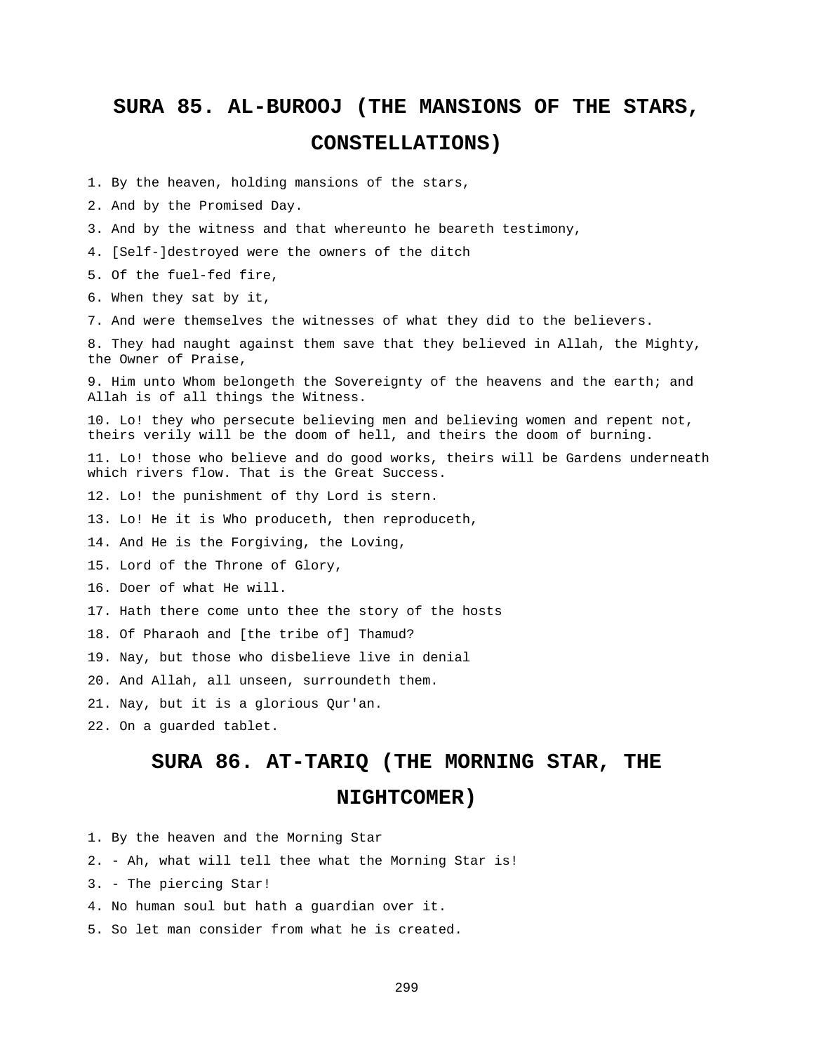# SURA 85. AL-BUROOJ (THE MANSIONS OF THE STARS, CONSTELLATIONS)

1. By the heaven, holding mansions of the stars,

2. And by the Promised Day.

3. And by the witness and that whereunto he beareth testimony,

4. [Self-]destroyed were the owners of the ditch

5. Of the fuel-fed fire,

6. When they sat by it,

7. And were themselves the witnesses of what they did to the believers.

8. They had naught against them save that they believed in Allah, the Mighty, the Owner of Praise,

9. Him unto Whom belongeth the Sovereignty of the heavens and the earth; and Allah is of all things the Witness.

10. Lo! they who persecute believing men and believing women and repent not, theirs verily will be the doom of hell, and theirs the doom of burning.

11. Lo! those who believe and do good works, theirs will be Gardens underneath which rivers flow. That is the Great Success.

12. Lo! the punishment of thy Lord is stern.

13. Lo! He it is Who produceth, then reproduceth,

14. And He is the Forgiving, the Loving,

15. Lord of the Throne of Glory,

16. Doer of what He will.

17. Hath there come unto thee the story of the hosts

18. Of Pharaoh and [the tribe of] Thamud?

19. Nay, but those who disbelieve live in denial

20. And Allah, all unseen, surroundeth them.

21. Nay, but it is a glorious Qur'an.

22. On a guarded tablet.

# SURA 86. AT-TARIQ (THE MORNING STAR, THE NIGHTCOMER)

1. By the heaven and the Morning Star

2. - Ah, what will tell thee what the Morning Star is!

3. - The piercing Star!

4. No human soul but hath a guardian over it.

5. So let man consider from what he is created.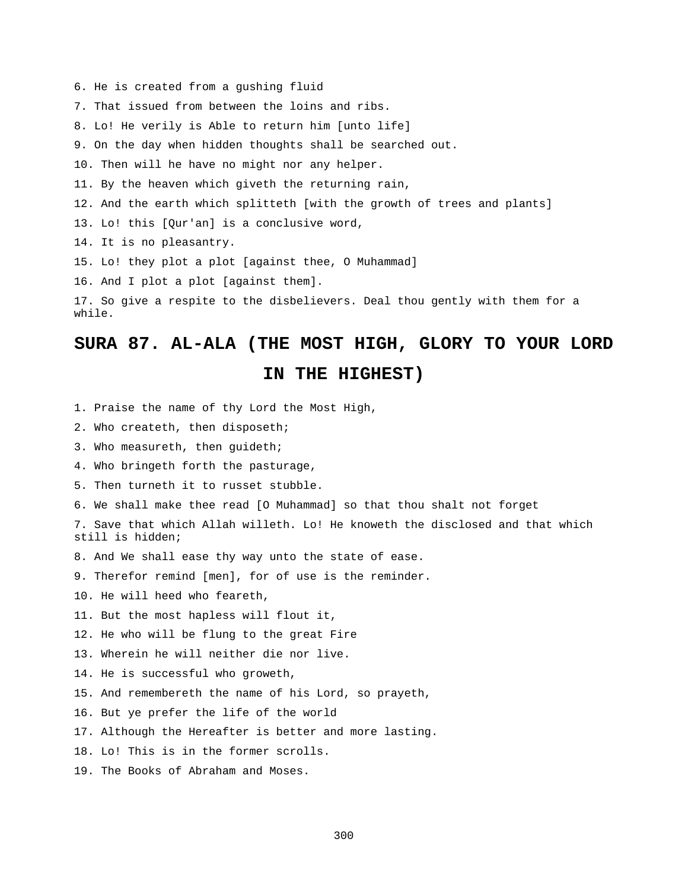6. He is created from a gushing fluid

7. That issued from between the loins and ribs.

8. Lo! He verily is Able to return him [unto life]

9. On the day when hidden thoughts shall be searched out.

10. Then will he have no might nor any helper.

11. By the heaven which giveth the returning rain,

12. And the earth which splitteth [with the growth of trees and plants]

13. Lo! this [Qur'an] is a conclusive word,

14. It is no pleasantry.

15. Lo! they plot a plot [against thee, O Muhammad]

16. And I plot a plot [against them].

17. So give a respite to the disbelievers. Deal thou gently with them for a while.

## SURA 87. AL-ALA (THE MOST HIGH, GLORY TO YOUR LORD IN THE HIGHEST)

1. Praise the name of thy Lord the Most High,

2. Who createth, then disposeth;

3. Who measureth, then guideth;

4. Who bringeth forth the pasturage,

5. Then turneth it to russet stubble.

6. We shall make thee read [O Muhammad] so that thou shalt not forget

7. Save that which Allah willeth. Lo! He knoweth the disclosed and that which still is hidden;

8. And We shall ease thy way unto the state of ease.

9. Therefor remind [men], for of use is the reminder.

10. He will heed who feareth,

11. But the most hapless will flout it,

12. He who will be flung to the great Fire

13. Wherein he will neither die nor live.

14. He is successful who groweth,

15. And remembereth the name of his Lord, so prayeth,

16. But ye prefer the life of the world

17. Although the Hereafter is better and more lasting.

18. Lo! This is in the former scrolls.

19. The Books of Abraham and Moses.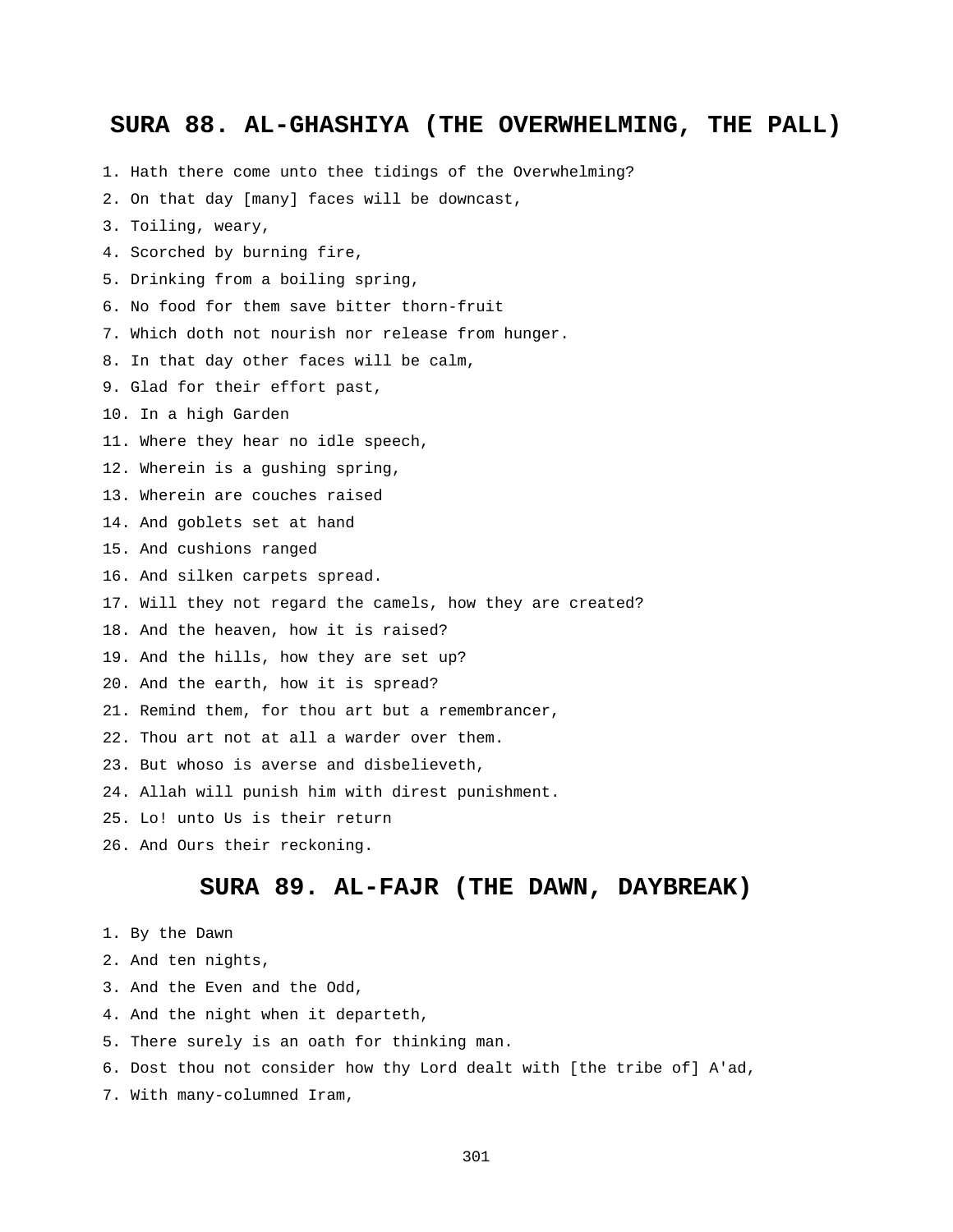## SURA 88. AL-GHASHIYA (THE OVERWHELMING, THE PALL)

1. Hath there come unto thee tidings of the Overwhelming?
2. On that day [many] faces will be downcast,
3. Toiling, weary,
4. Scorched by burning fire,
5. Drinking from a boiling spring,
6. No food for them save bitter thorn-fruit
7. Which doth not nourish nor release from hunger.
8. In that day other faces will be calm,
9. Glad for their effort past,
10. In a high Garden
11. Where they hear no idle speech,
12. Wherein is a gushing spring,
13. Wherein are couches raised
14. And goblets set at hand
15. And cushions ranged
16. And silken carpets spread.
17. Will they not regard the camels, how they are created?
18. And the heaven, how it is raised?
19. And the hills, how they are set up?
20. And the earth, how it is spread?
21. Remind them, for thou art but a remembrancer,
22. Thou art not at all a warder over them.
23. But whoso is averse and disbelieveth,
24. Allah will punish him with direst punishment.
25. Lo! unto Us is their return
26. And Ours their reckoning.

## SURA 89. AL-FAJR (THE DAWN, DAYBREAK)

1. By the Dawn
2. And ten nights,
3. And the Even and the Odd,
4. And the night when it departeth,
5. There surely is an oath for thinking man.
6. Dost thou not consider how thy Lord dealt with [the tribe of] A'ad,
7. With many-columned Iram,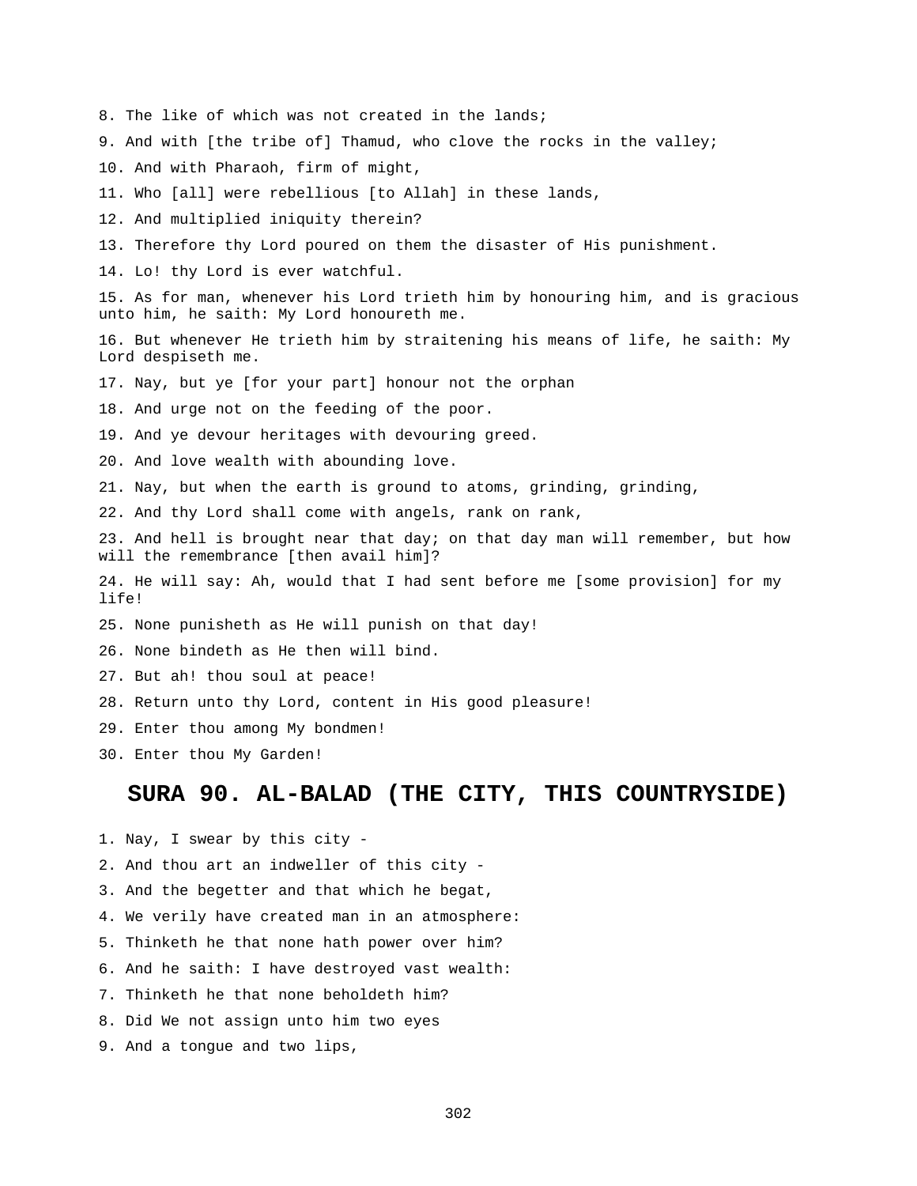8. The like of which was not created in the lands;

9. And with [the tribe of] Thamud, who clove the rocks in the valley;

10. And with Pharaoh, firm of might,

11. Who [all] were rebellious [to Allah] in these lands,

12. And multiplied iniquity therein?

13. Therefore thy Lord poured on them the disaster of His punishment.

14. Lo! thy Lord is ever watchful.

15. As for man, whenever his Lord trieth him by honouring him, and is gracious unto him, he saith: My Lord honoureth me.

16. But whenever He trieth him by straitening his means of life, he saith: My Lord despiseth me.

17. Nay, but ye [for your part] honour not the orphan

18. And urge not on the feeding of the poor.

19. And ye devour heritages with devouring greed.

20. And love wealth with abounding love.

21. Nay, but when the earth is ground to atoms, grinding, grinding,

22. And thy Lord shall come with angels, rank on rank,

23. And hell is brought near that day; on that day man will remember, but how will the remembrance [then avail him]?

24. He will say: Ah, would that I had sent before me [some provision] for my life!

25. None punisheth as He will punish on that day!

26. None bindeth as He then will bind.

27. But ah! thou soul at peace!

28. Return unto thy Lord, content in His good pleasure!

29. Enter thou among My bondmen!

30. Enter thou My Garden!

## SURA 90. AL-BALAD (THE CITY, THIS COUNTRYSIDE)

1. Nay, I swear by this city -

2. And thou art an indweller of this city -

3. And the begetter and that which he begat,

4. We verily have created man in an atmosphere:

5. Thinketh he that none hath power over him?

6. And he saith: I have destroyed vast wealth:

7. Thinketh he that none beholdeth him?

8. Did We not assign unto him two eyes

9. And a tongue and two lips,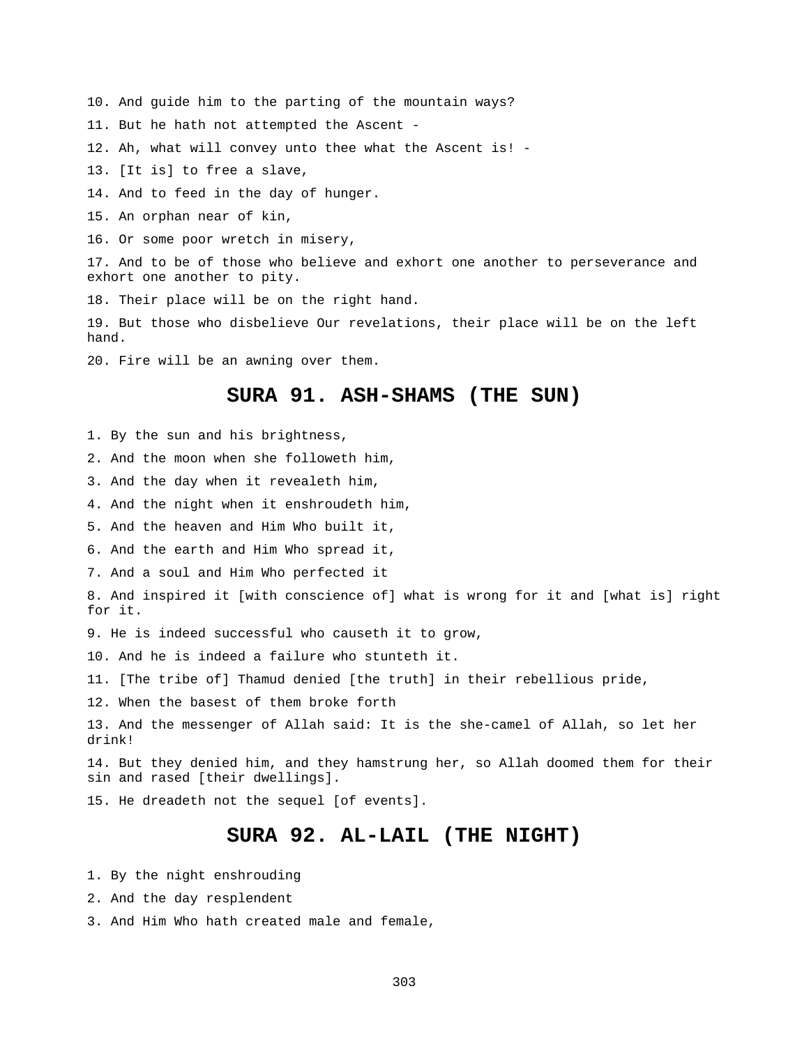10. And guide him to the parting of the mountain ways?

11. But he hath not attempted the Ascent -

12. Ah, what will convey unto thee what the Ascent is! -

13. [It is] to free a slave,

14. And to feed in the day of hunger.

15. An orphan near of kin,

16. Or some poor wretch in misery,

17. And to be of those who believe and exhort one another to perseverance and exhort one another to pity.

18. Their place will be on the right hand.

19. But those who disbelieve Our revelations, their place will be on the left hand.

20. Fire will be an awning over them.

## SURA 91. ASH-SHAMS (THE SUN)

1. By the sun and his brightness,

2. And the moon when she followeth him,

3. And the day when it revealeth him,

4. And the night when it enshroudeth him,

5. And the heaven and Him Who built it,

6. And the earth and Him Who spread it,

7. And a soul and Him Who perfected it

8. And inspired it [with conscience of] what is wrong for it and [what is] right for it.

9. He is indeed successful who causeth it to grow,

10. And he is indeed a failure who stunteth it.

11. [The tribe of] Thamud denied [the truth] in their rebellious pride,

12. When the basest of them broke forth

13. And the messenger of Allah said: It is the she-camel of Allah, so let her drink!

14. But they denied him, and they hamstrung her, so Allah doomed them for their sin and rased [their dwellings].

15. He dreadeth not the sequel [of events].

## SURA 92. AL-LAIL (THE NIGHT)

1. By the night enshrouding

2. And the day resplendent

3. And Him Who hath created male and female,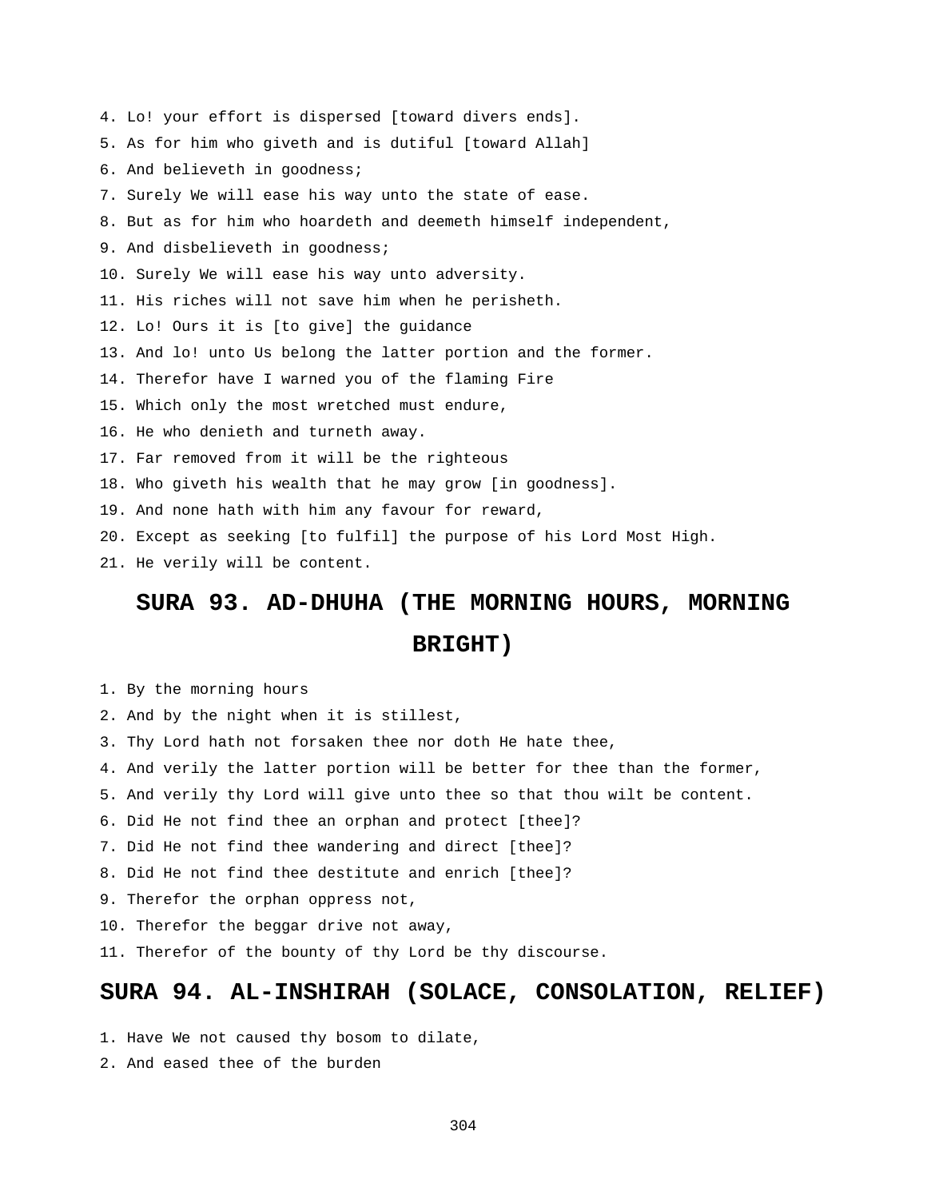4. Lo! your effort is dispersed [toward divers ends].

5. As for him who giveth and is dutiful [toward Allah]

6. And believeth in goodness;

7. Surely We will ease his way unto the state of ease.

8. But as for him who hoardeth and deemeth himself independent,

9. And disbelieveth in goodness;

10. Surely We will ease his way unto adversity.

11. His riches will not save him when he perisheth.

12. Lo! Ours it is [to give] the guidance

13. And lo! unto Us belong the latter portion and the former.

14. Therefor have I warned you of the flaming Fire

15. Which only the most wretched must endure,

16. He who denieth and turneth away.

17. Far removed from it will be the righteous

18. Who giveth his wealth that he may grow [in goodness].

19. And none hath with him any favour for reward,

20. Except as seeking [to fulfil] the purpose of his Lord Most High.

21. He verily will be content.

## SURA 93. AD-DHUHA (THE MORNING HOURS, MORNING BRIGHT)

1. By the morning hours

2. And by the night when it is stillest,

3. Thy Lord hath not forsaken thee nor doth He hate thee,

4. And verily the latter portion will be better for thee than the former,

5. And verily thy Lord will give unto thee so that thou wilt be content.

6. Did He not find thee an orphan and protect [thee]?

7. Did He not find thee wandering and direct [thee]?

8. Did He not find thee destitute and enrich [thee]?

9. Therefor the orphan oppress not,

10. Therefor the beggar drive not away,

11. Therefor of the bounty of thy Lord be thy discourse.

## SURA 94. AL-INSHIRAH (SOLACE, CONSOLATION, RELIEF)

1. Have We not caused thy bosom to dilate,

2. And eased thee of the burden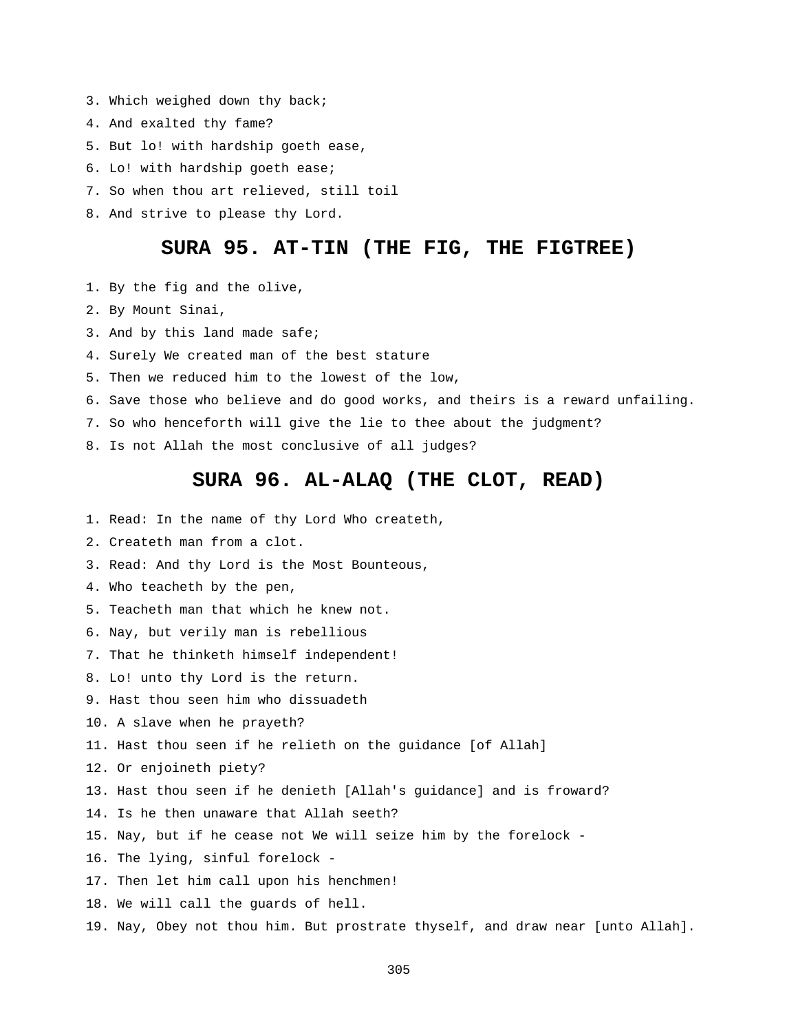3. Which weighed down thy back;

4. And exalted thy fame?

5. But lo! with hardship goeth ease,

6. Lo! with hardship goeth ease;

7. So when thou art relieved, still toil

8. And strive to please thy Lord.

## SURA 95. AT-TIN (THE FIG, THE FIGTREE)

1. By the fig and the olive,

2. By Mount Sinai,

3. And by this land made safe;

4. Surely We created man of the best stature

5. Then we reduced him to the lowest of the low,

6. Save those who believe and do good works, and theirs is a reward unfailing.

7. So who henceforth will give the lie to thee about the judgment?

8. Is not Allah the most conclusive of all judges?

## SURA 96. AL-ALAQ (THE CLOT, READ)

1. Read: In the name of thy Lord Who createth,

2. Createth man from a clot.

3. Read: And thy Lord is the Most Bounteous,

4. Who teacheth by the pen,

5. Teacheth man that which he knew not.

6. Nay, but verily man is rebellious

7. That he thinketh himself independent!

8. Lo! unto thy Lord is the return.

9. Hast thou seen him who dissuadeth

10. A slave when he prayeth?

11. Hast thou seen if he relieth on the guidance [of Allah]

12. Or enjoineth piety?

13. Hast thou seen if he denieth [Allah's guidance] and is froward?

14. Is he then unaware that Allah seeth?

15. Nay, but if he cease not We will seize him by the forelock -

16. The lying, sinful forelock -

17. Then let him call upon his henchmen!

18. We will call the guards of hell.

19. Nay, Obey not thou him. But prostrate thyself, and draw near [unto Allah].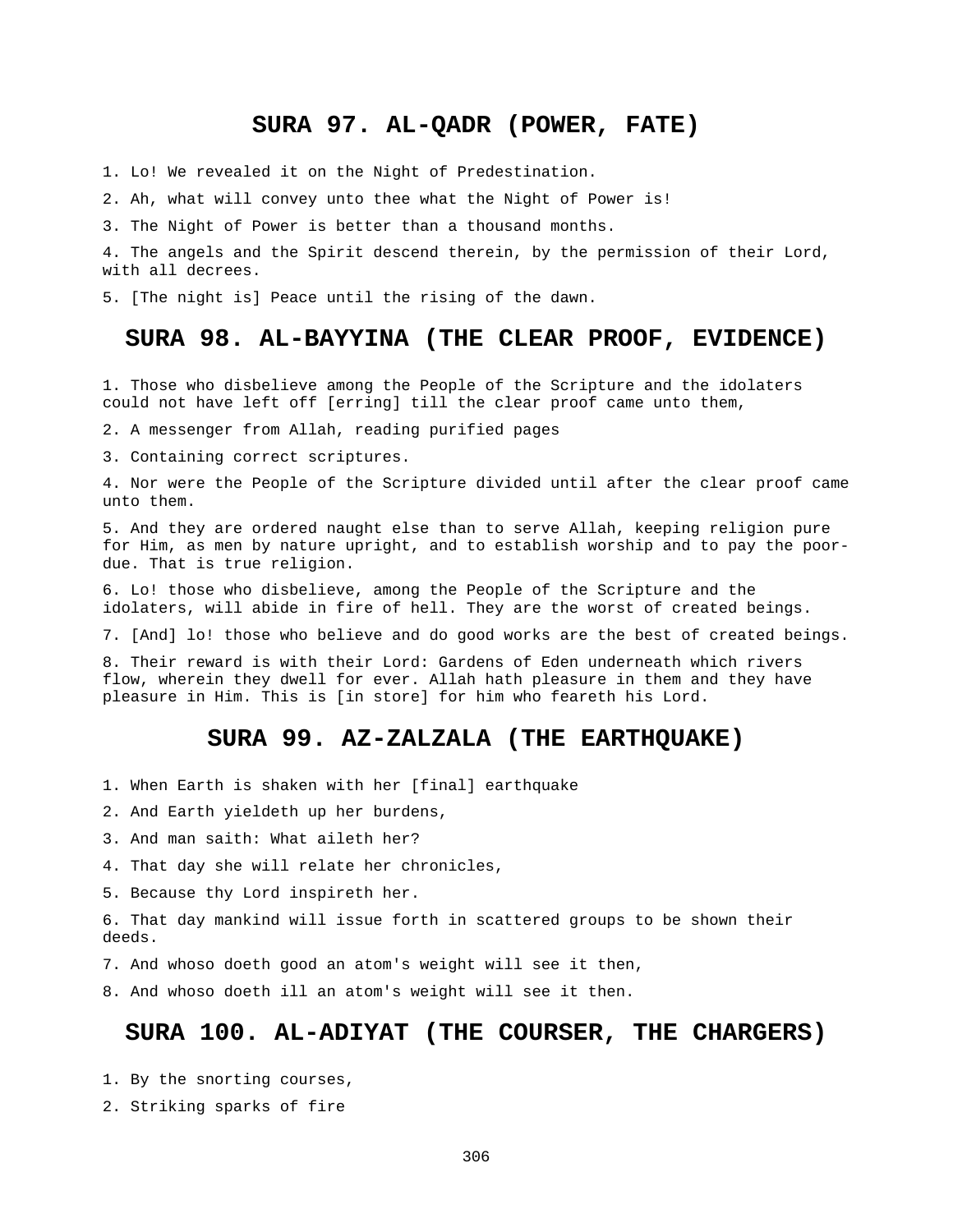## SURA 97. AL-QADR (POWER, FATE)

1. Lo! We revealed it on the Night of Predestination.

2. Ah, what will convey unto thee what the Night of Power is!

3. The Night of Power is better than a thousand months.

4. The angels and the Spirit descend therein, by the permission of their Lord, with all decrees.

5. [The night is] Peace until the rising of the dawn.

## SURA 98. AL-BAYYINA (THE CLEAR PROOF, EVIDENCE)

1. Those who disbelieve among the People of the Scripture and the idolaters could not have left off [erring] till the clear proof came unto them,

2. A messenger from Allah, reading purified pages

3. Containing correct scriptures.

4. Nor were the People of the Scripture divided until after the clear proof came unto them.

5. And they are ordered naught else than to serve Allah, keeping religion pure for Him, as men by nature upright, and to establish worship and to pay the poor-due. That is true religion.

6. Lo! those who disbelieve, among the People of the Scripture and the idolaters, will abide in fire of hell. They are the worst of created beings.

7. [And] lo! those who believe and do good works are the best of created beings.

8. Their reward is with their Lord: Gardens of Eden underneath which rivers flow, wherein they dwell for ever. Allah hath pleasure in them and they have pleasure in Him. This is [in store] for him who feareth his Lord.

## SURA 99. AZ-ZALZALA (THE EARTHQUAKE)

1. When Earth is shaken with her [final] earthquake

2. And Earth yieldeth up her burdens,

3. And man saith: What aileth her?

4. That day she will relate her chronicles,

5. Because thy Lord inspireth her.

6. That day mankind will issue forth in scattered groups to be shown their deeds.

7. And whoso doeth good an atom's weight will see it then,

8. And whoso doeth ill an atom's weight will see it then.

## SURA 100. AL-ADIYAT (THE COURSER, THE CHARGERS)

1. By the snorting courses,

2. Striking sparks of fire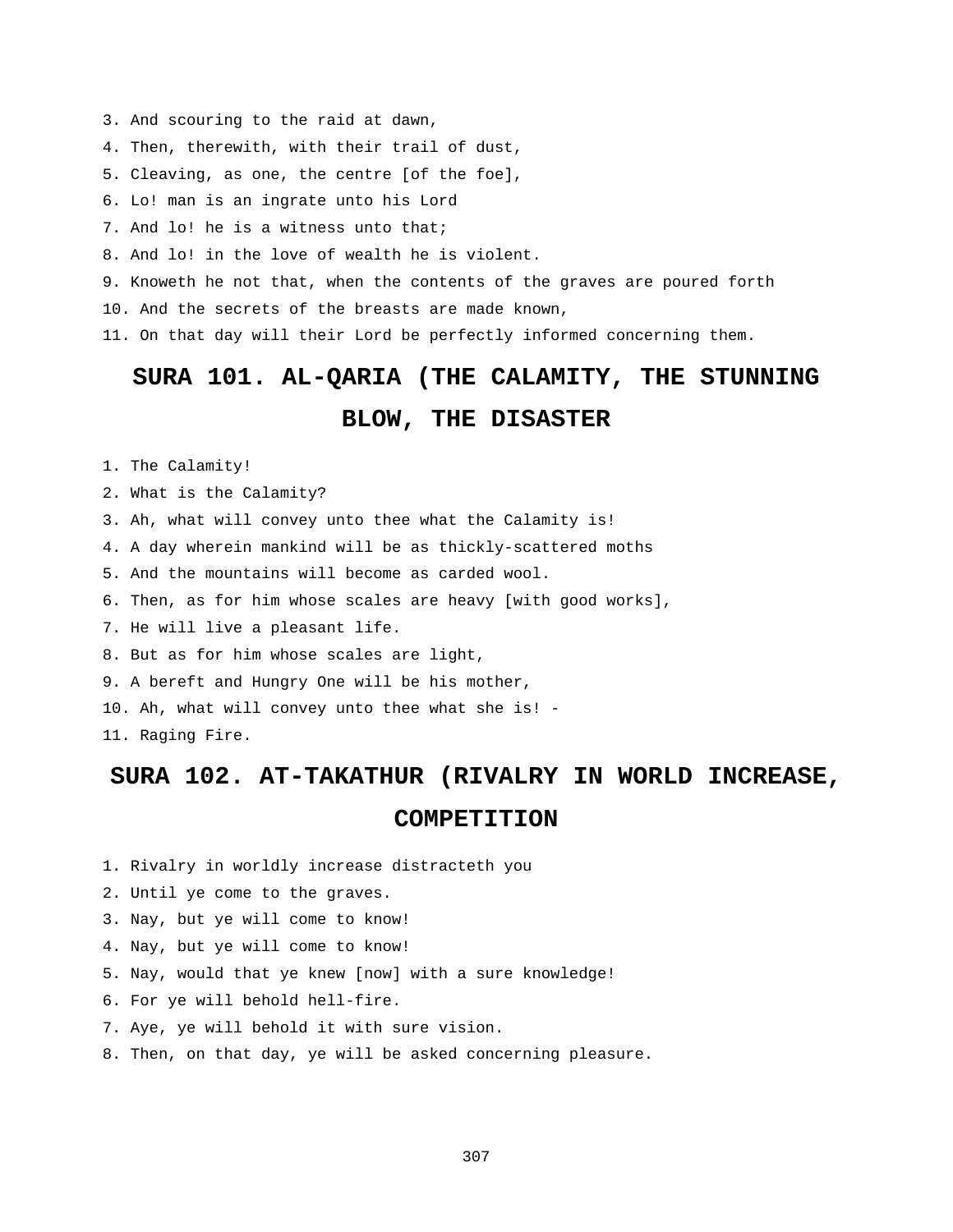3. And scouring to the raid at dawn,
4. Then, therewith, with their trail of dust,
5. Cleaving, as one, the centre [of the foe],
6. Lo! man is an ingrate unto his Lord
7. And lo! he is a witness unto that;
8. And lo! in the love of wealth he is violent.
9. Knoweth he not that, when the contents of the graves are poured forth
10. And the secrets of the breasts are made known,
11. On that day will their Lord be perfectly informed concerning them.

## SURA 101. AL-QARIA (THE CALAMITY, THE STUNNING BLOW, THE DISASTER

1. The Calamity!
2. What is the Calamity?
3. Ah, what will convey unto thee what the Calamity is!
4. A day wherein mankind will be as thickly-scattered moths
5. And the mountains will become as carded wool.
6. Then, as for him whose scales are heavy [with good works],
7. He will live a pleasant life.
8. But as for him whose scales are light,
9. A bereft and Hungry One will be his mother,
10. Ah, what will convey unto thee what she is! -
11. Raging Fire.

## SURA 102. AT-TAKATHUR (RIVALRY IN WORLD INCREASE, COMPETITION

1. Rivalry in worldly increase distracteth you
2. Until ye come to the graves.
3. Nay, but ye will come to know!
4. Nay, but ye will come to know!
5. Nay, would that ye knew [now] with a sure knowledge!
6. For ye will behold hell-fire.
7. Aye, ye will behold it with sure vision.
8. Then, on that day, ye will be asked concerning pleasure.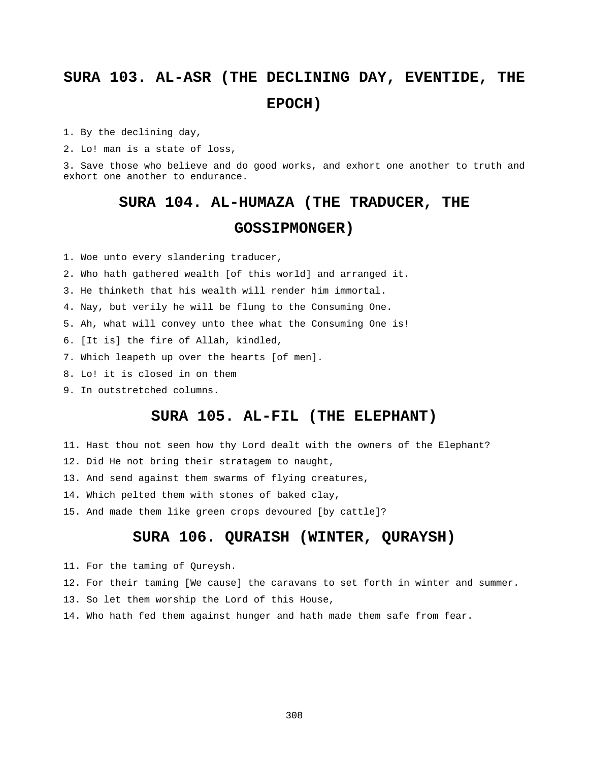## SURA 103. AL-ASR (THE DECLINING DAY, EVENTIDE, THE EPOCH)

1. By the declining day,

2. Lo! man is a state of loss,

3. Save those who believe and do good works, and exhort one another to truth and exhort one another to endurance.

## SURA 104. AL-HUMAZA (THE TRADUCER, THE GOSSIPMONGER)

1. Woe unto every slandering traducer,

2. Who hath gathered wealth [of this world] and arranged it.

3. He thinketh that his wealth will render him immortal.

4. Nay, but verily he will be flung to the Consuming One.

5. Ah, what will convey unto thee what the Consuming One is!

6. [It is] the fire of Allah, kindled,

7. Which leapeth up over the hearts [of men].

8. Lo! it is closed in on them

9. In outstretched columns.

## SURA 105. AL-FIL (THE ELEPHANT)

11. Hast thou not seen how thy Lord dealt with the owners of the Elephant?

12. Did He not bring their stratagem to naught,

13. And send against them swarms of flying creatures,

14. Which pelted them with stones of baked clay,

15. And made them like green crops devoured [by cattle]?

## SURA 106. QURAISH (WINTER, QURAYSH)

11. For the taming of Qureysh.

12. For their taming [We cause] the caravans to set forth in winter and summer.

13. So let them worship the Lord of this House,

14. Who hath fed them against hunger and hath made them safe from fear.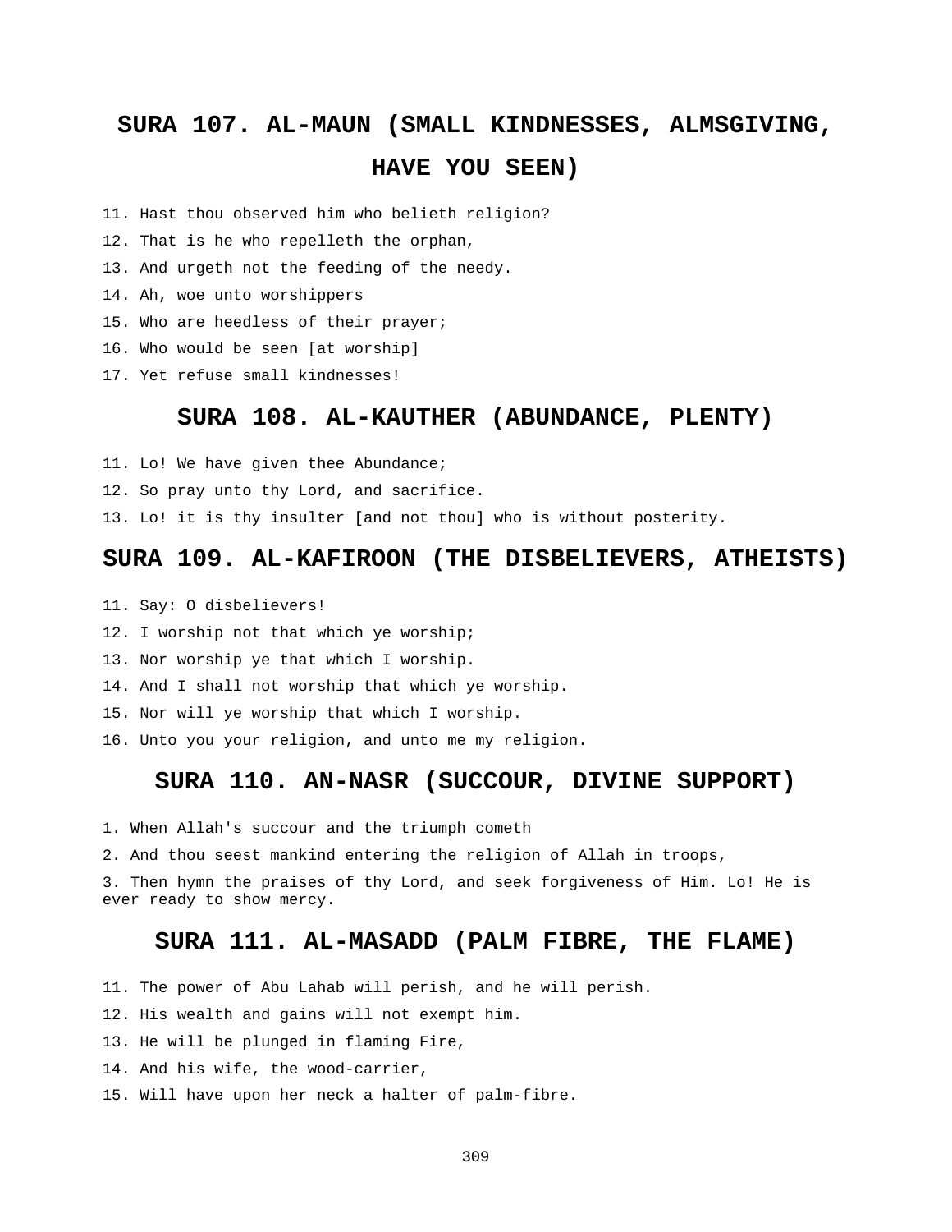## SURA 107. AL-MAUN (SMALL KINDNESSES, ALMSGIVING, HAVE YOU SEEN)

11. Hast thou observed him who belieth religion?

12. That is he who repelleth the orphan,

13. And urgeth not the feeding of the needy.

14. Ah, woe unto worshippers

15. Who are heedless of their prayer;

16. Who would be seen [at worship]

17. Yet refuse small kindnesses!

## SURA 108. AL-KAUTHER (ABUNDANCE, PLENTY)

11. Lo! We have given thee Abundance;

12. So pray unto thy Lord, and sacrifice.

13. Lo! it is thy insulter [and not thou] who is without posterity.

## SURA 109. AL-KAFIROON (THE DISBELIEVERS, ATHEISTS)

11. Say: O disbelievers!

12. I worship not that which ye worship;

13. Nor worship ye that which I worship.

14. And I shall not worship that which ye worship.

15. Nor will ye worship that which I worship.

16. Unto you your religion, and unto me my religion.

## SURA 110. AN-NASR (SUCCOUR, DIVINE SUPPORT)

1. When Allah's succour and the triumph cometh

2. And thou seest mankind entering the religion of Allah in troops,

3. Then hymn the praises of thy Lord, and seek forgiveness of Him. Lo! He is ever ready to show mercy.

## SURA 111. AL-MASADD (PALM FIBRE, THE FLAME)

11. The power of Abu Lahab will perish, and he will perish.

12. His wealth and gains will not exempt him.

13. He will be plunged in flaming Fire,

14. And his wife, the wood-carrier,

15. Will have upon her neck a halter of palm-fibre.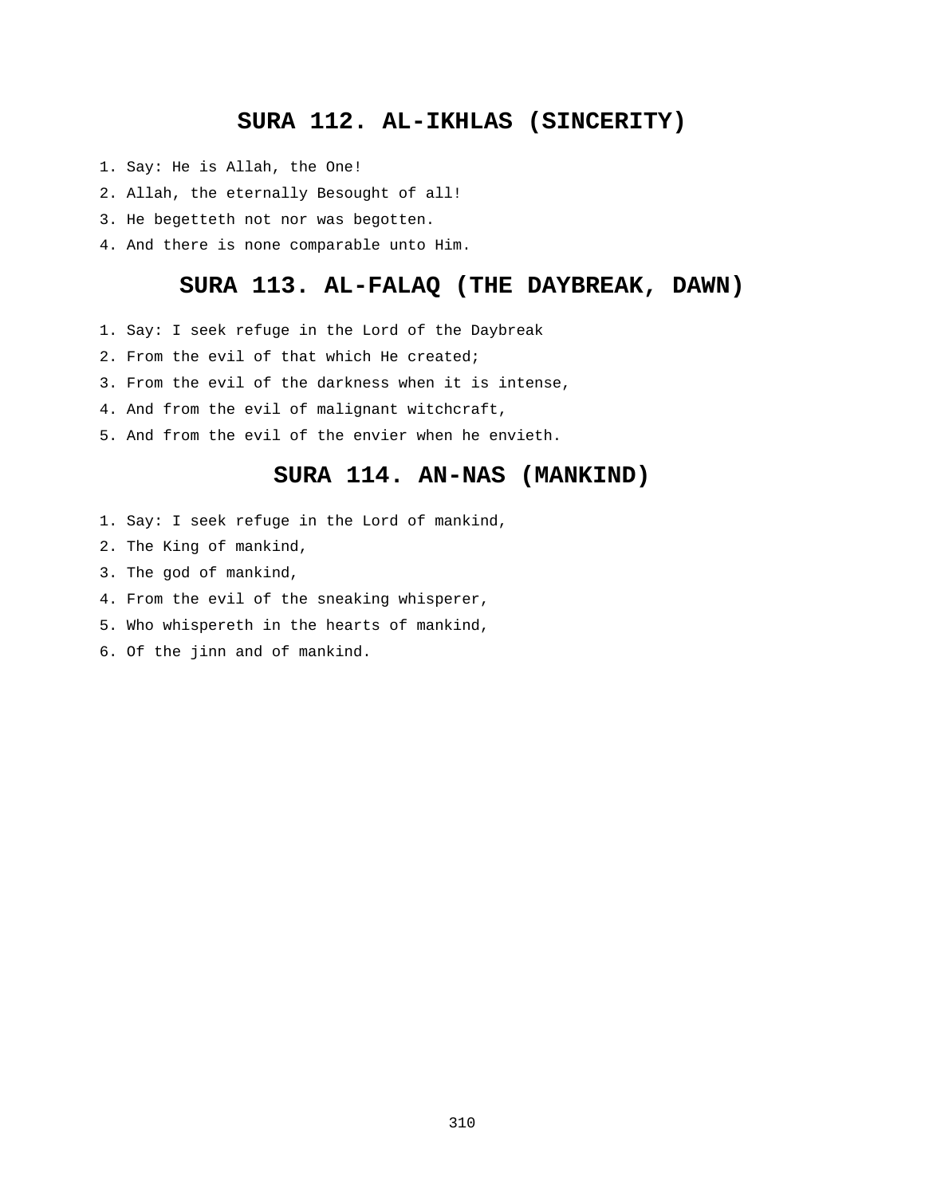## SURA 112. AL-IKHLAS (SINCERITY)

1. Say: He is Allah, the One!
2. Allah, the eternally Besought of all!
3. He begetteth not nor was begotten.
4. And there is none comparable unto Him.

## SURA 113. AL-FALAQ (THE DAYBREAK, DAWN)

1. Say: I seek refuge in the Lord of the Daybreak
2. From the evil of that which He created;
3. From the evil of the darkness when it is intense,
4. And from the evil of malignant witchcraft,
5. And from the evil of the envier when he envieth.

## SURA 114. AN-NAS (MANKIND)

1. Say: I seek refuge in the Lord of mankind,
2. The King of mankind,
3. The god of mankind,
4. From the evil of the sneaking whisperer,
5. Who whispereth in the hearts of mankind,
6. Of the jinn and of mankind.